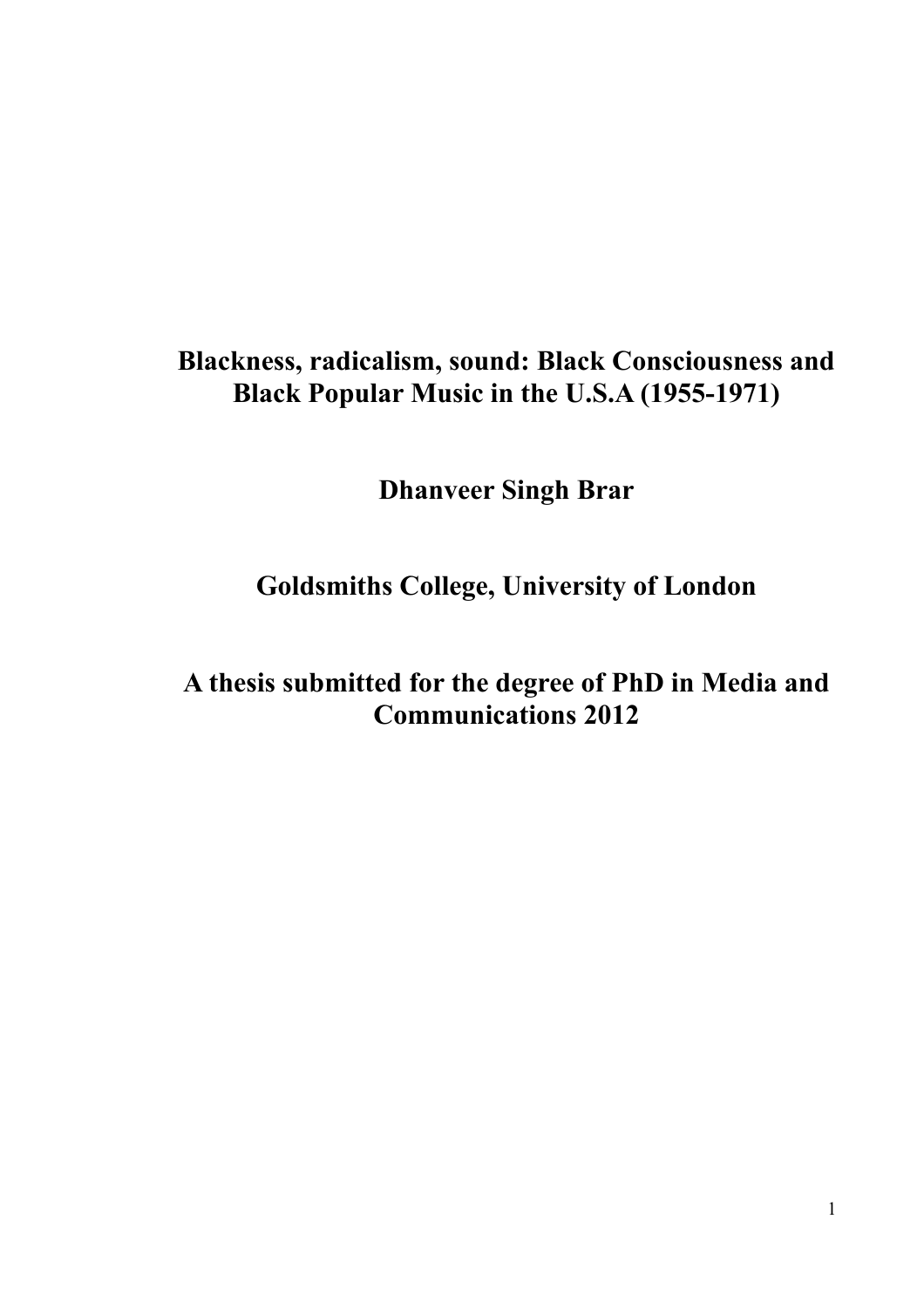# Blackness, radicalism, sound: Black Consciousness and Black Popular Music in the U.S.A (1955-1971)

**Dhanveer Singh Brar**

**Goldsmiths College, University of London**

**A thesis submitted for the degree of PhD in Media and Communications 2012**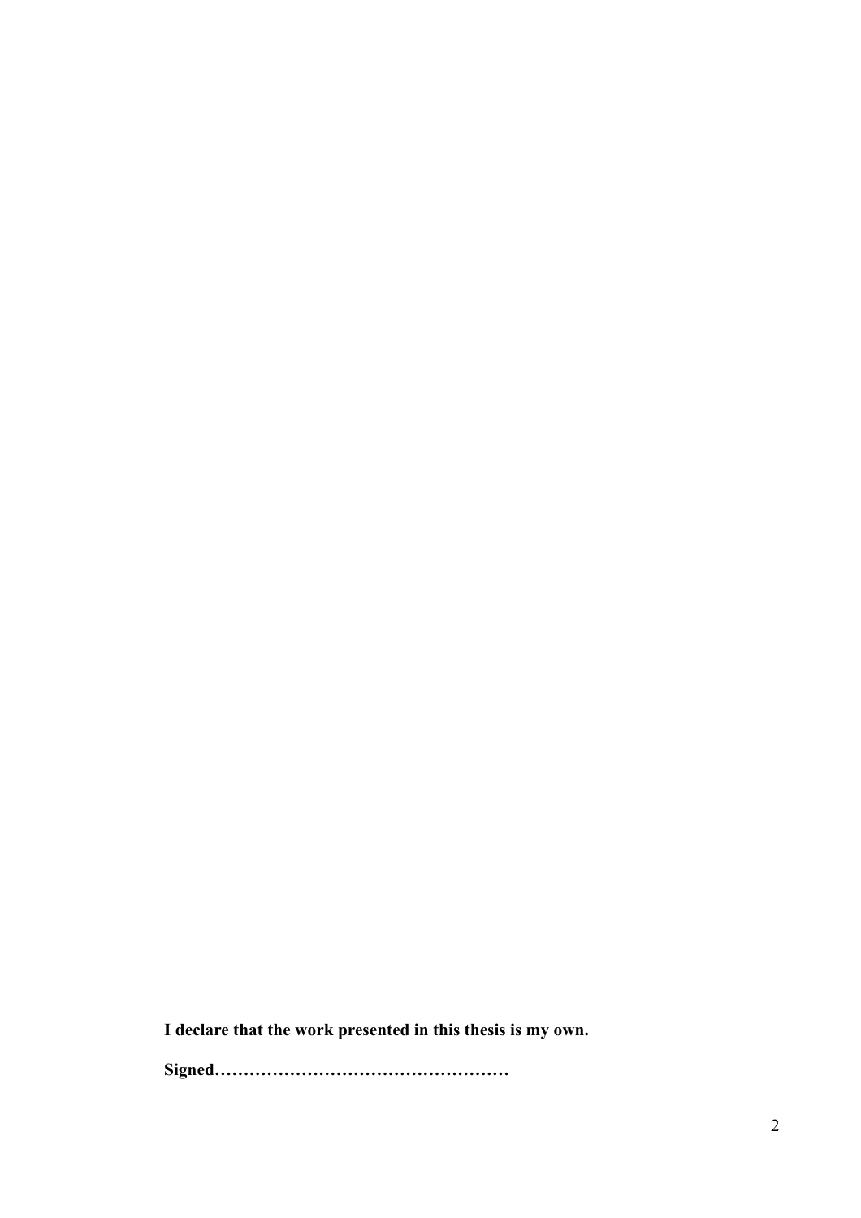**I declare that the work presented in this thesis is my own.**

**Signed……………………………………………**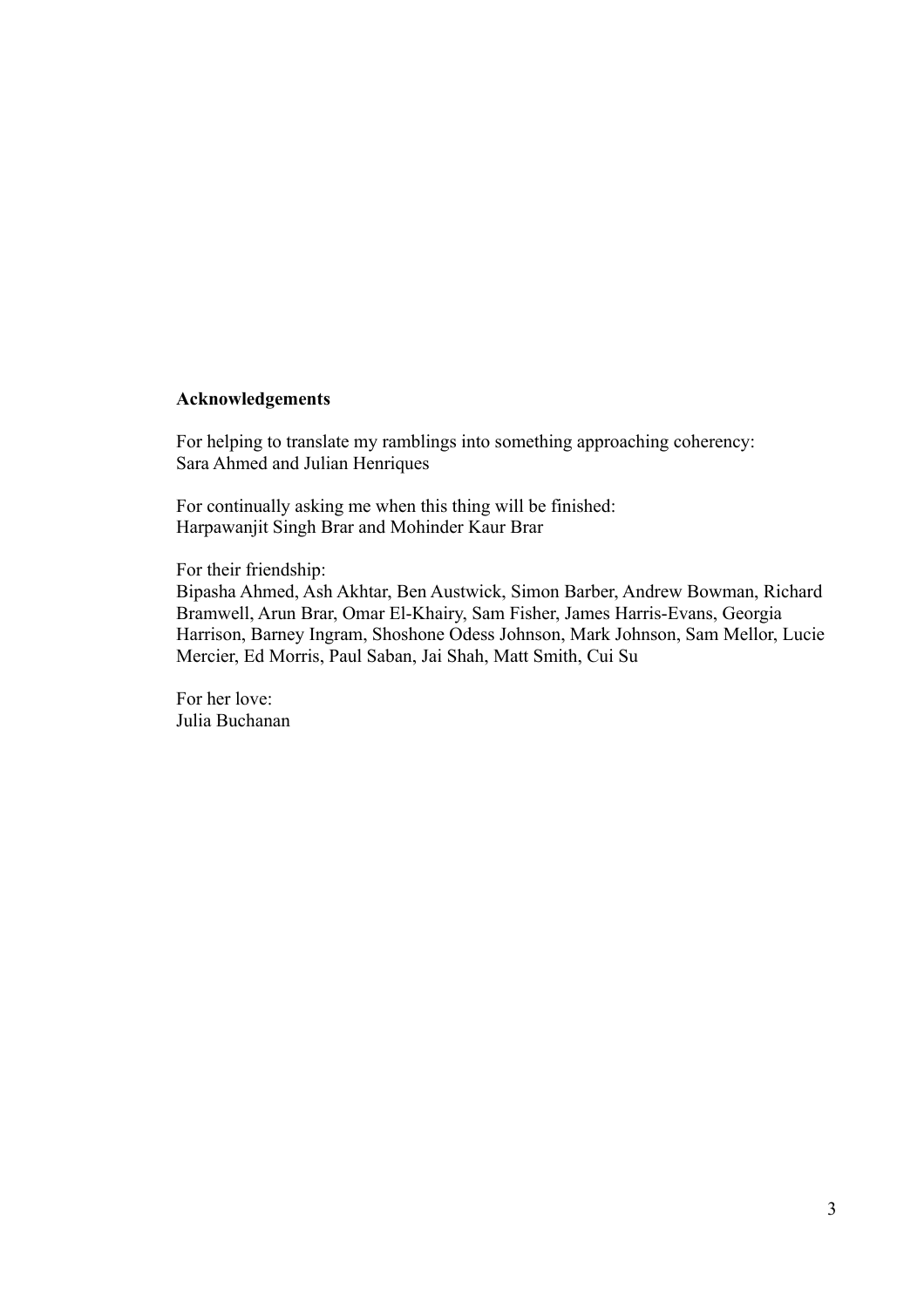**Acknowledgements**

For helping to translate my ramblings into something approaching coherency:
Sara Ahmed and Julian Henriques

For continually asking me when this thing will be finished:
Harpawanjit Singh Brar and Mohinder Kaur Brar

For their friendship:
Bipasha Ahmed, Ash Akhtar, Ben Austwick, Simon Barber, Andrew Bowman, Richard Bramwell, Arun Brar, Omar El-Khairy, Sam Fisher, James Harris-Evans, Georgia Harrison, Barney Ingram, Shoshone Odess Johnson, Mark Johnson, Sam Mellor, Lucie Mercier, Ed Morris, Paul Saban, Jai Shah, Matt Smith, Cui Su

For her love:
Julia Buchanan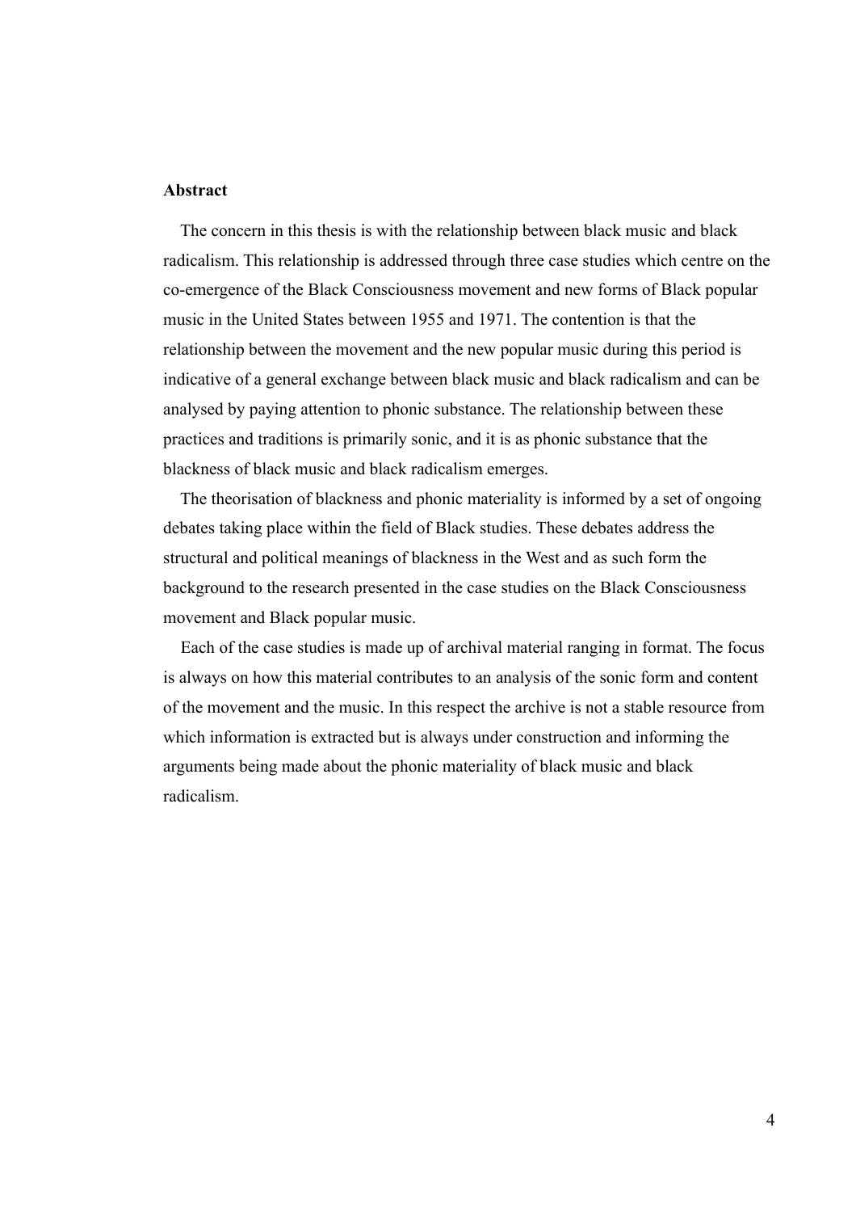**Abstract**

The concern in this thesis is with the relationship between black music and black radicalism. This relationship is addressed through three case studies which centre on the co-emergence of the Black Consciousness movement and new forms of Black popular music in the United States between 1955 and 1971. The contention is that the relationship between the movement and the new popular music during this period is indicative of a general exchange between black music and black radicalism and can be analysed by paying attention to phonic substance. The relationship between these practices and traditions is primarily sonic, and it is as phonic substance that the blackness of black music and black radicalism emerges.

The theorisation of blackness and phonic materiality is informed by a set of ongoing debates taking place within the field of Black studies. These debates address the structural and political meanings of blackness in the West and as such form the background to the research presented in the case studies on the Black Consciousness movement and Black popular music.

Each of the case studies is made up of archival material ranging in format. The focus is always on how this material contributes to an analysis of the sonic form and content of the movement and the music. In this respect the archive is not a stable resource from which information is extracted but is always under construction and informing the arguments being made about the phonic materiality of black music and black radicalism.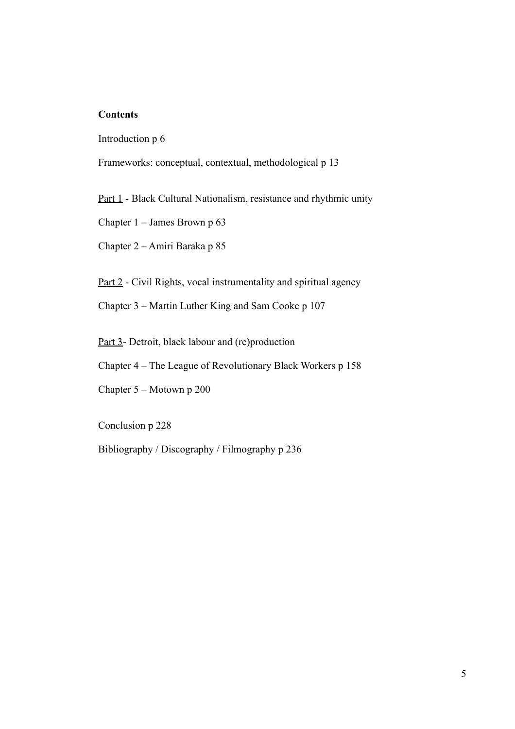**Contents**

Introduction p 6

Frameworks: conceptual, contextual, methodological p 13

<u>Part 1</u> - Black Cultural Nationalism, resistance and rhythmic unity

Chapter 1 – James Brown p 63

Chapter 2 – Amiri Baraka p 85

<u>Part 2</u> - Civil Rights, vocal instrumentality and spiritual agency

Chapter 3 – Martin Luther King and Sam Cooke p 107

<u>Part 3</u>- Detroit, black labour and (re)production

Chapter 4 – The League of Revolutionary Black Workers p 158

Chapter 5 – Motown p 200

Conclusion p 228

Bibliography / Discography / Filmography p 236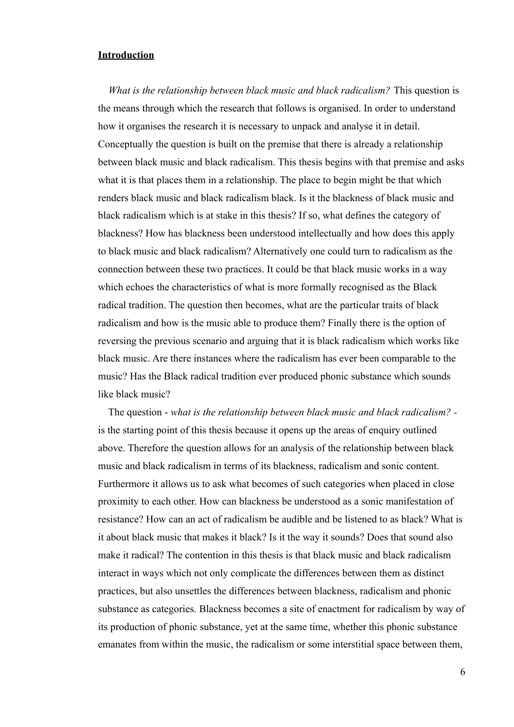## **Introduction**

*What is the relationship between black music and black radicalism?* This question is the means through which the research that follows is organised. In order to understand how it organises the research it is necessary to unpack and analyse it in detail. Conceptually the question is built on the premise that there is already a relationship between black music and black radicalism. This thesis begins with that premise and asks what it is that places them in a relationship. The place to begin might be that which renders black music and black radicalism black. Is it the blackness of black music and black radicalism which is at stake in this thesis? If so, what defines the category of blackness? How has blackness been understood intellectually and how does this apply to black music and black radicalism? Alternatively one could turn to radicalism as the connection between these two practices. It could be that black music works in a way which echoes the characteristics of what is more formally recognised as the Black radical tradition. The question then becomes, what are the particular traits of black radicalism and how is the music able to produce them? Finally there is the option of reversing the previous scenario and arguing that it is black radicalism which works like black music. Are there instances where the radicalism has ever been comparable to the music? Has the Black radical tradition ever produced phonic substance which sounds like black music?

The question - *what is the relationship between black music and black radicalism?* - is the starting point of this thesis because it opens up the areas of enquiry outlined above. Therefore the question allows for an analysis of the relationship between black music and black radicalism in terms of its blackness, radicalism and sonic content. Furthermore it allows us to ask what becomes of such categories when placed in close proximity to each other. How can blackness be understood as a sonic manifestation of resistance? How can an act of radicalism be audible and be listened to as black? What is it about black music that makes it black? Is it the way it sounds? Does that sound also make it radical? The contention in this thesis is that black music and black radicalism interact in ways which not only complicate the differences between them as distinct practices, but also unsettles the differences between blackness, radicalism and phonic substance as categories. Blackness becomes a site of enactment for radicalism by way of its production of phonic substance, yet at the same time, whether this phonic substance emanates from within the music, the radicalism or some interstitial space between them,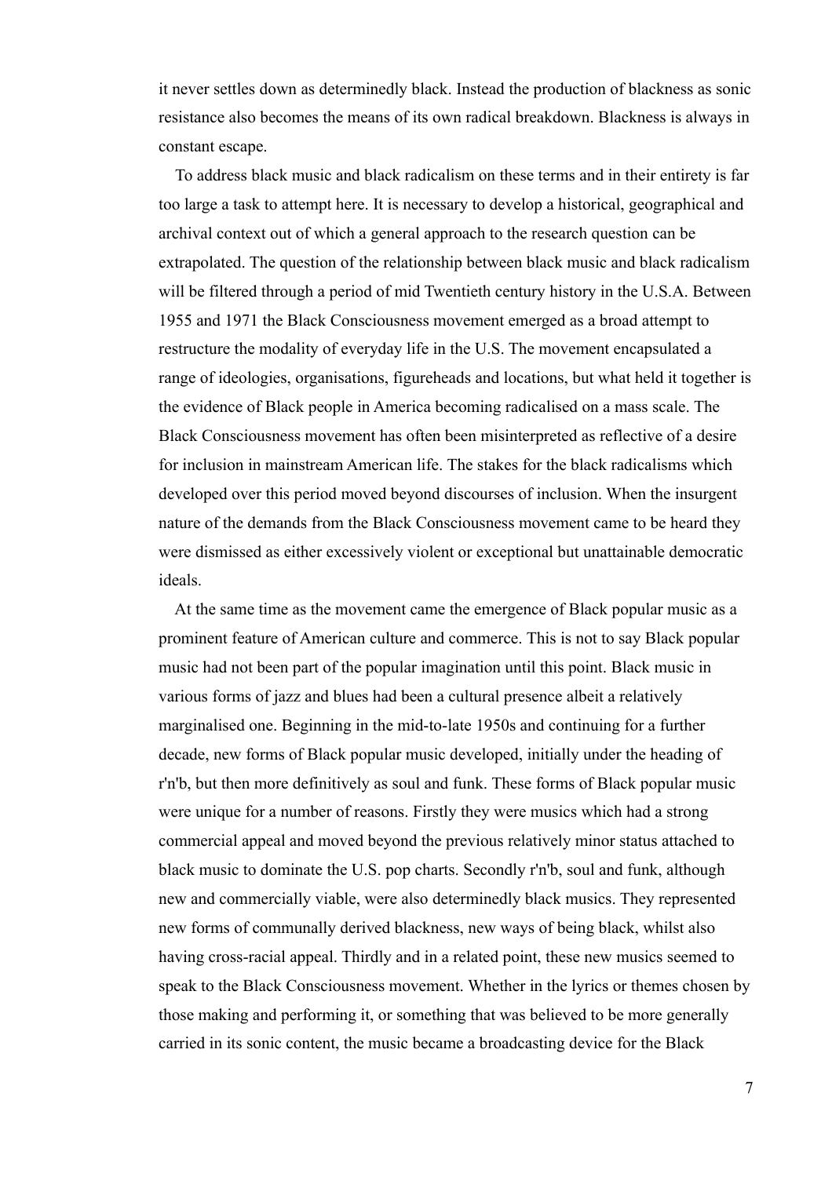it never settles down as determinedly black. Instead the production of blackness as sonic resistance also becomes the means of its own radical breakdown. Blackness is always in constant escape.

To address black music and black radicalism on these terms and in their entirety is far too large a task to attempt here. It is necessary to develop a historical, geographical and archival context out of which a general approach to the research question can be extrapolated. The question of the relationship between black music and black radicalism will be filtered through a period of mid Twentieth century history in the U.S.A. Between 1955 and 1971 the Black Consciousness movement emerged as a broad attempt to restructure the modality of everyday life in the U.S. The movement encapsulated a range of ideologies, organisations, figureheads and locations, but what held it together is the evidence of Black people in America becoming radicalised on a mass scale. The Black Consciousness movement has often been misinterpreted as reflective of a desire for inclusion in mainstream American life. The stakes for the black radicalisms which developed over this period moved beyond discourses of inclusion. When the insurgent nature of the demands from the Black Consciousness movement came to be heard they were dismissed as either excessively violent or exceptional but unattainable democratic ideals.

At the same time as the movement came the emergence of Black popular music as a prominent feature of American culture and commerce. This is not to say Black popular music had not been part of the popular imagination until this point. Black music in various forms of jazz and blues had been a cultural presence albeit a relatively marginalised one. Beginning in the mid-to-late 1950s and continuing for a further decade, new forms of Black popular music developed, initially under the heading of r'n'b, but then more definitively as soul and funk. These forms of Black popular music were unique for a number of reasons. Firstly they were musics which had a strong commercial appeal and moved beyond the previous relatively minor status attached to black music to dominate the U.S. pop charts. Secondly r'n'b, soul and funk, although new and commercially viable, were also determinedly black musics. They represented new forms of communally derived blackness, new ways of being black, whilst also having cross-racial appeal. Thirdly and in a related point, these new musics seemed to speak to the Black Consciousness movement. Whether in the lyrics or themes chosen by those making and performing it, or something that was believed to be more generally carried in its sonic content, the music became a broadcasting device for the Black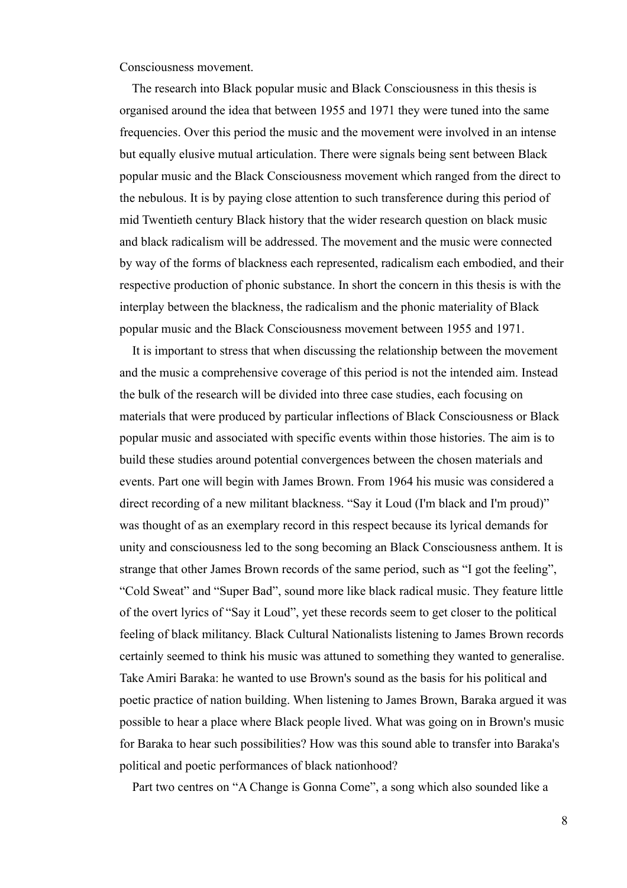Consciousness movement.

The research into Black popular music and Black Consciousness in this thesis is organised around the idea that between 1955 and 1971 they were tuned into the same frequencies. Over this period the music and the movement were involved in an intense but equally elusive mutual articulation. There were signals being sent between Black popular music and the Black Consciousness movement which ranged from the direct to the nebulous. It is by paying close attention to such transference during this period of mid Twentieth century Black history that the wider research question on black music and black radicalism will be addressed. The movement and the music were connected by way of the forms of blackness each represented, radicalism each embodied, and their respective production of phonic substance. In short the concern in this thesis is with the interplay between the blackness, the radicalism and the phonic materiality of Black popular music and the Black Consciousness movement between 1955 and 1971.

It is important to stress that when discussing the relationship between the movement and the music a comprehensive coverage of this period is not the intended aim. Instead the bulk of the research will be divided into three case studies, each focusing on materials that were produced by particular inflections of Black Consciousness or Black popular music and associated with specific events within those histories. The aim is to build these studies around potential convergences between the chosen materials and events. Part one will begin with James Brown. From 1964 his music was considered a direct recording of a new militant blackness. "Say it Loud (I'm black and I'm proud)" was thought of as an exemplary record in this respect because its lyrical demands for unity and consciousness led to the song becoming an Black Consciousness anthem. It is strange that other James Brown records of the same period, such as "I got the feeling", "Cold Sweat" and "Super Bad", sound more like black radical music. They feature little of the overt lyrics of "Say it Loud", yet these records seem to get closer to the political feeling of black militancy. Black Cultural Nationalists listening to James Brown records certainly seemed to think his music was attuned to something they wanted to generalise. Take Amiri Baraka: he wanted to use Brown's sound as the basis for his political and poetic practice of nation building. When listening to James Brown, Baraka argued it was possible to hear a place where Black people lived. What was going on in Brown's music for Baraka to hear such possibilities? How was this sound able to transfer into Baraka's political and poetic performances of black nationhood?

Part two centres on "A Change is Gonna Come", a song which also sounded like a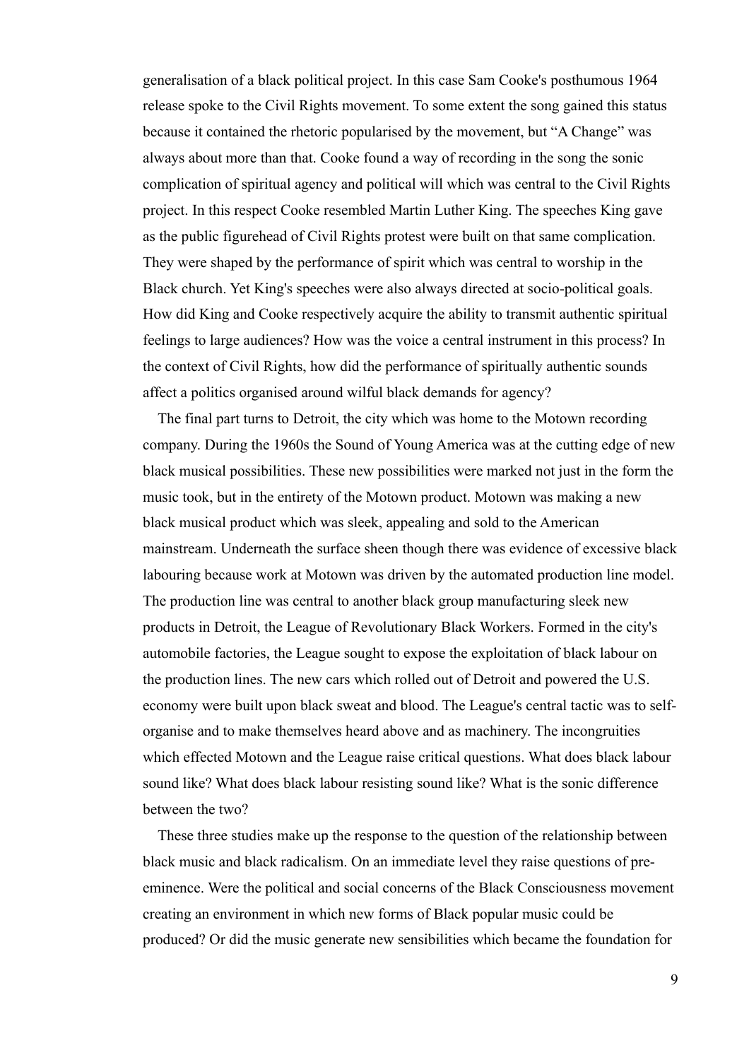generalisation of a black political project. In this case Sam Cooke's posthumous 1964 release spoke to the Civil Rights movement. To some extent the song gained this status because it contained the rhetoric popularised by the movement, but “A Change” was always about more than that. Cooke found a way of recording in the song the sonic complication of spiritual agency and political will which was central to the Civil Rights project. In this respect Cooke resembled Martin Luther King. The speeches King gave as the public figurehead of Civil Rights protest were built on that same complication. They were shaped by the performance of spirit which was central to worship in the Black church. Yet King's speeches were also always directed at socio-political goals. How did King and Cooke respectively acquire the ability to transmit authentic spiritual feelings to large audiences? How was the voice a central instrument in this process? In the context of Civil Rights, how did the performance of spiritually authentic sounds affect a politics organised around wilful black demands for agency?

The final part turns to Detroit, the city which was home to the Motown recording company. During the 1960s the Sound of Young America was at the cutting edge of new black musical possibilities. These new possibilities were marked not just in the form the music took, but in the entirety of the Motown product. Motown was making a new black musical product which was sleek, appealing and sold to the American mainstream. Underneath the surface sheen though there was evidence of excessive black labouring because work at Motown was driven by the automated production line model. The production line was central to another black group manufacturing sleek new products in Detroit, the League of Revolutionary Black Workers. Formed in the city's automobile factories, the League sought to expose the exploitation of black labour on the production lines. The new cars which rolled out of Detroit and powered the U.S. economy were built upon black sweat and blood. The League's central tactic was to self-organise and to make themselves heard above and as machinery. The incongruities which effected Motown and the League raise critical questions. What does black labour sound like? What does black labour resisting sound like? What is the sonic difference between the two?

These three studies make up the response to the question of the relationship between black music and black radicalism. On an immediate level they raise questions of pre-eminence. Were the political and social concerns of the Black Consciousness movement creating an environment in which new forms of Black popular music could be produced? Or did the music generate new sensibilities which became the foundation for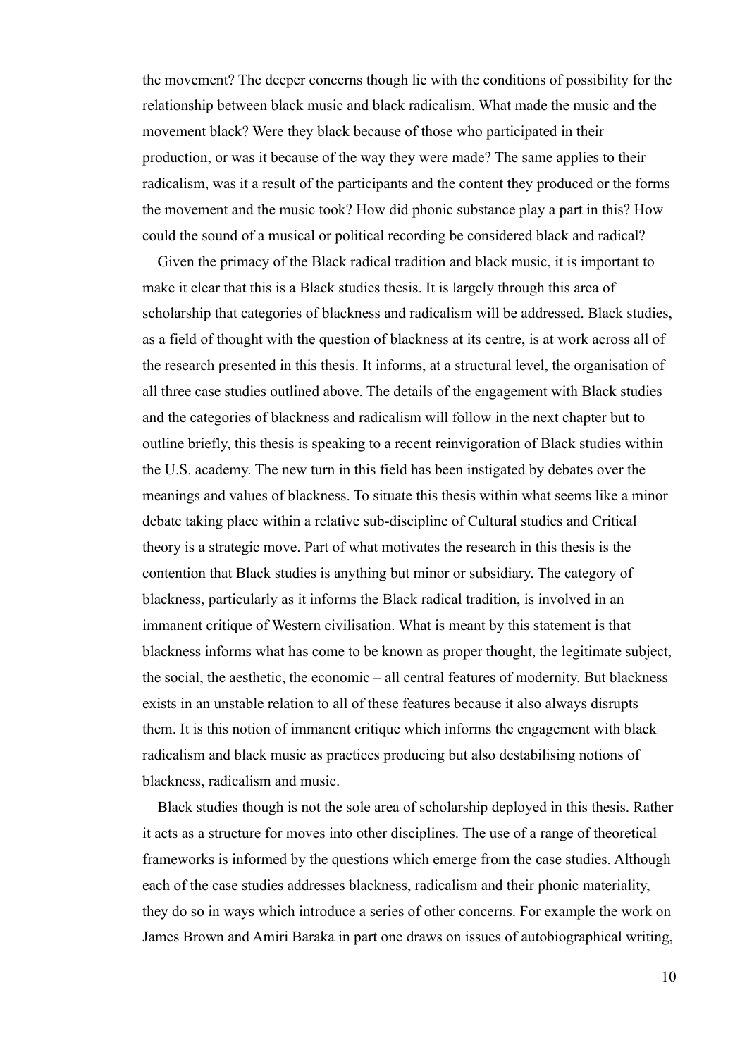the movement? The deeper concerns though lie with the conditions of possibility for the relationship between black music and black radicalism. What made the music and the movement black? Were they black because of those who participated in their production, or was it because of the way they were made? The same applies to their radicalism, was it a result of the participants and the content they produced or the forms the movement and the music took? How did phonic substance play a part in this? How could the sound of a musical or political recording be considered black and radical?

Given the primacy of the Black radical tradition and black music, it is important to make it clear that this is a Black studies thesis. It is largely through this area of scholarship that categories of blackness and radicalism will be addressed. Black studies, as a field of thought with the question of blackness at its centre, is at work across all of the research presented in this thesis. It informs, at a structural level, the organisation of all three case studies outlined above. The details of the engagement with Black studies and the categories of blackness and radicalism will follow in the next chapter but to outline briefly, this thesis is speaking to a recent reinvigoration of Black studies within the U.S. academy. The new turn in this field has been instigated by debates over the meanings and values of blackness. To situate this thesis within what seems like a minor debate taking place within a relative sub-discipline of Cultural studies and Critical theory is a strategic move. Part of what motivates the research in this thesis is the contention that Black studies is anything but minor or subsidiary. The category of blackness, particularly as it informs the Black radical tradition, is involved in an immanent critique of Western civilisation. What is meant by this statement is that blackness informs what has come to be known as proper thought, the legitimate subject, the social, the aesthetic, the economic – all central features of modernity. But blackness exists in an unstable relation to all of these features because it also always disrupts them. It is this notion of immanent critique which informs the engagement with black radicalism and black music as practices producing but also destabilising notions of blackness, radicalism and music.

Black studies though is not the sole area of scholarship deployed in this thesis. Rather it acts as a structure for moves into other disciplines. The use of a range of theoretical frameworks is informed by the questions which emerge from the case studies. Although each of the case studies addresses blackness, radicalism and their phonic materiality, they do so in ways which introduce a series of other concerns. For example the work on James Brown and Amiri Baraka in part one draws on issues of autobiographical writing,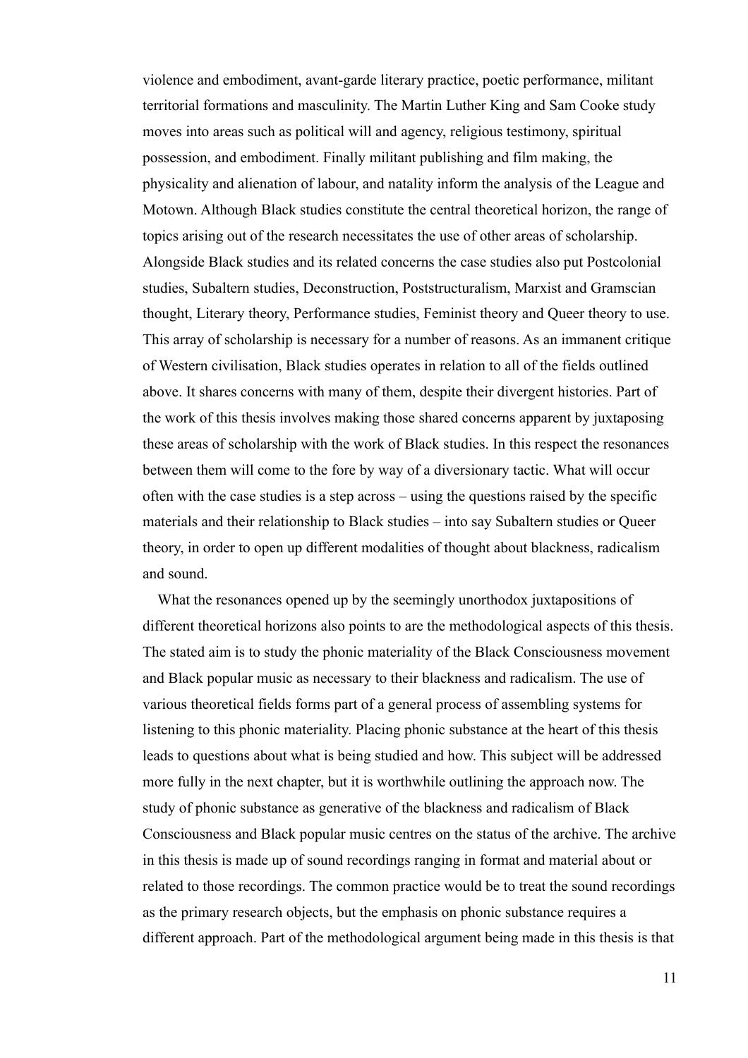violence and embodiment, avant-garde literary practice, poetic performance, militant territorial formations and masculinity. The Martin Luther King and Sam Cooke study moves into areas such as political will and agency, religious testimony, spiritual possession, and embodiment. Finally militant publishing and film making, the physicality and alienation of labour, and natality inform the analysis of the League and Motown. Although Black studies constitute the central theoretical horizon, the range of topics arising out of the research necessitates the use of other areas of scholarship. Alongside Black studies and its related concerns the case studies also put Postcolonial studies, Subaltern studies, Deconstruction, Poststructuralism, Marxist and Gramscian thought, Literary theory, Performance studies, Feminist theory and Queer theory to use. This array of scholarship is necessary for a number of reasons. As an immanent critique of Western civilisation, Black studies operates in relation to all of the fields outlined above. It shares concerns with many of them, despite their divergent histories. Part of the work of this thesis involves making those shared concerns apparent by juxtaposing these areas of scholarship with the work of Black studies. In this respect the resonances between them will come to the fore by way of a diversionary tactic. What will occur often with the case studies is a step across – using the questions raised by the specific materials and their relationship to Black studies – into say Subaltern studies or Queer theory, in order to open up different modalities of thought about blackness, radicalism and sound.

What the resonances opened up by the seemingly unorthodox juxtapositions of different theoretical horizons also points to are the methodological aspects of this thesis. The stated aim is to study the phonic materiality of the Black Consciousness movement and Black popular music as necessary to their blackness and radicalism. The use of various theoretical fields forms part of a general process of assembling systems for listening to this phonic materiality. Placing phonic substance at the heart of this thesis leads to questions about what is being studied and how. This subject will be addressed more fully in the next chapter, but it is worthwhile outlining the approach now. The study of phonic substance as generative of the blackness and radicalism of Black Consciousness and Black popular music centres on the status of the archive. The archive in this thesis is made up of sound recordings ranging in format and material about or related to those recordings. The common practice would be to treat the sound recordings as the primary research objects, but the emphasis on phonic substance requires a different approach. Part of the methodological argument being made in this thesis is that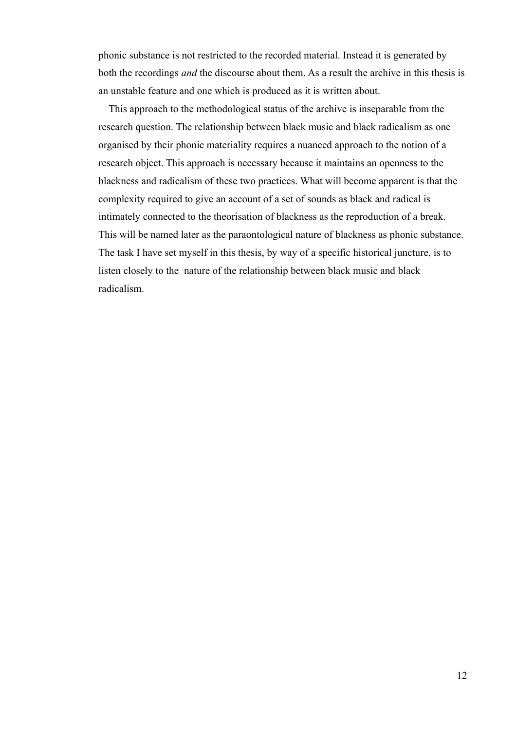phonic substance is not restricted to the recorded material. Instead it is generated by both the recordings *and* the discourse about them. As a result the archive in this thesis is an unstable feature and one which is produced as it is written about.

This approach to the methodological status of the archive is inseparable from the research question. The relationship between black music and black radicalism as one organised by their phonic materiality requires a nuanced approach to the notion of a research object. This approach is necessary because it maintains an openness to the blackness and radicalism of these two practices. What will become apparent is that the complexity required to give an account of a set of sounds as black and radical is intimately connected to the theorisation of blackness as the reproduction of a break. This will be named later as the paraontological nature of blackness as phonic substance. The task I have set myself in this thesis, by way of a specific historical juncture, is to listen closely to the nature of the relationship between black music and black radicalism.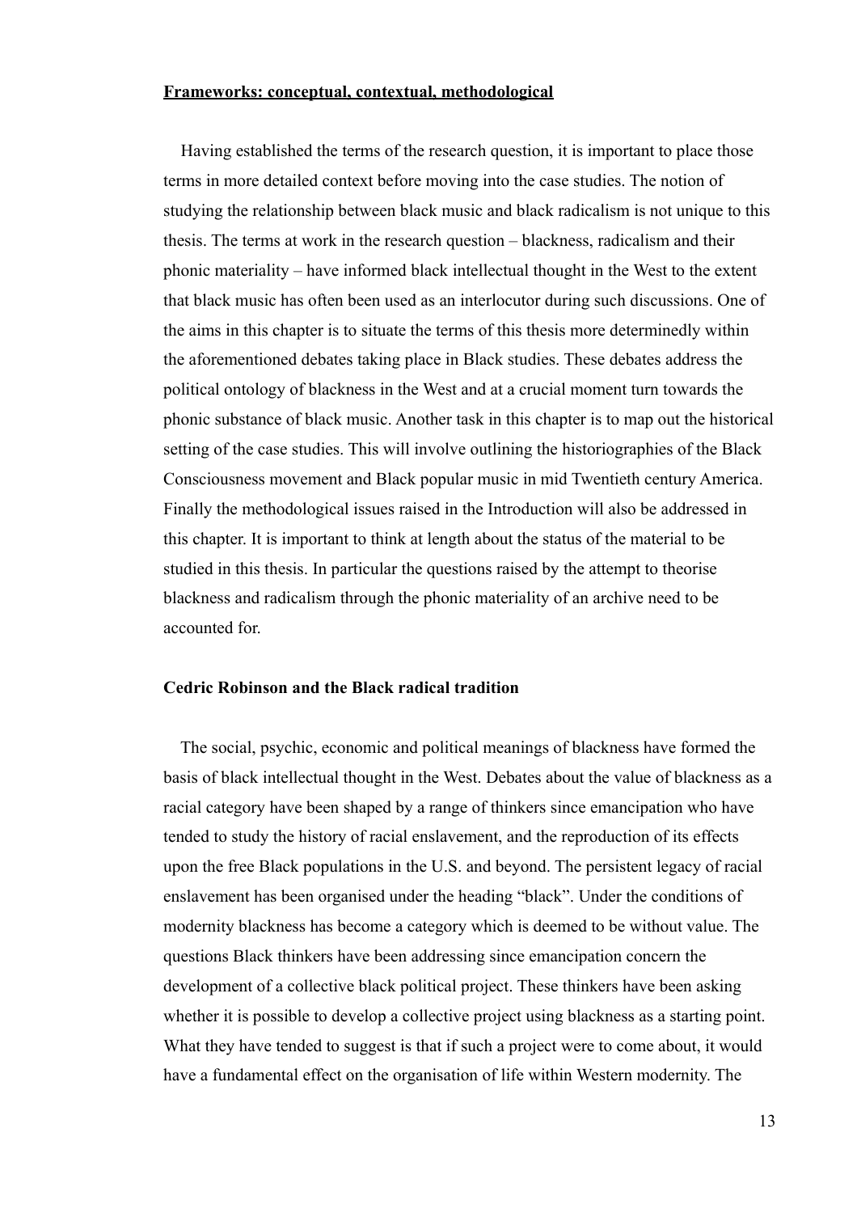## Frameworks: conceptual, contextual, methodological

Having established the terms of the research question, it is important to place those terms in more detailed context before moving into the case studies. The notion of studying the relationship between black music and black radicalism is not unique to this thesis. The terms at work in the research question – blackness, radicalism and their phonic materiality – have informed black intellectual thought in the West to the extent that black music has often been used as an interlocutor during such discussions. One of the aims in this chapter is to situate the terms of this thesis more determinedly within the aforementioned debates taking place in Black studies. These debates address the political ontology of blackness in the West and at a crucial moment turn towards the phonic substance of black music. Another task in this chapter is to map out the historical setting of the case studies. This will involve outlining the historiographies of the Black Consciousness movement and Black popular music in mid Twentieth century America. Finally the methodological issues raised in the Introduction will also be addressed in this chapter. It is important to think at length about the status of the material to be studied in this thesis. In particular the questions raised by the attempt to theorise blackness and radicalism through the phonic materiality of an archive need to be accounted for.

### Cedric Robinson and the Black radical tradition

The social, psychic, economic and political meanings of blackness have formed the basis of black intellectual thought in the West. Debates about the value of blackness as a racial category have been shaped by a range of thinkers since emancipation who have tended to study the history of racial enslavement, and the reproduction of its effects upon the free Black populations in the U.S. and beyond. The persistent legacy of racial enslavement has been organised under the heading "black". Under the conditions of modernity blackness has become a category which is deemed to be without value. The questions Black thinkers have been addressing since emancipation concern the development of a collective black political project. These thinkers have been asking whether it is possible to develop a collective project using blackness as a starting point. What they have tended to suggest is that if such a project were to come about, it would have a fundamental effect on the organisation of life within Western modernity. The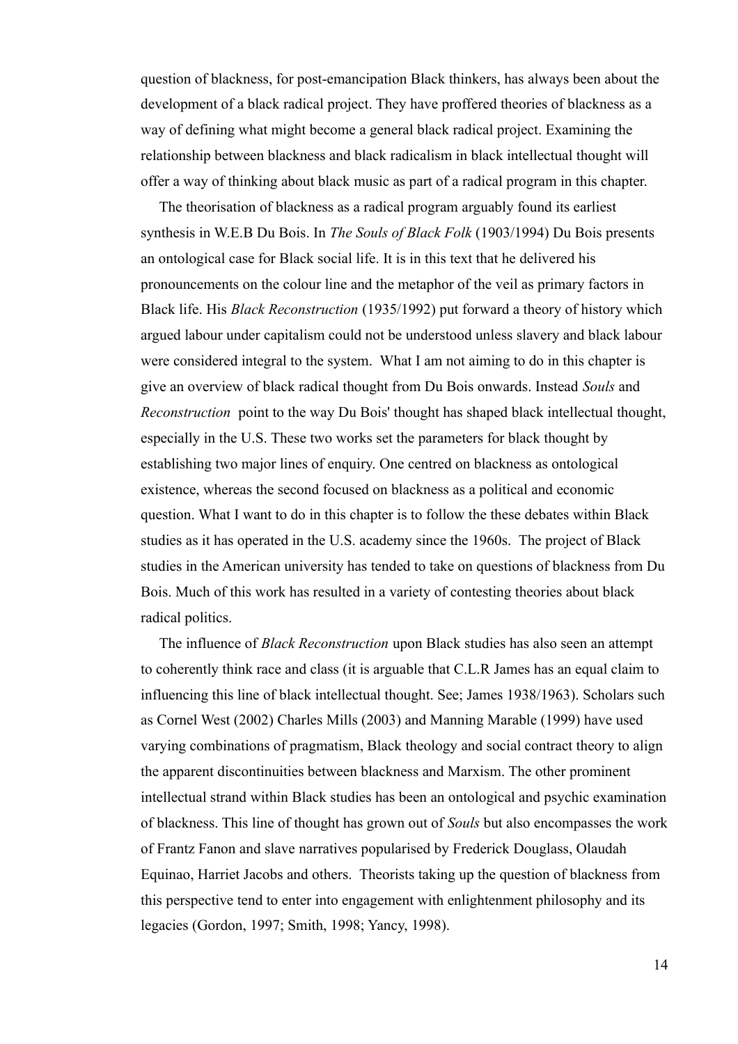question of blackness, for post-emancipation Black thinkers, has always been about the development of a black radical project. They have proffered theories of blackness as a way of defining what might become a general black radical project. Examining the relationship between blackness and black radicalism in black intellectual thought will offer a way of thinking about black music as part of a radical program in this chapter.

The theorisation of blackness as a radical program arguably found its earliest synthesis in W.E.B Du Bois. In *The Souls of Black Folk* (1903/1994) Du Bois presents an ontological case for Black social life. It is in this text that he delivered his pronouncements on the colour line and the metaphor of the veil as primary factors in Black life. His *Black Reconstruction* (1935/1992) put forward a theory of history which argued labour under capitalism could not be understood unless slavery and black labour were considered integral to the system. What I am not aiming to do in this chapter is give an overview of black radical thought from Du Bois onwards. Instead *Souls* and *Reconstruction* point to the way Du Bois' thought has shaped black intellectual thought, especially in the U.S. These two works set the parameters for black thought by establishing two major lines of enquiry. One centred on blackness as ontological existence, whereas the second focused on blackness as a political and economic question. What I want to do in this chapter is to follow the these debates within Black studies as it has operated in the U.S. academy since the 1960s. The project of Black studies in the American university has tended to take on questions of blackness from Du Bois. Much of this work has resulted in a variety of contesting theories about black radical politics.

The influence of *Black Reconstruction* upon Black studies has also seen an attempt to coherently think race and class (it is arguable that C.L.R James has an equal claim to influencing this line of black intellectual thought. See; James 1938/1963). Scholars such as Cornel West (2002) Charles Mills (2003) and Manning Marable (1999) have used varying combinations of pragmatism, Black theology and social contract theory to align the apparent discontinuities between blackness and Marxism. The other prominent intellectual strand within Black studies has been an ontological and psychic examination of blackness. This line of thought has grown out of *Souls* but also encompasses the work of Frantz Fanon and slave narratives popularised by Frederick Douglass, Olaudah Equinao, Harriet Jacobs and others. Theorists taking up the question of blackness from this perspective tend to enter into engagement with enlightenment philosophy and its legacies (Gordon, 1997; Smith, 1998; Yancy, 1998).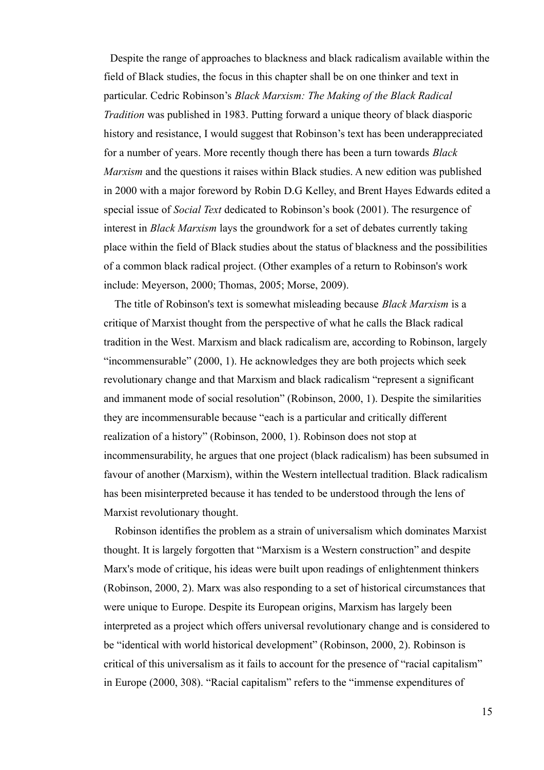Despite the range of approaches to blackness and black radicalism available within the field of Black studies, the focus in this chapter shall be on one thinker and text in particular. Cedric Robinson's *Black Marxism: The Making of the Black Radical Tradition* was published in 1983. Putting forward a unique theory of black diasporic history and resistance, I would suggest that Robinson's text has been underappreciated for a number of years. More recently though there has been a turn towards *Black Marxism* and the questions it raises within Black studies. A new edition was published in 2000 with a major foreword by Robin D.G Kelley, and Brent Hayes Edwards edited a special issue of *Social Text* dedicated to Robinson's book (2001). The resurgence of interest in *Black Marxism* lays the groundwork for a set of debates currently taking place within the field of Black studies about the status of blackness and the possibilities of a common black radical project. (Other examples of a return to Robinson's work include: Meyerson, 2000; Thomas, 2005; Morse, 2009).

The title of Robinson's text is somewhat misleading because *Black Marxism* is a critique of Marxist thought from the perspective of what he calls the Black radical tradition in the West. Marxism and black radicalism are, according to Robinson, largely "incommensurable" (2000, 1). He acknowledges they are both projects which seek revolutionary change and that Marxism and black radicalism "represent a significant and immanent mode of social resolution" (Robinson, 2000, 1). Despite the similarities they are incommensurable because "each is a particular and critically different realization of a history" (Robinson, 2000, 1). Robinson does not stop at incommensurability, he argues that one project (black radicalism) has been subsumed in favour of another (Marxism), within the Western intellectual tradition. Black radicalism has been misinterpreted because it has tended to be understood through the lens of Marxist revolutionary thought.

Robinson identifies the problem as a strain of universalism which dominates Marxist thought. It is largely forgotten that "Marxism is a Western construction" and despite Marx's mode of critique, his ideas were built upon readings of enlightenment thinkers (Robinson, 2000, 2). Marx was also responding to a set of historical circumstances that were unique to Europe. Despite its European origins, Marxism has largely been interpreted as a project which offers universal revolutionary change and is considered to be "identical with world historical development" (Robinson, 2000, 2). Robinson is critical of this universalism as it fails to account for the presence of "racial capitalism" in Europe (2000, 308). "Racial capitalism" refers to the "immense expenditures of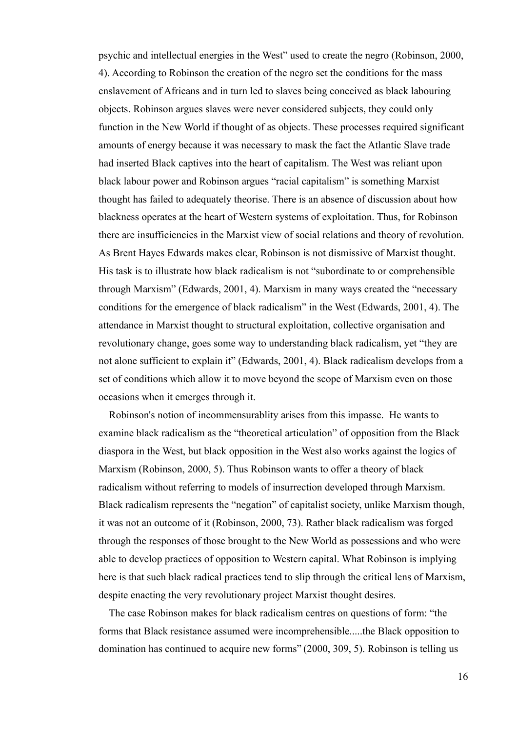psychic and intellectual energies in the West" used to create the negro (Robinson, 2000, 4). According to Robinson the creation of the negro set the conditions for the mass enslavement of Africans and in turn led to slaves being conceived as black labouring objects. Robinson argues slaves were never considered subjects, they could only function in the New World if thought of as objects. These processes required significant amounts of energy because it was necessary to mask the fact the Atlantic Slave trade had inserted Black captives into the heart of capitalism. The West was reliant upon black labour power and Robinson argues "racial capitalism" is something Marxist thought has failed to adequately theorise. There is an absence of discussion about how blackness operates at the heart of Western systems of exploitation. Thus, for Robinson there are insufficiencies in the Marxist view of social relations and theory of revolution. As Brent Hayes Edwards makes clear, Robinson is not dismissive of Marxist thought. His task is to illustrate how black radicalism is not "subordinate to or comprehensible through Marxism" (Edwards, 2001, 4). Marxism in many ways created the "necessary conditions for the emergence of black radicalism" in the West (Edwards, 2001, 4). The attendance in Marxist thought to structural exploitation, collective organisation and revolutionary change, goes some way to understanding black radicalism, yet "they are not alone sufficient to explain it" (Edwards, 2001, 4). Black radicalism develops from a set of conditions which allow it to move beyond the scope of Marxism even on those occasions when it emerges through it.

Robinson's notion of incommensurablity arises from this impasse. He wants to examine black radicalism as the "theoretical articulation" of opposition from the Black diaspora in the West, but black opposition in the West also works against the logics of Marxism (Robinson, 2000, 5). Thus Robinson wants to offer a theory of black radicalism without referring to models of insurrection developed through Marxism. Black radicalism represents the "negation" of capitalist society, unlike Marxism though, it was not an outcome of it (Robinson, 2000, 73). Rather black radicalism was forged through the responses of those brought to the New World as possessions and who were able to develop practices of opposition to Western capital. What Robinson is implying here is that such black radical practices tend to slip through the critical lens of Marxism, despite enacting the very revolutionary project Marxist thought desires.

The case Robinson makes for black radicalism centres on questions of form: "the forms that Black resistance assumed were incomprehensible.....the Black opposition to domination has continued to acquire new forms" (2000, 309, 5). Robinson is telling us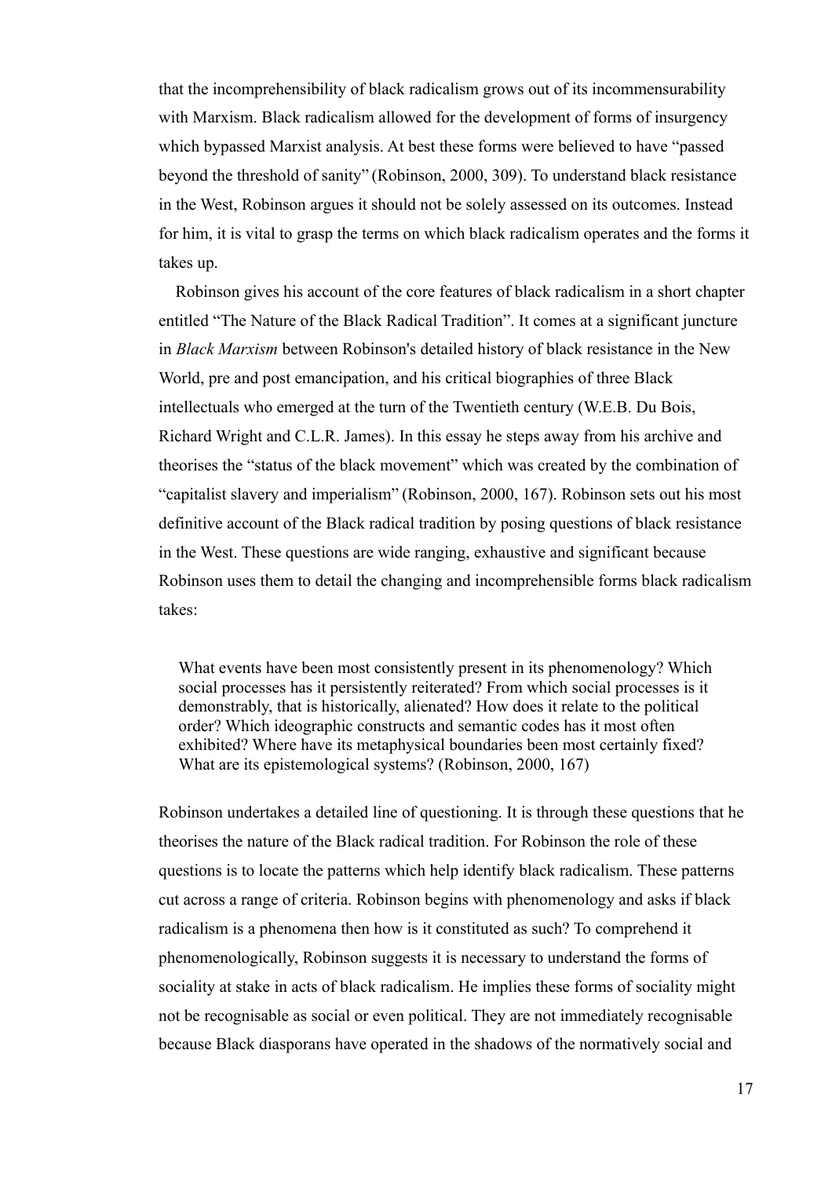that the incomprehensibility of black radicalism grows out of its incommensurability with Marxism. Black radicalism allowed for the development of forms of insurgency which bypassed Marxist analysis. At best these forms were believed to have "passed beyond the threshold of sanity" (Robinson, 2000, 309). To understand black resistance in the West, Robinson argues it should not be solely assessed on its outcomes. Instead for him, it is vital to grasp the terms on which black radicalism operates and the forms it takes up.

Robinson gives his account of the core features of black radicalism in a short chapter entitled "The Nature of the Black Radical Tradition". It comes at a significant juncture in *Black Marxism* between Robinson's detailed history of black resistance in the New World, pre and post emancipation, and his critical biographies of three Black intellectuals who emerged at the turn of the Twentieth century (W.E.B. Du Bois, Richard Wright and C.L.R. James). In this essay he steps away from his archive and theorises the "status of the black movement" which was created by the combination of "capitalist slavery and imperialism" (Robinson, 2000, 167). Robinson sets out his most definitive account of the Black radical tradition by posing questions of black resistance in the West. These questions are wide ranging, exhaustive and significant because Robinson uses them to detail the changing and incomprehensible forms black radicalism takes:

> What events have been most consistently present in its phenomenology? Which social processes has it persistently reiterated? From which social processes is it demonstrably, that is historically, alienated? How does it relate to the political order? Which ideographic constructs and semantic codes has it most often exhibited? Where have its metaphysical boundaries been most certainly fixed? What are its epistemological systems? (Robinson, 2000, 167)

Robinson undertakes a detailed line of questioning. It is through these questions that he theorises the nature of the Black radical tradition. For Robinson the role of these questions is to locate the patterns which help identify black radicalism. These patterns cut across a range of criteria. Robinson begins with phenomenology and asks if black radicalism is a phenomena then how is it constituted as such? To comprehend it phenomenologically, Robinson suggests it is necessary to understand the forms of sociality at stake in acts of black radicalism. He implies these forms of sociality might not be recognisable as social or even political. They are not immediately recognisable because Black diasporans have operated in the shadows of the normatively social and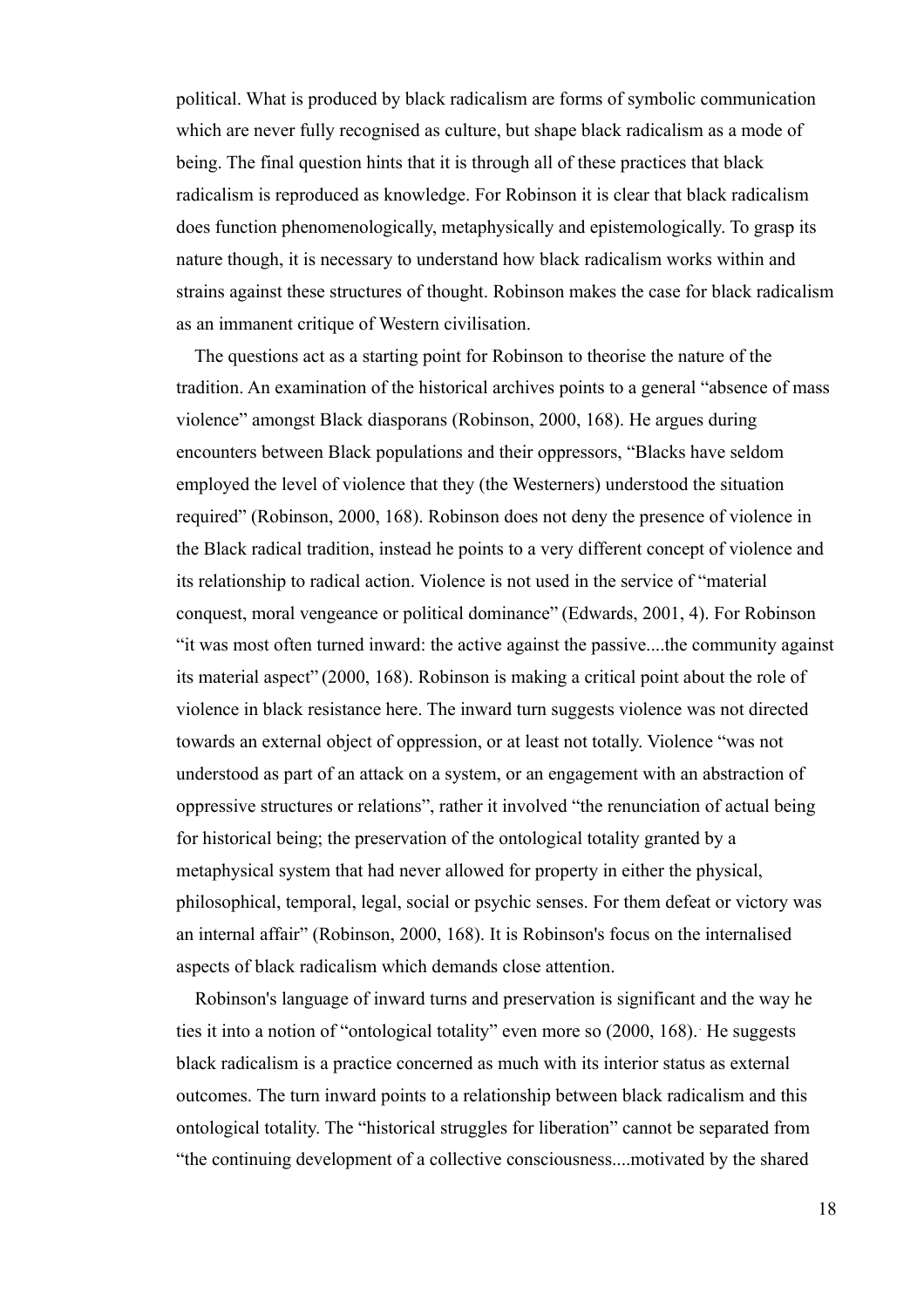political. What is produced by black radicalism are forms of symbolic communication which are never fully recognised as culture, but shape black radicalism as a mode of being. The final question hints that it is through all of these practices that black radicalism is reproduced as knowledge. For Robinson it is clear that black radicalism does function phenomenologically, metaphysically and epistemologically. To grasp its nature though, it is necessary to understand how black radicalism works within and strains against these structures of thought. Robinson makes the case for black radicalism as an immanent critique of Western civilisation.

The questions act as a starting point for Robinson to theorise the nature of the tradition. An examination of the historical archives points to a general "absence of mass violence" amongst Black diasporans (Robinson, 2000, 168). He argues during encounters between Black populations and their oppressors, "Blacks have seldom employed the level of violence that they (the Westerners) understood the situation required" (Robinson, 2000, 168). Robinson does not deny the presence of violence in the Black radical tradition, instead he points to a very different concept of violence and its relationship to radical action. Violence is not used in the service of "material conquest, moral vengeance or political dominance" (Edwards, 2001, 4). For Robinson "it was most often turned inward: the active against the passive....the community against its material aspect" (2000, 168). Robinson is making a critical point about the role of violence in black resistance here. The inward turn suggests violence was not directed towards an external object of oppression, or at least not totally. Violence "was not understood as part of an attack on a system, or an engagement with an abstraction of oppressive structures or relations", rather it involved "the renunciation of actual being for historical being; the preservation of the ontological totality granted by a metaphysical system that had never allowed for property in either the physical, philosophical, temporal, legal, social or psychic senses. For them defeat or victory was an internal affair" (Robinson, 2000, 168). It is Robinson's focus on the internalised aspects of black radicalism which demands close attention.

Robinson's language of inward turns and preservation is significant and the way he ties it into a notion of "ontological totality" even more so (2000, 168). He suggests black radicalism is a practice concerned as much with its interior status as external outcomes. The turn inward points to a relationship between black radicalism and this ontological totality. The "historical struggles for liberation" cannot be separated from "the continuing development of a collective consciousness....motivated by the shared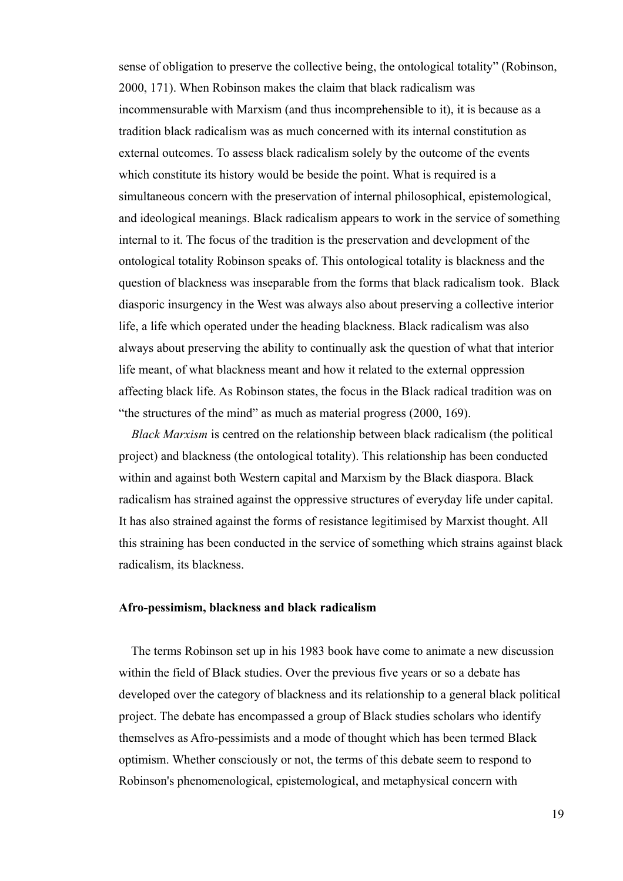sense of obligation to preserve the collective being, the ontological totality" (Robinson, 2000, 171). When Robinson makes the claim that black radicalism was incommensurable with Marxism (and thus incomprehensible to it), it is because as a tradition black radicalism was as much concerned with its internal constitution as external outcomes. To assess black radicalism solely by the outcome of the events which constitute its history would be beside the point. What is required is a simultaneous concern with the preservation of internal philosophical, epistemological, and ideological meanings. Black radicalism appears to work in the service of something internal to it. The focus of the tradition is the preservation and development of the ontological totality Robinson speaks of. This ontological totality is blackness and the question of blackness was inseparable from the forms that black radicalism took. Black diasporic insurgency in the West was always also about preserving a collective interior life, a life which operated under the heading blackness. Black radicalism was also always about preserving the ability to continually ask the question of what that interior life meant, of what blackness meant and how it related to the external oppression affecting black life. As Robinson states, the focus in the Black radical tradition was on "the structures of the mind" as much as material progress (2000, 169).

*Black Marxism* is centred on the relationship between black radicalism (the political project) and blackness (the ontological totality). This relationship has been conducted within and against both Western capital and Marxism by the Black diaspora. Black radicalism has strained against the oppressive structures of everyday life under capital. It has also strained against the forms of resistance legitimised by Marxist thought. All this straining has been conducted in the service of something which strains against black radicalism, its blackness.

**Afro-pessimism, blackness and black radicalism**

The terms Robinson set up in his 1983 book have come to animate a new discussion within the field of Black studies. Over the previous five years or so a debate has developed over the category of blackness and its relationship to a general black political project. The debate has encompassed a group of Black studies scholars who identify themselves as Afro-pessimists and a mode of thought which has been termed Black optimism. Whether consciously or not, the terms of this debate seem to respond to Robinson's phenomenological, epistemological, and metaphysical concern with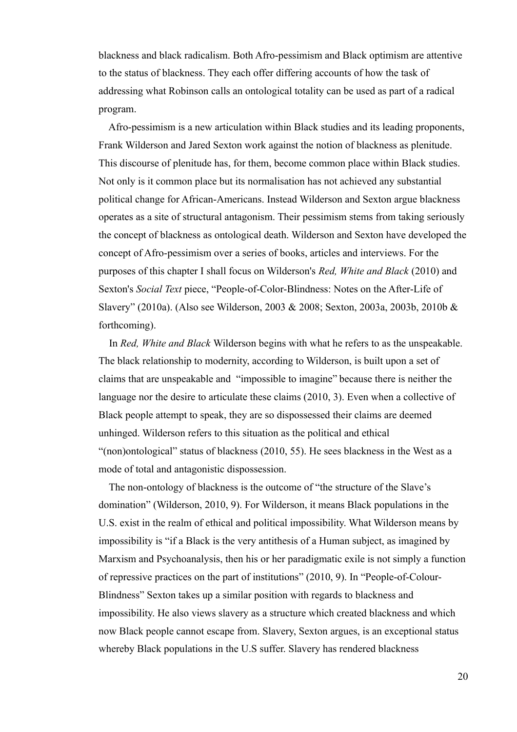blackness and black radicalism. Both Afro-pessimism and Black optimism are attentive to the status of blackness. They each offer differing accounts of how the task of addressing what Robinson calls an ontological totality can be used as part of a radical program.

Afro-pessimism is a new articulation within Black studies and its leading proponents, Frank Wilderson and Jared Sexton work against the notion of blackness as plenitude. This discourse of plenitude has, for them, become common place within Black studies. Not only is it common place but its normalisation has not achieved any substantial political change for African-Americans. Instead Wilderson and Sexton argue blackness operates as a site of structural antagonism. Their pessimism stems from taking seriously the concept of blackness as ontological death. Wilderson and Sexton have developed the concept of Afro-pessimism over a series of books, articles and interviews. For the purposes of this chapter I shall focus on Wilderson's *Red, White and Black* (2010) and Sexton's *Social Text* piece, "People-of-Color-Blindness: Notes on the After-Life of Slavery" (2010a). (Also see Wilderson, 2003 & 2008; Sexton, 2003a, 2003b, 2010b & forthcoming).

In *Red, White and Black* Wilderson begins with what he refers to as the unspeakable. The black relationship to modernity, according to Wilderson, is built upon a set of claims that are unspeakable and "impossible to imagine" because there is neither the language nor the desire to articulate these claims (2010, 3). Even when a collective of Black people attempt to speak, they are so dispossessed their claims are deemed unhinged. Wilderson refers to this situation as the political and ethical "(non)ontological" status of blackness (2010, 55). He sees blackness in the West as a mode of total and antagonistic dispossession.

The non-ontology of blackness is the outcome of "the structure of the Slave's domination" (Wilderson, 2010, 9). For Wilderson, it means Black populations in the U.S. exist in the realm of ethical and political impossibility. What Wilderson means by impossibility is "if a Black is the very antithesis of a Human subject, as imagined by Marxism and Psychoanalysis, then his or her paradigmatic exile is not simply a function of repressive practices on the part of institutions" (2010, 9). In "People-of-Colour-Blindness" Sexton takes up a similar position with regards to blackness and impossibility. He also views slavery as a structure which created blackness and which now Black people cannot escape from. Slavery, Sexton argues, is an exceptional status whereby Black populations in the U.S suffer. Slavery has rendered blackness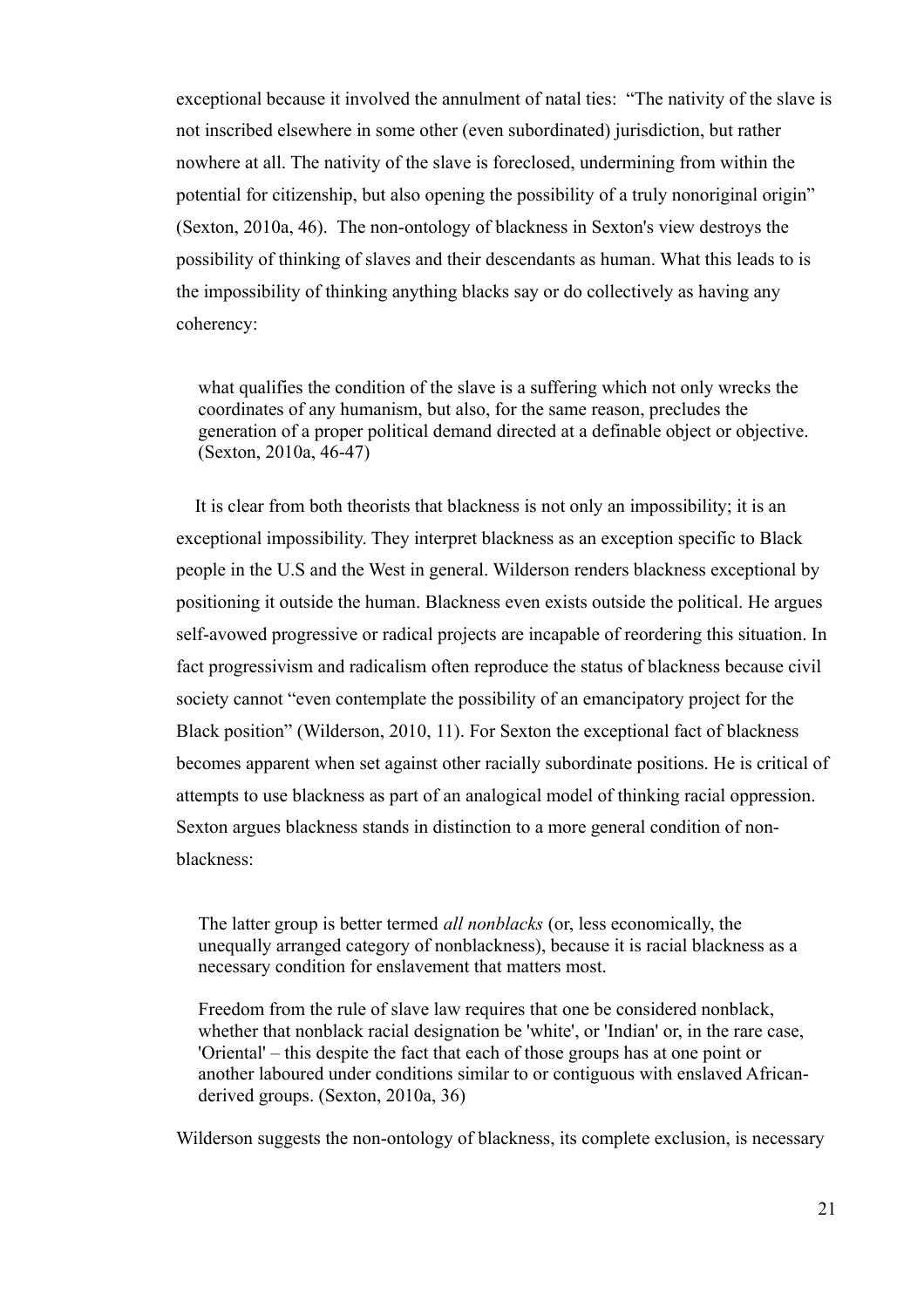exceptional because it involved the annulment of natal ties: "The nativity of the slave is not inscribed elsewhere in some other (even subordinated) jurisdiction, but rather nowhere at all. The nativity of the slave is foreclosed, undermining from within the potential for citizenship, but also opening the possibility of a truly nonoriginal origin" (Sexton, 2010a, 46). The non-ontology of blackness in Sexton's view destroys the possibility of thinking of slaves and their descendants as human. What this leads to is the impossibility of thinking anything blacks say or do collectively as having any coherency:

> what qualifies the condition of the slave is a suffering which not only wrecks the coordinates of any humanism, but also, for the same reason, precludes the generation of a proper political demand directed at a definable object or objective. (Sexton, 2010a, 46-47)

It is clear from both theorists that blackness is not only an impossibility; it is an exceptional impossibility. They interpret blackness as an exception specific to Black people in the U.S and the West in general. Wilderson renders blackness exceptional by positioning it outside the human. Blackness even exists outside the political. He argues self-avowed progressive or radical projects are incapable of reordering this situation. In fact progressivism and radicalism often reproduce the status of blackness because civil society cannot "even contemplate the possibility of an emancipatory project for the Black position" (Wilderson, 2010, 11). For Sexton the exceptional fact of blackness becomes apparent when set against other racially subordinate positions. He is critical of attempts to use blackness as part of an analogical model of thinking racial oppression. Sexton argues blackness stands in distinction to a more general condition of non-blackness:

> The latter group is better termed *all nonblacks* (or, less economically, the unequally arranged category of nonblackness), because it is racial blackness as a necessary condition for enslavement that matters most.
>
> Freedom from the rule of slave law requires that one be considered nonblack, whether that nonblack racial designation be 'white', or 'Indian' or, in the rare case, 'Oriental' – this despite the fact that each of those groups has at one point or another laboured under conditions similar to or contiguous with enslaved African-derived groups. (Sexton, 2010a, 36)

Wilderson suggests the non-ontology of blackness, its complete exclusion, is necessary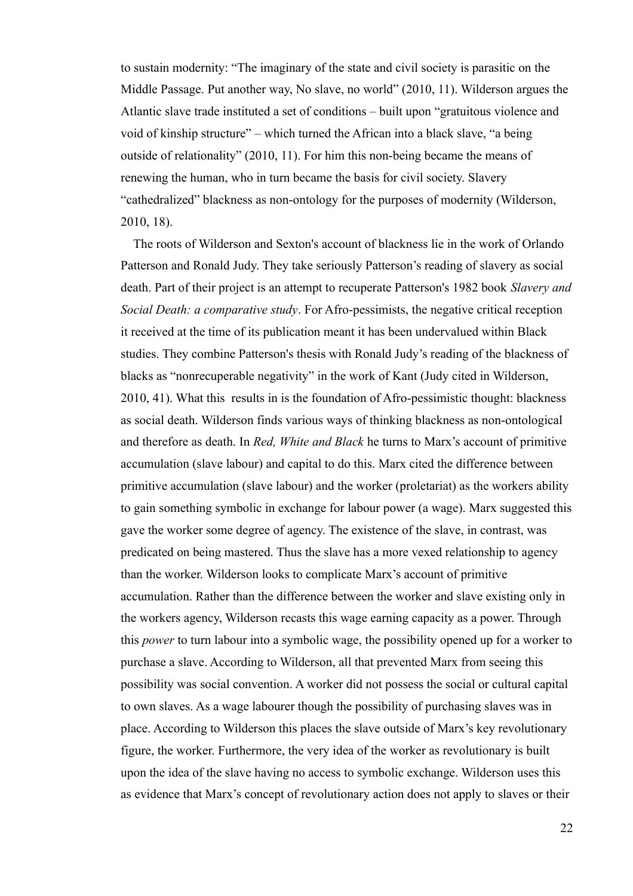to sustain modernity: "The imaginary of the state and civil society is parasitic on the Middle Passage. Put another way, No slave, no world" (2010, 11). Wilderson argues the Atlantic slave trade instituted a set of conditions – built upon "gratuitous violence and void of kinship structure" – which turned the African into a black slave, "a being outside of relationality" (2010, 11). For him this non-being became the means of renewing the human, who in turn became the basis for civil society. Slavery "cathedralized" blackness as non-ontology for the purposes of modernity (Wilderson, 2010, 18).

The roots of Wilderson and Sexton's account of blackness lie in the work of Orlando Patterson and Ronald Judy. They take seriously Patterson's reading of slavery as social death. Part of their project is an attempt to recuperate Patterson's 1982 book *Slavery and Social Death: a comparative study*. For Afro-pessimists, the negative critical reception it received at the time of its publication meant it has been undervalued within Black studies. They combine Patterson's thesis with Ronald Judy's reading of the blackness of blacks as "nonrecuperable negativity" in the work of Kant (Judy cited in Wilderson, 2010, 41). What this results in is the foundation of Afro-pessimistic thought: blackness as social death. Wilderson finds various ways of thinking blackness as non-ontological and therefore as death. In *Red, White and Black* he turns to Marx's account of primitive accumulation (slave labour) and capital to do this. Marx cited the difference between primitive accumulation (slave labour) and the worker (proletariat) as the workers ability to gain something symbolic in exchange for labour power (a wage). Marx suggested this gave the worker some degree of agency. The existence of the slave, in contrast, was predicated on being mastered. Thus the slave has a more vexed relationship to agency than the worker. Wilderson looks to complicate Marx's account of primitive accumulation. Rather than the difference between the worker and slave existing only in the workers agency, Wilderson recasts this wage earning capacity as a power. Through this *power* to turn labour into a symbolic wage, the possibility opened up for a worker to purchase a slave. According to Wilderson, all that prevented Marx from seeing this possibility was social convention. A worker did not possess the social or cultural capital to own slaves. As a wage labourer though the possibility of purchasing slaves was in place. According to Wilderson this places the slave outside of Marx's key revolutionary figure, the worker. Furthermore, the very idea of the worker as revolutionary is built upon the idea of the slave having no access to symbolic exchange. Wilderson uses this as evidence that Marx's concept of revolutionary action does not apply to slaves or their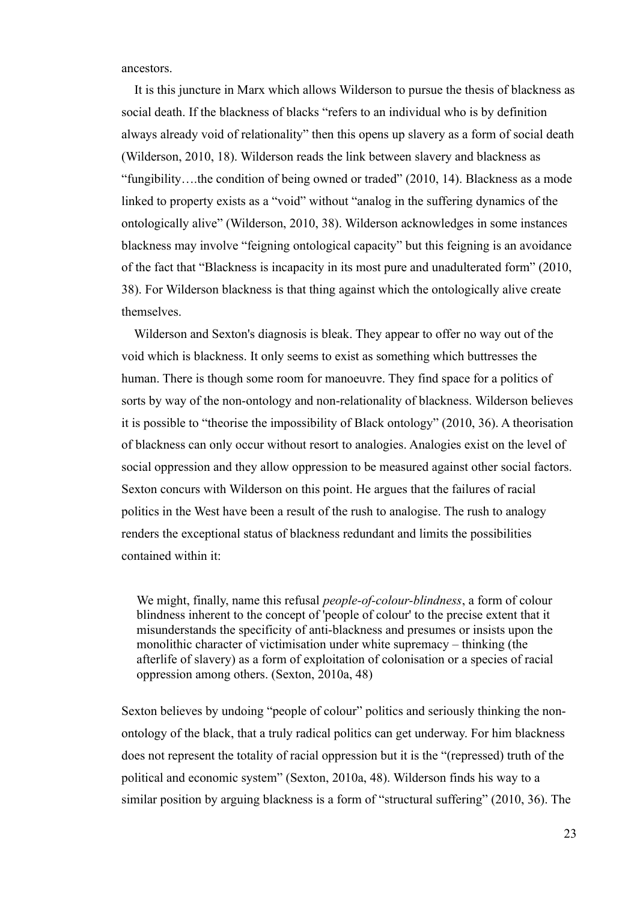ancestors.

It is this juncture in Marx which allows Wilderson to pursue the thesis of blackness as social death. If the blackness of blacks "refers to an individual who is by definition always already void of relationality" then this opens up slavery as a form of social death (Wilderson, 2010, 18). Wilderson reads the link between slavery and blackness as "fungibility….the condition of being owned or traded" (2010, 14). Blackness as a mode linked to property exists as a "void" without "analog in the suffering dynamics of the ontologically alive" (Wilderson, 2010, 38). Wilderson acknowledges in some instances blackness may involve "feigning ontological capacity" but this feigning is an avoidance of the fact that "Blackness is incapacity in its most pure and unadulterated form" (2010, 38). For Wilderson blackness is that thing against which the ontologically alive create themselves.

Wilderson and Sexton's diagnosis is bleak. They appear to offer no way out of the void which is blackness. It only seems to exist as something which buttresses the human. There is though some room for manoeuvre. They find space for a politics of sorts by way of the non-ontology and non-relationality of blackness. Wilderson believes it is possible to "theorise the impossibility of Black ontology" (2010, 36). A theorisation of blackness can only occur without resort to analogies. Analogies exist on the level of social oppression and they allow oppression to be measured against other social factors. Sexton concurs with Wilderson on this point. He argues that the failures of racial politics in the West have been a result of the rush to analogise. The rush to analogy renders the exceptional status of blackness redundant and limits the possibilities contained within it:

> We might, finally, name this refusal *people-of-colour-blindness*, a form of colour blindness inherent to the concept of 'people of colour' to the precise extent that it misunderstands the specificity of anti-blackness and presumes or insists upon the monolithic character of victimisation under white supremacy – thinking (the afterlife of slavery) as a form of exploitation of colonisation or a species of racial oppression among others. (Sexton, 2010a, 48)

Sexton believes by undoing "people of colour" politics and seriously thinking the non-ontology of the black, that a truly radical politics can get underway. For him blackness does not represent the totality of racial oppression but it is the "(repressed) truth of the political and economic system" (Sexton, 2010a, 48). Wilderson finds his way to a similar position by arguing blackness is a form of "structural suffering" (2010, 36). The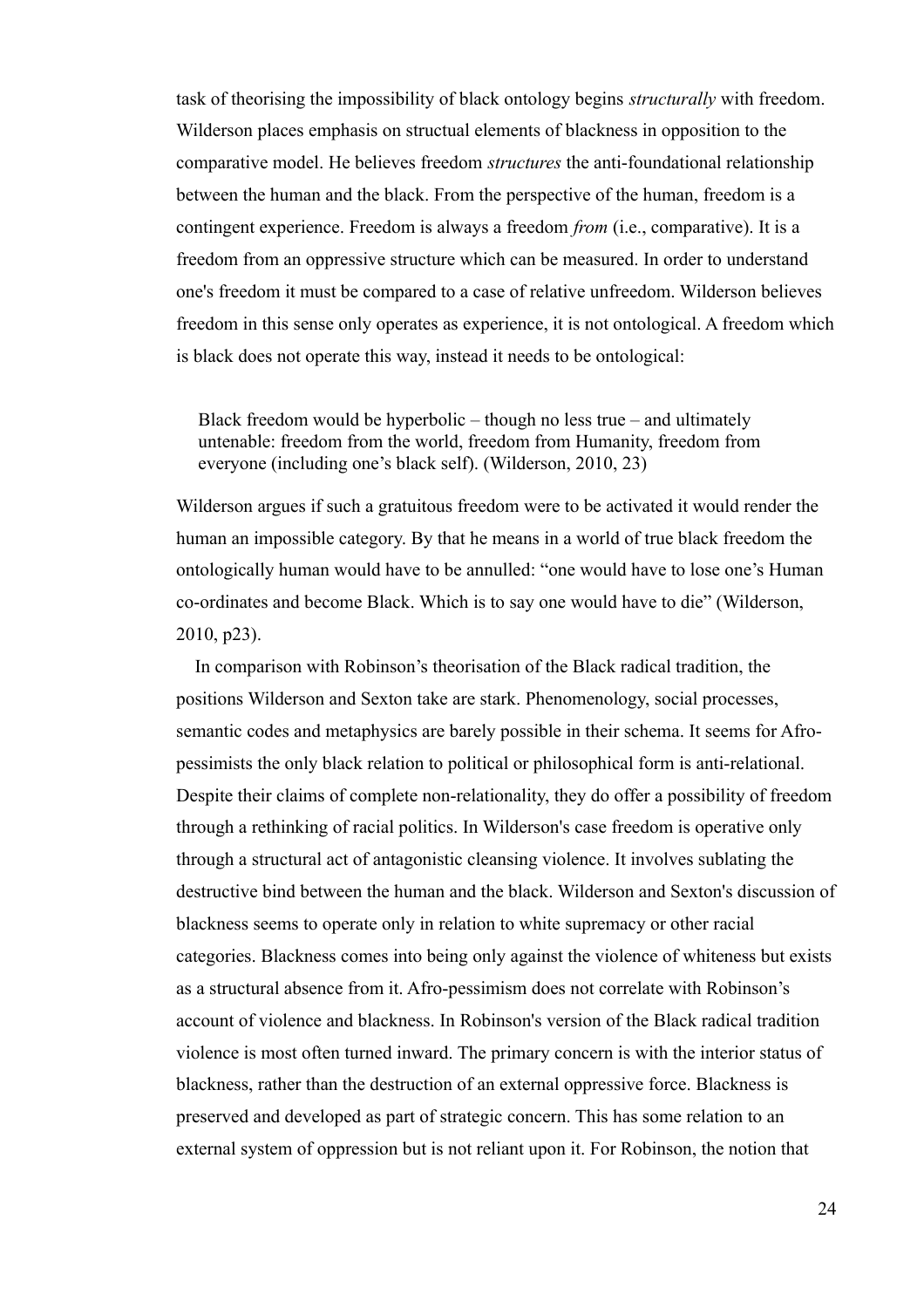task of theorising the impossibility of black ontology begins *structurally* with freedom. Wilderson places emphasis on structual elements of blackness in opposition to the comparative model. He believes freedom *structures* the anti-foundational relationship between the human and the black. From the perspective of the human, freedom is a contingent experience. Freedom is always a freedom *from* (i.e., comparative). It is a freedom from an oppressive structure which can be measured. In order to understand one's freedom it must be compared to a case of relative unfreedom. Wilderson believes freedom in this sense only operates as experience, it is not ontological. A freedom which is black does not operate this way, instead it needs to be ontological:

> Black freedom would be hyperbolic – though no less true – and ultimately untenable: freedom from the world, freedom from Humanity, freedom from everyone (including one's black self). (Wilderson, 2010, 23)

Wilderson argues if such a gratuitous freedom were to be activated it would render the human an impossible category. By that he means in a world of true black freedom the ontologically human would have to be annulled: "one would have to lose one's Human co-ordinates and become Black. Which is to say one would have to die" (Wilderson, 2010, p23).

In comparison with Robinson's theorisation of the Black radical tradition, the positions Wilderson and Sexton take are stark. Phenomenology, social processes, semantic codes and metaphysics are barely possible in their schema. It seems for Afro-pessimists the only black relation to political or philosophical form is anti-relational. Despite their claims of complete non-relationality, they do offer a possibility of freedom through a rethinking of racial politics. In Wilderson's case freedom is operative only through a structural act of antagonistic cleansing violence. It involves sublating the destructive bind between the human and the black. Wilderson and Sexton's discussion of blackness seems to operate only in relation to white supremacy or other racial categories. Blackness comes into being only against the violence of whiteness but exists as a structural absence from it. Afro-pessimism does not correlate with Robinson's account of violence and blackness. In Robinson's version of the Black radical tradition violence is most often turned inward. The primary concern is with the interior status of blackness, rather than the destruction of an external oppressive force. Blackness is preserved and developed as part of strategic concern. This has some relation to an external system of oppression but is not reliant upon it. For Robinson, the notion that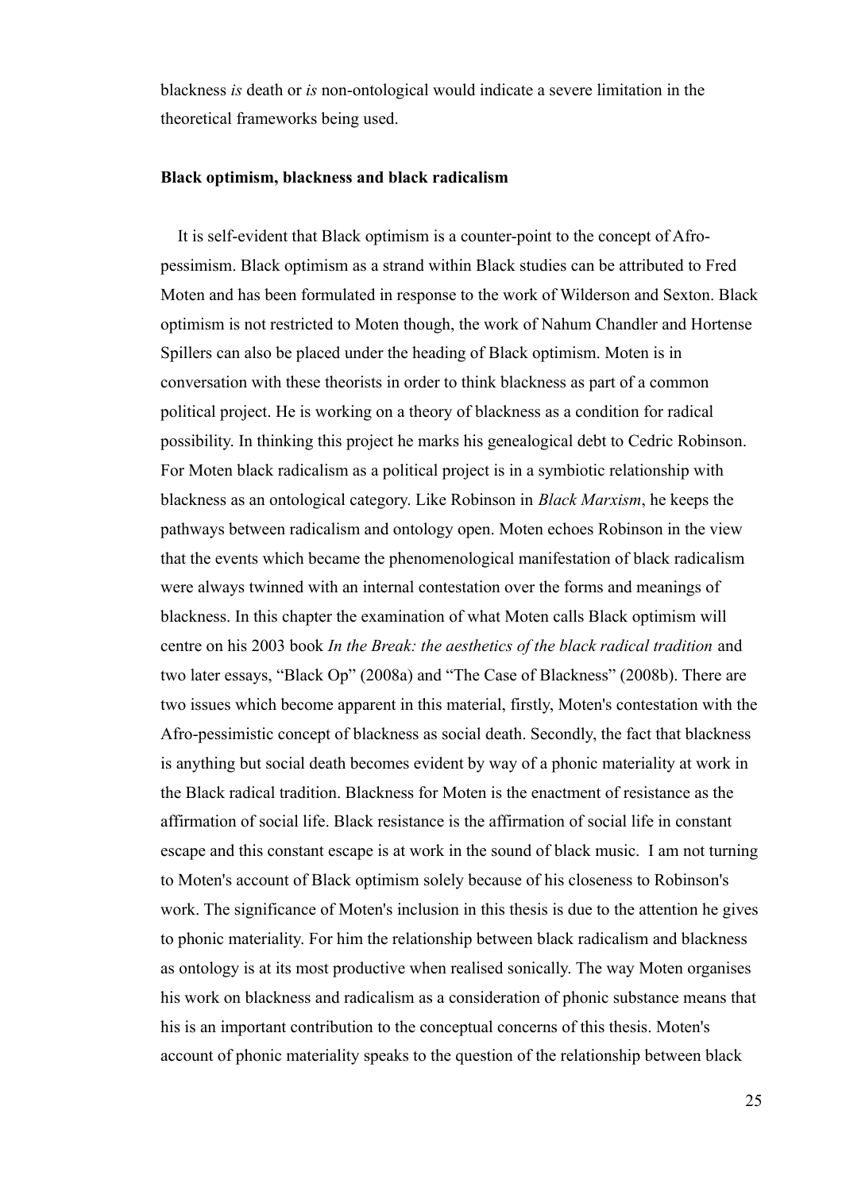blackness *is* death or *is* non-ontological would indicate a severe limitation in the theoretical frameworks being used.

**Black optimism, blackness and black radicalism**

It is self-evident that Black optimism is a counter-point to the concept of Afro-pessimism. Black optimism as a strand within Black studies can be attributed to Fred Moten and has been formulated in response to the work of Wilderson and Sexton. Black optimism is not restricted to Moten though, the work of Nahum Chandler and Hortense Spillers can also be placed under the heading of Black optimism. Moten is in conversation with these theorists in order to think blackness as part of a common political project. He is working on a theory of blackness as a condition for radical possibility. In thinking this project he marks his genealogical debt to Cedric Robinson. For Moten black radicalism as a political project is in a symbiotic relationship with blackness as an ontological category. Like Robinson in *Black Marxism*, he keeps the pathways between radicalism and ontology open. Moten echoes Robinson in the view that the events which became the phenomenological manifestation of black radicalism were always twinned with an internal contestation over the forms and meanings of blackness. In this chapter the examination of what Moten calls Black optimism will centre on his 2003 book *In the Break: the aesthetics of the black radical tradition* and two later essays, "Black Op" (2008a) and "The Case of Blackness" (2008b). There are two issues which become apparent in this material, firstly, Moten's contestation with the Afro-pessimistic concept of blackness as social death. Secondly, the fact that blackness is anything but social death becomes evident by way of a phonic materiality at work in the Black radical tradition. Blackness for Moten is the enactment of resistance as the affirmation of social life. Black resistance is the affirmation of social life in constant escape and this constant escape is at work in the sound of black music. I am not turning to Moten's account of Black optimism solely because of his closeness to Robinson's work. The significance of Moten's inclusion in this thesis is due to the attention he gives to phonic materiality. For him the relationship between black radicalism and blackness as ontology is at its most productive when realised sonically. The way Moten organises his work on blackness and radicalism as a consideration of phonic substance means that his is an important contribution to the conceptual concerns of this thesis. Moten's account of phonic materiality speaks to the question of the relationship between black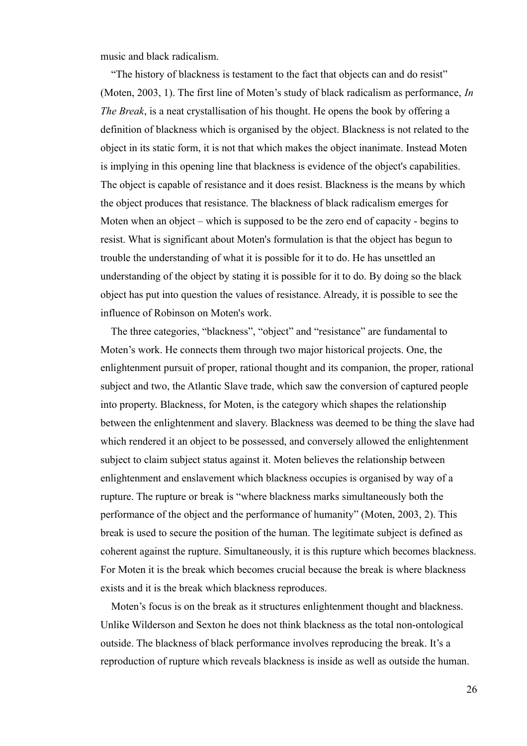music and black radicalism.

"The history of blackness is testament to the fact that objects can and do resist" (Moten, 2003, 1). The first line of Moten's study of black radicalism as performance, *In The Break*, is a neat crystallisation of his thought. He opens the book by offering a definition of blackness which is organised by the object. Blackness is not related to the object in its static form, it is not that which makes the object inanimate. Instead Moten is implying in this opening line that blackness is evidence of the object's capabilities. The object is capable of resistance and it does resist. Blackness is the means by which the object produces that resistance. The blackness of black radicalism emerges for Moten when an object – which is supposed to be the zero end of capacity - begins to resist. What is significant about Moten's formulation is that the object has begun to trouble the understanding of what it is possible for it to do. He has unsettled an understanding of the object by stating it is possible for it to do. By doing so the black object has put into question the values of resistance. Already, it is possible to see the influence of Robinson on Moten's work.

The three categories, "blackness", "object" and "resistance" are fundamental to Moten's work. He connects them through two major historical projects. One, the enlightenment pursuit of proper, rational thought and its companion, the proper, rational subject and two, the Atlantic Slave trade, which saw the conversion of captured people into property. Blackness, for Moten, is the category which shapes the relationship between the enlightenment and slavery. Blackness was deemed to be thing the slave had which rendered it an object to be possessed, and conversely allowed the enlightenment subject to claim subject status against it. Moten believes the relationship between enlightenment and enslavement which blackness occupies is organised by way of a rupture. The rupture or break is "where blackness marks simultaneously both the performance of the object and the performance of humanity" (Moten, 2003, 2). This break is used to secure the position of the human. The legitimate subject is defined as coherent against the rupture. Simultaneously, it is this rupture which becomes blackness. For Moten it is the break which becomes crucial because the break is where blackness exists and it is the break which blackness reproduces.

Moten's focus is on the break as it structures enlightenment thought and blackness. Unlike Wilderson and Sexton he does not think blackness as the total non-ontological outside. The blackness of black performance involves reproducing the break. It's a reproduction of rupture which reveals blackness is inside as well as outside the human.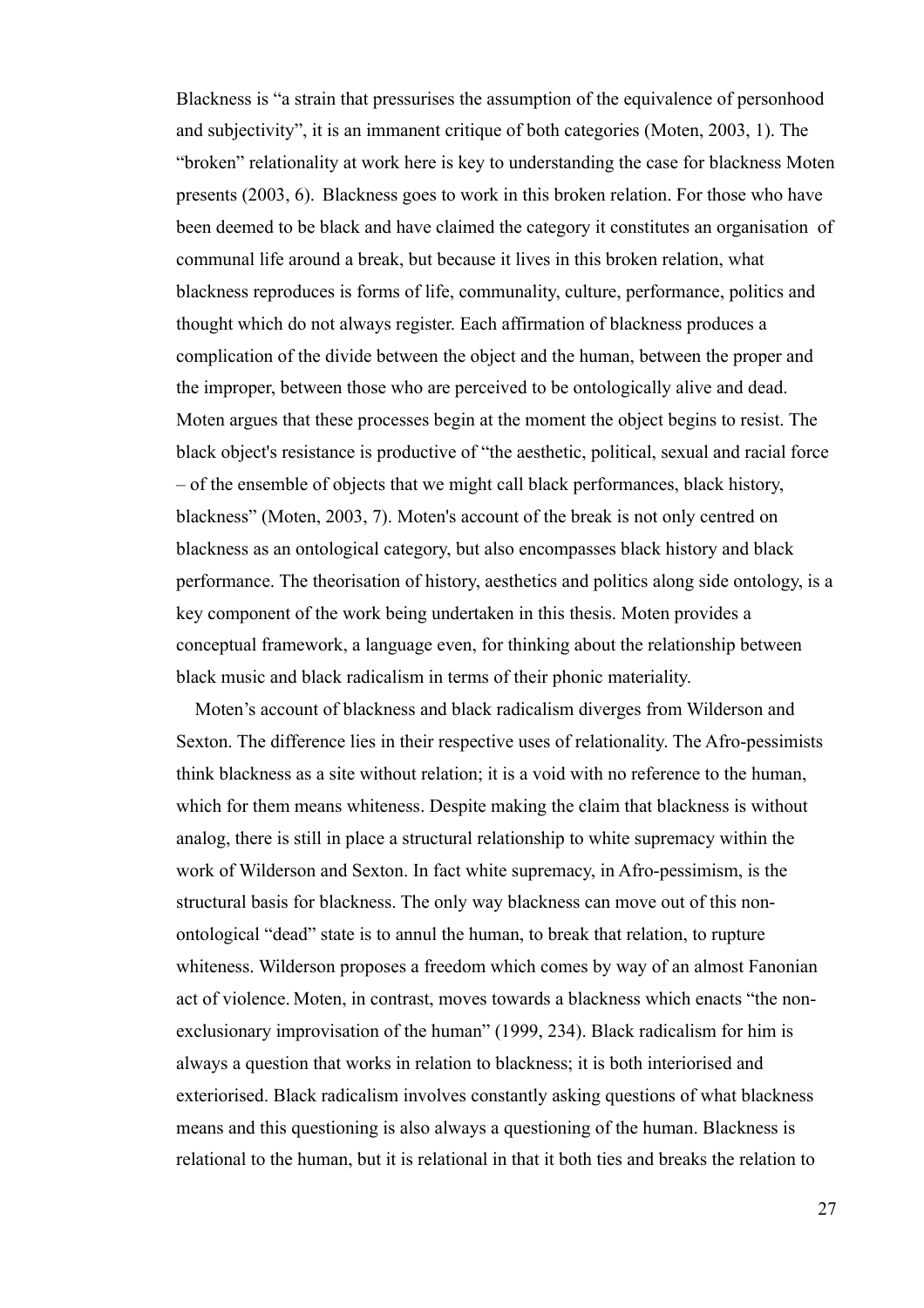Blackness is "a strain that pressurises the assumption of the equivalence of personhood and subjectivity", it is an immanent critique of both categories (Moten, 2003, 1). The "broken" relationality at work here is key to understanding the case for blackness Moten presents (2003, 6). Blackness goes to work in this broken relation. For those who have been deemed to be black and have claimed the category it constitutes an organisation of communal life around a break, but because it lives in this broken relation, what blackness reproduces is forms of life, communality, culture, performance, politics and thought which do not always register. Each affirmation of blackness produces a complication of the divide between the object and the human, between the proper and the improper, between those who are perceived to be ontologically alive and dead. Moten argues that these processes begin at the moment the object begins to resist. The black object's resistance is productive of "the aesthetic, political, sexual and racial force – of the ensemble of objects that we might call black performances, black history, blackness" (Moten, 2003, 7). Moten's account of the break is not only centred on blackness as an ontological category, but also encompasses black history and black performance. The theorisation of history, aesthetics and politics along side ontology, is a key component of the work being undertaken in this thesis. Moten provides a conceptual framework, a language even, for thinking about the relationship between black music and black radicalism in terms of their phonic materiality.

Moten's account of blackness and black radicalism diverges from Wilderson and Sexton. The difference lies in their respective uses of relationality. The Afro-pessimists think blackness as a site without relation; it is a void with no reference to the human, which for them means whiteness. Despite making the claim that blackness is without analog, there is still in place a structural relationship to white supremacy within the work of Wilderson and Sexton. In fact white supremacy, in Afro-pessimism, is the structural basis for blackness. The only way blackness can move out of this non-ontological "dead" state is to annul the human, to break that relation, to rupture whiteness. Wilderson proposes a freedom which comes by way of an almost Fanonian act of violence. Moten, in contrast, moves towards a blackness which enacts "the non-exclusionary improvisation of the human" (1999, 234). Black radicalism for him is always a question that works in relation to blackness; it is both interiorised and exteriorised. Black radicalism involves constantly asking questions of what blackness means and this questioning is also always a questioning of the human. Blackness is relational to the human, but it is relational in that it both ties and breaks the relation to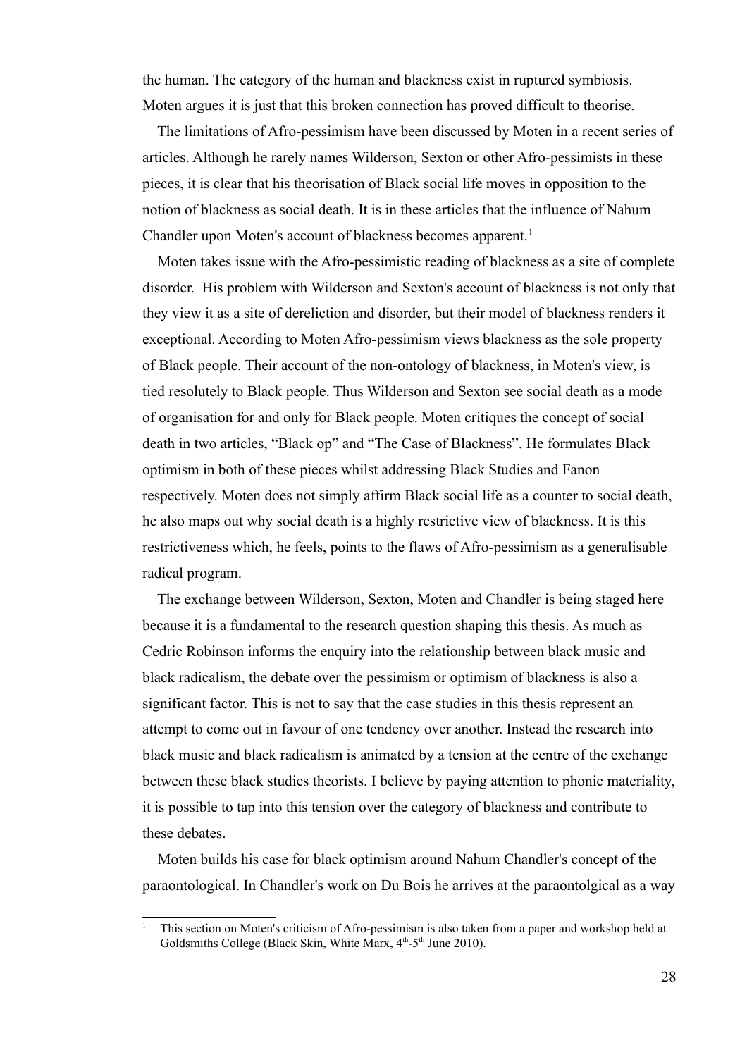the human. The category of the human and blackness exist in ruptured symbiosis. Moten argues it is just that this broken connection has proved difficult to theorise.

The limitations of Afro-pessimism have been discussed by Moten in a recent series of articles. Although he rarely names Wilderson, Sexton or other Afro-pessimists in these pieces, it is clear that his theorisation of Black social life moves in opposition to the notion of blackness as social death. It is in these articles that the influence of Nahum Chandler upon Moten's account of blackness becomes apparent.[1]

Moten takes issue with the Afro-pessimistic reading of blackness as a site of complete disorder. His problem with Wilderson and Sexton's account of blackness is not only that they view it as a site of dereliction and disorder, but their model of blackness renders it exceptional. According to Moten Afro-pessimism views blackness as the sole property of Black people. Their account of the non-ontology of blackness, in Moten's view, is tied resolutely to Black people. Thus Wilderson and Sexton see social death as a mode of organisation for and only for Black people. Moten critiques the concept of social death in two articles, "Black op" and "The Case of Blackness". He formulates Black optimism in both of these pieces whilst addressing Black Studies and Fanon respectively. Moten does not simply affirm Black social life as a counter to social death, he also maps out why social death is a highly restrictive view of blackness. It is this restrictiveness which, he feels, points to the flaws of Afro-pessimism as a generalisable radical program.

The exchange between Wilderson, Sexton, Moten and Chandler is being staged here because it is a fundamental to the research question shaping this thesis. As much as Cedric Robinson informs the enquiry into the relationship between black music and black radicalism, the debate over the pessimism or optimism of blackness is also a significant factor. This is not to say that the case studies in this thesis represent an attempt to come out in favour of one tendency over another. Instead the research into black music and black radicalism is animated by a tension at the centre of the exchange between these black studies theorists. I believe by paying attention to phonic materiality, it is possible to tap into this tension over the category of blackness and contribute to these debates.

Moten builds his case for black optimism around Nahum Chandler's concept of the paraontological. In Chandler's work on Du Bois he arrives at the paraontolgical as a way

[1] This section on Moten's criticism of Afro-pessimism is also taken from a paper and workshop held at Goldsmiths College (Black Skin, White Marx, 4th-5th June 2010).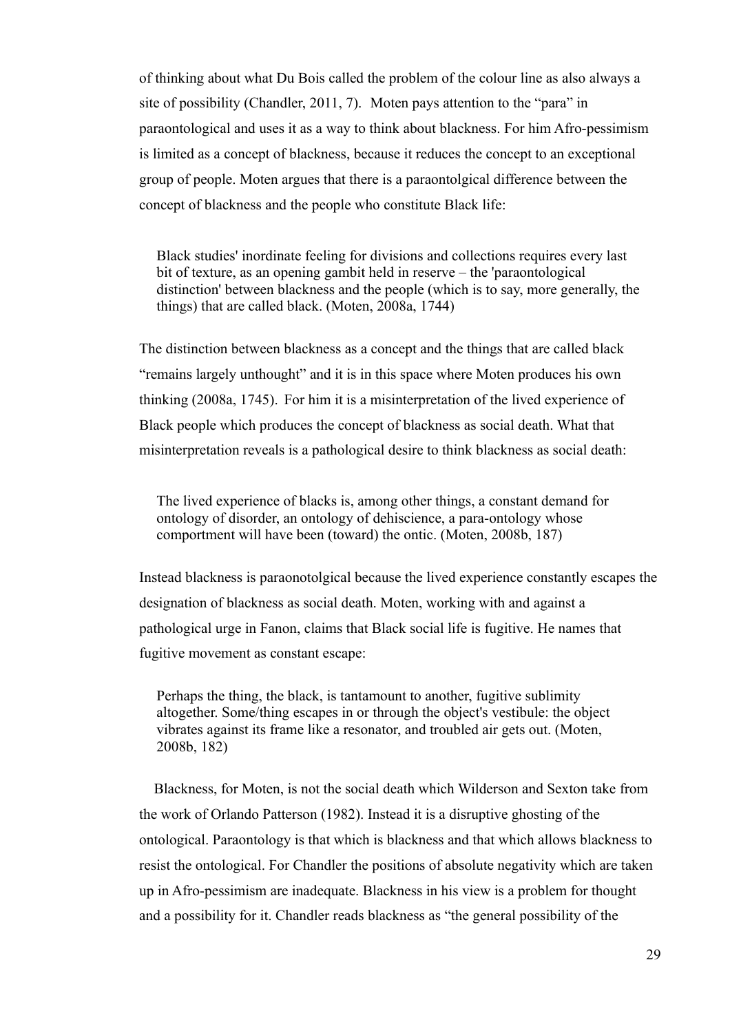of thinking about what Du Bois called the problem of the colour line as also always a site of possibility (Chandler, 2011, 7). Moten pays attention to the "para" in paraontological and uses it as a way to think about blackness. For him Afro-pessimism is limited as a concept of blackness, because it reduces the concept to an exceptional group of people. Moten argues that there is a paraontolgical difference between the concept of blackness and the people who constitute Black life:

> Black studies' inordinate feeling for divisions and collections requires every last bit of texture, as an opening gambit held in reserve – the 'paraontological distinction' between blackness and the people (which is to say, more generally, the things) that are called black. (Moten, 2008a, 1744)

The distinction between blackness as a concept and the things that are called black "remains largely unthought" and it is in this space where Moten produces his own thinking (2008a, 1745). For him it is a misinterpretation of the lived experience of Black people which produces the concept of blackness as social death. What that misinterpretation reveals is a pathological desire to think blackness as social death:

> The lived experience of blacks is, among other things, a constant demand for ontology of disorder, an ontology of dehiscience, a para-ontology whose comportment will have been (toward) the ontic. (Moten, 2008b, 187)

Instead blackness is paraonotolgical because the lived experience constantly escapes the designation of blackness as social death. Moten, working with and against a pathological urge in Fanon, claims that Black social life is fugitive. He names that fugitive movement as constant escape:

> Perhaps the thing, the black, is tantamount to another, fugitive sublimity altogether. Some/thing escapes in or through the object's vestibule: the object vibrates against its frame like a resonator, and troubled air gets out. (Moten, 2008b, 182)

Blackness, for Moten, is not the social death which Wilderson and Sexton take from the work of Orlando Patterson (1982). Instead it is a disruptive ghosting of the ontological. Paraontology is that which is blackness and that which allows blackness to resist the ontological. For Chandler the positions of absolute negativity which are taken up in Afro-pessimism are inadequate. Blackness in his view is a problem for thought and a possibility for it. Chandler reads blackness as "the general possibility of the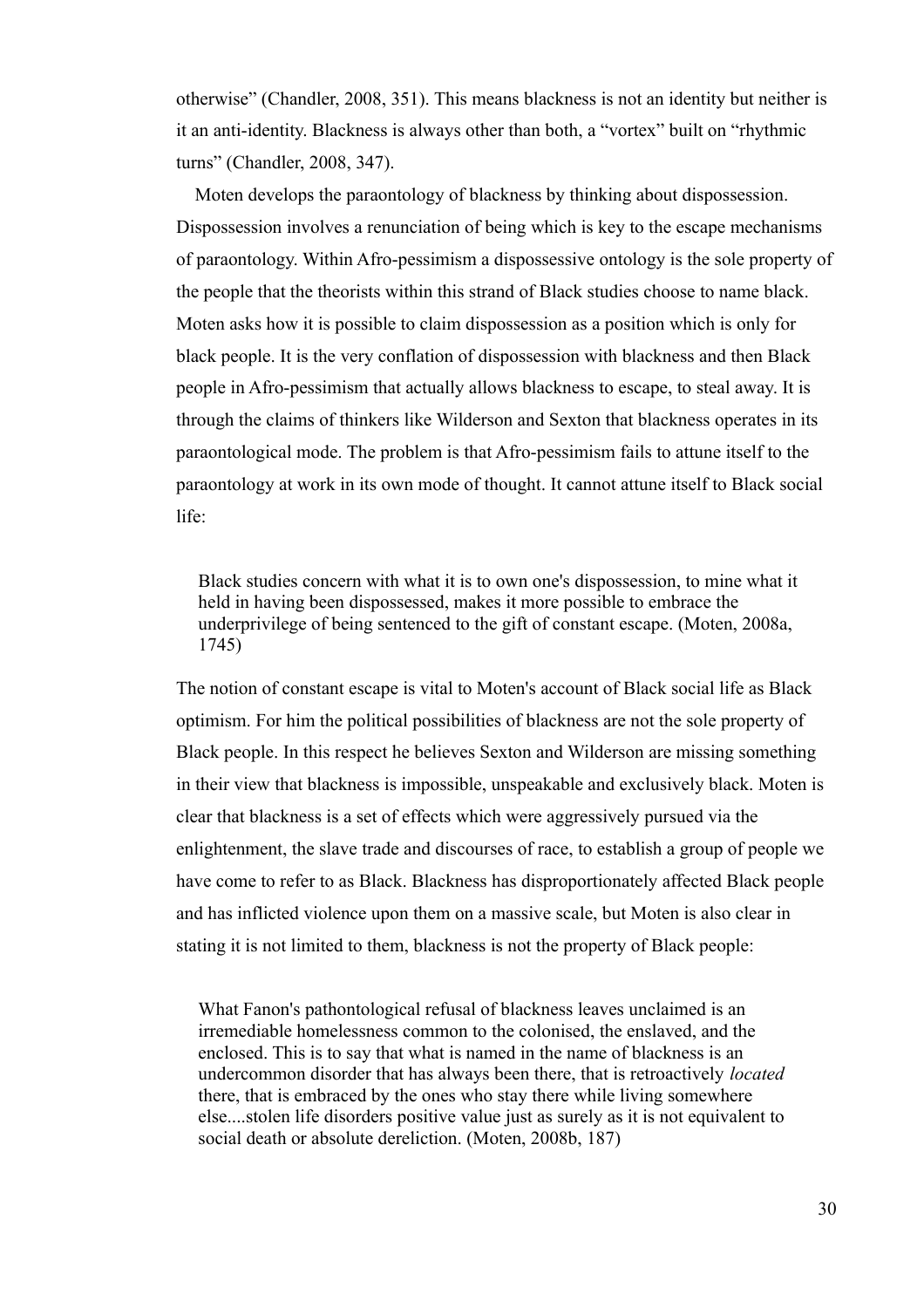otherwise" (Chandler, 2008, 351). This means blackness is not an identity but neither is it an anti-identity. Blackness is always other than both, a "vortex" built on "rhythmic turns" (Chandler, 2008, 347).

Moten develops the paraontology of blackness by thinking about dispossession. Dispossession involves a renunciation of being which is key to the escape mechanisms of paraontology. Within Afro-pessimism a dispossessive ontology is the sole property of the people that the theorists within this strand of Black studies choose to name black. Moten asks how it is possible to claim dispossession as a position which is only for black people. It is the very conflation of dispossession with blackness and then Black people in Afro-pessimism that actually allows blackness to escape, to steal away. It is through the claims of thinkers like Wilderson and Sexton that blackness operates in its paraontological mode. The problem is that Afro-pessimism fails to attune itself to the paraontology at work in its own mode of thought. It cannot attune itself to Black social life:

> Black studies concern with what it is to own one's dispossession, to mine what it held in having been dispossessed, makes it more possible to embrace the underprivilege of being sentenced to the gift of constant escape. (Moten, 2008a, 1745)

The notion of constant escape is vital to Moten's account of Black social life as Black optimism. For him the political possibilities of blackness are not the sole property of Black people. In this respect he believes Sexton and Wilderson are missing something in their view that blackness is impossible, unspeakable and exclusively black. Moten is clear that blackness is a set of effects which were aggressively pursued via the enlightenment, the slave trade and discourses of race, to establish a group of people we have come to refer to as Black. Blackness has disproportionately affected Black people and has inflicted violence upon them on a massive scale, but Moten is also clear in stating it is not limited to them, blackness is not the property of Black people:

> What Fanon's pathontological refusal of blackness leaves unclaimed is an irremediable homelessness common to the colonised, the enslaved, and the enclosed. This is to say that what is named in the name of blackness is an undercommon disorder that has always been there, that is retroactively *located* there, that is embraced by the ones who stay there while living somewhere else....stolen life disorders positive value just as surely as it is not equivalent to social death or absolute dereliction. (Moten, 2008b, 187)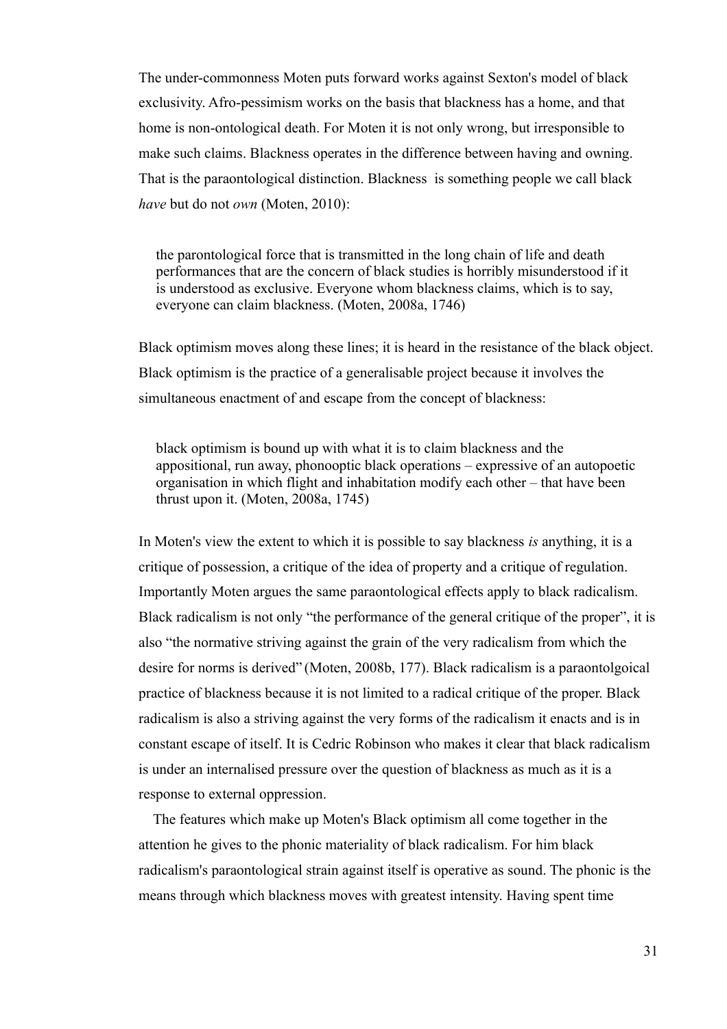The under-commonness Moten puts forward works against Sexton's model of black exclusivity. Afro-pessimism works on the basis that blackness has a home, and that home is non-ontological death. For Moten it is not only wrong, but irresponsible to make such claims. Blackness operates in the difference between having and owning. That is the paraontological distinction. Blackness is something people we call black *have* but do not *own* (Moten, 2010):

> the parontological force that is transmitted in the long chain of life and death performances that are the concern of black studies is horribly misunderstood if it is understood as exclusive. Everyone whom blackness claims, which is to say, everyone can claim blackness. (Moten, 2008a, 1746)

Black optimism moves along these lines; it is heard in the resistance of the black object. Black optimism is the practice of a generalisable project because it involves the simultaneous enactment of and escape from the concept of blackness:

> black optimism is bound up with what it is to claim blackness and the appositional, run away, phonooptic black operations – expressive of an autopoetic organisation in which flight and inhabitation modify each other – that have been thrust upon it. (Moten, 2008a, 1745)

In Moten's view the extent to which it is possible to say blackness *is* anything, it is a critique of possession, a critique of the idea of property and a critique of regulation. Importantly Moten argues the same paraontological effects apply to black radicalism. Black radicalism is not only "the performance of the general critique of the proper", it is also "the normative striving against the grain of the very radicalism from which the desire for norms is derived" (Moten, 2008b, 177). Black radicalism is a paraontolgoical practice of blackness because it is not limited to a radical critique of the proper. Black radicalism is also a striving against the very forms of the radicalism it enacts and is in constant escape of itself. It is Cedric Robinson who makes it clear that black radicalism is under an internalised pressure over the question of blackness as much as it is a response to external oppression.

The features which make up Moten's Black optimism all come together in the attention he gives to the phonic materiality of black radicalism. For him black radicalism's paraontological strain against itself is operative as sound. The phonic is the means through which blackness moves with greatest intensity. Having spent time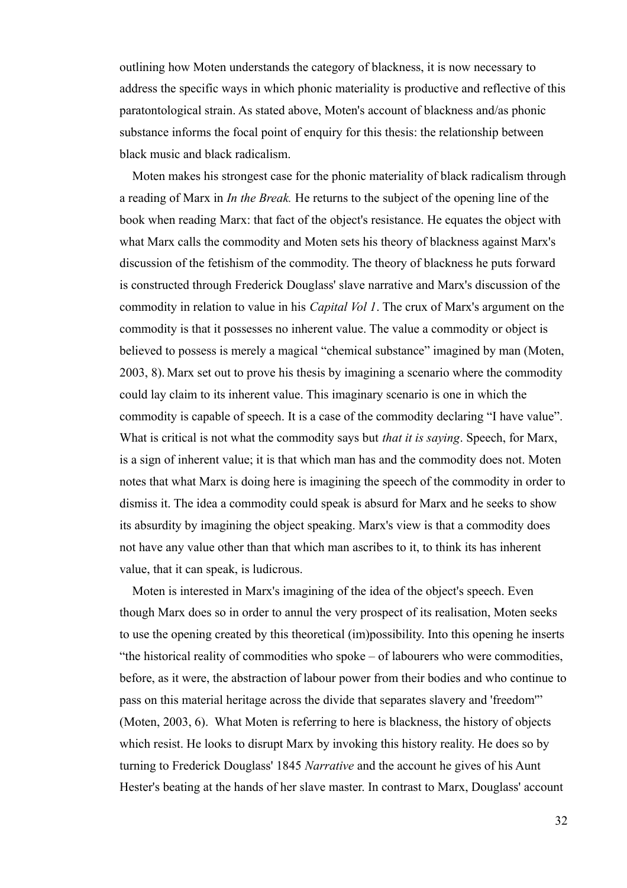outlining how Moten understands the category of blackness, it is now necessary to address the specific ways in which phonic materiality is productive and reflective of this paratontological strain. As stated above, Moten's account of blackness and/as phonic substance informs the focal point of enquiry for this thesis: the relationship between black music and black radicalism.

Moten makes his strongest case for the phonic materiality of black radicalism through a reading of Marx in *In the Break.* He returns to the subject of the opening line of the book when reading Marx: that fact of the object's resistance. He equates the object with what Marx calls the commodity and Moten sets his theory of blackness against Marx's discussion of the fetishism of the commodity. The theory of blackness he puts forward is constructed through Frederick Douglass' slave narrative and Marx's discussion of the commodity in relation to value in his *Capital Vol 1*. The crux of Marx's argument on the commodity is that it possesses no inherent value. The value a commodity or object is believed to possess is merely a magical "chemical substance" imagined by man (Moten, 2003, 8). Marx set out to prove his thesis by imagining a scenario where the commodity could lay claim to its inherent value. This imaginary scenario is one in which the commodity is capable of speech. It is a case of the commodity declaring "I have value". What is critical is not what the commodity says but *that it is saying*. Speech, for Marx, is a sign of inherent value; it is that which man has and the commodity does not. Moten notes that what Marx is doing here is imagining the speech of the commodity in order to dismiss it. The idea a commodity could speak is absurd for Marx and he seeks to show its absurdity by imagining the object speaking. Marx's view is that a commodity does not have any value other than that which man ascribes to it, to think its has inherent value, that it can speak, is ludicrous.

Moten is interested in Marx's imagining of the idea of the object's speech. Even though Marx does so in order to annul the very prospect of its realisation, Moten seeks to use the opening created by this theoretical (im)possibility. Into this opening he inserts "the historical reality of commodities who spoke – of labourers who were commodities, before, as it were, the abstraction of labour power from their bodies and who continue to pass on this material heritage across the divide that separates slavery and 'freedom'" (Moten, 2003, 6). What Moten is referring to here is blackness, the history of objects which resist. He looks to disrupt Marx by invoking this history reality. He does so by turning to Frederick Douglass' 1845 *Narrative* and the account he gives of his Aunt Hester's beating at the hands of her slave master. In contrast to Marx, Douglass' account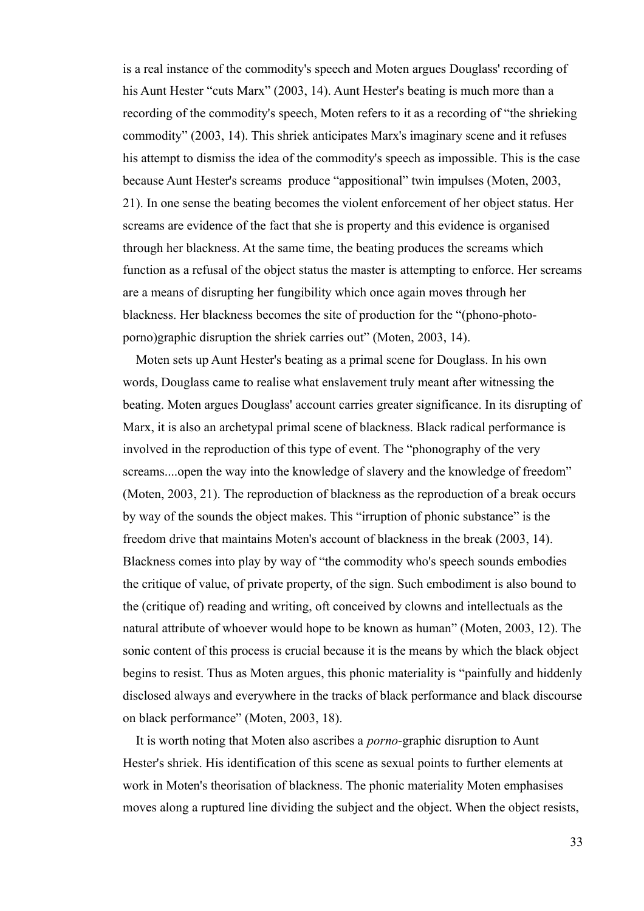is a real instance of the commodity's speech and Moten argues Douglass' recording of his Aunt Hester "cuts Marx" (2003, 14). Aunt Hester's beating is much more than a recording of the commodity's speech, Moten refers to it as a recording of "the shrieking commodity" (2003, 14). This shriek anticipates Marx's imaginary scene and it refuses his attempt to dismiss the idea of the commodity's speech as impossible. This is the case because Aunt Hester's screams produce "appositional" twin impulses (Moten, 2003, 21). In one sense the beating becomes the violent enforcement of her object status. Her screams are evidence of the fact that she is property and this evidence is organised through her blackness. At the same time, the beating produces the screams which function as a refusal of the object status the master is attempting to enforce. Her screams are a means of disrupting her fungibility which once again moves through her blackness. Her blackness becomes the site of production for the "(phono-photo-porno)graphic disruption the shriek carries out" (Moten, 2003, 14).

Moten sets up Aunt Hester's beating as a primal scene for Douglass. In his own words, Douglass came to realise what enslavement truly meant after witnessing the beating. Moten argues Douglass' account carries greater significance. In its disrupting of Marx, it is also an archetypal primal scene of blackness. Black radical performance is involved in the reproduction of this type of event. The "phonography of the very screams....open the way into the knowledge of slavery and the knowledge of freedom" (Moten, 2003, 21). The reproduction of blackness as the reproduction of a break occurs by way of the sounds the object makes. This "irruption of phonic substance" is the freedom drive that maintains Moten's account of blackness in the break (2003, 14). Blackness comes into play by way of "the commodity who's speech sounds embodies the critique of value, of private property, of the sign. Such embodiment is also bound to the (critique of) reading and writing, oft conceived by clowns and intellectuals as the natural attribute of whoever would hope to be known as human" (Moten, 2003, 12). The sonic content of this process is crucial because it is the means by which the black object begins to resist. Thus as Moten argues, this phonic materiality is "painfully and hiddenly disclosed always and everywhere in the tracks of black performance and black discourse on black performance" (Moten, 2003, 18).

It is worth noting that Moten also ascribes a *porno*-graphic disruption to Aunt Hester's shriek. His identification of this scene as sexual points to further elements at work in Moten's theorisation of blackness. The phonic materiality Moten emphasises moves along a ruptured line dividing the subject and the object. When the object resists,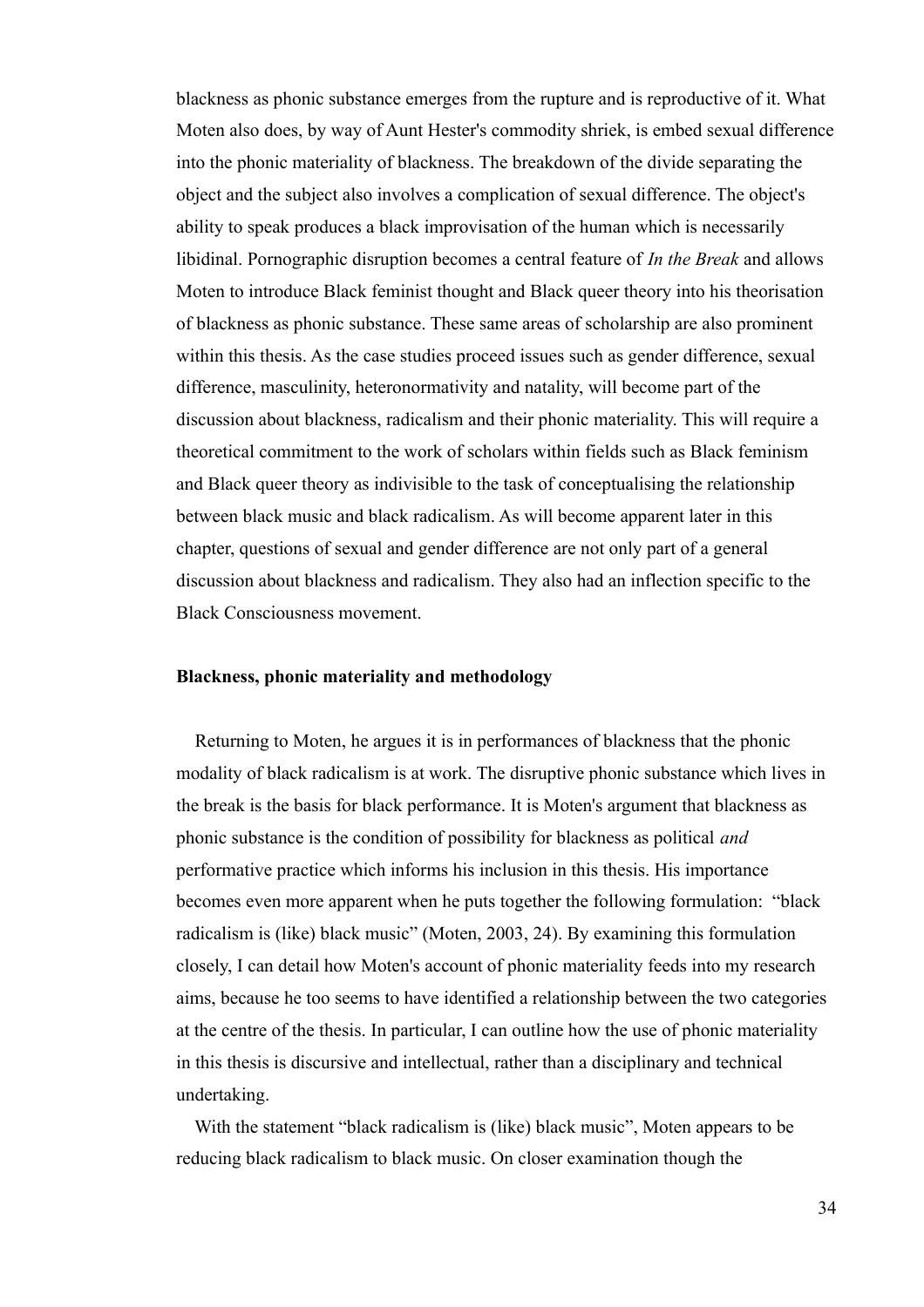blackness as phonic substance emerges from the rupture and is reproductive of it. What Moten also does, by way of Aunt Hester's commodity shriek, is embed sexual difference into the phonic materiality of blackness. The breakdown of the divide separating the object and the subject also involves a complication of sexual difference. The object's ability to speak produces a black improvisation of the human which is necessarily libidinal. Pornographic disruption becomes a central feature of *In the Break* and allows Moten to introduce Black feminist thought and Black queer theory into his theorisation of blackness as phonic substance. These same areas of scholarship are also prominent within this thesis. As the case studies proceed issues such as gender difference, sexual difference, masculinity, heteronormativity and natality, will become part of the discussion about blackness, radicalism and their phonic materiality. This will require a theoretical commitment to the work of scholars within fields such as Black feminism and Black queer theory as indivisible to the task of conceptualising the relationship between black music and black radicalism. As will become apparent later in this chapter, questions of sexual and gender difference are not only part of a general discussion about blackness and radicalism. They also had an inflection specific to the Black Consciousness movement.

**Blackness, phonic materiality and methodology**

Returning to Moten, he argues it is in performances of blackness that the phonic modality of black radicalism is at work. The disruptive phonic substance which lives in the break is the basis for black performance. It is Moten's argument that blackness as phonic substance is the condition of possibility for blackness as political *and* performative practice which informs his inclusion in this thesis. His importance becomes even more apparent when he puts together the following formulation: "black radicalism is (like) black music" (Moten, 2003, 24). By examining this formulation closely, I can detail how Moten's account of phonic materiality feeds into my research aims, because he too seems to have identified a relationship between the two categories at the centre of the thesis. In particular, I can outline how the use of phonic materiality in this thesis is discursive and intellectual, rather than a disciplinary and technical undertaking.

With the statement "black radicalism is (like) black music", Moten appears to be reducing black radicalism to black music. On closer examination though the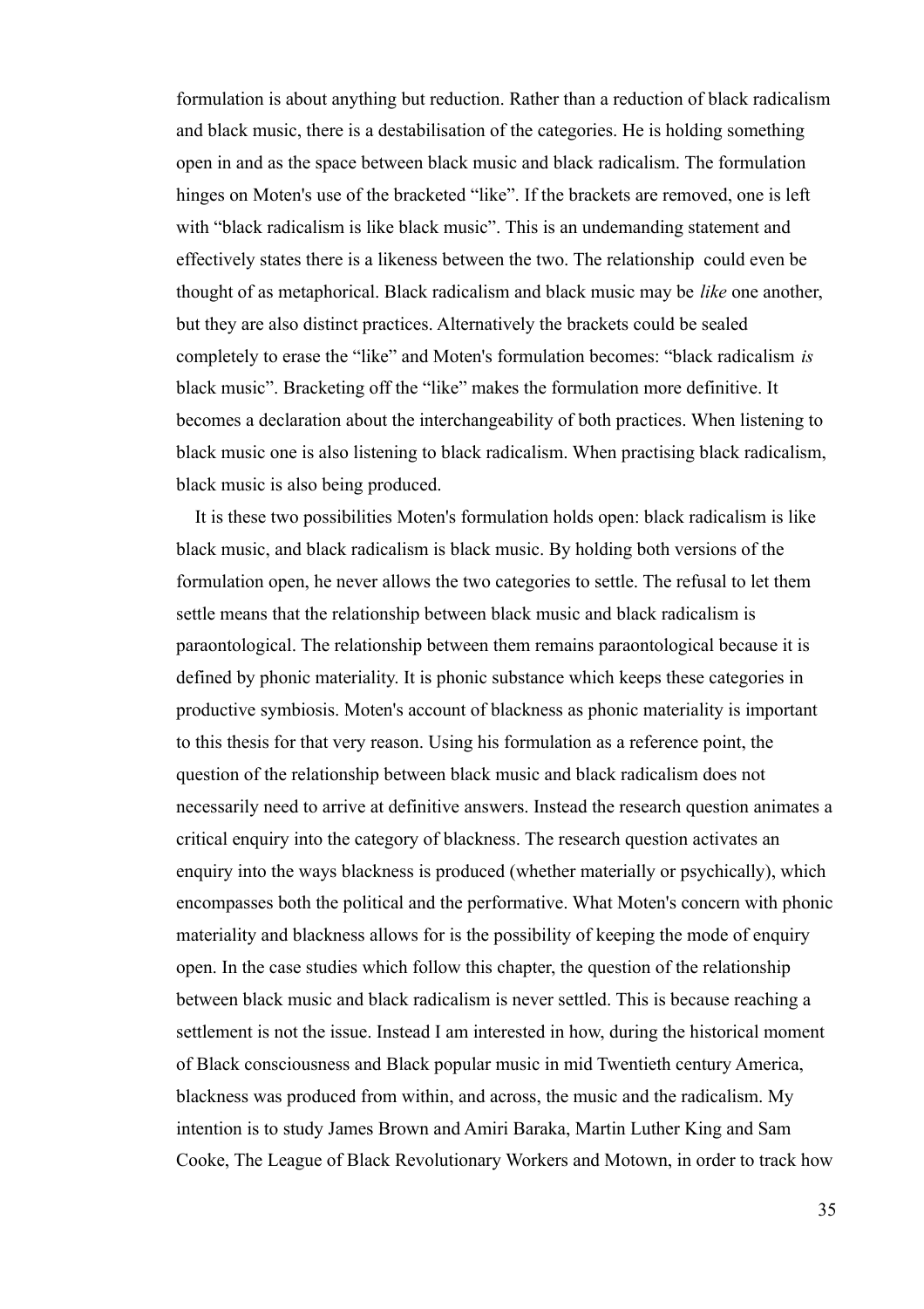formulation is about anything but reduction. Rather than a reduction of black radicalism and black music, there is a destabilisation of the categories. He is holding something open in and as the space between black music and black radicalism. The formulation hinges on Moten's use of the bracketed "like". If the brackets are removed, one is left with "black radicalism is like black music". This is an undemanding statement and effectively states there is a likeness between the two. The relationship could even be thought of as metaphorical. Black radicalism and black music may be *like* one another, but they are also distinct practices. Alternatively the brackets could be sealed completely to erase the "like" and Moten's formulation becomes: "black radicalism *is* black music". Bracketing off the "like" makes the formulation more definitive. It becomes a declaration about the interchangeability of both practices. When listening to black music one is also listening to black radicalism. When practising black radicalism, black music is also being produced.

It is these two possibilities Moten's formulation holds open: black radicalism is like black music, and black radicalism is black music. By holding both versions of the formulation open, he never allows the two categories to settle. The refusal to let them settle means that the relationship between black music and black radicalism is paraontological. The relationship between them remains paraontological because it is defined by phonic materiality. It is phonic substance which keeps these categories in productive symbiosis. Moten's account of blackness as phonic materiality is important to this thesis for that very reason. Using his formulation as a reference point, the question of the relationship between black music and black radicalism does not necessarily need to arrive at definitive answers. Instead the research question animates a critical enquiry into the category of blackness. The research question activates an enquiry into the ways blackness is produced (whether materially or psychically), which encompasses both the political and the performative. What Moten's concern with phonic materiality and blackness allows for is the possibility of keeping the mode of enquiry open. In the case studies which follow this chapter, the question of the relationship between black music and black radicalism is never settled. This is because reaching a settlement is not the issue. Instead I am interested in how, during the historical moment of Black consciousness and Black popular music in mid Twentieth century America, blackness was produced from within, and across, the music and the radicalism. My intention is to study James Brown and Amiri Baraka, Martin Luther King and Sam Cooke, The League of Black Revolutionary Workers and Motown, in order to track how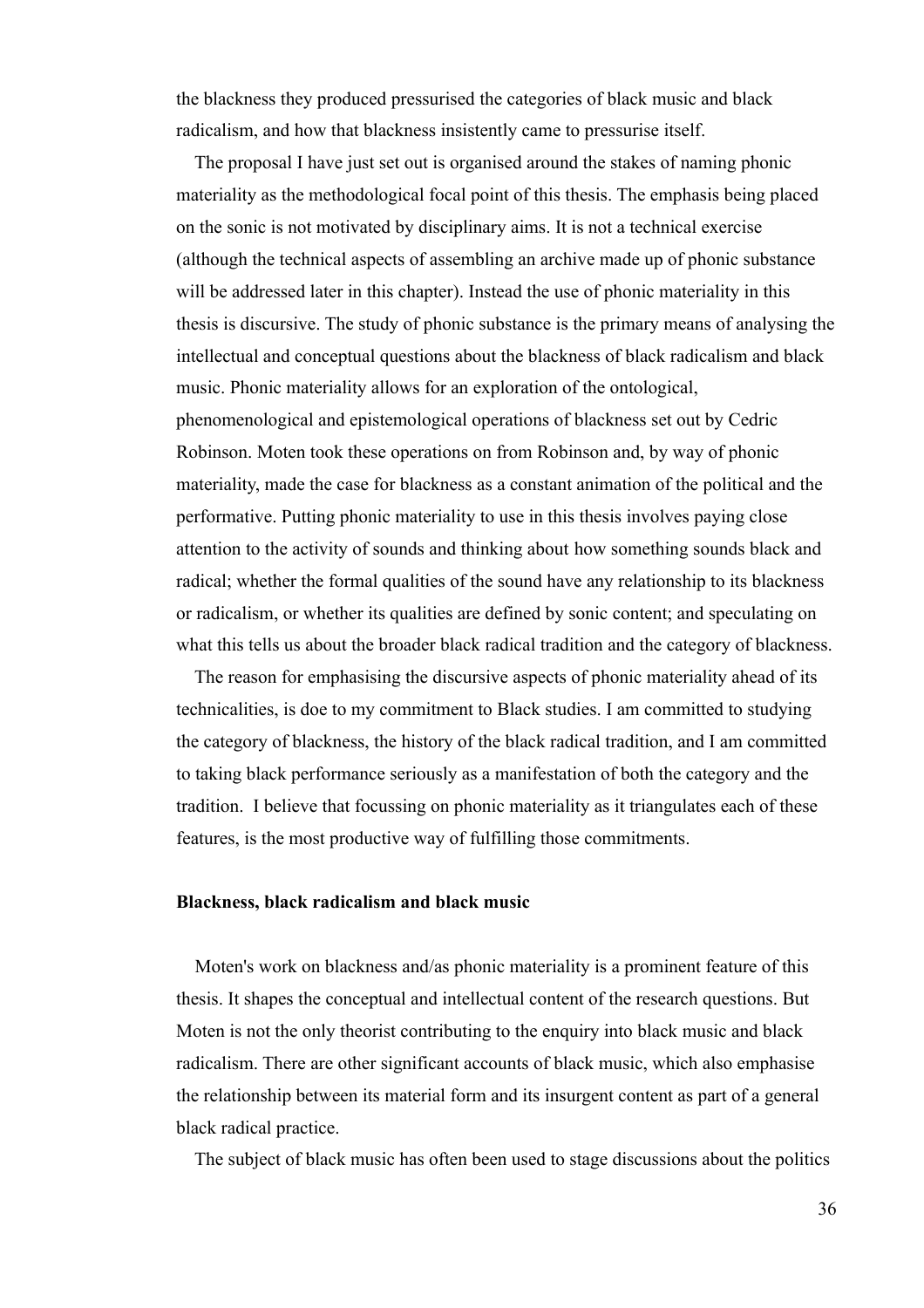the blackness they produced pressurised the categories of black music and black radicalism, and how that blackness insistently came to pressurise itself.

The proposal I have just set out is organised around the stakes of naming phonic materiality as the methodological focal point of this thesis. The emphasis being placed on the sonic is not motivated by disciplinary aims. It is not a technical exercise (although the technical aspects of assembling an archive made up of phonic substance will be addressed later in this chapter). Instead the use of phonic materiality in this thesis is discursive. The study of phonic substance is the primary means of analysing the intellectual and conceptual questions about the blackness of black radicalism and black music. Phonic materiality allows for an exploration of the ontological, phenomenological and epistemological operations of blackness set out by Cedric Robinson. Moten took these operations on from Robinson and, by way of phonic materiality, made the case for blackness as a constant animation of the political and the performative. Putting phonic materiality to use in this thesis involves paying close attention to the activity of sounds and thinking about how something sounds black and radical; whether the formal qualities of the sound have any relationship to its blackness or radicalism, or whether its qualities are defined by sonic content; and speculating on what this tells us about the broader black radical tradition and the category of blackness.

The reason for emphasising the discursive aspects of phonic materiality ahead of its technicalities, is doe to my commitment to Black studies. I am committed to studying the category of blackness, the history of the black radical tradition, and I am committed to taking black performance seriously as a manifestation of both the category and the tradition. I believe that focussing on phonic materiality as it triangulates each of these features, is the most productive way of fulfilling those commitments.

**Blackness, black radicalism and black music**

Moten's work on blackness and/as phonic materiality is a prominent feature of this thesis. It shapes the conceptual and intellectual content of the research questions. But Moten is not the only theorist contributing to the enquiry into black music and black radicalism. There are other significant accounts of black music, which also emphasise the relationship between its material form and its insurgent content as part of a general black radical practice.

The subject of black music has often been used to stage discussions about the politics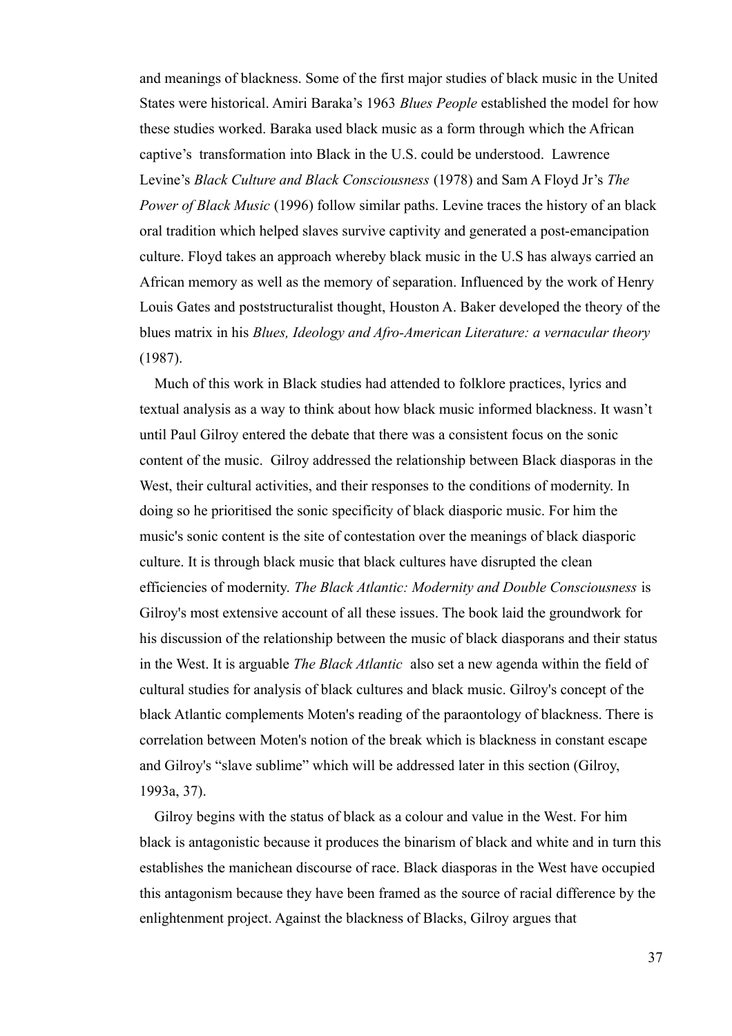and meanings of blackness. Some of the first major studies of black music in the United States were historical. Amiri Baraka's 1963 *Blues People* established the model for how these studies worked. Baraka used black music as a form through which the African captive's transformation into Black in the U.S. could be understood. Lawrence Levine's *Black Culture and Black Consciousness* (1978) and Sam A Floyd Jr's *The Power of Black Music* (1996) follow similar paths. Levine traces the history of an black oral tradition which helped slaves survive captivity and generated a post-emancipation culture. Floyd takes an approach whereby black music in the U.S has always carried an African memory as well as the memory of separation. Influenced by the work of Henry Louis Gates and poststructuralist thought, Houston A. Baker developed the theory of the blues matrix in his *Blues, Ideology and Afro-American Literature: a vernacular theory* (1987).

Much of this work in Black studies had attended to folklore practices, lyrics and textual analysis as a way to think about how black music informed blackness. It wasn't until Paul Gilroy entered the debate that there was a consistent focus on the sonic content of the music. Gilroy addressed the relationship between Black diasporas in the West, their cultural activities, and their responses to the conditions of modernity. In doing so he prioritised the sonic specificity of black diasporic music. For him the music's sonic content is the site of contestation over the meanings of black diasporic culture. It is through black music that black cultures have disrupted the clean efficiencies of modernity. *The Black Atlantic: Modernity and Double Consciousness* is Gilroy's most extensive account of all these issues. The book laid the groundwork for his discussion of the relationship between the music of black diasporans and their status in the West. It is arguable *The Black Atlantic* also set a new agenda within the field of cultural studies for analysis of black cultures and black music. Gilroy's concept of the black Atlantic complements Moten's reading of the paraontology of blackness. There is correlation between Moten's notion of the break which is blackness in constant escape and Gilroy's "slave sublime" which will be addressed later in this section (Gilroy, 1993a, 37).

Gilroy begins with the status of black as a colour and value in the West. For him black is antagonistic because it produces the binarism of black and white and in turn this establishes the manichean discourse of race. Black diasporas in the West have occupied this antagonism because they have been framed as the source of racial difference by the enlightenment project. Against the blackness of Blacks, Gilroy argues that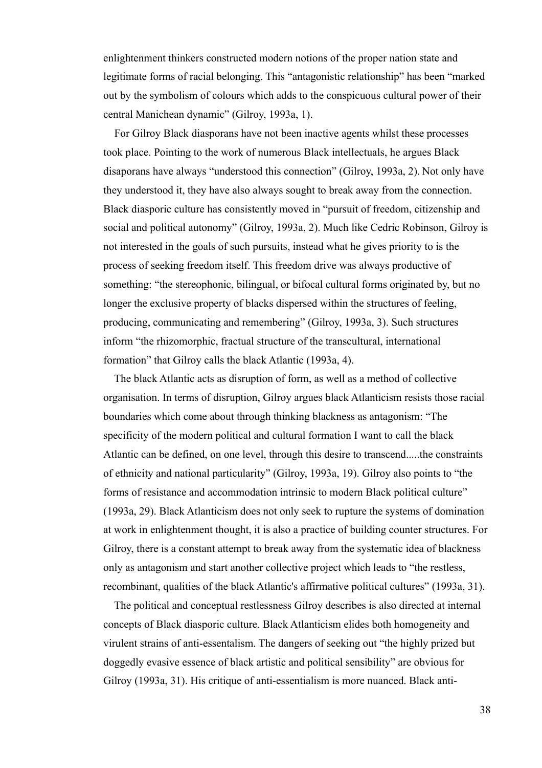enlightenment thinkers constructed modern notions of the proper nation state and legitimate forms of racial belonging. This "antagonistic relationship" has been "marked out by the symbolism of colours which adds to the conspicuous cultural power of their central Manichean dynamic" (Gilroy, 1993a, 1).

For Gilroy Black diasporans have not been inactive agents whilst these processes took place. Pointing to the work of numerous Black intellectuals, he argues Black disaporans have always "understood this connection" (Gilroy, 1993a, 2). Not only have they understood it, they have also always sought to break away from the connection. Black diasporic culture has consistently moved in "pursuit of freedom, citizenship and social and political autonomy" (Gilroy, 1993a, 2). Much like Cedric Robinson, Gilroy is not interested in the goals of such pursuits, instead what he gives priority to is the process of seeking freedom itself. This freedom drive was always productive of something: "the stereophonic, bilingual, or bifocal cultural forms originated by, but no longer the exclusive property of blacks dispersed within the structures of feeling, producing, communicating and remembering" (Gilroy, 1993a, 3). Such structures inform "the rhizomorphic, fractual structure of the transcultural, international formation" that Gilroy calls the black Atlantic (1993a, 4).

The black Atlantic acts as disruption of form, as well as a method of collective organisation. In terms of disruption, Gilroy argues black Atlanticism resists those racial boundaries which come about through thinking blackness as antagonism: "The specificity of the modern political and cultural formation I want to call the black Atlantic can be defined, on one level, through this desire to transcend.....the constraints of ethnicity and national particularity" (Gilroy, 1993a, 19). Gilroy also points to "the forms of resistance and accommodation intrinsic to modern Black political culture" (1993a, 29). Black Atlanticism does not only seek to rupture the systems of domination at work in enlightenment thought, it is also a practice of building counter structures. For Gilroy, there is a constant attempt to break away from the systematic idea of blackness only as antagonism and start another collective project which leads to "the restless, recombinant, qualities of the black Atlantic's affirmative political cultures" (1993a, 31).

The political and conceptual restlessness Gilroy describes is also directed at internal concepts of Black diasporic culture. Black Atlanticism elides both homogeneity and virulent strains of anti-essentialism. The dangers of seeking out "the highly prized but doggedly evasive essence of black artistic and political sensibility" are obvious for Gilroy (1993a, 31). His critique of anti-essentialism is more nuanced. Black anti-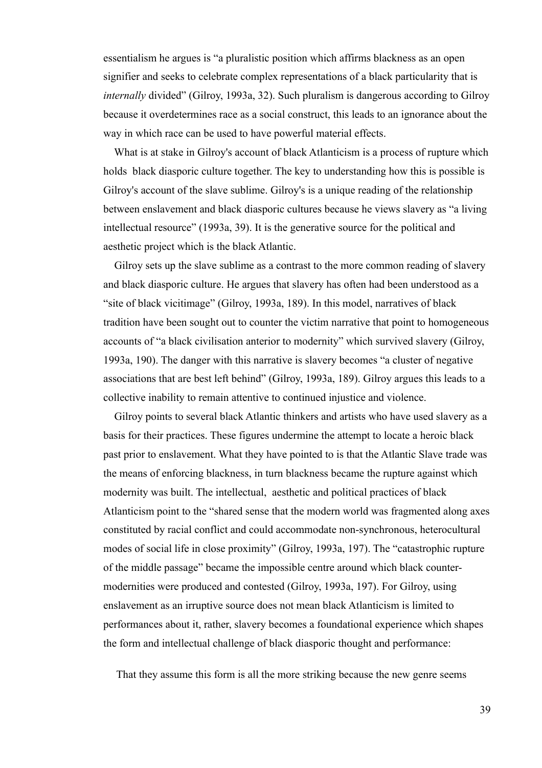essentialism he argues is "a pluralistic position which affirms blackness as an open signifier and seeks to celebrate complex representations of a black particularity that is *internally* divided" (Gilroy, 1993a, 32). Such pluralism is dangerous according to Gilroy because it overdetermines race as a social construct, this leads to an ignorance about the way in which race can be used to have powerful material effects.

What is at stake in Gilroy's account of black Atlanticism is a process of rupture which holds black diasporic culture together. The key to understanding how this is possible is Gilroy's account of the slave sublime. Gilroy's is a unique reading of the relationship between enslavement and black diasporic cultures because he views slavery as "a living intellectual resource" (1993a, 39). It is the generative source for the political and aesthetic project which is the black Atlantic.

Gilroy sets up the slave sublime as a contrast to the more common reading of slavery and black diasporic culture. He argues that slavery has often had been understood as a "site of black vicitimage" (Gilroy, 1993a, 189). In this model, narratives of black tradition have been sought out to counter the victim narrative that point to homogeneous accounts of "a black civilisation anterior to modernity" which survived slavery (Gilroy, 1993a, 190). The danger with this narrative is slavery becomes "a cluster of negative associations that are best left behind" (Gilroy, 1993a, 189). Gilroy argues this leads to a collective inability to remain attentive to continued injustice and violence.

Gilroy points to several black Atlantic thinkers and artists who have used slavery as a basis for their practices. These figures undermine the attempt to locate a heroic black past prior to enslavement. What they have pointed to is that the Atlantic Slave trade was the means of enforcing blackness, in turn blackness became the rupture against which modernity was built. The intellectual, aesthetic and political practices of black Atlanticism point to the "shared sense that the modern world was fragmented along axes constituted by racial conflict and could accommodate non-synchronous, heterocultural modes of social life in close proximity" (Gilroy, 1993a, 197). The "catastrophic rupture of the middle passage" became the impossible centre around which black counter-modernities were produced and contested (Gilroy, 1993a, 197). For Gilroy, using enslavement as an irruptive source does not mean black Atlanticism is limited to performances about it, rather, slavery becomes a foundational experience which shapes the form and intellectual challenge of black diasporic thought and performance:

That they assume this form is all the more striking because the new genre seems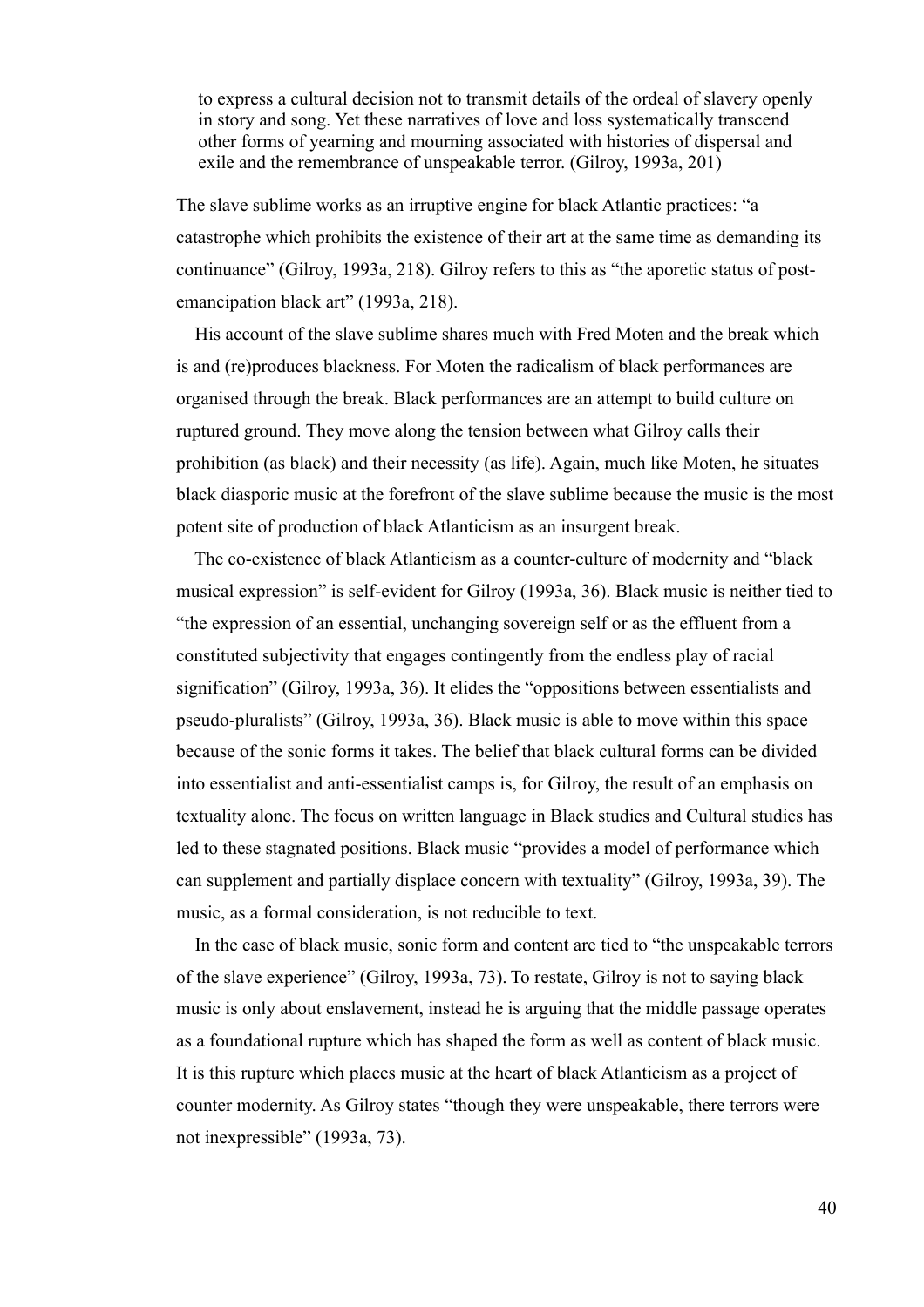> to express a cultural decision not to transmit details of the ordeal of slavery openly in story and song. Yet these narratives of love and loss systematically transcend other forms of yearning and mourning associated with histories of dispersal and exile and the remembrance of unspeakable terror. (Gilroy, 1993a, 201)

The slave sublime works as an irruptive engine for black Atlantic practices: "a catastrophe which prohibits the existence of their art at the same time as demanding its continuance" (Gilroy, 1993a, 218). Gilroy refers to this as "the aporetic status of post-emancipation black art" (1993a, 218).

His account of the slave sublime shares much with Fred Moten and the break which is and (re)produces blackness. For Moten the radicalism of black performances are organised through the break. Black performances are an attempt to build culture on ruptured ground. They move along the tension between what Gilroy calls their prohibition (as black) and their necessity (as life). Again, much like Moten, he situates black diasporic music at the forefront of the slave sublime because the music is the most potent site of production of black Atlanticism as an insurgent break.

The co-existence of black Atlanticism as a counter-culture of modernity and "black musical expression" is self-evident for Gilroy (1993a, 36). Black music is neither tied to "the expression of an essential, unchanging sovereign self or as the effluent from a constituted subjectivity that engages contingently from the endless play of racial signification" (Gilroy, 1993a, 36). It elides the "oppositions between essentialists and pseudo-pluralists" (Gilroy, 1993a, 36). Black music is able to move within this space because of the sonic forms it takes. The belief that black cultural forms can be divided into essentialist and anti-essentialist camps is, for Gilroy, the result of an emphasis on textuality alone. The focus on written language in Black studies and Cultural studies has led to these stagnated positions. Black music "provides a model of performance which can supplement and partially displace concern with textuality" (Gilroy, 1993a, 39). The music, as a formal consideration, is not reducible to text.

In the case of black music, sonic form and content are tied to "the unspeakable terrors of the slave experience" (Gilroy, 1993a, 73). To restate, Gilroy is not to saying black music is only about enslavement, instead he is arguing that the middle passage operates as a foundational rupture which has shaped the form as well as content of black music. It is this rupture which places music at the heart of black Atlanticism as a project of counter modernity. As Gilroy states "though they were unspeakable, there terrors were not inexpressible" (1993a, 73).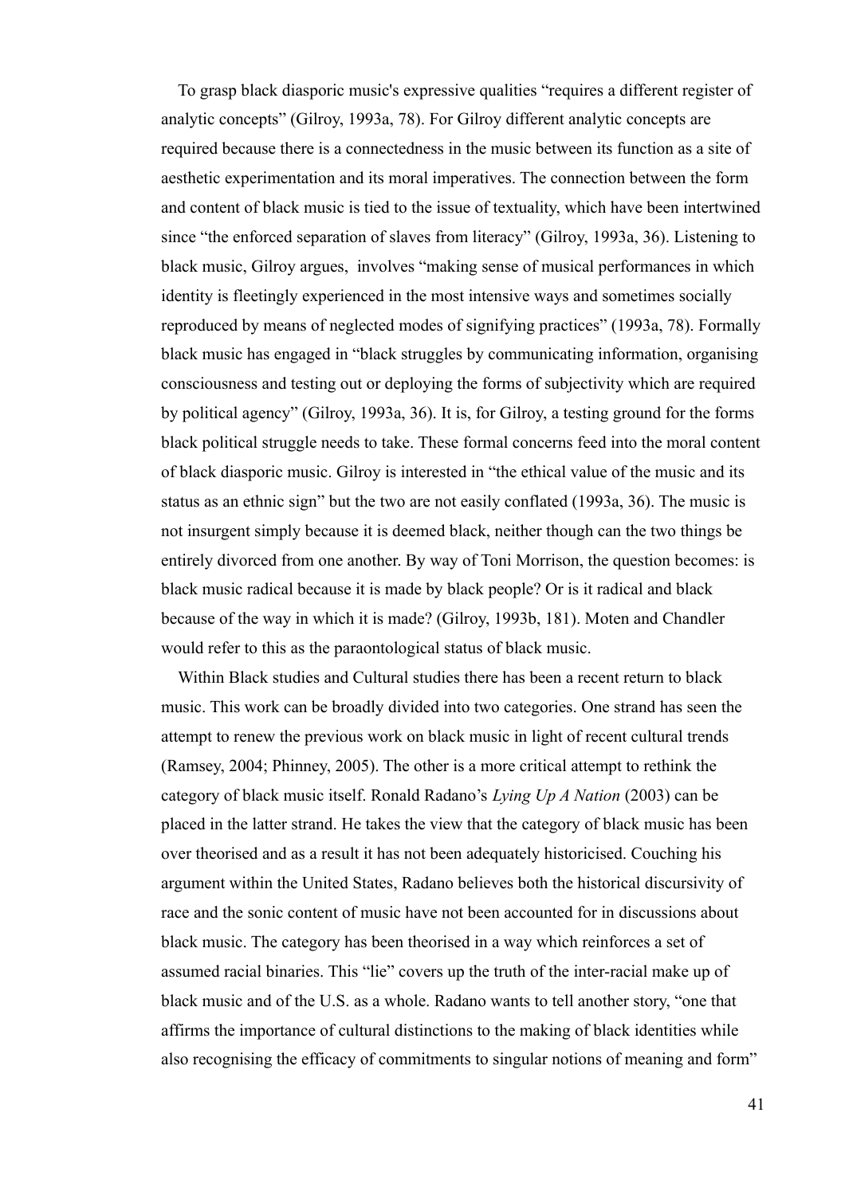To grasp black diasporic music's expressive qualities "requires a different register of analytic concepts" (Gilroy, 1993a, 78). For Gilroy different analytic concepts are required because there is a connectedness in the music between its function as a site of aesthetic experimentation and its moral imperatives. The connection between the form and content of black music is tied to the issue of textuality, which have been intertwined since "the enforced separation of slaves from literacy" (Gilroy, 1993a, 36). Listening to black music, Gilroy argues, involves "making sense of musical performances in which identity is fleetingly experienced in the most intensive ways and sometimes socially reproduced by means of neglected modes of signifying practices" (1993a, 78). Formally black music has engaged in "black struggles by communicating information, organising consciousness and testing out or deploying the forms of subjectivity which are required by political agency" (Gilroy, 1993a, 36). It is, for Gilroy, a testing ground for the forms black political struggle needs to take. These formal concerns feed into the moral content of black diasporic music. Gilroy is interested in "the ethical value of the music and its status as an ethnic sign" but the two are not easily conflated (1993a, 36). The music is not insurgent simply because it is deemed black, neither though can the two things be entirely divorced from one another. By way of Toni Morrison, the question becomes: is black music radical because it is made by black people? Or is it radical and black because of the way in which it is made? (Gilroy, 1993b, 181). Moten and Chandler would refer to this as the paraontological status of black music.

Within Black studies and Cultural studies there has been a recent return to black music. This work can be broadly divided into two categories. One strand has seen the attempt to renew the previous work on black music in light of recent cultural trends (Ramsey, 2004; Phinney, 2005). The other is a more critical attempt to rethink the category of black music itself. Ronald Radano's *Lying Up A Nation* (2003) can be placed in the latter strand. He takes the view that the category of black music has been over theorised and as a result it has not been adequately historicised. Couching his argument within the United States, Radano believes both the historical discursivity of race and the sonic content of music have not been accounted for in discussions about black music. The category has been theorised in a way which reinforces a set of assumed racial binaries. This "lie" covers up the truth of the inter-racial make up of black music and of the U.S. as a whole. Radano wants to tell another story, "one that affirms the importance of cultural distinctions to the making of black identities while also recognising the efficacy of commitments to singular notions of meaning and form"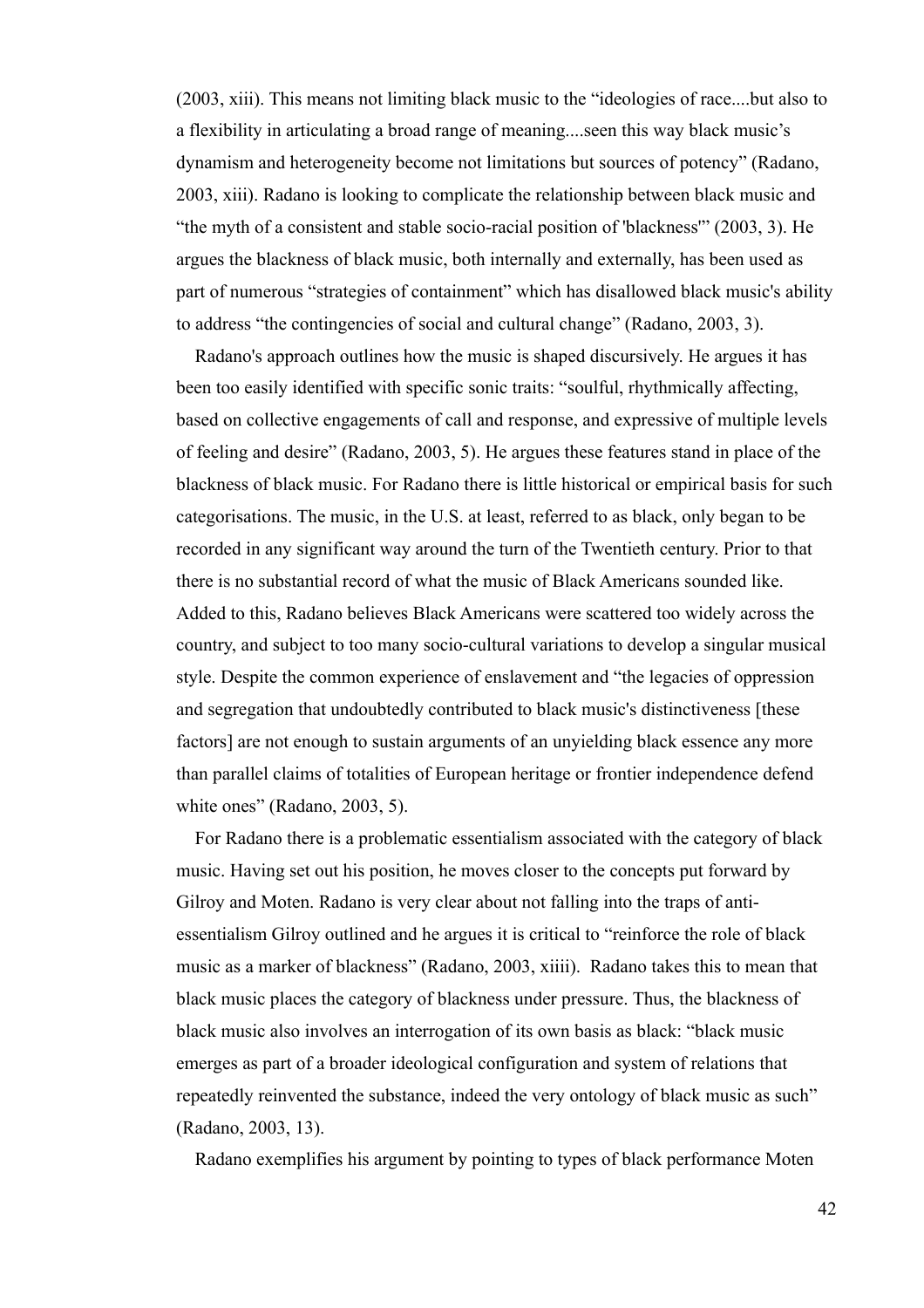(2003, xiii). This means not limiting black music to the "ideologies of race....but also to a flexibility in articulating a broad range of meaning....seen this way black music's dynamism and heterogeneity become not limitations but sources of potency" (Radano, 2003, xiii). Radano is looking to complicate the relationship between black music and "the myth of a consistent and stable socio-racial position of 'blackness'" (2003, 3). He argues the blackness of black music, both internally and externally, has been used as part of numerous "strategies of containment" which has disallowed black music's ability to address "the contingencies of social and cultural change" (Radano, 2003, 3).

Radano's approach outlines how the music is shaped discursively. He argues it has been too easily identified with specific sonic traits: "soulful, rhythmically affecting, based on collective engagements of call and response, and expressive of multiple levels of feeling and desire" (Radano, 2003, 5). He argues these features stand in place of the blackness of black music. For Radano there is little historical or empirical basis for such categorisations. The music, in the U.S. at least, referred to as black, only began to be recorded in any significant way around the turn of the Twentieth century. Prior to that there is no substantial record of what the music of Black Americans sounded like. Added to this, Radano believes Black Americans were scattered too widely across the country, and subject to too many socio-cultural variations to develop a singular musical style. Despite the common experience of enslavement and "the legacies of oppression and segregation that undoubtedly contributed to black music's distinctiveness [these factors] are not enough to sustain arguments of an unyielding black essence any more than parallel claims of totalities of European heritage or frontier independence defend white ones" (Radano, 2003, 5).

For Radano there is a problematic essentialism associated with the category of black music. Having set out his position, he moves closer to the concepts put forward by Gilroy and Moten. Radano is very clear about not falling into the traps of anti-essentialism Gilroy outlined and he argues it is critical to "reinforce the role of black music as a marker of blackness" (Radano, 2003, xiiii). Radano takes this to mean that black music places the category of blackness under pressure. Thus, the blackness of black music also involves an interrogation of its own basis as black: "black music emerges as part of a broader ideological configuration and system of relations that repeatedly reinvented the substance, indeed the very ontology of black music as such" (Radano, 2003, 13).

Radano exemplifies his argument by pointing to types of black performance Moten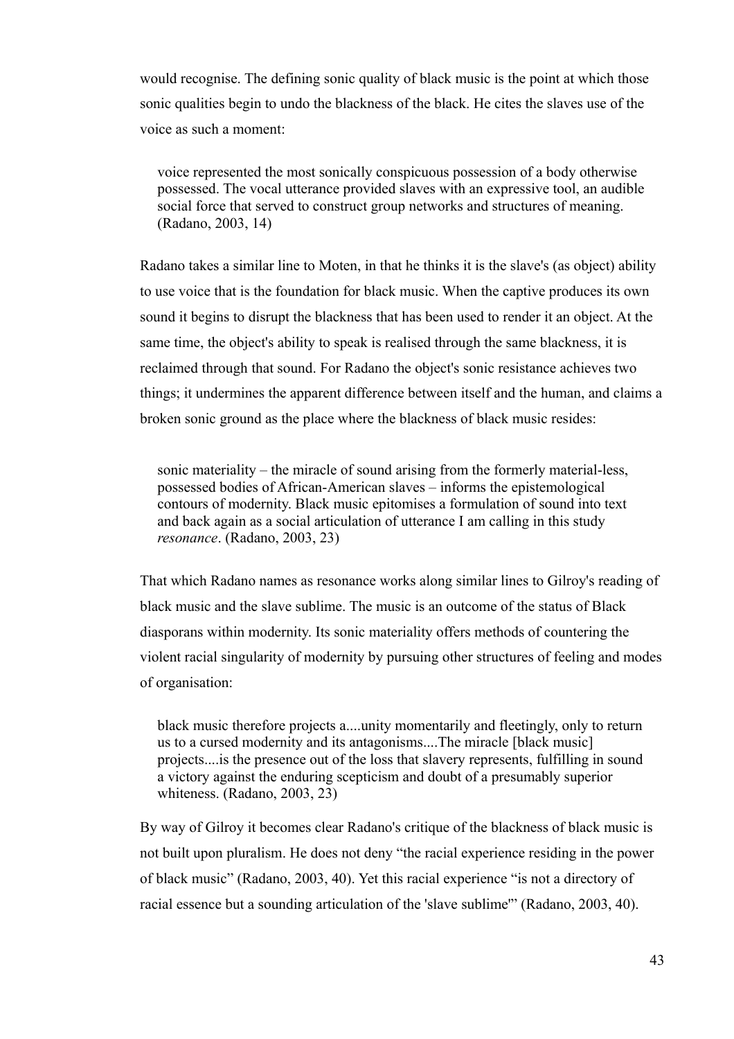would recognise. The defining sonic quality of black music is the point at which those sonic qualities begin to undo the blackness of the black. He cites the slaves use of the voice as such a moment:

> voice represented the most sonically conspicuous possession of a body otherwise possessed. The vocal utterance provided slaves with an expressive tool, an audible social force that served to construct group networks and structures of meaning. (Radano, 2003, 14)

Radano takes a similar line to Moten, in that he thinks it is the slave's (as object) ability to use voice that is the foundation for black music. When the captive produces its own sound it begins to disrupt the blackness that has been used to render it an object. At the same time, the object's ability to speak is realised through the same blackness, it is reclaimed through that sound. For Radano the object's sonic resistance achieves two things; it undermines the apparent difference between itself and the human, and claims a broken sonic ground as the place where the blackness of black music resides:

> sonic materiality – the miracle of sound arising from the formerly material-less, possessed bodies of African-American slaves – informs the epistemological contours of modernity. Black music epitomises a formulation of sound into text and back again as a social articulation of utterance I am calling in this study *resonance*. (Radano, 2003, 23)

That which Radano names as resonance works along similar lines to Gilroy's reading of black music and the slave sublime. The music is an outcome of the status of Black diasporans within modernity. Its sonic materiality offers methods of countering the violent racial singularity of modernity by pursuing other structures of feeling and modes of organisation:

> black music therefore projects a....unity momentarily and fleetingly, only to return us to a cursed modernity and its antagonisms....The miracle [black music] projects....is the presence out of the loss that slavery represents, fulfilling in sound a victory against the enduring scepticism and doubt of a presumably superior whiteness. (Radano, 2003, 23)

By way of Gilroy it becomes clear Radano's critique of the blackness of black music is not built upon pluralism. He does not deny "the racial experience residing in the power of black music" (Radano, 2003, 40). Yet this racial experience "is not a directory of racial essence but a sounding articulation of the 'slave sublime'" (Radano, 2003, 40).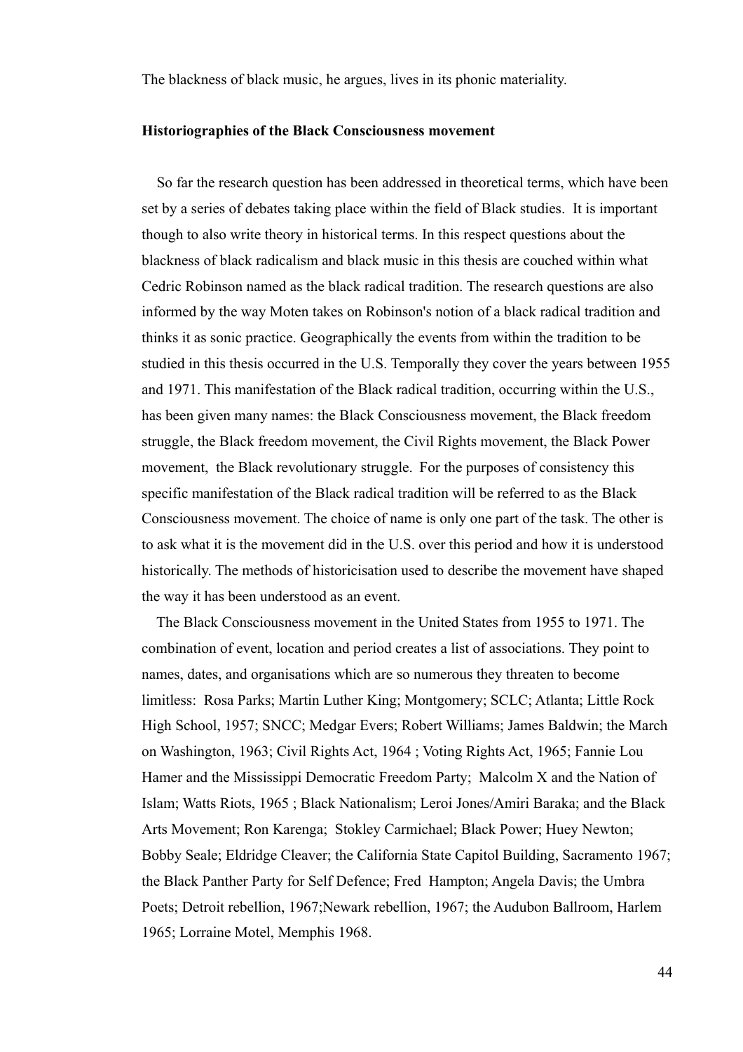The blackness of black music, he argues, lives in its phonic materiality.

**Historiographies of the Black Consciousness movement**

So far the research question has been addressed in theoretical terms, which have been set by a series of debates taking place within the field of Black studies. It is important though to also write theory in historical terms. In this respect questions about the blackness of black radicalism and black music in this thesis are couched within what Cedric Robinson named as the black radical tradition. The research questions are also informed by the way Moten takes on Robinson's notion of a black radical tradition and thinks it as sonic practice. Geographically the events from within the tradition to be studied in this thesis occurred in the U.S. Temporally they cover the years between 1955 and 1971. This manifestation of the Black radical tradition, occurring within the U.S., has been given many names: the Black Consciousness movement, the Black freedom struggle, the Black freedom movement, the Civil Rights movement, the Black Power movement, the Black revolutionary struggle. For the purposes of consistency this specific manifestation of the Black radical tradition will be referred to as the Black Consciousness movement. The choice of name is only one part of the task. The other is to ask what it is the movement did in the U.S. over this period and how it is understood historically. The methods of historicisation used to describe the movement have shaped the way it has been understood as an event.

The Black Consciousness movement in the United States from 1955 to 1971. The combination of event, location and period creates a list of associations. They point to names, dates, and organisations which are so numerous they threaten to become limitless: Rosa Parks; Martin Luther King; Montgomery; SCLC; Atlanta; Little Rock High School, 1957; SNCC; Medgar Evers; Robert Williams; James Baldwin; the March on Washington, 1963; Civil Rights Act, 1964 ; Voting Rights Act, 1965; Fannie Lou Hamer and the Mississippi Democratic Freedom Party; Malcolm X and the Nation of Islam; Watts Riots, 1965 ; Black Nationalism; Leroi Jones/Amiri Baraka; and the Black Arts Movement; Ron Karenga; Stokley Carmichael; Black Power; Huey Newton; Bobby Seale; Eldridge Cleaver; the California State Capitol Building, Sacramento 1967; the Black Panther Party for Self Defence; Fred Hampton; Angela Davis; the Umbra Poets; Detroit rebellion, 1967;Newark rebellion, 1967; the Audubon Ballroom, Harlem 1965; Lorraine Motel, Memphis 1968.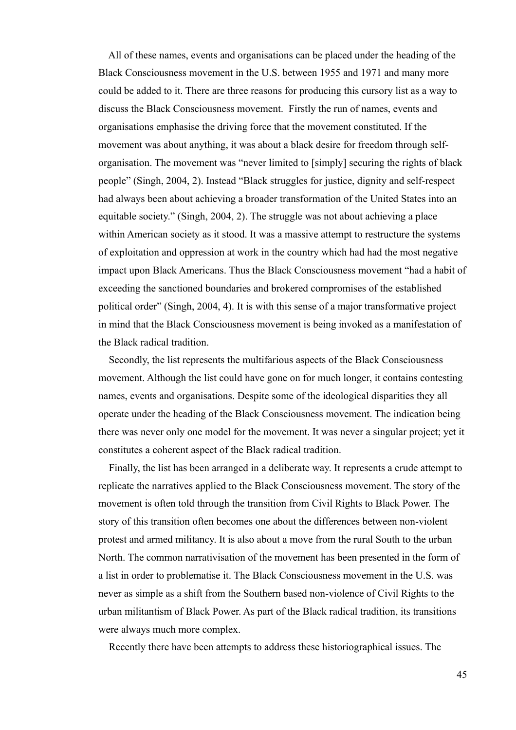All of these names, events and organisations can be placed under the heading of the Black Consciousness movement in the U.S. between 1955 and 1971 and many more could be added to it. There are three reasons for producing this cursory list as a way to discuss the Black Consciousness movement. Firstly the run of names, events and organisations emphasise the driving force that the movement constituted. If the movement was about anything, it was about a black desire for freedom through self-organisation. The movement was "never limited to [simply] securing the rights of black people" (Singh, 2004, 2). Instead "Black struggles for justice, dignity and self-respect had always been about achieving a broader transformation of the United States into an equitable society." (Singh, 2004, 2). The struggle was not about achieving a place within American society as it stood. It was a massive attempt to restructure the systems of exploitation and oppression at work in the country which had had the most negative impact upon Black Americans. Thus the Black Consciousness movement "had a habit of exceeding the sanctioned boundaries and brokered compromises of the established political order" (Singh, 2004, 4). It is with this sense of a major transformative project in mind that the Black Consciousness movement is being invoked as a manifestation of the Black radical tradition.

Secondly, the list represents the multifarious aspects of the Black Consciousness movement. Although the list could have gone on for much longer, it contains contesting names, events and organisations. Despite some of the ideological disparities they all operate under the heading of the Black Consciousness movement. The indication being there was never only one model for the movement. It was never a singular project; yet it constitutes a coherent aspect of the Black radical tradition.

Finally, the list has been arranged in a deliberate way. It represents a crude attempt to replicate the narratives applied to the Black Consciousness movement. The story of the movement is often told through the transition from Civil Rights to Black Power. The story of this transition often becomes one about the differences between non-violent protest and armed militancy. It is also about a move from the rural South to the urban North. The common narrativisation of the movement has been presented in the form of a list in order to problematise it. The Black Consciousness movement in the U.S. was never as simple as a shift from the Southern based non-violence of Civil Rights to the urban militantism of Black Power. As part of the Black radical tradition, its transitions were always much more complex.

Recently there have been attempts to address these historiographical issues. The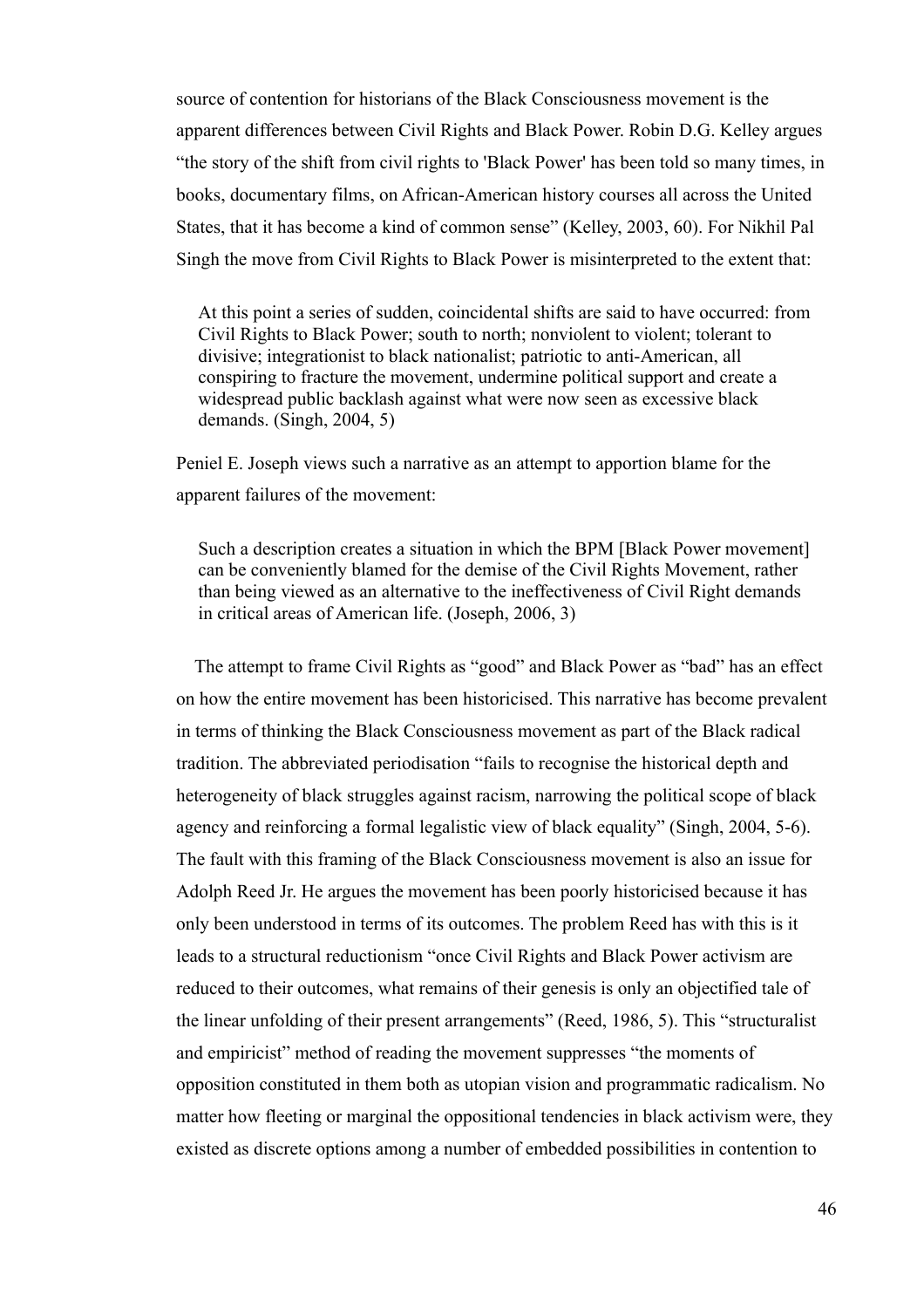source of contention for historians of the Black Consciousness movement is the apparent differences between Civil Rights and Black Power. Robin D.G. Kelley argues "the story of the shift from civil rights to 'Black Power' has been told so many times, in books, documentary films, on African-American history courses all across the United States, that it has become a kind of common sense" (Kelley, 2003, 60). For Nikhil Pal Singh the move from Civil Rights to Black Power is misinterpreted to the extent that:

> At this point a series of sudden, coincidental shifts are said to have occurred: from Civil Rights to Black Power; south to north; nonviolent to violent; tolerant to divisive; integrationist to black nationalist; patriotic to anti-American, all conspiring to fracture the movement, undermine political support and create a widespread public backlash against what were now seen as excessive black demands. (Singh, 2004, 5)

Peniel E. Joseph views such a narrative as an attempt to apportion blame for the apparent failures of the movement:

> Such a description creates a situation in which the BPM [Black Power movement] can be conveniently blamed for the demise of the Civil Rights Movement, rather than being viewed as an alternative to the ineffectiveness of Civil Right demands in critical areas of American life. (Joseph, 2006, 3)

The attempt to frame Civil Rights as "good" and Black Power as "bad" has an effect on how the entire movement has been historicised. This narrative has become prevalent in terms of thinking the Black Consciousness movement as part of the Black radical tradition. The abbreviated periodisation "fails to recognise the historical depth and heterogeneity of black struggles against racism, narrowing the political scope of black agency and reinforcing a formal legalistic view of black equality" (Singh, 2004, 5-6). The fault with this framing of the Black Consciousness movement is also an issue for Adolph Reed Jr. He argues the movement has been poorly historicised because it has only been understood in terms of its outcomes. The problem Reed has with this is it leads to a structural reductionism "once Civil Rights and Black Power activism are reduced to their outcomes, what remains of their genesis is only an objectified tale of the linear unfolding of their present arrangements" (Reed, 1986, 5). This "structuralist and empiricist" method of reading the movement suppresses "the moments of opposition constituted in them both as utopian vision and programmatic radicalism. No matter how fleeting or marginal the oppositional tendencies in black activism were, they existed as discrete options among a number of embedded possibilities in contention to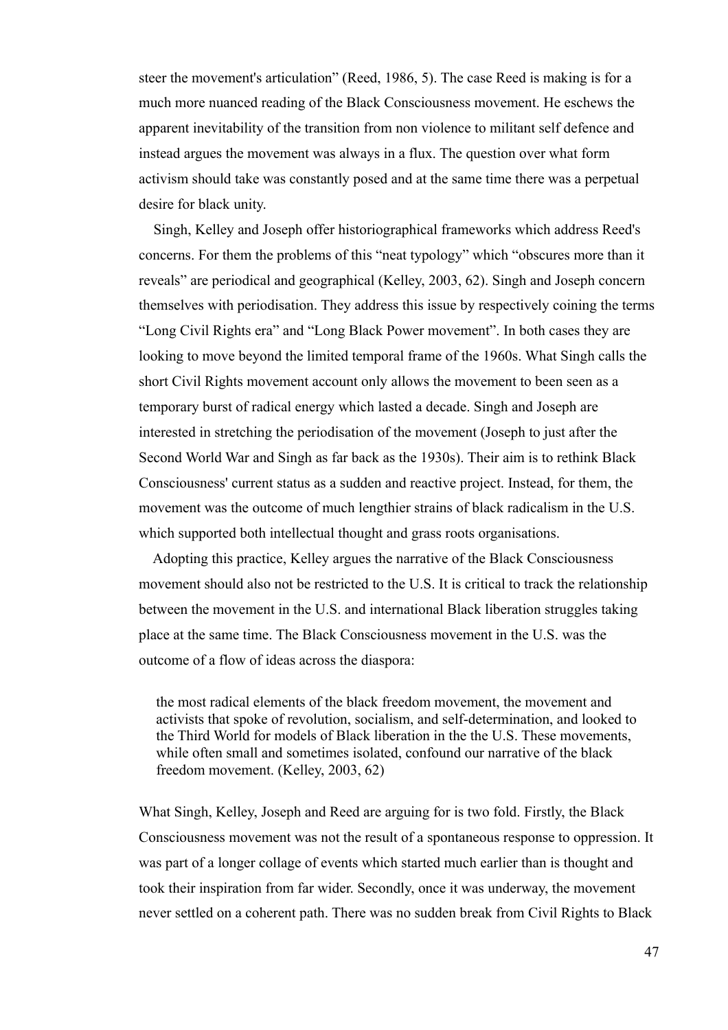steer the movement's articulation" (Reed, 1986, 5). The case Reed is making is for a much more nuanced reading of the Black Consciousness movement. He eschews the apparent inevitability of the transition from non violence to militant self defence and instead argues the movement was always in a flux. The question over what form activism should take was constantly posed and at the same time there was a perpetual desire for black unity.

Singh, Kelley and Joseph offer historiographical frameworks which address Reed's concerns. For them the problems of this "neat typology" which "obscures more than it reveals" are periodical and geographical (Kelley, 2003, 62). Singh and Joseph concern themselves with periodisation. They address this issue by respectively coining the terms "Long Civil Rights era" and "Long Black Power movement". In both cases they are looking to move beyond the limited temporal frame of the 1960s. What Singh calls the short Civil Rights movement account only allows the movement to been seen as a temporary burst of radical energy which lasted a decade. Singh and Joseph are interested in stretching the periodisation of the movement (Joseph to just after the Second World War and Singh as far back as the 1930s). Their aim is to rethink Black Consciousness' current status as a sudden and reactive project. Instead, for them, the movement was the outcome of much lengthier strains of black radicalism in the U.S. which supported both intellectual thought and grass roots organisations.

Adopting this practice, Kelley argues the narrative of the Black Consciousness movement should also not be restricted to the U.S. It is critical to track the relationship between the movement in the U.S. and international Black liberation struggles taking place at the same time. The Black Consciousness movement in the U.S. was the outcome of a flow of ideas across the diaspora:

> the most radical elements of the black freedom movement, the movement and activists that spoke of revolution, socialism, and self-determination, and looked to the Third World for models of Black liberation in the the U.S. These movements, while often small and sometimes isolated, confound our narrative of the black freedom movement. (Kelley, 2003, 62)

What Singh, Kelley, Joseph and Reed are arguing for is two fold. Firstly, the Black Consciousness movement was not the result of a spontaneous response to oppression. It was part of a longer collage of events which started much earlier than is thought and took their inspiration from far wider. Secondly, once it was underway, the movement never settled on a coherent path. There was no sudden break from Civil Rights to Black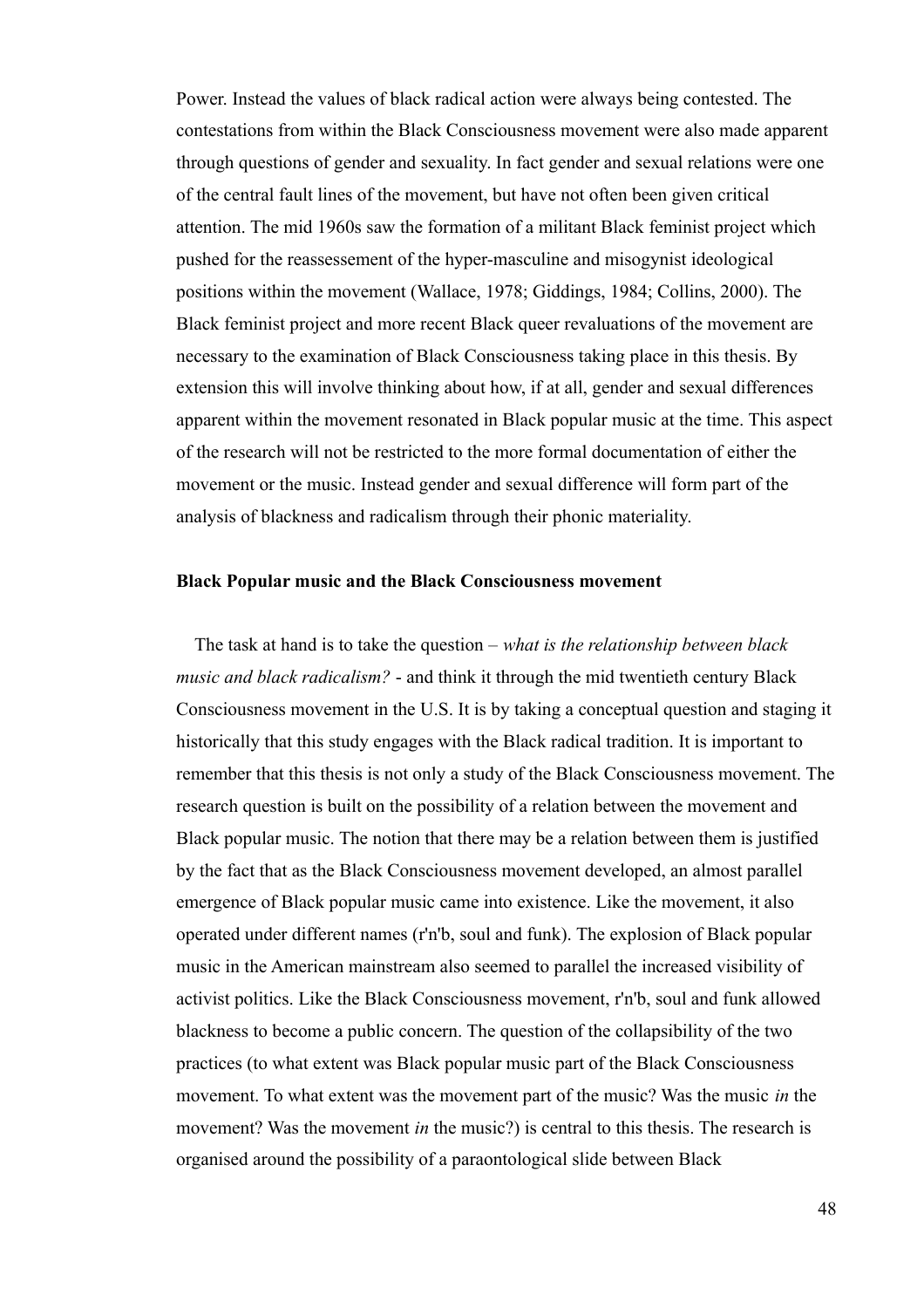Power. Instead the values of black radical action were always being contested. The contestations from within the Black Consciousness movement were also made apparent through questions of gender and sexuality. In fact gender and sexual relations were one of the central fault lines of the movement, but have not often been given critical attention. The mid 1960s saw the formation of a militant Black feminist project which pushed for the reassessement of the hyper-masculine and misogynist ideological positions within the movement (Wallace, 1978; Giddings, 1984; Collins, 2000). The Black feminist project and more recent Black queer revaluations of the movement are necessary to the examination of Black Consciousness taking place in this thesis. By extension this will involve thinking about how, if at all, gender and sexual differences apparent within the movement resonated in Black popular music at the time. This aspect of the research will not be restricted to the more formal documentation of either the movement or the music. Instead gender and sexual difference will form part of the analysis of blackness and radicalism through their phonic materiality.

**Black Popular music and the Black Consciousness movement**

The task at hand is to take the question – *what is the relationship between black music and black radicalism?* - and think it through the mid twentieth century Black Consciousness movement in the U.S. It is by taking a conceptual question and staging it historically that this study engages with the Black radical tradition. It is important to remember that this thesis is not only a study of the Black Consciousness movement. The research question is built on the possibility of a relation between the movement and Black popular music. The notion that there may be a relation between them is justified by the fact that as the Black Consciousness movement developed, an almost parallel emergence of Black popular music came into existence. Like the movement, it also operated under different names (r'n'b, soul and funk). The explosion of Black popular music in the American mainstream also seemed to parallel the increased visibility of activist politics. Like the Black Consciousness movement, r'n'b, soul and funk allowed blackness to become a public concern. The question of the collapsibility of the two practices (to what extent was Black popular music part of the Black Consciousness movement. To what extent was the movement part of the music? Was the music *in* the movement? Was the movement *in* the music?) is central to this thesis. The research is organised around the possibility of a paraontological slide between Black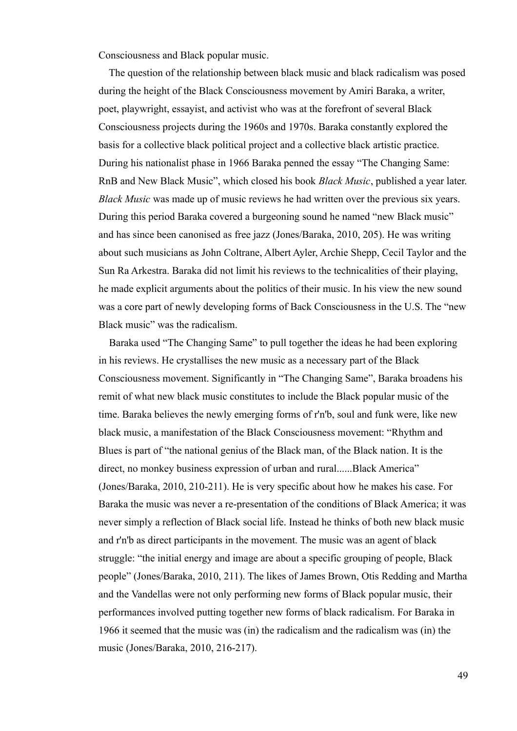Consciousness and Black popular music.

The question of the relationship between black music and black radicalism was posed during the height of the Black Consciousness movement by Amiri Baraka, a writer, poet, playwright, essayist, and activist who was at the forefront of several Black Consciousness projects during the 1960s and 1970s. Baraka constantly explored the basis for a collective black political project and a collective black artistic practice. During his nationalist phase in 1966 Baraka penned the essay "The Changing Same: RnB and New Black Music", which closed his book *Black Music*, published a year later. *Black Music* was made up of music reviews he had written over the previous six years. During this period Baraka covered a burgeoning sound he named "new Black music" and has since been canonised as free jazz (Jones/Baraka, 2010, 205). He was writing about such musicians as John Coltrane, Albert Ayler, Archie Shepp, Cecil Taylor and the Sun Ra Arkestra. Baraka did not limit his reviews to the technicalities of their playing, he made explicit arguments about the politics of their music. In his view the new sound was a core part of newly developing forms of Back Consciousness in the U.S. The "new Black music" was the radicalism.

Baraka used "The Changing Same" to pull together the ideas he had been exploring in his reviews. He crystallises the new music as a necessary part of the Black Consciousness movement. Significantly in "The Changing Same", Baraka broadens his remit of what new black music constitutes to include the Black popular music of the time. Baraka believes the newly emerging forms of r'n'b, soul and funk were, like new black music, a manifestation of the Black Consciousness movement: "Rhythm and Blues is part of "the national genius of the Black man, of the Black nation. It is the direct, no monkey business expression of urban and rural......Black America" (Jones/Baraka, 2010, 210-211). He is very specific about how he makes his case. For Baraka the music was never a re-presentation of the conditions of Black America; it was never simply a reflection of Black social life. Instead he thinks of both new black music and r'n'b as direct participants in the movement. The music was an agent of black struggle: "the initial energy and image are about a specific grouping of people, Black people" (Jones/Baraka, 2010, 211). The likes of James Brown, Otis Redding and Martha and the Vandellas were not only performing new forms of Black popular music, their performances involved putting together new forms of black radicalism. For Baraka in 1966 it seemed that the music was (in) the radicalism and the radicalism was (in) the music (Jones/Baraka, 2010, 216-217).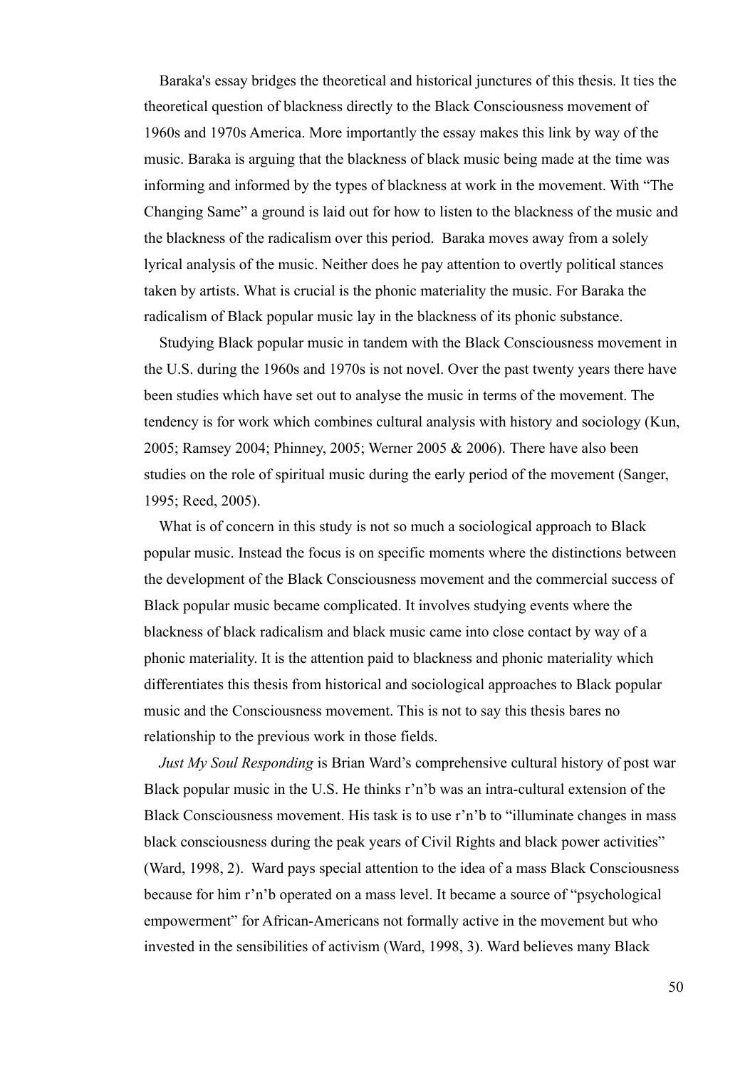Baraka's essay bridges the theoretical and historical junctures of this thesis. It ties the theoretical question of blackness directly to the Black Consciousness movement of 1960s and 1970s America. More importantly the essay makes this link by way of the music. Baraka is arguing that the blackness of black music being made at the time was informing and informed by the types of blackness at work in the movement. With "The Changing Same" a ground is laid out for how to listen to the blackness of the music and the blackness of the radicalism over this period. Baraka moves away from a solely lyrical analysis of the music. Neither does he pay attention to overtly political stances taken by artists. What is crucial is the phonic materiality the music. For Baraka the radicalism of Black popular music lay in the blackness of its phonic substance.

Studying Black popular music in tandem with the Black Consciousness movement in the U.S. during the 1960s and 1970s is not novel. Over the past twenty years there have been studies which have set out to analyse the music in terms of the movement. The tendency is for work which combines cultural analysis with history and sociology (Kun, 2005; Ramsey 2004; Phinney, 2005; Werner 2005 & 2006). There have also been studies on the role of spiritual music during the early period of the movement (Sanger, 1995; Reed, 2005).

What is of concern in this study is not so much a sociological approach to Black popular music. Instead the focus is on specific moments where the distinctions between the development of the Black Consciousness movement and the commercial success of Black popular music became complicated. It involves studying events where the blackness of black radicalism and black music came into close contact by way of a phonic materiality. It is the attention paid to blackness and phonic materiality which differentiates this thesis from historical and sociological approaches to Black popular music and the Consciousness movement. This is not to say this thesis bares no relationship to the previous work in those fields.

*Just My Soul Responding* is Brian Ward's comprehensive cultural history of post war Black popular music in the U.S. He thinks r'n'b was an intra-cultural extension of the Black Consciousness movement. His task is to use r'n'b to "illuminate changes in mass black consciousness during the peak years of Civil Rights and black power activities" (Ward, 1998, 2). Ward pays special attention to the idea of a mass Black Consciousness because for him r'n'b operated on a mass level. It became a source of "psychological empowerment" for African-Americans not formally active in the movement but who invested in the sensibilities of activism (Ward, 1998, 3). Ward believes many Black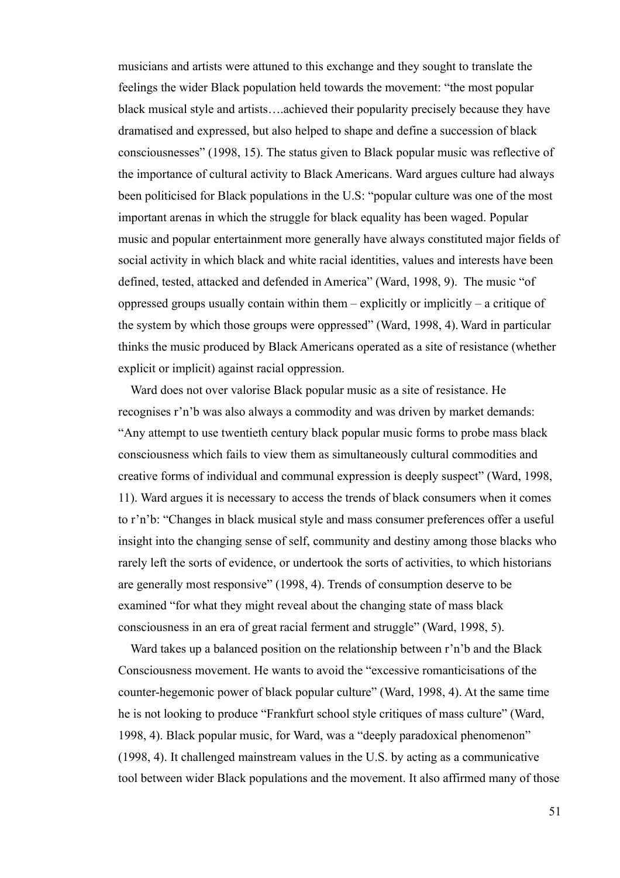musicians and artists were attuned to this exchange and they sought to translate the feelings the wider Black population held towards the movement: "the most popular black musical style and artists….achieved their popularity precisely because they have dramatised and expressed, but also helped to shape and define a succession of black consciousnesses" (1998, 15). The status given to Black popular music was reflective of the importance of cultural activity to Black Americans. Ward argues culture had always been politicised for Black populations in the U.S: "popular culture was one of the most important arenas in which the struggle for black equality has been waged. Popular music and popular entertainment more generally have always constituted major fields of social activity in which black and white racial identities, values and interests have been defined, tested, attacked and defended in America" (Ward, 1998, 9). The music "of oppressed groups usually contain within them – explicitly or implicitly – a critique of the system by which those groups were oppressed" (Ward, 1998, 4). Ward in particular thinks the music produced by Black Americans operated as a site of resistance (whether explicit or implicit) against racial oppression.

Ward does not over valorise Black popular music as a site of resistance. He recognises r'n'b was also always a commodity and was driven by market demands: "Any attempt to use twentieth century black popular music forms to probe mass black consciousness which fails to view them as simultaneously cultural commodities and creative forms of individual and communal expression is deeply suspect" (Ward, 1998, 11). Ward argues it is necessary to access the trends of black consumers when it comes to r'n'b: "Changes in black musical style and mass consumer preferences offer a useful insight into the changing sense of self, community and destiny among those blacks who rarely left the sorts of evidence, or undertook the sorts of activities, to which historians are generally most responsive" (1998, 4). Trends of consumption deserve to be examined "for what they might reveal about the changing state of mass black consciousness in an era of great racial ferment and struggle" (Ward, 1998, 5).

Ward takes up a balanced position on the relationship between r'n'b and the Black Consciousness movement. He wants to avoid the "excessive romanticisations of the counter-hegemonic power of black popular culture" (Ward, 1998, 4). At the same time he is not looking to produce "Frankfurt school style critiques of mass culture" (Ward, 1998, 4). Black popular music, for Ward, was a "deeply paradoxical phenomenon" (1998, 4). It challenged mainstream values in the U.S. by acting as a communicative tool between wider Black populations and the movement. It also affirmed many of those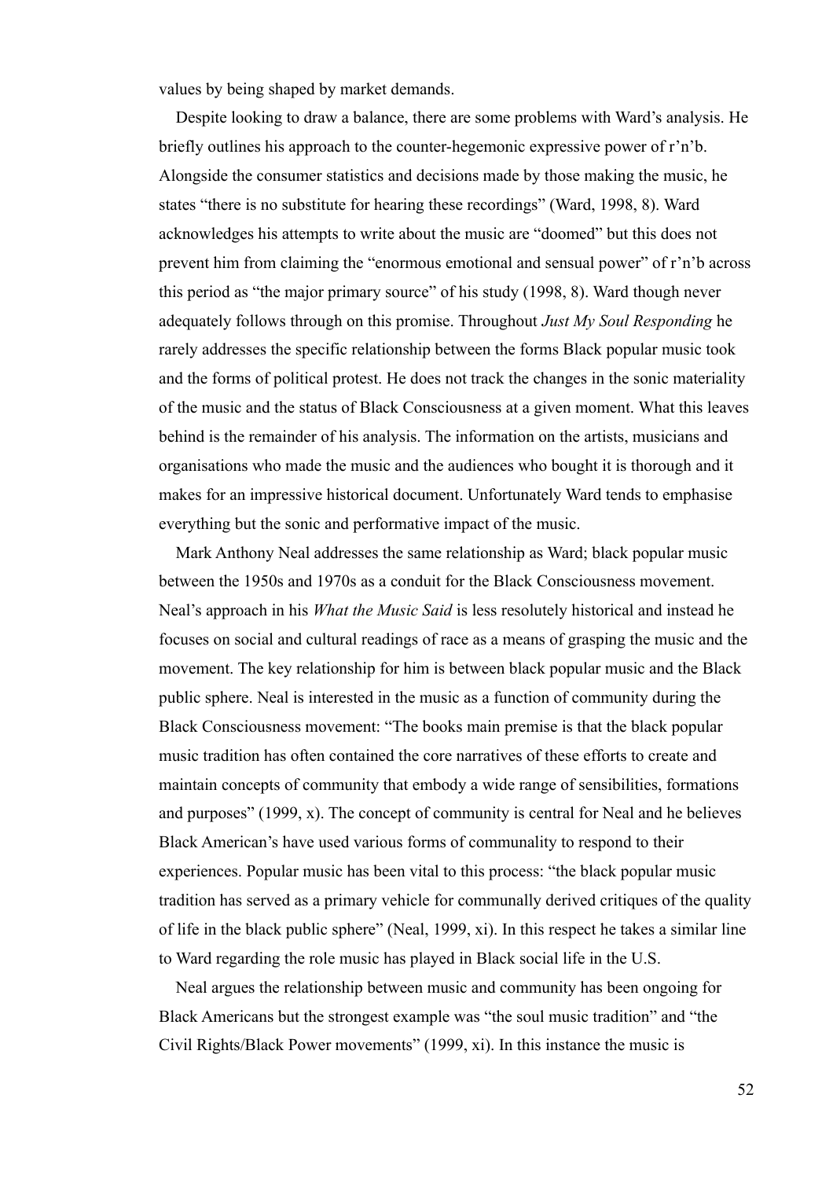values by being shaped by market demands.

Despite looking to draw a balance, there are some problems with Ward's analysis. He briefly outlines his approach to the counter-hegemonic expressive power of r'n'b. Alongside the consumer statistics and decisions made by those making the music, he states "there is no substitute for hearing these recordings" (Ward, 1998, 8). Ward acknowledges his attempts to write about the music are "doomed" but this does not prevent him from claiming the "enormous emotional and sensual power" of r'n'b across this period as "the major primary source" of his study (1998, 8). Ward though never adequately follows through on this promise. Throughout *Just My Soul Responding* he rarely addresses the specific relationship between the forms Black popular music took and the forms of political protest. He does not track the changes in the sonic materiality of the music and the status of Black Consciousness at a given moment. What this leaves behind is the remainder of his analysis. The information on the artists, musicians and organisations who made the music and the audiences who bought it is thorough and it makes for an impressive historical document. Unfortunately Ward tends to emphasise everything but the sonic and performative impact of the music.

Mark Anthony Neal addresses the same relationship as Ward; black popular music between the 1950s and 1970s as a conduit for the Black Consciousness movement. Neal's approach in his *What the Music Said* is less resolutely historical and instead he focuses on social and cultural readings of race as a means of grasping the music and the movement. The key relationship for him is between black popular music and the Black public sphere. Neal is interested in the music as a function of community during the Black Consciousness movement: "The books main premise is that the black popular music tradition has often contained the core narratives of these efforts to create and maintain concepts of community that embody a wide range of sensibilities, formations and purposes" (1999, x). The concept of community is central for Neal and he believes Black American's have used various forms of communality to respond to their experiences. Popular music has been vital to this process: "the black popular music tradition has served as a primary vehicle for communally derived critiques of the quality of life in the black public sphere" (Neal, 1999, xi). In this respect he takes a similar line to Ward regarding the role music has played in Black social life in the U.S.

Neal argues the relationship between music and community has been ongoing for Black Americans but the strongest example was "the soul music tradition" and "the Civil Rights/Black Power movements" (1999, xi). In this instance the music is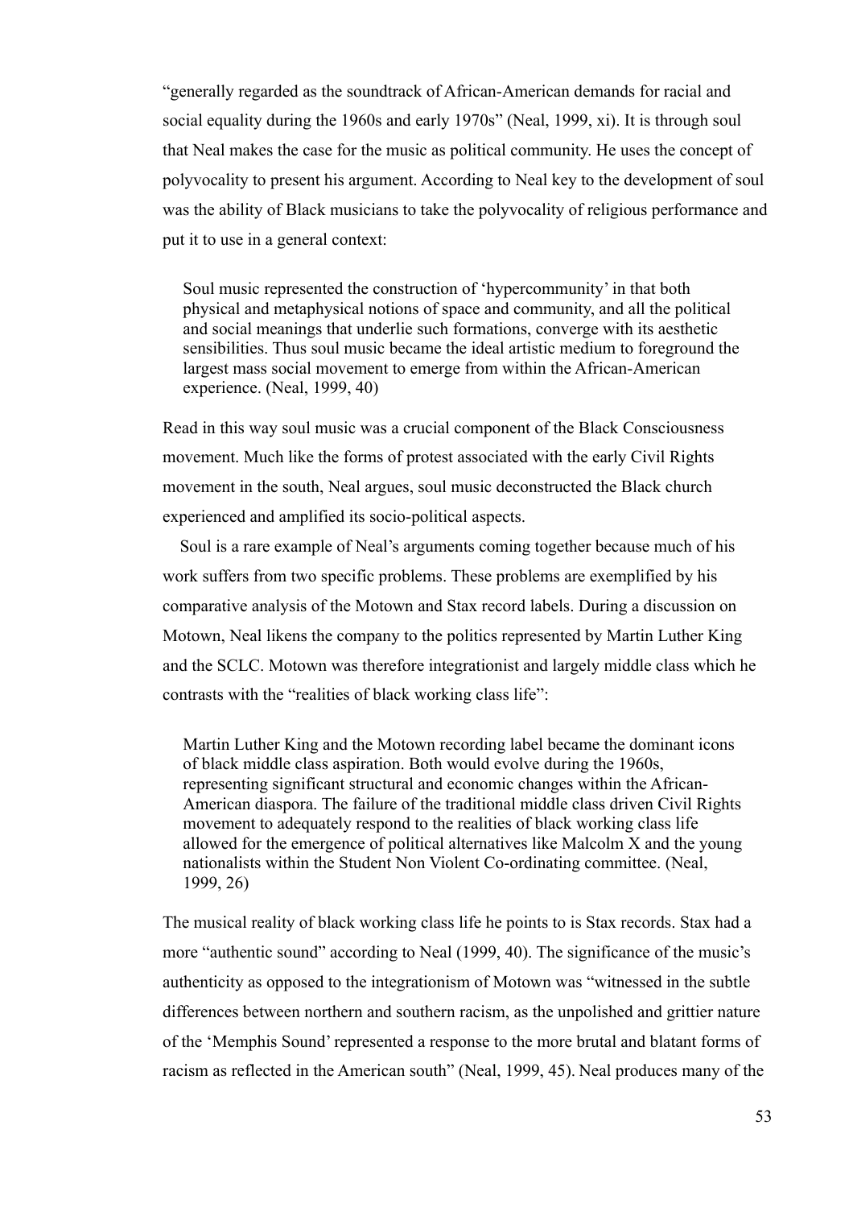"generally regarded as the soundtrack of African-American demands for racial and social equality during the 1960s and early 1970s" (Neal, 1999, xi). It is through soul that Neal makes the case for the music as political community. He uses the concept of polyvocality to present his argument. According to Neal key to the development of soul was the ability of Black musicians to take the polyvocality of religious performance and put it to use in a general context:

> Soul music represented the construction of 'hypercommunity' in that both physical and metaphysical notions of space and community, and all the political and social meanings that underlie such formations, converge with its aesthetic sensibilities. Thus soul music became the ideal artistic medium to foreground the largest mass social movement to emerge from within the African-American experience. (Neal, 1999, 40)

Read in this way soul music was a crucial component of the Black Consciousness movement. Much like the forms of protest associated with the early Civil Rights movement in the south, Neal argues, soul music deconstructed the Black church experienced and amplified its socio-political aspects.

Soul is a rare example of Neal's arguments coming together because much of his work suffers from two specific problems. These problems are exemplified by his comparative analysis of the Motown and Stax record labels. During a discussion on Motown, Neal likens the company to the politics represented by Martin Luther King and the SCLC. Motown was therefore integrationist and largely middle class which he contrasts with the "realities of black working class life":

> Martin Luther King and the Motown recording label became the dominant icons of black middle class aspiration. Both would evolve during the 1960s, representing significant structural and economic changes within the African-American diaspora. The failure of the traditional middle class driven Civil Rights movement to adequately respond to the realities of black working class life allowed for the emergence of political alternatives like Malcolm X and the young nationalists within the Student Non Violent Co-ordinating committee. (Neal, 1999, 26)

The musical reality of black working class life he points to is Stax records. Stax had a more "authentic sound" according to Neal (1999, 40). The significance of the music's authenticity as opposed to the integrationism of Motown was "witnessed in the subtle differences between northern and southern racism, as the unpolished and grittier nature of the 'Memphis Sound' represented a response to the more brutal and blatant forms of racism as reflected in the American south" (Neal, 1999, 45). Neal produces many of the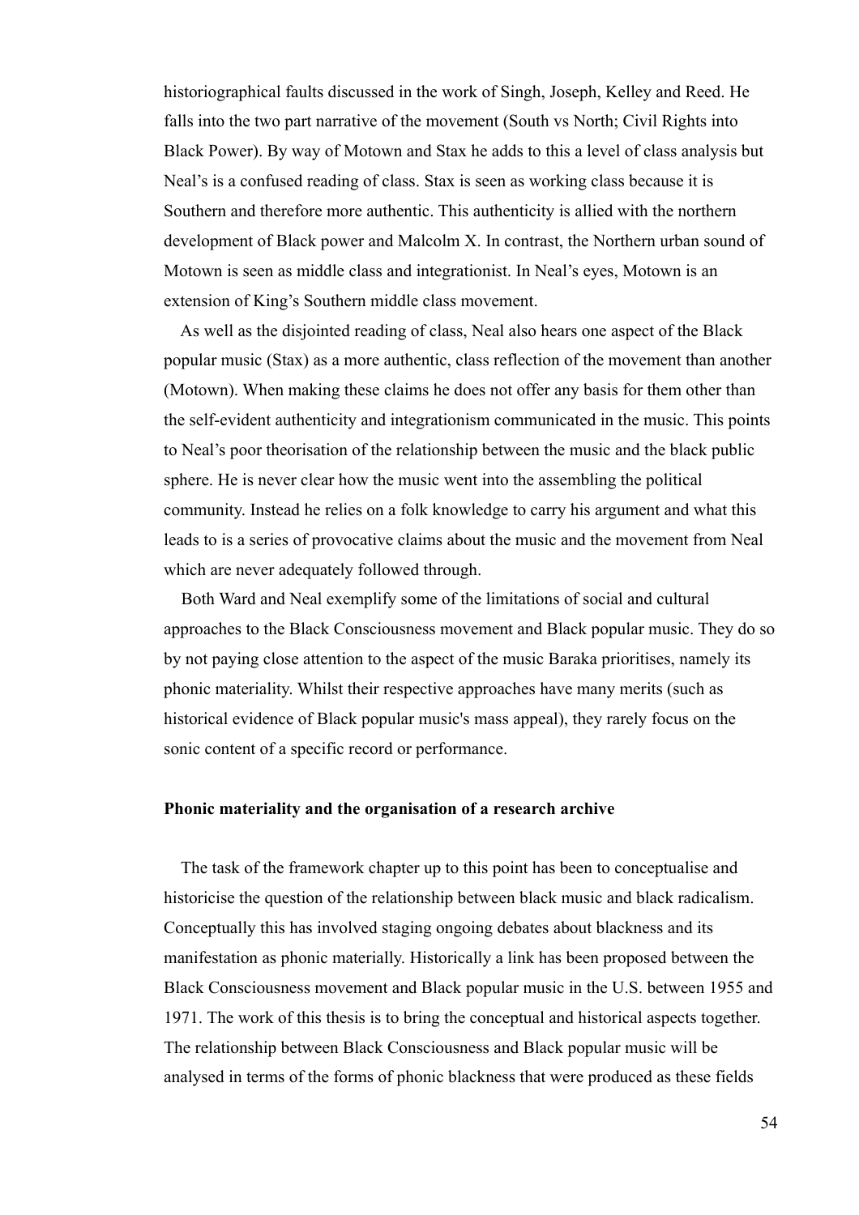historiographical faults discussed in the work of Singh, Joseph, Kelley and Reed. He falls into the two part narrative of the movement (South vs North; Civil Rights into Black Power). By way of Motown and Stax he adds to this a level of class analysis but Neal's is a confused reading of class. Stax is seen as working class because it is Southern and therefore more authentic. This authenticity is allied with the northern development of Black power and Malcolm X. In contrast, the Northern urban sound of Motown is seen as middle class and integrationist. In Neal's eyes, Motown is an extension of King's Southern middle class movement.

As well as the disjointed reading of class, Neal also hears one aspect of the Black popular music (Stax) as a more authentic, class reflection of the movement than another (Motown). When making these claims he does not offer any basis for them other than the self-evident authenticity and integrationism communicated in the music. This points to Neal's poor theorisation of the relationship between the music and the black public sphere. He is never clear how the music went into the assembling the political community. Instead he relies on a folk knowledge to carry his argument and what this leads to is a series of provocative claims about the music and the movement from Neal which are never adequately followed through.

Both Ward and Neal exemplify some of the limitations of social and cultural approaches to the Black Consciousness movement and Black popular music. They do so by not paying close attention to the aspect of the music Baraka prioritises, namely its phonic materiality. Whilst their respective approaches have many merits (such as historical evidence of Black popular music's mass appeal), they rarely focus on the sonic content of a specific record or performance.

**Phonic materiality and the organisation of a research archive**

The task of the framework chapter up to this point has been to conceptualise and historicise the question of the relationship between black music and black radicalism. Conceptually this has involved staging ongoing debates about blackness and its manifestation as phonic materially. Historically a link has been proposed between the Black Consciousness movement and Black popular music in the U.S. between 1955 and 1971. The work of this thesis is to bring the conceptual and historical aspects together. The relationship between Black Consciousness and Black popular music will be analysed in terms of the forms of phonic blackness that were produced as these fields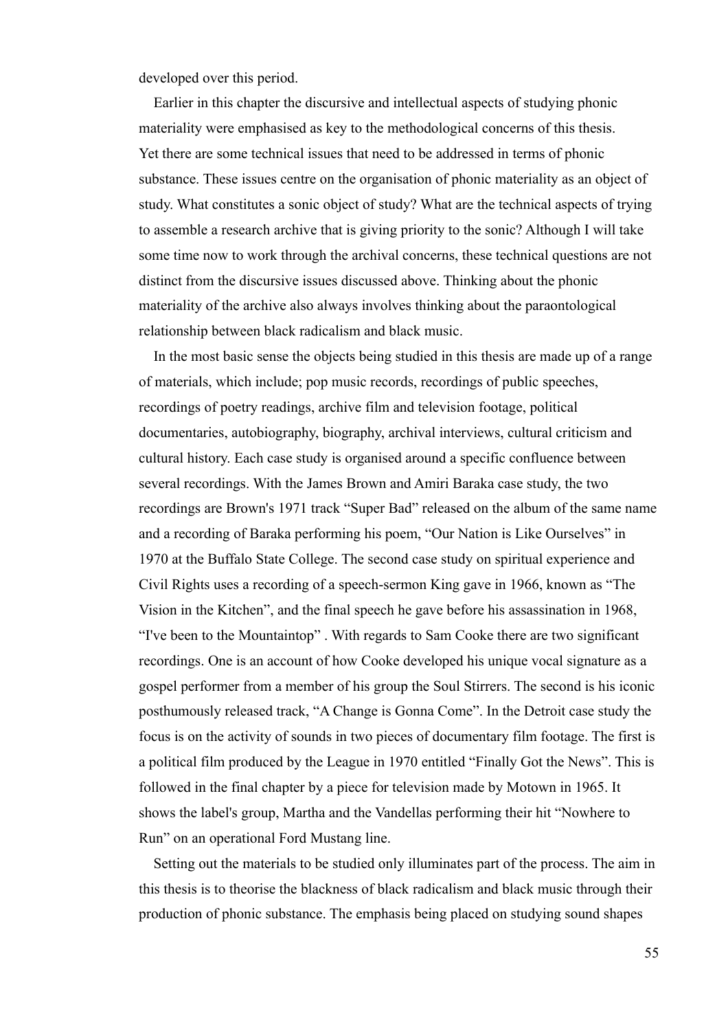developed over this period.

Earlier in this chapter the discursive and intellectual aspects of studying phonic materiality were emphasised as key to the methodological concerns of this thesis. Yet there are some technical issues that need to be addressed in terms of phonic substance. These issues centre on the organisation of phonic materiality as an object of study. What constitutes a sonic object of study? What are the technical aspects of trying to assemble a research archive that is giving priority to the sonic? Although I will take some time now to work through the archival concerns, these technical questions are not distinct from the discursive issues discussed above. Thinking about the phonic materiality of the archive also always involves thinking about the paraontological relationship between black radicalism and black music.

In the most basic sense the objects being studied in this thesis are made up of a range of materials, which include; pop music records, recordings of public speeches, recordings of poetry readings, archive film and television footage, political documentaries, autobiography, biography, archival interviews, cultural criticism and cultural history. Each case study is organised around a specific confluence between several recordings. With the James Brown and Amiri Baraka case study, the two recordings are Brown's 1971 track "Super Bad" released on the album of the same name and a recording of Baraka performing his poem, "Our Nation is Like Ourselves" in 1970 at the Buffalo State College. The second case study on spiritual experience and Civil Rights uses a recording of a speech-sermon King gave in 1966, known as "The Vision in the Kitchen", and the final speech he gave before his assassination in 1968, "I've been to the Mountaintop" . With regards to Sam Cooke there are two significant recordings. One is an account of how Cooke developed his unique vocal signature as a gospel performer from a member of his group the Soul Stirrers. The second is his iconic posthumously released track, "A Change is Gonna Come". In the Detroit case study the focus is on the activity of sounds in two pieces of documentary film footage. The first is a political film produced by the League in 1970 entitled "Finally Got the News". This is followed in the final chapter by a piece for television made by Motown in 1965. It shows the label's group, Martha and the Vandellas performing their hit "Nowhere to Run" on an operational Ford Mustang line.

Setting out the materials to be studied only illuminates part of the process. The aim in this thesis is to theorise the blackness of black radicalism and black music through their production of phonic substance. The emphasis being placed on studying sound shapes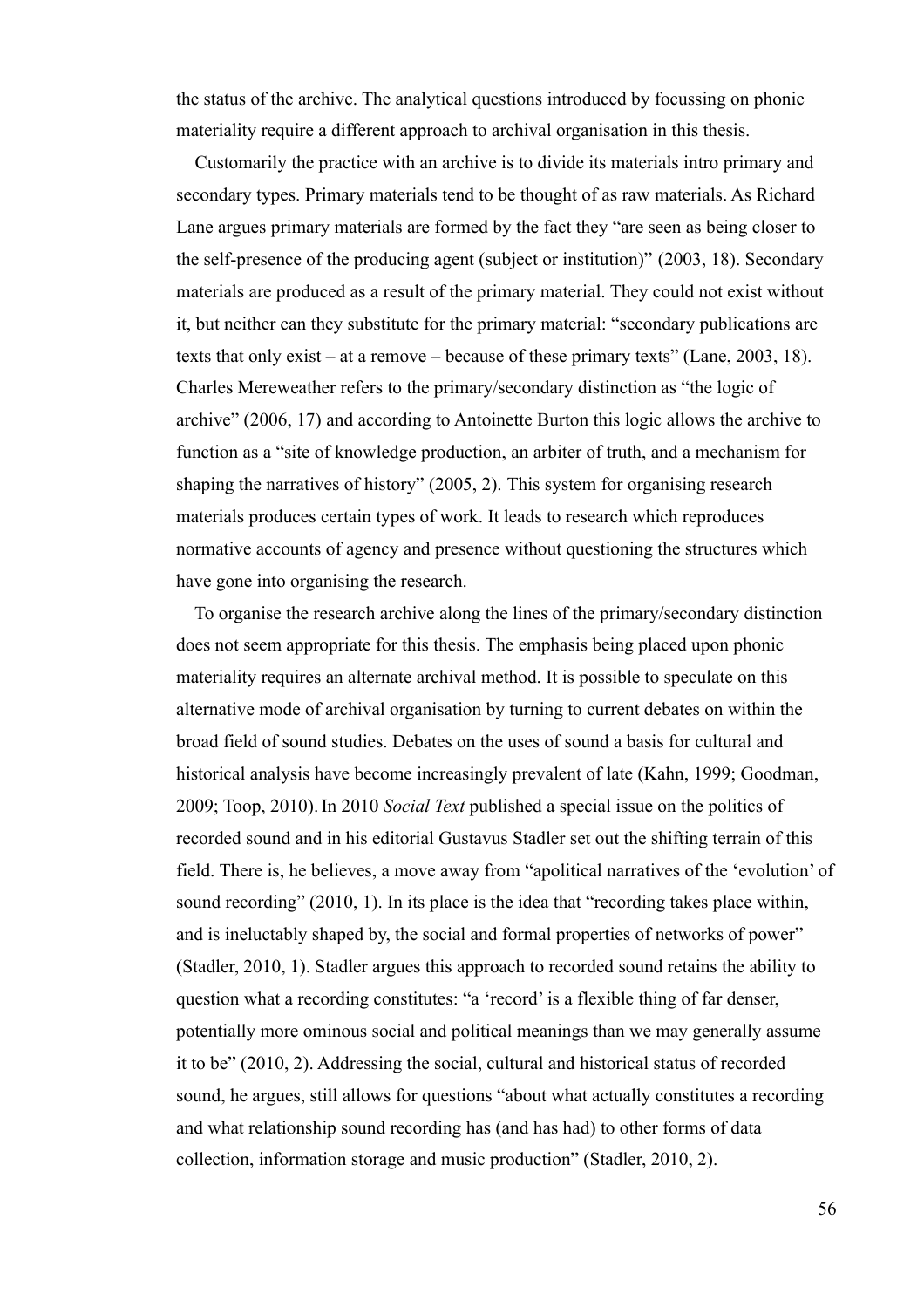the status of the archive. The analytical questions introduced by focussing on phonic materiality require a different approach to archival organisation in this thesis.

Customarily the practice with an archive is to divide its materials intro primary and secondary types. Primary materials tend to be thought of as raw materials. As Richard Lane argues primary materials are formed by the fact they "are seen as being closer to the self-presence of the producing agent (subject or institution)" (2003, 18). Secondary materials are produced as a result of the primary material. They could not exist without it, but neither can they substitute for the primary material: "secondary publications are texts that only exist – at a remove – because of these primary texts" (Lane, 2003, 18). Charles Mereweather refers to the primary/secondary distinction as "the logic of archive" (2006, 17) and according to Antoinette Burton this logic allows the archive to function as a "site of knowledge production, an arbiter of truth, and a mechanism for shaping the narratives of history" (2005, 2). This system for organising research materials produces certain types of work. It leads to research which reproduces normative accounts of agency and presence without questioning the structures which have gone into organising the research.

To organise the research archive along the lines of the primary/secondary distinction does not seem appropriate for this thesis. The emphasis being placed upon phonic materiality requires an alternate archival method. It is possible to speculate on this alternative mode of archival organisation by turning to current debates on within the broad field of sound studies. Debates on the uses of sound a basis for cultural and historical analysis have become increasingly prevalent of late (Kahn, 1999; Goodman, 2009; Toop, 2010). In 2010 *Social Text* published a special issue on the politics of recorded sound and in his editorial Gustavus Stadler set out the shifting terrain of this field. There is, he believes, a move away from "apolitical narratives of the 'evolution' of sound recording" (2010, 1). In its place is the idea that "recording takes place within, and is ineluctably shaped by, the social and formal properties of networks of power" (Stadler, 2010, 1). Stadler argues this approach to recorded sound retains the ability to question what a recording constitutes: "a 'record' is a flexible thing of far denser, potentially more ominous social and political meanings than we may generally assume it to be" (2010, 2). Addressing the social, cultural and historical status of recorded sound, he argues, still allows for questions "about what actually constitutes a recording and what relationship sound recording has (and has had) to other forms of data collection, information storage and music production" (Stadler, 2010, 2).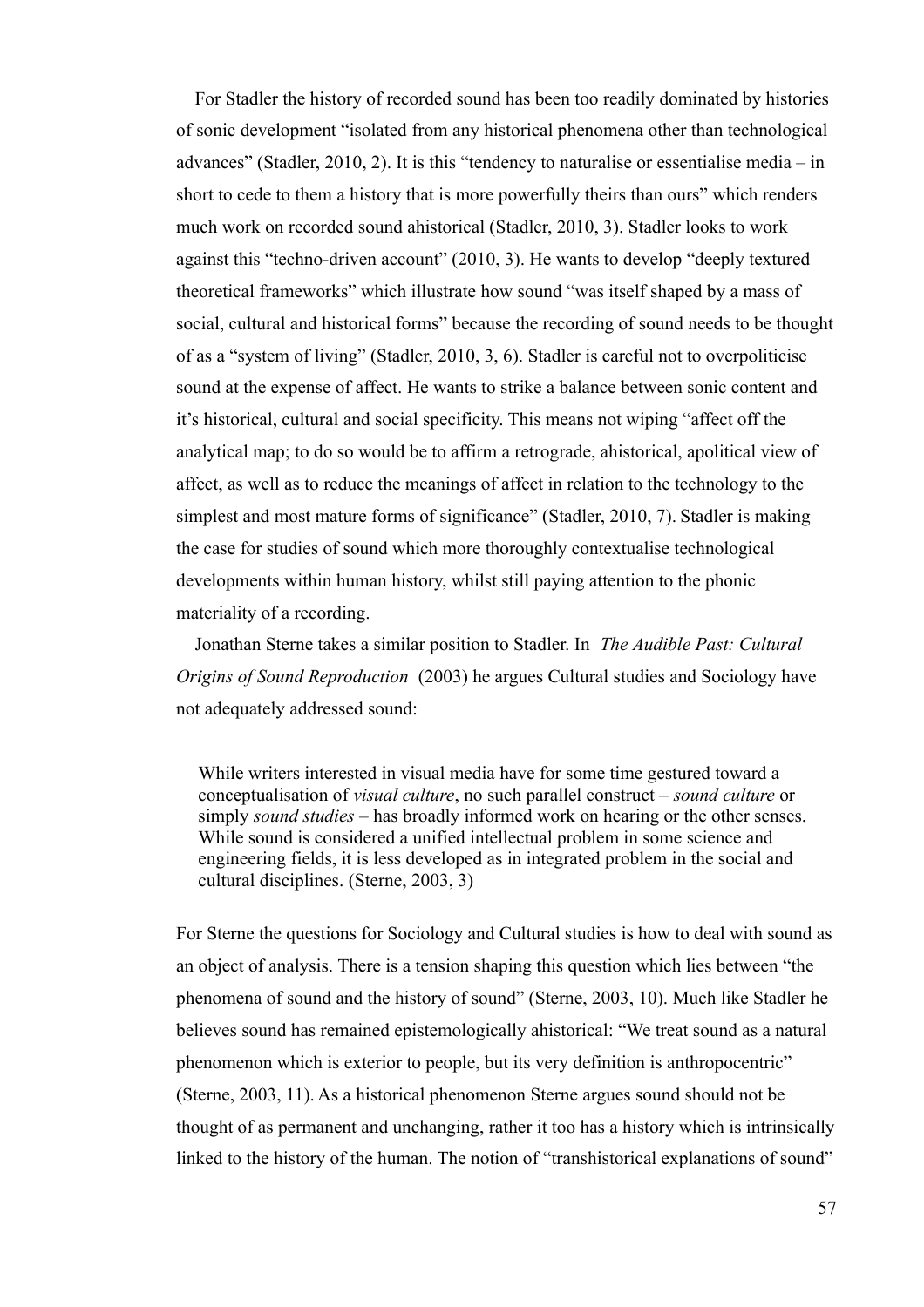For Stadler the history of recorded sound has been too readily dominated by histories of sonic development "isolated from any historical phenomena other than technological advances" (Stadler, 2010, 2). It is this "tendency to naturalise or essentialise media – in short to cede to them a history that is more powerfully theirs than ours" which renders much work on recorded sound ahistorical (Stadler, 2010, 3). Stadler looks to work against this "techno-driven account" (2010, 3). He wants to develop "deeply textured theoretical frameworks" which illustrate how sound "was itself shaped by a mass of social, cultural and historical forms" because the recording of sound needs to be thought of as a "system of living" (Stadler, 2010, 3, 6). Stadler is careful not to overpoliticise sound at the expense of affect. He wants to strike a balance between sonic content and it's historical, cultural and social specificity. This means not wiping "affect off the analytical map; to do so would be to affirm a retrograde, ahistorical, apolitical view of affect, as well as to reduce the meanings of affect in relation to the technology to the simplest and most mature forms of significance" (Stadler, 2010, 7). Stadler is making the case for studies of sound which more thoroughly contextualise technological developments within human history, whilst still paying attention to the phonic materiality of a recording.

Jonathan Sterne takes a similar position to Stadler. In *The Audible Past: Cultural Origins of Sound Reproduction* (2003) he argues Cultural studies and Sociology have not adequately addressed sound:

> While writers interested in visual media have for some time gestured toward a conceptualisation of *visual culture*, no such parallel construct – *sound culture* or simply *sound studies* – has broadly informed work on hearing or the other senses. While sound is considered a unified intellectual problem in some science and engineering fields, it is less developed as in integrated problem in the social and cultural disciplines. (Sterne, 2003, 3)

For Sterne the questions for Sociology and Cultural studies is how to deal with sound as an object of analysis. There is a tension shaping this question which lies between "the phenomena of sound and the history of sound" (Sterne, 2003, 10). Much like Stadler he believes sound has remained epistemologically ahistorical: "We treat sound as a natural phenomenon which is exterior to people, but its very definition is anthropocentric" (Sterne, 2003, 11). As a historical phenomenon Sterne argues sound should not be thought of as permanent and unchanging, rather it too has a history which is intrinsically linked to the history of the human. The notion of "transhistorical explanations of sound"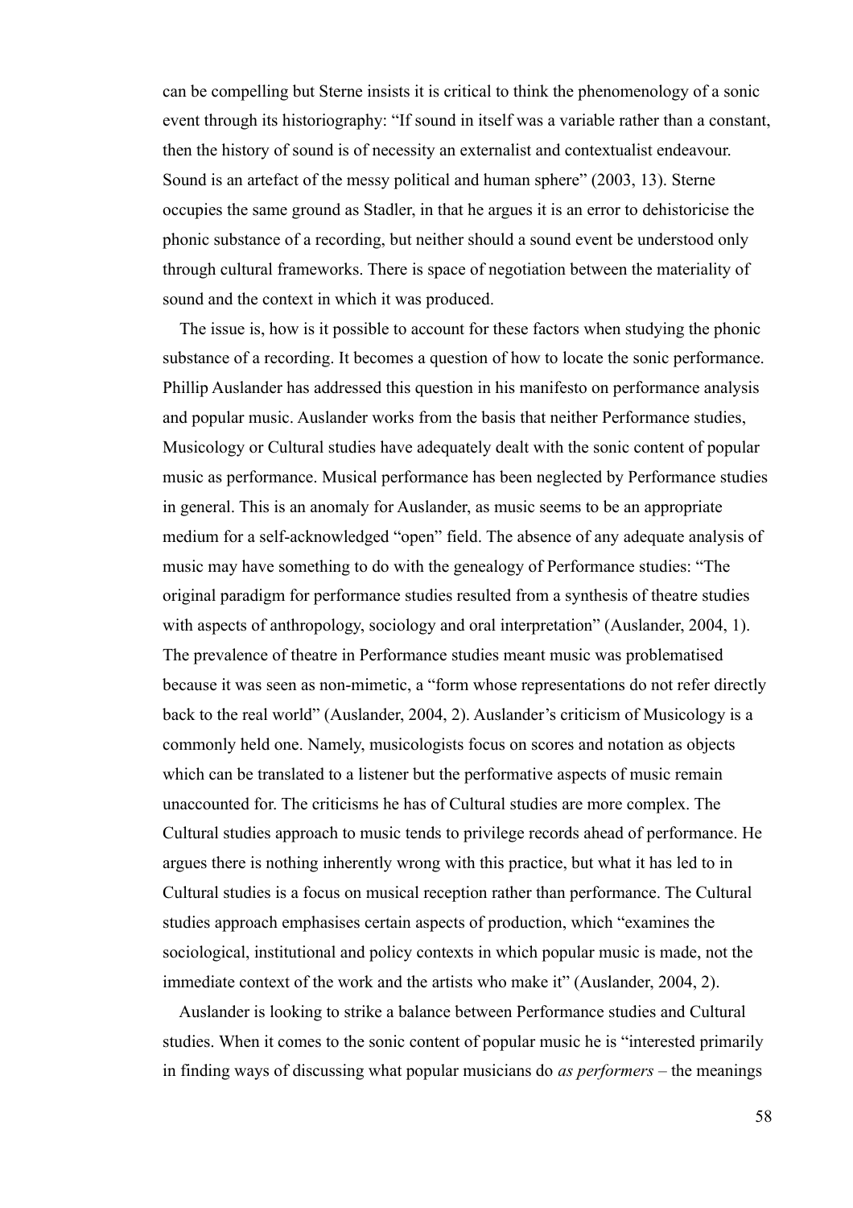can be compelling but Sterne insists it is critical to think the phenomenology of a sonic event through its historiography: "If sound in itself was a variable rather than a constant, then the history of sound is of necessity an externalist and contextualist endeavour. Sound is an artefact of the messy political and human sphere" (2003, 13). Sterne occupies the same ground as Stadler, in that he argues it is an error to dehistoricise the phonic substance of a recording, but neither should a sound event be understood only through cultural frameworks. There is space of negotiation between the materiality of sound and the context in which it was produced.

The issue is, how is it possible to account for these factors when studying the phonic substance of a recording. It becomes a question of how to locate the sonic performance. Phillip Auslander has addressed this question in his manifesto on performance analysis and popular music. Auslander works from the basis that neither Performance studies, Musicology or Cultural studies have adequately dealt with the sonic content of popular music as performance. Musical performance has been neglected by Performance studies in general. This is an anomaly for Auslander, as music seems to be an appropriate medium for a self-acknowledged "open" field. The absence of any adequate analysis of music may have something to do with the genealogy of Performance studies: "The original paradigm for performance studies resulted from a synthesis of theatre studies with aspects of anthropology, sociology and oral interpretation" (Auslander, 2004, 1). The prevalence of theatre in Performance studies meant music was problematised because it was seen as non-mimetic, a "form whose representations do not refer directly back to the real world" (Auslander, 2004, 2). Auslander's criticism of Musicology is a commonly held one. Namely, musicologists focus on scores and notation as objects which can be translated to a listener but the performative aspects of music remain unaccounted for. The criticisms he has of Cultural studies are more complex. The Cultural studies approach to music tends to privilege records ahead of performance. He argues there is nothing inherently wrong with this practice, but what it has led to in Cultural studies is a focus on musical reception rather than performance. The Cultural studies approach emphasises certain aspects of production, which "examines the sociological, institutional and policy contexts in which popular music is made, not the immediate context of the work and the artists who make it" (Auslander, 2004, 2).

Auslander is looking to strike a balance between Performance studies and Cultural studies. When it comes to the sonic content of popular music he is "interested primarily in finding ways of discussing what popular musicians do *as performers* – the meanings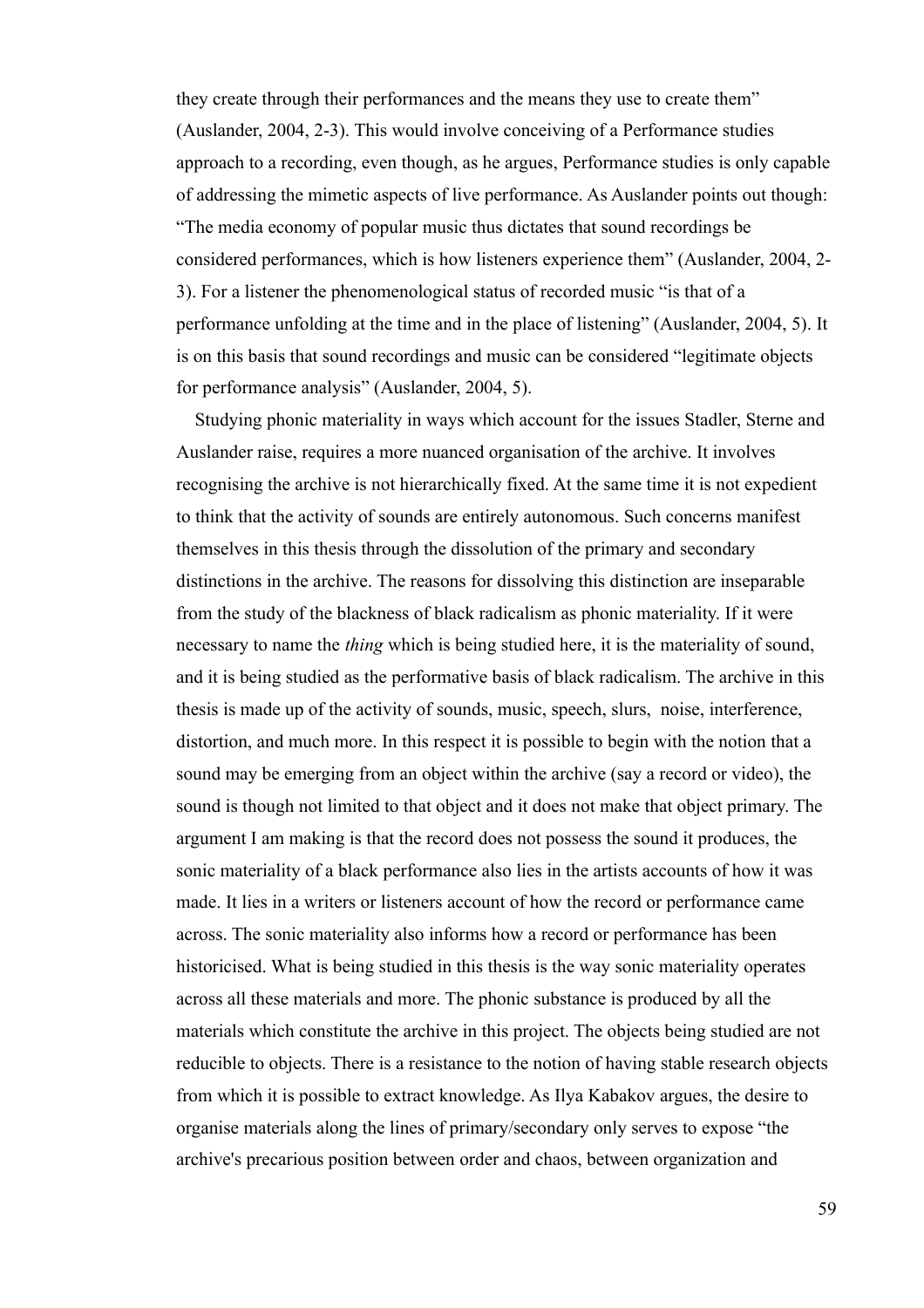they create through their performances and the means they use to create them" (Auslander, 2004, 2-3). This would involve conceiving of a Performance studies approach to a recording, even though, as he argues, Performance studies is only capable of addressing the mimetic aspects of live performance. As Auslander points out though: "The media economy of popular music thus dictates that sound recordings be considered performances, which is how listeners experience them" (Auslander, 2004, 2-3). For a listener the phenomenological status of recorded music "is that of a performance unfolding at the time and in the place of listening" (Auslander, 2004, 5). It is on this basis that sound recordings and music can be considered "legitimate objects for performance analysis" (Auslander, 2004, 5).

Studying phonic materiality in ways which account for the issues Stadler, Sterne and Auslander raise, requires a more nuanced organisation of the archive. It involves recognising the archive is not hierarchically fixed. At the same time it is not expedient to think that the activity of sounds are entirely autonomous. Such concerns manifest themselves in this thesis through the dissolution of the primary and secondary distinctions in the archive. The reasons for dissolving this distinction are inseparable from the study of the blackness of black radicalism as phonic materiality. If it were necessary to name the *thing* which is being studied here, it is the materiality of sound, and it is being studied as the performative basis of black radicalism. The archive in this thesis is made up of the activity of sounds, music, speech, slurs, noise, interference, distortion, and much more. In this respect it is possible to begin with the notion that a sound may be emerging from an object within the archive (say a record or video), the sound is though not limited to that object and it does not make that object primary. The argument I am making is that the record does not possess the sound it produces, the sonic materiality of a black performance also lies in the artists accounts of how it was made. It lies in a writers or listeners account of how the record or performance came across. The sonic materiality also informs how a record or performance has been historicised. What is being studied in this thesis is the way sonic materiality operates across all these materials and more. The phonic substance is produced by all the materials which constitute the archive in this project. The objects being studied are not reducible to objects. There is a resistance to the notion of having stable research objects from which it is possible to extract knowledge. As Ilya Kabakov argues, the desire to organise materials along the lines of primary/secondary only serves to expose "the archive's precarious position between order and chaos, between organization and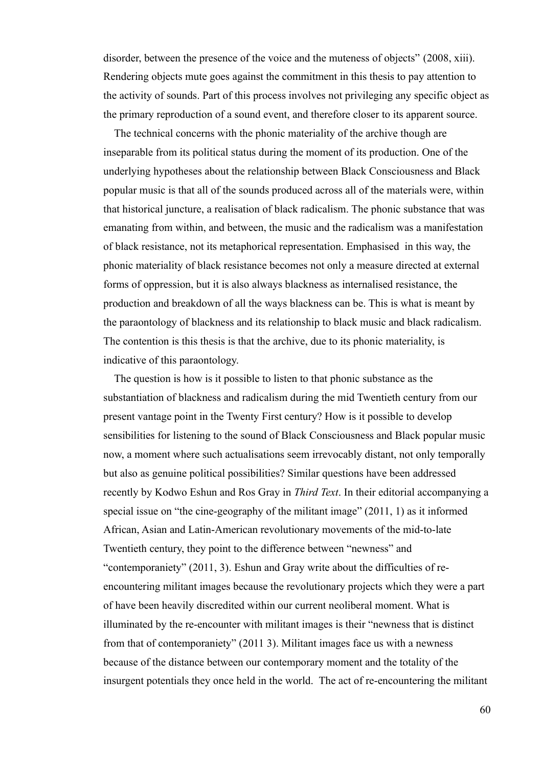disorder, between the presence of the voice and the muteness of objects" (2008, xiii). Rendering objects mute goes against the commitment in this thesis to pay attention to the activity of sounds. Part of this process involves not privileging any specific object as the primary reproduction of a sound event, and therefore closer to its apparent source.

The technical concerns with the phonic materiality of the archive though are inseparable from its political status during the moment of its production. One of the underlying hypotheses about the relationship between Black Consciousness and Black popular music is that all of the sounds produced across all of the materials were, within that historical juncture, a realisation of black radicalism. The phonic substance that was emanating from within, and between, the music and the radicalism was a manifestation of black resistance, not its metaphorical representation. Emphasised in this way, the phonic materiality of black resistance becomes not only a measure directed at external forms of oppression, but it is also always blackness as internalised resistance, the production and breakdown of all the ways blackness can be. This is what is meant by the paraontology of blackness and its relationship to black music and black radicalism. The contention is this thesis is that the archive, due to its phonic materiality, is indicative of this paraontology.

The question is how is it possible to listen to that phonic substance as the substantiation of blackness and radicalism during the mid Twentieth century from our present vantage point in the Twenty First century? How is it possible to develop sensibilities for listening to the sound of Black Consciousness and Black popular music now, a moment where such actualisations seem irrevocably distant, not only temporally but also as genuine political possibilities? Similar questions have been addressed recently by Kodwo Eshun and Ros Gray in *Third Text*. In their editorial accompanying a special issue on "the cine-geography of the militant image" (2011, 1) as it informed African, Asian and Latin-American revolutionary movements of the mid-to-late Twentieth century, they point to the difference between "newness" and "contemporaniety" (2011, 3). Eshun and Gray write about the difficulties of re-encountering militant images because the revolutionary projects which they were a part of have been heavily discredited within our current neoliberal moment. What is illuminated by the re-encounter with militant images is their "newness that is distinct from that of contemporaniety" (2011 3). Militant images face us with a newness because of the distance between our contemporary moment and the totality of the insurgent potentials they once held in the world. The act of re-encountering the militant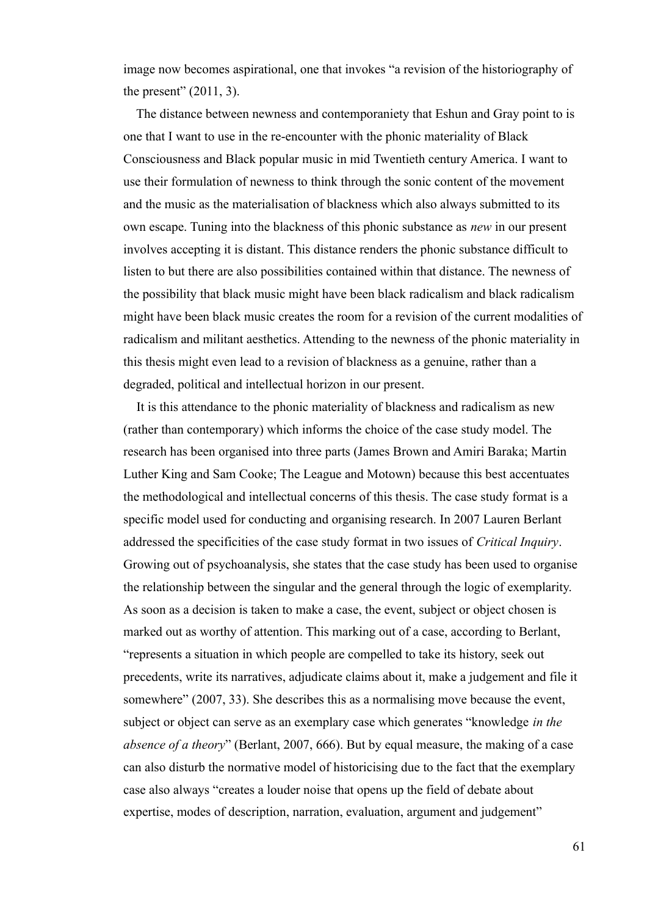image now becomes aspirational, one that invokes “a revision of the historiography of the present” (2011, 3).

The distance between newness and contemporaniety that Eshun and Gray point to is one that I want to use in the re-encounter with the phonic materiality of Black Consciousness and Black popular music in mid Twentieth century America. I want to use their formulation of newness to think through the sonic content of the movement and the music as the materialisation of blackness which also always submitted to its own escape. Tuning into the blackness of this phonic substance as *new* in our present involves accepting it is distant. This distance renders the phonic substance difficult to listen to but there are also possibilities contained within that distance. The newness of the possibility that black music might have been black radicalism and black radicalism might have been black music creates the room for a revision of the current modalities of radicalism and militant aesthetics. Attending to the newness of the phonic materiality in this thesis might even lead to a revision of blackness as a genuine, rather than a degraded, political and intellectual horizon in our present.

It is this attendance to the phonic materiality of blackness and radicalism as new (rather than contemporary) which informs the choice of the case study model. The research has been organised into three parts (James Brown and Amiri Baraka; Martin Luther King and Sam Cooke; The League and Motown) because this best accentuates the methodological and intellectual concerns of this thesis. The case study format is a specific model used for conducting and organising research. In 2007 Lauren Berlant addressed the specificities of the case study format in two issues of *Critical Inquiry*. Growing out of psychoanalysis, she states that the case study has been used to organise the relationship between the singular and the general through the logic of exemplarity. As soon as a decision is taken to make a case, the event, subject or object chosen is marked out as worthy of attention. This marking out of a case, according to Berlant, “represents a situation in which people are compelled to take its history, seek out precedents, write its narratives, adjudicate claims about it, make a judgement and file it somewhere” (2007, 33). She describes this as a normalising move because the event, subject or object can serve as an exemplary case which generates “knowledge *in the absence of a theory*” (Berlant, 2007, 666). But by equal measure, the making of a case can also disturb the normative model of historicising due to the fact that the exemplary case also always “creates a louder noise that opens up the field of debate about expertise, modes of description, narration, evaluation, argument and judgement”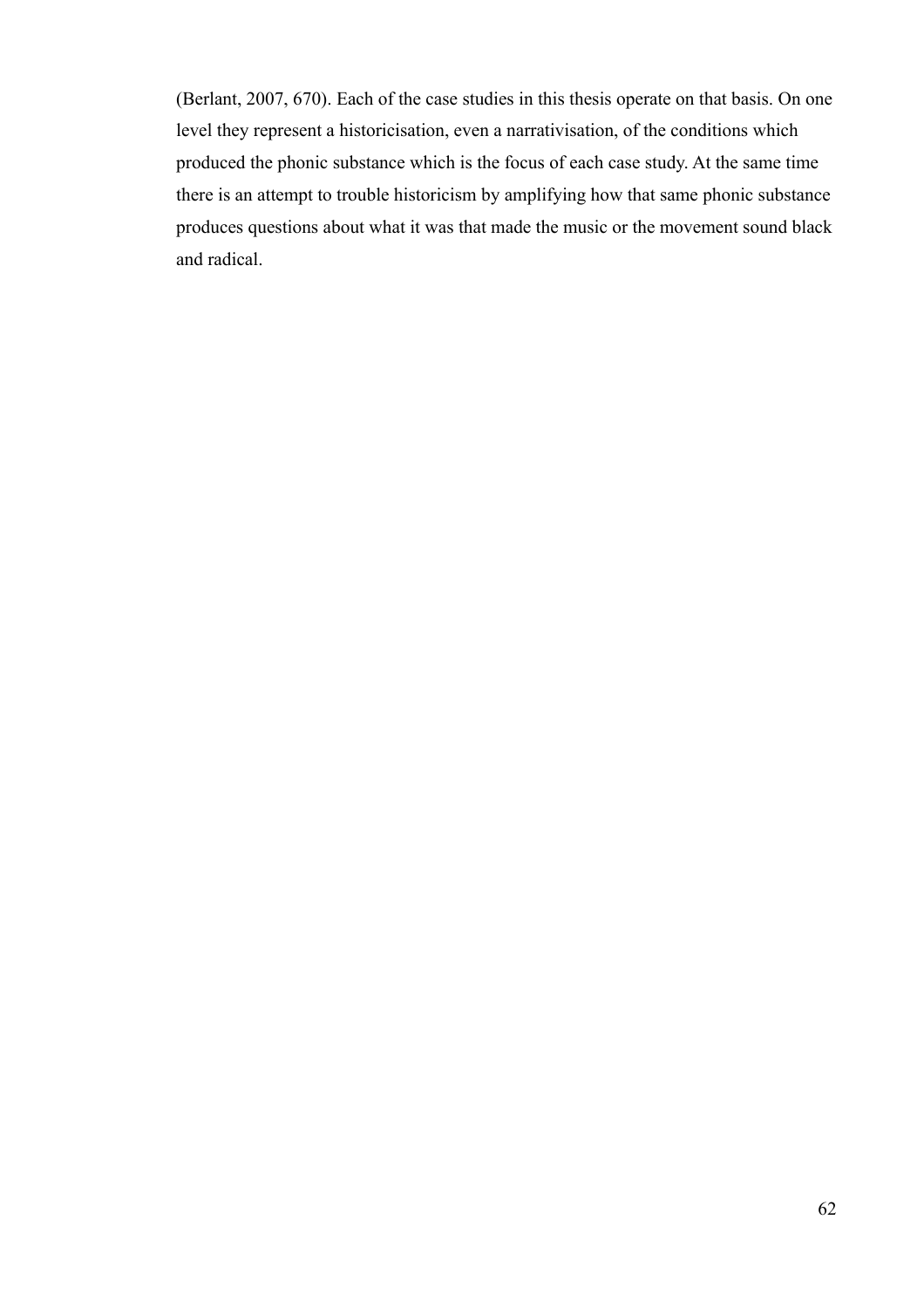(Berlant, 2007, 670). Each of the case studies in this thesis operate on that basis. On one level they represent a historicisation, even a narrativisation, of the conditions which produced the phonic substance which is the focus of each case study. At the same time there is an attempt to trouble historicism by amplifying how that same phonic substance produces questions about what it was that made the music or the movement sound black and radical.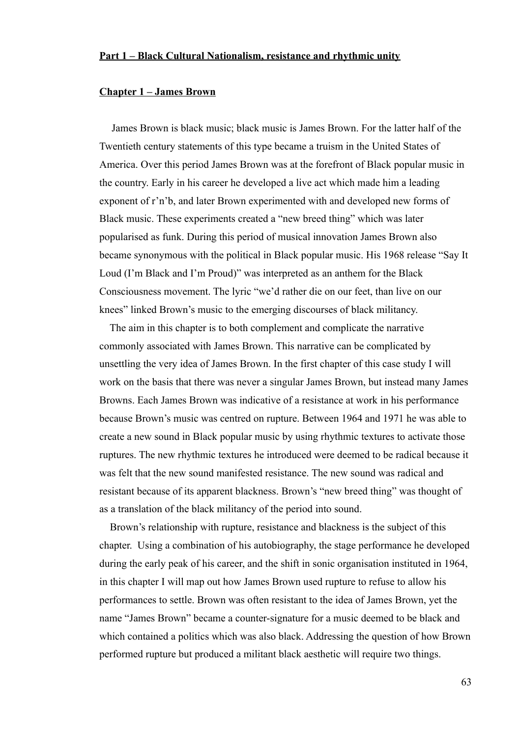## Part 1 – Black Cultural Nationalism, resistance and rhythmic unity

### Chapter 1 – James Brown

James Brown is black music; black music is James Brown. For the latter half of the Twentieth century statements of this type became a truism in the United States of America. Over this period James Brown was at the forefront of Black popular music in the country. Early in his career he developed a live act which made him a leading exponent of r'n'b, and later Brown experimented with and developed new forms of Black music. These experiments created a "new breed thing" which was later popularised as funk. During this period of musical innovation James Brown also became synonymous with the political in Black popular music. His 1968 release "Say It Loud (I'm Black and I'm Proud)" was interpreted as an anthem for the Black Consciousness movement. The lyric "we'd rather die on our feet, than live on our knees" linked Brown's music to the emerging discourses of black militancy.

The aim in this chapter is to both complement and complicate the narrative commonly associated with James Brown. This narrative can be complicated by unsettling the very idea of James Brown. In the first chapter of this case study I will work on the basis that there was never a singular James Brown, but instead many James Browns. Each James Brown was indicative of a resistance at work in his performance because Brown's music was centred on rupture. Between 1964 and 1971 he was able to create a new sound in Black popular music by using rhythmic textures to activate those ruptures. The new rhythmic textures he introduced were deemed to be radical because it was felt that the new sound manifested resistance. The new sound was radical and resistant because of its apparent blackness. Brown's "new breed thing" was thought of as a translation of the black militancy of the period into sound.

Brown's relationship with rupture, resistance and blackness is the subject of this chapter. Using a combination of his autobiography, the stage performance he developed during the early peak of his career, and the shift in sonic organisation instituted in 1964, in this chapter I will map out how James Brown used rupture to refuse to allow his performances to settle. Brown was often resistant to the idea of James Brown, yet the name "James Brown" became a counter-signature for a music deemed to be black and which contained a politics which was also black. Addressing the question of how Brown performed rupture but produced a militant black aesthetic will require two things.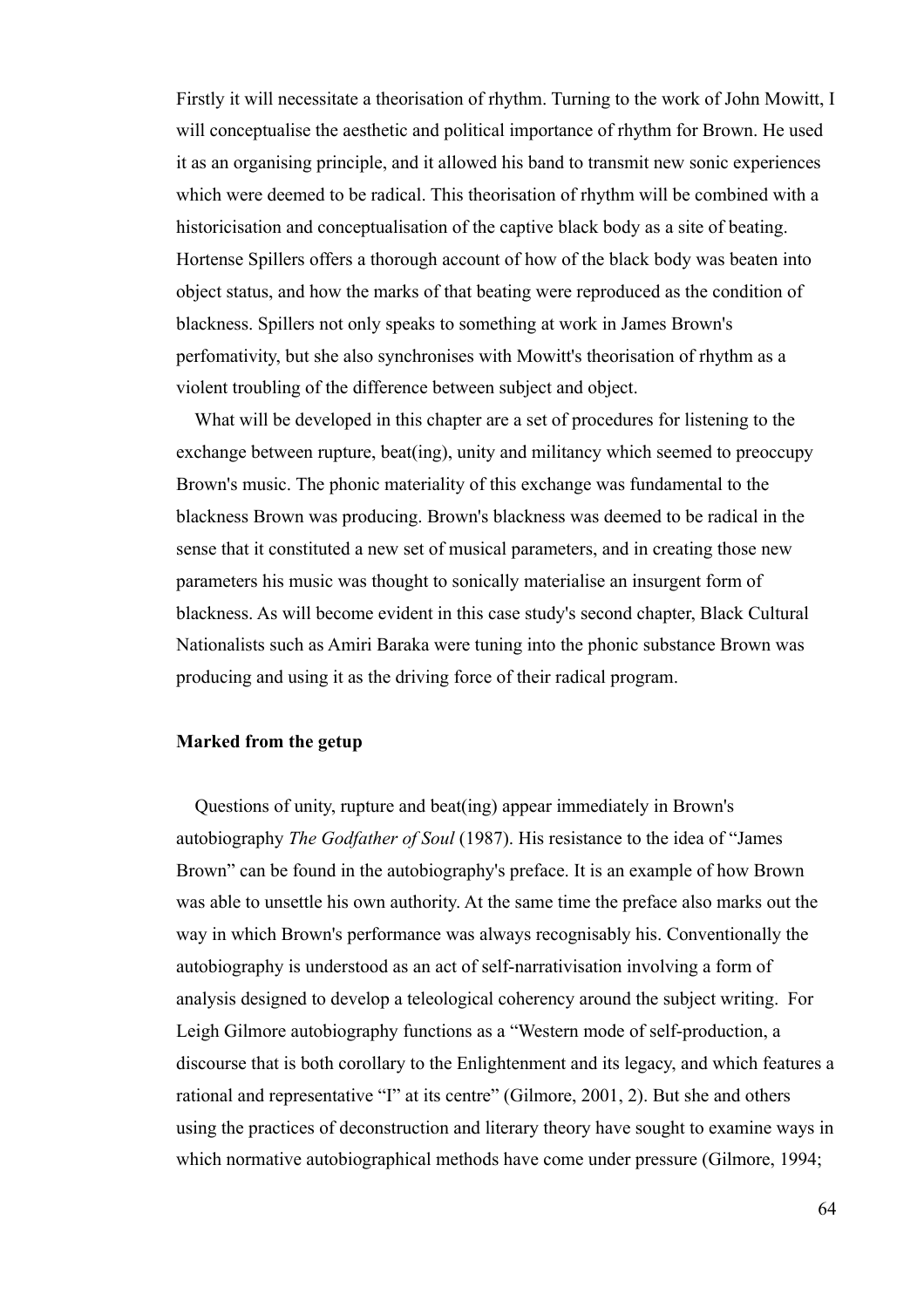Firstly it will necessitate a theorisation of rhythm. Turning to the work of John Mowitt, I will conceptualise the aesthetic and political importance of rhythm for Brown. He used it as an organising principle, and it allowed his band to transmit new sonic experiences which were deemed to be radical. This theorisation of rhythm will be combined with a historicisation and conceptualisation of the captive black body as a site of beating. Hortense Spillers offers a thorough account of how of the black body was beaten into object status, and how the marks of that beating were reproduced as the condition of blackness. Spillers not only speaks to something at work in James Brown's perfomativity, but she also synchronises with Mowitt's theorisation of rhythm as a violent troubling of the difference between subject and object.

What will be developed in this chapter are a set of procedures for listening to the exchange between rupture, beat(ing), unity and militancy which seemed to preoccupy Brown's music. The phonic materiality of this exchange was fundamental to the blackness Brown was producing. Brown's blackness was deemed to be radical in the sense that it constituted a new set of musical parameters, and in creating those new parameters his music was thought to sonically materialise an insurgent form of blackness. As will become evident in this case study's second chapter, Black Cultural Nationalists such as Amiri Baraka were tuning into the phonic substance Brown was producing and using it as the driving force of their radical program.

**Marked from the getup**

Questions of unity, rupture and beat(ing) appear immediately in Brown's autobiography *The Godfather of Soul* (1987). His resistance to the idea of "James Brown" can be found in the autobiography's preface. It is an example of how Brown was able to unsettle his own authority. At the same time the preface also marks out the way in which Brown's performance was always recognisably his. Conventionally the autobiography is understood as an act of self-narrativisation involving a form of analysis designed to develop a teleological coherency around the subject writing. For Leigh Gilmore autobiography functions as a "Western mode of self-production, a discourse that is both corollary to the Enlightenment and its legacy, and which features a rational and representative "I" at its centre" (Gilmore, 2001, 2). But she and others using the practices of deconstruction and literary theory have sought to examine ways in which normative autobiographical methods have come under pressure (Gilmore, 1994;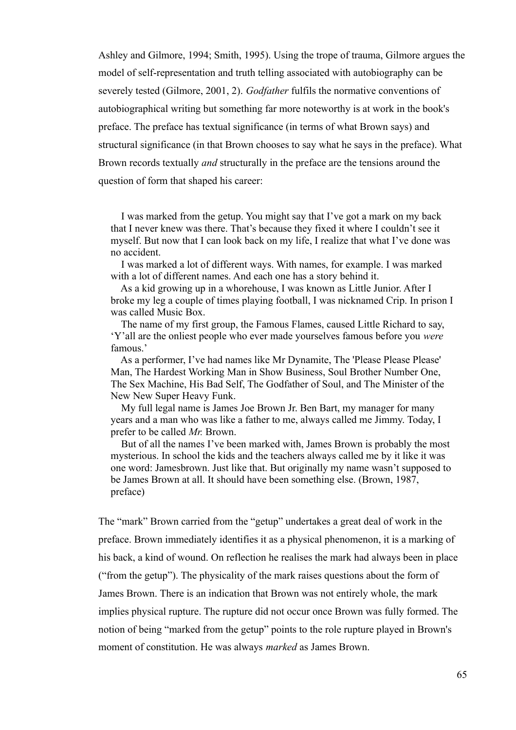Ashley and Gilmore, 1994; Smith, 1995). Using the trope of trauma, Gilmore argues the model of self-representation and truth telling associated with autobiography can be severely tested (Gilmore, 2001, 2). *Godfather* fulfils the normative conventions of autobiographical writing but something far more noteworthy is at work in the book's preface. The preface has textual significance (in terms of what Brown says) and structural significance (in that Brown chooses to say what he says in the preface). What Brown records textually *and* structurally in the preface are the tensions around the question of form that shaped his career:

> I was marked from the getup. You might say that I've got a mark on my back that I never knew was there. That's because they fixed it where I couldn't see it myself. But now that I can look back on my life, I realize that what I've done was no accident.
>
> I was marked a lot of different ways. With names, for example. I was marked with a lot of different names. And each one has a story behind it.
>
> As a kid growing up in a whorehouse, I was known as Little Junior. After I broke my leg a couple of times playing football, I was nicknamed Crip. In prison I was called Music Box.
>
> The name of my first group, the Famous Flames, caused Little Richard to say, 'Y'all are the onliest people who ever made yourselves famous before you *were* famous.'
>
> As a performer, I've had names like Mr Dynamite, The 'Please Please Please' Man, The Hardest Working Man in Show Business, Soul Brother Number One, The Sex Machine, His Bad Self, The Godfather of Soul, and The Minister of the New New Super Heavy Funk.
>
> My full legal name is James Joe Brown Jr. Ben Bart, my manager for many years and a man who was like a father to me, always called me Jimmy. Today, I prefer to be called *Mr.* Brown.
>
> But of all the names I've been marked with, James Brown is probably the most mysterious. In school the kids and the teachers always called me by it like it was one word: Jamesbrown. Just like that. But originally my name wasn't supposed to be James Brown at all. It should have been something else. (Brown, 1987, preface)

The "mark" Brown carried from the "getup" undertakes a great deal of work in the preface. Brown immediately identifies it as a physical phenomenon, it is a marking of his back, a kind of wound. On reflection he realises the mark had always been in place ("from the getup"). The physicality of the mark raises questions about the form of James Brown. There is an indication that Brown was not entirely whole, the mark implies physical rupture. The rupture did not occur once Brown was fully formed. The notion of being "marked from the getup" points to the role rupture played in Brown's moment of constitution. He was always *marked* as James Brown.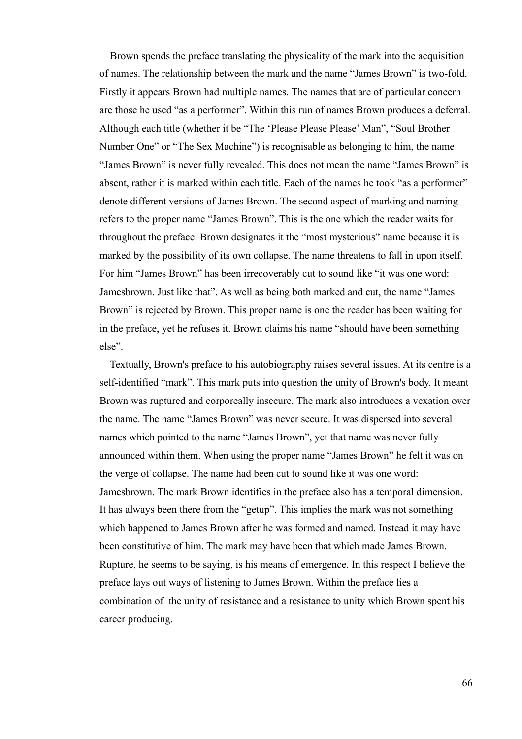Brown spends the preface translating the physicality of the mark into the acquisition of names. The relationship between the mark and the name "James Brown" is two-fold. Firstly it appears Brown had multiple names. The names that are of particular concern are those he used "as a performer". Within this run of names Brown produces a deferral. Although each title (whether it be "The 'Please Please Please' Man", "Soul Brother Number One" or "The Sex Machine") is recognisable as belonging to him, the name "James Brown" is never fully revealed. This does not mean the name "James Brown" is absent, rather it is marked within each title. Each of the names he took "as a performer" denote different versions of James Brown. The second aspect of marking and naming refers to the proper name "James Brown". This is the one which the reader waits for throughout the preface. Brown designates it the "most mysterious" name because it is marked by the possibility of its own collapse. The name threatens to fall in upon itself. For him "James Brown" has been irrecoverably cut to sound like "it was one word: Jamesbrown. Just like that". As well as being both marked and cut, the name "James Brown" is rejected by Brown. This proper name is one the reader has been waiting for in the preface, yet he refuses it. Brown claims his name "should have been something else".

Textually, Brown's preface to his autobiography raises several issues. At its centre is a self-identified "mark". This mark puts into question the unity of Brown's body. It meant Brown was ruptured and corporeally insecure. The mark also introduces a vexation over the name. The name "James Brown" was never secure. It was dispersed into several names which pointed to the name "James Brown", yet that name was never fully announced within them. When using the proper name "James Brown" he felt it was on the verge of collapse. The name had been cut to sound like it was one word: Jamesbrown. The mark Brown identifies in the preface also has a temporal dimension. It has always been there from the "getup". This implies the mark was not something which happened to James Brown after he was formed and named. Instead it may have been constitutive of him. The mark may have been that which made James Brown. Rupture, he seems to be saying, is his means of emergence. In this respect I believe the preface lays out ways of listening to James Brown. Within the preface lies a combination of the unity of resistance and a resistance to unity which Brown spent his career producing.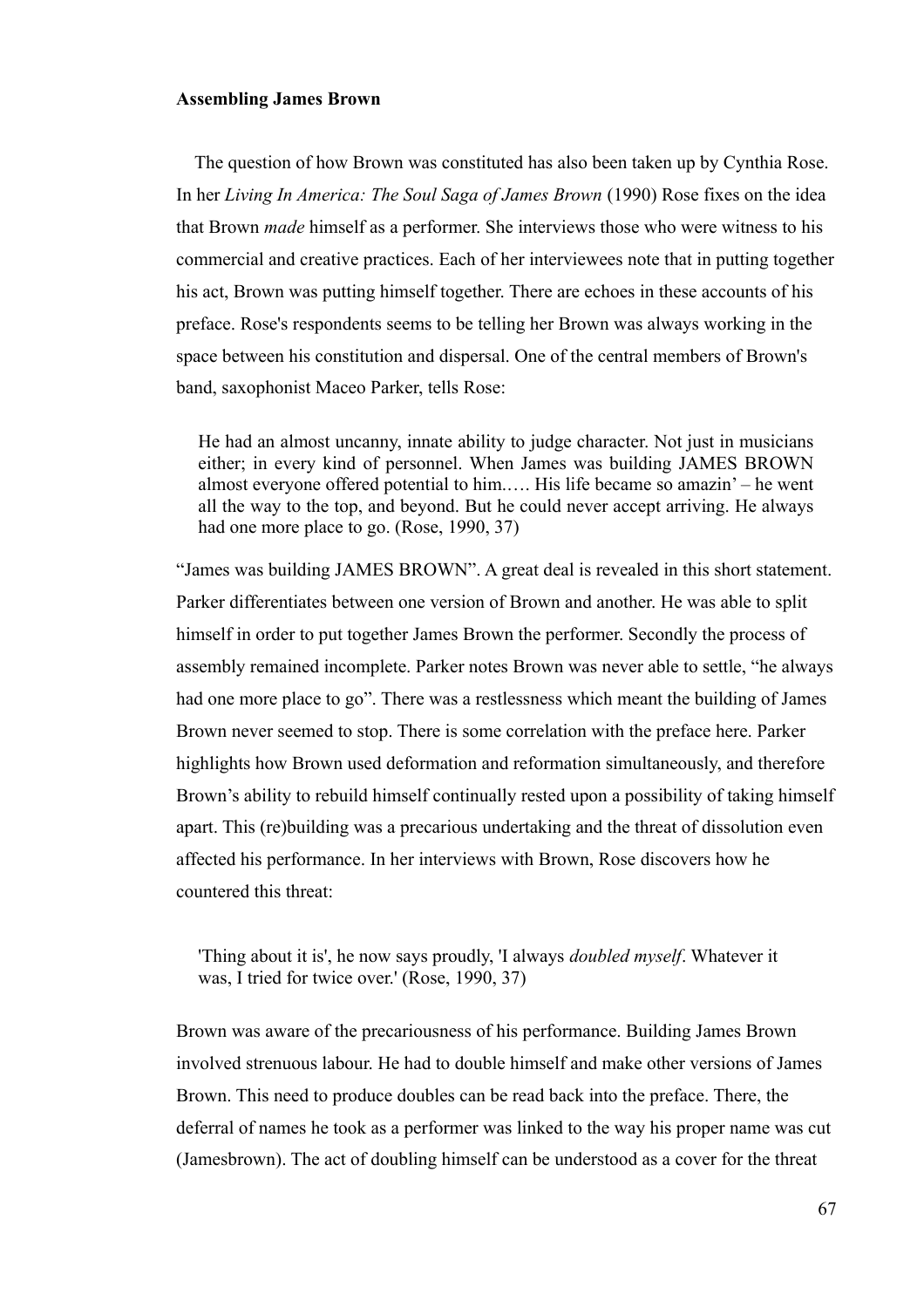**Assembling James Brown**

The question of how Brown was constituted has also been taken up by Cynthia Rose. In her *Living In America: The Soul Saga of James Brown* (1990) Rose fixes on the idea that Brown *made* himself as a performer. She interviews those who were witness to his commercial and creative practices. Each of her interviewees note that in putting together his act, Brown was putting himself together. There are echoes in these accounts of his preface. Rose's respondents seems to be telling her Brown was always working in the space between his constitution and dispersal. One of the central members of Brown's band, saxophonist Maceo Parker, tells Rose:

> He had an almost uncanny, innate ability to judge character. Not just in musicians either; in every kind of personnel. When James was building JAMES BROWN almost everyone offered potential to him.…. His life became so amazin' – he went all the way to the top, and beyond. But he could never accept arriving. He always had one more place to go. (Rose, 1990, 37)

"James was building JAMES BROWN". A great deal is revealed in this short statement. Parker differentiates between one version of Brown and another. He was able to split himself in order to put together James Brown the performer. Secondly the process of assembly remained incomplete. Parker notes Brown was never able to settle, "he always had one more place to go". There was a restlessness which meant the building of James Brown never seemed to stop. There is some correlation with the preface here. Parker highlights how Brown used deformation and reformation simultaneously, and therefore Brown's ability to rebuild himself continually rested upon a possibility of taking himself apart. This (re)building was a precarious undertaking and the threat of dissolution even affected his performance. In her interviews with Brown, Rose discovers how he countered this threat:

> 'Thing about it is', he now says proudly, 'I always *doubled myself*. Whatever it was, I tried for twice over.' (Rose, 1990, 37)

Brown was aware of the precariousness of his performance. Building James Brown involved strenuous labour. He had to double himself and make other versions of James Brown. This need to produce doubles can be read back into the preface. There, the deferral of names he took as a performer was linked to the way his proper name was cut (Jamesbrown). The act of doubling himself can be understood as a cover for the threat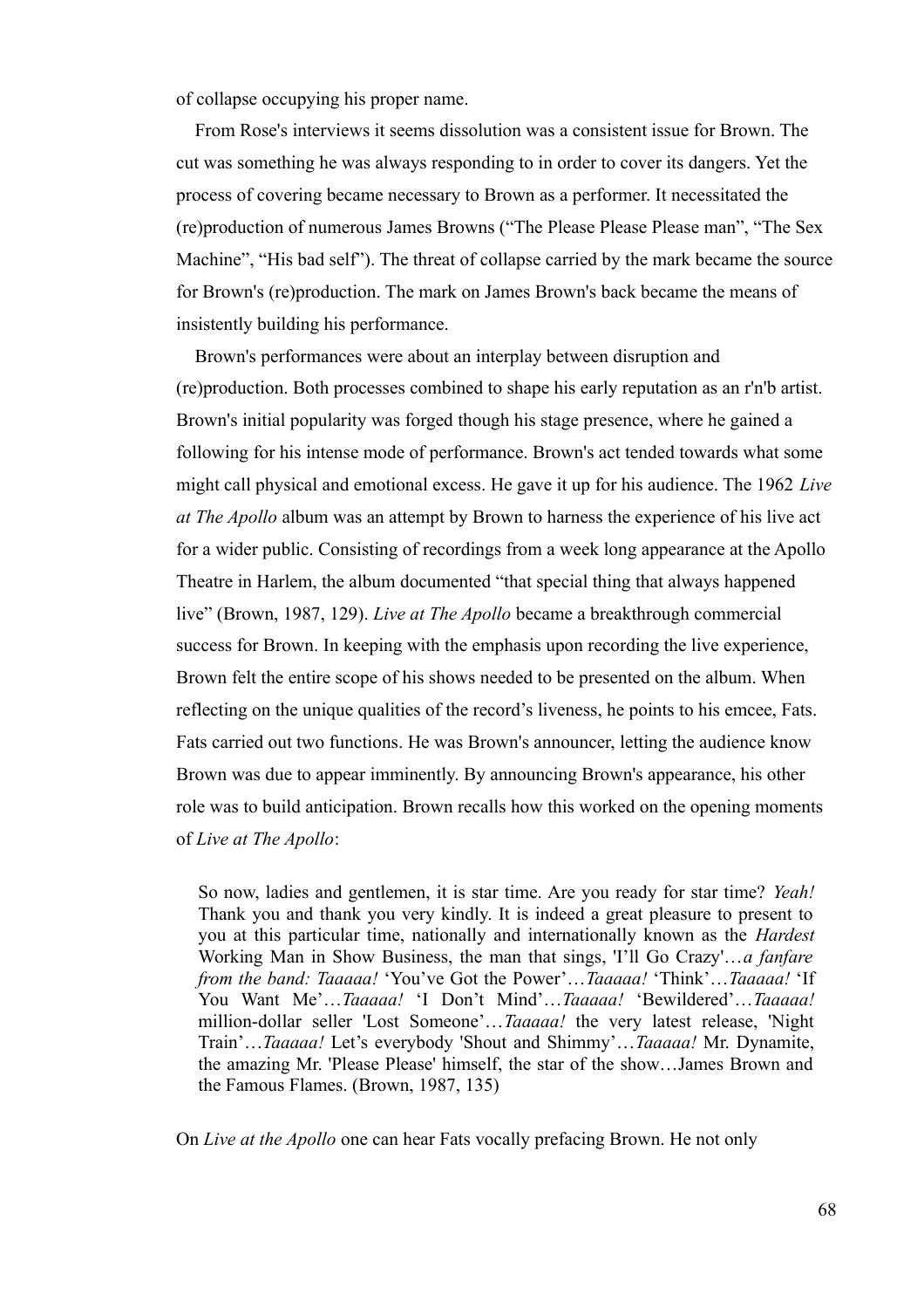of collapse occupying his proper name.

From Rose's interviews it seems dissolution was a consistent issue for Brown. The cut was something he was always responding to in order to cover its dangers. Yet the process of covering became necessary to Brown as a performer. It necessitated the (re)production of numerous James Browns ("The Please Please Please man", "The Sex Machine", "His bad self"). The threat of collapse carried by the mark became the source for Brown's (re)production. The mark on James Brown's back became the means of insistently building his performance.

Brown's performances were about an interplay between disruption and (re)production. Both processes combined to shape his early reputation as an r'n'b artist. Brown's initial popularity was forged though his stage presence, where he gained a following for his intense mode of performance. Brown's act tended towards what some might call physical and emotional excess. He gave it up for his audience. The 1962 *Live at The Apollo* album was an attempt by Brown to harness the experience of his live act for a wider public. Consisting of recordings from a week long appearance at the Apollo Theatre in Harlem, the album documented "that special thing that always happened live" (Brown, 1987, 129). *Live at The Apollo* became a breakthrough commercial success for Brown. In keeping with the emphasis upon recording the live experience, Brown felt the entire scope of his shows needed to be presented on the album. When reflecting on the unique qualities of the record's liveness, he points to his emcee, Fats. Fats carried out two functions. He was Brown's announcer, letting the audience know Brown was due to appear imminently. By announcing Brown's appearance, his other role was to build anticipation. Brown recalls how this worked on the opening moments of *Live at The Apollo*:

> So now, ladies and gentlemen, it is star time. Are you ready for star time? *Yeah!* Thank you and thank you very kindly. It is indeed a great pleasure to present to you at this particular time, nationally and internationally known as the *Hardest* Working Man in Show Business, the man that sings, 'I'll Go Crazy'…*a fanfare from the band: Taaaaa!* 'You've Got the Power'…*Taaaaa!* 'Think'…*Taaaaa!* 'If You Want Me'…*Taaaaa!* 'I Don't Mind'…*Taaaaa!* 'Bewildered'…*Taaaaa!* million-dollar seller 'Lost Someone'…*Taaaaa!* the very latest release, 'Night Train'…*Taaaaa!* Let's everybody 'Shout and Shimmy'…*Taaaaa!* Mr. Dynamite, the amazing Mr. 'Please Please' himself, the star of the show…James Brown and the Famous Flames. (Brown, 1987, 135)

On *Live at the Apollo* one can hear Fats vocally prefacing Brown. He not only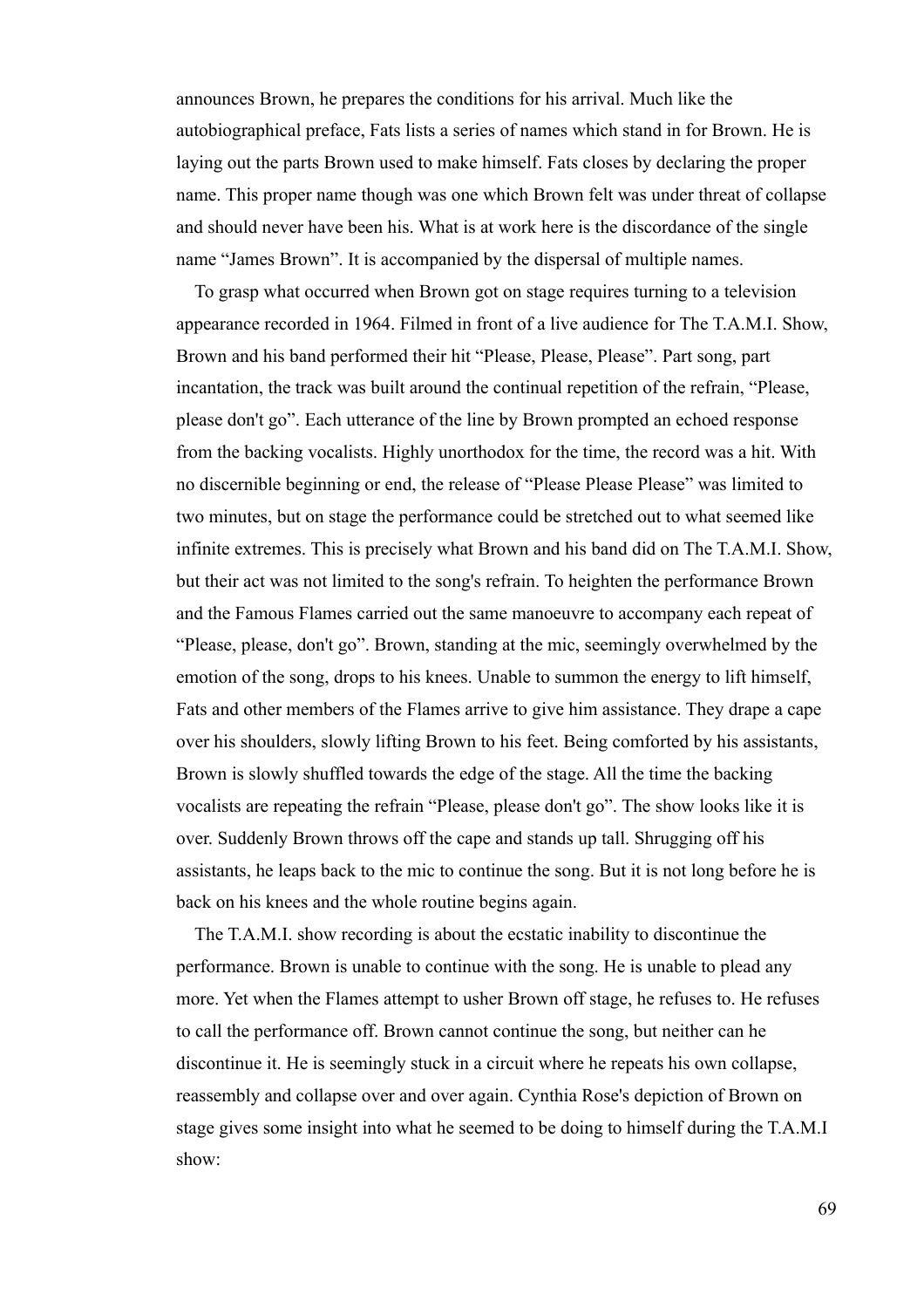announces Brown, he prepares the conditions for his arrival. Much like the autobiographical preface, Fats lists a series of names which stand in for Brown. He is laying out the parts Brown used to make himself. Fats closes by declaring the proper name. This proper name though was one which Brown felt was under threat of collapse and should never have been his. What is at work here is the discordance of the single name "James Brown". It is accompanied by the dispersal of multiple names.

To grasp what occurred when Brown got on stage requires turning to a television appearance recorded in 1964. Filmed in front of a live audience for The T.A.M.I. Show, Brown and his band performed their hit "Please, Please, Please". Part song, part incantation, the track was built around the continual repetition of the refrain, "Please, please don't go". Each utterance of the line by Brown prompted an echoed response from the backing vocalists. Highly unorthodox for the time, the record was a hit. With no discernible beginning or end, the release of "Please Please Please" was limited to two minutes, but on stage the performance could be stretched out to what seemed like infinite extremes. This is precisely what Brown and his band did on The T.A.M.I. Show, but their act was not limited to the song's refrain. To heighten the performance Brown and the Famous Flames carried out the same manoeuvre to accompany each repeat of "Please, please, don't go". Brown, standing at the mic, seemingly overwhelmed by the emotion of the song, drops to his knees. Unable to summon the energy to lift himself, Fats and other members of the Flames arrive to give him assistance. They drape a cape over his shoulders, slowly lifting Brown to his feet. Being comforted by his assistants, Brown is slowly shuffled towards the edge of the stage. All the time the backing vocalists are repeating the refrain "Please, please don't go". The show looks like it is over. Suddenly Brown throws off the cape and stands up tall. Shrugging off his assistants, he leaps back to the mic to continue the song. But it is not long before he is back on his knees and the whole routine begins again.

The T.A.M.I. show recording is about the ecstatic inability to discontinue the performance. Brown is unable to continue with the song. He is unable to plead any more. Yet when the Flames attempt to usher Brown off stage, he refuses to. He refuses to call the performance off. Brown cannot continue the song, but neither can he discontinue it. He is seemingly stuck in a circuit where he repeats his own collapse, reassembly and collapse over and over again. Cynthia Rose's depiction of Brown on stage gives some insight into what he seemed to be doing to himself during the T.A.M.I show: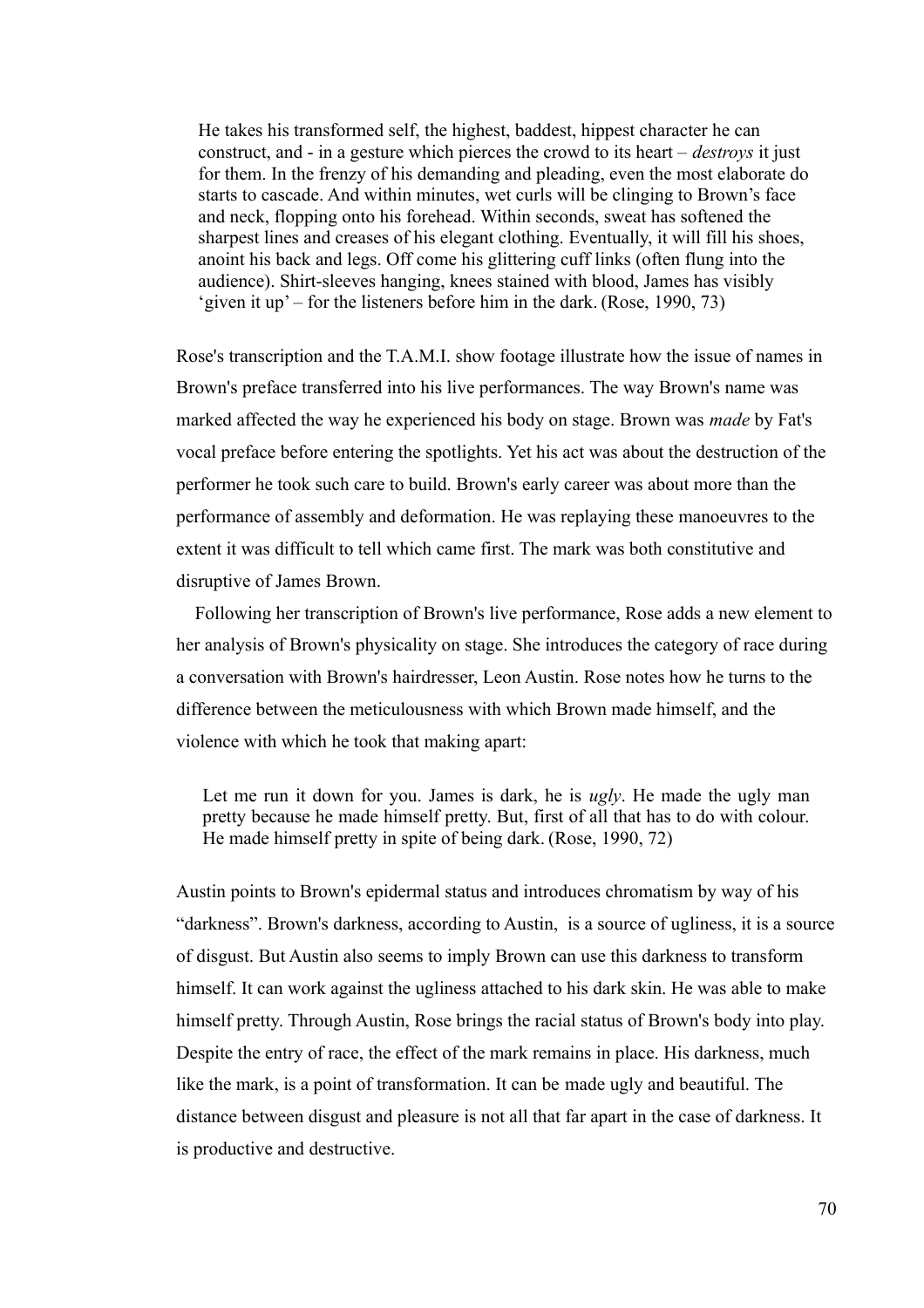> He takes his transformed self, the highest, baddest, hippest character he can construct, and - in a gesture which pierces the crowd to its heart – *destroys* it just for them. In the frenzy of his demanding and pleading, even the most elaborate do starts to cascade. And within minutes, wet curls will be clinging to Brown's face and neck, flopping onto his forehead. Within seconds, sweat has softened the sharpest lines and creases of his elegant clothing. Eventually, it will fill his shoes, anoint his back and legs. Off come his glittering cuff links (often flung into the audience). Shirt-sleeves hanging, knees stained with blood, James has visibly 'given it up' – for the listeners before him in the dark. (Rose, 1990, 73)

Rose's transcription and the T.A.M.I. show footage illustrate how the issue of names in Brown's preface transferred into his live performances. The way Brown's name was marked affected the way he experienced his body on stage. Brown was *made* by Fat's vocal preface before entering the spotlights. Yet his act was about the destruction of the performer he took such care to build. Brown's early career was about more than the performance of assembly and deformation. He was replaying these manoeuvres to the extent it was difficult to tell which came first. The mark was both constitutive and disruptive of James Brown.

Following her transcription of Brown's live performance, Rose adds a new element to her analysis of Brown's physicality on stage. She introduces the category of race during a conversation with Brown's hairdresser, Leon Austin. Rose notes how he turns to the difference between the meticulousness with which Brown made himself, and the violence with which he took that making apart:

> Let me run it down for you. James is dark, he is *ugly*. He made the ugly man pretty because he made himself pretty. But, first of all that has to do with colour. He made himself pretty in spite of being dark. (Rose, 1990, 72)

Austin points to Brown's epidermal status and introduces chromatism by way of his "darkness". Brown's darkness, according to Austin, is a source of ugliness, it is a source of disgust. But Austin also seems to imply Brown can use this darkness to transform himself. It can work against the ugliness attached to his dark skin. He was able to make himself pretty. Through Austin, Rose brings the racial status of Brown's body into play. Despite the entry of race, the effect of the mark remains in place. His darkness, much like the mark, is a point of transformation. It can be made ugly and beautiful. The distance between disgust and pleasure is not all that far apart in the case of darkness. It is productive and destructive.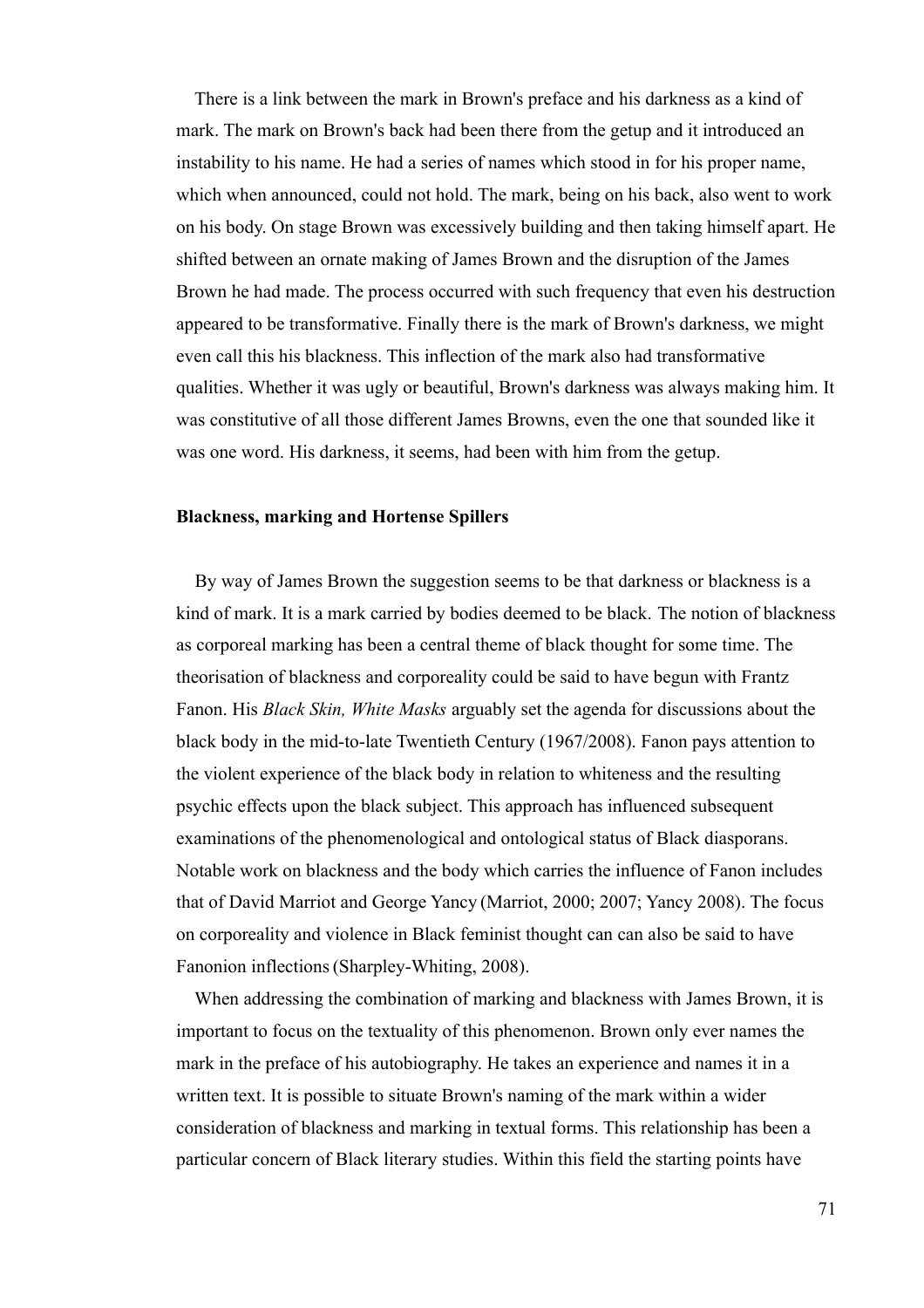There is a link between the mark in Brown's preface and his darkness as a kind of mark. The mark on Brown's back had been there from the getup and it introduced an instability to his name. He had a series of names which stood in for his proper name, which when announced, could not hold. The mark, being on his back, also went to work on his body. On stage Brown was excessively building and then taking himself apart. He shifted between an ornate making of James Brown and the disruption of the James Brown he had made. The process occurred with such frequency that even his destruction appeared to be transformative. Finally there is the mark of Brown's darkness, we might even call this his blackness. This inflection of the mark also had transformative qualities. Whether it was ugly or beautiful, Brown's darkness was always making him. It was constitutive of all those different James Browns, even the one that sounded like it was one word. His darkness, it seems, had been with him from the getup.

**Blackness, marking and Hortense Spillers**

By way of James Brown the suggestion seems to be that darkness or blackness is a kind of mark. It is a mark carried by bodies deemed to be black. The notion of blackness as corporeal marking has been a central theme of black thought for some time. The theorisation of blackness and corporeality could be said to have begun with Frantz Fanon. His *Black Skin, White Masks* arguably set the agenda for discussions about the black body in the mid-to-late Twentieth Century (1967/2008). Fanon pays attention to the violent experience of the black body in relation to whiteness and the resulting psychic effects upon the black subject. This approach has influenced subsequent examinations of the phenomenological and ontological status of Black diasporans. Notable work on blackness and the body which carries the influence of Fanon includes that of David Marriot and George Yancy (Marriot, 2000; 2007; Yancy 2008). The focus on corporeality and violence in Black feminist thought can can also be said to have Fanonion inflections (Sharpley-Whiting, 2008).

When addressing the combination of marking and blackness with James Brown, it is important to focus on the textuality of this phenomenon. Brown only ever names the mark in the preface of his autobiography. He takes an experience and names it in a written text. It is possible to situate Brown's naming of the mark within a wider consideration of blackness and marking in textual forms. This relationship has been a particular concern of Black literary studies. Within this field the starting points have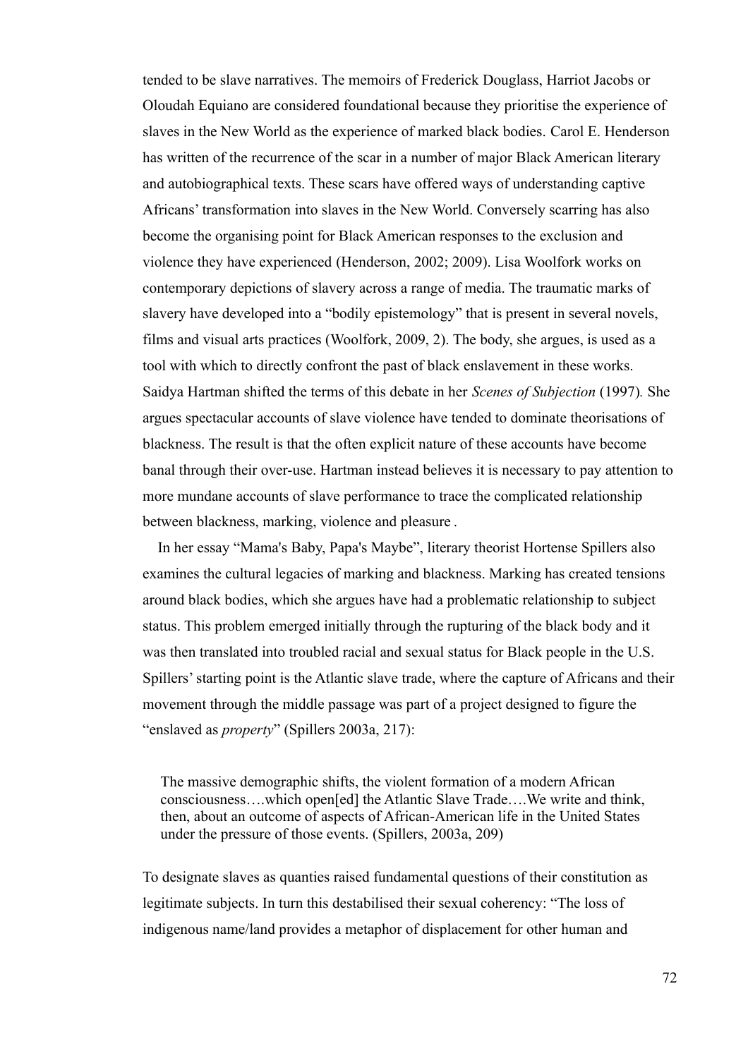tended to be slave narratives. The memoirs of Frederick Douglass, Harriot Jacobs or Oloudah Equiano are considered foundational because they prioritise the experience of slaves in the New World as the experience of marked black bodies. Carol E. Henderson has written of the recurrence of the scar in a number of major Black American literary and autobiographical texts. These scars have offered ways of understanding captive Africans' transformation into slaves in the New World. Conversely scarring has also become the organising point for Black American responses to the exclusion and violence they have experienced (Henderson, 2002; 2009). Lisa Woolfork works on contemporary depictions of slavery across a range of media. The traumatic marks of slavery have developed into a "bodily epistemology" that is present in several novels, films and visual arts practices (Woolfork, 2009, 2). The body, she argues, is used as a tool with which to directly confront the past of black enslavement in these works. Saidya Hartman shifted the terms of this debate in her *Scenes of Subjection* (1997)*.* She argues spectacular accounts of slave violence have tended to dominate theorisations of blackness. The result is that the often explicit nature of these accounts have become banal through their over-use. Hartman instead believes it is necessary to pay attention to more mundane accounts of slave performance to trace the complicated relationship between blackness, marking, violence and pleasure .

In her essay "Mama's Baby, Papa's Maybe", literary theorist Hortense Spillers also examines the cultural legacies of marking and blackness. Marking has created tensions around black bodies, which she argues have had a problematic relationship to subject status. This problem emerged initially through the rupturing of the black body and it was then translated into troubled racial and sexual status for Black people in the U.S. Spillers' starting point is the Atlantic slave trade, where the capture of Africans and their movement through the middle passage was part of a project designed to figure the "enslaved as *property*" (Spillers 2003a, 217):

> The massive demographic shifts, the violent formation of a modern African consciousness….which open[ed] the Atlantic Slave Trade….We write and think, then, about an outcome of aspects of African-American life in the United States under the pressure of those events. (Spillers, 2003a, 209)

To designate slaves as quanties raised fundamental questions of their constitution as legitimate subjects. In turn this destabilised their sexual coherency: "The loss of indigenous name/land provides a metaphor of displacement for other human and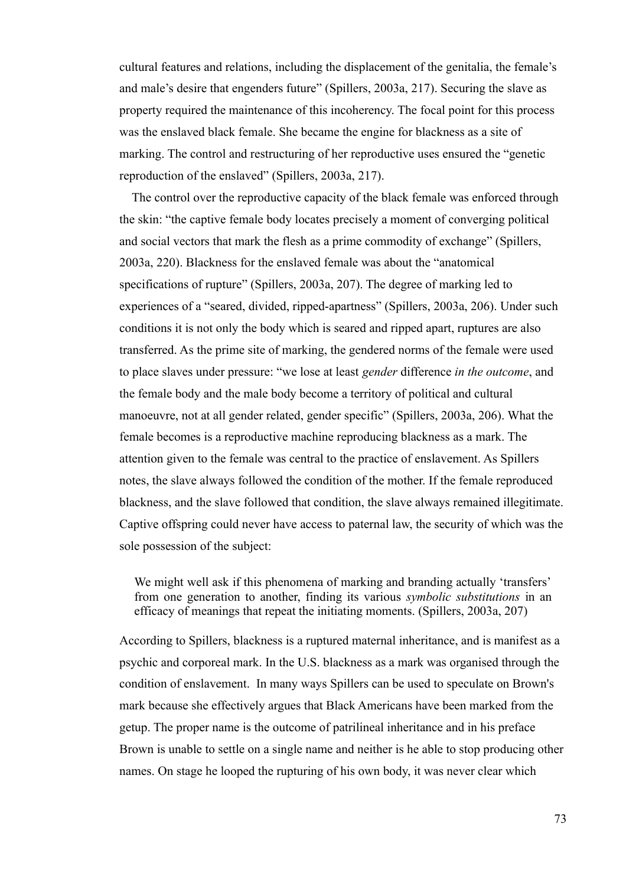cultural features and relations, including the displacement of the genitalia, the female's and male's desire that engenders future" (Spillers, 2003a, 217). Securing the slave as property required the maintenance of this incoherency. The focal point for this process was the enslaved black female. She became the engine for blackness as a site of marking. The control and restructuring of her reproductive uses ensured the "genetic reproduction of the enslaved" (Spillers, 2003a, 217).

The control over the reproductive capacity of the black female was enforced through the skin: "the captive female body locates precisely a moment of converging political and social vectors that mark the flesh as a prime commodity of exchange" (Spillers, 2003a, 220). Blackness for the enslaved female was about the "anatomical specifications of rupture" (Spillers, 2003a, 207). The degree of marking led to experiences of a "seared, divided, ripped-apartness" (Spillers, 2003a, 206). Under such conditions it is not only the body which is seared and ripped apart, ruptures are also transferred. As the prime site of marking, the gendered norms of the female were used to place slaves under pressure: "we lose at least *gender* difference *in the outcome*, and the female body and the male body become a territory of political and cultural manoeuvre, not at all gender related, gender specific" (Spillers, 2003a, 206). What the female becomes is a reproductive machine reproducing blackness as a mark. The attention given to the female was central to the practice of enslavement. As Spillers notes, the slave always followed the condition of the mother. If the female reproduced blackness, and the slave followed that condition, the slave always remained illegitimate. Captive offspring could never have access to paternal law, the security of which was the sole possession of the subject:

> We might well ask if this phenomena of marking and branding actually 'transfers' from one generation to another, finding its various *symbolic substitutions* in an efficacy of meanings that repeat the initiating moments. (Spillers, 2003a, 207)

According to Spillers, blackness is a ruptured maternal inheritance, and is manifest as a psychic and corporeal mark. In the U.S. blackness as a mark was organised through the condition of enslavement. In many ways Spillers can be used to speculate on Brown's mark because she effectively argues that Black Americans have been marked from the getup. The proper name is the outcome of patrilineal inheritance and in his preface Brown is unable to settle on a single name and neither is he able to stop producing other names. On stage he looped the rupturing of his own body, it was never clear which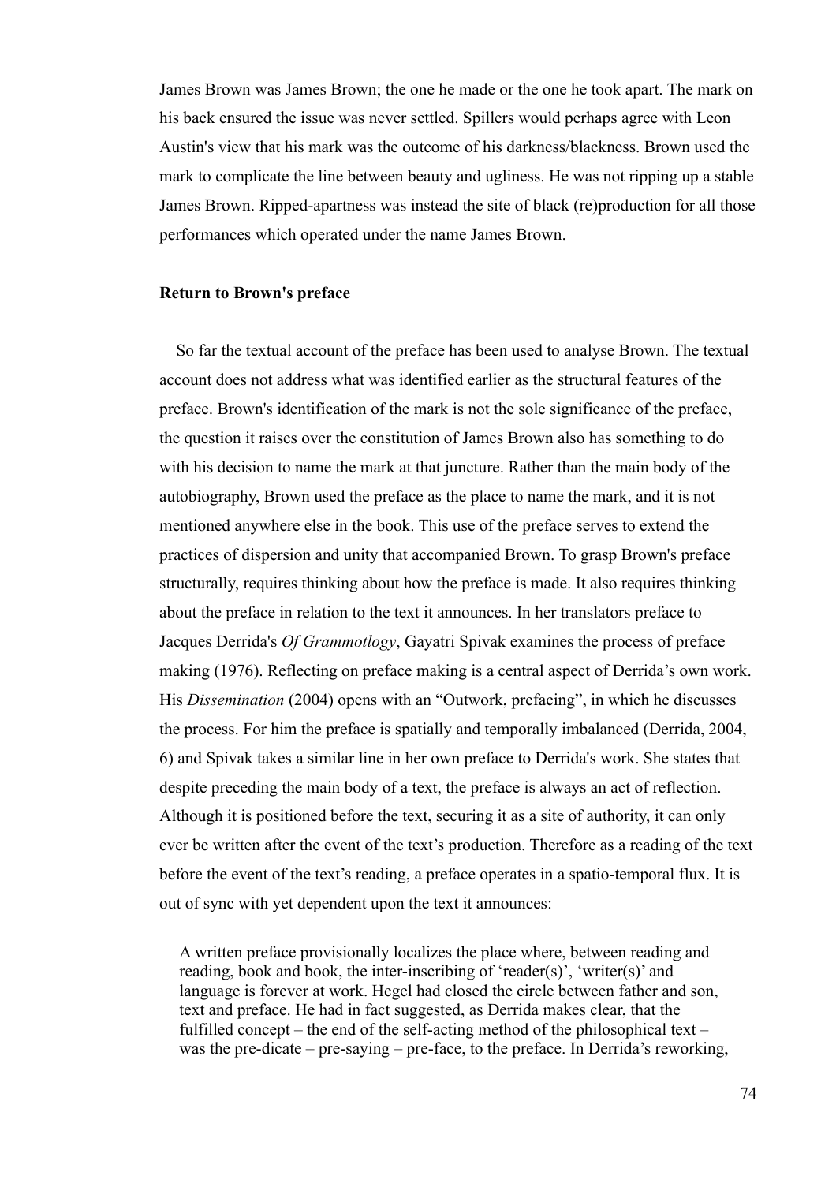James Brown was James Brown; the one he made or the one he took apart. The mark on his back ensured the issue was never settled. Spillers would perhaps agree with Leon Austin's view that his mark was the outcome of his darkness/blackness. Brown used the mark to complicate the line between beauty and ugliness. He was not ripping up a stable James Brown. Ripped-apartness was instead the site of black (re)production for all those performances which operated under the name James Brown.

**Return to Brown's preface**

So far the textual account of the preface has been used to analyse Brown. The textual account does not address what was identified earlier as the structural features of the preface. Brown's identification of the mark is not the sole significance of the preface, the question it raises over the constitution of James Brown also has something to do with his decision to name the mark at that juncture. Rather than the main body of the autobiography, Brown used the preface as the place to name the mark, and it is not mentioned anywhere else in the book. This use of the preface serves to extend the practices of dispersion and unity that accompanied Brown. To grasp Brown's preface structurally, requires thinking about how the preface is made. It also requires thinking about the preface in relation to the text it announces. In her translators preface to Jacques Derrida's *Of Grammotlogy*, Gayatri Spivak examines the process of preface making (1976). Reflecting on preface making is a central aspect of Derrida's own work. His *Dissemination* (2004) opens with an "Outwork, prefacing", in which he discusses the process. For him the preface is spatially and temporally imbalanced (Derrida, 2004, 6) and Spivak takes a similar line in her own preface to Derrida's work. She states that despite preceding the main body of a text, the preface is always an act of reflection. Although it is positioned before the text, securing it as a site of authority, it can only ever be written after the event of the text's production. Therefore as a reading of the text before the event of the text's reading, a preface operates in a spatio-temporal flux. It is out of sync with yet dependent upon the text it announces:

> A written preface provisionally localizes the place where, between reading and reading, book and book, the inter-inscribing of 'reader(s)', 'writer(s)' and language is forever at work. Hegel had closed the circle between father and son, text and preface. He had in fact suggested, as Derrida makes clear, that the fulfilled concept – the end of the self-acting method of the philosophical text – was the pre-dicate – pre-saying – pre-face, to the preface. In Derrida's reworking,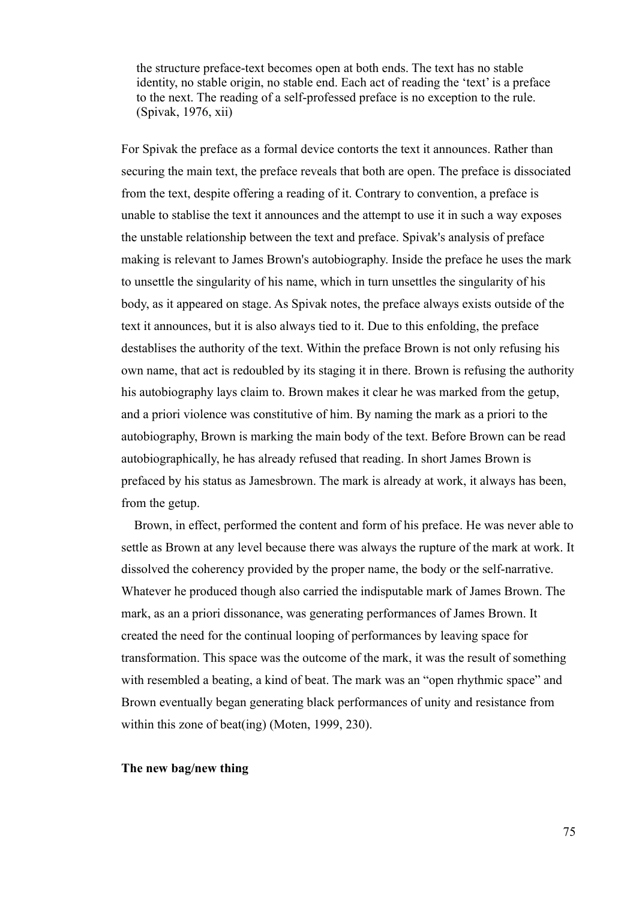> the structure preface-text becomes open at both ends. The text has no stable identity, no stable origin, no stable end. Each act of reading the 'text' is a preface to the next. The reading of a self-professed preface is no exception to the rule. (Spivak, 1976, xii)

For Spivak the preface as a formal device contorts the text it announces. Rather than securing the main text, the preface reveals that both are open. The preface is dissociated from the text, despite offering a reading of it. Contrary to convention, a preface is unable to stablise the text it announces and the attempt to use it in such a way exposes the unstable relationship between the text and preface. Spivak's analysis of preface making is relevant to James Brown's autobiography. Inside the preface he uses the mark to unsettle the singularity of his name, which in turn unsettles the singularity of his body, as it appeared on stage. As Spivak notes, the preface always exists outside of the text it announces, but it is also always tied to it. Due to this enfolding, the preface destablises the authority of the text. Within the preface Brown is not only refusing his own name, that act is redoubled by its staging it in there. Brown is refusing the authority his autobiography lays claim to. Brown makes it clear he was marked from the getup, and a priori violence was constitutive of him. By naming the mark as a priori to the autobiography, Brown is marking the main body of the text. Before Brown can be read autobiographically, he has already refused that reading. In short James Brown is prefaced by his status as Jamesbrown. The mark is already at work, it always has been, from the getup.

Brown, in effect, performed the content and form of his preface. He was never able to settle as Brown at any level because there was always the rupture of the mark at work. It dissolved the coherency provided by the proper name, the body or the self-narrative. Whatever he produced though also carried the indisputable mark of James Brown. The mark, as an a priori dissonance, was generating performances of James Brown. It created the need for the continual looping of performances by leaving space for transformation. This space was the outcome of the mark, it was the result of something with resembled a beating, a kind of beat. The mark was an "open rhythmic space" and Brown eventually began generating black performances of unity and resistance from within this zone of beat(ing) (Moten, 1999, 230).

**The new bag/new thing**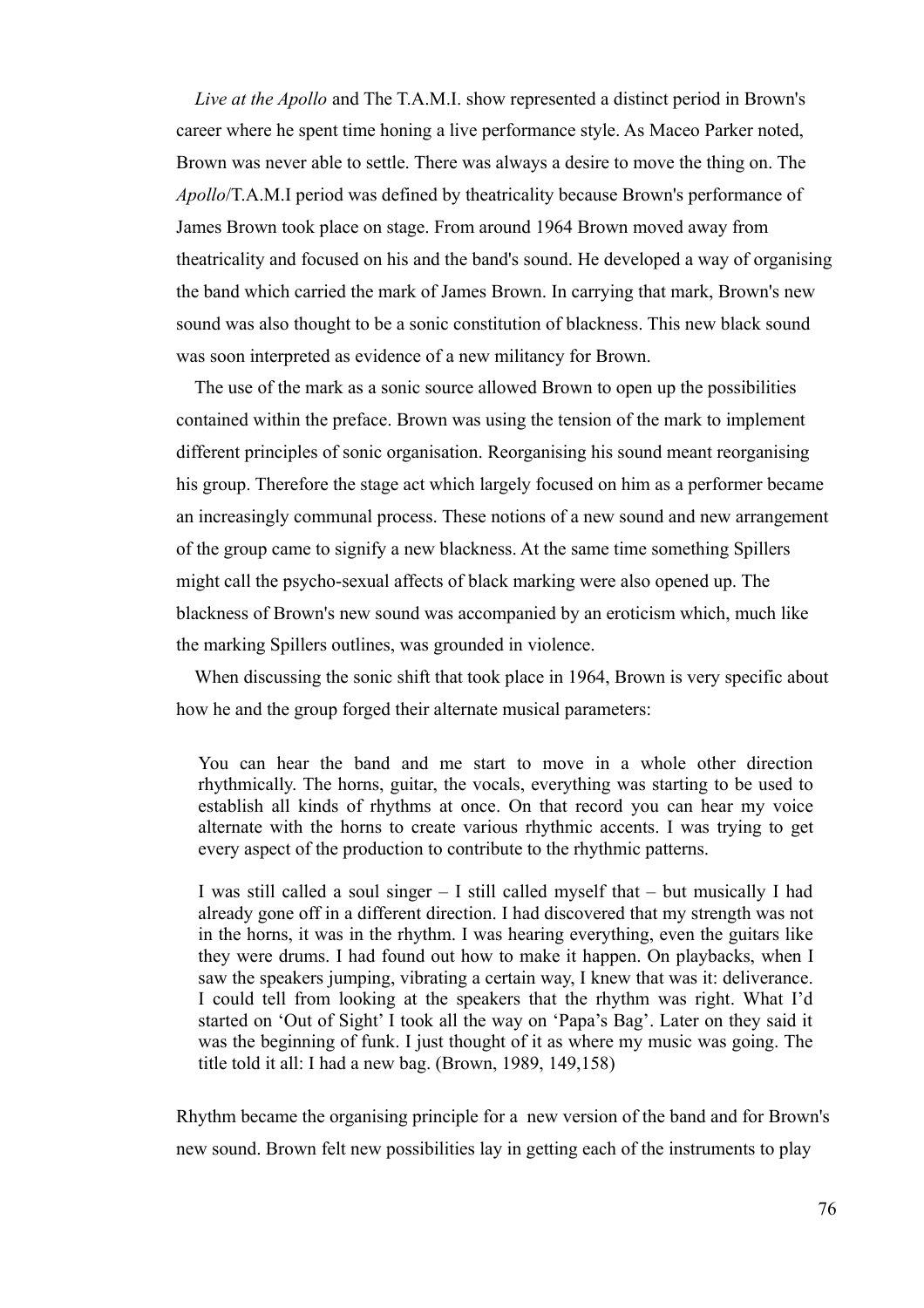*Live at the Apollo* and The T.A.M.I. show represented a distinct period in Brown's career where he spent time honing a live performance style. As Maceo Parker noted, Brown was never able to settle. There was always a desire to move the thing on. The *Apollo*/T.A.M.I period was defined by theatricality because Brown's performance of James Brown took place on stage. From around 1964 Brown moved away from theatricality and focused on his and the band's sound. He developed a way of organising the band which carried the mark of James Brown. In carrying that mark, Brown's new sound was also thought to be a sonic constitution of blackness. This new black sound was soon interpreted as evidence of a new militancy for Brown.

The use of the mark as a sonic source allowed Brown to open up the possibilities contained within the preface. Brown was using the tension of the mark to implement different principles of sonic organisation. Reorganising his sound meant reorganising his group. Therefore the stage act which largely focused on him as a performer became an increasingly communal process. These notions of a new sound and new arrangement of the group came to signify a new blackness. At the same time something Spillers might call the psycho-sexual affects of black marking were also opened up. The blackness of Brown's new sound was accompanied by an eroticism which, much like the marking Spillers outlines, was grounded in violence.

When discussing the sonic shift that took place in 1964, Brown is very specific about how he and the group forged their alternate musical parameters:

> You can hear the band and me start to move in a whole other direction rhythmically. The horns, guitar, the vocals, everything was starting to be used to establish all kinds of rhythms at once. On that record you can hear my voice alternate with the horns to create various rhythmic accents. I was trying to get every aspect of the production to contribute to the rhythmic patterns.
>
> I was still called a soul singer – I still called myself that – but musically I had already gone off in a different direction. I had discovered that my strength was not in the horns, it was in the rhythm. I was hearing everything, even the guitars like they were drums. I had found out how to make it happen. On playbacks, when I saw the speakers jumping, vibrating a certain way, I knew that was it: deliverance. I could tell from looking at the speakers that the rhythm was right. What I'd started on 'Out of Sight' I took all the way on 'Papa's Bag'. Later on they said it was the beginning of funk. I just thought of it as where my music was going. The title told it all: I had a new bag. (Brown, 1989, 149,158)

Rhythm became the organising principle for a new version of the band and for Brown's new sound. Brown felt new possibilities lay in getting each of the instruments to play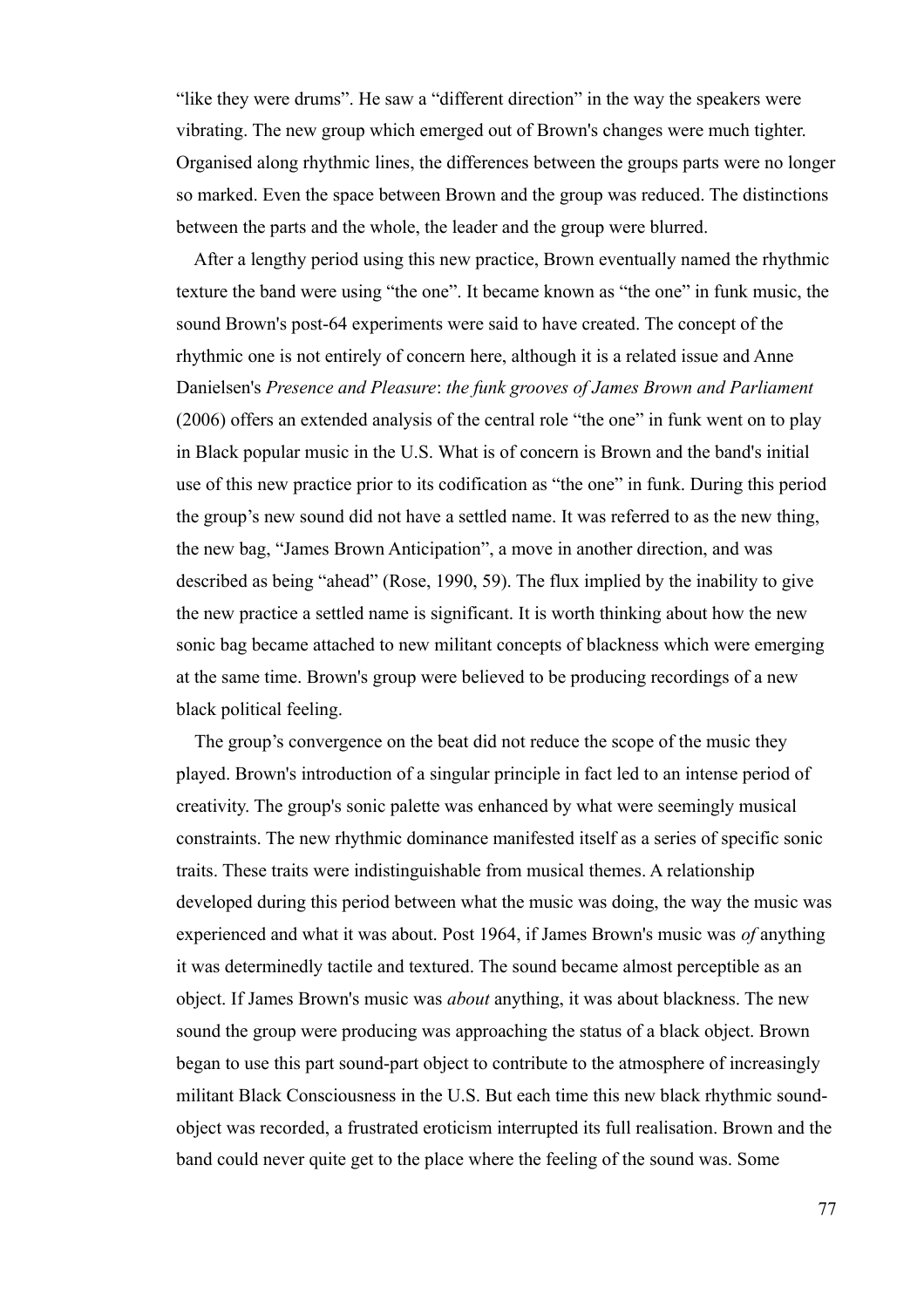"like they were drums". He saw a "different direction" in the way the speakers were vibrating. The new group which emerged out of Brown's changes were much tighter. Organised along rhythmic lines, the differences between the groups parts were no longer so marked. Even the space between Brown and the group was reduced. The distinctions between the parts and the whole, the leader and the group were blurred.

After a lengthy period using this new practice, Brown eventually named the rhythmic texture the band were using "the one". It became known as "the one" in funk music, the sound Brown's post-64 experiments were said to have created. The concept of the rhythmic one is not entirely of concern here, although it is a related issue and Anne Danielsen's *Presence and Pleasure*: *the funk grooves of James Brown and Parliament* (2006) offers an extended analysis of the central role "the one" in funk went on to play in Black popular music in the U.S. What is of concern is Brown and the band's initial use of this new practice prior to its codification as "the one" in funk. During this period the group's new sound did not have a settled name. It was referred to as the new thing, the new bag, "James Brown Anticipation", a move in another direction, and was described as being "ahead" (Rose, 1990, 59). The flux implied by the inability to give the new practice a settled name is significant. It is worth thinking about how the new sonic bag became attached to new militant concepts of blackness which were emerging at the same time. Brown's group were believed to be producing recordings of a new black political feeling.

The group's convergence on the beat did not reduce the scope of the music they played. Brown's introduction of a singular principle in fact led to an intense period of creativity. The group's sonic palette was enhanced by what were seemingly musical constraints. The new rhythmic dominance manifested itself as a series of specific sonic traits. These traits were indistinguishable from musical themes. A relationship developed during this period between what the music was doing, the way the music was experienced and what it was about. Post 1964, if James Brown's music was *of* anything it was determinedly tactile and textured. The sound became almost perceptible as an object. If James Brown's music was *about* anything, it was about blackness. The new sound the group were producing was approaching the status of a black object. Brown began to use this part sound-part object to contribute to the atmosphere of increasingly militant Black Consciousness in the U.S. But each time this new black rhythmic sound-object was recorded, a frustrated eroticism interrupted its full realisation. Brown and the band could never quite get to the place where the feeling of the sound was. Some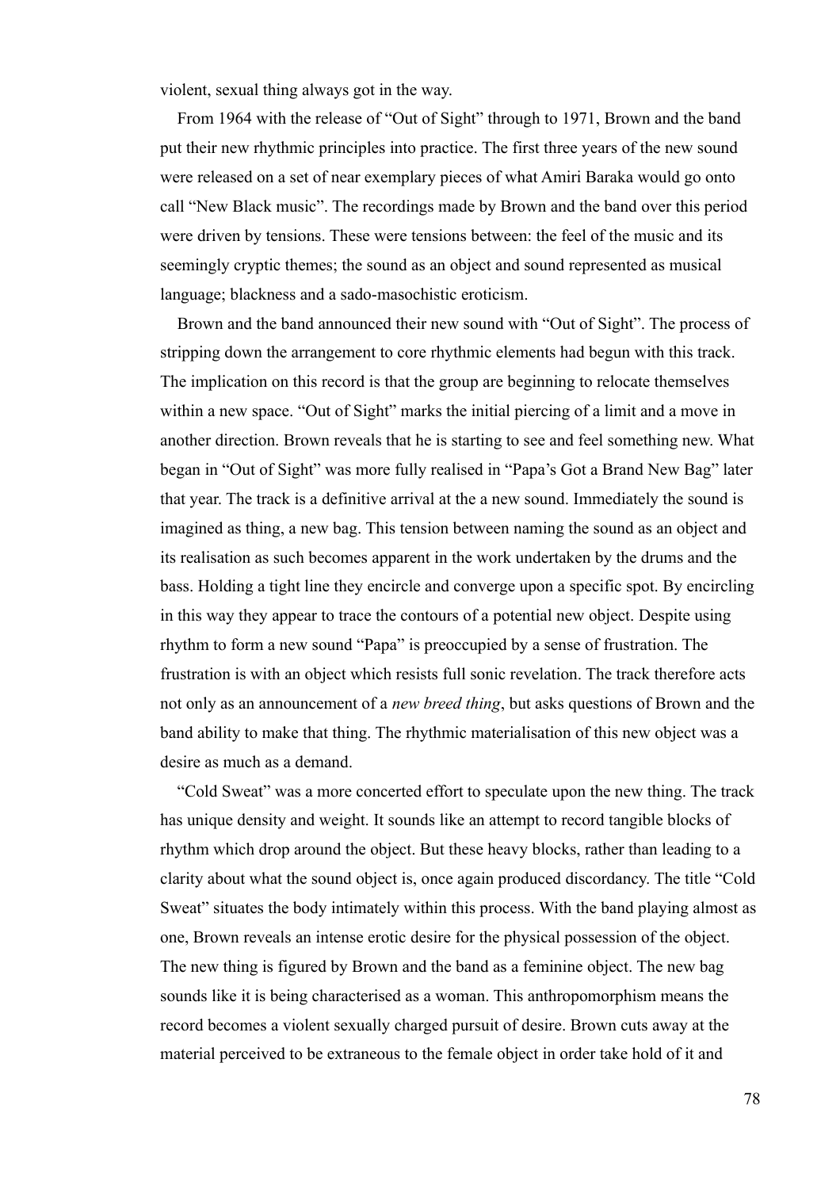violent, sexual thing always got in the way.

From 1964 with the release of "Out of Sight" through to 1971, Brown and the band put their new rhythmic principles into practice. The first three years of the new sound were released on a set of near exemplary pieces of what Amiri Baraka would go onto call "New Black music". The recordings made by Brown and the band over this period were driven by tensions. These were tensions between: the feel of the music and its seemingly cryptic themes; the sound as an object and sound represented as musical language; blackness and a sado-masochistic eroticism.

Brown and the band announced their new sound with "Out of Sight". The process of stripping down the arrangement to core rhythmic elements had begun with this track. The implication on this record is that the group are beginning to relocate themselves within a new space. "Out of Sight" marks the initial piercing of a limit and a move in another direction. Brown reveals that he is starting to see and feel something new. What began in "Out of Sight" was more fully realised in "Papa's Got a Brand New Bag" later that year. The track is a definitive arrival at a new sound. Immediately the sound is imagined as thing, a new bag. This tension between naming the sound as an object and its realisation as such becomes apparent in the work undertaken by the drums and the bass. Holding a tight line they encircle and converge upon a specific spot. By encircling in this way they appear to trace the contours of a potential new object. Despite using rhythm to form a new sound "Papa" is preoccupied by a sense of frustration. The frustration is with an object which resists full sonic revelation. The track therefore acts not only as an announcement of a *new breed thing*, but asks questions of Brown and the band ability to make that thing. The rhythmic materialisation of this new object was a desire as much as a demand.

"Cold Sweat" was a more concerted effort to speculate upon the new thing. The track has unique density and weight. It sounds like an attempt to record tangible blocks of rhythm which drop around the object. But these heavy blocks, rather than leading to a clarity about what the sound object is, once again produced discordancy. The title "Cold Sweat" situates the body intimately within this process. With the band playing almost as one, Brown reveals an intense erotic desire for the physical possession of the object. The new thing is figured by Brown and the band as a feminine object. The new bag sounds like it is being characterised as a woman. This anthropomorphism means the record becomes a violent sexually charged pursuit of desire. Brown cuts away at the material perceived to be extraneous to the female object in order take hold of it and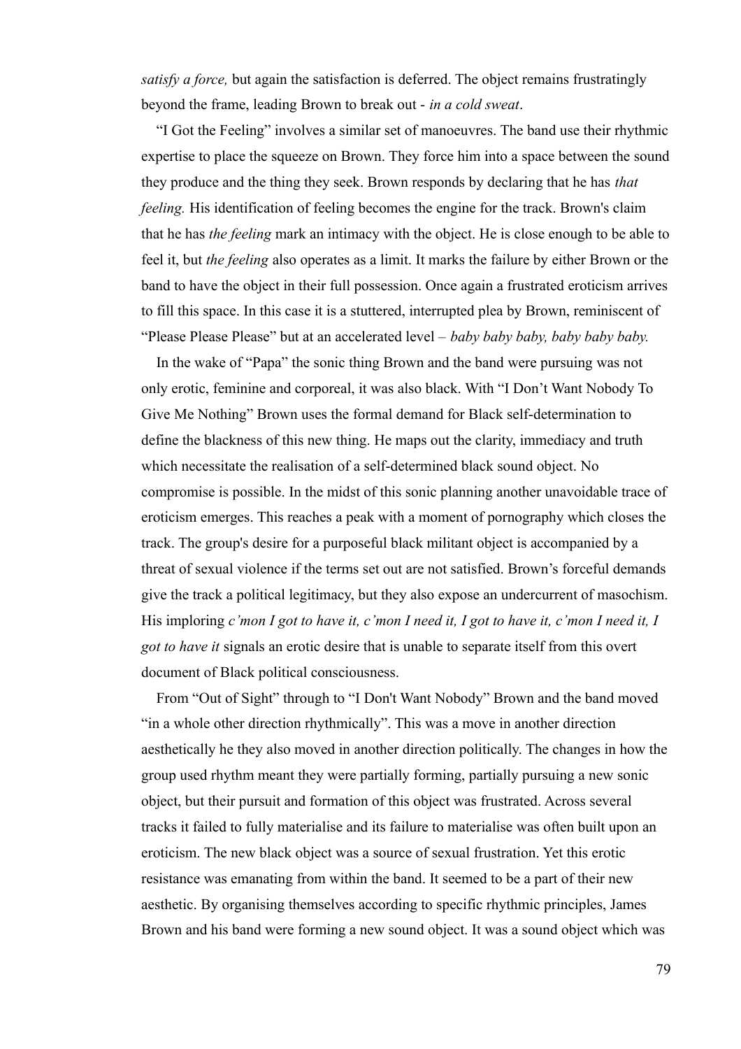*satisfy a force,* but again the satisfaction is deferred. The object remains frustratingly beyond the frame, leading Brown to break out - *in a cold sweat*.

"I Got the Feeling" involves a similar set of manoeuvres. The band use their rhythmic expertise to place the squeeze on Brown. They force him into a space between the sound they produce and the thing they seek. Brown responds by declaring that he has *that feeling.* His identification of feeling becomes the engine for the track. Brown's claim that he has *the feeling* mark an intimacy with the object. He is close enough to be able to feel it, but *the feeling* also operates as a limit. It marks the failure by either Brown or the band to have the object in their full possession. Once again a frustrated eroticism arrives to fill this space. In this case it is a stuttered, interrupted plea by Brown, reminiscent of "Please Please Please" but at an accelerated level – *baby baby baby, baby baby baby.*

In the wake of "Papa" the sonic thing Brown and the band were pursuing was not only erotic, feminine and corporeal, it was also black. With "I Don't Want Nobody To Give Me Nothing" Brown uses the formal demand for Black self-determination to define the blackness of this new thing. He maps out the clarity, immediacy and truth which necessitate the realisation of a self-determined black sound object. No compromise is possible. In the midst of this sonic planning another unavoidable trace of eroticism emerges. This reaches a peak with a moment of pornography which closes the track. The group's desire for a purposeful black militant object is accompanied by a threat of sexual violence if the terms set out are not satisfied. Brown's forceful demands give the track a political legitimacy, but they also expose an undercurrent of masochism. His imploring *c'mon I got to have it, c'mon I need it, I got to have it, c'mon I need it, I got to have it* signals an erotic desire that is unable to separate itself from this overt document of Black political consciousness.

From "Out of Sight" through to "I Don't Want Nobody" Brown and the band moved "in a whole other direction rhythmically". This was a move in another direction aesthetically he they also moved in another direction politically. The changes in how the group used rhythm meant they were partially forming, partially pursuing a new sonic object, but their pursuit and formation of this object was frustrated. Across several tracks it failed to fully materialise and its failure to materialise was often built upon an eroticism. The new black object was a source of sexual frustration. Yet this erotic resistance was emanating from within the band. It seemed to be a part of their new aesthetic. By organising themselves according to specific rhythmic principles, James Brown and his band were forming a new sound object. It was a sound object which was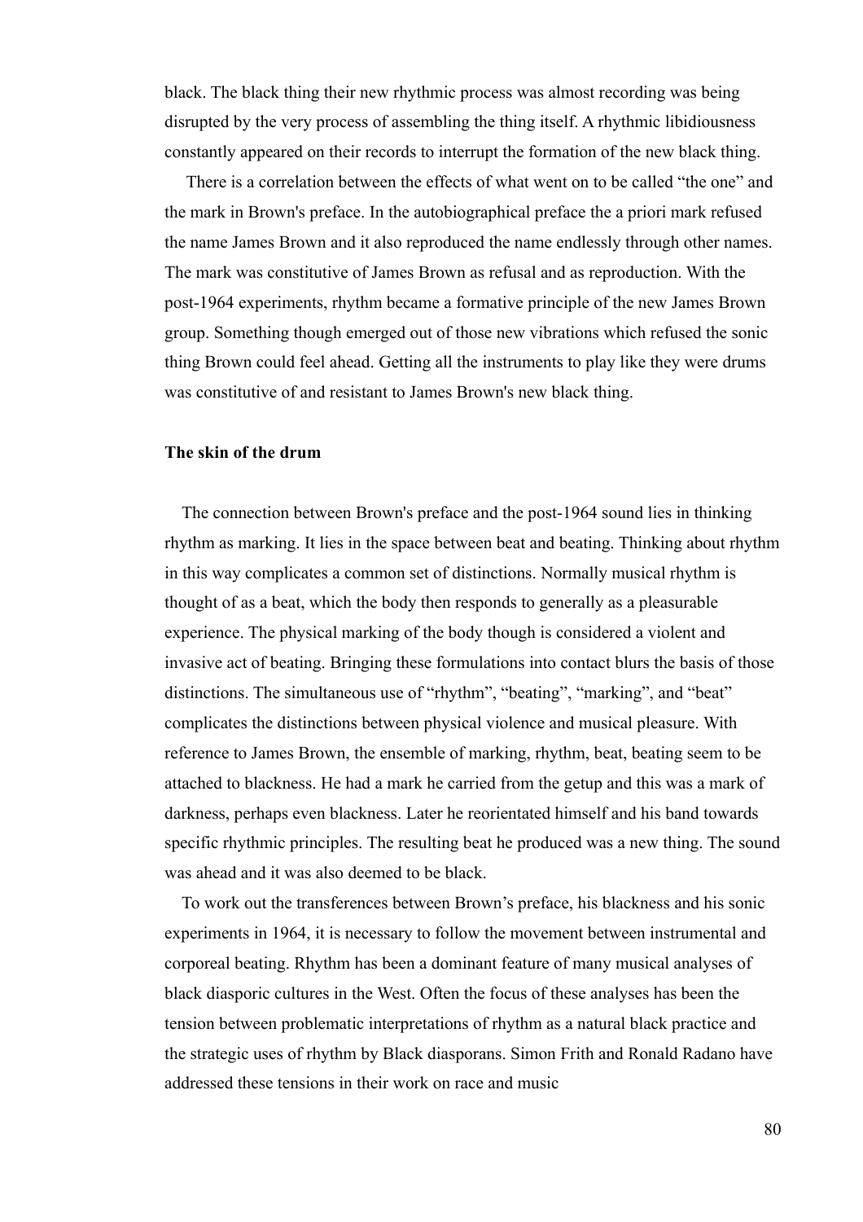black. The black thing their new rhythmic process was almost recording was being disrupted by the very process of assembling the thing itself. A rhythmic libidiousness constantly appeared on their records to interrupt the formation of the new black thing.

There is a correlation between the effects of what went on to be called "the one" and the mark in Brown's preface. In the autobiographical preface the a priori mark refused the name James Brown and it also reproduced the name endlessly through other names. The mark was constitutive of James Brown as refusal and as reproduction. With the post-1964 experiments, rhythm became a formative principle of the new James Brown group. Something though emerged out of those new vibrations which refused the sonic thing Brown could feel ahead. Getting all the instruments to play like they were drums was constitutive of and resistant to James Brown's new black thing.

### The skin of the drum

The connection between Brown's preface and the post-1964 sound lies in thinking rhythm as marking. It lies in the space between beat and beating. Thinking about rhythm in this way complicates a common set of distinctions. Normally musical rhythm is thought of as a beat, which the body then responds to generally as a pleasurable experience. The physical marking of the body though is considered a violent and invasive act of beating. Bringing these formulations into contact blurs the basis of those distinctions. The simultaneous use of "rhythm", "beating", "marking", and "beat" complicates the distinctions between physical violence and musical pleasure. With reference to James Brown, the ensemble of marking, rhythm, beat, beating seem to be attached to blackness. He had a mark he carried from the getup and this was a mark of darkness, perhaps even blackness. Later he reorientated himself and his band towards specific rhythmic principles. The resulting beat he produced was a new thing. The sound was ahead and it was also deemed to be black.

To work out the transferences between Brown's preface, his blackness and his sonic experiments in 1964, it is necessary to follow the movement between instrumental and corporeal beating. Rhythm has been a dominant feature of many musical analyses of black diasporic cultures in the West. Often the focus of these analyses has been the tension between problematic interpretations of rhythm as a natural black practice and the strategic uses of rhythm by Black diasporans. Simon Frith and Ronald Radano have addressed these tensions in their work on race and music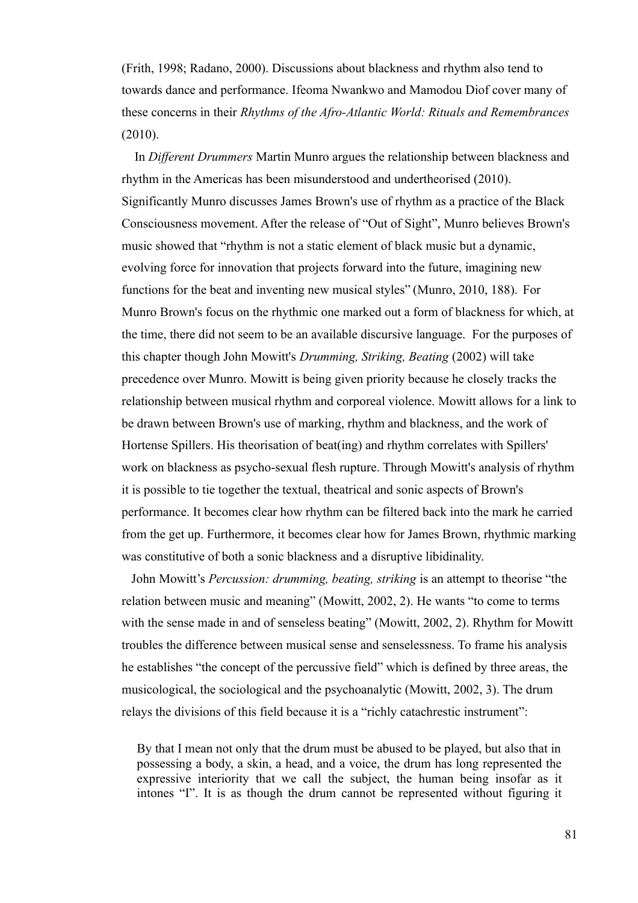(Frith, 1998; Radano, 2000). Discussions about blackness and rhythm also tend to towards dance and performance. Ifeoma Nwankwo and Mamodou Diof cover many of these concerns in their *Rhythms of the Afro-Atlantic World: Rituals and Remembrances* (2010).

In *Different Drummers* Martin Munro argues the relationship between blackness and rhythm in the Americas has been misunderstood and undertheorised (2010). Significantly Munro discusses James Brown's use of rhythm as a practice of the Black Consciousness movement. After the release of "Out of Sight", Munro believes Brown's music showed that "rhythm is not a static element of black music but a dynamic, evolving force for innovation that projects forward into the future, imagining new functions for the beat and inventing new musical styles" (Munro, 2010, 188). For Munro Brown's focus on the rhythmic one marked out a form of blackness for which, at the time, there did not seem to be an available discursive language. For the purposes of this chapter though John Mowitt's *Drumming, Striking, Beating* (2002) will take precedence over Munro. Mowitt is being given priority because he closely tracks the relationship between musical rhythm and corporeal violence. Mowitt allows for a link to be drawn between Brown's use of marking, rhythm and blackness, and the work of Hortense Spillers. His theorisation of beat(ing) and rhythm correlates with Spillers' work on blackness as psycho-sexual flesh rupture. Through Mowitt's analysis of rhythm it is possible to tie together the textual, theatrical and sonic aspects of Brown's performance. It becomes clear how rhythm can be filtered back into the mark he carried from the get up. Furthermore, it becomes clear how for James Brown, rhythmic marking was constitutive of both a sonic blackness and a disruptive libidinality.

John Mowitt's *Percussion: drumming, beating, striking* is an attempt to theorise "the relation between music and meaning" (Mowitt, 2002, 2). He wants "to come to terms with the sense made in and of senseless beating" (Mowitt, 2002, 2). Rhythm for Mowitt troubles the difference between musical sense and senselessness. To frame his analysis he establishes "the concept of the percussive field" which is defined by three areas, the musicological, the sociological and the psychoanalytic (Mowitt, 2002, 3). The drum relays the divisions of this field because it is a "richly catachrestic instrument":

> By that I mean not only that the drum must be abused to be played, but also that in possessing a body, a skin, a head, and a voice, the drum has long represented the expressive interiority that we call the subject, the human being insofar as it intones "I". It is as though the drum cannot be represented without figuring it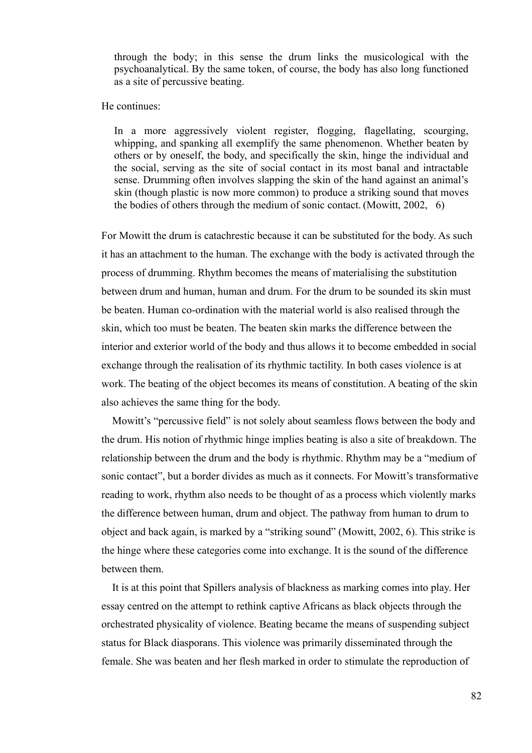> through the body; in this sense the drum links the musicological with the psychoanalytical. By the same token, of course, the body has also long functioned as a site of percussive beating.

He continues:

> In a more aggressively violent register, flogging, flagellating, scourging, whipping, and spanking all exemplify the same phenomenon. Whether beaten by others or by oneself, the body, and specifically the skin, hinge the individual and the social, serving as the site of social contact in its most banal and intractable sense. Drumming often involves slapping the skin of the hand against an animal's skin (though plastic is now more common) to produce a striking sound that moves the bodies of others through the medium of sonic contact. (Mowitt, 2002, 6)

For Mowitt the drum is catachrestic because it can be substituted for the body. As such it has an attachment to the human. The exchange with the body is activated through the process of drumming. Rhythm becomes the means of materialising the substitution between drum and human, human and drum. For the drum to be sounded its skin must be beaten. Human co-ordination with the material world is also realised through the skin, which too must be beaten. The beaten skin marks the difference between the interior and exterior world of the body and thus allows it to become embedded in social exchange through the realisation of its rhythmic tactility. In both cases violence is at work. The beating of the object becomes its means of constitution. A beating of the skin also achieves the same thing for the body.

Mowitt's "percussive field" is not solely about seamless flows between the body and the drum. His notion of rhythmic hinge implies beating is also a site of breakdown. The relationship between the drum and the body is rhythmic. Rhythm may be a "medium of sonic contact", but a border divides as much as it connects. For Mowitt's transformative reading to work, rhythm also needs to be thought of as a process which violently marks the difference between human, drum and object. The pathway from human to drum to object and back again, is marked by a "striking sound" (Mowitt, 2002, 6). This strike is the hinge where these categories come into exchange. It is the sound of the difference between them.

It is at this point that Spillers analysis of blackness as marking comes into play. Her essay centred on the attempt to rethink captive Africans as black objects through the orchestrated physicality of violence. Beating became the means of suspending subject status for Black diasporans. This violence was primarily disseminated through the female. She was beaten and her flesh marked in order to stimulate the reproduction of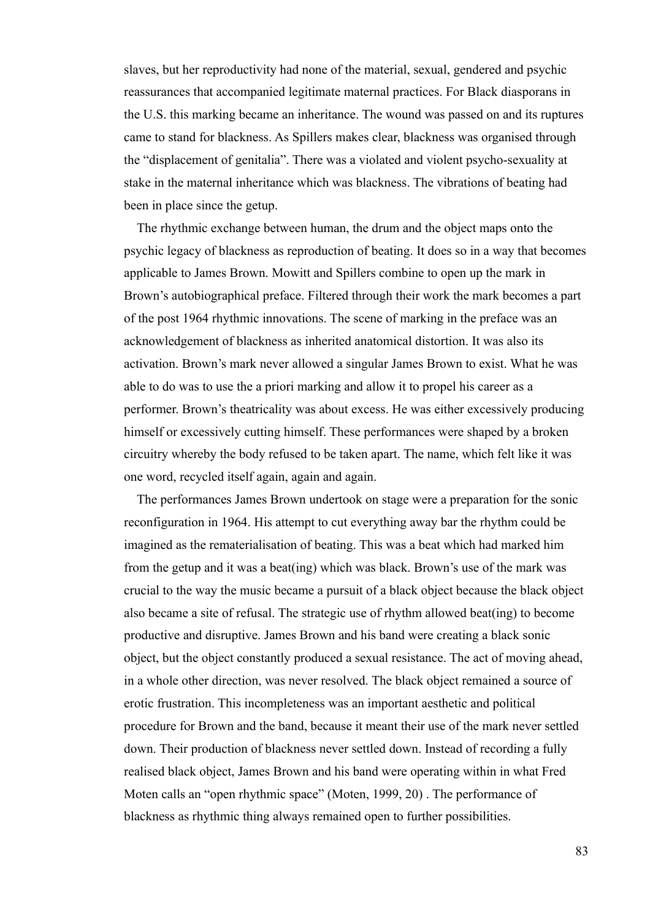slaves, but her reproductivity had none of the material, sexual, gendered and psychic reassurances that accompanied legitimate maternal practices. For Black diasporans in the U.S. this marking became an inheritance. The wound was passed on and its ruptures came to stand for blackness. As Spillers makes clear, blackness was organised through the "displacement of genitalia". There was a violated and violent psycho-sexuality at stake in the maternal inheritance which was blackness. The vibrations of beating had been in place since the getup.

The rhythmic exchange between human, the drum and the object maps onto the psychic legacy of blackness as reproduction of beating. It does so in a way that becomes applicable to James Brown. Mowitt and Spillers combine to open up the mark in Brown's autobiographical preface. Filtered through their work the mark becomes a part of the post 1964 rhythmic innovations. The scene of marking in the preface was an acknowledgement of blackness as inherited anatomical distortion. It was also its activation. Brown's mark never allowed a singular James Brown to exist. What he was able to do was to use the a priori marking and allow it to propel his career as a performer. Brown's theatricality was about excess. He was either excessively producing himself or excessively cutting himself. These performances were shaped by a broken circuitry whereby the body refused to be taken apart. The name, which felt like it was one word, recycled itself again, again and again.

The performances James Brown undertook on stage were a preparation for the sonic reconfiguration in 1964. His attempt to cut everything away bar the rhythm could be imagined as the rematerialisation of beating. This was a beat which had marked him from the getup and it was a beat(ing) which was black. Brown's use of the mark was crucial to the way the music became a pursuit of a black object because the black object also became a site of refusal. The strategic use of rhythm allowed beat(ing) to become productive and disruptive. James Brown and his band were creating a black sonic object, but the object constantly produced a sexual resistance. The act of moving ahead, in a whole other direction, was never resolved. The black object remained a source of erotic frustration. This incompleteness was an important aesthetic and political procedure for Brown and the band, because it meant their use of the mark never settled down. Their production of blackness never settled down. Instead of recording a fully realised black object, James Brown and his band were operating within in what Fred Moten calls an "open rhythmic space" (Moten, 1999, 20) . The performance of blackness as rhythmic thing always remained open to further possibilities.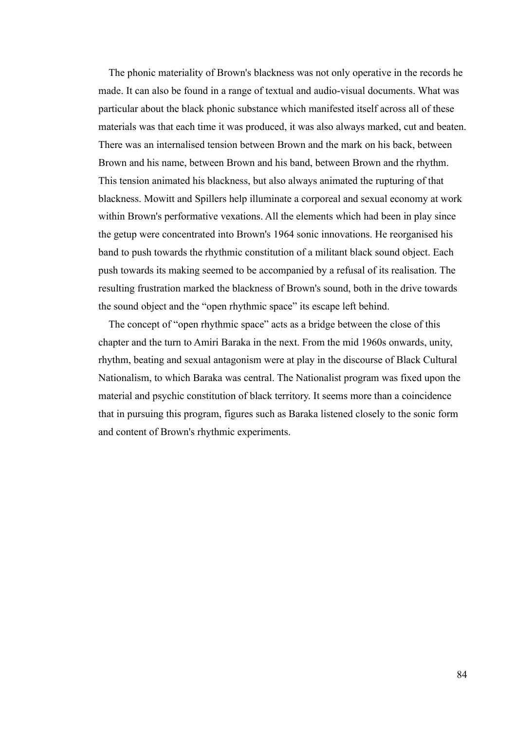The phonic materiality of Brown's blackness was not only operative in the records he made. It can also be found in a range of textual and audio-visual documents. What was particular about the black phonic substance which manifested itself across all of these materials was that each time it was produced, it was also always marked, cut and beaten. There was an internalised tension between Brown and the mark on his back, between Brown and his name, between Brown and his band, between Brown and the rhythm. This tension animated his blackness, but also always animated the rupturing of that blackness. Mowitt and Spillers help illuminate a corporeal and sexual economy at work within Brown's performative vexations. All the elements which had been in play since the getup were concentrated into Brown's 1964 sonic innovations. He reorganised his band to push towards the rhythmic constitution of a militant black sound object. Each push towards its making seemed to be accompanied by a refusal of its realisation. The resulting frustration marked the blackness of Brown's sound, both in the drive towards the sound object and the "open rhythmic space" its escape left behind.

The concept of "open rhythmic space" acts as a bridge between the close of this chapter and the turn to Amiri Baraka in the next. From the mid 1960s onwards, unity, rhythm, beating and sexual antagonism were at play in the discourse of Black Cultural Nationalism, to which Baraka was central. The Nationalist program was fixed upon the material and psychic constitution of black territory. It seems more than a coincidence that in pursuing this program, figures such as Baraka listened closely to the sonic form and content of Brown's rhythmic experiments.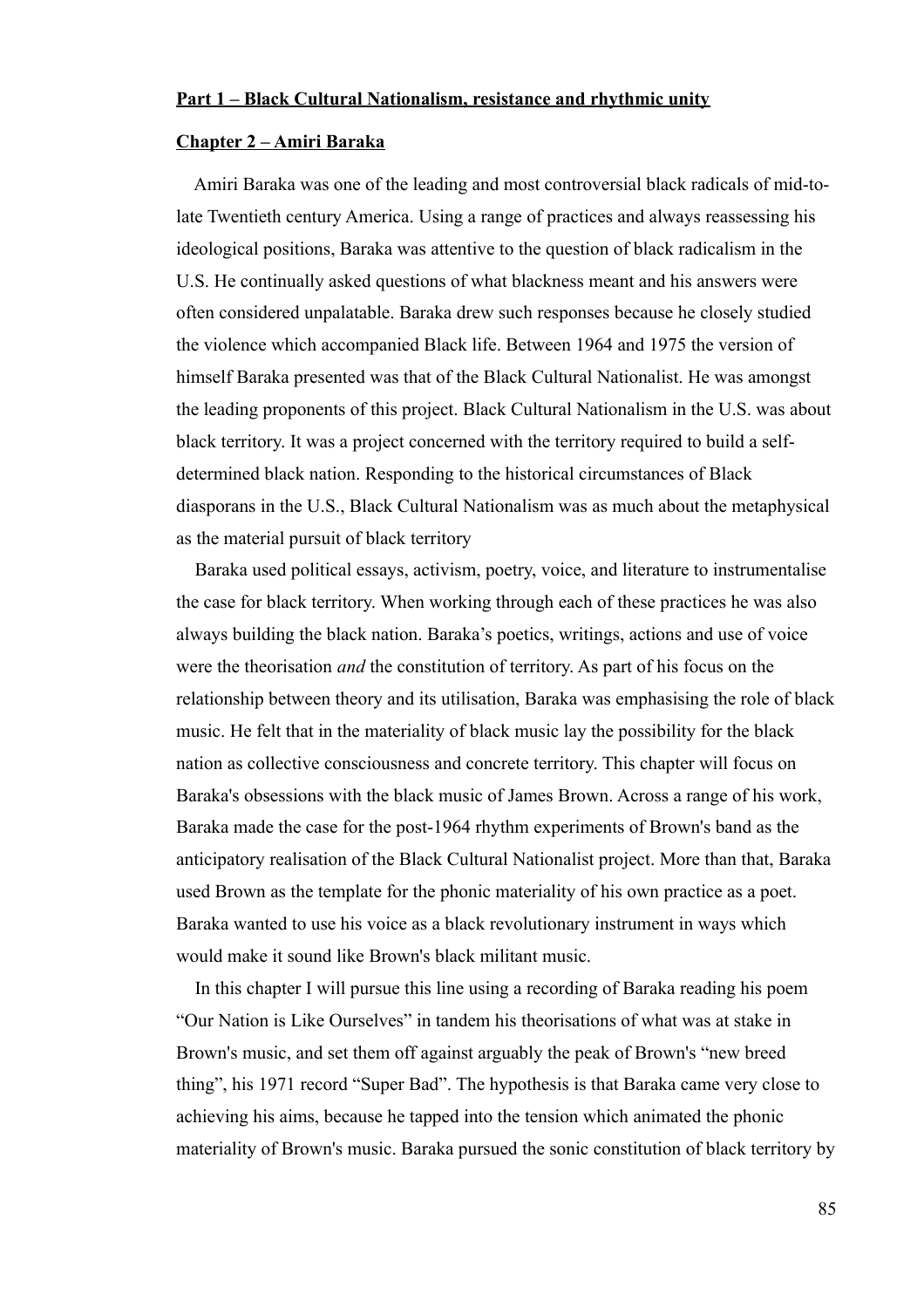**Part 1 – Black Cultural Nationalism, resistance and rhythmic unity**

**Chapter 2 – Amiri Baraka**

Amiri Baraka was one of the leading and most controversial black radicals of mid-to-late Twentieth century America. Using a range of practices and always reassessing his ideological positions, Baraka was attentive to the question of black radicalism in the U.S. He continually asked questions of what blackness meant and his answers were often considered unpalatable. Baraka drew such responses because he closely studied the violence which accompanied Black life. Between 1964 and 1975 the version of himself Baraka presented was that of the Black Cultural Nationalist. He was amongst the leading proponents of this project. Black Cultural Nationalism in the U.S. was about black territory. It was a project concerned with the territory required to build a self-determined black nation. Responding to the historical circumstances of Black diasporans in the U.S., Black Cultural Nationalism was as much about the metaphysical as the material pursuit of black territory

Baraka used political essays, activism, poetry, voice, and literature to instrumentalise the case for black territory. When working through each of these practices he was also always building the black nation. Baraka's poetics, writings, actions and use of voice were the theorisation *and* the constitution of territory. As part of his focus on the relationship between theory and its utilisation, Baraka was emphasising the role of black music. He felt that in the materiality of black music lay the possibility for the black nation as collective consciousness and concrete territory. This chapter will focus on Baraka's obsessions with the black music of James Brown. Across a range of his work, Baraka made the case for the post-1964 rhythm experiments of Brown's band as the anticipatory realisation of the Black Cultural Nationalist project. More than that, Baraka used Brown as the template for the phonic materiality of his own practice as a poet. Baraka wanted to use his voice as a black revolutionary instrument in ways which would make it sound like Brown's black militant music.

In this chapter I will pursue this line using a recording of Baraka reading his poem "Our Nation is Like Ourselves" in tandem his theorisations of what was at stake in Brown's music, and set them off against arguably the peak of Brown's "new breed thing", his 1971 record "Super Bad". The hypothesis is that Baraka came very close to achieving his aims, because he tapped into the tension which animated the phonic materiality of Brown's music. Baraka pursued the sonic constitution of black territory by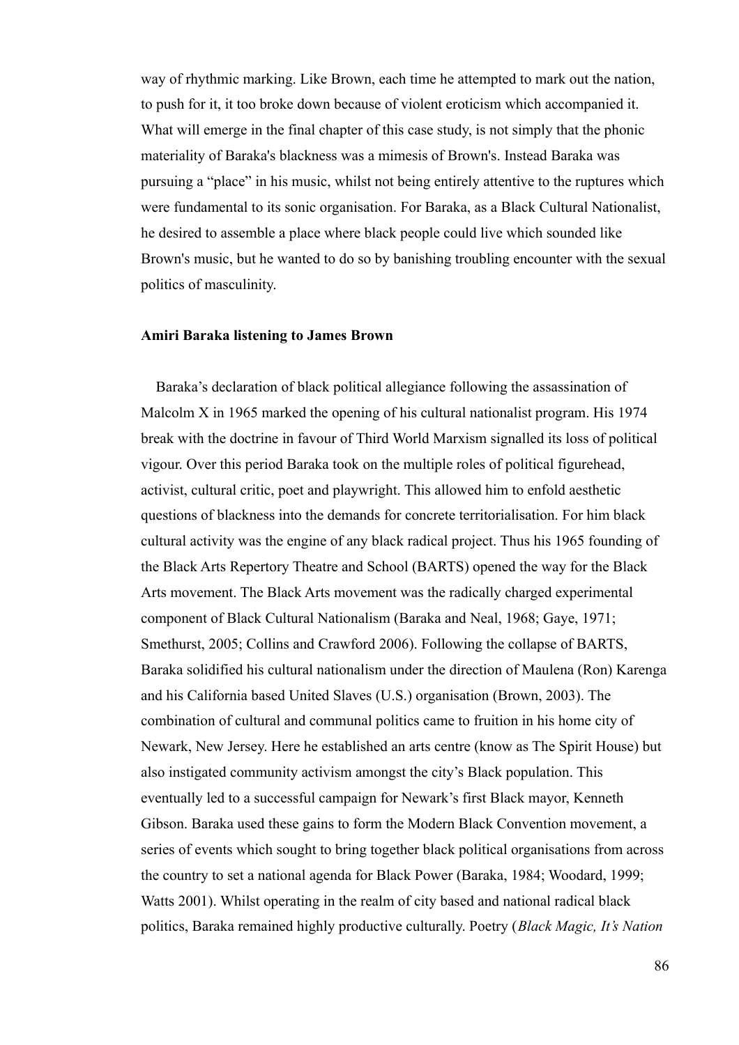way of rhythmic marking. Like Brown, each time he attempted to mark out the nation, to push for it, it too broke down because of violent eroticism which accompanied it. What will emerge in the final chapter of this case study, is not simply that the phonic materiality of Baraka's blackness was a mimesis of Brown's. Instead Baraka was pursuing a "place" in his music, whilst not being entirely attentive to the ruptures which were fundamental to its sonic organisation. For Baraka, as a Black Cultural Nationalist, he desired to assemble a place where black people could live which sounded like Brown's music, but he wanted to do so by banishing troubling encounter with the sexual politics of masculinity.

### Amiri Baraka listening to James Brown

Baraka's declaration of black political allegiance following the assassination of Malcolm X in 1965 marked the opening of his cultural nationalist program. His 1974 break with the doctrine in favour of Third World Marxism signalled its loss of political vigour. Over this period Baraka took on the multiple roles of political figurehead, activist, cultural critic, poet and playwright. This allowed him to enfold aesthetic questions of blackness into the demands for concrete territorialisation. For him black cultural activity was the engine of any black radical project. Thus his 1965 founding of the Black Arts Repertory Theatre and School (BARTS) opened the way for the Black Arts movement. The Black Arts movement was the radically charged experimental component of Black Cultural Nationalism (Baraka and Neal, 1968; Gaye, 1971; Smethurst, 2005; Collins and Crawford 2006). Following the collapse of BARTS, Baraka solidified his cultural nationalism under the direction of Maulena (Ron) Karenga and his California based United Slaves (U.S.) organisation (Brown, 2003). The combination of cultural and communal politics came to fruition in his home city of Newark, New Jersey. Here he established an arts centre (know as The Spirit House) but also instigated community activism amongst the city's Black population. This eventually led to a successful campaign for Newark's first Black mayor, Kenneth Gibson. Baraka used these gains to form the Modern Black Convention movement, a series of events which sought to bring together black political organisations from across the country to set a national agenda for Black Power (Baraka, 1984; Woodard, 1999; Watts 2001). Whilst operating in the realm of city based and national radical black politics, Baraka remained highly productive culturally. Poetry (*Black Magic, It's Nation*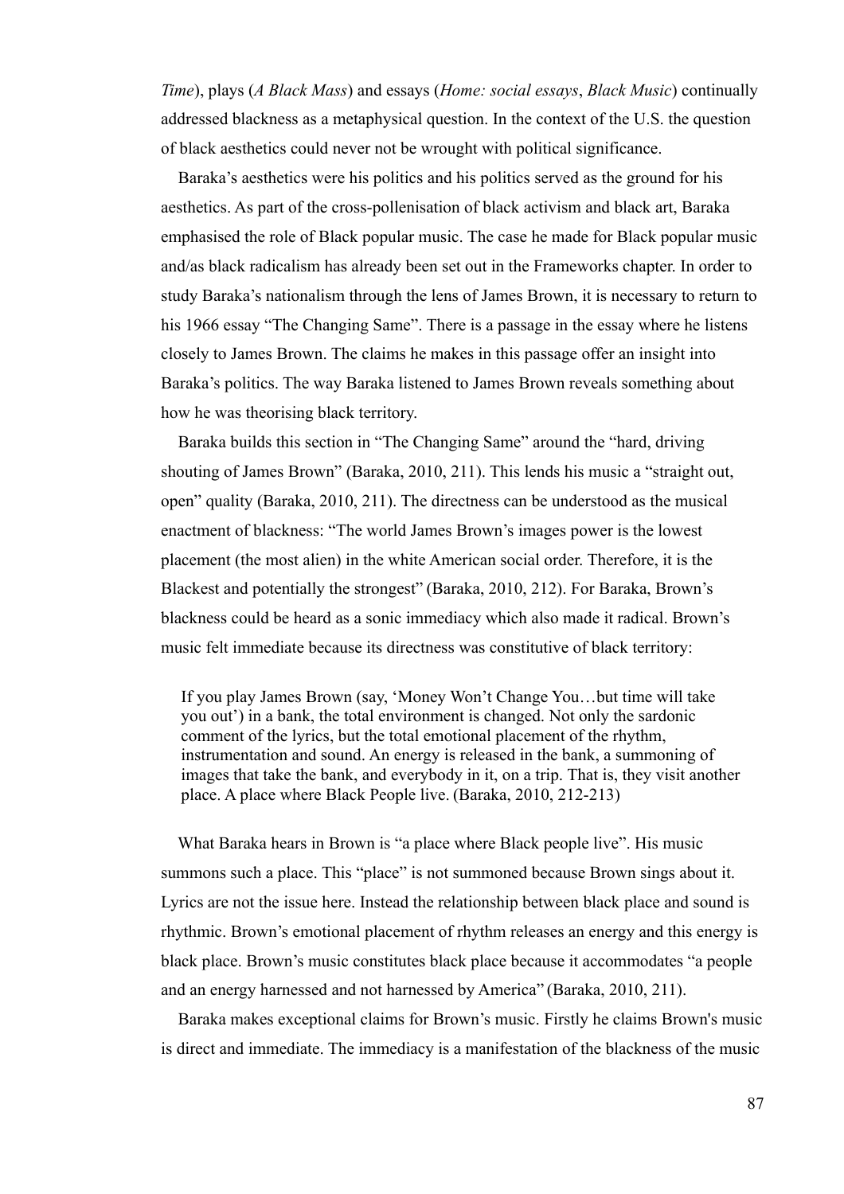*Time*), plays (*A Black Mass*) and essays (*Home: social essays*, *Black Music*) continually addressed blackness as a metaphysical question. In the context of the U.S. the question of black aesthetics could never not be wrought with political significance.

Baraka's aesthetics were his politics and his politics served as the ground for his aesthetics. As part of the cross-pollenisation of black activism and black art, Baraka emphasised the role of Black popular music. The case he made for Black popular music and/as black radicalism has already been set out in the Frameworks chapter. In order to study Baraka's nationalism through the lens of James Brown, it is necessary to return to his 1966 essay "The Changing Same". There is a passage in the essay where he listens closely to James Brown. The claims he makes in this passage offer an insight into Baraka's politics. The way Baraka listened to James Brown reveals something about how he was theorising black territory.

Baraka builds this section in "The Changing Same" around the "hard, driving shouting of James Brown" (Baraka, 2010, 211). This lends his music a "straight out, open" quality (Baraka, 2010, 211). The directness can be understood as the musical enactment of blackness: "The world James Brown's images power is the lowest placement (the most alien) in the white American social order. Therefore, it is the Blackest and potentially the strongest" (Baraka, 2010, 212). For Baraka, Brown's blackness could be heard as a sonic immediacy which also made it radical. Brown's music felt immediate because its directness was constitutive of black territory:

> If you play James Brown (say, 'Money Won't Change You…but time will take you out') in a bank, the total environment is changed. Not only the sardonic comment of the lyrics, but the total emotional placement of the rhythm, instrumentation and sound. An energy is released in the bank, a summoning of images that take the bank, and everybody in it, on a trip. That is, they visit another place. A place where Black People live. (Baraka, 2010, 212-213)

What Baraka hears in Brown is "a place where Black people live". His music summons such a place. This "place" is not summoned because Brown sings about it. Lyrics are not the issue here. Instead the relationship between black place and sound is rhythmic. Brown's emotional placement of rhythm releases an energy and this energy is black place. Brown's music constitutes black place because it accommodates "a people and an energy harnessed and not harnessed by America" (Baraka, 2010, 211).

Baraka makes exceptional claims for Brown's music. Firstly he claims Brown's music is direct and immediate. The immediacy is a manifestation of the blackness of the music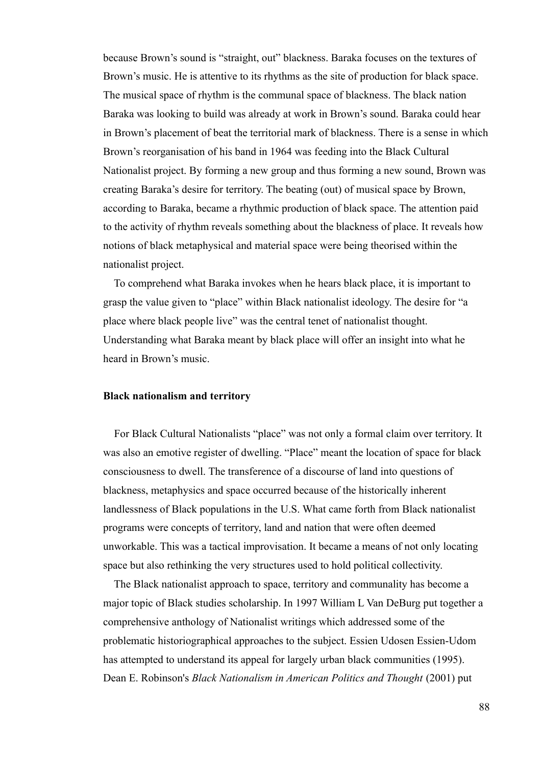because Brown's sound is "straight, out" blackness. Baraka focuses on the textures of Brown's music. He is attentive to its rhythms as the site of production for black space. The musical space of rhythm is the communal space of blackness. The black nation Baraka was looking to build was already at work in Brown's sound. Baraka could hear in Brown's placement of beat the territorial mark of blackness. There is a sense in which Brown's reorganisation of his band in 1964 was feeding into the Black Cultural Nationalist project. By forming a new group and thus forming a new sound, Brown was creating Baraka's desire for territory. The beating (out) of musical space by Brown, according to Baraka, became a rhythmic production of black space. The attention paid to the activity of rhythm reveals something about the blackness of place. It reveals how notions of black metaphysical and material space were being theorised within the nationalist project.

To comprehend what Baraka invokes when he hears black place, it is important to grasp the value given to "place" within Black nationalist ideology. The desire for "a place where black people live" was the central tenet of nationalist thought. Understanding what Baraka meant by black place will offer an insight into what he heard in Brown's music.

### Black nationalism and territory

For Black Cultural Nationalists "place" was not only a formal claim over territory. It was also an emotive register of dwelling. "Place" meant the location of space for black consciousness to dwell. The transference of a discourse of land into questions of blackness, metaphysics and space occurred because of the historically inherent landlessness of Black populations in the U.S. What came forth from Black nationalist programs were concepts of territory, land and nation that were often deemed unworkable. This was a tactical improvisation. It became a means of not only locating space but also rethinking the very structures used to hold political collectivity.

The Black nationalist approach to space, territory and communality has become a major topic of Black studies scholarship. In 1997 William L Van DeBurg put together a comprehensive anthology of Nationalist writings which addressed some of the problematic historiographical approaches to the subject. Essien Udosen Essien-Udom has attempted to understand its appeal for largely urban black communities (1995). Dean E. Robinson's *Black Nationalism in American Politics and Thought* (2001) put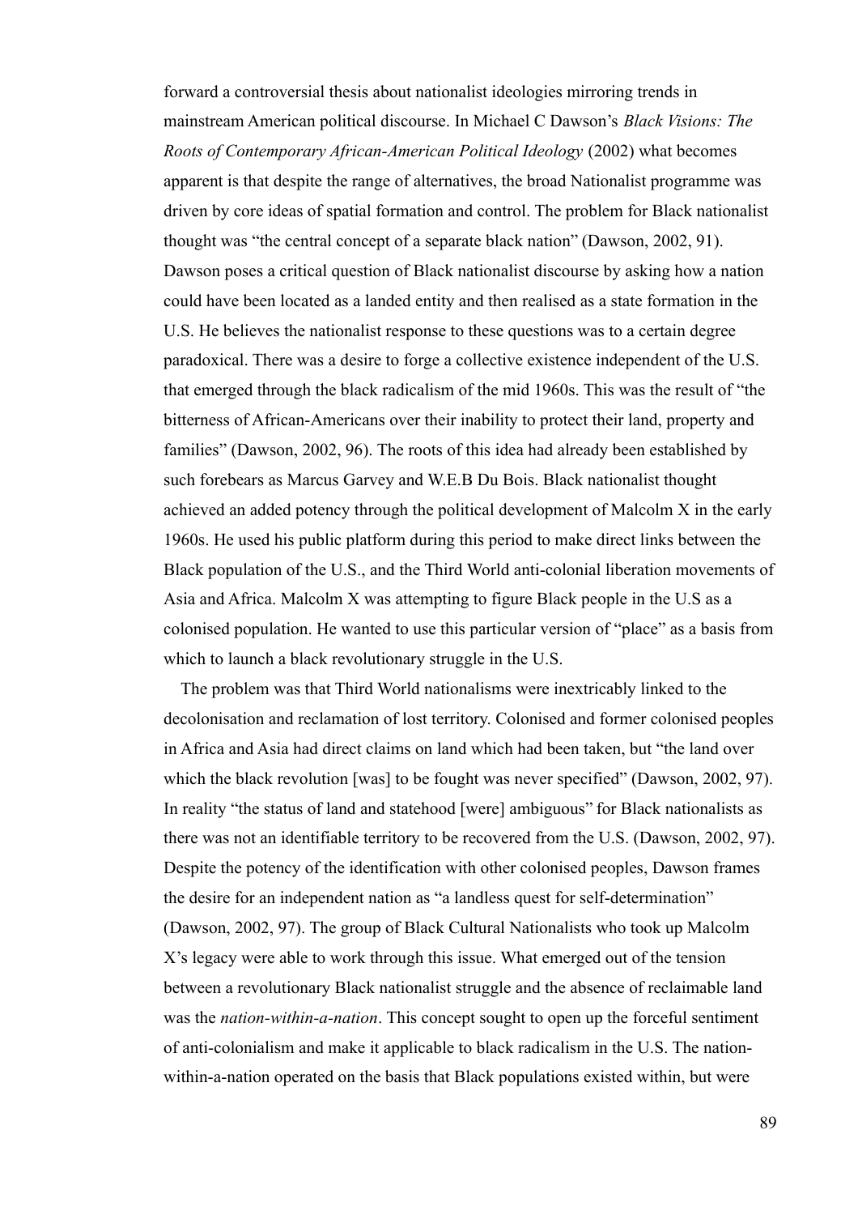forward a controversial thesis about nationalist ideologies mirroring trends in mainstream American political discourse. In Michael C Dawson's *Black Visions: The Roots of Contemporary African-American Political Ideology* (2002) what becomes apparent is that despite the range of alternatives, the broad Nationalist programme was driven by core ideas of spatial formation and control. The problem for Black nationalist thought was "the central concept of a separate black nation" (Dawson, 2002, 91). Dawson poses a critical question of Black nationalist discourse by asking how a nation could have been located as a landed entity and then realised as a state formation in the U.S. He believes the nationalist response to these questions was to a certain degree paradoxical. There was a desire to forge a collective existence independent of the U.S. that emerged through the black radicalism of the mid 1960s. This was the result of "the bitterness of African-Americans over their inability to protect their land, property and families" (Dawson, 2002, 96). The roots of this idea had already been established by such forebears as Marcus Garvey and W.E.B Du Bois. Black nationalist thought achieved an added potency through the political development of Malcolm X in the early 1960s. He used his public platform during this period to make direct links between the Black population of the U.S., and the Third World anti-colonial liberation movements of Asia and Africa. Malcolm X was attempting to figure Black people in the U.S as a colonised population. He wanted to use this particular version of "place" as a basis from which to launch a black revolutionary struggle in the U.S.

The problem was that Third World nationalisms were inextricably linked to the decolonisation and reclamation of lost territory. Colonised and former colonised peoples in Africa and Asia had direct claims on land which had been taken, but "the land over which the black revolution [was] to be fought was never specified" (Dawson, 2002, 97). In reality "the status of land and statehood [were] ambiguous" for Black nationalists as there was not an identifiable territory to be recovered from the U.S. (Dawson, 2002, 97). Despite the potency of the identification with other colonised peoples, Dawson frames the desire for an independent nation as "a landless quest for self-determination" (Dawson, 2002, 97). The group of Black Cultural Nationalists who took up Malcolm X's legacy were able to work through this issue. What emerged out of the tension between a revolutionary Black nationalist struggle and the absence of reclaimable land was the *nation-within-a-nation*. This concept sought to open up the forceful sentiment of anti-colonialism and make it applicable to black radicalism in the U.S. The nation-within-a-nation operated on the basis that Black populations existed within, but were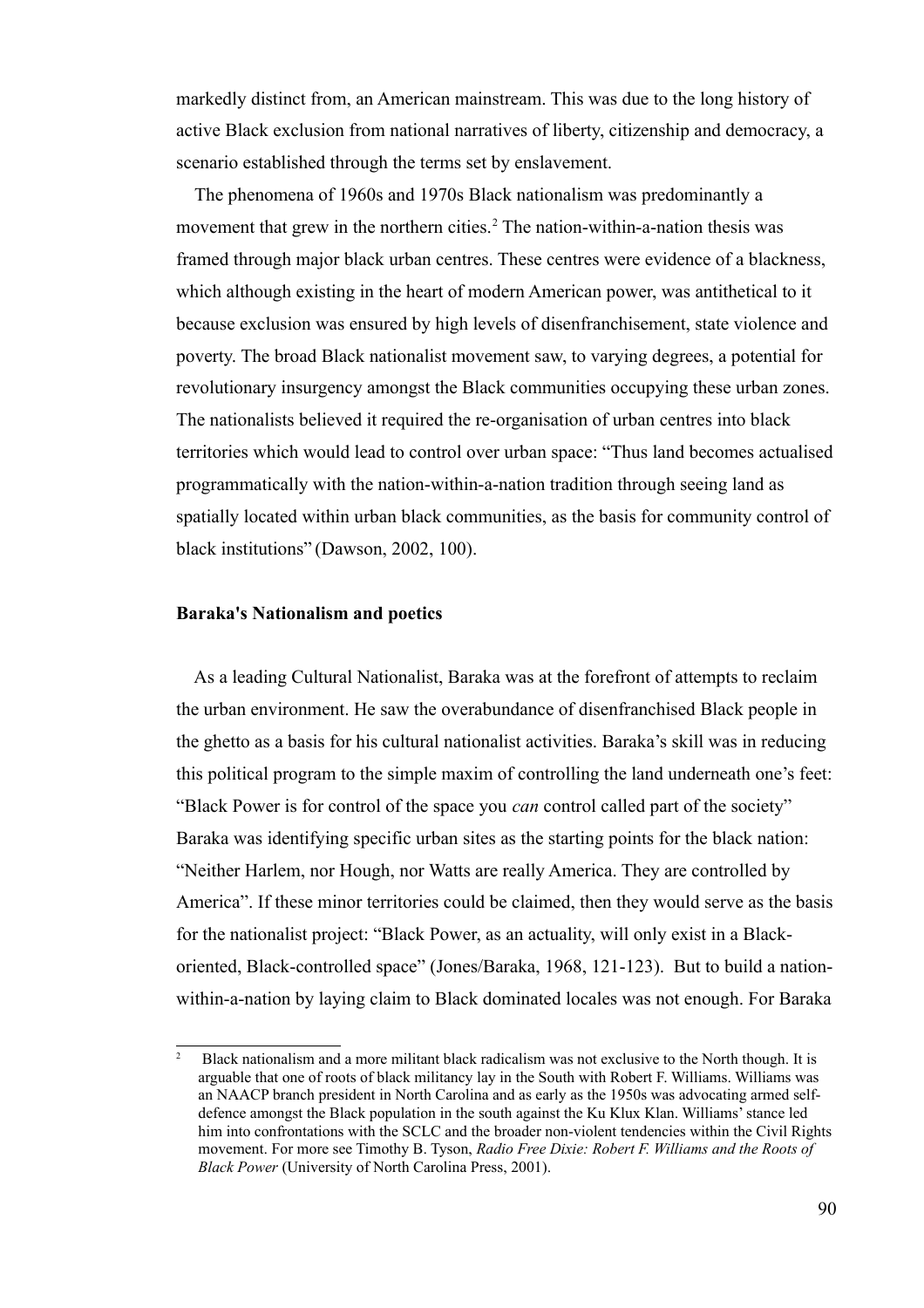markedly distinct from, an American mainstream. This was due to the long history of active Black exclusion from national narratives of liberty, citizenship and democracy, a scenario established through the terms set by enslavement.

The phenomena of 1960s and 1970s Black nationalism was predominantly a movement that grew in the northern cities.[2] The nation-within-a-nation thesis was framed through major black urban centres. These centres were evidence of a blackness, which although existing in the heart of modern American power, was antithetical to it because exclusion was ensured by high levels of disenfranchisement, state violence and poverty. The broad Black nationalist movement saw, to varying degrees, a potential for revolutionary insurgency amongst the Black communities occupying these urban zones. The nationalists believed it required the re-organisation of urban centres into black territories which would lead to control over urban space: "Thus land becomes actualised programmatically with the nation-within-a-nation tradition through seeing land as spatially located within urban black communities, as the basis for community control of black institutions" (Dawson, 2002, 100).

### Baraka's Nationalism and poetics

As a leading Cultural Nationalist, Baraka was at the forefront of attempts to reclaim the urban environment. He saw the overabundance of disenfranchised Black people in the ghetto as a basis for his cultural nationalist activities. Baraka's skill was in reducing this political program to the simple maxim of controlling the land underneath one's feet: "Black Power is for control of the space you *can* control called part of the society" Baraka was identifying specific urban sites as the starting points for the black nation: "Neither Harlem, nor Hough, nor Watts are really America. They are controlled by America". If these minor territories could be claimed, then they would serve as the basis for the nationalist project: "Black Power, as an actuality, will only exist in a Black-oriented, Black-controlled space" (Jones/Baraka, 1968, 121-123). But to build a nation-within-a-nation by laying claim to Black dominated locales was not enough. For Baraka

[2] Black nationalism and a more militant black radicalism was not exclusive to the North though. It is arguable that one of roots of black militancy lay in the South with Robert F. Williams. Williams was an NAACP branch president in North Carolina and as early as the 1950s was advocating armed self-defence amongst the Black population in the south against the Ku Klux Klan. Williams' stance led him into confrontations with the SCLC and the broader non-violent tendencies within the Civil Rights movement. For more see Timothy B. Tyson, *Radio Free Dixie: Robert F. Williams and the Roots of Black Power* (University of North Carolina Press, 2001).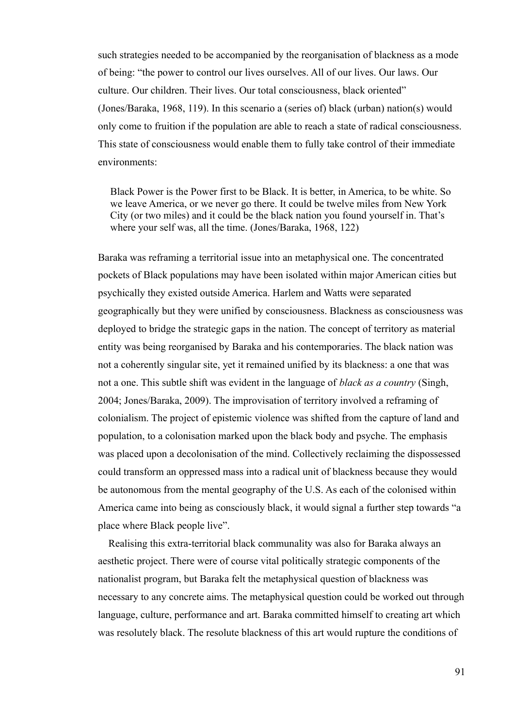such strategies needed to be accompanied by the reorganisation of blackness as a mode of being: "the power to control our lives ourselves. All of our lives. Our laws. Our culture. Our children. Their lives. Our total consciousness, black oriented" (Jones/Baraka, 1968, 119). In this scenario a (series of) black (urban) nation(s) would only come to fruition if the population are able to reach a state of radical consciousness. This state of consciousness would enable them to fully take control of their immediate environments:

> Black Power is the Power first to be Black. It is better, in America, to be white. So we leave America, or we never go there. It could be twelve miles from New York City (or two miles) and it could be the black nation you found yourself in. That's where your self was, all the time. (Jones/Baraka, 1968, 122)

Baraka was reframing a territorial issue into an metaphysical one. The concentrated pockets of Black populations may have been isolated within major American cities but psychically they existed outside America. Harlem and Watts were separated geographically but they were unified by consciousness. Blackness as consciousness was deployed to bridge the strategic gaps in the nation. The concept of territory as material entity was being reorganised by Baraka and his contemporaries. The black nation was not a coherently singular site, yet it remained unified by its blackness: a one that was not a one. This subtle shift was evident in the language of *black as a country* (Singh, 2004; Jones/Baraka, 2009). The improvisation of territory involved a reframing of colonialism. The project of epistemic violence was shifted from the capture of land and population, to a colonisation marked upon the black body and psyche. The emphasis was placed upon a decolonisation of the mind. Collectively reclaiming the dispossessed could transform an oppressed mass into a radical unit of blackness because they would be autonomous from the mental geography of the U.S. As each of the colonised within America came into being as consciously black, it would signal a further step towards "a place where Black people live".

Realising this extra-territorial black communality was also for Baraka always an aesthetic project. There were of course vital politically strategic components of the nationalist program, but Baraka felt the metaphysical question of blackness was necessary to any concrete aims. The metaphysical question could be worked out through language, culture, performance and art. Baraka committed himself to creating art which was resolutely black. The resolute blackness of this art would rupture the conditions of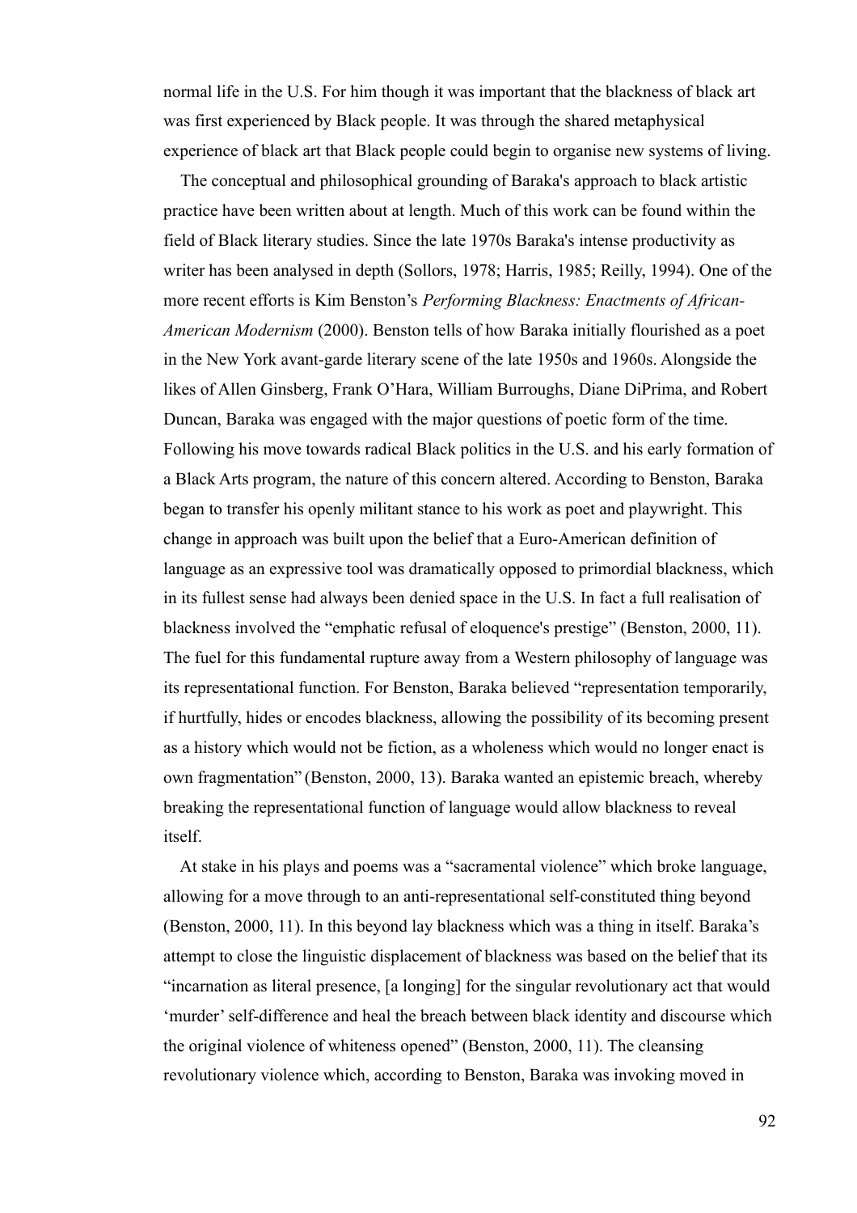normal life in the U.S. For him though it was important that the blackness of black art was first experienced by Black people. It was through the shared metaphysical experience of black art that Black people could begin to organise new systems of living.

The conceptual and philosophical grounding of Baraka's approach to black artistic practice have been written about at length. Much of this work can be found within the field of Black literary studies. Since the late 1970s Baraka's intense productivity as writer has been analysed in depth (Sollors, 1978; Harris, 1985; Reilly, 1994). One of the more recent efforts is Kim Benston's *Performing Blackness: Enactments of African-American Modernism* (2000). Benston tells of how Baraka initially flourished as a poet in the New York avant-garde literary scene of the late 1950s and 1960s. Alongside the likes of Allen Ginsberg, Frank O'Hara, William Burroughs, Diane DiPrima, and Robert Duncan, Baraka was engaged with the major questions of poetic form of the time. Following his move towards radical Black politics in the U.S. and his early formation of a Black Arts program, the nature of this concern altered. According to Benston, Baraka began to transfer his openly militant stance to his work as poet and playwright. This change in approach was built upon the belief that a Euro-American definition of language as an expressive tool was dramatically opposed to primordial blackness, which in its fullest sense had always been denied space in the U.S. In fact a full realisation of blackness involved the "emphatic refusal of eloquence's prestige" (Benston, 2000, 11). The fuel for this fundamental rupture away from a Western philosophy of language was its representational function. For Benston, Baraka believed "representation temporarily, if hurtfully, hides or encodes blackness, allowing the possibility of its becoming present as a history which would not be fiction, as a wholeness which would no longer enact is own fragmentation" (Benston, 2000, 13). Baraka wanted an epistemic breach, whereby breaking the representational function of language would allow blackness to reveal itself.

At stake in his plays and poems was a "sacramental violence" which broke language, allowing for a move through to an anti-representational self-constituted thing beyond (Benston, 2000, 11). In this beyond lay blackness which was a thing in itself. Baraka's attempt to close the linguistic displacement of blackness was based on the belief that its "incarnation as literal presence, [a longing] for the singular revolutionary act that would 'murder' self-difference and heal the breach between black identity and discourse which the original violence of whiteness opened" (Benston, 2000, 11). The cleansing revolutionary violence which, according to Benston, Baraka was invoking moved in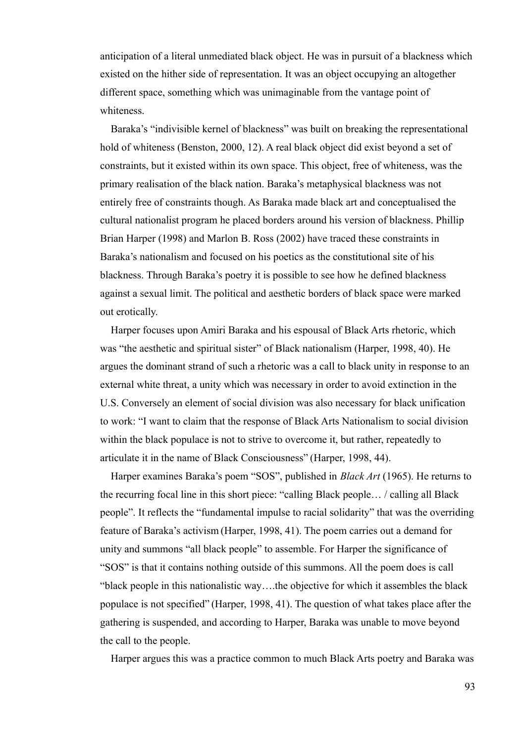anticipation of a literal unmediated black object. He was in pursuit of a blackness which existed on the hither side of representation. It was an object occupying an altogether different space, something which was unimaginable from the vantage point of whiteness.

Baraka's "indivisible kernel of blackness" was built on breaking the representational hold of whiteness (Benston, 2000, 12). A real black object did exist beyond a set of constraints, but it existed within its own space. This object, free of whiteness, was the primary realisation of the black nation. Baraka's metaphysical blackness was not entirely free of constraints though. As Baraka made black art and conceptualised the cultural nationalist program he placed borders around his version of blackness. Phillip Brian Harper (1998) and Marlon B. Ross (2002) have traced these constraints in Baraka's nationalism and focused on his poetics as the constitutional site of his blackness. Through Baraka's poetry it is possible to see how he defined blackness against a sexual limit. The political and aesthetic borders of black space were marked out erotically.

Harper focuses upon Amiri Baraka and his espousal of Black Arts rhetoric, which was "the aesthetic and spiritual sister" of Black nationalism (Harper, 1998, 40). He argues the dominant strand of such a rhetoric was a call to black unity in response to an external white threat, a unity which was necessary in order to avoid extinction in the U.S. Conversely an element of social division was also necessary for black unification to work: "I want to claim that the response of Black Arts Nationalism to social division within the black populace is not to strive to overcome it, but rather, repeatedly to articulate it in the name of Black Consciousness" (Harper, 1998, 44).

Harper examines Baraka's poem "SOS", published in *Black Art* (1965). He returns to the recurring focal line in this short piece: "calling Black people… / calling all Black people". It reflects the "fundamental impulse to racial solidarity" that was the overriding feature of Baraka's activism (Harper, 1998, 41). The poem carries out a demand for unity and summons "all black people" to assemble. For Harper the significance of "SOS" is that it contains nothing outside of this summons. All the poem does is call "black people in this nationalistic way….the objective for which it assembles the black populace is not specified" (Harper, 1998, 41). The question of what takes place after the gathering is suspended, and according to Harper, Baraka was unable to move beyond the call to the people.

Harper argues this was a practice common to much Black Arts poetry and Baraka was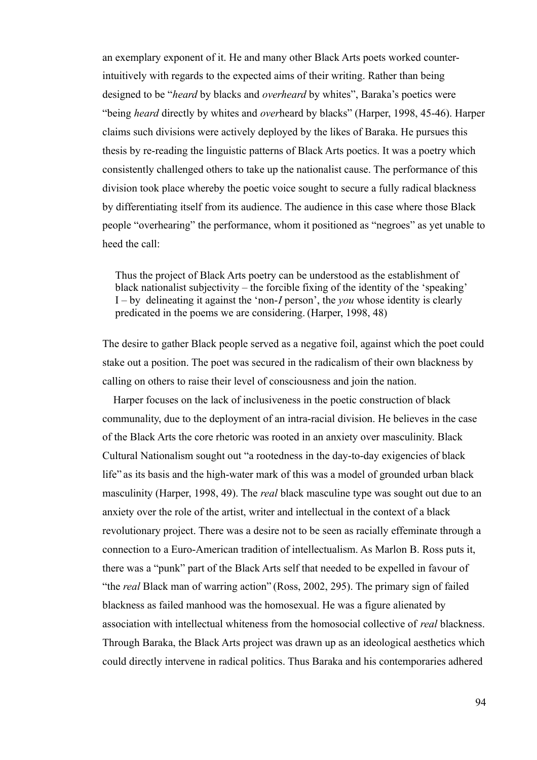an exemplary exponent of it. He and many other Black Arts poets worked counter-intuitively with regards to the expected aims of their writing. Rather than being designed to be "*heard* by blacks and *overheard* by whites", Baraka's poetics were "being *heard* directly by whites and *over*heard by blacks" (Harper, 1998, 45-46). Harper claims such divisions were actively deployed by the likes of Baraka. He pursues this thesis by re-reading the linguistic patterns of Black Arts poetics. It was a poetry which consistently challenged others to take up the nationalist cause. The performance of this division took place whereby the poetic voice sought to secure a fully radical blackness by differentiating itself from its audience. The audience in this case where those Black people "overhearing" the performance, whom it positioned as "negroes" as yet unable to heed the call:

> Thus the project of Black Arts poetry can be understood as the establishment of black nationalist subjectivity – the forcible fixing of the identity of the 'speaking' I – by delineating it against the 'non-*I* person', the *you* whose identity is clearly predicated in the poems we are considering. (Harper, 1998, 48)

The desire to gather Black people served as a negative foil, against which the poet could stake out a position. The poet was secured in the radicalism of their own blackness by calling on others to raise their level of consciousness and join the nation.

Harper focuses on the lack of inclusiveness in the poetic construction of black communality, due to the deployment of an intra-racial division. He believes in the case of the Black Arts the core rhetoric was rooted in an anxiety over masculinity. Black Cultural Nationalism sought out "a rootedness in the day-to-day exigencies of black life" as its basis and the high-water mark of this was a model of grounded urban black masculinity (Harper, 1998, 49). The *real* black masculine type was sought out due to an anxiety over the role of the artist, writer and intellectual in the context of a black revolutionary project. There was a desire not to be seen as racially effeminate through a connection to a Euro-American tradition of intellectualism. As Marlon B. Ross puts it, there was a "punk" part of the Black Arts self that needed to be expelled in favour of "the *real* Black man of warring action" (Ross, 2002, 295). The primary sign of failed blackness as failed manhood was the homosexual. He was a figure alienated by association with intellectual whiteness from the homosocial collective of *real* blackness. Through Baraka, the Black Arts project was drawn up as an ideological aesthetics which could directly intervene in radical politics. Thus Baraka and his contemporaries adhered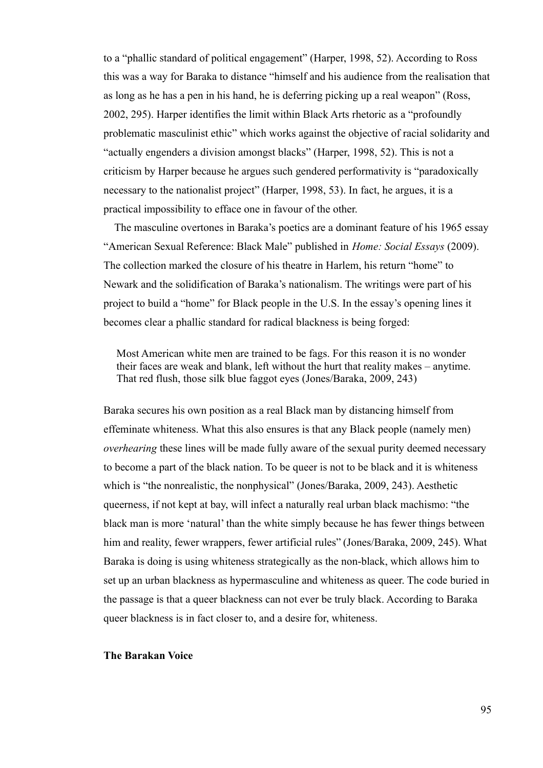to a "phallic standard of political engagement" (Harper, 1998, 52). According to Ross this was a way for Baraka to distance "himself and his audience from the realisation that as long as he has a pen in his hand, he is deferring picking up a real weapon" (Ross, 2002, 295). Harper identifies the limit within Black Arts rhetoric as a "profoundly problematic masculinist ethic" which works against the objective of racial solidarity and "actually engenders a division amongst blacks" (Harper, 1998, 52). This is not a criticism by Harper because he argues such gendered performativity is "paradoxically necessary to the nationalist project" (Harper, 1998, 53). In fact, he argues, it is a practical impossibility to efface one in favour of the other.

The masculine overtones in Baraka's poetics are a dominant feature of his 1965 essay "American Sexual Reference: Black Male" published in *Home: Social Essays* (2009). The collection marked the closure of his theatre in Harlem, his return "home" to Newark and the solidification of Baraka's nationalism. The writings were part of his project to build a "home" for Black people in the U.S. In the essay's opening lines it becomes clear a phallic standard for radical blackness is being forged:

> Most American white men are trained to be fags. For this reason it is no wonder their faces are weak and blank, left without the hurt that reality makes – anytime. That red flush, those silk blue faggot eyes (Jones/Baraka, 2009, 243)

Baraka secures his own position as a real Black man by distancing himself from effeminate whiteness. What this also ensures is that any Black people (namely men) *overhearing* these lines will be made fully aware of the sexual purity deemed necessary to become a part of the black nation. To be queer is not to be black and it is whiteness which is "the nonrealistic, the nonphysical" (Jones/Baraka, 2009, 243). Aesthetic queerness, if not kept at bay, will infect a naturally real urban black machismo: "the black man is more 'natural' than the white simply because he has fewer things between him and reality, fewer wrappers, fewer artificial rules" (Jones/Baraka, 2009, 245). What Baraka is doing is using whiteness strategically as the non-black, which allows him to set up an urban blackness as hypermasculine and whiteness as queer. The code buried in the passage is that a queer blackness can not ever be truly black. According to Baraka queer blackness is in fact closer to, and a desire for, whiteness.

**The Barakan Voice**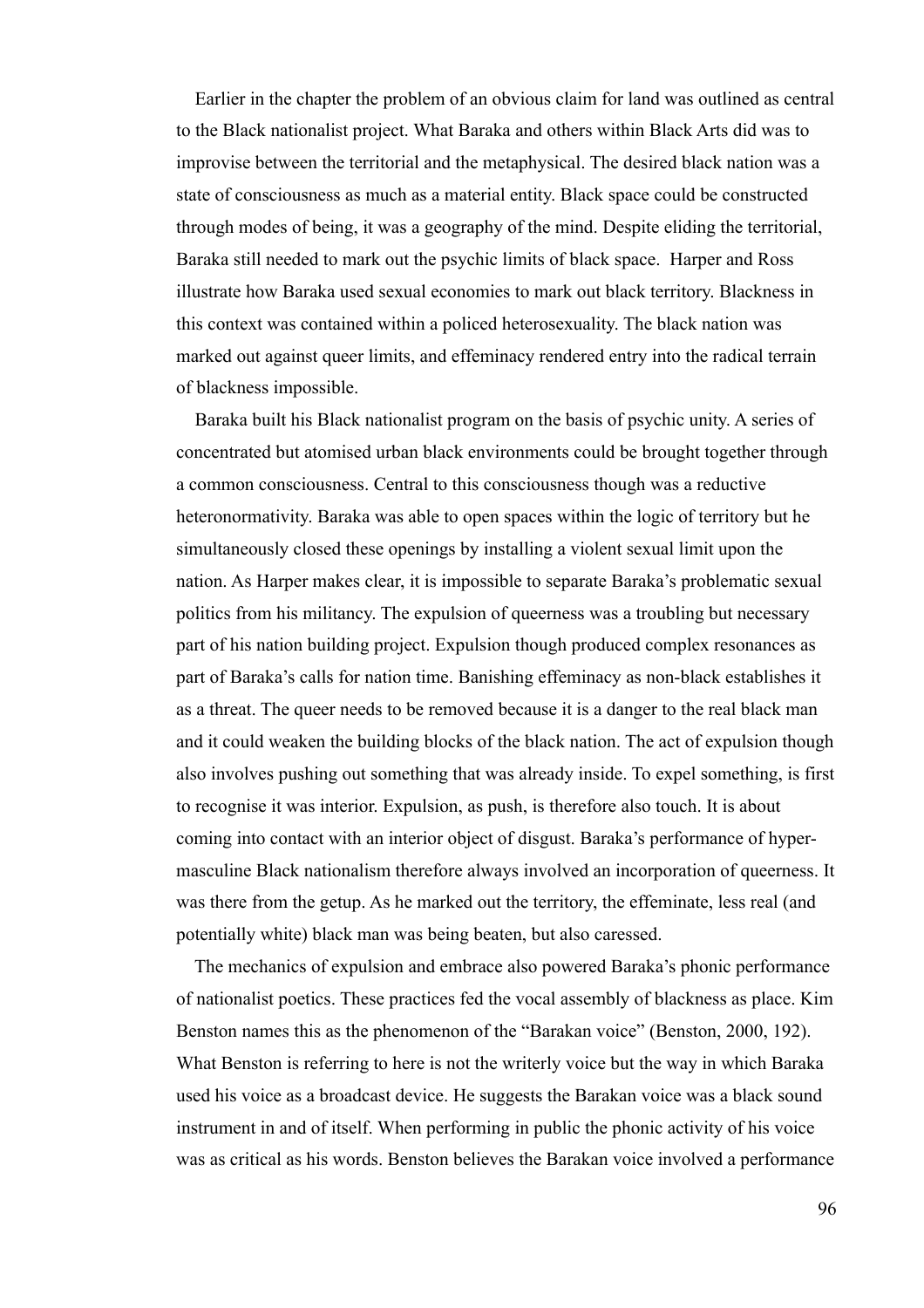Earlier in the chapter the problem of an obvious claim for land was outlined as central to the Black nationalist project. What Baraka and others within Black Arts did was to improvise between the territorial and the metaphysical. The desired black nation was a state of consciousness as much as a material entity. Black space could be constructed through modes of being, it was a geography of the mind. Despite eliding the territorial, Baraka still needed to mark out the psychic limits of black space. Harper and Ross illustrate how Baraka used sexual economies to mark out black territory. Blackness in this context was contained within a policed heterosexuality. The black nation was marked out against queer limits, and effeminacy rendered entry into the radical terrain of blackness impossible.

Baraka built his Black nationalist program on the basis of psychic unity. A series of concentrated but atomised urban black environments could be brought together through a common consciousness. Central to this consciousness though was a reductive heteronormativity. Baraka was able to open spaces within the logic of territory but he simultaneously closed these openings by installing a violent sexual limit upon the nation. As Harper makes clear, it is impossible to separate Baraka's problematic sexual politics from his militancy. The expulsion of queerness was a troubling but necessary part of his nation building project. Expulsion though produced complex resonances as part of Baraka's calls for nation time. Banishing effeminacy as non-black establishes it as a threat. The queer needs to be removed because it is a danger to the real black man and it could weaken the building blocks of the black nation. The act of expulsion though also involves pushing out something that was already inside. To expel something, is first to recognise it was interior. Expulsion, as push, is therefore also touch. It is about coming into contact with an interior object of disgust. Baraka's performance of hyper-masculine Black nationalism therefore always involved an incorporation of queerness. It was there from the getup. As he marked out the territory, the effeminate, less real (and potentially white) black man was being beaten, but also caressed.

The mechanics of expulsion and embrace also powered Baraka's phonic performance of nationalist poetics. These practices fed the vocal assembly of blackness as place. Kim Benston names this as the phenomenon of the "Barakan voice" (Benston, 2000, 192). What Benston is referring to here is not the writerly voice but the way in which Baraka used his voice as a broadcast device. He suggests the Barakan voice was a black sound instrument in and of itself. When performing in public the phonic activity of his voice was as critical as his words. Benston believes the Barakan voice involved a performance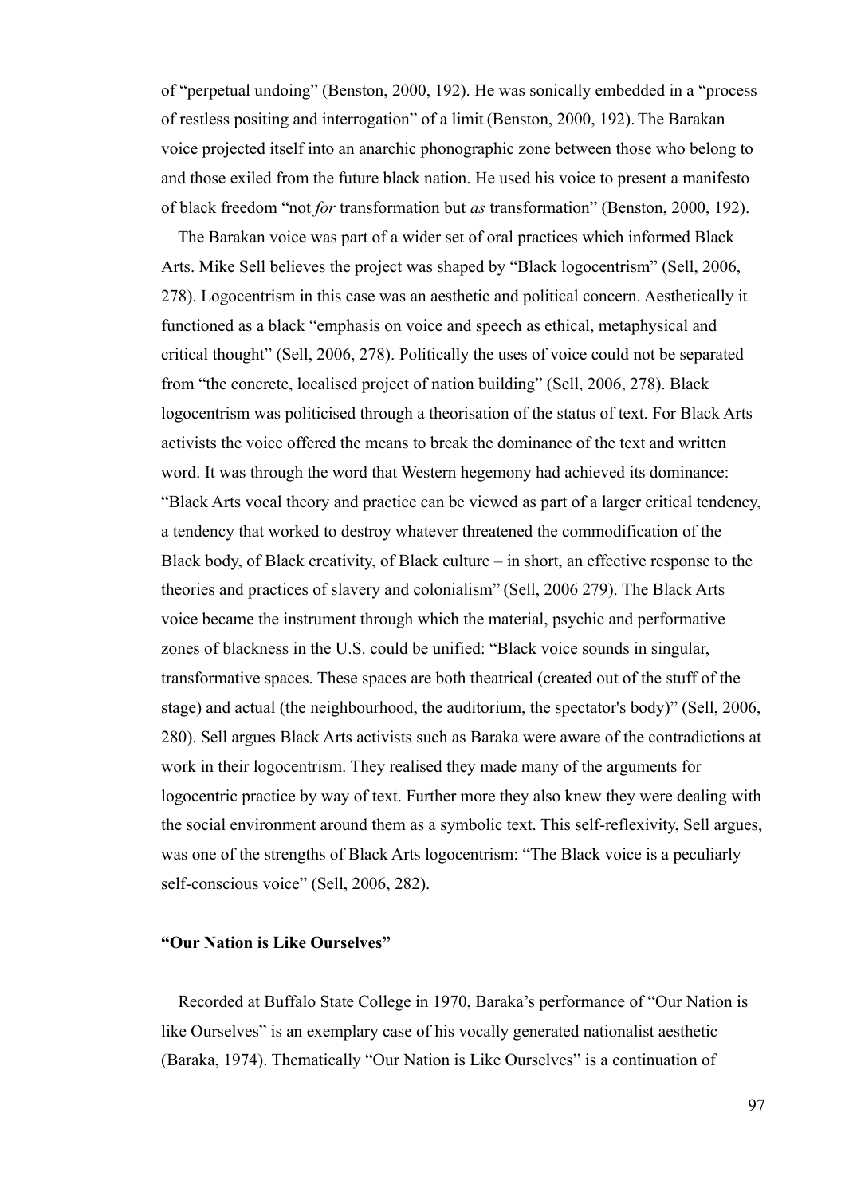of "perpetual undoing" (Benston, 2000, 192). He was sonically embedded in a "process of restless positing and interrogation" of a limit (Benston, 2000, 192). The Barakan voice projected itself into an anarchic phonographic zone between those who belong to and those exiled from the future black nation. He used his voice to present a manifesto of black freedom "not *for* transformation but *as* transformation" (Benston, 2000, 192).

The Barakan voice was part of a wider set of oral practices which informed Black Arts. Mike Sell believes the project was shaped by "Black logocentrism" (Sell, 2006, 278). Logocentrism in this case was an aesthetic and political concern. Aesthetically it functioned as a black "emphasis on voice and speech as ethical, metaphysical and critical thought" (Sell, 2006, 278). Politically the uses of voice could not be separated from "the concrete, localised project of nation building" (Sell, 2006, 278). Black logocentrism was politicised through a theorisation of the status of text. For Black Arts activists the voice offered the means to break the dominance of the text and written word. It was through the word that Western hegemony had achieved its dominance: "Black Arts vocal theory and practice can be viewed as part of a larger critical tendency, a tendency that worked to destroy whatever threatened the commodification of the Black body, of Black creativity, of Black culture – in short, an effective response to the theories and practices of slavery and colonialism" (Sell, 2006 279). The Black Arts voice became the instrument through which the material, psychic and performative zones of blackness in the U.S. could be unified: "Black voice sounds in singular, transformative spaces. These spaces are both theatrical (created out of the stuff of the stage) and actual (the neighbourhood, the auditorium, the spectator's body)" (Sell, 2006, 280). Sell argues Black Arts activists such as Baraka were aware of the contradictions at work in their logocentrism. They realised they made many of the arguments for logocentric practice by way of text. Further more they also knew they were dealing with the social environment around them as a symbolic text. This self-reflexivity, Sell argues, was one of the strengths of Black Arts logocentrism: "The Black voice is a peculiarly self-conscious voice" (Sell, 2006, 282).

### "Our Nation is Like Ourselves"

Recorded at Buffalo State College in 1970, Baraka's performance of "Our Nation is like Ourselves" is an exemplary case of his vocally generated nationalist aesthetic (Baraka, 1974). Thematically "Our Nation is Like Ourselves" is a continuation of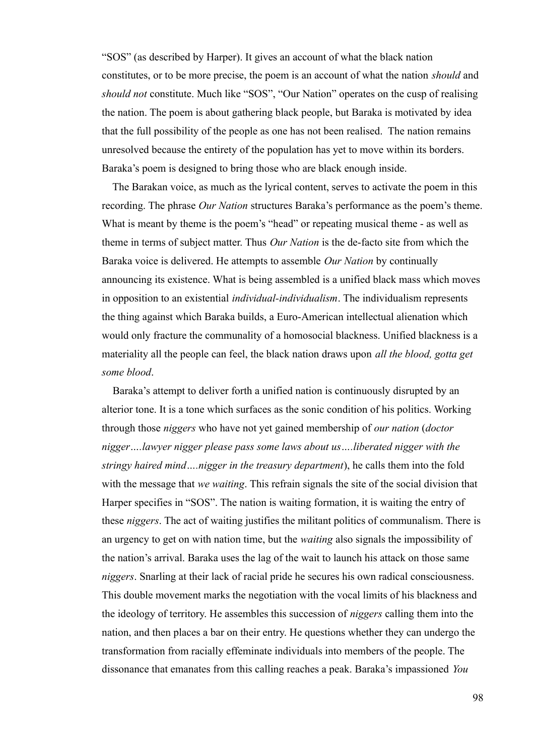"SOS" (as described by Harper). It gives an account of what the black nation constitutes, or to be more precise, the poem is an account of what the nation *should* and *should not* constitute. Much like "SOS", "Our Nation" operates on the cusp of realising the nation. The poem is about gathering black people, but Baraka is motivated by idea that the full possibility of the people as one has not been realised. The nation remains unresolved because the entirety of the population has yet to move within its borders. Baraka's poem is designed to bring those who are black enough inside.

The Barakan voice, as much as the lyrical content, serves to activate the poem in this recording. The phrase *Our Nation* structures Baraka's performance as the poem's theme. What is meant by theme is the poem's "head" or repeating musical theme - as well as theme in terms of subject matter. Thus *Our Nation* is the de-facto site from which the Baraka voice is delivered. He attempts to assemble *Our Nation* by continually announcing its existence. What is being assembled is a unified black mass which moves in opposition to an existential *individual-individualism*. The individualism represents the thing against which Baraka builds, a Euro-American intellectual alienation which would only fracture the communality of a homosocial blackness. Unified blackness is a materiality all the people can feel, the black nation draws upon *all the blood, gotta get some blood*.

Baraka's attempt to deliver forth a unified nation is continuously disrupted by an alterior tone. It is a tone which surfaces as the sonic condition of his politics. Working through those *niggers* who have not yet gained membership of *our nation* (*doctor nigger….lawyer nigger please pass some laws about us….liberated nigger with the stringy haired mind….nigger in the treasury department*), he calls them into the fold with the message that *we waiting*. This refrain signals the site of the social division that Harper specifies in "SOS". The nation is waiting formation, it is waiting the entry of these *niggers*. The act of waiting justifies the militant politics of communalism. There is an urgency to get on with nation time, but the *waiting* also signals the impossibility of the nation's arrival. Baraka uses the lag of the wait to launch his attack on those same *niggers*. Snarling at their lack of racial pride he secures his own radical consciousness. This double movement marks the negotiation with the vocal limits of his blackness and the ideology of territory. He assembles this succession of *niggers* calling them into the nation, and then places a bar on their entry. He questions whether they can undergo the transformation from racially effeminate individuals into members of the people. The dissonance that emanates from this calling reaches a peak. Baraka's impassioned *You*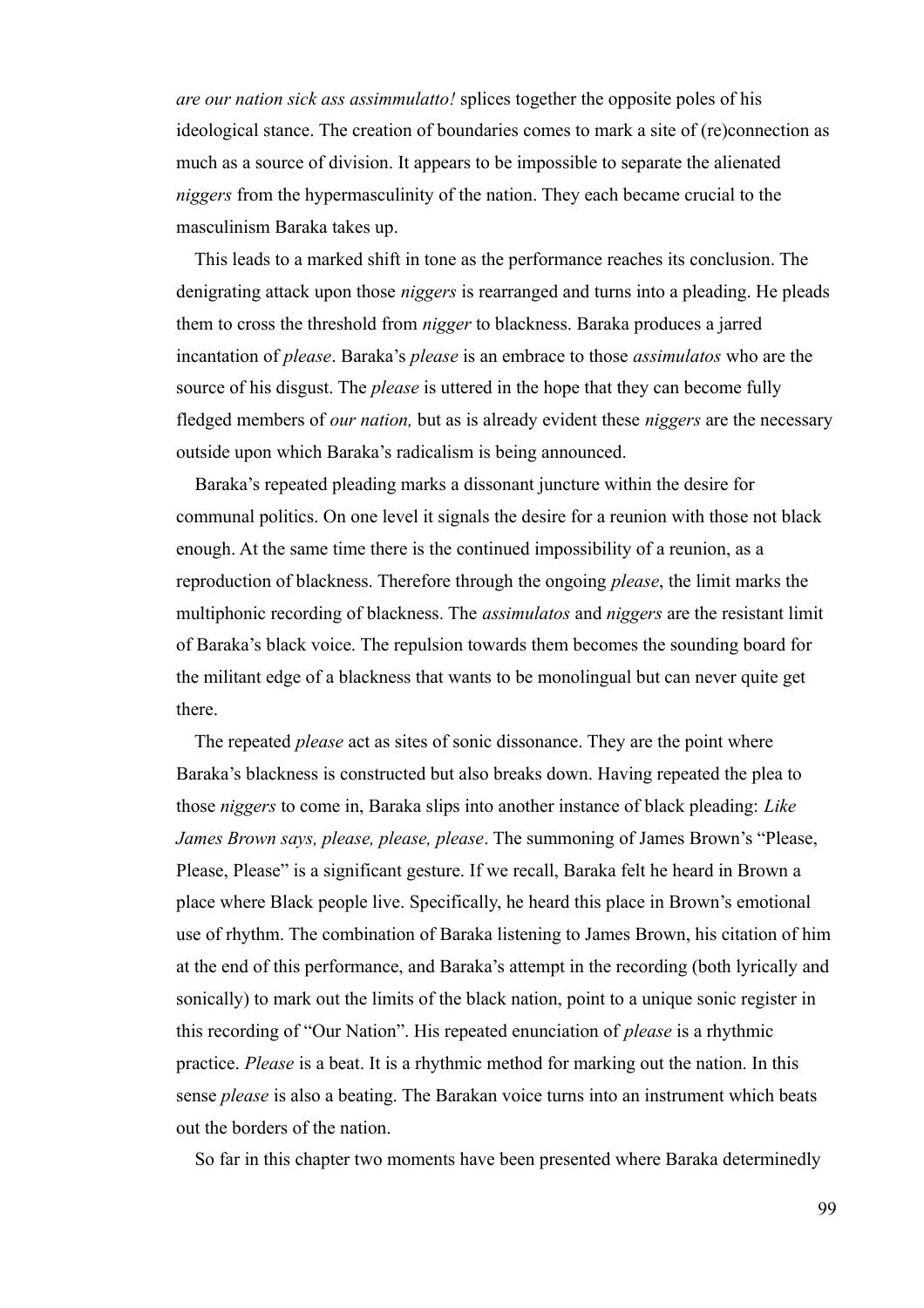*are our nation sick ass assimmulatto!* splices together the opposite poles of his ideological stance. The creation of boundaries comes to mark a site of (re)connection as much as a source of division. It appears to be impossible to separate the alienated *niggers* from the hypermasculinity of the nation. They each became crucial to the masculinism Baraka takes up.

This leads to a marked shift in tone as the performance reaches its conclusion. The denigrating attack upon those *niggers* is rearranged and turns into a pleading. He pleads them to cross the threshold from *nigger* to blackness. Baraka produces a jarred incantation of *please*. Baraka's *please* is an embrace to those *assimulatos* who are the source of his disgust. The *please* is uttered in the hope that they can become fully fledged members of *our nation,* but as is already evident these *niggers* are the necessary outside upon which Baraka's radicalism is being announced.

Baraka's repeated pleading marks a dissonant juncture within the desire for communal politics. On one level it signals the desire for a reunion with those not black enough. At the same time there is the continued impossibility of a reunion, as a reproduction of blackness. Therefore through the ongoing *please*, the limit marks the multiphonic recording of blackness. The *assimulatos* and *niggers* are the resistant limit of Baraka's black voice. The repulsion towards them becomes the sounding board for the militant edge of a blackness that wants to be monolingual but can never quite get there.

The repeated *please* act as sites of sonic dissonance. They are the point where Baraka's blackness is constructed but also breaks down. Having repeated the plea to those *niggers* to come in, Baraka slips into another instance of black pleading: *Like James Brown says, please, please, please*. The summoning of James Brown's "Please, Please, Please" is a significant gesture. If we recall, Baraka felt he heard in Brown a place where Black people live. Specifically, he heard this place in Brown's emotional use of rhythm. The combination of Baraka listening to James Brown, his citation of him at the end of this performance, and Baraka's attempt in the recording (both lyrically and sonically) to mark out the limits of the black nation, point to a unique sonic register in this recording of "Our Nation". His repeated enunciation of *please* is a rhythmic practice. *Please* is a beat. It is a rhythmic method for marking out the nation. In this sense *please* is also a beating. The Barakan voice turns into an instrument which beats out the borders of the nation.

So far in this chapter two moments have been presented where Baraka determinedly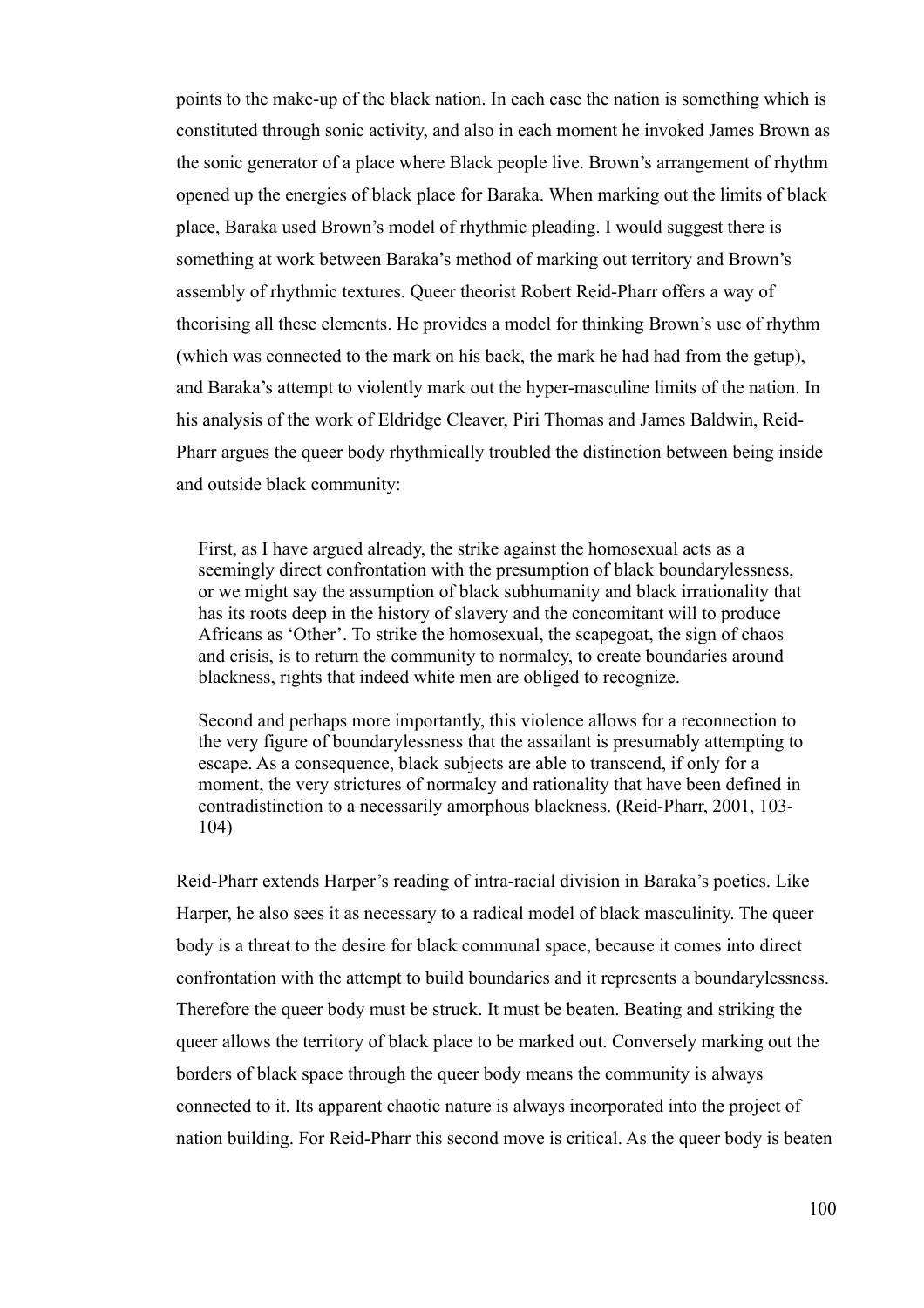points to the make-up of the black nation. In each case the nation is something which is constituted through sonic activity, and also in each moment he invoked James Brown as the sonic generator of a place where Black people live. Brown's arrangement of rhythm opened up the energies of black place for Baraka. When marking out the limits of black place, Baraka used Brown's model of rhythmic pleading. I would suggest there is something at work between Baraka's method of marking out territory and Brown's assembly of rhythmic textures. Queer theorist Robert Reid-Pharr offers a way of theorising all these elements. He provides a model for thinking Brown's use of rhythm (which was connected to the mark on his back, the mark he had had from the getup), and Baraka's attempt to violently mark out the hyper-masculine limits of the nation. In his analysis of the work of Eldridge Cleaver, Piri Thomas and James Baldwin, Reid-Pharr argues the queer body rhythmically troubled the distinction between being inside and outside black community:

> First, as I have argued already, the strike against the homosexual acts as a seemingly direct confrontation with the presumption of black boundarylessness, or we might say the assumption of black subhumanity and black irrationality that has its roots deep in the history of slavery and the concomitant will to produce Africans as 'Other'. To strike the homosexual, the scapegoat, the sign of chaos and crisis, is to return the community to normalcy, to create boundaries around blackness, rights that indeed white men are obliged to recognize.
>
> Second and perhaps more importantly, this violence allows for a reconnection to the very figure of boundarylessness that the assailant is presumably attempting to escape. As a consequence, black subjects are able to transcend, if only for a moment, the very strictures of normalcy and rationality that have been defined in contradistinction to a necessarily amorphous blackness. (Reid-Pharr, 2001, 103-104)

Reid-Pharr extends Harper's reading of intra-racial division in Baraka's poetics. Like Harper, he also sees it as necessary to a radical model of black masculinity. The queer body is a threat to the desire for black communal space, because it comes into direct confrontation with the attempt to build boundaries and it represents a boundarylessness. Therefore the queer body must be struck. It must be beaten. Beating and striking the queer allows the territory of black place to be marked out. Conversely marking out the borders of black space through the queer body means the community is always connected to it. Its apparent chaotic nature is always incorporated into the project of nation building. For Reid-Pharr this second move is critical. As the queer body is beaten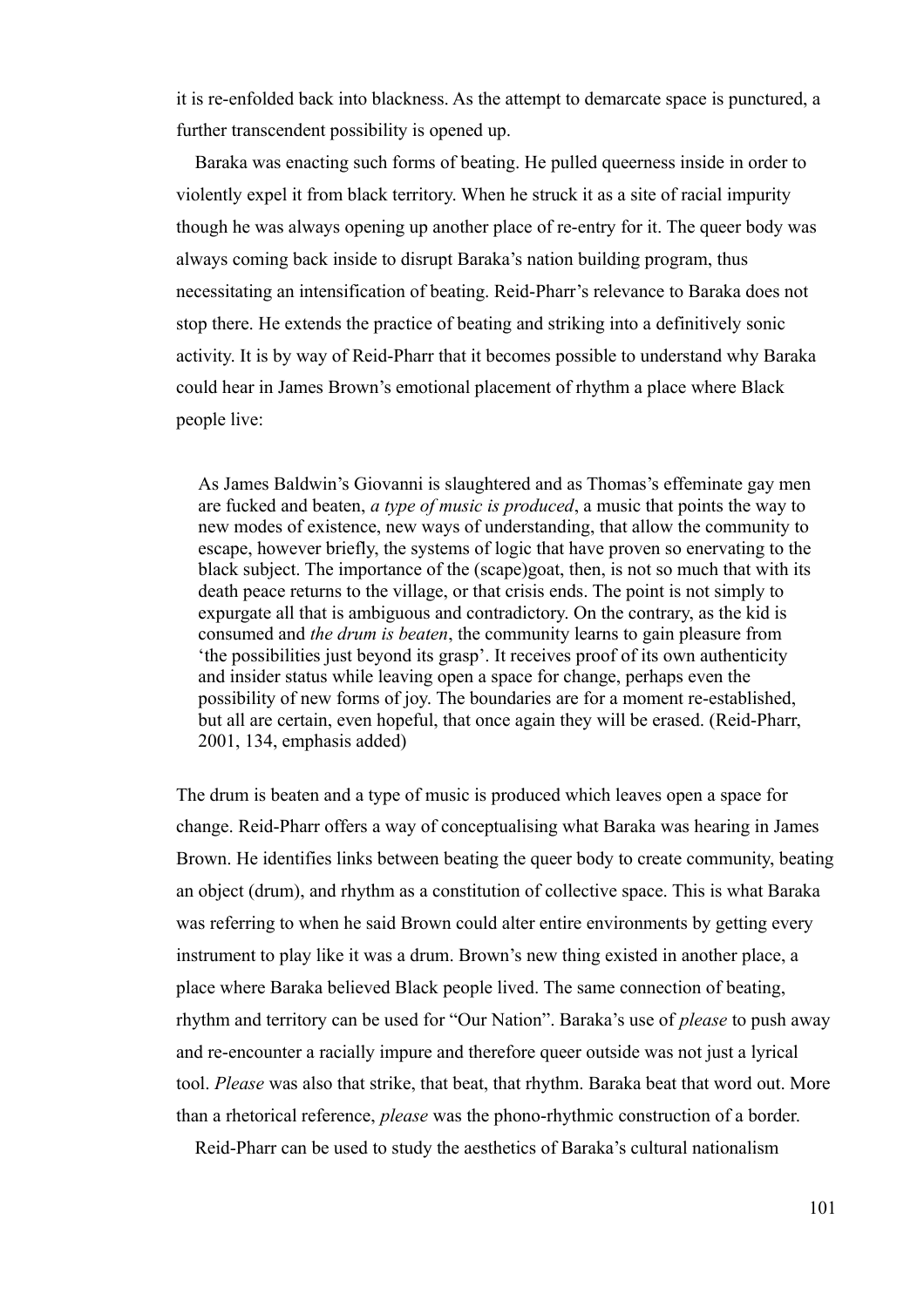it is re-enfolded back into blackness. As the attempt to demarcate space is punctured, a further transcendent possibility is opened up.

Baraka was enacting such forms of beating. He pulled queerness inside in order to violently expel it from black territory. When he struck it as a site of racial impurity though he was always opening up another place of re-entry for it. The queer body was always coming back inside to disrupt Baraka's nation building program, thus necessitating an intensification of beating. Reid-Pharr's relevance to Baraka does not stop there. He extends the practice of beating and striking into a definitively sonic activity. It is by way of Reid-Pharr that it becomes possible to understand why Baraka could hear in James Brown's emotional placement of rhythm a place where Black people live:

> As James Baldwin's Giovanni is slaughtered and as Thomas's effeminate gay men are fucked and beaten, *a type of music is produced*, a music that points the way to new modes of existence, new ways of understanding, that allow the community to escape, however briefly, the systems of logic that have proven so enervating to the black subject. The importance of the (scape)goat, then, is not so much that with its death peace returns to the village, or that crisis ends. The point is not simply to expurgate all that is ambiguous and contradictory. On the contrary, as the kid is consumed and *the drum is beaten*, the community learns to gain pleasure from 'the possibilities just beyond its grasp'. It receives proof of its own authenticity and insider status while leaving open a space for change, perhaps even the possibility of new forms of joy. The boundaries are for a moment re-established, but all are certain, even hopeful, that once again they will be erased. (Reid-Pharr, 2001, 134, emphasis added)

The drum is beaten and a type of music is produced which leaves open a space for change. Reid-Pharr offers a way of conceptualising what Baraka was hearing in James Brown. He identifies links between beating the queer body to create community, beating an object (drum), and rhythm as a constitution of collective space. This is what Baraka was referring to when he said Brown could alter entire environments by getting every instrument to play like it was a drum. Brown's new thing existed in another place, a place where Baraka believed Black people lived. The same connection of beating, rhythm and territory can be used for "Our Nation". Baraka's use of *please* to push away and re-encounter a racially impure and therefore queer outside was not just a lyrical tool. *Please* was also that strike, that beat, that rhythm. Baraka beat that word out. More than a rhetorical reference, *please* was the phono-rhythmic construction of a border.

Reid-Pharr can be used to study the aesthetics of Baraka's cultural nationalism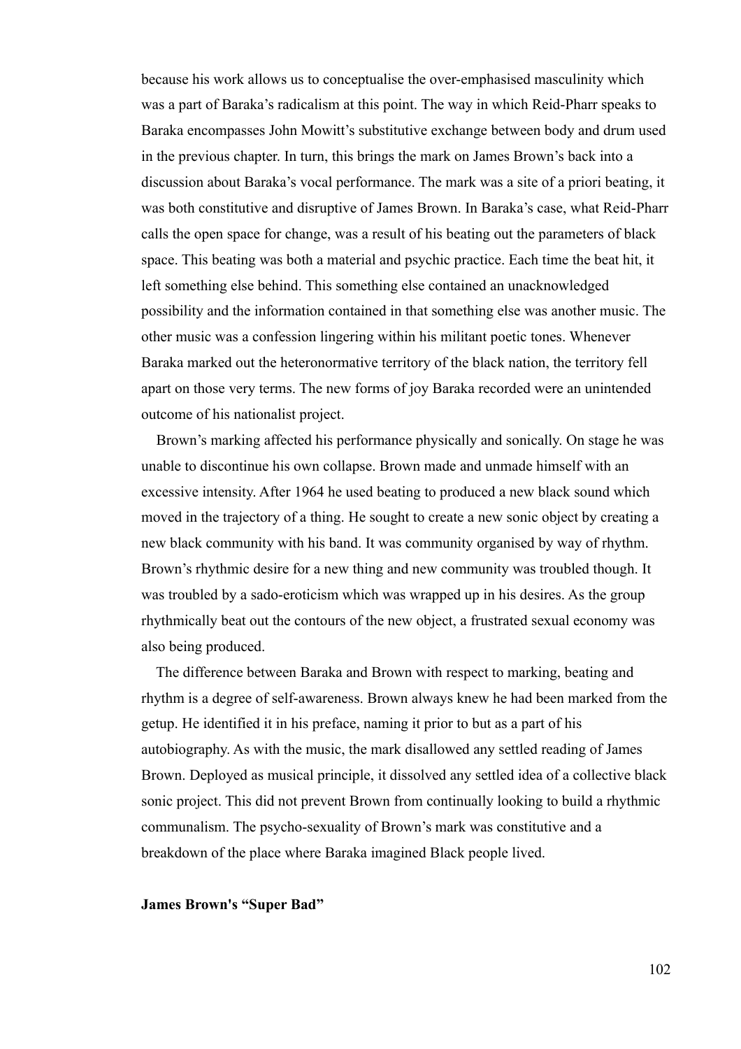because his work allows us to conceptualise the over-emphasised masculinity which was a part of Baraka's radicalism at this point. The way in which Reid-Pharr speaks to Baraka encompasses John Mowitt's substitutive exchange between body and drum used in the previous chapter. In turn, this brings the mark on James Brown's back into a discussion about Baraka's vocal performance. The mark was a site of a priori beating, it was both constitutive and disruptive of James Brown. In Baraka's case, what Reid-Pharr calls the open space for change, was a result of his beating out the parameters of black space. This beating was both a material and psychic practice. Each time the beat hit, it left something else behind. This something else contained an unacknowledged possibility and the information contained in that something else was another music. The other music was a confession lingering within his militant poetic tones. Whenever Baraka marked out the heteronormative territory of the black nation, the territory fell apart on those very terms. The new forms of joy Baraka recorded were an unintended outcome of his nationalist project.

Brown's marking affected his performance physically and sonically. On stage he was unable to discontinue his own collapse. Brown made and unmade himself with an excessive intensity. After 1964 he used beating to produced a new black sound which moved in the trajectory of a thing. He sought to create a new sonic object by creating a new black community with his band. It was community organised by way of rhythm. Brown's rhythmic desire for a new thing and new community was troubled though. It was troubled by a sado-eroticism which was wrapped up in his desires. As the group rhythmically beat out the contours of the new object, a frustrated sexual economy was also being produced.

The difference between Baraka and Brown with respect to marking, beating and rhythm is a degree of self-awareness. Brown always knew he had been marked from the getup. He identified it in his preface, naming it prior to but as a part of his autobiography. As with the music, the mark disallowed any settled reading of James Brown. Deployed as musical principle, it dissolved any settled idea of a collective black sonic project. This did not prevent Brown from continually looking to build a rhythmic communalism. The psycho-sexuality of Brown's mark was constitutive and a breakdown of the place where Baraka imagined Black people lived.

**James Brown's "Super Bad"**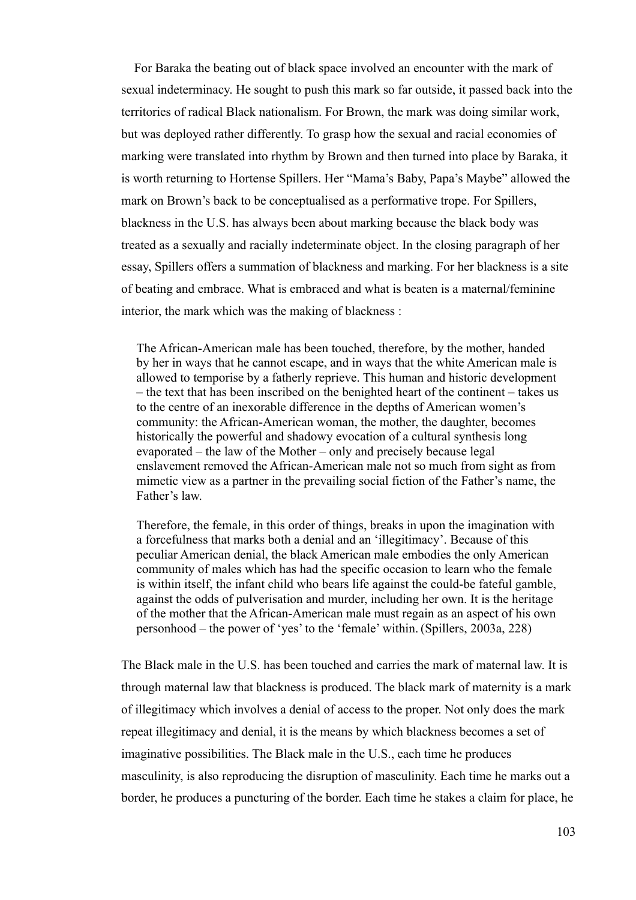For Baraka the beating out of black space involved an encounter with the mark of sexual indeterminacy. He sought to push this mark so far outside, it passed back into the territories of radical Black nationalism. For Brown, the mark was doing similar work, but was deployed rather differently. To grasp how the sexual and racial economies of marking were translated into rhythm by Brown and then turned into place by Baraka, it is worth returning to Hortense Spillers. Her "Mama's Baby, Papa's Maybe" allowed the mark on Brown's back to be conceptualised as a performative trope. For Spillers, blackness in the U.S. has always been about marking because the black body was treated as a sexually and racially indeterminate object. In the closing paragraph of her essay, Spillers offers a summation of blackness and marking. For her blackness is a site of beating and embrace. What is embraced and what is beaten is a maternal/feminine interior, the mark which was the making of blackness :

> The African-American male has been touched, therefore, by the mother, handed by her in ways that he cannot escape, and in ways that the white American male is allowed to temporise by a fatherly reprieve. This human and historic development – the text that has been inscribed on the benighted heart of the continent – takes us to the centre of an inexorable difference in the depths of American women's community: the African-American woman, the mother, the daughter, becomes historically the powerful and shadowy evocation of a cultural synthesis long evaporated – the law of the Mother – only and precisely because legal enslavement removed the African-American male not so much from sight as from mimetic view as a partner in the prevailing social fiction of the Father's name, the Father's law.
>
> Therefore, the female, in this order of things, breaks in upon the imagination with a forcefulness that marks both a denial and an 'illegitimacy'. Because of this peculiar American denial, the black American male embodies the only American community of males which has had the specific occasion to learn who the female is within itself, the infant child who bears life against the could-be fateful gamble, against the odds of pulverisation and murder, including her own. It is the heritage of the mother that the African-American male must regain as an aspect of his own personhood – the power of 'yes' to the 'female' within. (Spillers, 2003a, 228)

The Black male in the U.S. has been touched and carries the mark of maternal law. It is through maternal law that blackness is produced. The black mark of maternity is a mark of illegitimacy which involves a denial of access to the proper. Not only does the mark repeat illegitimacy and denial, it is the means by which blackness becomes a set of imaginative possibilities. The Black male in the U.S., each time he produces masculinity, is also reproducing the disruption of masculinity. Each time he marks out a border, he produces a puncturing of the border. Each time he stakes a claim for place, he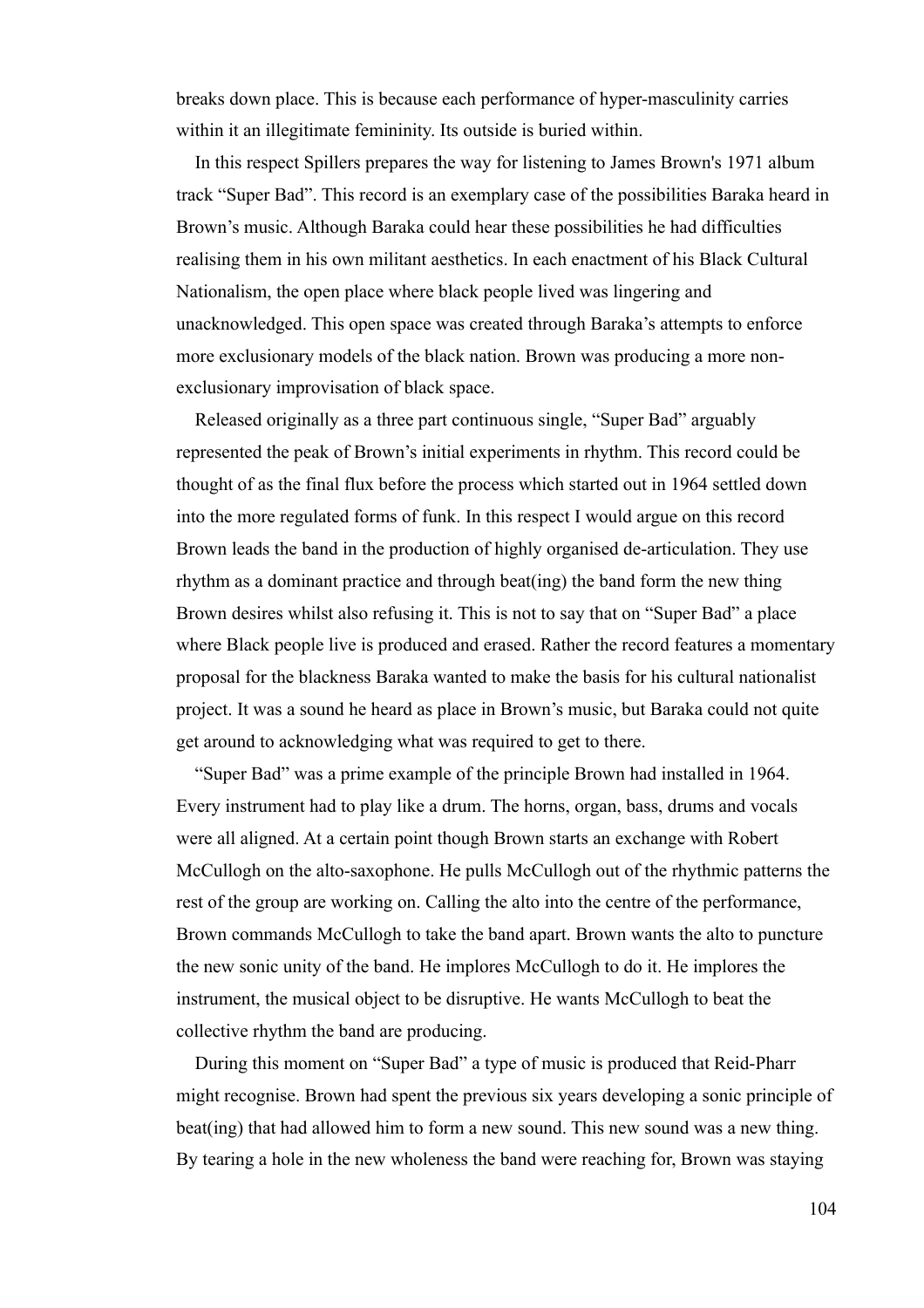breaks down place. This is because each performance of hyper-masculinity carries within it an illegitimate femininity. Its outside is buried within.

In this respect Spillers prepares the way for listening to James Brown's 1971 album track "Super Bad". This record is an exemplary case of the possibilities Baraka heard in Brown's music. Although Baraka could hear these possibilities he had difficulties realising them in his own militant aesthetics. In each enactment of his Black Cultural Nationalism, the open place where black people lived was lingering and unacknowledged. This open space was created through Baraka's attempts to enforce more exclusionary models of the black nation. Brown was producing a more non-exclusionary improvisation of black space.

Released originally as a three part continuous single, "Super Bad" arguably represented the peak of Brown's initial experiments in rhythm. This record could be thought of as the final flux before the process which started out in 1964 settled down into the more regulated forms of funk. In this respect I would argue on this record Brown leads the band in the production of highly organised de-articulation. They use rhythm as a dominant practice and through beat(ing) the band form the new thing Brown desires whilst also refusing it. This is not to say that on "Super Bad" a place where Black people live is produced and erased. Rather the record features a momentary proposal for the blackness Baraka wanted to make the basis for his cultural nationalist project. It was a sound he heard as place in Brown's music, but Baraka could not quite get around to acknowledging what was required to get to there.

"Super Bad" was a prime example of the principle Brown had installed in 1964. Every instrument had to play like a drum. The horns, organ, bass, drums and vocals were all aligned. At a certain point though Brown starts an exchange with Robert McCullogh on the alto-saxophone. He pulls McCullogh out of the rhythmic patterns the rest of the group are working on. Calling the alto into the centre of the performance, Brown commands McCullogh to take the band apart. Brown wants the alto to puncture the new sonic unity of the band. He implores McCullogh to do it. He implores the instrument, the musical object to be disruptive. He wants McCullogh to beat the collective rhythm the band are producing.

During this moment on "Super Bad" a type of music is produced that Reid-Pharr might recognise. Brown had spent the previous six years developing a sonic principle of beat(ing) that had allowed him to form a new sound. This new sound was a new thing. By tearing a hole in the new wholeness the band were reaching for, Brown was staying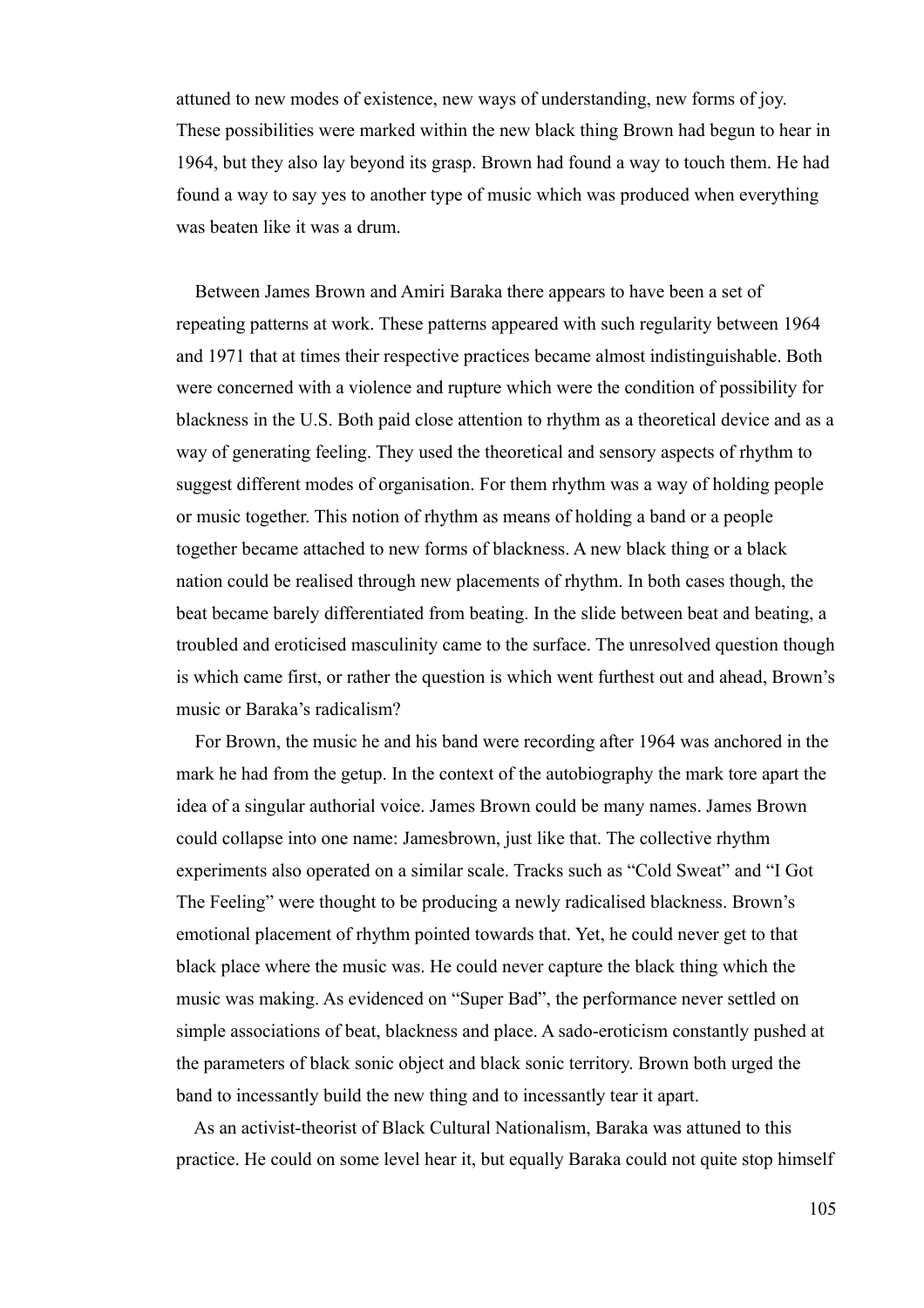attuned to new modes of existence, new ways of understanding, new forms of joy. These possibilities were marked within the new black thing Brown had begun to hear in 1964, but they also lay beyond its grasp. Brown had found a way to touch them. He had found a way to say yes to another type of music which was produced when everything was beaten like it was a drum.

Between James Brown and Amiri Baraka there appears to have been a set of repeating patterns at work. These patterns appeared with such regularity between 1964 and 1971 that at times their respective practices became almost indistinguishable. Both were concerned with a violence and rupture which were the condition of possibility for blackness in the U.S. Both paid close attention to rhythm as a theoretical device and as a way of generating feeling. They used the theoretical and sensory aspects of rhythm to suggest different modes of organisation. For them rhythm was a way of holding people or music together. This notion of rhythm as means of holding a band or a people together became attached to new forms of blackness. A new black thing or a black nation could be realised through new placements of rhythm. In both cases though, the beat became barely differentiated from beating. In the slide between beat and beating, a troubled and eroticised masculinity came to the surface. The unresolved question though is which came first, or rather the question is which went furthest out and ahead, Brown's music or Baraka's radicalism?

For Brown, the music he and his band were recording after 1964 was anchored in the mark he had from the getup. In the context of the autobiography the mark tore apart the idea of a singular authorial voice. James Brown could be many names. James Brown could collapse into one name: Jamesbrown, just like that. The collective rhythm experiments also operated on a similar scale. Tracks such as "Cold Sweat" and "I Got The Feeling" were thought to be producing a newly radicalised blackness. Brown's emotional placement of rhythm pointed towards that. Yet, he could never get to that black place where the music was. He could never capture the black thing which the music was making. As evidenced on "Super Bad", the performance never settled on simple associations of beat, blackness and place. A sado-eroticism constantly pushed at the parameters of black sonic object and black sonic territory. Brown both urged the band to incessantly build the new thing and to incessantly tear it apart.

As an activist-theorist of Black Cultural Nationalism, Baraka was attuned to this practice. He could on some level hear it, but equally Baraka could not quite stop himself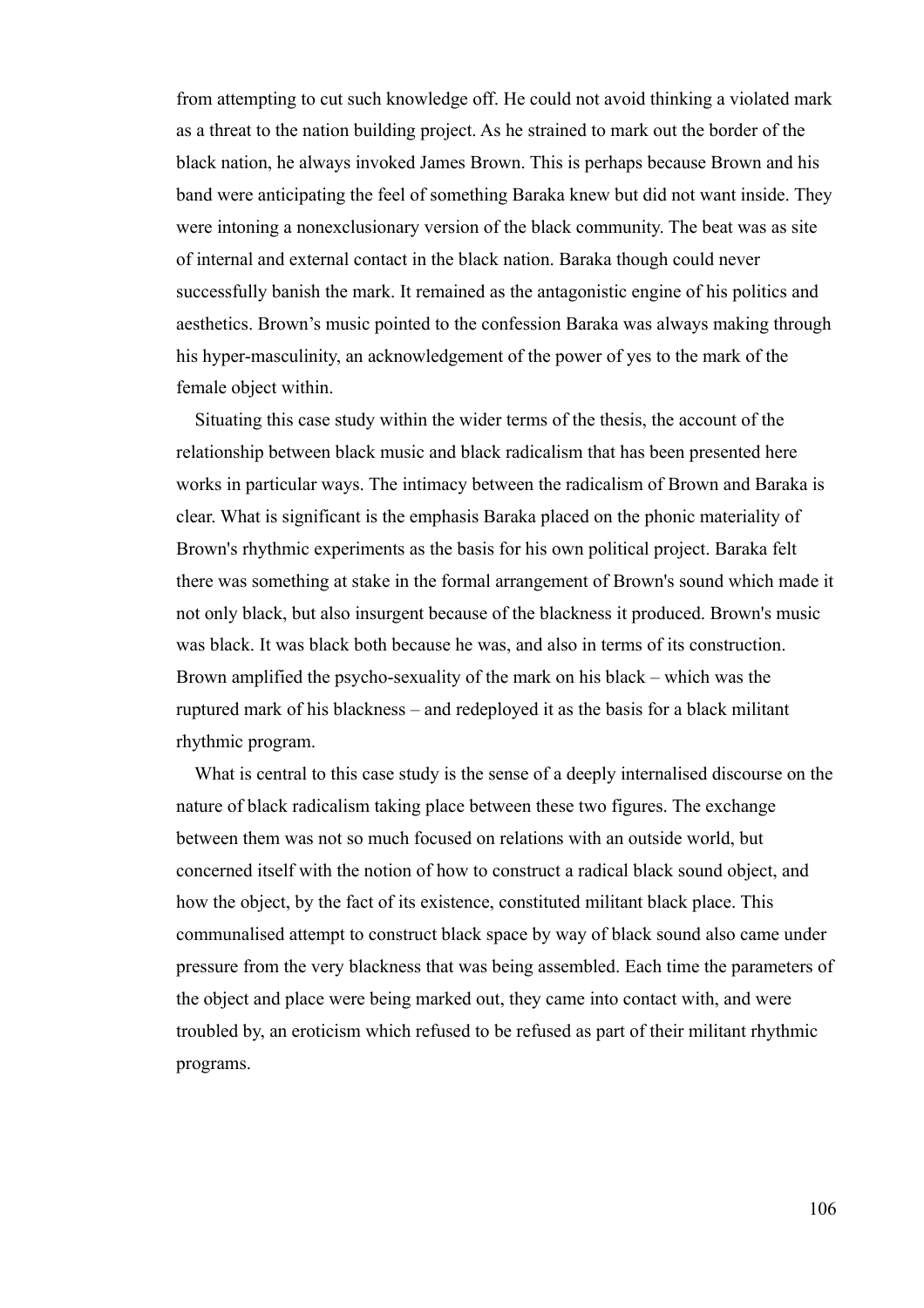from attempting to cut such knowledge off. He could not avoid thinking a violated mark as a threat to the nation building project. As he strained to mark out the border of the black nation, he always invoked James Brown. This is perhaps because Brown and his band were anticipating the feel of something Baraka knew but did not want inside. They were intoning a nonexclusionary version of the black community. The beat was as site of internal and external contact in the black nation. Baraka though could never successfully banish the mark. It remained as the antagonistic engine of his politics and aesthetics. Brown's music pointed to the confession Baraka was always making through his hyper-masculinity, an acknowledgement of the power of yes to the mark of the female object within.

Situating this case study within the wider terms of the thesis, the account of the relationship between black music and black radicalism that has been presented here works in particular ways. The intimacy between the radicalism of Brown and Baraka is clear. What is significant is the emphasis Baraka placed on the phonic materiality of Brown's rhythmic experiments as the basis for his own political project. Baraka felt there was something at stake in the formal arrangement of Brown's sound which made it not only black, but also insurgent because of the blackness it produced. Brown's music was black. It was black both because he was, and also in terms of its construction. Brown amplified the psycho-sexuality of the mark on his black – which was the ruptured mark of his blackness – and redeployed it as the basis for a black militant rhythmic program.

What is central to this case study is the sense of a deeply internalised discourse on the nature of black radicalism taking place between these two figures. The exchange between them was not so much focused on relations with an outside world, but concerned itself with the notion of how to construct a radical black sound object, and how the object, by the fact of its existence, constituted militant black place. This communalised attempt to construct black space by way of black sound also came under pressure from the very blackness that was being assembled. Each time the parameters of the object and place were being marked out, they came into contact with, and were troubled by, an eroticism which refused to be refused as part of their militant rhythmic programs.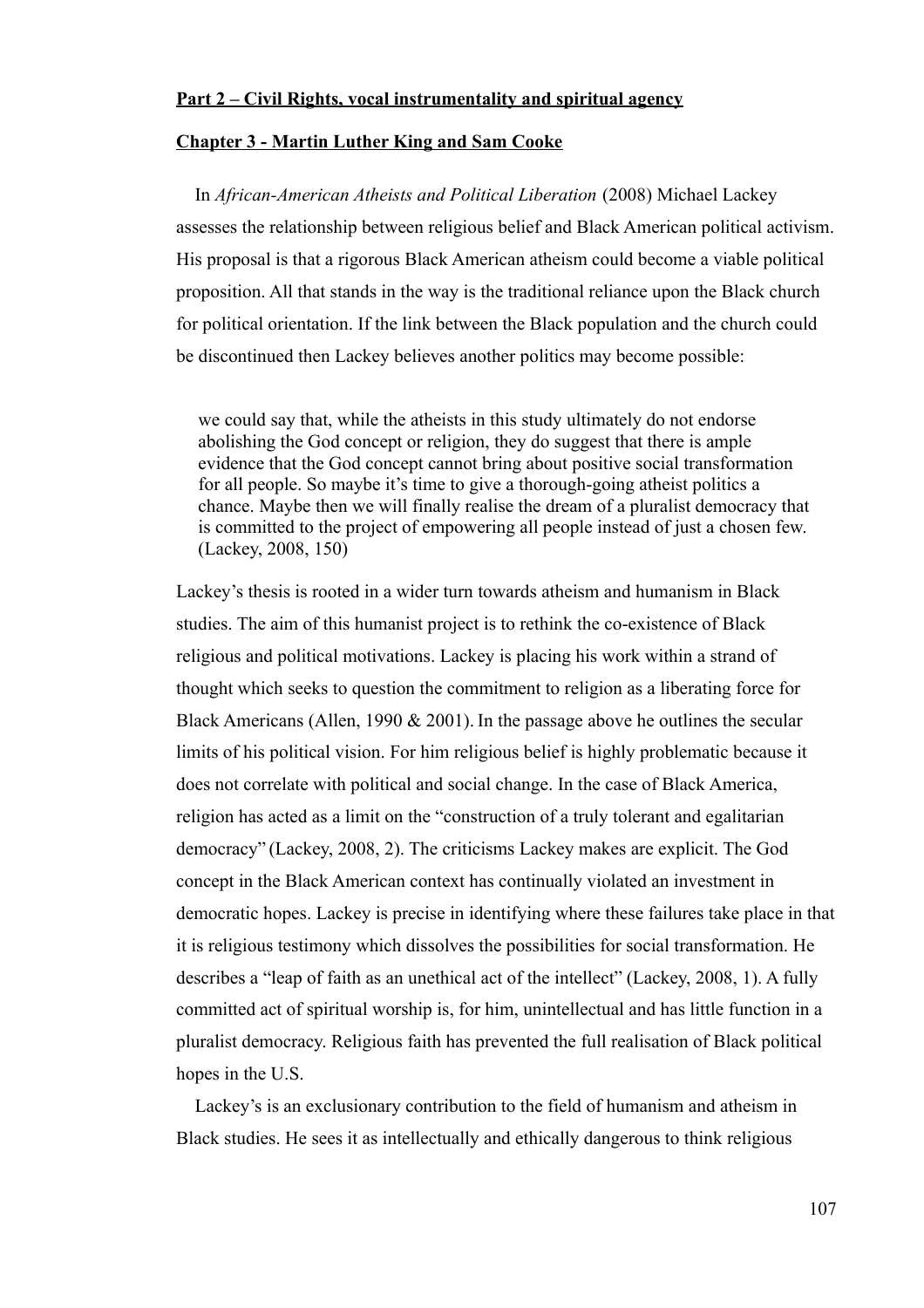## Part 2 – Civil Rights, vocal instrumentality and spiritual agency

### Chapter 3 - Martin Luther King and Sam Cooke

In *African-American Atheists and Political Liberation* (2008) Michael Lackey assesses the relationship between religious belief and Black American political activism. His proposal is that a rigorous Black American atheism could become a viable political proposition. All that stands in the way is the traditional reliance upon the Black church for political orientation. If the link between the Black population and the church could be discontinued then Lackey believes another politics may become possible:

> we could say that, while the atheists in this study ultimately do not endorse abolishing the God concept or religion, they do suggest that there is ample evidence that the God concept cannot bring about positive social transformation for all people. So maybe it's time to give a thorough-going atheist politics a chance. Maybe then we will finally realise the dream of a pluralist democracy that is committed to the project of empowering all people instead of just a chosen few. (Lackey, 2008, 150)

Lackey's thesis is rooted in a wider turn towards atheism and humanism in Black studies. The aim of this humanist project is to rethink the co-existence of Black religious and political motivations. Lackey is placing his work within a strand of thought which seeks to question the commitment to religion as a liberating force for Black Americans (Allen, 1990 & 2001). In the passage above he outlines the secular limits of his political vision. For him religious belief is highly problematic because it does not correlate with political and social change. In the case of Black America, religion has acted as a limit on the "construction of a truly tolerant and egalitarian democracy" (Lackey, 2008, 2). The criticisms Lackey makes are explicit. The God concept in the Black American context has continually violated an investment in democratic hopes. Lackey is precise in identifying where these failures take place in that it is religious testimony which dissolves the possibilities for social transformation. He describes a "leap of faith as an unethical act of the intellect" (Lackey, 2008, 1). A fully committed act of spiritual worship is, for him, unintellectual and has little function in a pluralist democracy. Religious faith has prevented the full realisation of Black political hopes in the U.S.

Lackey's is an exclusionary contribution to the field of humanism and atheism in Black studies. He sees it as intellectually and ethically dangerous to think religious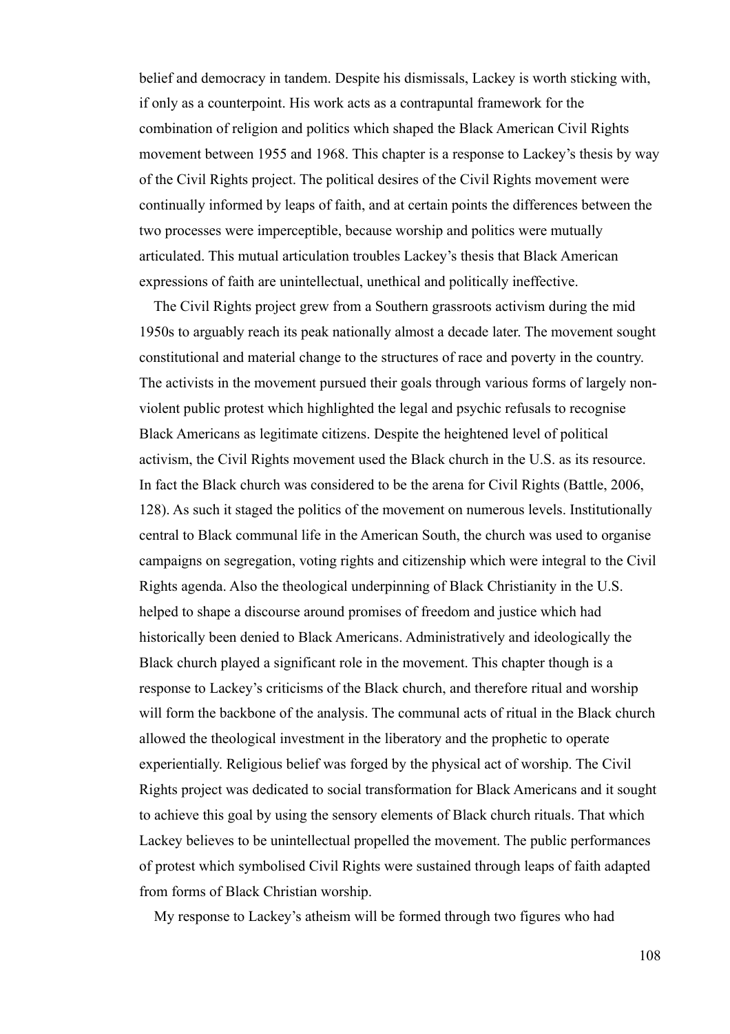belief and democracy in tandem. Despite his dismissals, Lackey is worth sticking with, if only as a counterpoint. His work acts as a contrapuntal framework for the combination of religion and politics which shaped the Black American Civil Rights movement between 1955 and 1968. This chapter is a response to Lackey's thesis by way of the Civil Rights project. The political desires of the Civil Rights movement were continually informed by leaps of faith, and at certain points the differences between the two processes were imperceptible, because worship and politics were mutually articulated. This mutual articulation troubles Lackey's thesis that Black American expressions of faith are unintellectual, unethical and politically ineffective.

The Civil Rights project grew from a Southern grassroots activism during the mid 1950s to arguably reach its peak nationally almost a decade later. The movement sought constitutional and material change to the structures of race and poverty in the country. The activists in the movement pursued their goals through various forms of largely non-violent public protest which highlighted the legal and psychic refusals to recognise Black Americans as legitimate citizens. Despite the heightened level of political activism, the Civil Rights movement used the Black church in the U.S. as its resource. In fact the Black church was considered to be the arena for Civil Rights (Battle, 2006, 128). As such it staged the politics of the movement on numerous levels. Institutionally central to Black communal life in the American South, the church was used to organise campaigns on segregation, voting rights and citizenship which were integral to the Civil Rights agenda. Also the theological underpinning of Black Christianity in the U.S. helped to shape a discourse around promises of freedom and justice which had historically been denied to Black Americans. Administratively and ideologically the Black church played a significant role in the movement. This chapter though is a response to Lackey's criticisms of the Black church, and therefore ritual and worship will form the backbone of the analysis. The communal acts of ritual in the Black church allowed the theological investment in the liberatory and the prophetic to operate experientially. Religious belief was forged by the physical act of worship. The Civil Rights project was dedicated to social transformation for Black Americans and it sought to achieve this goal by using the sensory elements of Black church rituals. That which Lackey believes to be unintellectual propelled the movement. The public performances of protest which symbolised Civil Rights were sustained through leaps of faith adapted from forms of Black Christian worship.

My response to Lackey's atheism will be formed through two figures who had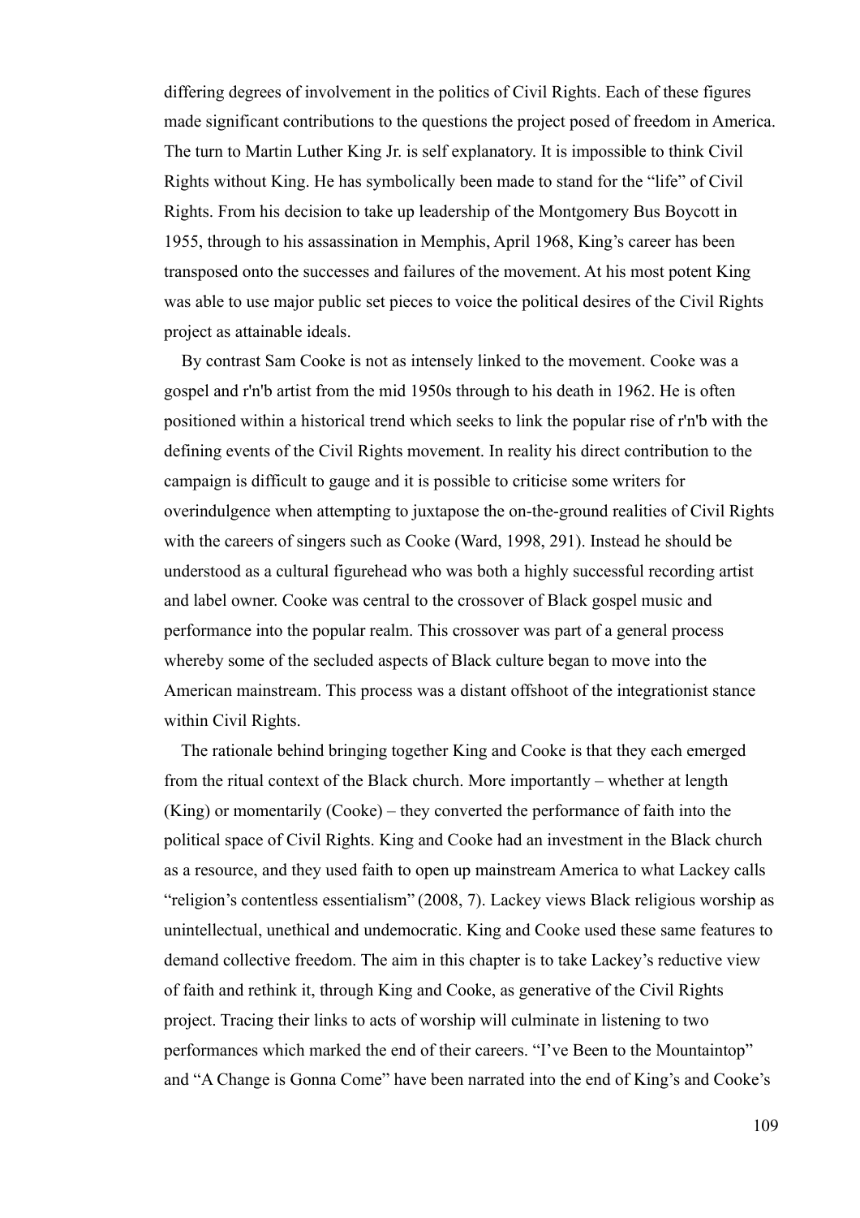differing degrees of involvement in the politics of Civil Rights. Each of these figures made significant contributions to the questions the project posed of freedom in America. The turn to Martin Luther King Jr. is self explanatory. It is impossible to think Civil Rights without King. He has symbolically been made to stand for the "life" of Civil Rights. From his decision to take up leadership of the Montgomery Bus Boycott in 1955, through to his assassination in Memphis, April 1968, King's career has been transposed onto the successes and failures of the movement. At his most potent King was able to use major public set pieces to voice the political desires of the Civil Rights project as attainable ideals.

By contrast Sam Cooke is not as intensely linked to the movement. Cooke was a gospel and r'n'b artist from the mid 1950s through to his death in 1962. He is often positioned within a historical trend which seeks to link the popular rise of r'n'b with the defining events of the Civil Rights movement. In reality his direct contribution to the campaign is difficult to gauge and it is possible to criticise some writers for overindulgence when attempting to juxtapose the on-the-ground realities of Civil Rights with the careers of singers such as Cooke (Ward, 1998, 291). Instead he should be understood as a cultural figurehead who was both a highly successful recording artist and label owner. Cooke was central to the crossover of Black gospel music and performance into the popular realm. This crossover was part of a general process whereby some of the secluded aspects of Black culture began to move into the American mainstream. This process was a distant offshoot of the integrationist stance within Civil Rights.

The rationale behind bringing together King and Cooke is that they each emerged from the ritual context of the Black church. More importantly – whether at length (King) or momentarily (Cooke) – they converted the performance of faith into the political space of Civil Rights. King and Cooke had an investment in the Black church as a resource, and they used faith to open up mainstream America to what Lackey calls "religion's contentless essentialism" (2008, 7). Lackey views Black religious worship as unintellectual, unethical and undemocratic. King and Cooke used these same features to demand collective freedom. The aim in this chapter is to take Lackey's reductive view of faith and rethink it, through King and Cooke, as generative of the Civil Rights project. Tracing their links to acts of worship will culminate in listening to two performances which marked the end of their careers. "I've Been to the Mountaintop" and "A Change is Gonna Come" have been narrated into the end of King's and Cooke's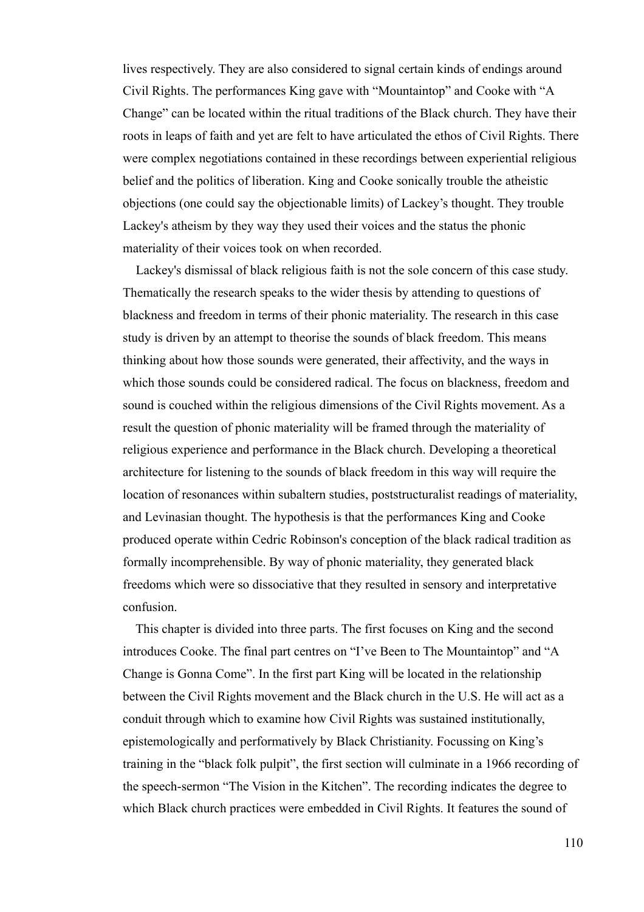lives respectively. They are also considered to signal certain kinds of endings around Civil Rights. The performances King gave with "Mountaintop" and Cooke with "A Change" can be located within the ritual traditions of the Black church. They have their roots in leaps of faith and yet are felt to have articulated the ethos of Civil Rights. There were complex negotiations contained in these recordings between experiential religious belief and the politics of liberation. King and Cooke sonically trouble the atheistic objections (one could say the objectionable limits) of Lackey's thought. They trouble Lackey's atheism by they way they used their voices and the status the phonic materiality of their voices took on when recorded.

Lackey's dismissal of black religious faith is not the sole concern of this case study. Thematically the research speaks to the wider thesis by attending to questions of blackness and freedom in terms of their phonic materiality. The research in this case study is driven by an attempt to theorise the sounds of black freedom. This means thinking about how those sounds were generated, their affectivity, and the ways in which those sounds could be considered radical. The focus on blackness, freedom and sound is couched within the religious dimensions of the Civil Rights movement. As a result the question of phonic materiality will be framed through the materiality of religious experience and performance in the Black church. Developing a theoretical architecture for listening to the sounds of black freedom in this way will require the location of resonances within subaltern studies, poststructuralist readings of materiality, and Levinasian thought. The hypothesis is that the performances King and Cooke produced operate within Cedric Robinson's conception of the black radical tradition as formally incomprehensible. By way of phonic materiality, they generated black freedoms which were so dissociative that they resulted in sensory and interpretative confusion.

This chapter is divided into three parts. The first focuses on King and the second introduces Cooke. The final part centres on "I've Been to The Mountaintop" and "A Change is Gonna Come". In the first part King will be located in the relationship between the Civil Rights movement and the Black church in the U.S. He will act as a conduit through which to examine how Civil Rights was sustained institutionally, epistemologically and performatively by Black Christianity. Focussing on King's training in the "black folk pulpit", the first section will culminate in a 1966 recording of the speech-sermon "The Vision in the Kitchen". The recording indicates the degree to which Black church practices were embedded in Civil Rights. It features the sound of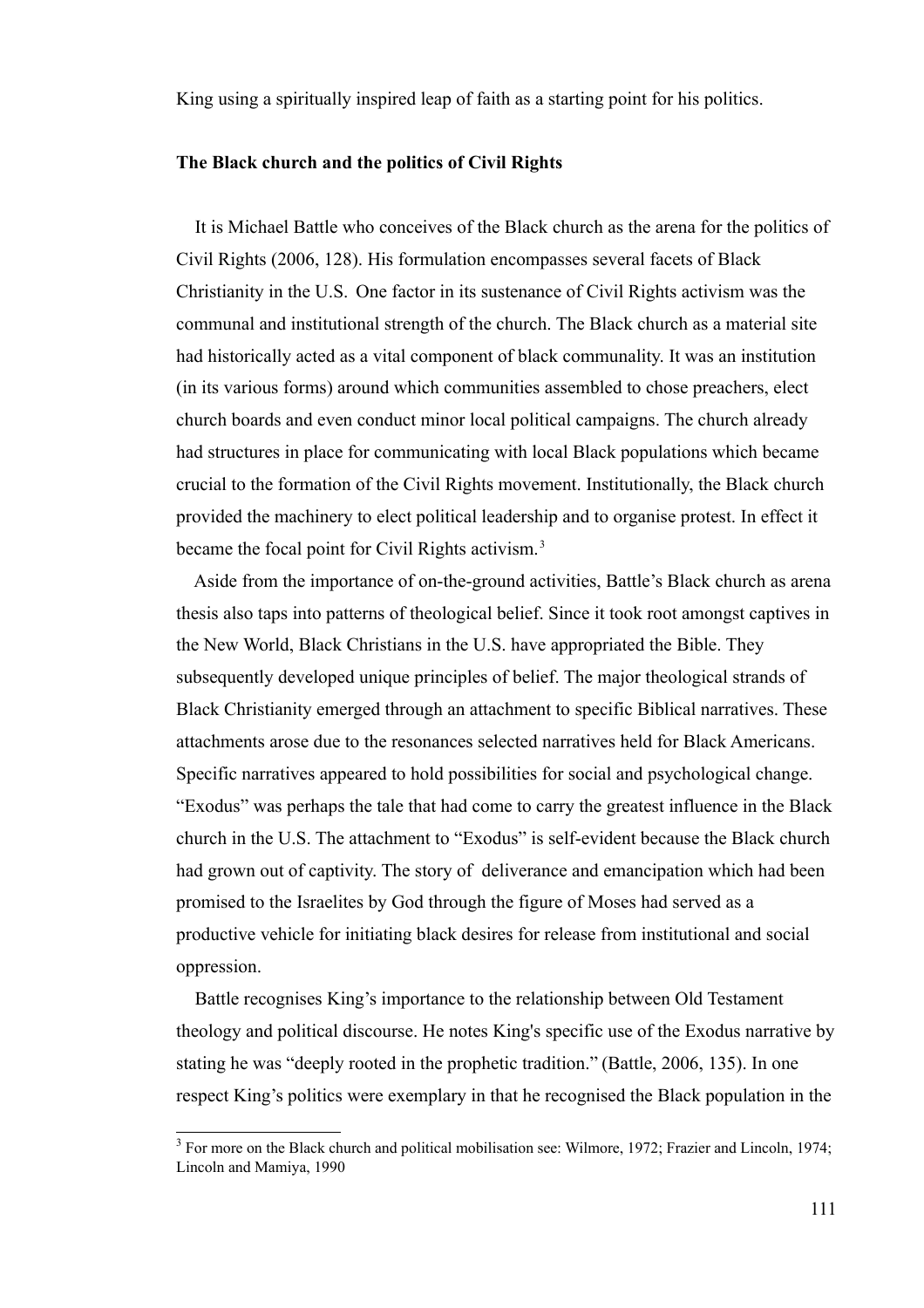King using a spiritually inspired leap of faith as a starting point for his politics.

**The Black church and the politics of Civil Rights**

It is Michael Battle who conceives of the Black church as the arena for the politics of Civil Rights (2006, 128). His formulation encompasses several facets of Black Christianity in the U.S. One factor in its sustenance of Civil Rights activism was the communal and institutional strength of the church. The Black church as a material site had historically acted as a vital component of black communality. It was an institution (in its various forms) around which communities assembled to chose preachers, elect church boards and even conduct minor local political campaigns. The church already had structures in place for communicating with local Black populations which became crucial to the formation of the Civil Rights movement. Institutionally, the Black church provided the machinery to elect political leadership and to organise protest. In effect it became the focal point for Civil Rights activism.[3]

Aside from the importance of on-the-ground activities, Battle's Black church as arena thesis also taps into patterns of theological belief. Since it took root amongst captives in the New World, Black Christians in the U.S. have appropriated the Bible. They subsequently developed unique principles of belief. The major theological strands of Black Christianity emerged through an attachment to specific Biblical narratives. These attachments arose due to the resonances selected narratives held for Black Americans. Specific narratives appeared to hold possibilities for social and psychological change. "Exodus" was perhaps the tale that had come to carry the greatest influence in the Black church in the U.S. The attachment to "Exodus" is self-evident because the Black church had grown out of captivity. The story of deliverance and emancipation which had been promised to the Israelites by God through the figure of Moses had served as a productive vehicle for initiating black desires for release from institutional and social oppression.

Battle recognises King's importance to the relationship between Old Testament theology and political discourse. He notes King's specific use of the Exodus narrative by stating he was "deeply rooted in the prophetic tradition." (Battle, 2006, 135). In one respect King's politics were exemplary in that he recognised the Black population in the

[3] For more on the Black church and political mobilisation see: Wilmore, 1972; Frazier and Lincoln, 1974; Lincoln and Mamiya, 1990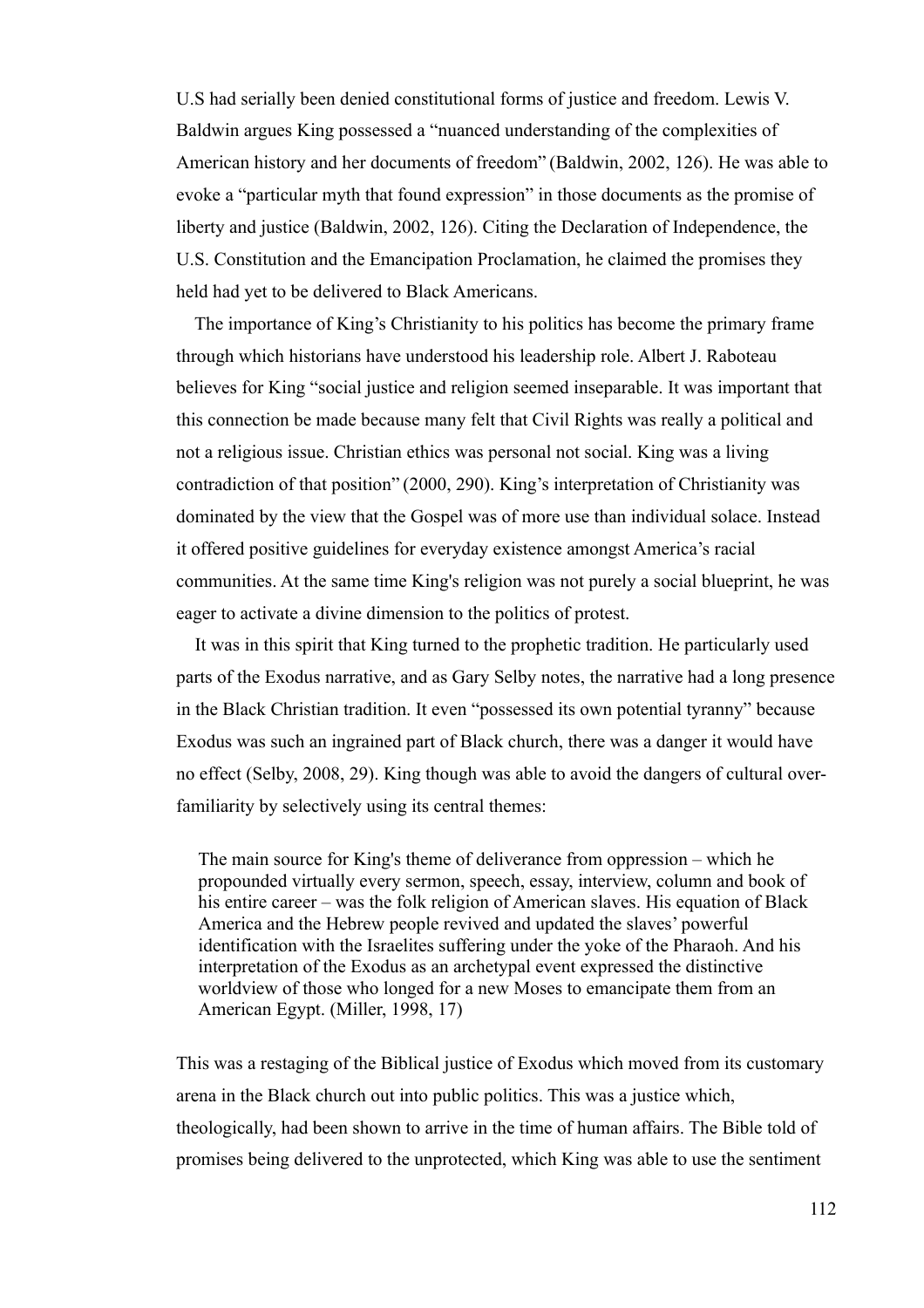U.S had serially been denied constitutional forms of justice and freedom. Lewis V. Baldwin argues King possessed a "nuanced understanding of the complexities of American history and her documents of freedom" (Baldwin, 2002, 126). He was able to evoke a "particular myth that found expression" in those documents as the promise of liberty and justice (Baldwin, 2002, 126). Citing the Declaration of Independence, the U.S. Constitution and the Emancipation Proclamation, he claimed the promises they held had yet to be delivered to Black Americans.

The importance of King's Christianity to his politics has become the primary frame through which historians have understood his leadership role. Albert J. Raboteau believes for King "social justice and religion seemed inseparable. It was important that this connection be made because many felt that Civil Rights was really a political and not a religious issue. Christian ethics was personal not social. King was a living contradiction of that position" (2000, 290). King's interpretation of Christianity was dominated by the view that the Gospel was of more use than individual solace. Instead it offered positive guidelines for everyday existence amongst America's racial communities. At the same time King's religion was not purely a social blueprint, he was eager to activate a divine dimension to the politics of protest.

It was in this spirit that King turned to the prophetic tradition. He particularly used parts of the Exodus narrative, and as Gary Selby notes, the narrative had a long presence in the Black Christian tradition. It even "possessed its own potential tyranny" because Exodus was such an ingrained part of Black church, there was a danger it would have no effect (Selby, 2008, 29). King though was able to avoid the dangers of cultural over-familiarity by selectively using its central themes:

> The main source for King's theme of deliverance from oppression – which he propounded virtually every sermon, speech, essay, interview, column and book of his entire career – was the folk religion of American slaves. His equation of Black America and the Hebrew people revived and updated the slaves' powerful identification with the Israelites suffering under the yoke of the Pharaoh. And his interpretation of the Exodus as an archetypal event expressed the distinctive worldview of those who longed for a new Moses to emancipate them from an American Egypt. (Miller, 1998, 17)

This was a restaging of the Biblical justice of Exodus which moved from its customary arena in the Black church out into public politics. This was a justice which, theologically, had been shown to arrive in the time of human affairs. The Bible told of promises being delivered to the unprotected, which King was able to use the sentiment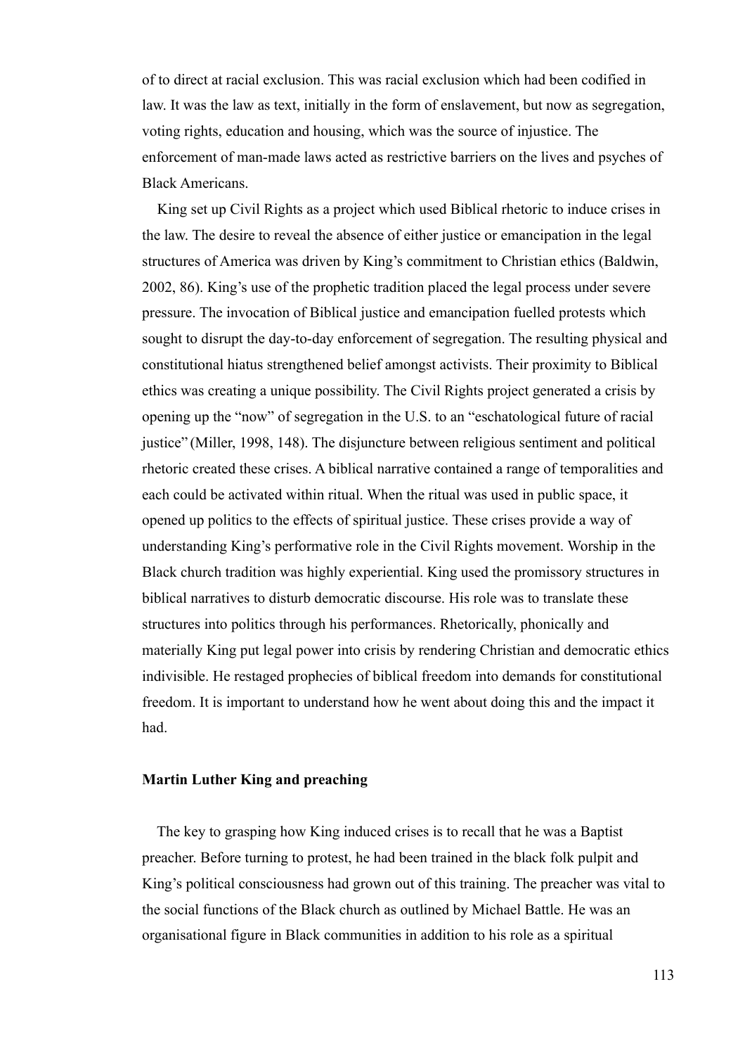of to direct at racial exclusion. This was racial exclusion which had been codified in law. It was the law as text, initially in the form of enslavement, but now as segregation, voting rights, education and housing, which was the source of injustice. The enforcement of man-made laws acted as restrictive barriers on the lives and psyches of Black Americans.

King set up Civil Rights as a project which used Biblical rhetoric to induce crises in the law. The desire to reveal the absence of either justice or emancipation in the legal structures of America was driven by King's commitment to Christian ethics (Baldwin, 2002, 86). King's use of the prophetic tradition placed the legal process under severe pressure. The invocation of Biblical justice and emancipation fuelled protests which sought to disrupt the day-to-day enforcement of segregation. The resulting physical and constitutional hiatus strengthened belief amongst activists. Their proximity to Biblical ethics was creating a unique possibility. The Civil Rights project generated a crisis by opening up the "now" of segregation in the U.S. to an "eschatological future of racial justice" (Miller, 1998, 148). The disjuncture between religious sentiment and political rhetoric created these crises. A biblical narrative contained a range of temporalities and each could be activated within ritual. When the ritual was used in public space, it opened up politics to the effects of spiritual justice. These crises provide a way of understanding King's performative role in the Civil Rights movement. Worship in the Black church tradition was highly experiential. King used the promissory structures in biblical narratives to disturb democratic discourse. His role was to translate these structures into politics through his performances. Rhetorically, phonically and materially King put legal power into crisis by rendering Christian and democratic ethics indivisible. He restaged prophecies of biblical freedom into demands for constitutional freedom. It is important to understand how he went about doing this and the impact it had.

**Martin Luther King and preaching**

The key to grasping how King induced crises is to recall that he was a Baptist preacher. Before turning to protest, he had been trained in the black folk pulpit and King's political consciousness had grown out of this training. The preacher was vital to the social functions of the Black church as outlined by Michael Battle. He was an organisational figure in Black communities in addition to his role as a spiritual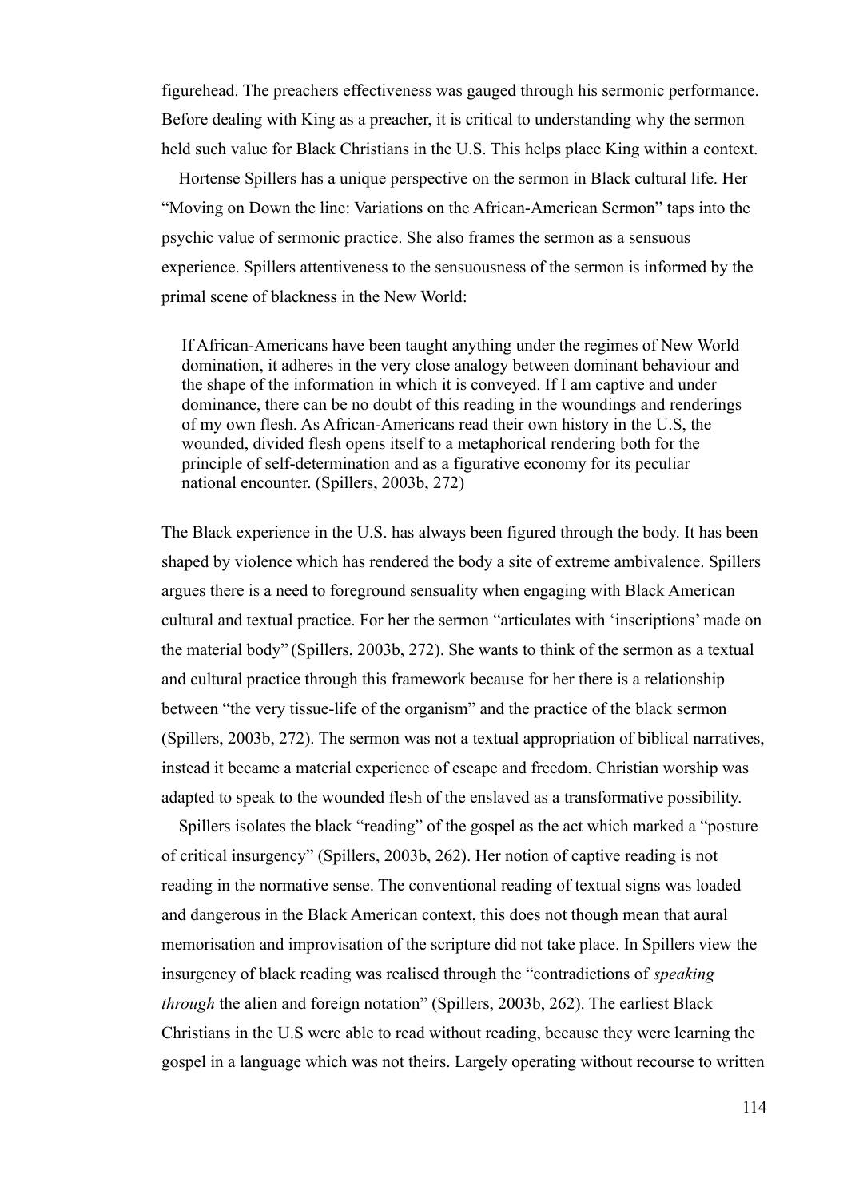figurehead. The preachers effectiveness was gauged through his sermonic performance. Before dealing with King as a preacher, it is critical to understanding why the sermon held such value for Black Christians in the U.S. This helps place King within a context.

Hortense Spillers has a unique perspective on the sermon in Black cultural life. Her "Moving on Down the line: Variations on the African-American Sermon" taps into the psychic value of sermonic practice. She also frames the sermon as a sensuous experience. Spillers attentiveness to the sensuousness of the sermon is informed by the primal scene of blackness in the New World:

> If African-Americans have been taught anything under the regimes of New World domination, it adheres in the very close analogy between dominant behaviour and the shape of the information in which it is conveyed. If I am captive and under dominance, there can be no doubt of this reading in the woundings and renderings of my own flesh. As African-Americans read their own history in the U.S, the wounded, divided flesh opens itself to a metaphorical rendering both for the principle of self-determination and as a figurative economy for its peculiar national encounter. (Spillers, 2003b, 272)

The Black experience in the U.S. has always been figured through the body. It has been shaped by violence which has rendered the body a site of extreme ambivalence. Spillers argues there is a need to foreground sensuality when engaging with Black American cultural and textual practice. For her the sermon "articulates with 'inscriptions' made on the material body" (Spillers, 2003b, 272). She wants to think of the sermon as a textual and cultural practice through this framework because for her there is a relationship between "the very tissue-life of the organism" and the practice of the black sermon (Spillers, 2003b, 272). The sermon was not a textual appropriation of biblical narratives, instead it became a material experience of escape and freedom. Christian worship was adapted to speak to the wounded flesh of the enslaved as a transformative possibility.

Spillers isolates the black "reading" of the gospel as the act which marked a "posture of critical insurgency" (Spillers, 2003b, 262). Her notion of captive reading is not reading in the normative sense. The conventional reading of textual signs was loaded and dangerous in the Black American context, this does not though mean that aural memorisation and improvisation of the scripture did not take place. In Spillers view the insurgency of black reading was realised through the "contradictions of *speaking through* the alien and foreign notation" (Spillers, 2003b, 262). The earliest Black Christians in the U.S were able to read without reading, because they were learning the gospel in a language which was not theirs. Largely operating without recourse to written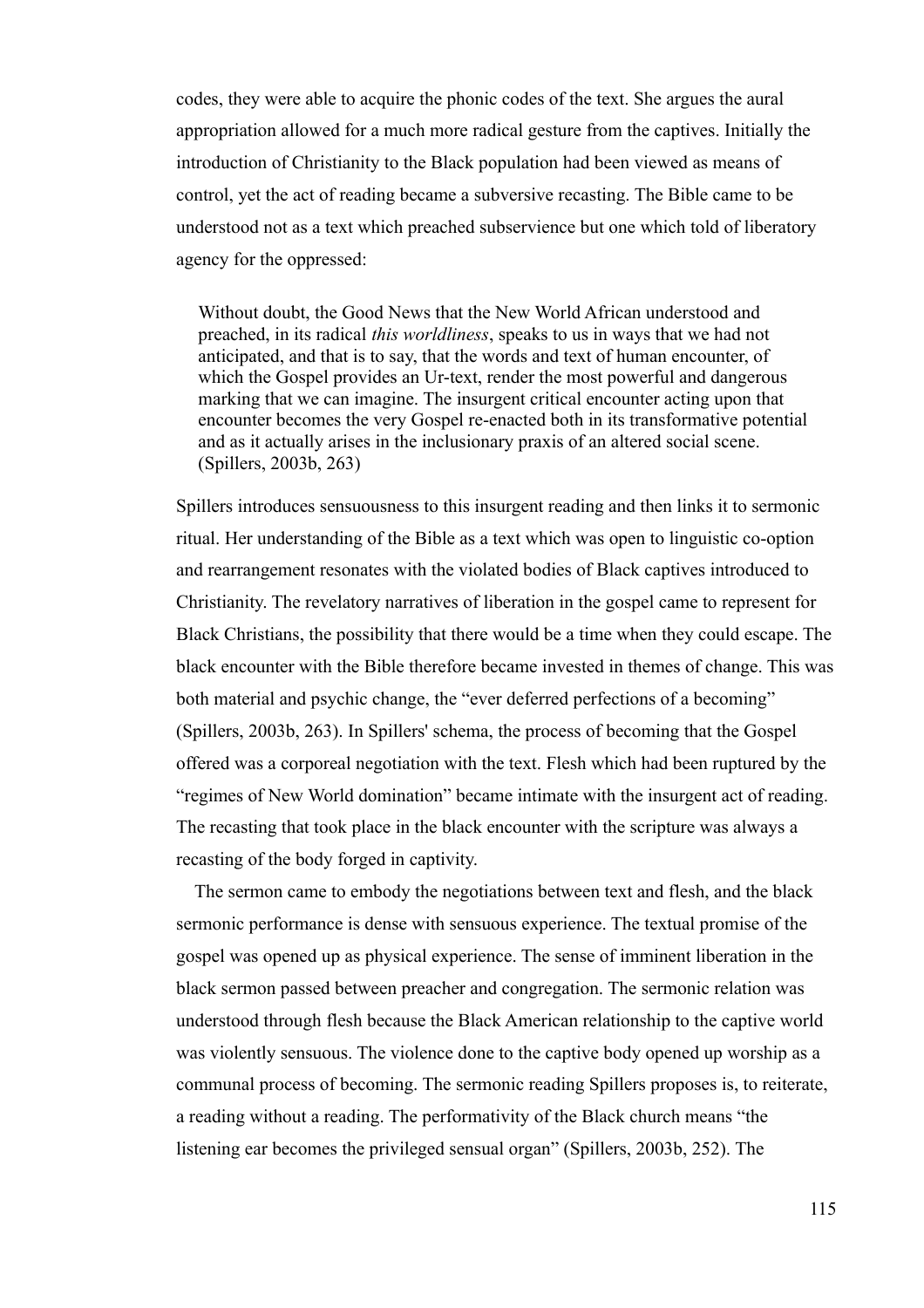codes, they were able to acquire the phonic codes of the text. She argues the aural appropriation allowed for a much more radical gesture from the captives. Initially the introduction of Christianity to the Black population had been viewed as means of control, yet the act of reading became a subversive recasting. The Bible came to be understood not as a text which preached subservience but one which told of liberatory agency for the oppressed:

> Without doubt, the Good News that the New World African understood and preached, in its radical *this worldliness*, speaks to us in ways that we had not anticipated, and that is to say, that the words and text of human encounter, of which the Gospel provides an Ur-text, render the most powerful and dangerous marking that we can imagine. The insurgent critical encounter acting upon that encounter becomes the very Gospel re-enacted both in its transformative potential and as it actually arises in the inclusionary praxis of an altered social scene. (Spillers, 2003b, 263)

Spillers introduces sensuousness to this insurgent reading and then links it to sermonic ritual. Her understanding of the Bible as a text which was open to linguistic co-option and rearrangement resonates with the violated bodies of Black captives introduced to Christianity. The revelatory narratives of liberation in the gospel came to represent for Black Christians, the possibility that there would be a time when they could escape. The black encounter with the Bible therefore became invested in themes of change. This was both material and psychic change, the "ever deferred perfections of a becoming" (Spillers, 2003b, 263). In Spillers' schema, the process of becoming that the Gospel offered was a corporeal negotiation with the text. Flesh which had been ruptured by the "regimes of New World domination" became intimate with the insurgent act of reading. The recasting that took place in the black encounter with the scripture was always a recasting of the body forged in captivity.

The sermon came to embody the negotiations between text and flesh, and the black sermonic performance is dense with sensuous experience. The textual promise of the gospel was opened up as physical experience. The sense of imminent liberation in the black sermon passed between preacher and congregation. The sermonic relation was understood through flesh because the Black American relationship to the captive world was violently sensuous. The violence done to the captive body opened up worship as a communal process of becoming. The sermonic reading Spillers proposes is, to reiterate, a reading without a reading. The performativity of the Black church means "the listening ear becomes the privileged sensual organ" (Spillers, 2003b, 252). The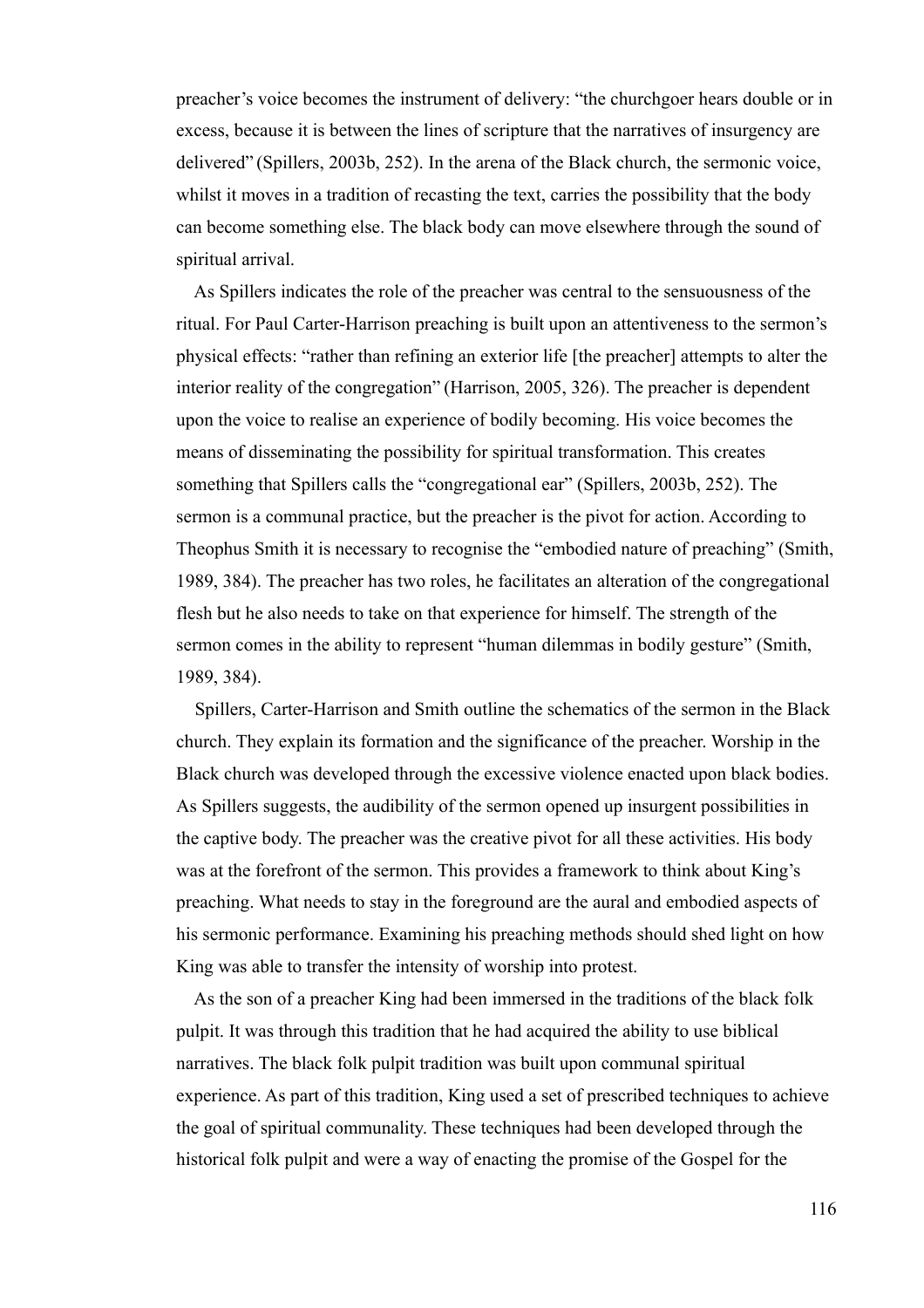preacher's voice becomes the instrument of delivery: "the churchgoer hears double or in excess, because it is between the lines of scripture that the narratives of insurgency are delivered" (Spillers, 2003b, 252). In the arena of the Black church, the sermonic voice, whilst it moves in a tradition of recasting the text, carries the possibility that the body can become something else. The black body can move elsewhere through the sound of spiritual arrival.

As Spillers indicates the role of the preacher was central to the sensuousness of the ritual. For Paul Carter-Harrison preaching is built upon an attentiveness to the sermon's physical effects: "rather than refining an exterior life [the preacher] attempts to alter the interior reality of the congregation" (Harrison, 2005, 326). The preacher is dependent upon the voice to realise an experience of bodily becoming. His voice becomes the means of disseminating the possibility for spiritual transformation. This creates something that Spillers calls the "congregational ear" (Spillers, 2003b, 252). The sermon is a communal practice, but the preacher is the pivot for action. According to Theophus Smith it is necessary to recognise the "embodied nature of preaching" (Smith, 1989, 384). The preacher has two roles, he facilitates an alteration of the congregational flesh but he also needs to take on that experience for himself. The strength of the sermon comes in the ability to represent "human dilemmas in bodily gesture" (Smith, 1989, 384).

Spillers, Carter-Harrison and Smith outline the schematics of the sermon in the Black church. They explain its formation and the significance of the preacher. Worship in the Black church was developed through the excessive violence enacted upon black bodies. As Spillers suggests, the audibility of the sermon opened up insurgent possibilities in the captive body. The preacher was the creative pivot for all these activities. His body was at the forefront of the sermon. This provides a framework to think about King's preaching. What needs to stay in the foreground are the aural and embodied aspects of his sermonic performance. Examining his preaching methods should shed light on how King was able to transfer the intensity of worship into protest.

As the son of a preacher King had been immersed in the traditions of the black folk pulpit. It was through this tradition that he had acquired the ability to use biblical narratives. The black folk pulpit tradition was built upon communal spiritual experience. As part of this tradition, King used a set of prescribed techniques to achieve the goal of spiritual communality. These techniques had been developed through the historical folk pulpit and were a way of enacting the promise of the Gospel for the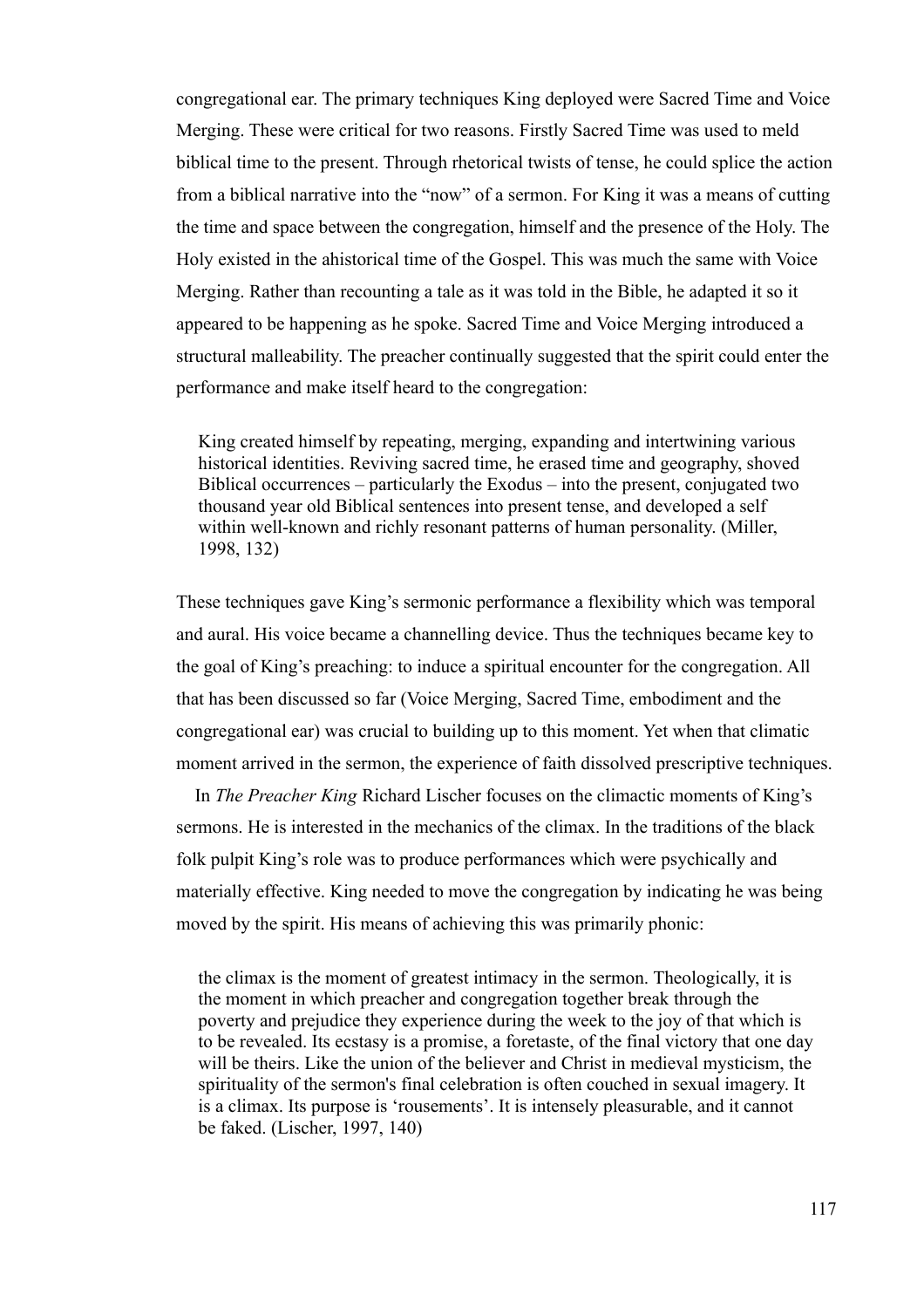congregational ear. The primary techniques King deployed were Sacred Time and Voice Merging. These were critical for two reasons. Firstly Sacred Time was used to meld biblical time to the present. Through rhetorical twists of tense, he could splice the action from a biblical narrative into the "now" of a sermon. For King it was a means of cutting the time and space between the congregation, himself and the presence of the Holy. The Holy existed in the ahistorical time of the Gospel. This was much the same with Voice Merging. Rather than recounting a tale as it was told in the Bible, he adapted it so it appeared to be happening as he spoke. Sacred Time and Voice Merging introduced a structural malleability. The preacher continually suggested that the spirit could enter the performance and make itself heard to the congregation:

> King created himself by repeating, merging, expanding and intertwining various historical identities. Reviving sacred time, he erased time and geography, shoved Biblical occurrences – particularly the Exodus – into the present, conjugated two thousand year old Biblical sentences into present tense, and developed a self within well-known and richly resonant patterns of human personality. (Miller, 1998, 132)

These techniques gave King's sermonic performance a flexibility which was temporal and aural. His voice became a channelling device. Thus the techniques became key to the goal of King's preaching: to induce a spiritual encounter for the congregation. All that has been discussed so far (Voice Merging, Sacred Time, embodiment and the congregational ear) was crucial to building up to this moment. Yet when that climatic moment arrived in the sermon, the experience of faith dissolved prescriptive techniques.

In *The Preacher King* Richard Lischer focuses on the climactic moments of King's sermons. He is interested in the mechanics of the climax. In the traditions of the black folk pulpit King's role was to produce performances which were psychically and materially effective. King needed to move the congregation by indicating he was being moved by the spirit. His means of achieving this was primarily phonic:

> the climax is the moment of greatest intimacy in the sermon. Theologically, it is the moment in which preacher and congregation together break through the poverty and prejudice they experience during the week to the joy of that which is to be revealed. Its ecstasy is a promise, a foretaste, of the final victory that one day will be theirs. Like the union of the believer and Christ in medieval mysticism, the spirituality of the sermon's final celebration is often couched in sexual imagery. It is a climax. Its purpose is 'rousements'. It is intensely pleasurable, and it cannot be faked. (Lischer, 1997, 140)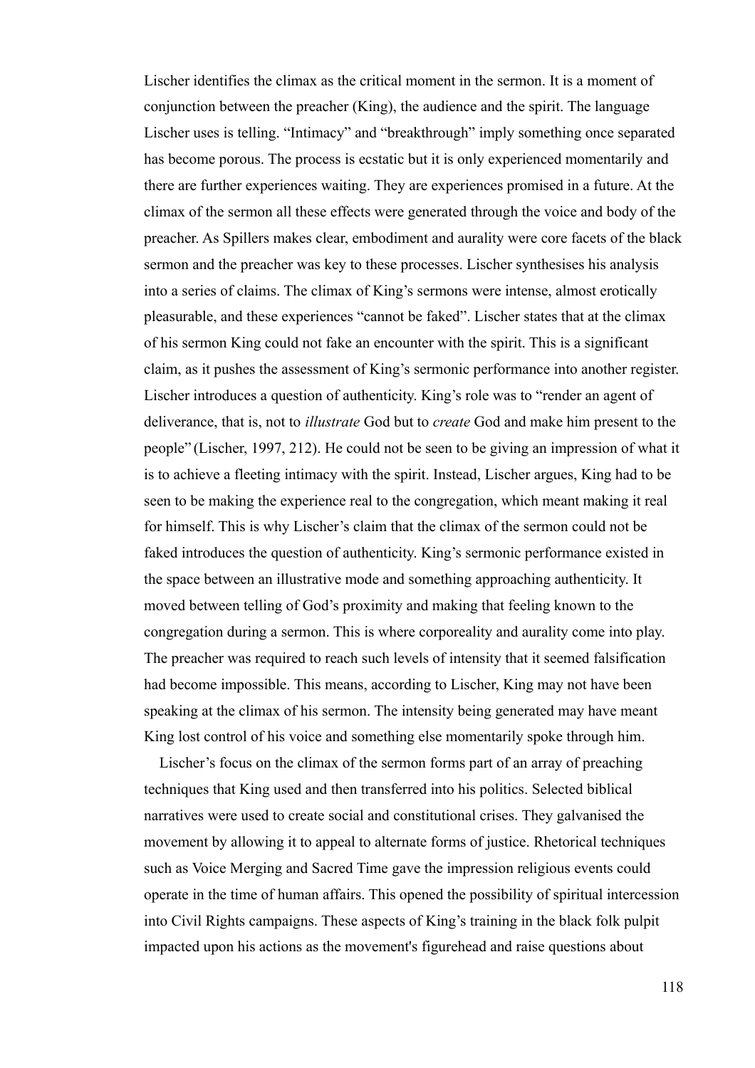Lischer identifies the climax as the critical moment in the sermon. It is a moment of conjunction between the preacher (King), the audience and the spirit. The language Lischer uses is telling. “Intimacy” and “breakthrough” imply something once separated has become porous. The process is ecstatic but it is only experienced momentarily and there are further experiences waiting. They are experiences promised in a future. At the climax of the sermon all these effects were generated through the voice and body of the preacher. As Spillers makes clear, embodiment and aurality were core facets of the black sermon and the preacher was key to these processes. Lischer synthesises his analysis into a series of claims. The climax of King’s sermons were intense, almost erotically pleasurable, and these experiences “cannot be faked”. Lischer states that at the climax of his sermon King could not fake an encounter with the spirit. This is a significant claim, as it pushes the assessment of King’s sermonic performance into another register. Lischer introduces a question of authenticity. King’s role was to “render an agent of deliverance, that is, not to *illustrate* God but to *create* God and make him present to the people” (Lischer, 1997, 212). He could not be seen to be giving an impression of what it is to achieve a fleeting intimacy with the spirit. Instead, Lischer argues, King had to be seen to be making the experience real to the congregation, which meant making it real for himself. This is why Lischer’s claim that the climax of the sermon could not be faked introduces the question of authenticity. King’s sermonic performance existed in the space between an illustrative mode and something approaching authenticity. It moved between telling of God’s proximity and making that feeling known to the congregation during a sermon. This is where corporeality and aurality come into play. The preacher was required to reach such levels of intensity that it seemed falsification had become impossible. This means, according to Lischer, King may not have been speaking at the climax of his sermon. The intensity being generated may have meant King lost control of his voice and something else momentarily spoke through him.

Lischer’s focus on the climax of the sermon forms part of an array of preaching techniques that King used and then transferred into his politics. Selected biblical narratives were used to create social and constitutional crises. They galvanised the movement by allowing it to appeal to alternate forms of justice. Rhetorical techniques such as Voice Merging and Sacred Time gave the impression religious events could operate in the time of human affairs. This opened the possibility of spiritual intercession into Civil Rights campaigns. These aspects of King’s training in the black folk pulpit impacted upon his actions as the movement's figurehead and raise questions about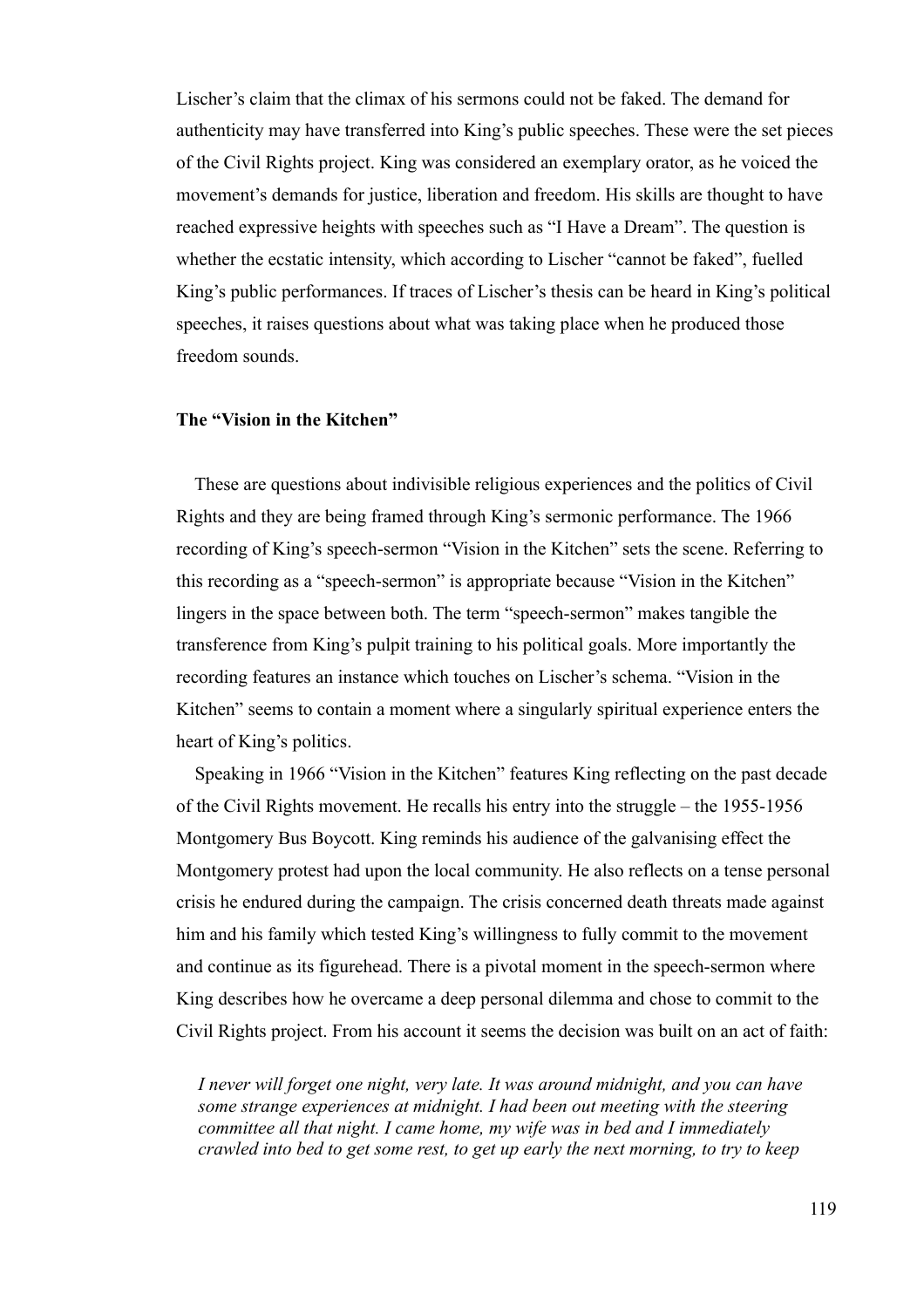Lischer's claim that the climax of his sermons could not be faked. The demand for authenticity may have transferred into King's public speeches. These were the set pieces of the Civil Rights project. King was considered an exemplary orator, as he voiced the movement's demands for justice, liberation and freedom. His skills are thought to have reached expressive heights with speeches such as "I Have a Dream". The question is whether the ecstatic intensity, which according to Lischer "cannot be faked", fuelled King's public performances. If traces of Lischer's thesis can be heard in King's political speeches, it raises questions about what was taking place when he produced those freedom sounds.

**The "Vision in the Kitchen"**

These are questions about indivisible religious experiences and the politics of Civil Rights and they are being framed through King's sermonic performance. The 1966 recording of King's speech-sermon "Vision in the Kitchen" sets the scene. Referring to this recording as a "speech-sermon" is appropriate because "Vision in the Kitchen" lingers in the space between both. The term "speech-sermon" makes tangible the transference from King's pulpit training to his political goals. More importantly the recording features an instance which touches on Lischer's schema. "Vision in the Kitchen" seems to contain a moment where a singularly spiritual experience enters the heart of King's politics.

Speaking in 1966 "Vision in the Kitchen" features King reflecting on the past decade of the Civil Rights movement. He recalls his entry into the struggle – the 1955-1956 Montgomery Bus Boycott. King reminds his audience of the galvanising effect the Montgomery protest had upon the local community. He also reflects on a tense personal crisis he endured during the campaign. The crisis concerned death threats made against him and his family which tested King's willingness to fully commit to the movement and continue as its figurehead. There is a pivotal moment in the speech-sermon where King describes how he overcame a deep personal dilemma and chose to commit to the Civil Rights project. From his account it seems the decision was built on an act of faith:

> *I never will forget one night, very late. It was around midnight, and you can have some strange experiences at midnight. I had been out meeting with the steering committee all that night. I came home, my wife was in bed and I immediately crawled into bed to get some rest, to get up early the next morning, to try to keep*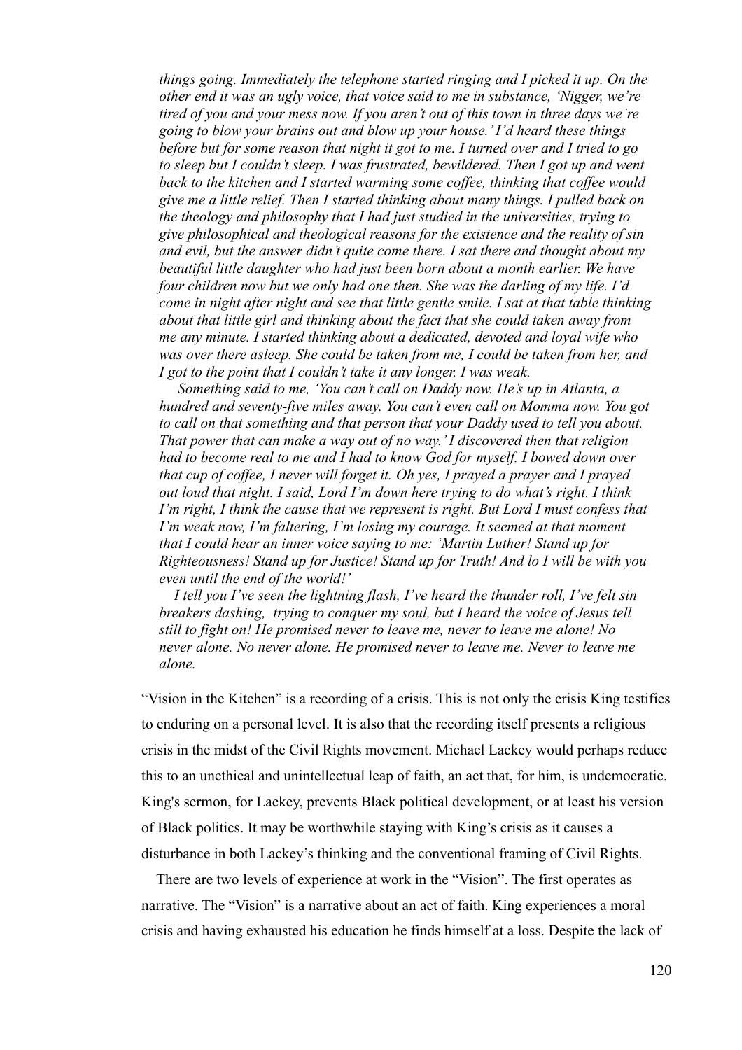*things going. Immediately the telephone started ringing and I picked it up. On the other end it was an ugly voice, that voice said to me in substance, 'Nigger, we're tired of you and your mess now. If you aren't out of this town in three days we're going to blow your brains out and blow up your house.' I'd heard these things before but for some reason that night it got to me. I turned over and I tried to go to sleep but I couldn't sleep. I was frustrated, bewildered. Then I got up and went back to the kitchen and I started warming some coffee, thinking that coffee would give me a little relief. Then I started thinking about many things. I pulled back on the theology and philosophy that I had just studied in the universities, trying to give philosophical and theological reasons for the existence and the reality of sin and evil, but the answer didn't quite come there. I sat there and thought about my beautiful little daughter who had just been born about a month earlier. We have four children now but we only had one then. She was the darling of my life. I'd come in night after night and see that little gentle smile. I sat at that table thinking about that little girl and thinking about the fact that she could taken away from me any minute. I started thinking about a dedicated, devoted and loyal wife who was over there asleep. She could be taken from me, I could be taken from her, and I got to the point that I couldn't take it any longer. I was weak.*

*Something said to me, 'You can't call on Daddy now. He's up in Atlanta, a hundred and seventy-five miles away. You can't even call on Momma now. You got to call on that something and that person that your Daddy used to tell you about. That power that can make a way out of no way.' I discovered then that religion had to become real to me and I had to know God for myself. I bowed down over that cup of coffee, I never will forget it. Oh yes, I prayed a prayer and I prayed out loud that night. I said, Lord I'm down here trying to do what's right. I think I'm right, I think the cause that we represent is right. But Lord I must confess that I'm weak now, I'm faltering, I'm losing my courage. It seemed at that moment that I could hear an inner voice saying to me: 'Martin Luther! Stand up for Righteousness! Stand up for Justice! Stand up for Truth! And lo I will be with you even until the end of the world!'*

*I tell you I've seen the lightning flash, I've heard the thunder roll, I've felt sin breakers dashing, trying to conquer my soul, but I heard the voice of Jesus tell still to fight on! He promised never to leave me, never to leave me alone! No never alone. No never alone. He promised never to leave me. Never to leave me alone.*

"Vision in the Kitchen" is a recording of a crisis. This is not only the crisis King testifies to enduring on a personal level. It is also that the recording itself presents a religious crisis in the midst of the Civil Rights movement. Michael Lackey would perhaps reduce this to an unethical and unintellectual leap of faith, an act that, for him, is undemocratic. King's sermon, for Lackey, prevents Black political development, or at least his version of Black politics. It may be worthwhile staying with King's crisis as it causes a disturbance in both Lackey's thinking and the conventional framing of Civil Rights.

There are two levels of experience at work in the "Vision". The first operates as narrative. The "Vision" is a narrative about an act of faith. King experiences a moral crisis and having exhausted his education he finds himself at a loss. Despite the lack of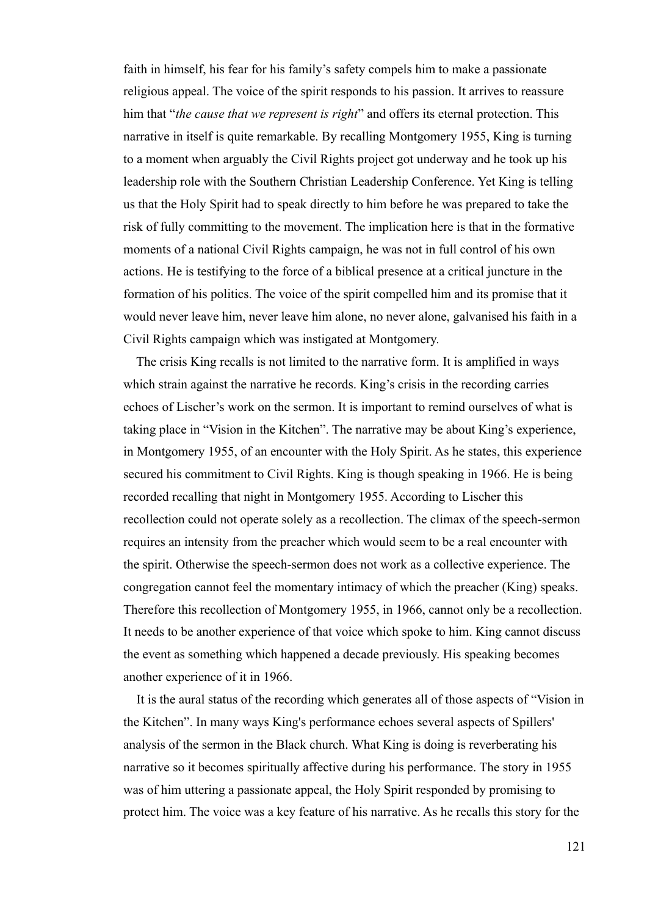faith in himself, his fear for his family's safety compels him to make a passionate religious appeal. The voice of the spirit responds to his passion. It arrives to reassure him that "*the cause that we represent is right*" and offers its eternal protection. This narrative in itself is quite remarkable. By recalling Montgomery 1955, King is turning to a moment when arguably the Civil Rights project got underway and he took up his leadership role with the Southern Christian Leadership Conference. Yet King is telling us that the Holy Spirit had to speak directly to him before he was prepared to take the risk of fully committing to the movement. The implication here is that in the formative moments of a national Civil Rights campaign, he was not in full control of his own actions. He is testifying to the force of a biblical presence at a critical juncture in the formation of his politics. The voice of the spirit compelled him and its promise that it would never leave him, never leave him alone, no never alone, galvanised his faith in a Civil Rights campaign which was instigated at Montgomery.

The crisis King recalls is not limited to the narrative form. It is amplified in ways which strain against the narrative he records. King's crisis in the recording carries echoes of Lischer's work on the sermon. It is important to remind ourselves of what is taking place in "Vision in the Kitchen". The narrative may be about King's experience, in Montgomery 1955, of an encounter with the Holy Spirit. As he states, this experience secured his commitment to Civil Rights. King is though speaking in 1966. He is being recorded recalling that night in Montgomery 1955. According to Lischer this recollection could not operate solely as a recollection. The climax of the speech-sermon requires an intensity from the preacher which would seem to be a real encounter with the spirit. Otherwise the speech-sermon does not work as a collective experience. The congregation cannot feel the momentary intimacy of which the preacher (King) speaks. Therefore this recollection of Montgomery 1955, in 1966, cannot only be a recollection. It needs to be another experience of that voice which spoke to him. King cannot discuss the event as something which happened a decade previously. His speaking becomes another experience of it in 1966.

It is the aural status of the recording which generates all of those aspects of "Vision in the Kitchen". In many ways King's performance echoes several aspects of Spillers' analysis of the sermon in the Black church. What King is doing is reverberating his narrative so it becomes spiritually affective during his performance. The story in 1955 was of him uttering a passionate appeal, the Holy Spirit responded by promising to protect him. The voice was a key feature of his narrative. As he recalls this story for the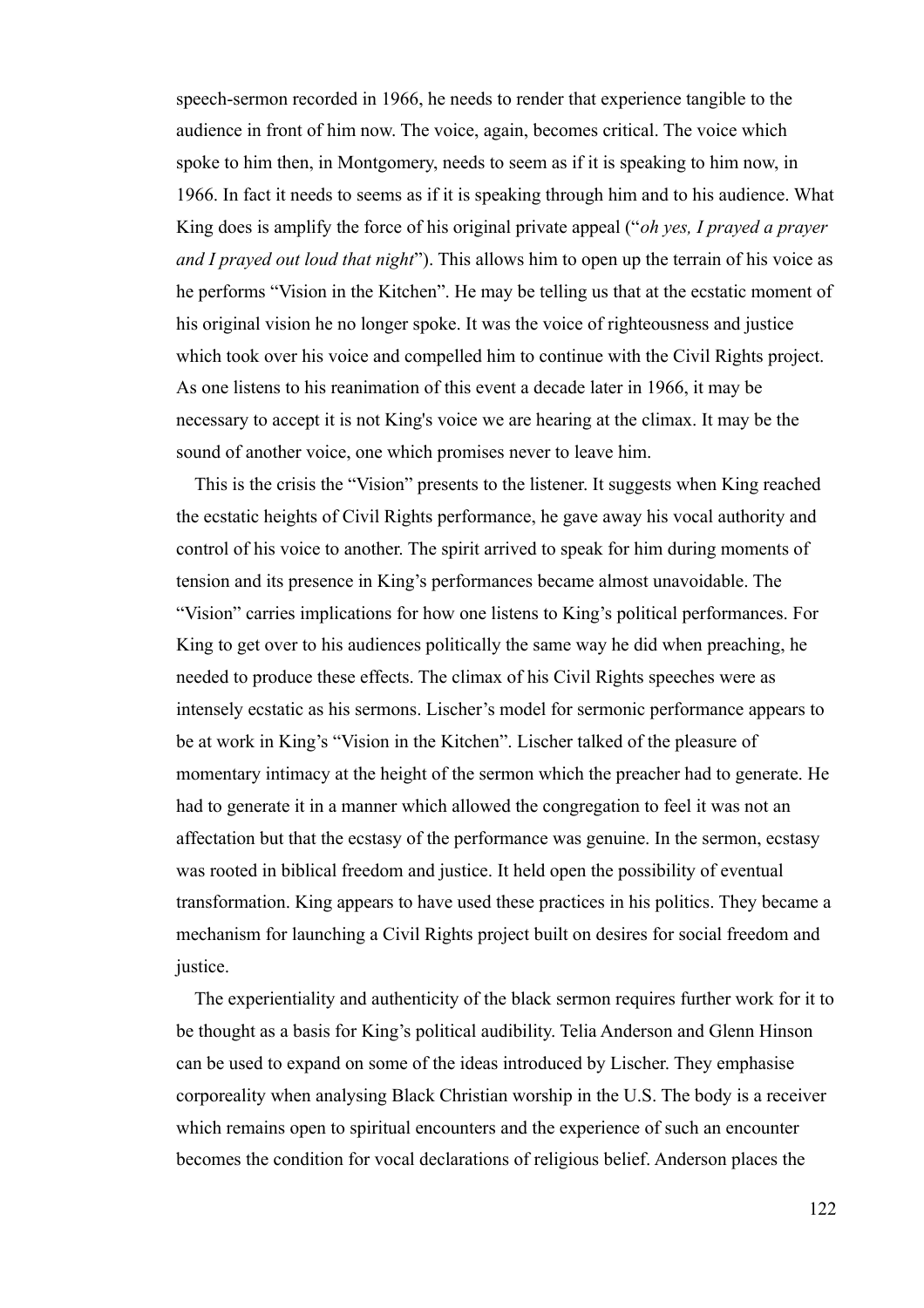speech-sermon recorded in 1966, he needs to render that experience tangible to the audience in front of him now. The voice, again, becomes critical. The voice which spoke to him then, in Montgomery, needs to seem as if it is speaking to him now, in 1966. In fact it needs to seems as if it is speaking through him and to his audience. What King does is amplify the force of his original private appeal ("*oh yes, I prayed a prayer and I prayed out loud that night*"). This allows him to open up the terrain of his voice as he performs "Vision in the Kitchen". He may be telling us that at the ecstatic moment of his original vision he no longer spoke. It was the voice of righteousness and justice which took over his voice and compelled him to continue with the Civil Rights project. As one listens to his reanimation of this event a decade later in 1966, it may be necessary to accept it is not King's voice we are hearing at the climax. It may be the sound of another voice, one which promises never to leave him.

This is the crisis the "Vision" presents to the listener. It suggests when King reached the ecstatic heights of Civil Rights performance, he gave away his vocal authority and control of his voice to another. The spirit arrived to speak for him during moments of tension and its presence in King's performances became almost unavoidable. The "Vision" carries implications for how one listens to King's political performances. For King to get over to his audiences politically the same way he did when preaching, he needed to produce these effects. The climax of his Civil Rights speeches were as intensely ecstatic as his sermons. Lischer's model for sermonic performance appears to be at work in King's "Vision in the Kitchen". Lischer talked of the pleasure of momentary intimacy at the height of the sermon which the preacher had to generate. He had to generate it in a manner which allowed the congregation to feel it was not an affectation but that the ecstasy of the performance was genuine. In the sermon, ecstasy was rooted in biblical freedom and justice. It held open the possibility of eventual transformation. King appears to have used these practices in his politics. They became a mechanism for launching a Civil Rights project built on desires for social freedom and justice.

The experientiality and authenticity of the black sermon requires further work for it to be thought as a basis for King's political audibility. Telia Anderson and Glenn Hinson can be used to expand on some of the ideas introduced by Lischer. They emphasise corporeality when analysing Black Christian worship in the U.S. The body is a receiver which remains open to spiritual encounters and the experience of such an encounter becomes the condition for vocal declarations of religious belief. Anderson places the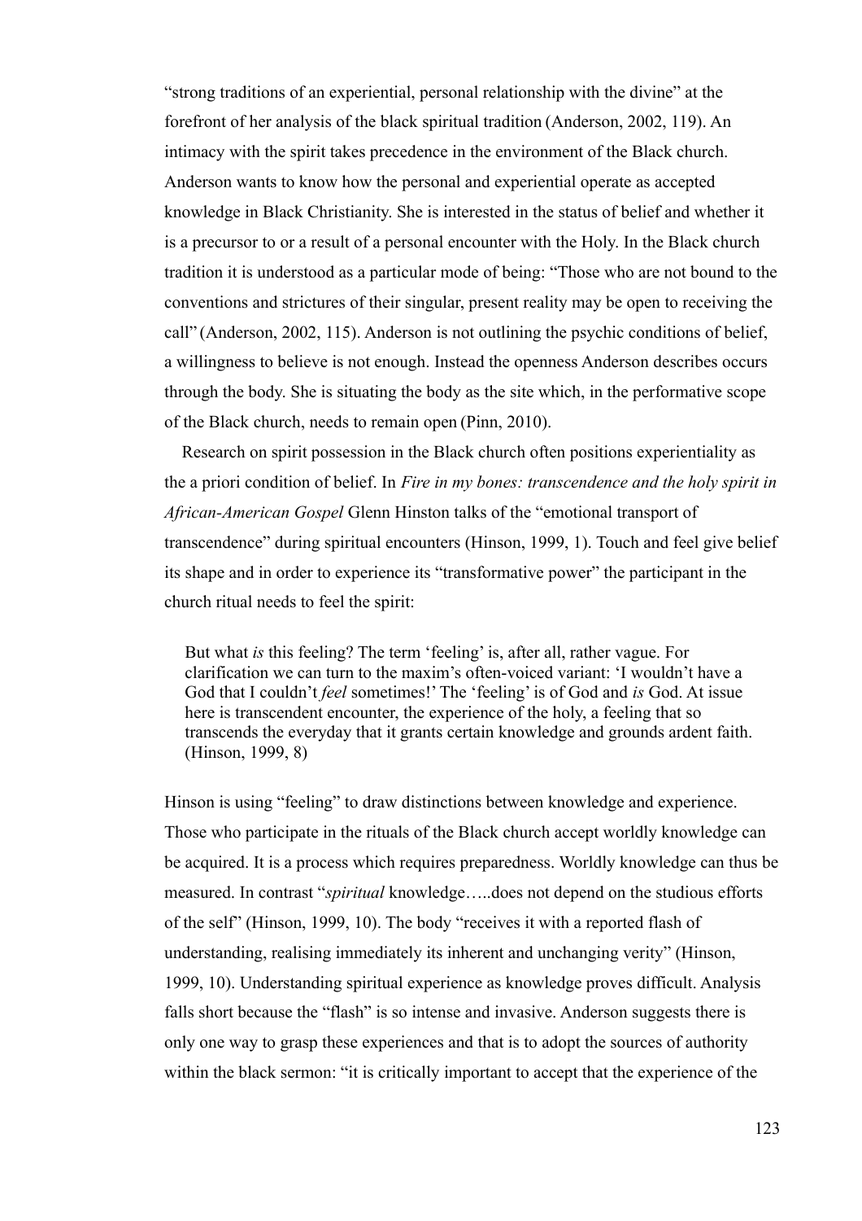"strong traditions of an experiential, personal relationship with the divine" at the forefront of her analysis of the black spiritual tradition (Anderson, 2002, 119). An intimacy with the spirit takes precedence in the environment of the Black church. Anderson wants to know how the personal and experiential operate as accepted knowledge in Black Christianity. She is interested in the status of belief and whether it is a precursor to or a result of a personal encounter with the Holy. In the Black church tradition it is understood as a particular mode of being: "Those who are not bound to the conventions and strictures of their singular, present reality may be open to receiving the call" (Anderson, 2002, 115). Anderson is not outlining the psychic conditions of belief, a willingness to believe is not enough. Instead the openness Anderson describes occurs through the body. She is situating the body as the site which, in the performative scope of the Black church, needs to remain open (Pinn, 2010).

Research on spirit possession in the Black church often positions experientiality as the a priori condition of belief. In *Fire in my bones: transcendence and the holy spirit in African-American Gospel* Glenn Hinston talks of the "emotional transport of transcendence" during spiritual encounters (Hinson, 1999, 1). Touch and feel give belief its shape and in order to experience its "transformative power" the participant in the church ritual needs to feel the spirit:

> But what *is* this feeling? The term 'feeling' is, after all, rather vague. For clarification we can turn to the maxim's often-voiced variant: 'I wouldn't have a God that I couldn't *feel* sometimes!' The 'feeling' is of God and *is* God. At issue here is transcendent encounter, the experience of the holy, a feeling that so transcends the everyday that it grants certain knowledge and grounds ardent faith. (Hinson, 1999, 8)

Hinson is using "feeling" to draw distinctions between knowledge and experience. Those who participate in the rituals of the Black church accept worldly knowledge can be acquired. It is a process which requires preparedness. Worldly knowledge can thus be measured. In contrast "*spiritual* knowledge…..does not depend on the studious efforts of the self" (Hinson, 1999, 10). The body "receives it with a reported flash of understanding, realising immediately its inherent and unchanging verity" (Hinson, 1999, 10). Understanding spiritual experience as knowledge proves difficult. Analysis falls short because the "flash" is so intense and invasive. Anderson suggests there is only one way to grasp these experiences and that is to adopt the sources of authority within the black sermon: "it is critically important to accept that the experience of the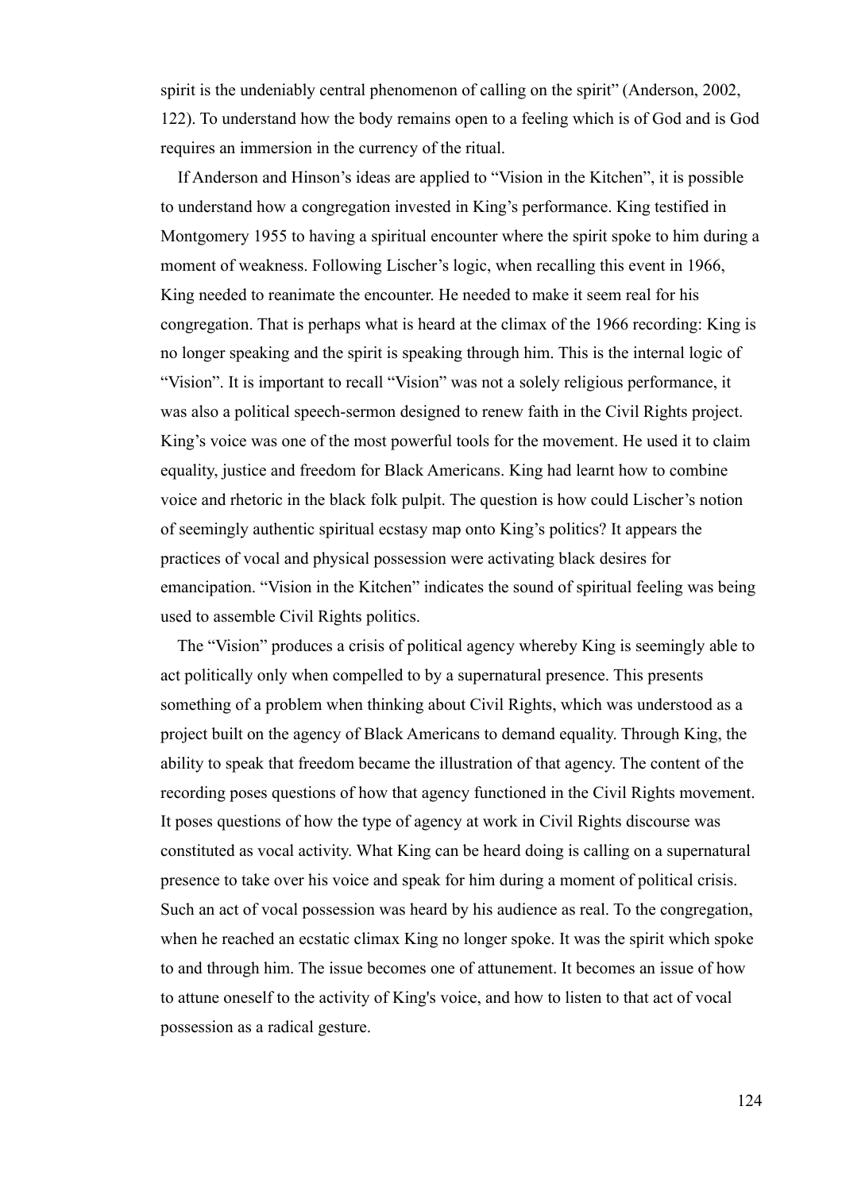spirit is the undeniably central phenomenon of calling on the spirit" (Anderson, 2002, 122). To understand how the body remains open to a feeling which is of God and is God requires an immersion in the currency of the ritual.

If Anderson and Hinson's ideas are applied to "Vision in the Kitchen", it is possible to understand how a congregation invested in King's performance. King testified in Montgomery 1955 to having a spiritual encounter where the spirit spoke to him during a moment of weakness. Following Lischer's logic, when recalling this event in 1966, King needed to reanimate the encounter. He needed to make it seem real for his congregation. That is perhaps what is heard at the climax of the 1966 recording: King is no longer speaking and the spirit is speaking through him. This is the internal logic of "Vision". It is important to recall "Vision" was not a solely religious performance, it was also a political speech-sermon designed to renew faith in the Civil Rights project. King's voice was one of the most powerful tools for the movement. He used it to claim equality, justice and freedom for Black Americans. King had learnt how to combine voice and rhetoric in the black folk pulpit. The question is how could Lischer's notion of seemingly authentic spiritual ecstasy map onto King's politics? It appears the practices of vocal and physical possession were activating black desires for emancipation. "Vision in the Kitchen" indicates the sound of spiritual feeling was being used to assemble Civil Rights politics.

The "Vision" produces a crisis of political agency whereby King is seemingly able to act politically only when compelled to by a supernatural presence. This presents something of a problem when thinking about Civil Rights, which was understood as a project built on the agency of Black Americans to demand equality. Through King, the ability to speak that freedom became the illustration of that agency. The content of the recording poses questions of how that agency functioned in the Civil Rights movement. It poses questions of how the type of agency at work in Civil Rights discourse was constituted as vocal activity. What King can be heard doing is calling on a supernatural presence to take over his voice and speak for him during a moment of political crisis. Such an act of vocal possession was heard by his audience as real. To the congregation, when he reached an ecstatic climax King no longer spoke. It was the spirit which spoke to and through him. The issue becomes one of attunement. It becomes an issue of how to attune oneself to the activity of King's voice, and how to listen to that act of vocal possession as a radical gesture.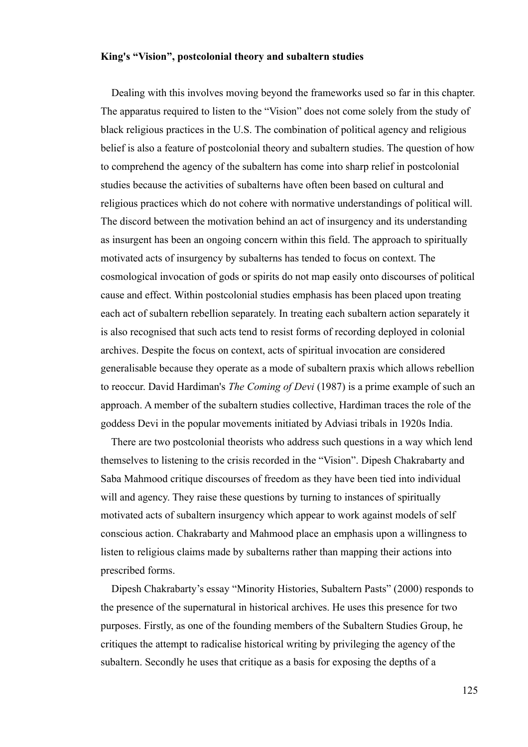**King's "Vision", postcolonial theory and subaltern studies**

Dealing with this involves moving beyond the frameworks used so far in this chapter. The apparatus required to listen to the "Vision" does not come solely from the study of black religious practices in the U.S. The combination of political agency and religious belief is also a feature of postcolonial theory and subaltern studies. The question of how to comprehend the agency of the subaltern has come into sharp relief in postcolonial studies because the activities of subalterns have often been based on cultural and religious practices which do not cohere with normative understandings of political will. The discord between the motivation behind an act of insurgency and its understanding as insurgent has been an ongoing concern within this field. The approach to spiritually motivated acts of insurgency by subalterns has tended to focus on context. The cosmological invocation of gods or spirits do not map easily onto discourses of political cause and effect. Within postcolonial studies emphasis has been placed upon treating each act of subaltern rebellion separately. In treating each subaltern action separately it is also recognised that such acts tend to resist forms of recording deployed in colonial archives. Despite the focus on context, acts of spiritual invocation are considered generalisable because they operate as a mode of subaltern praxis which allows rebellion to reoccur. David Hardiman's *The Coming of Devi* (1987) is a prime example of such an approach. A member of the subaltern studies collective, Hardiman traces the role of the goddess Devi in the popular movements initiated by Adviasi tribals in 1920s India.

There are two postcolonial theorists who address such questions in a way which lend themselves to listening to the crisis recorded in the "Vision". Dipesh Chakrabarty and Saba Mahmood critique discourses of freedom as they have been tied into individual will and agency. They raise these questions by turning to instances of spiritually motivated acts of subaltern insurgency which appear to work against models of self conscious action. Chakrabarty and Mahmood place an emphasis upon a willingness to listen to religious claims made by subalterns rather than mapping their actions into prescribed forms.

Dipesh Chakrabarty's essay "Minority Histories, Subaltern Pasts" (2000) responds to the presence of the supernatural in historical archives. He uses this presence for two purposes. Firstly, as one of the founding members of the Subaltern Studies Group, he critiques the attempt to radicalise historical writing by privileging the agency of the subaltern. Secondly he uses that critique as a basis for exposing the depths of a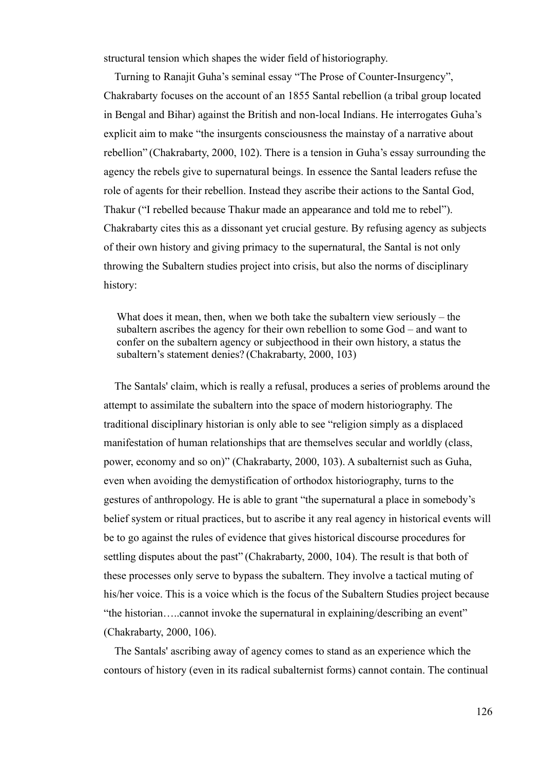structural tension which shapes the wider field of historiography.

Turning to Ranajit Guha's seminal essay "The Prose of Counter-Insurgency", Chakrabarty focuses on the account of an 1855 Santal rebellion (a tribal group located in Bengal and Bihar) against the British and non-local Indians. He interrogates Guha's explicit aim to make "the insurgents consciousness the mainstay of a narrative about rebellion" (Chakrabarty, 2000, 102). There is a tension in Guha's essay surrounding the agency the rebels give to supernatural beings. In essence the Santal leaders refuse the role of agents for their rebellion. Instead they ascribe their actions to the Santal God, Thakur ("I rebelled because Thakur made an appearance and told me to rebel"). Chakrabarty cites this as a dissonant yet crucial gesture. By refusing agency as subjects of their own history and giving primacy to the supernatural, the Santal is not only throwing the Subaltern studies project into crisis, but also the norms of disciplinary history:

> What does it mean, then, when we both take the subaltern view seriously – the subaltern ascribes the agency for their own rebellion to some God – and want to confer on the subaltern agency or subjecthood in their own history, a status the subaltern's statement denies? (Chakrabarty, 2000, 103)

The Santals' claim, which is really a refusal, produces a series of problems around the attempt to assimilate the subaltern into the space of modern historiography. The traditional disciplinary historian is only able to see "religion simply as a displaced manifestation of human relationships that are themselves secular and worldly (class, power, economy and so on)" (Chakrabarty, 2000, 103). A subalternist such as Guha, even when avoiding the demystification of orthodox historiography, turns to the gestures of anthropology. He is able to grant "the supernatural a place in somebody's belief system or ritual practices, but to ascribe it any real agency in historical events will be to go against the rules of evidence that gives historical discourse procedures for settling disputes about the past" (Chakrabarty, 2000, 104). The result is that both of these processes only serve to bypass the subaltern. They involve a tactical muting of his/her voice. This is a voice which is the focus of the Subaltern Studies project because "the historian…..cannot invoke the supernatural in explaining/describing an event" (Chakrabarty, 2000, 106).

The Santals' ascribing away of agency comes to stand as an experience which the contours of history (even in its radical subalternist forms) cannot contain. The continual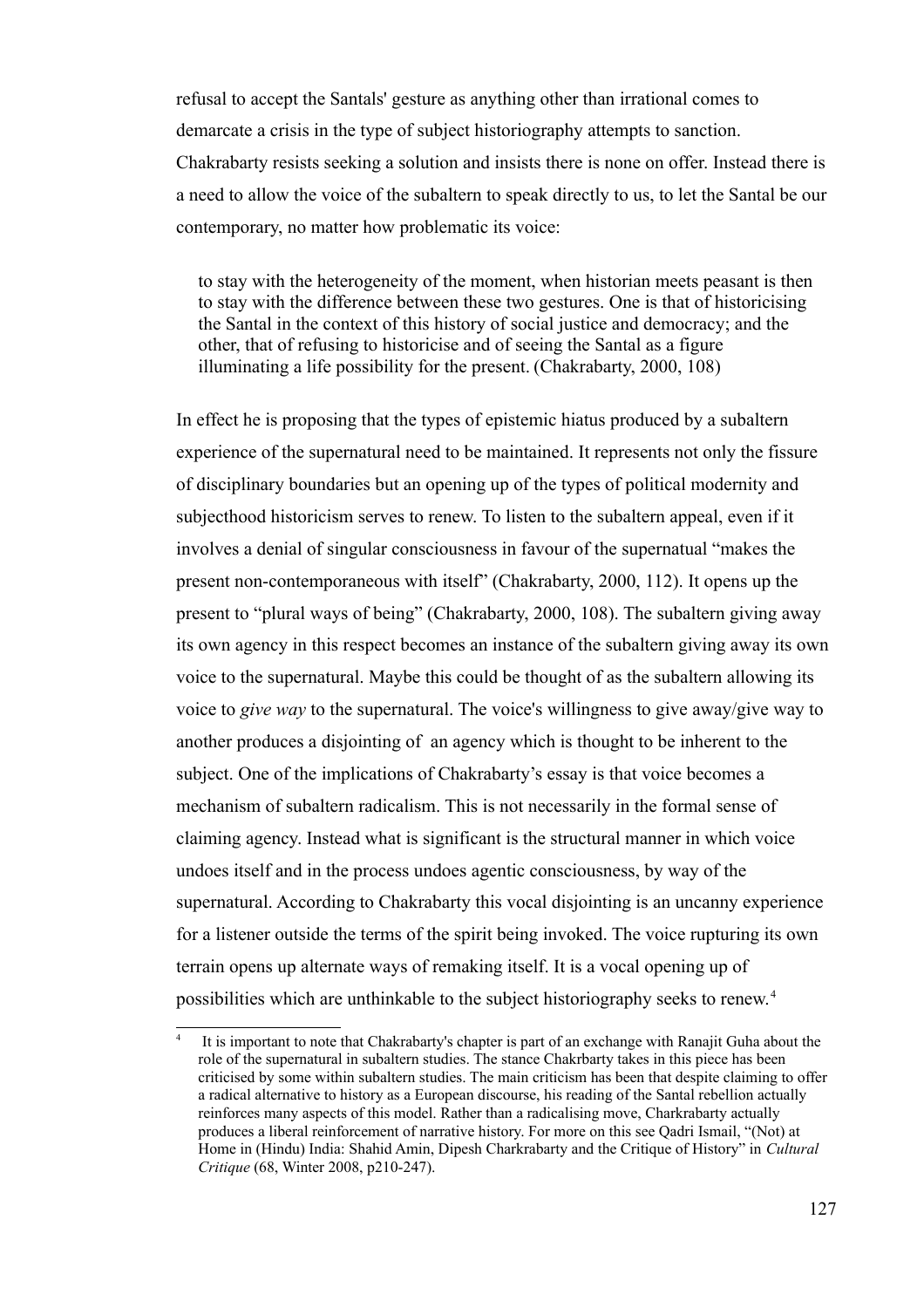refusal to accept the Santals' gesture as anything other than irrational comes to demarcate a crisis in the type of subject historiography attempts to sanction. Chakrabarty resists seeking a solution and insists there is none on offer. Instead there is a need to allow the voice of the subaltern to speak directly to us, to let the Santal be our contemporary, no matter how problematic its voice:

> to stay with the heterogeneity of the moment, when historian meets peasant is then to stay with the difference between these two gestures. One is that of historicising the Santal in the context of this history of social justice and democracy; and the other, that of refusing to historicise and of seeing the Santal as a figure illuminating a life possibility for the present. (Chakrabarty, 2000, 108)

In effect he is proposing that the types of epistemic hiatus produced by a subaltern experience of the supernatural need to be maintained. It represents not only the fissure of disciplinary boundaries but an opening up of the types of political modernity and subjecthood historicism serves to renew. To listen to the subaltern appeal, even if it involves a denial of singular consciousness in favour of the supernatual "makes the present non-contemporaneous with itself" (Chakrabarty, 2000, 112). It opens up the present to "plural ways of being" (Chakrabarty, 2000, 108). The subaltern giving away its own agency in this respect becomes an instance of the subaltern giving away its own voice to the supernatural. Maybe this could be thought of as the subaltern allowing its voice to *give way* to the supernatural. The voice's willingness to give away/give way to another produces a disjointing of an agency which is thought to be inherent to the subject. One of the implications of Chakrabarty's essay is that voice becomes a mechanism of subaltern radicalism. This is not necessarily in the formal sense of claiming agency. Instead what is significant is the structural manner in which voice undoes itself and in the process undoes agentic consciousness, by way of the supernatural. According to Chakrabarty this vocal disjointing is an uncanny experience for a listener outside the terms of the spirit being invoked. The voice rupturing its own terrain opens up alternate ways of remaking itself. It is a vocal opening up of possibilities which are unthinkable to the subject historiography seeks to renew.[4]

---

[4] It is important to note that Chakrabarty's chapter is part of an exchange with Ranajit Guha about the role of the supernatural in subaltern studies. The stance Chakrbarty takes in this piece has been criticised by some within subaltern studies. The main criticism has been that despite claiming to offer a radical alternative to history as a European discourse, his reading of the Santal rebellion actually reinforces many aspects of this model. Rather than a radicalising move, Charkrabarty actually produces a liberal reinforcement of narrative history. For more on this see Qadri Ismail, "(Not) at Home in (Hindu) India: Shahid Amin, Dipesh Charkrabarty and the Critique of History" in *Cultural Critique* (68, Winter 2008, p210-247).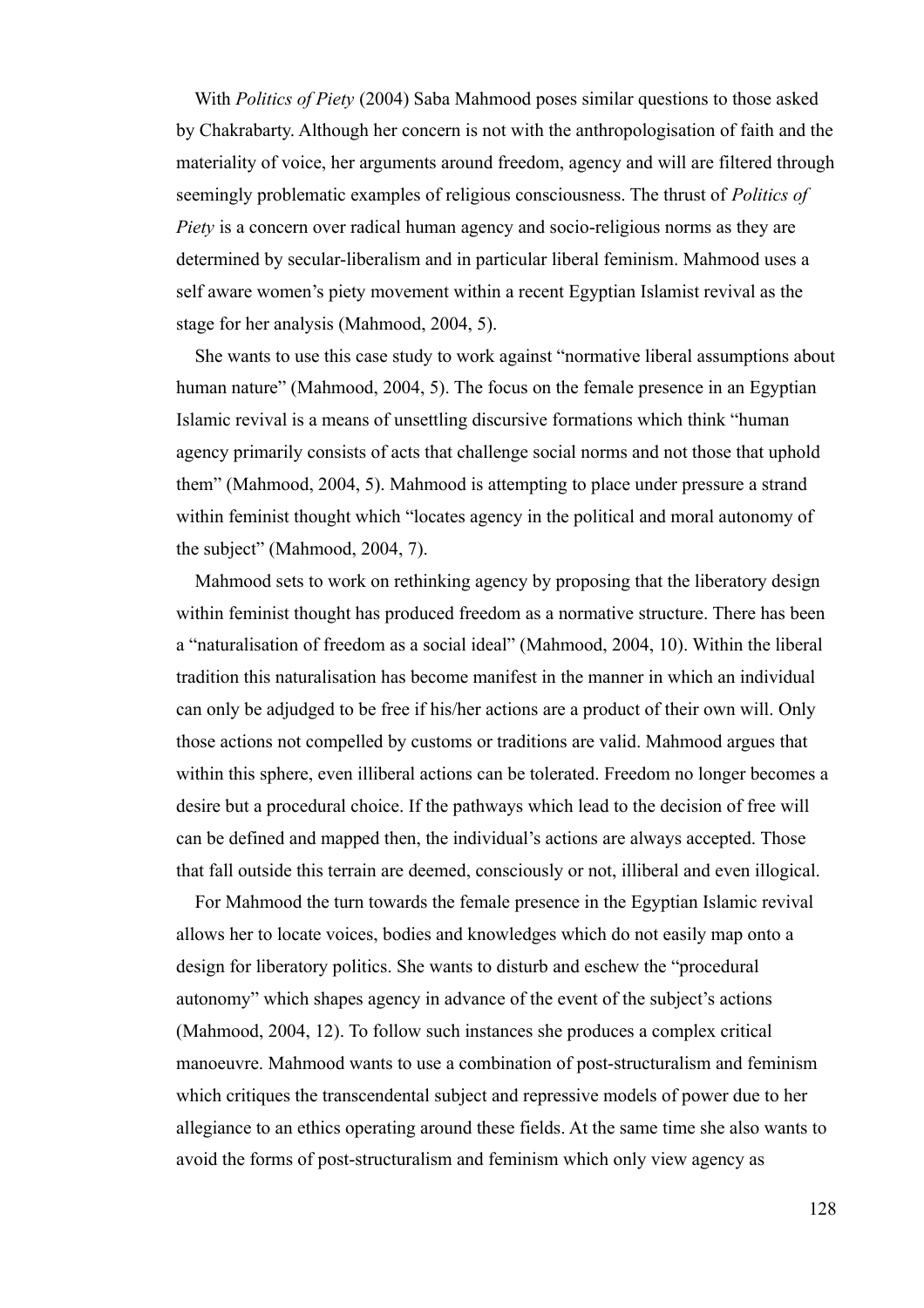With *Politics of Piety* (2004) Saba Mahmood poses similar questions to those asked by Chakrabarty. Although her concern is not with the anthropologisation of faith and the materiality of voice, her arguments around freedom, agency and will are filtered through seemingly problematic examples of religious consciousness. The thrust of *Politics of Piety* is a concern over radical human agency and socio-religious norms as they are determined by secular-liberalism and in particular liberal feminism. Mahmood uses a self aware women's piety movement within a recent Egyptian Islamist revival as the stage for her analysis (Mahmood, 2004, 5).

She wants to use this case study to work against "normative liberal assumptions about human nature" (Mahmood, 2004, 5). The focus on the female presence in an Egyptian Islamic revival is a means of unsettling discursive formations which think "human agency primarily consists of acts that challenge social norms and not those that uphold them" (Mahmood, 2004, 5). Mahmood is attempting to place under pressure a strand within feminist thought which "locates agency in the political and moral autonomy of the subject" (Mahmood, 2004, 7).

Mahmood sets to work on rethinking agency by proposing that the liberatory design within feminist thought has produced freedom as a normative structure. There has been a "naturalisation of freedom as a social ideal" (Mahmood, 2004, 10). Within the liberal tradition this naturalisation has become manifest in the manner in which an individual can only be adjudged to be free if his/her actions are a product of their own will. Only those actions not compelled by customs or traditions are valid. Mahmood argues that within this sphere, even illiberal actions can be tolerated. Freedom no longer becomes a desire but a procedural choice. If the pathways which lead to the decision of free will can be defined and mapped then, the individual's actions are always accepted. Those that fall outside this terrain are deemed, consciously or not, illiberal and even illogical.

For Mahmood the turn towards the female presence in the Egyptian Islamic revival allows her to locate voices, bodies and knowledges which do not easily map onto a design for liberatory politics. She wants to disturb and eschew the "procedural autonomy" which shapes agency in advance of the event of the subject's actions (Mahmood, 2004, 12). To follow such instances she produces a complex critical manoeuvre. Mahmood wants to use a combination of post-structuralism and feminism which critiques the transcendental subject and repressive models of power due to her allegiance to an ethics operating around these fields. At the same time she also wants to avoid the forms of post-structuralism and feminism which only view agency as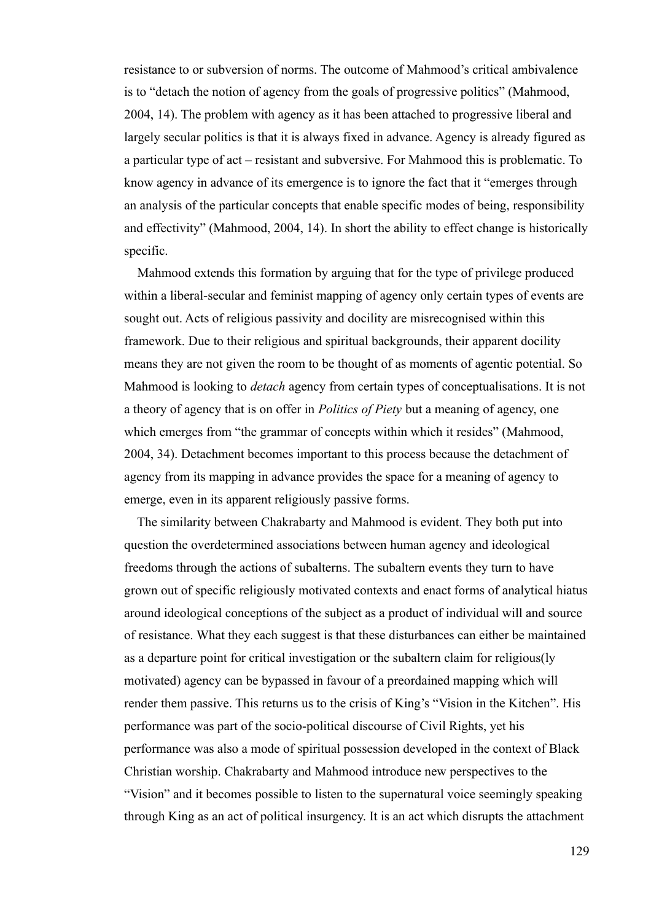resistance to or subversion of norms. The outcome of Mahmood's critical ambivalence is to "detach the notion of agency from the goals of progressive politics" (Mahmood, 2004, 14). The problem with agency as it has been attached to progressive liberal and largely secular politics is that it is always fixed in advance. Agency is already figured as a particular type of act – resistant and subversive. For Mahmood this is problematic. To know agency in advance of its emergence is to ignore the fact that it "emerges through an analysis of the particular concepts that enable specific modes of being, responsibility and effectivity" (Mahmood, 2004, 14). In short the ability to effect change is historically specific.

Mahmood extends this formation by arguing that for the type of privilege produced within a liberal-secular and feminist mapping of agency only certain types of events are sought out. Acts of religious passivity and docility are misrecognised within this framework. Due to their religious and spiritual backgrounds, their apparent docility means they are not given the room to be thought of as moments of agentic potential. So Mahmood is looking to *detach* agency from certain types of conceptualisations. It is not a theory of agency that is on offer in *Politics of Piety* but a meaning of agency, one which emerges from "the grammar of concepts within which it resides" (Mahmood, 2004, 34). Detachment becomes important to this process because the detachment of agency from its mapping in advance provides the space for a meaning of agency to emerge, even in its apparent religiously passive forms.

The similarity between Chakrabarty and Mahmood is evident. They both put into question the overdetermined associations between human agency and ideological freedoms through the actions of subalterns. The subaltern events they turn to have grown out of specific religiously motivated contexts and enact forms of analytical hiatus around ideological conceptions of the subject as a product of individual will and source of resistance. What they each suggest is that these disturbances can either be maintained as a departure point for critical investigation or the subaltern claim for religious(ly motivated) agency can be bypassed in favour of a preordained mapping which will render them passive. This returns us to the crisis of King's "Vision in the Kitchen". His performance was part of the socio-political discourse of Civil Rights, yet his performance was also a mode of spiritual possession developed in the context of Black Christian worship. Chakrabarty and Mahmood introduce new perspectives to the "Vision" and it becomes possible to listen to the supernatural voice seemingly speaking through King as an act of political insurgency. It is an act which disrupts the attachment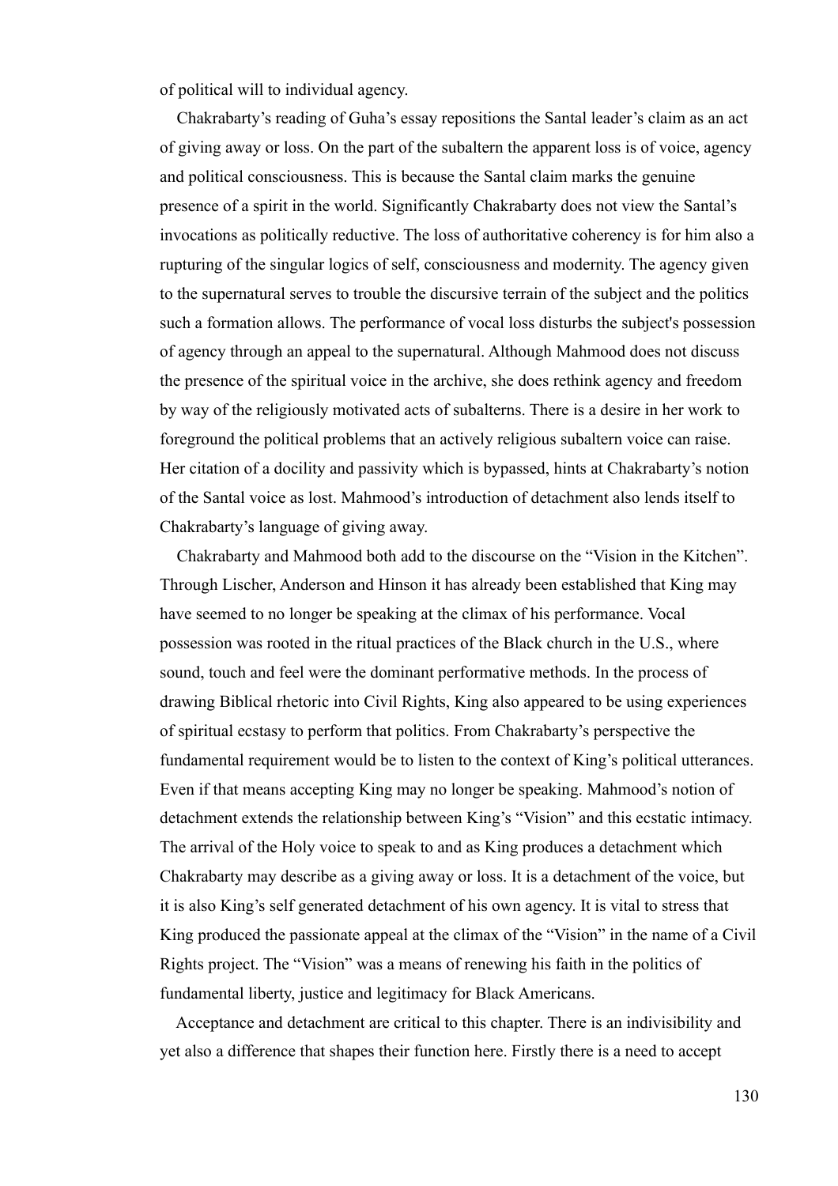of political will to individual agency.

Chakrabarty's reading of Guha's essay repositions the Santal leader's claim as an act of giving away or loss. On the part of the subaltern the apparent loss is of voice, agency and political consciousness. This is because the Santal claim marks the genuine presence of a spirit in the world. Significantly Chakrabarty does not view the Santal's invocations as politically reductive. The loss of authoritative coherency is for him also a rupturing of the singular logics of self, consciousness and modernity. The agency given to the supernatural serves to trouble the discursive terrain of the subject and the politics such a formation allows. The performance of vocal loss disturbs the subject's possession of agency through an appeal to the supernatural. Although Mahmood does not discuss the presence of the spiritual voice in the archive, she does rethink agency and freedom by way of the religiously motivated acts of subalterns. There is a desire in her work to foreground the political problems that an actively religious subaltern voice can raise. Her citation of a docility and passivity which is bypassed, hints at Chakrabarty's notion of the Santal voice as lost. Mahmood's introduction of detachment also lends itself to Chakrabarty's language of giving away.

Chakrabarty and Mahmood both add to the discourse on the "Vision in the Kitchen". Through Lischer, Anderson and Hinson it has already been established that King may have seemed to no longer be speaking at the climax of his performance. Vocal possession was rooted in the ritual practices of the Black church in the U.S., where sound, touch and feel were the dominant performative methods. In the process of drawing Biblical rhetoric into Civil Rights, King also appeared to be using experiences of spiritual ecstasy to perform that politics. From Chakrabarty's perspective the fundamental requirement would be to listen to the context of King's political utterances. Even if that means accepting King may no longer be speaking. Mahmood's notion of detachment extends the relationship between King's "Vision" and this ecstatic intimacy. The arrival of the Holy voice to speak to and as King produces a detachment which Chakrabarty may describe as a giving away or loss. It is a detachment of the voice, but it is also King's self generated detachment of his own agency. It is vital to stress that King produced the passionate appeal at the climax of the "Vision" in the name of a Civil Rights project. The "Vision" was a means of renewing his faith in the politics of fundamental liberty, justice and legitimacy for Black Americans.

Acceptance and detachment are critical to this chapter. There is an indivisibility and yet also a difference that shapes their function here. Firstly there is a need to accept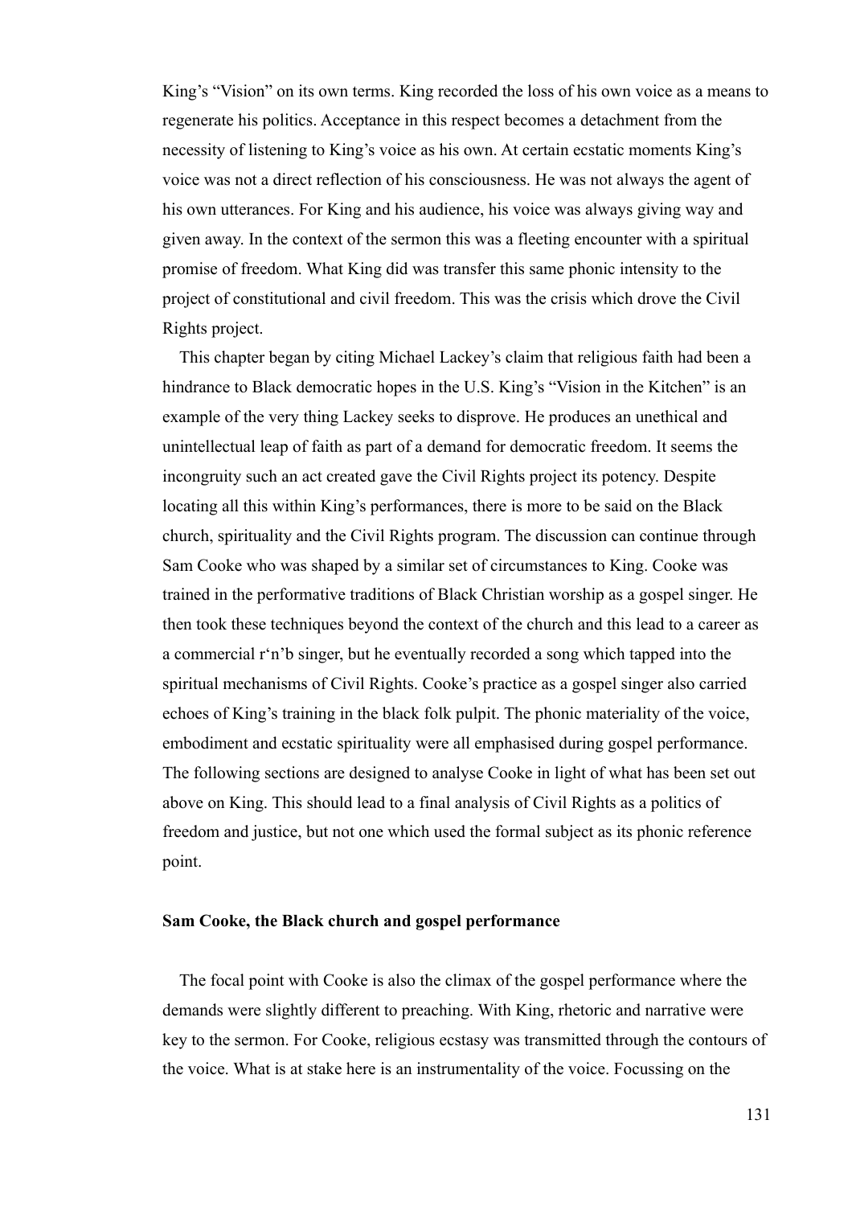King's "Vision" on its own terms. King recorded the loss of his own voice as a means to regenerate his politics. Acceptance in this respect becomes a detachment from the necessity of listening to King's voice as his own. At certain ecstatic moments King's voice was not a direct reflection of his consciousness. He was not always the agent of his own utterances. For King and his audience, his voice was always giving way and given away. In the context of the sermon this was a fleeting encounter with a spiritual promise of freedom. What King did was transfer this same phonic intensity to the project of constitutional and civil freedom. This was the crisis which drove the Civil Rights project.

This chapter began by citing Michael Lackey's claim that religious faith had been a hindrance to Black democratic hopes in the U.S. King's "Vision in the Kitchen" is an example of the very thing Lackey seeks to disprove. He produces an unethical and unintellectual leap of faith as part of a demand for democratic freedom. It seems the incongruity such an act created gave the Civil Rights project its potency. Despite locating all this within King's performances, there is more to be said on the Black church, spirituality and the Civil Rights program. The discussion can continue through Sam Cooke who was shaped by a similar set of circumstances to King. Cooke was trained in the performative traditions of Black Christian worship as a gospel singer. He then took these techniques beyond the context of the church and this lead to a career as a commercial r'n'b singer, but he eventually recorded a song which tapped into the spiritual mechanisms of Civil Rights. Cooke's practice as a gospel singer also carried echoes of King's training in the black folk pulpit. The phonic materiality of the voice, embodiment and ecstatic spirituality were all emphasised during gospel performance. The following sections are designed to analyse Cooke in light of what has been set out above on King. This should lead to a final analysis of Civil Rights as a politics of freedom and justice, but not one which used the formal subject as its phonic reference point.

### Sam Cooke, the Black church and gospel performance

The focal point with Cooke is also the climax of the gospel performance where the demands were slightly different to preaching. With King, rhetoric and narrative were key to the sermon. For Cooke, religious ecstasy was transmitted through the contours of the voice. What is at stake here is an instrumentality of the voice. Focussing on the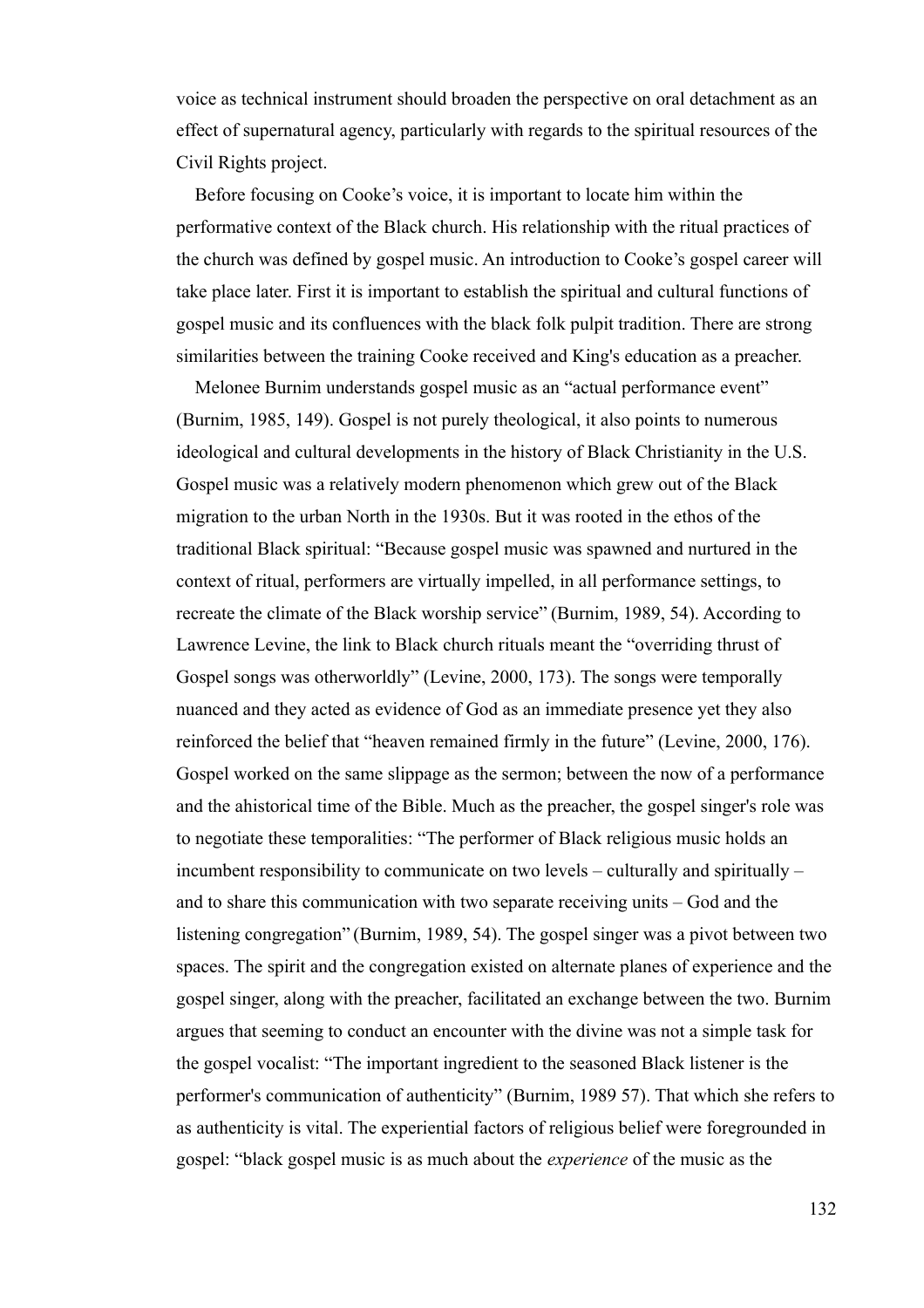voice as technical instrument should broaden the perspective on oral detachment as an effect of supernatural agency, particularly with regards to the spiritual resources of the Civil Rights project.

Before focusing on Cooke's voice, it is important to locate him within the performative context of the Black church. His relationship with the ritual practices of the church was defined by gospel music. An introduction to Cooke's gospel career will take place later. First it is important to establish the spiritual and cultural functions of gospel music and its confluences with the black folk pulpit tradition. There are strong similarities between the training Cooke received and King's education as a preacher.

Melonee Burnim understands gospel music as an "actual performance event" (Burnim, 1985, 149). Gospel is not purely theological, it also points to numerous ideological and cultural developments in the history of Black Christianity in the U.S. Gospel music was a relatively modern phenomenon which grew out of the Black migration to the urban North in the 1930s. But it was rooted in the ethos of the traditional Black spiritual: "Because gospel music was spawned and nurtured in the context of ritual, performers are virtually impelled, in all performance settings, to recreate the climate of the Black worship service" (Burnim, 1989, 54). According to Lawrence Levine, the link to Black church rituals meant the "overriding thrust of Gospel songs was otherworldly" (Levine, 2000, 173). The songs were temporally nuanced and they acted as evidence of God as an immediate presence yet they also reinforced the belief that "heaven remained firmly in the future" (Levine, 2000, 176). Gospel worked on the same slippage as the sermon; between the now of a performance and the ahistorical time of the Bible. Much as the preacher, the gospel singer's role was to negotiate these temporalities: "The performer of Black religious music holds an incumbent responsibility to communicate on two levels – culturally and spiritually – and to share this communication with two separate receiving units – God and the listening congregation" (Burnim, 1989, 54). The gospel singer was a pivot between two spaces. The spirit and the congregation existed on alternate planes of experience and the gospel singer, along with the preacher, facilitated an exchange between the two. Burnim argues that seeming to conduct an encounter with the divine was not a simple task for the gospel vocalist: "The important ingredient to the seasoned Black listener is the performer's communication of authenticity" (Burnim, 1989 57). That which she refers to as authenticity is vital. The experiential factors of religious belief were foregrounded in gospel: "black gospel music is as much about the *experience* of the music as the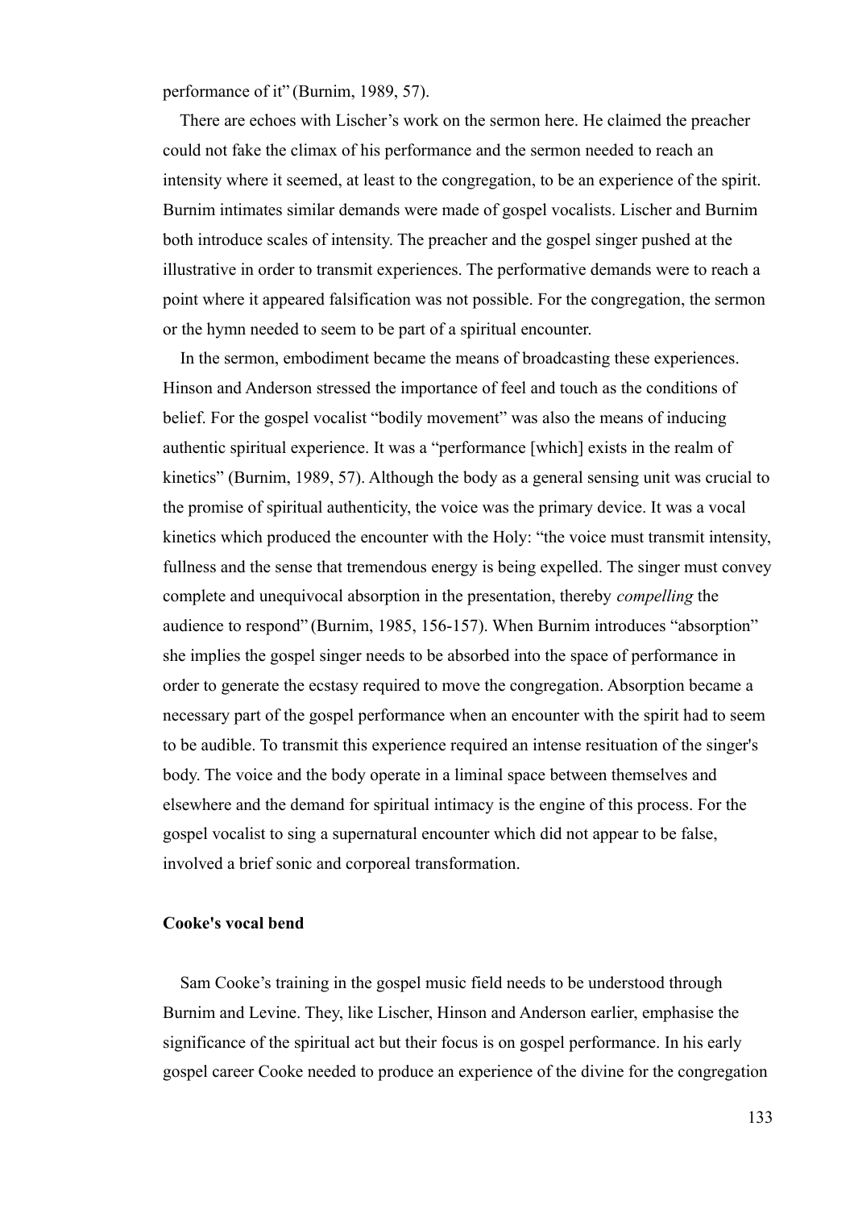performance of it" (Burnim, 1989, 57).

There are echoes with Lischer's work on the sermon here. He claimed the preacher could not fake the climax of his performance and the sermon needed to reach an intensity where it seemed, at least to the congregation, to be an experience of the spirit. Burnim intimates similar demands were made of gospel vocalists. Lischer and Burnim both introduce scales of intensity. The preacher and the gospel singer pushed at the illustrative in order to transmit experiences. The performative demands were to reach a point where it appeared falsification was not possible. For the congregation, the sermon or the hymn needed to seem to be part of a spiritual encounter.

In the sermon, embodiment became the means of broadcasting these experiences. Hinson and Anderson stressed the importance of feel and touch as the conditions of belief. For the gospel vocalist "bodily movement" was also the means of inducing authentic spiritual experience. It was a "performance [which] exists in the realm of kinetics" (Burnim, 1989, 57). Although the body as a general sensing unit was crucial to the promise of spiritual authenticity, the voice was the primary device. It was a vocal kinetics which produced the encounter with the Holy: "the voice must transmit intensity, fullness and the sense that tremendous energy is being expelled. The singer must convey complete and unequivocal absorption in the presentation, thereby *compelling* the audience to respond" (Burnim, 1985, 156-157). When Burnim introduces "absorption" she implies the gospel singer needs to be absorbed into the space of performance in order to generate the ecstasy required to move the congregation. Absorption became a necessary part of the gospel performance when an encounter with the spirit had to seem to be audible. To transmit this experience required an intense resituation of the singer's body. The voice and the body operate in a liminal space between themselves and elsewhere and the demand for spiritual intimacy is the engine of this process. For the gospel vocalist to sing a supernatural encounter which did not appear to be false, involved a brief sonic and corporeal transformation.

**Cooke's vocal bend**

Sam Cooke's training in the gospel music field needs to be understood through Burnim and Levine. They, like Lischer, Hinson and Anderson earlier, emphasise the significance of the spiritual act but their focus is on gospel performance. In his early gospel career Cooke needed to produce an experience of the divine for the congregation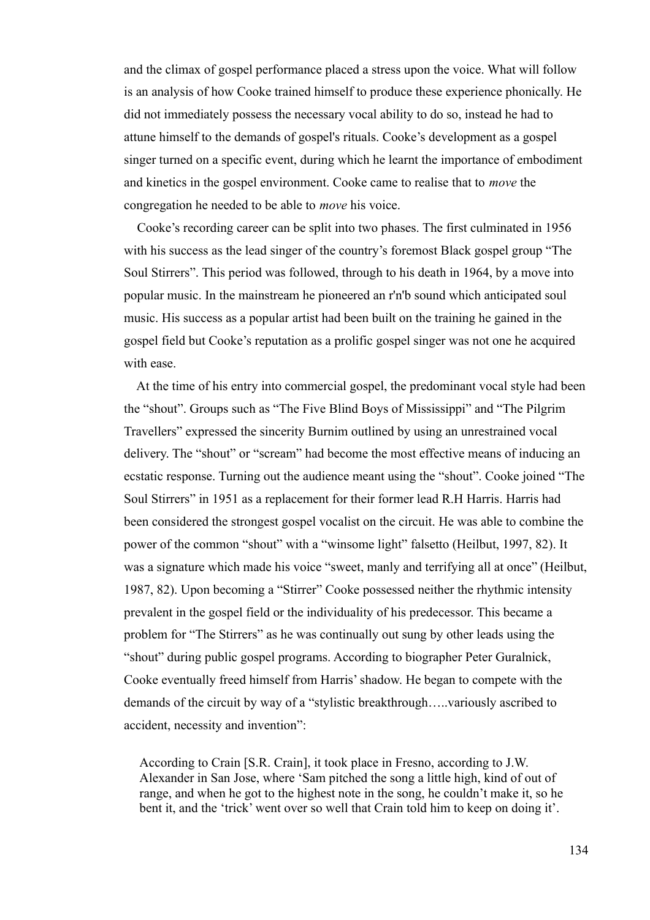and the climax of gospel performance placed a stress upon the voice. What will follow is an analysis of how Cooke trained himself to produce these experience phonically. He did not immediately possess the necessary vocal ability to do so, instead he had to attune himself to the demands of gospel's rituals. Cooke's development as a gospel singer turned on a specific event, during which he learnt the importance of embodiment and kinetics in the gospel environment. Cooke came to realise that to *move* the congregation he needed to be able to *move* his voice.

Cooke's recording career can be split into two phases. The first culminated in 1956 with his success as the lead singer of the country's foremost Black gospel group "The Soul Stirrers". This period was followed, through to his death in 1964, by a move into popular music. In the mainstream he pioneered an r'n'b sound which anticipated soul music. His success as a popular artist had been built on the training he gained in the gospel field but Cooke's reputation as a prolific gospel singer was not one he acquired with ease.

At the time of his entry into commercial gospel, the predominant vocal style had been the "shout". Groups such as "The Five Blind Boys of Mississippi" and "The Pilgrim Travellers" expressed the sincerity Burnim outlined by using an unrestrained vocal delivery. The "shout" or "scream" had become the most effective means of inducing an ecstatic response. Turning out the audience meant using the "shout". Cooke joined "The Soul Stirrers" in 1951 as a replacement for their former lead R.H Harris. Harris had been considered the strongest gospel vocalist on the circuit. He was able to combine the power of the common "shout" with a "winsome light" falsetto (Heilbut, 1997, 82). It was a signature which made his voice "sweet, manly and terrifying all at once" (Heilbut, 1987, 82). Upon becoming a "Stirrer" Cooke possessed neither the rhythmic intensity prevalent in the gospel field or the individuality of his predecessor. This became a problem for "The Stirrers" as he was continually out sung by other leads using the "shout" during public gospel programs. According to biographer Peter Guralnick, Cooke eventually freed himself from Harris' shadow. He began to compete with the demands of the circuit by way of a "stylistic breakthrough…..variously ascribed to accident, necessity and invention":

> According to Crain [S.R. Crain], it took place in Fresno, according to J.W. Alexander in San Jose, where 'Sam pitched the song a little high, kind of out of range, and when he got to the highest note in the song, he couldn't make it, so he bent it, and the 'trick' went over so well that Crain told him to keep on doing it'.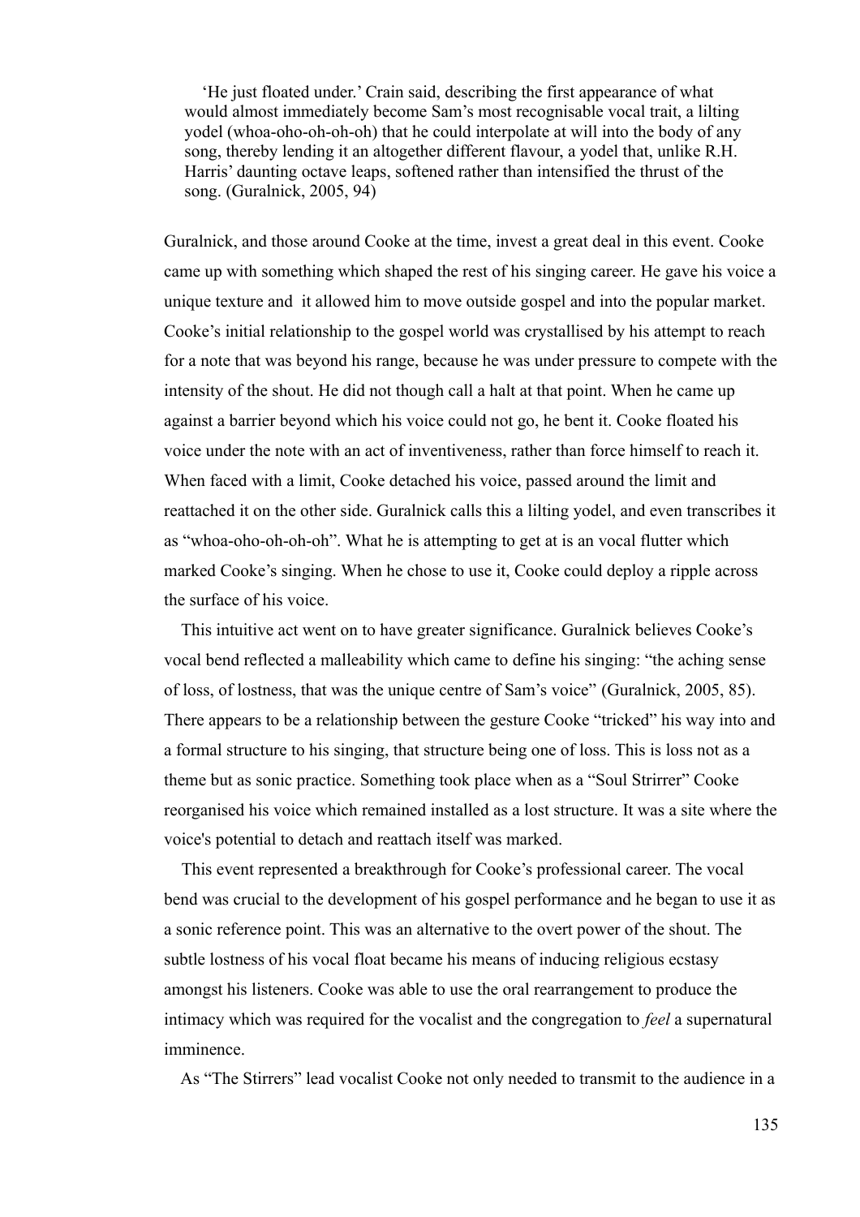> 'He just floated under.' Crain said, describing the first appearance of what would almost immediately become Sam's most recognisable vocal trait, a lilting yodel (whoa-oho-oh-oh-oh) that he could interpolate at will into the body of any song, thereby lending it an altogether different flavour, a yodel that, unlike R.H. Harris' daunting octave leaps, softened rather than intensified the thrust of the song. (Guralnick, 2005, 94)

Guralnick, and those around Cooke at the time, invest a great deal in this event. Cooke came up with something which shaped the rest of his singing career. He gave his voice a unique texture and it allowed him to move outside gospel and into the popular market. Cooke's initial relationship to the gospel world was crystallised by his attempt to reach for a note that was beyond his range, because he was under pressure to compete with the intensity of the shout. He did not though call a halt at that point. When he came up against a barrier beyond which his voice could not go, he bent it. Cooke floated his voice under the note with an act of inventiveness, rather than force himself to reach it. When faced with a limit, Cooke detached his voice, passed around the limit and reattached it on the other side. Guralnick calls this a lilting yodel, and even transcribes it as "whoa-oho-oh-oh-oh". What he is attempting to get at is an vocal flutter which marked Cooke's singing. When he chose to use it, Cooke could deploy a ripple across the surface of his voice.

This intuitive act went on to have greater significance. Guralnick believes Cooke's vocal bend reflected a malleability which came to define his singing: "the aching sense of loss, of lostness, that was the unique centre of Sam's voice" (Guralnick, 2005, 85). There appears to be a relationship between the gesture Cooke "tricked" his way into and a formal structure to his singing, that structure being one of loss. This is loss not as a theme but as sonic practice. Something took place when as a "Soul Strirrer" Cooke reorganised his voice which remained installed as a lost structure. It was a site where the voice's potential to detach and reattach itself was marked.

This event represented a breakthrough for Cooke's professional career. The vocal bend was crucial to the development of his gospel performance and he began to use it as a sonic reference point. This was an alternative to the overt power of the shout. The subtle lostness of his vocal float became his means of inducing religious ecstasy amongst his listeners. Cooke was able to use the oral rearrangement to produce the intimacy which was required for the vocalist and the congregation to *feel* a supernatural imminence.

As "The Stirrers" lead vocalist Cooke not only needed to transmit to the audience in a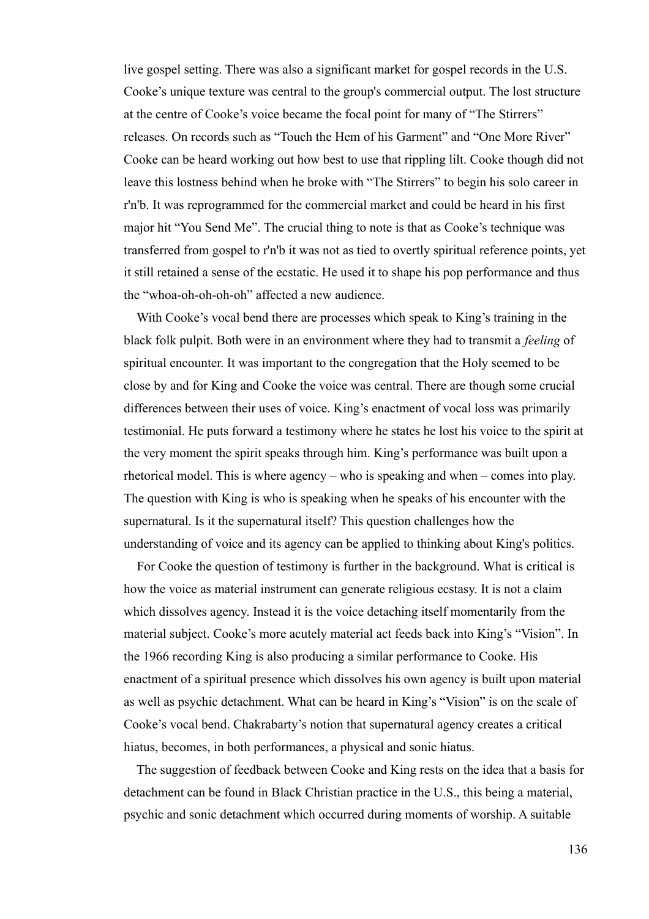live gospel setting. There was also a significant market for gospel records in the U.S. Cooke's unique texture was central to the group's commercial output. The lost structure at the centre of Cooke's voice became the focal point for many of "The Stirrers" releases. On records such as "Touch the Hem of his Garment" and "One More River" Cooke can be heard working out how best to use that rippling lilt. Cooke though did not leave this lostness behind when he broke with "The Stirrers" to begin his solo career in r'n'b. It was reprogrammed for the commercial market and could be heard in his first major hit "You Send Me". The crucial thing to note is that as Cooke's technique was transferred from gospel to r'n'b it was not as tied to overtly spiritual reference points, yet it still retained a sense of the ecstatic. He used it to shape his pop performance and thus the "whoa-oh-oh-oh-oh" affected a new audience.

With Cooke's vocal bend there are processes which speak to King's training in the black folk pulpit. Both were in an environment where they had to transmit a *feeling* of spiritual encounter. It was important to the congregation that the Holy seemed to be close by and for King and Cooke the voice was central. There are though some crucial differences between their uses of voice. King's enactment of vocal loss was primarily testimonial. He puts forward a testimony where he states he lost his voice to the spirit at the very moment the spirit speaks through him. King's performance was built upon a rhetorical model. This is where agency – who is speaking and when – comes into play. The question with King is who is speaking when he speaks of his encounter with the supernatural. Is it the supernatural itself? This question challenges how the understanding of voice and its agency can be applied to thinking about King's politics.

For Cooke the question of testimony is further in the background. What is critical is how the voice as material instrument can generate religious ecstasy. It is not a claim which dissolves agency. Instead it is the voice detaching itself momentarily from the material subject. Cooke's more acutely material act feeds back into King's "Vision". In the 1966 recording King is also producing a similar performance to Cooke. His enactment of a spiritual presence which dissolves his own agency is built upon material as well as psychic detachment. What can be heard in King's "Vision" is on the scale of Cooke's vocal bend. Chakrabarty's notion that supernatural agency creates a critical hiatus, becomes, in both performances, a physical and sonic hiatus.

The suggestion of feedback between Cooke and King rests on the idea that a basis for detachment can be found in Black Christian practice in the U.S., this being a material, psychic and sonic detachment which occurred during moments of worship. A suitable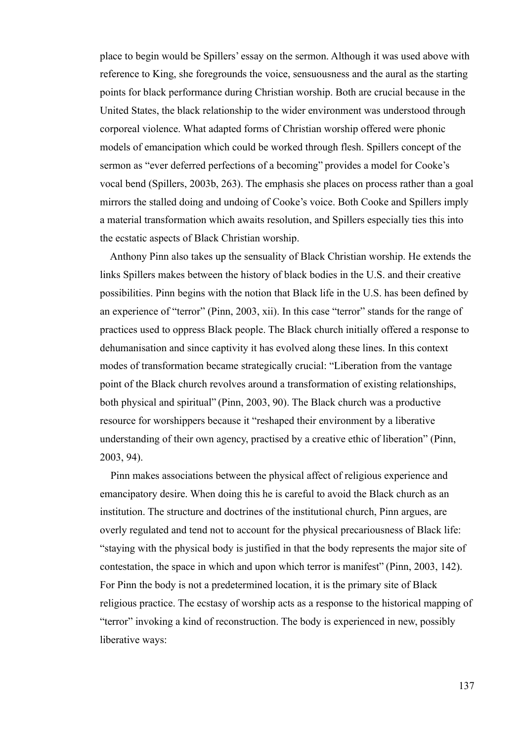place to begin would be Spillers' essay on the sermon. Although it was used above with reference to King, she foregrounds the voice, sensuousness and the aural as the starting points for black performance during Christian worship. Both are crucial because in the United States, the black relationship to the wider environment was understood through corporeal violence. What adapted forms of Christian worship offered were phonic models of emancipation which could be worked through flesh. Spillers concept of the sermon as "ever deferred perfections of a becoming" provides a model for Cooke's vocal bend (Spillers, 2003b, 263). The emphasis she places on process rather than a goal mirrors the stalled doing and undoing of Cooke's voice. Both Cooke and Spillers imply a material transformation which awaits resolution, and Spillers especially ties this into the ecstatic aspects of Black Christian worship.

Anthony Pinn also takes up the sensuality of Black Christian worship. He extends the links Spillers makes between the history of black bodies in the U.S. and their creative possibilities. Pinn begins with the notion that Black life in the U.S. has been defined by an experience of "terror" (Pinn, 2003, xii). In this case "terror" stands for the range of practices used to oppress Black people. The Black church initially offered a response to dehumanisation and since captivity it has evolved along these lines. In this context modes of transformation became strategically crucial: "Liberation from the vantage point of the Black church revolves around a transformation of existing relationships, both physical and spiritual" (Pinn, 2003, 90). The Black church was a productive resource for worshippers because it "reshaped their environment by a liberative understanding of their own agency, practised by a creative ethic of liberation" (Pinn, 2003, 94).

Pinn makes associations between the physical affect of religious experience and emancipatory desire. When doing this he is careful to avoid the Black church as an institution. The structure and doctrines of the institutional church, Pinn argues, are overly regulated and tend not to account for the physical precariousness of Black life: "staying with the physical body is justified in that the body represents the major site of contestation, the space in which and upon which terror is manifest" (Pinn, 2003, 142). For Pinn the body is not a predetermined location, it is the primary site of Black religious practice. The ecstasy of worship acts as a response to the historical mapping of "terror" invoking a kind of reconstruction. The body is experienced in new, possibly liberative ways: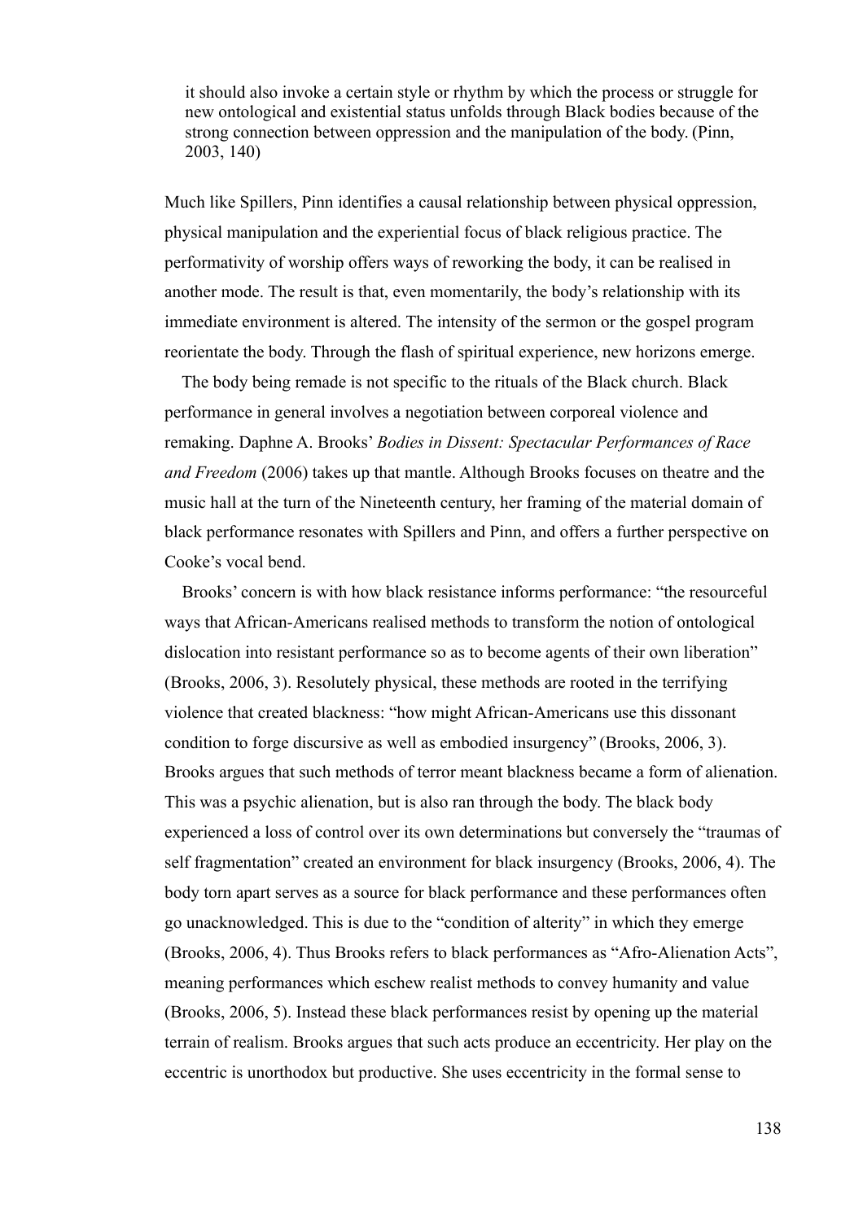> it should also invoke a certain style or rhythm by which the process or struggle for new ontological and existential status unfolds through Black bodies because of the strong connection between oppression and the manipulation of the body. (Pinn, 2003, 140)

Much like Spillers, Pinn identifies a causal relationship between physical oppression, physical manipulation and the experiential focus of black religious practice. The performativity of worship offers ways of reworking the body, it can be realised in another mode. The result is that, even momentarily, the body's relationship with its immediate environment is altered. The intensity of the sermon or the gospel program reorientate the body. Through the flash of spiritual experience, new horizons emerge.

The body being remade is not specific to the rituals of the Black church. Black performance in general involves a negotiation between corporeal violence and remaking. Daphne A. Brooks' *Bodies in Dissent: Spectacular Performances of Race and Freedom* (2006) takes up that mantle. Although Brooks focuses on theatre and the music hall at the turn of the Nineteenth century, her framing of the material domain of black performance resonates with Spillers and Pinn, and offers a further perspective on Cooke's vocal bend.

Brooks' concern is with how black resistance informs performance: "the resourceful ways that African-Americans realised methods to transform the notion of ontological dislocation into resistant performance so as to become agents of their own liberation" (Brooks, 2006, 3). Resolutely physical, these methods are rooted in the terrifying violence that created blackness: "how might African-Americans use this dissonant condition to forge discursive as well as embodied insurgency" (Brooks, 2006, 3). Brooks argues that such methods of terror meant blackness became a form of alienation. This was a psychic alienation, but is also ran through the body. The black body experienced a loss of control over its own determinations but conversely the "traumas of self fragmentation" created an environment for black insurgency (Brooks, 2006, 4). The body torn apart serves as a source for black performance and these performances often go unacknowledged. This is due to the "condition of alterity" in which they emerge (Brooks, 2006, 4). Thus Brooks refers to black performances as "Afro-Alienation Acts", meaning performances which eschew realist methods to convey humanity and value (Brooks, 2006, 5). Instead these black performances resist by opening up the material terrain of realism. Brooks argues that such acts produce an eccentricity. Her play on the eccentric is unorthodox but productive. She uses eccentricity in the formal sense to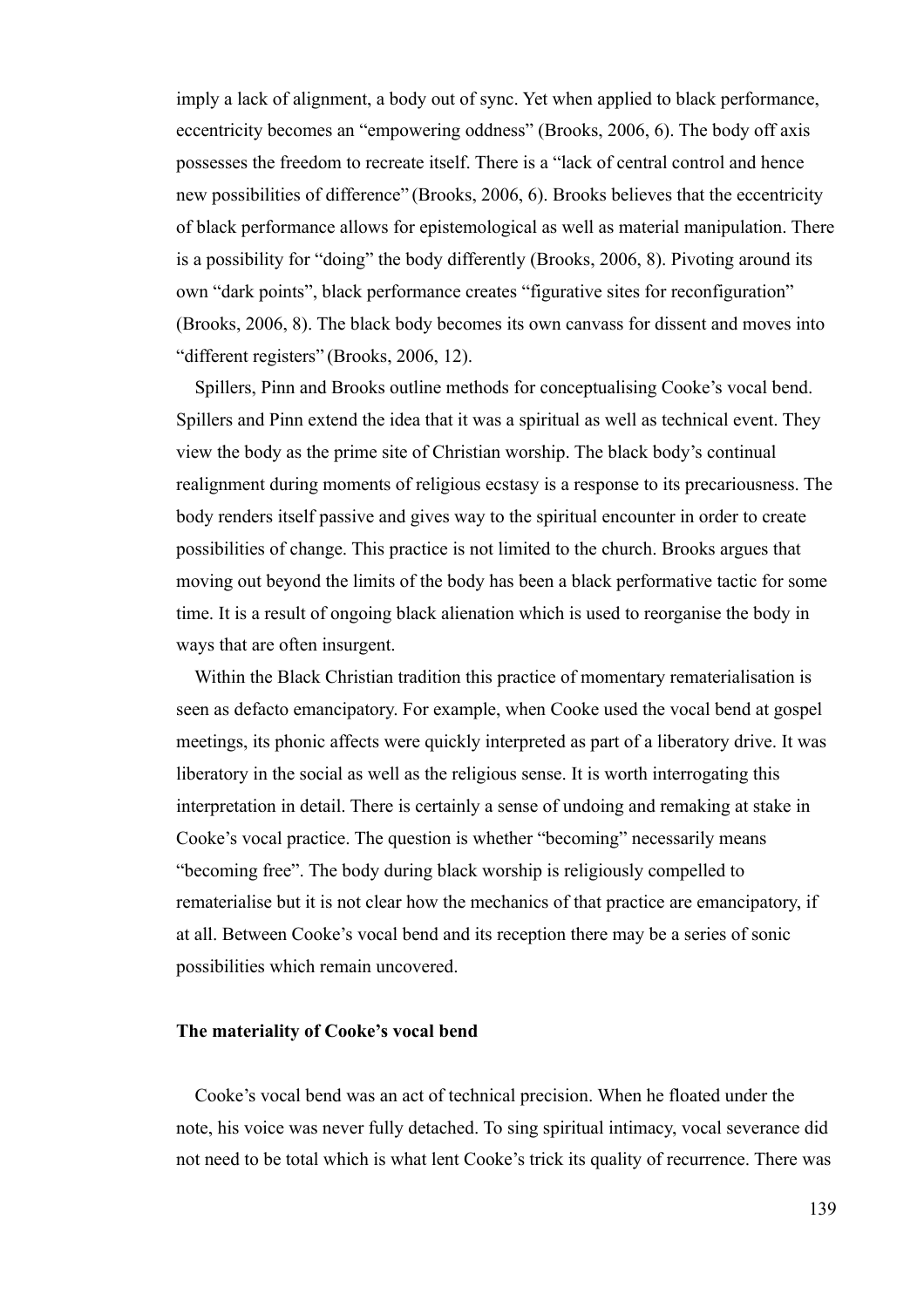imply a lack of alignment, a body out of sync. Yet when applied to black performance, eccentricity becomes an “empowering oddness” (Brooks, 2006, 6). The body off axis possesses the freedom to recreate itself. There is a “lack of central control and hence new possibilities of difference” (Brooks, 2006, 6). Brooks believes that the eccentricity of black performance allows for epistemological as well as material manipulation. There is a possibility for “doing” the body differently (Brooks, 2006, 8). Pivoting around its own “dark points”, black performance creates “figurative sites for reconfiguration” (Brooks, 2006, 8). The black body becomes its own canvass for dissent and moves into “different registers” (Brooks, 2006, 12).

Spillers, Pinn and Brooks outline methods for conceptualising Cooke’s vocal bend. Spillers and Pinn extend the idea that it was a spiritual as well as technical event. They view the body as the prime site of Christian worship. The black body’s continual realignment during moments of religious ecstasy is a response to its precariousness. The body renders itself passive and gives way to the spiritual encounter in order to create possibilities of change. This practice is not limited to the church. Brooks argues that moving out beyond the limits of the body has been a black performative tactic for some time. It is a result of ongoing black alienation which is used to reorganise the body in ways that are often insurgent.

Within the Black Christian tradition this practice of momentary rematerialisation is seen as defacto emancipatory. For example, when Cooke used the vocal bend at gospel meetings, its phonic affects were quickly interpreted as part of a liberatory drive. It was liberatory in the social as well as the religious sense. It is worth interrogating this interpretation in detail. There is certainly a sense of undoing and remaking at stake in Cooke’s vocal practice. The question is whether “becoming” necessarily means “becoming free”. The body during black worship is religiously compelled to rematerialise but it is not clear how the mechanics of that practice are emancipatory, if at all. Between Cooke’s vocal bend and its reception there may be a series of sonic possibilities which remain uncovered.

### The materiality of Cooke’s vocal bend

Cooke’s vocal bend was an act of technical precision. When he floated under the note, his voice was never fully detached. To sing spiritual intimacy, vocal severance did not need to be total which is what lent Cooke’s trick its quality of recurrence. There was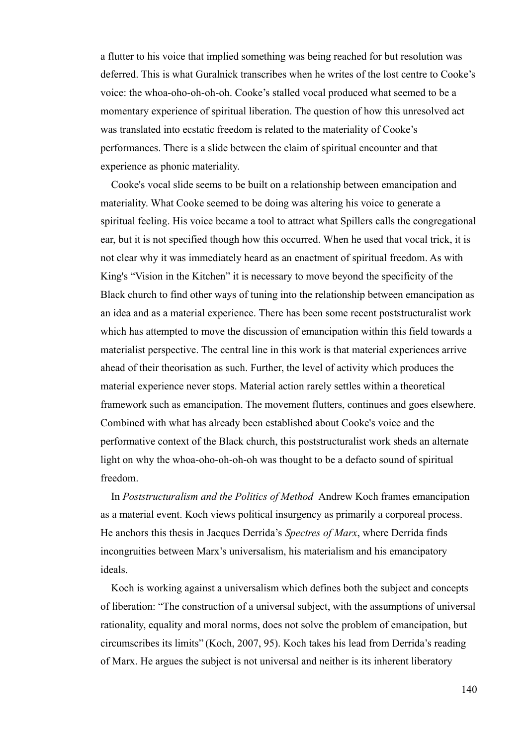a flutter to his voice that implied something was being reached for but resolution was deferred. This is what Guralnick transcribes when he writes of the lost centre to Cooke's voice: the whoa-oho-oh-oh-oh. Cooke's stalled vocal produced what seemed to be a momentary experience of spiritual liberation. The question of how this unresolved act was translated into ecstatic freedom is related to the materiality of Cooke's performances. There is a slide between the claim of spiritual encounter and that experience as phonic materiality.

Cooke's vocal slide seems to be built on a relationship between emancipation and materiality. What Cooke seemed to be doing was altering his voice to generate a spiritual feeling. His voice became a tool to attract what Spillers calls the congregational ear, but it is not specified though how this occurred. When he used that vocal trick, it is not clear why it was immediately heard as an enactment of spiritual freedom. As with King's "Vision in the Kitchen" it is necessary to move beyond the specificity of the Black church to find other ways of tuning into the relationship between emancipation as an idea and as a material experience. There has been some recent poststructuralist work which has attempted to move the discussion of emancipation within this field towards a materialist perspective. The central line in this work is that material experiences arrive ahead of their theorisation as such. Further, the level of activity which produces the material experience never stops. Material action rarely settles within a theoretical framework such as emancipation. The movement flutters, continues and goes elsewhere. Combined with what has already been established about Cooke's voice and the performative context of the Black church, this poststructuralist work sheds an alternate light on why the whoa-oho-oh-oh-oh was thought to be a defacto sound of spiritual freedom.

In *Poststructuralism and the Politics of Method* Andrew Koch frames emancipation as a material event. Koch views political insurgency as primarily a corporeal process. He anchors this thesis in Jacques Derrida's *Spectres of Marx*, where Derrida finds incongruities between Marx's universalism, his materialism and his emancipatory ideals.

Koch is working against a universalism which defines both the subject and concepts of liberation: "The construction of a universal subject, with the assumptions of universal rationality, equality and moral norms, does not solve the problem of emancipation, but circumscribes its limits" (Koch, 2007, 95). Koch takes his lead from Derrida's reading of Marx. He argues the subject is not universal and neither is its inherent liberatory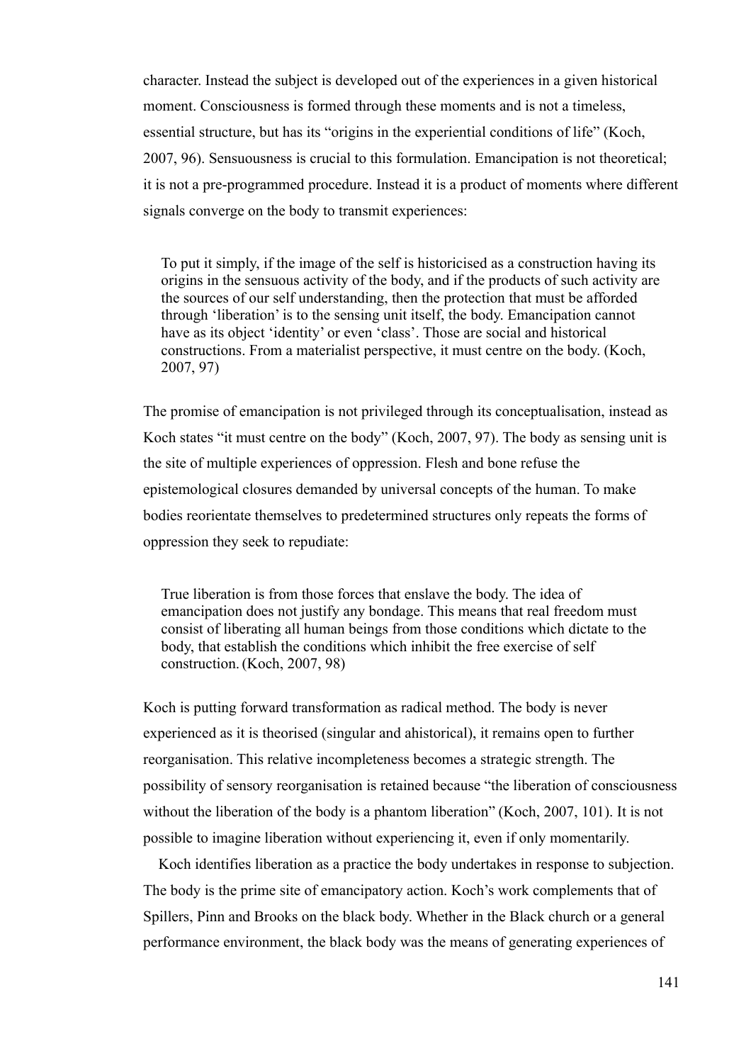character. Instead the subject is developed out of the experiences in a given historical moment. Consciousness is formed through these moments and is not a timeless, essential structure, but has its "origins in the experiential conditions of life" (Koch, 2007, 96). Sensuousness is crucial to this formulation. Emancipation is not theoretical; it is not a pre-programmed procedure. Instead it is a product of moments where different signals converge on the body to transmit experiences:

> To put it simply, if the image of the self is historicised as a construction having its origins in the sensuous activity of the body, and if the products of such activity are the sources of our self understanding, then the protection that must be afforded through 'liberation' is to the sensing unit itself, the body. Emancipation cannot have as its object 'identity' or even 'class'. Those are social and historical constructions. From a materialist perspective, it must centre on the body. (Koch, 2007, 97)

The promise of emancipation is not privileged through its conceptualisation, instead as Koch states "it must centre on the body" (Koch, 2007, 97). The body as sensing unit is the site of multiple experiences of oppression. Flesh and bone refuse the epistemological closures demanded by universal concepts of the human. To make bodies reorientate themselves to predetermined structures only repeats the forms of oppression they seek to repudiate:

> True liberation is from those forces that enslave the body. The idea of emancipation does not justify any bondage. This means that real freedom must consist of liberating all human beings from those conditions which dictate to the body, that establish the conditions which inhibit the free exercise of self construction. (Koch, 2007, 98)

Koch is putting forward transformation as radical method. The body is never experienced as it is theorised (singular and ahistorical), it remains open to further reorganisation. This relative incompleteness becomes a strategic strength. The possibility of sensory reorganisation is retained because "the liberation of consciousness without the liberation of the body is a phantom liberation" (Koch, 2007, 101). It is not possible to imagine liberation without experiencing it, even if only momentarily.

Koch identifies liberation as a practice the body undertakes in response to subjection. The body is the prime site of emancipatory action. Koch's work complements that of Spillers, Pinn and Brooks on the black body. Whether in the Black church or a general performance environment, the black body was the means of generating experiences of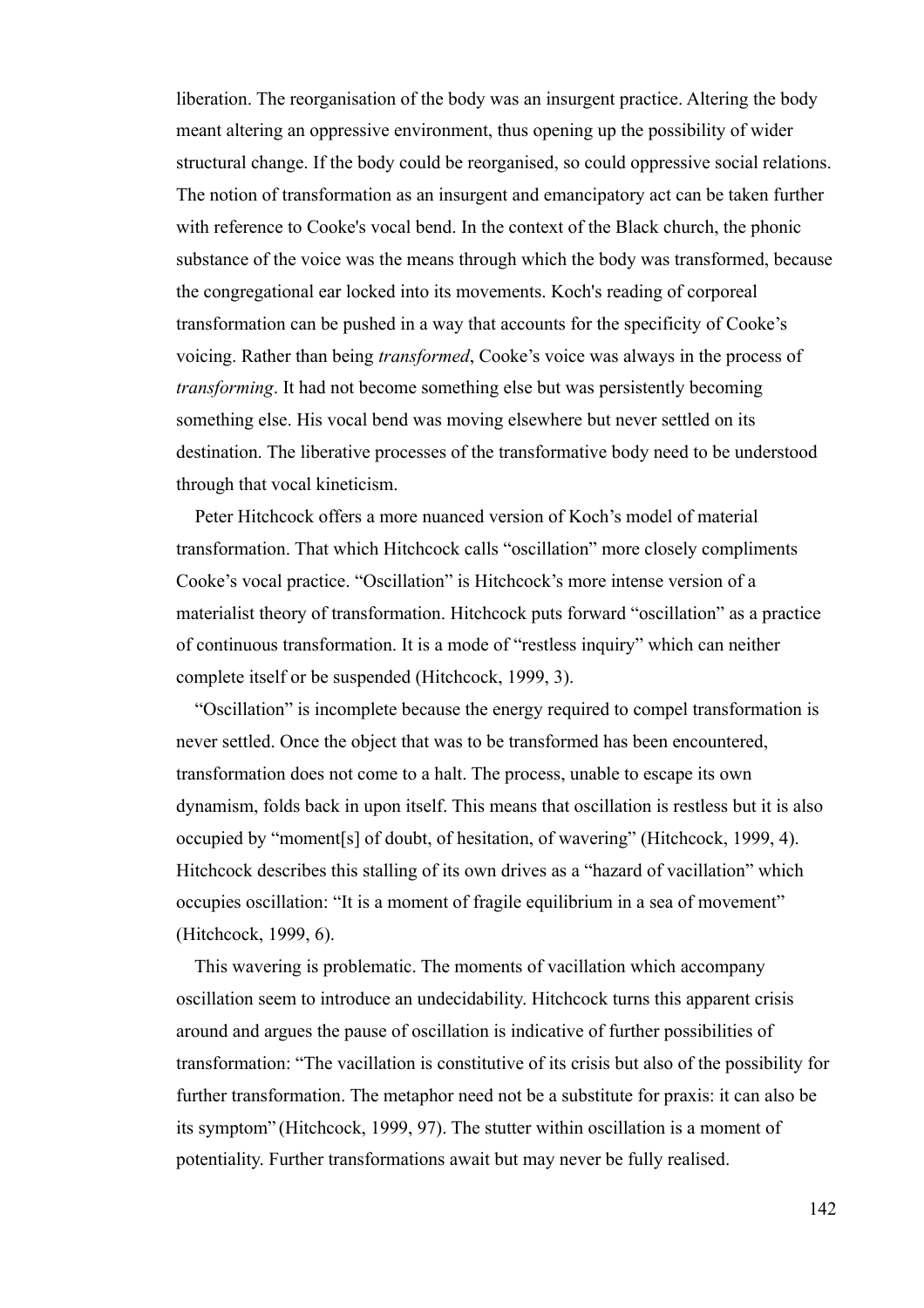liberation. The reorganisation of the body was an insurgent practice. Altering the body meant altering an oppressive environment, thus opening up the possibility of wider structural change. If the body could be reorganised, so could oppressive social relations. The notion of transformation as an insurgent and emancipatory act can be taken further with reference to Cooke's vocal bend. In the context of the Black church, the phonic substance of the voice was the means through which the body was transformed, because the congregational ear locked into its movements. Koch's reading of corporeal transformation can be pushed in a way that accounts for the specificity of Cooke's voicing. Rather than being *transformed*, Cooke's voice was always in the process of *transforming*. It had not become something else but was persistently becoming something else. His vocal bend was moving elsewhere but never settled on its destination. The liberative processes of the transformative body need to be understood through that vocal kineticism.

Peter Hitchcock offers a more nuanced version of Koch's model of material transformation. That which Hitchcock calls "oscillation" more closely compliments Cooke's vocal practice. "Oscillation" is Hitchcock's more intense version of a materialist theory of transformation. Hitchcock puts forward "oscillation" as a practice of continuous transformation. It is a mode of "restless inquiry" which can neither complete itself or be suspended (Hitchcock, 1999, 3).

"Oscillation" is incomplete because the energy required to compel transformation is never settled. Once the object that was to be transformed has been encountered, transformation does not come to a halt. The process, unable to escape its own dynamism, folds back in upon itself. This means that oscillation is restless but it is also occupied by "moment[s] of doubt, of hesitation, of wavering" (Hitchcock, 1999, 4). Hitchcock describes this stalling of its own drives as a "hazard of vacillation" which occupies oscillation: "It is a moment of fragile equilibrium in a sea of movement" (Hitchcock, 1999, 6).

This wavering is problematic. The moments of vacillation which accompany oscillation seem to introduce an undecidability. Hitchcock turns this apparent crisis around and argues the pause of oscillation is indicative of further possibilities of transformation: "The vacillation is constitutive of its crisis but also of the possibility for further transformation. The metaphor need not be a substitute for praxis: it can also be its symptom" (Hitchcock, 1999, 97). The stutter within oscillation is a moment of potentiality. Further transformations await but may never be fully realised.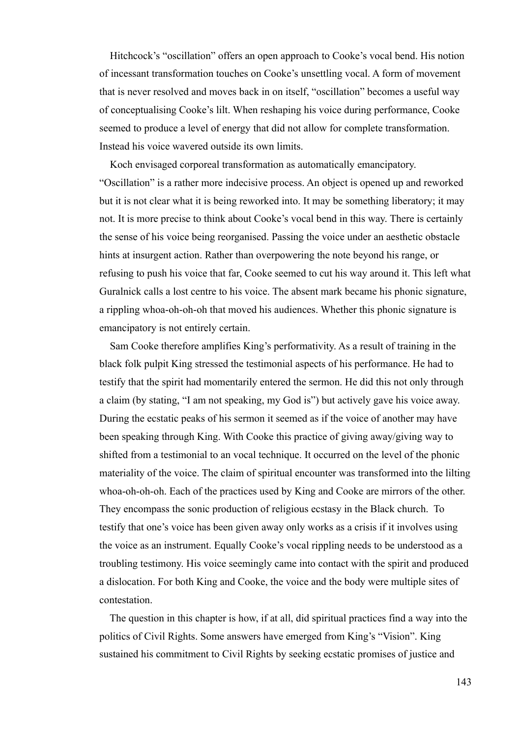Hitchcock's "oscillation" offers an open approach to Cooke's vocal bend. His notion of incessant transformation touches on Cooke's unsettling vocal. A form of movement that is never resolved and moves back in on itself, "oscillation" becomes a useful way of conceptualising Cooke's lilt. When reshaping his voice during performance, Cooke seemed to produce a level of energy that did not allow for complete transformation. Instead his voice wavered outside its own limits.

Koch envisaged corporeal transformation as automatically emancipatory. "Oscillation" is a rather more indecisive process. An object is opened up and reworked but it is not clear what it is being reworked into. It may be something liberatory; it may not. It is more precise to think about Cooke's vocal bend in this way. There is certainly the sense of his voice being reorganised. Passing the voice under an aesthetic obstacle hints at insurgent action. Rather than overpowering the note beyond his range, or refusing to push his voice that far, Cooke seemed to cut his way around it. This left what Guralnick calls a lost centre to his voice. The absent mark became his phonic signature, a rippling whoa-oh-oh-oh that moved his audiences. Whether this phonic signature is emancipatory is not entirely certain.

Sam Cooke therefore amplifies King's performativity. As a result of training in the black folk pulpit King stressed the testimonial aspects of his performance. He had to testify that the spirit had momentarily entered the sermon. He did this not only through a claim (by stating, "I am not speaking, my God is") but actively gave his voice away. During the ecstatic peaks of his sermon it seemed as if the voice of another may have been speaking through King. With Cooke this practice of giving away/giving way to shifted from a testimonial to an vocal technique. It occurred on the level of the phonic materiality of the voice. The claim of spiritual encounter was transformed into the lilting whoa-oh-oh-oh. Each of the practices used by King and Cooke are mirrors of the other. They encompass the sonic production of religious ecstasy in the Black church. To testify that one's voice has been given away only works as a crisis if it involves using the voice as an instrument. Equally Cooke's vocal rippling needs to be understood as a troubling testimony. His voice seemingly came into contact with the spirit and produced a dislocation. For both King and Cooke, the voice and the body were multiple sites of contestation.

The question in this chapter is how, if at all, did spiritual practices find a way into the politics of Civil Rights. Some answers have emerged from King's "Vision". King sustained his commitment to Civil Rights by seeking ecstatic promises of justice and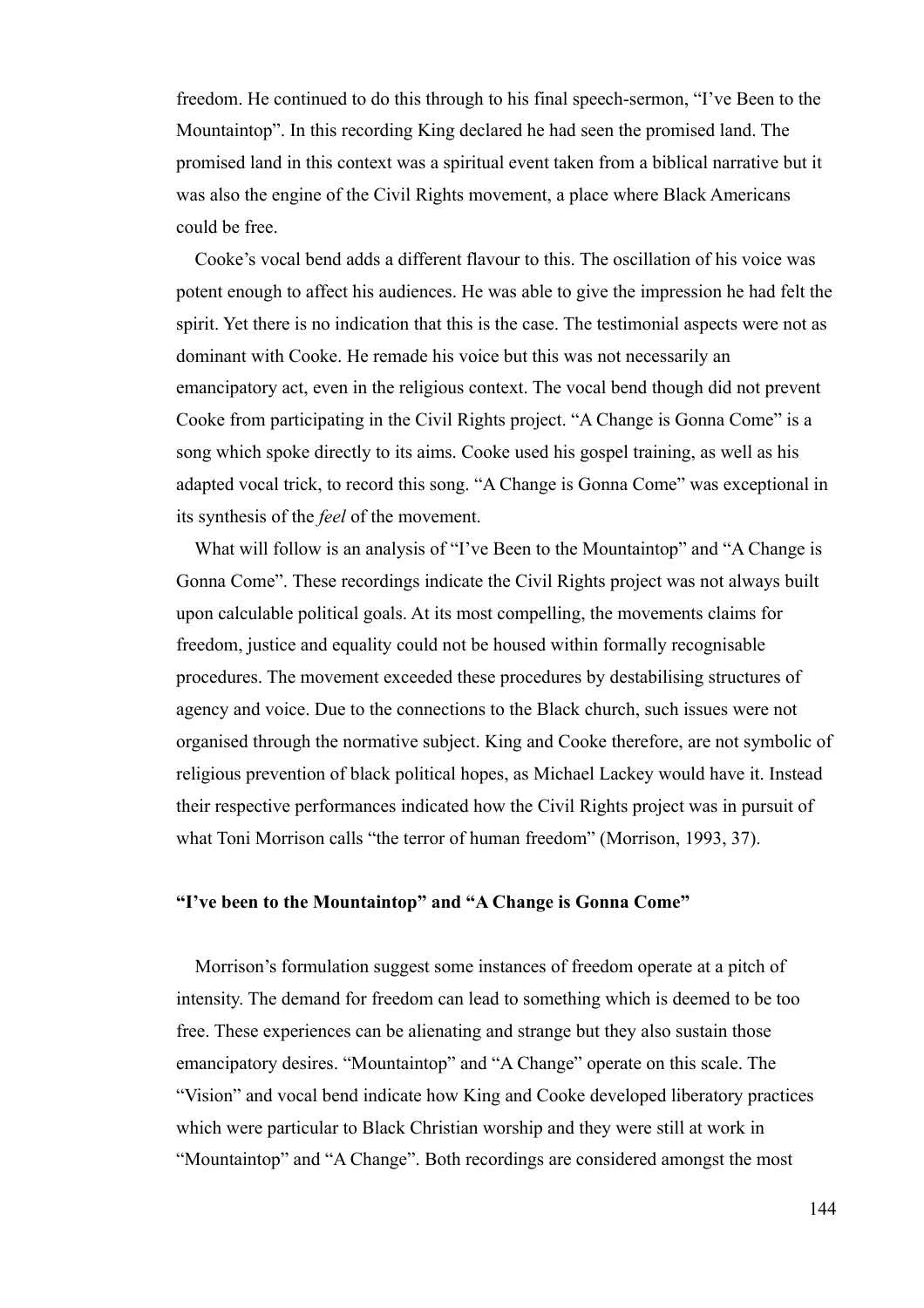freedom. He continued to do this through to his final speech-sermon, "I've Been to the Mountaintop". In this recording King declared he had seen the promised land. The promised land in this context was a spiritual event taken from a biblical narrative but it was also the engine of the Civil Rights movement, a place where Black Americans could be free.

Cooke's vocal bend adds a different flavour to this. The oscillation of his voice was potent enough to affect his audiences. He was able to give the impression he had felt the spirit. Yet there is no indication that this is the case. The testimonial aspects were not as dominant with Cooke. He remade his voice but this was not necessarily an emancipatory act, even in the religious context. The vocal bend though did not prevent Cooke from participating in the Civil Rights project. "A Change is Gonna Come" is a song which spoke directly to its aims. Cooke used his gospel training, as well as his adapted vocal trick, to record this song. "A Change is Gonna Come" was exceptional in its synthesis of the *feel* of the movement.

What will follow is an analysis of "I've Been to the Mountaintop" and "A Change is Gonna Come". These recordings indicate the Civil Rights project was not always built upon calculable political goals. At its most compelling, the movements claims for freedom, justice and equality could not be housed within formally recognisable procedures. The movement exceeded these procedures by destabilising structures of agency and voice. Due to the connections to the Black church, such issues were not organised through the normative subject. King and Cooke therefore, are not symbolic of religious prevention of black political hopes, as Michael Lackey would have it. Instead their respective performances indicated how the Civil Rights project was in pursuit of what Toni Morrison calls "the terror of human freedom" (Morrison, 1993, 37).

**"I've been to the Mountaintop" and "A Change is Gonna Come"**

Morrison's formulation suggest some instances of freedom operate at a pitch of intensity. The demand for freedom can lead to something which is deemed to be too free. These experiences can be alienating and strange but they also sustain those emancipatory desires. "Mountaintop" and "A Change" operate on this scale. The "Vision" and vocal bend indicate how King and Cooke developed liberatory practices which were particular to Black Christian worship and they were still at work in "Mountaintop" and "A Change". Both recordings are considered amongst the most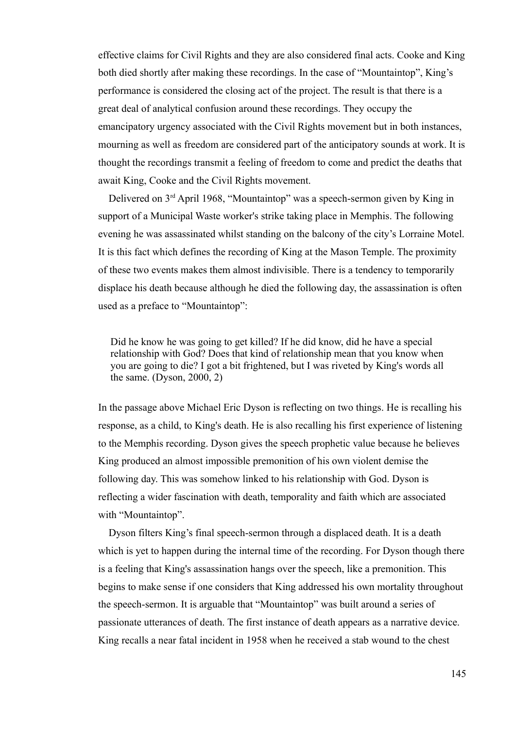effective claims for Civil Rights and they are also considered final acts. Cooke and King both died shortly after making these recordings. In the case of "Mountaintop", King's performance is considered the closing act of the project. The result is that there is a great deal of analytical confusion around these recordings. They occupy the emancipatory urgency associated with the Civil Rights movement but in both instances, mourning as well as freedom are considered part of the anticipatory sounds at work. It is thought the recordings transmit a feeling of freedom to come and predict the deaths that await King, Cooke and the Civil Rights movement.

Delivered on 3rd April 1968, "Mountaintop" was a speech-sermon given by King in support of a Municipal Waste worker's strike taking place in Memphis. The following evening he was assassinated whilst standing on the balcony of the city's Lorraine Motel. It is this fact which defines the recording of King at the Mason Temple. The proximity of these two events makes them almost indivisible. There is a tendency to temporarily displace his death because although he died the following day, the assassination is often used as a preface to "Mountaintop":

> Did he know he was going to get killed? If he did know, did he have a special relationship with God? Does that kind of relationship mean that you know when you are going to die? I got a bit frightened, but I was riveted by King's words all the same. (Dyson, 2000, 2)

In the passage above Michael Eric Dyson is reflecting on two things. He is recalling his response, as a child, to King's death. He is also recalling his first experience of listening to the Memphis recording. Dyson gives the speech prophetic value because he believes King produced an almost impossible premonition of his own violent demise the following day. This was somehow linked to his relationship with God. Dyson is reflecting a wider fascination with death, temporality and faith which are associated with "Mountaintop".

Dyson filters King's final speech-sermon through a displaced death. It is a death which is yet to happen during the internal time of the recording. For Dyson though there is a feeling that King's assassination hangs over the speech, like a premonition. This begins to make sense if one considers that King addressed his own mortality throughout the speech-sermon. It is arguable that "Mountaintop" was built around a series of passionate utterances of death. The first instance of death appears as a narrative device. King recalls a near fatal incident in 1958 when he received a stab wound to the chest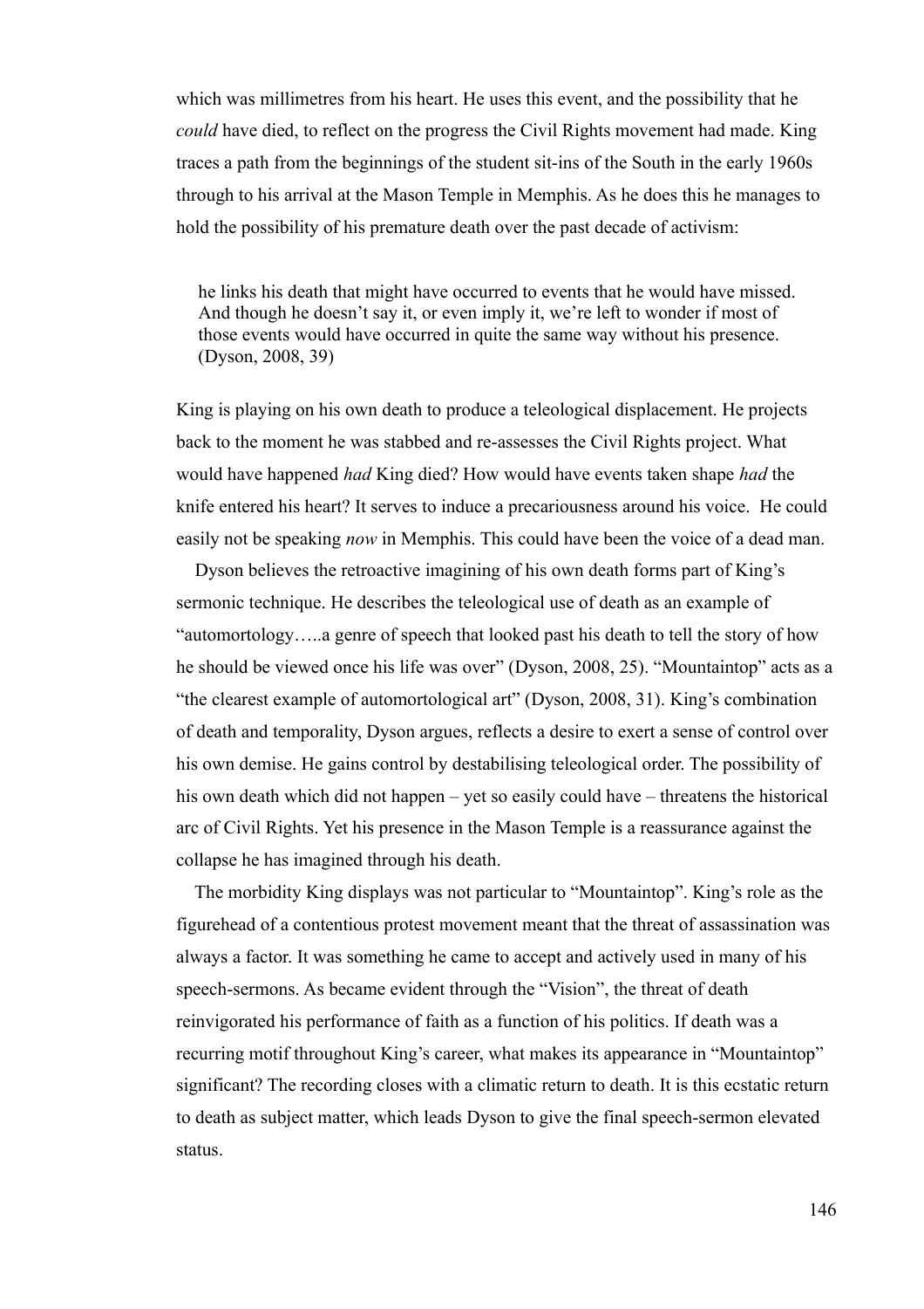which was millimetres from his heart. He uses this event, and the possibility that he *could* have died, to reflect on the progress the Civil Rights movement had made. King traces a path from the beginnings of the student sit-ins of the South in the early 1960s through to his arrival at the Mason Temple in Memphis. As he does this he manages to hold the possibility of his premature death over the past decade of activism:

> he links his death that might have occurred to events that he would have missed. And though he doesn't say it, or even imply it, we're left to wonder if most of those events would have occurred in quite the same way without his presence. (Dyson, 2008, 39)

King is playing on his own death to produce a teleological displacement. He projects back to the moment he was stabbed and re-assesses the Civil Rights project. What would have happened *had* King died? How would have events taken shape *had* the knife entered his heart? It serves to induce a precariousness around his voice. He could easily not be speaking *now* in Memphis. This could have been the voice of a dead man.

Dyson believes the retroactive imagining of his own death forms part of King's sermonic technique. He describes the teleological use of death as an example of "automortology…..a genre of speech that looked past his death to tell the story of how he should be viewed once his life was over" (Dyson, 2008, 25). "Mountaintop" acts as a "the clearest example of automortological art" (Dyson, 2008, 31). King's combination of death and temporality, Dyson argues, reflects a desire to exert a sense of control over his own demise. He gains control by destabilising teleological order. The possibility of his own death which did not happen – yet so easily could have – threatens the historical arc of Civil Rights. Yet his presence in the Mason Temple is a reassurance against the collapse he has imagined through his death.

The morbidity King displays was not particular to "Mountaintop". King's role as the figurehead of a contentious protest movement meant that the threat of assassination was always a factor. It was something he came to accept and actively used in many of his speech-sermons. As became evident through the "Vision", the threat of death reinvigorated his performance of faith as a function of his politics. If death was a recurring motif throughout King's career, what makes its appearance in "Mountaintop" significant? The recording closes with a climatic return to death. It is this ecstatic return to death as subject matter, which leads Dyson to give the final speech-sermon elevated status.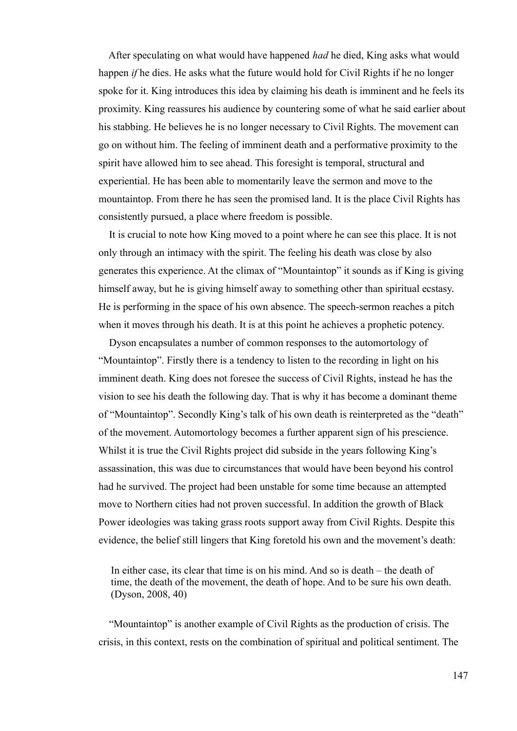After speculating on what would have happened *had* he died, King asks what would happen *if* he dies. He asks what the future would hold for Civil Rights if he no longer spoke for it. King introduces this idea by claiming his death is imminent and he feels its proximity. King reassures his audience by countering some of what he said earlier about his stabbing. He believes he is no longer necessary to Civil Rights. The movement can go on without him. The feeling of imminent death and a performative proximity to the spirit have allowed him to see ahead. This foresight is temporal, structural and experiential. He has been able to momentarily leave the sermon and move to the mountaintop. From there he has seen the promised land. It is the place Civil Rights has consistently pursued, a place where freedom is possible.

It is crucial to note how King moved to a point where he can see this place. It is not only through an intimacy with the spirit. The feeling his death was close by also generates this experience. At the climax of "Mountaintop" it sounds as if King is giving himself away, but he is giving himself away to something other than spiritual ecstasy. He is performing in the space of his own absence. The speech-sermon reaches a pitch when it moves through his death. It is at this point he achieves a prophetic potency.

Dyson encapsulates a number of common responses to the automortology of "Mountaintop". Firstly there is a tendency to listen to the recording in light on his imminent death. King does not foresee the success of Civil Rights, instead he has the vision to see his death the following day. That is why it has become a dominant theme of "Mountaintop". Secondly King's talk of his own death is reinterpreted as the "death" of the movement. Automortology becomes a further apparent sign of his prescience. Whilst it is true the Civil Rights project did subside in the years following King's assassination, this was due to circumstances that would have been beyond his control had he survived. The project had been unstable for some time because an attempted move to Northern cities had not proven successful. In addition the growth of Black Power ideologies was taking grass roots support away from Civil Rights. Despite this evidence, the belief still lingers that King foretold his own and the movement's death:

> In either case, its clear that time is on his mind. And so is death – the death of time, the death of the movement, the death of hope. And to be sure his own death. (Dyson, 2008, 40)

"Mountaintop" is another example of Civil Rights as the production of crisis. The crisis, in this context, rests on the combination of spiritual and political sentiment. The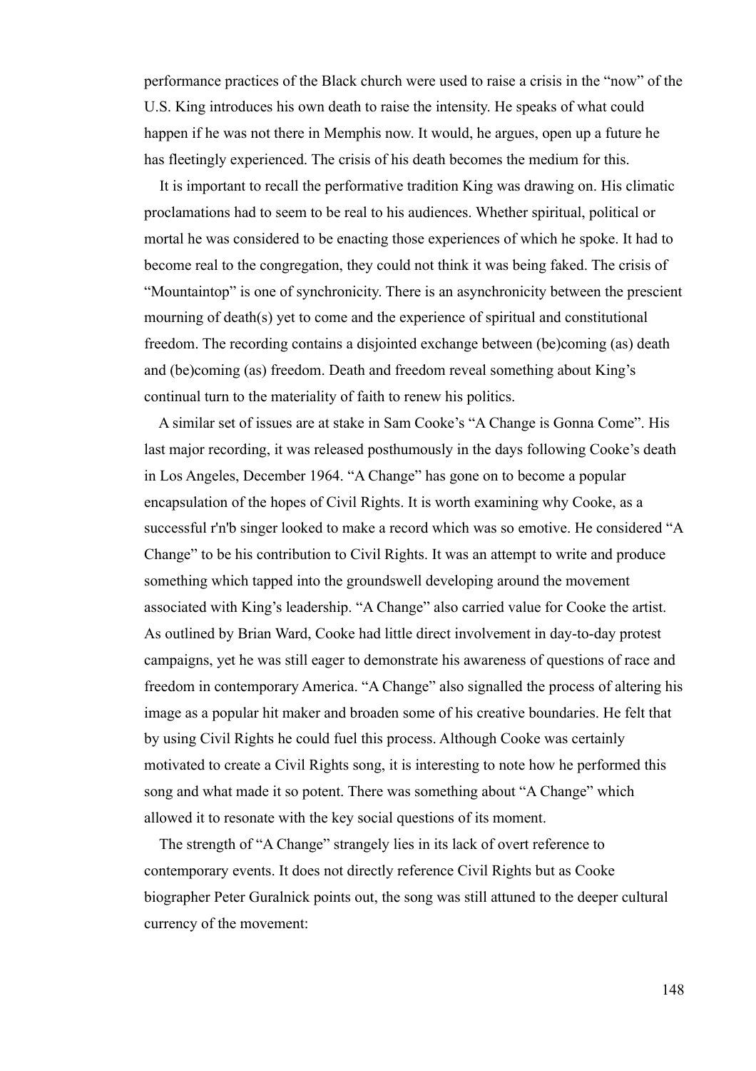performance practices of the Black church were used to raise a crisis in the "now" of the U.S. King introduces his own death to raise the intensity. He speaks of what could happen if he was not there in Memphis now. It would, he argues, open up a future he has fleetingly experienced. The crisis of his death becomes the medium for this.

It is important to recall the performative tradition King was drawing on. His climatic proclamations had to seem to be real to his audiences. Whether spiritual, political or mortal he was considered to be enacting those experiences of which he spoke. It had to become real to the congregation, they could not think it was being faked. The crisis of "Mountaintop" is one of synchronicity. There is an asynchronicity between the prescient mourning of death(s) yet to come and the experience of spiritual and constitutional freedom. The recording contains a disjointed exchange between (be)coming (as) death and (be)coming (as) freedom. Death and freedom reveal something about King's continual turn to the materiality of faith to renew his politics.

A similar set of issues are at stake in Sam Cooke's "A Change is Gonna Come". His last major recording, it was released posthumously in the days following Cooke's death in Los Angeles, December 1964. "A Change" has gone on to become a popular encapsulation of the hopes of Civil Rights. It is worth examining why Cooke, as a successful r'n'b singer looked to make a record which was so emotive. He considered "A Change" to be his contribution to Civil Rights. It was an attempt to write and produce something which tapped into the groundswell developing around the movement associated with King's leadership. "A Change" also carried value for Cooke the artist. As outlined by Brian Ward, Cooke had little direct involvement in day-to-day protest campaigns, yet he was still eager to demonstrate his awareness of questions of race and freedom in contemporary America. "A Change" also signalled the process of altering his image as a popular hit maker and broaden some of his creative boundaries. He felt that by using Civil Rights he could fuel this process. Although Cooke was certainly motivated to create a Civil Rights song, it is interesting to note how he performed this song and what made it so potent. There was something about "A Change" which allowed it to resonate with the key social questions of its moment.

The strength of "A Change" strangely lies in its lack of overt reference to contemporary events. It does not directly reference Civil Rights but as Cooke biographer Peter Guralnick points out, the song was still attuned to the deeper cultural currency of the movement: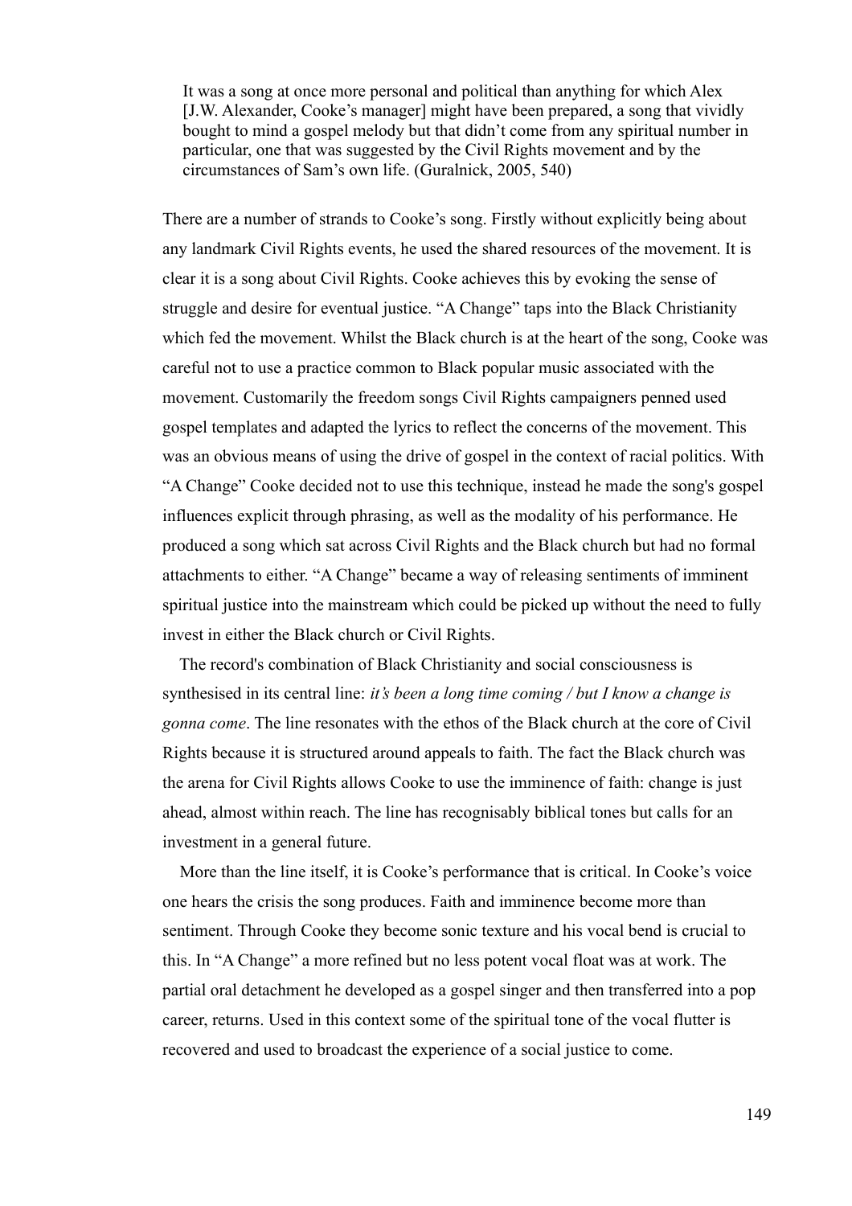> It was a song at once more personal and political than anything for which Alex [J.W. Alexander, Cooke's manager] might have been prepared, a song that vividly bought to mind a gospel melody but that didn't come from any spiritual number in particular, one that was suggested by the Civil Rights movement and by the circumstances of Sam's own life. (Guralnick, 2005, 540)

There are a number of strands to Cooke's song. Firstly without explicitly being about any landmark Civil Rights events, he used the shared resources of the movement. It is clear it is a song about Civil Rights. Cooke achieves this by evoking the sense of struggle and desire for eventual justice. "A Change" taps into the Black Christianity which fed the movement. Whilst the Black church is at the heart of the song, Cooke was careful not to use a practice common to Black popular music associated with the movement. Customarily the freedom songs Civil Rights campaigners penned used gospel templates and adapted the lyrics to reflect the concerns of the movement. This was an obvious means of using the drive of gospel in the context of racial politics. With "A Change" Cooke decided not to use this technique, instead he made the song's gospel influences explicit through phrasing, as well as the modality of his performance. He produced a song which sat across Civil Rights and the Black church but had no formal attachments to either. "A Change" became a way of releasing sentiments of imminent spiritual justice into the mainstream which could be picked up without the need to fully invest in either the Black church or Civil Rights.

The record's combination of Black Christianity and social consciousness is synthesised in its central line: *it's been a long time coming / but I know a change is gonna come*. The line resonates with the ethos of the Black church at the core of Civil Rights because it is structured around appeals to faith. The fact the Black church was the arena for Civil Rights allows Cooke to use the imminence of faith: change is just ahead, almost within reach. The line has recognisably biblical tones but calls for an investment in a general future.

More than the line itself, it is Cooke's performance that is critical. In Cooke's voice one hears the crisis the song produces. Faith and imminence become more than sentiment. Through Cooke they become sonic texture and his vocal bend is crucial to this. In "A Change" a more refined but no less potent vocal float was at work. The partial oral detachment he developed as a gospel singer and then transferred into a pop career, returns. Used in this context some of the spiritual tone of the vocal flutter is recovered and used to broadcast the experience of a social justice to come.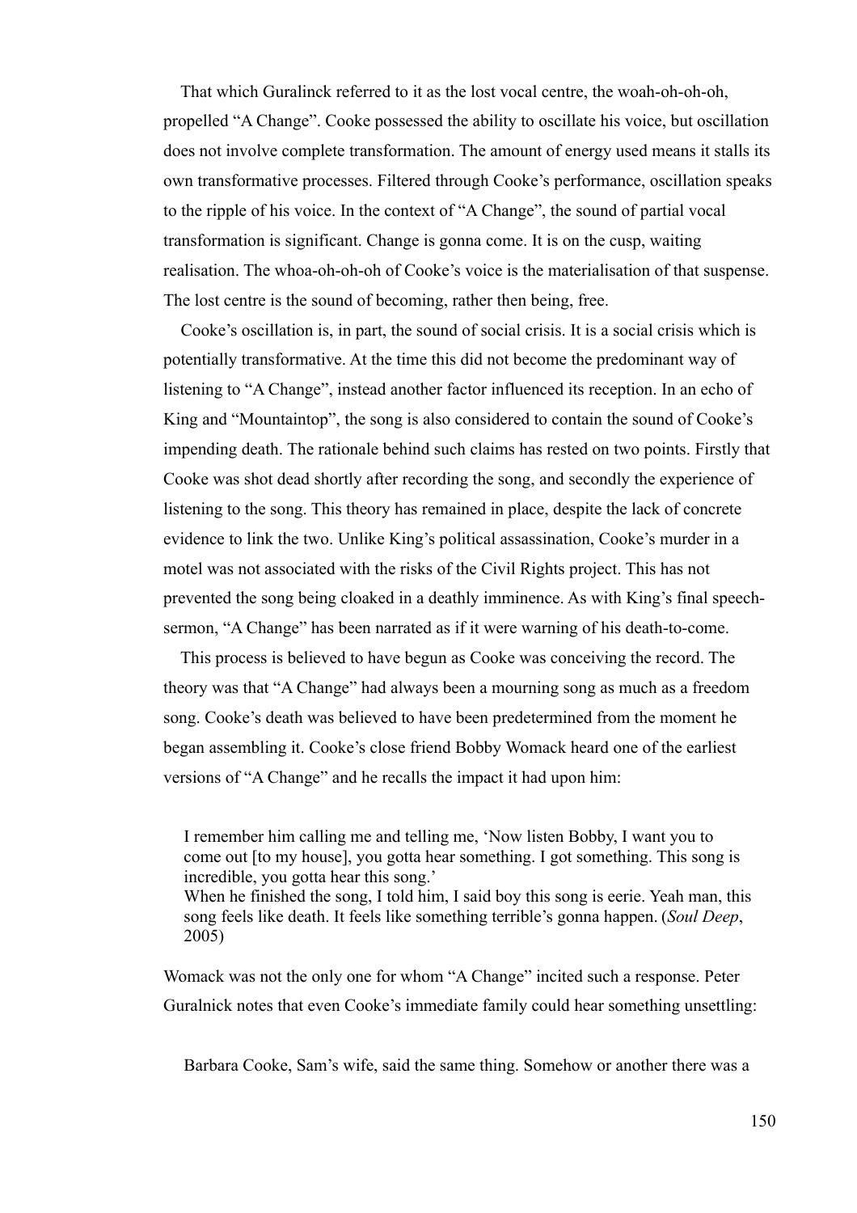That which Guralinck referred to it as the lost vocal centre, the woah-oh-oh-oh, propelled "A Change". Cooke possessed the ability to oscillate his voice, but oscillation does not involve complete transformation. The amount of energy used means it stalls its own transformative processes. Filtered through Cooke's performance, oscillation speaks to the ripple of his voice. In the context of "A Change", the sound of partial vocal transformation is significant. Change is gonna come. It is on the cusp, waiting realisation. The whoa-oh-oh-oh of Cooke's voice is the materialisation of that suspense. The lost centre is the sound of becoming, rather then being, free.

Cooke's oscillation is, in part, the sound of social crisis. It is a social crisis which is potentially transformative. At the time this did not become the predominant way of listening to "A Change", instead another factor influenced its reception. In an echo of King and "Mountaintop", the song is also considered to contain the sound of Cooke's impending death. The rationale behind such claims has rested on two points. Firstly that Cooke was shot dead shortly after recording the song, and secondly the experience of listening to the song. This theory has remained in place, despite the lack of concrete evidence to link the two. Unlike King's political assassination, Cooke's murder in a motel was not associated with the risks of the Civil Rights project. This has not prevented the song being cloaked in a deathly imminence. As with King's final speech-sermon, "A Change" has been narrated as if it were warning of his death-to-come.

This process is believed to have begun as Cooke was conceiving the record. The theory was that "A Change" had always been a mourning song as much as a freedom song. Cooke's death was believed to have been predetermined from the moment he began assembling it. Cooke's close friend Bobby Womack heard one of the earliest versions of "A Change" and he recalls the impact it had upon him:

> I remember him calling me and telling me, 'Now listen Bobby, I want you to come out [to my house], you gotta hear something. I got something. This song is incredible, you gotta hear this song.'
> When he finished the song, I told him, I said boy this song is eerie. Yeah man, this song feels like death. It feels like something terrible's gonna happen. (*Soul Deep*, 2005)

Womack was not the only one for whom "A Change" incited such a response. Peter Guralnick notes that even Cooke's immediate family could hear something unsettling:

> Barbara Cooke, Sam's wife, said the same thing. Somehow or another there was a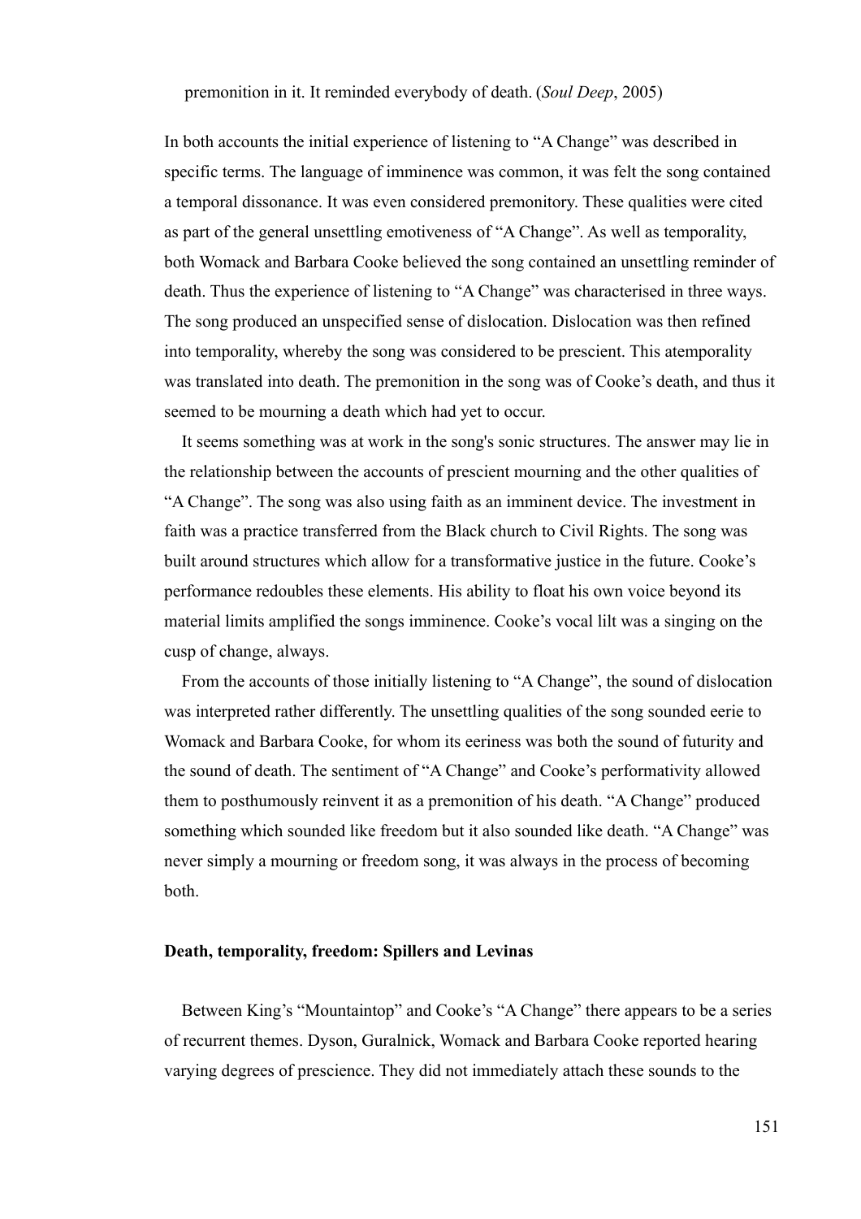premonition in it. It reminded everybody of death. (*Soul Deep*, 2005)

In both accounts the initial experience of listening to "A Change" was described in specific terms. The language of imminence was common, it was felt the song contained a temporal dissonance. It was even considered premonitory. These qualities were cited as part of the general unsettling emotiveness of "A Change". As well as temporality, both Womack and Barbara Cooke believed the song contained an unsettling reminder of death. Thus the experience of listening to "A Change" was characterised in three ways. The song produced an unspecified sense of dislocation. Dislocation was then refined into temporality, whereby the song was considered to be prescient. This atemporality was translated into death. The premonition in the song was of Cooke's death, and thus it seemed to be mourning a death which had yet to occur.

It seems something was at work in the song's sonic structures. The answer may lie in the relationship between the accounts of prescient mourning and the other qualities of "A Change". The song was also using faith as an imminent device. The investment in faith was a practice transferred from the Black church to Civil Rights. The song was built around structures which allow for a transformative justice in the future. Cooke's performance redoubles these elements. His ability to float his own voice beyond its material limits amplified the songs imminence. Cooke's vocal lilt was a singing on the cusp of change, always.

From the accounts of those initially listening to "A Change", the sound of dislocation was interpreted rather differently. The unsettling qualities of the song sounded eerie to Womack and Barbara Cooke, for whom its eeriness was both the sound of futurity and the sound of death. The sentiment of "A Change" and Cooke's performativity allowed them to posthumously reinvent it as a premonition of his death. "A Change" produced something which sounded like freedom but it also sounded like death. "A Change" was never simply a mourning or freedom song, it was always in the process of becoming both.

### Death, temporality, freedom: Spillers and Levinas

Between King's "Mountaintop" and Cooke's "A Change" there appears to be a series of recurrent themes. Dyson, Guralnick, Womack and Barbara Cooke reported hearing varying degrees of prescience. They did not immediately attach these sounds to the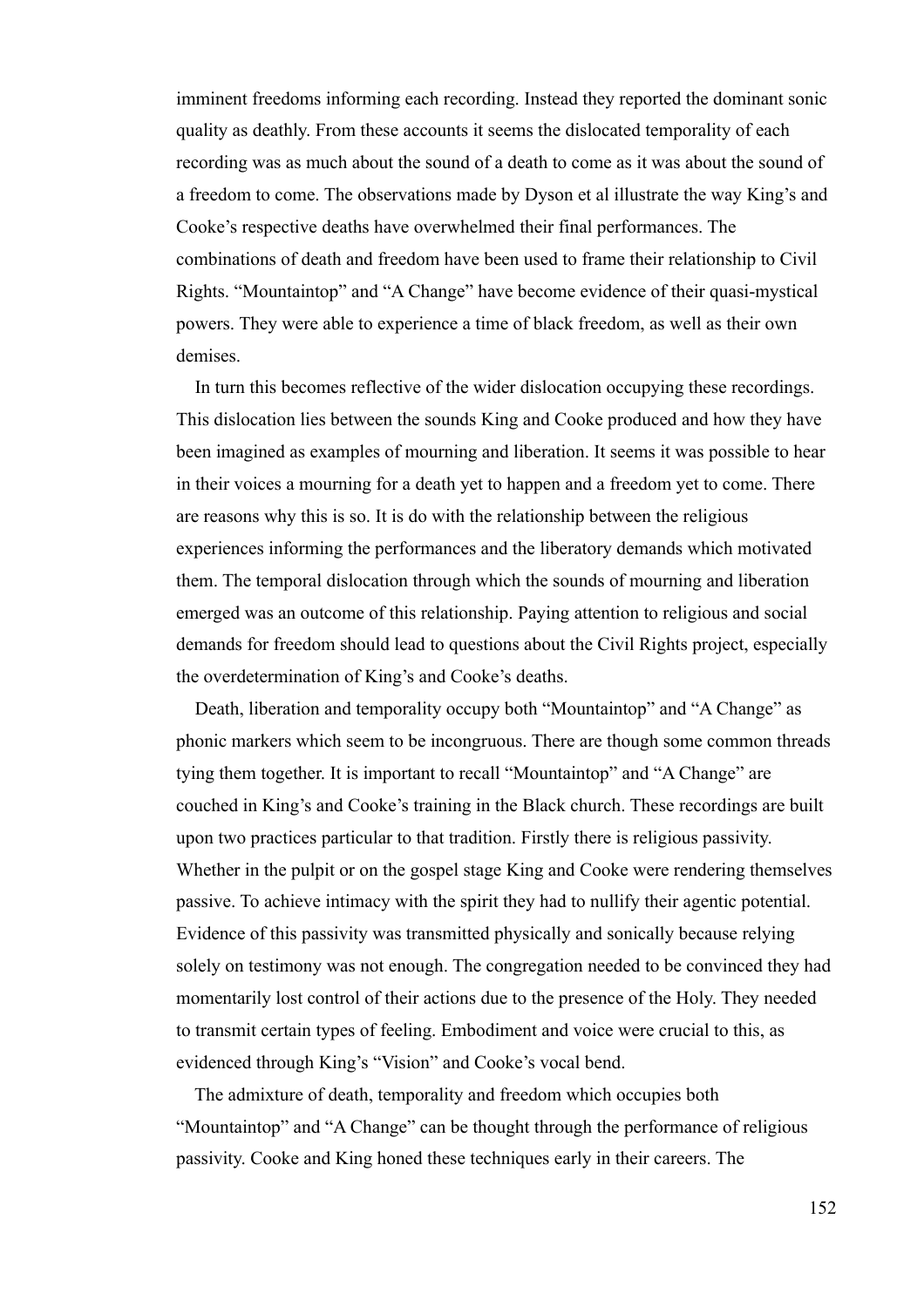imminent freedoms informing each recording. Instead they reported the dominant sonic quality as deathly. From these accounts it seems the dislocated temporality of each recording was as much about the sound of a death to come as it was about the sound of a freedom to come. The observations made by Dyson et al illustrate the way King's and Cooke's respective deaths have overwhelmed their final performances. The combinations of death and freedom have been used to frame their relationship to Civil Rights. "Mountaintop" and "A Change" have become evidence of their quasi-mystical powers. They were able to experience a time of black freedom, as well as their own demises.

In turn this becomes reflective of the wider dislocation occupying these recordings. This dislocation lies between the sounds King and Cooke produced and how they have been imagined as examples of mourning and liberation. It seems it was possible to hear in their voices a mourning for a death yet to happen and a freedom yet to come. There are reasons why this is so. It is do with the relationship between the religious experiences informing the performances and the liberatory demands which motivated them. The temporal dislocation through which the sounds of mourning and liberation emerged was an outcome of this relationship. Paying attention to religious and social demands for freedom should lead to questions about the Civil Rights project, especially the overdetermination of King's and Cooke's deaths.

Death, liberation and temporality occupy both "Mountaintop" and "A Change" as phonic markers which seem to be incongruous. There are though some common threads tying them together. It is important to recall "Mountaintop" and "A Change" are couched in King's and Cooke's training in the Black church. These recordings are built upon two practices particular to that tradition. Firstly there is religious passivity. Whether in the pulpit or on the gospel stage King and Cooke were rendering themselves passive. To achieve intimacy with the spirit they had to nullify their agentic potential. Evidence of this passivity was transmitted physically and sonically because relying solely on testimony was not enough. The congregation needed to be convinced they had momentarily lost control of their actions due to the presence of the Holy. They needed to transmit certain types of feeling. Embodiment and voice were crucial to this, as evidenced through King's "Vision" and Cooke's vocal bend.

The admixture of death, temporality and freedom which occupies both "Mountaintop" and "A Change" can be thought through the performance of religious passivity. Cooke and King honed these techniques early in their careers. The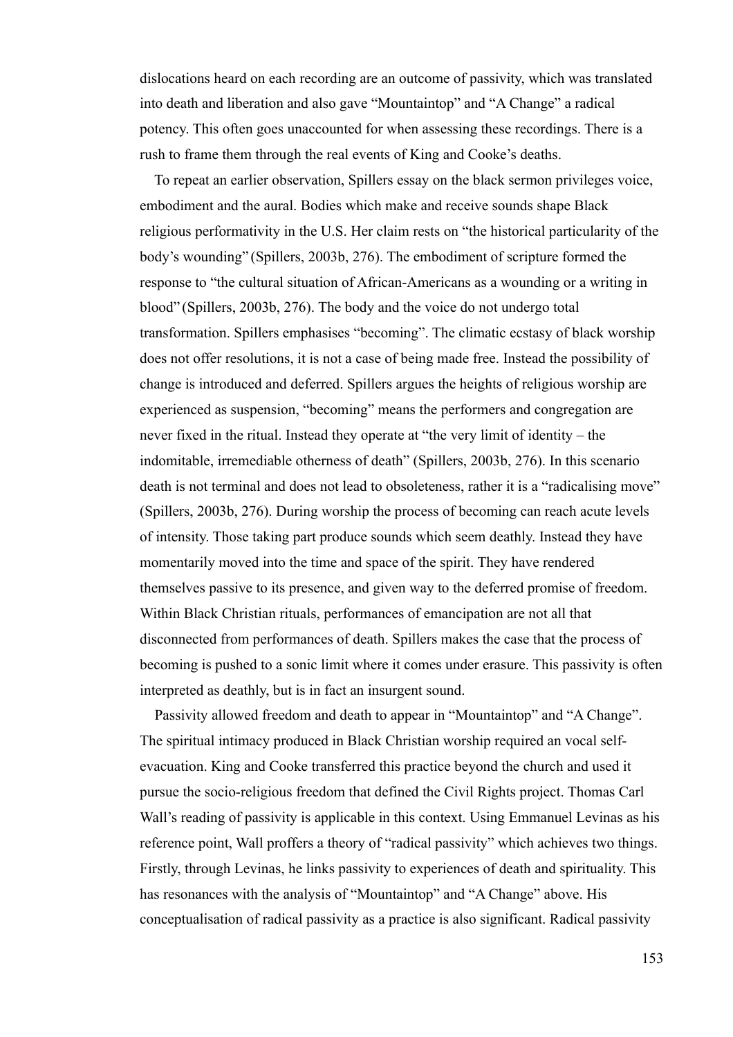dislocations heard on each recording are an outcome of passivity, which was translated into death and liberation and also gave "Mountaintop" and "A Change" a radical potency. This often goes unaccounted for when assessing these recordings. There is a rush to frame them through the real events of King and Cooke's deaths.

To repeat an earlier observation, Spillers essay on the black sermon privileges voice, embodiment and the aural. Bodies which make and receive sounds shape Black religious performativity in the U.S. Her claim rests on "the historical particularity of the body's wounding" (Spillers, 2003b, 276). The embodiment of scripture formed the response to "the cultural situation of African-Americans as a wounding or a writing in blood" (Spillers, 2003b, 276). The body and the voice do not undergo total transformation. Spillers emphasises "becoming". The climatic ecstasy of black worship does not offer resolutions, it is not a case of being made free. Instead the possibility of change is introduced and deferred. Spillers argues the heights of religious worship are experienced as suspension, "becoming" means the performers and congregation are never fixed in the ritual. Instead they operate at "the very limit of identity – the indomitable, irremediable otherness of death" (Spillers, 2003b, 276). In this scenario death is not terminal and does not lead to obsoleteness, rather it is a "radicalising move" (Spillers, 2003b, 276). During worship the process of becoming can reach acute levels of intensity. Those taking part produce sounds which seem deathly. Instead they have momentarily moved into the time and space of the spirit. They have rendered themselves passive to its presence, and given way to the deferred promise of freedom. Within Black Christian rituals, performances of emancipation are not all that disconnected from performances of death. Spillers makes the case that the process of becoming is pushed to a sonic limit where it comes under erasure. This passivity is often interpreted as deathly, but is in fact an insurgent sound.

Passivity allowed freedom and death to appear in "Mountaintop" and "A Change". The spiritual intimacy produced in Black Christian worship required an vocal self-evacuation. King and Cooke transferred this practice beyond the church and used it pursue the socio-religious freedom that defined the Civil Rights project. Thomas Carl Wall's reading of passivity is applicable in this context. Using Emmanuel Levinas as his reference point, Wall proffers a theory of "radical passivity" which achieves two things. Firstly, through Levinas, he links passivity to experiences of death and spirituality. This has resonances with the analysis of "Mountaintop" and "A Change" above. His conceptualisation of radical passivity as a practice is also significant. Radical passivity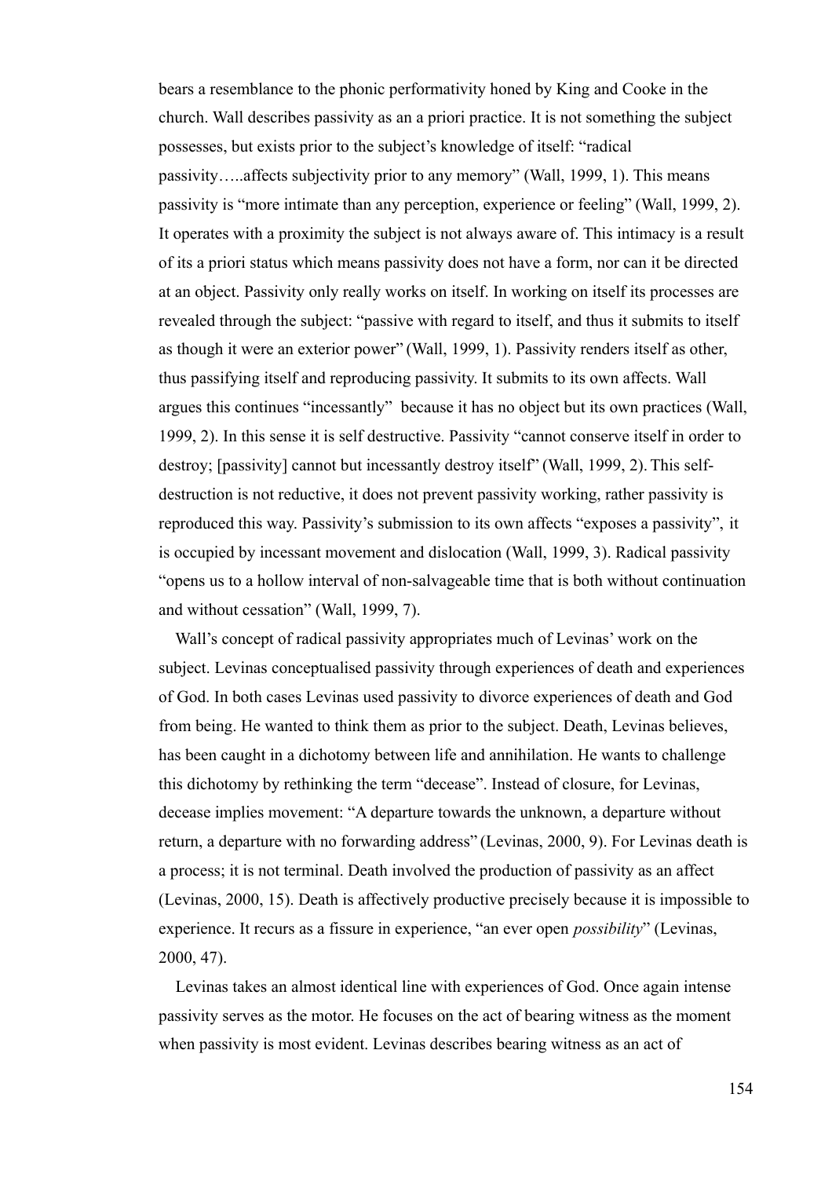bears a resemblance to the phonic performativity honed by King and Cooke in the church. Wall describes passivity as an a priori practice. It is not something the subject possesses, but exists prior to the subject's knowledge of itself: "radical passivity…..affects subjectivity prior to any memory" (Wall, 1999, 1). This means passivity is "more intimate than any perception, experience or feeling" (Wall, 1999, 2). It operates with a proximity the subject is not always aware of. This intimacy is a result of its a priori status which means passivity does not have a form, nor can it be directed at an object. Passivity only really works on itself. In working on itself its processes are revealed through the subject: "passive with regard to itself, and thus it submits to itself as though it were an exterior power" (Wall, 1999, 1). Passivity renders itself as other, thus passifying itself and reproducing passivity. It submits to its own affects. Wall argues this continues "incessantly" because it has no object but its own practices (Wall, 1999, 2). In this sense it is self destructive. Passivity "cannot conserve itself in order to destroy; [passivity] cannot but incessantly destroy itself" (Wall, 1999, 2). This self-destruction is not reductive, it does not prevent passivity working, rather passivity is reproduced this way. Passivity's submission to its own affects "exposes a passivity", it is occupied by incessant movement and dislocation (Wall, 1999, 3). Radical passivity "opens us to a hollow interval of non-salvageable time that is both without continuation and without cessation" (Wall, 1999, 7).

Wall's concept of radical passivity appropriates much of Levinas' work on the subject. Levinas conceptualised passivity through experiences of death and experiences of God. In both cases Levinas used passivity to divorce experiences of death and God from being. He wanted to think them as prior to the subject. Death, Levinas believes, has been caught in a dichotomy between life and annihilation. He wants to challenge this dichotomy by rethinking the term "decease". Instead of closure, for Levinas, decease implies movement: "A departure towards the unknown, a departure without return, a departure with no forwarding address" (Levinas, 2000, 9). For Levinas death is a process; it is not terminal. Death involved the production of passivity as an affect (Levinas, 2000, 15). Death is affectively productive precisely because it is impossible to experience. It recurs as a fissure in experience, "an ever open *possibility*" (Levinas, 2000, 47).

Levinas takes an almost identical line with experiences of God. Once again intense passivity serves as the motor. He focuses on the act of bearing witness as the moment when passivity is most evident. Levinas describes bearing witness as an act of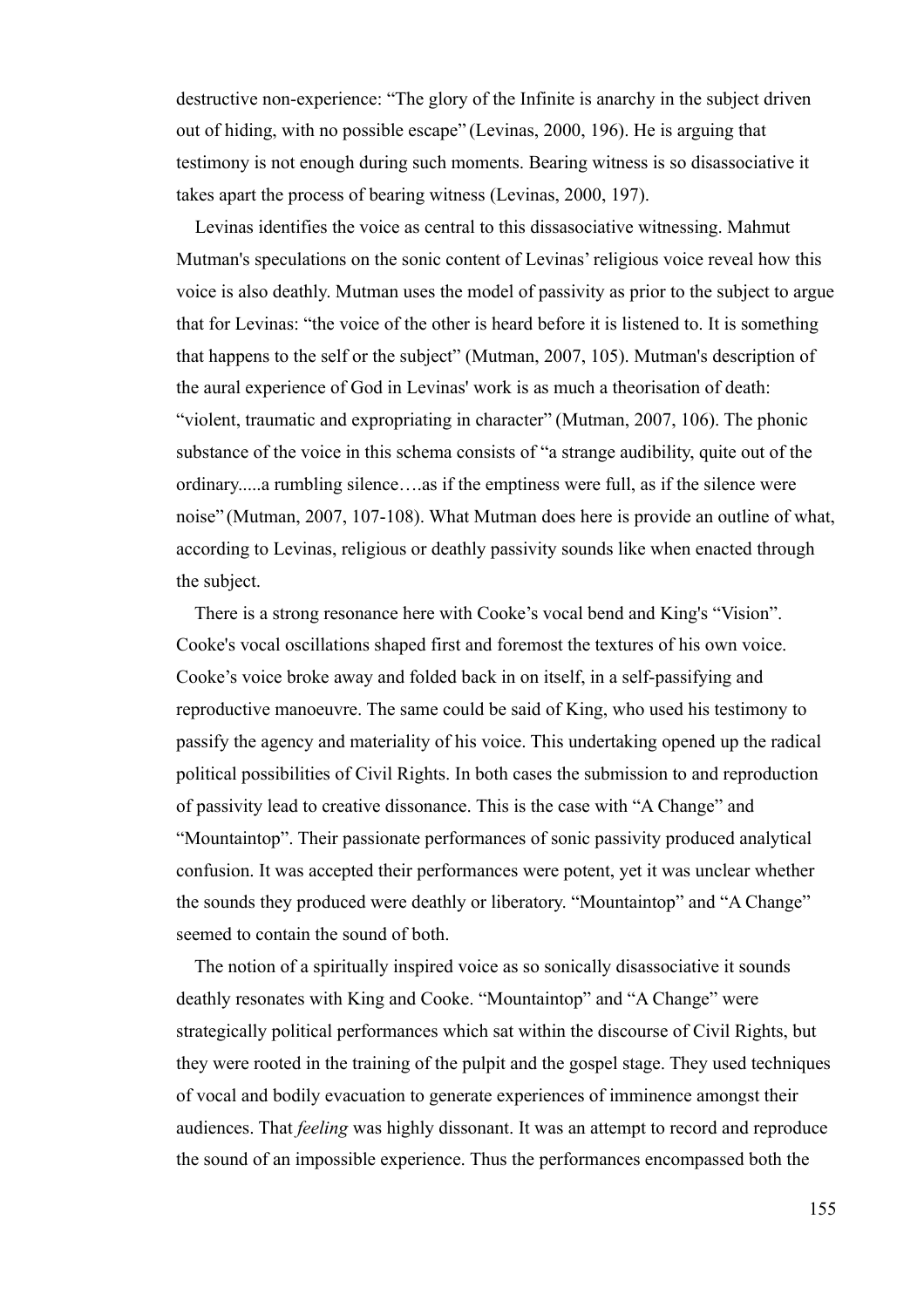destructive non-experience: “The glory of the Infinite is anarchy in the subject driven out of hiding, with no possible escape” (Levinas, 2000, 196). He is arguing that testimony is not enough during such moments. Bearing witness is so disassociative it takes apart the process of bearing witness (Levinas, 2000, 197).

Levinas identifies the voice as central to this dissasociative witnessing. Mahmut Mutman's speculations on the sonic content of Levinas’ religious voice reveal how this voice is also deathly. Mutman uses the model of passivity as prior to the subject to argue that for Levinas: “the voice of the other is heard before it is listened to. It is something that happens to the self or the subject” (Mutman, 2007, 105). Mutman's description of the aural experience of God in Levinas' work is as much a theorisation of death: “violent, traumatic and expropriating in character” (Mutman, 2007, 106). The phonic substance of the voice in this schema consists of “a strange audibility, quite out of the ordinary.....a rumbling silence….as if the emptiness were full, as if the silence were noise” (Mutman, 2007, 107-108). What Mutman does here is provide an outline of what, according to Levinas, religious or deathly passivity sounds like when enacted through the subject.

There is a strong resonance here with Cooke’s vocal bend and King's “Vision”. Cooke's vocal oscillations shaped first and foremost the textures of his own voice. Cooke’s voice broke away and folded back in on itself, in a self-passifying and reproductive manoeuvre. The same could be said of King, who used his testimony to passify the agency and materiality of his voice. This undertaking opened up the radical political possibilities of Civil Rights. In both cases the submission to and reproduction of passivity lead to creative dissonance. This is the case with “A Change” and “Mountaintop”. Their passionate performances of sonic passivity produced analytical confusion. It was accepted their performances were potent, yet it was unclear whether the sounds they produced were deathly or liberatory. “Mountaintop” and “A Change” seemed to contain the sound of both.

The notion of a spiritually inspired voice as so sonically disassociative it sounds deathly resonates with King and Cooke. “Mountaintop” and “A Change” were strategically political performances which sat within the discourse of Civil Rights, but they were rooted in the training of the pulpit and the gospel stage. They used techniques of vocal and bodily evacuation to generate experiences of imminence amongst their audiences. That *feeling* was highly dissonant. It was an attempt to record and reproduce the sound of an impossible experience. Thus the performances encompassed both the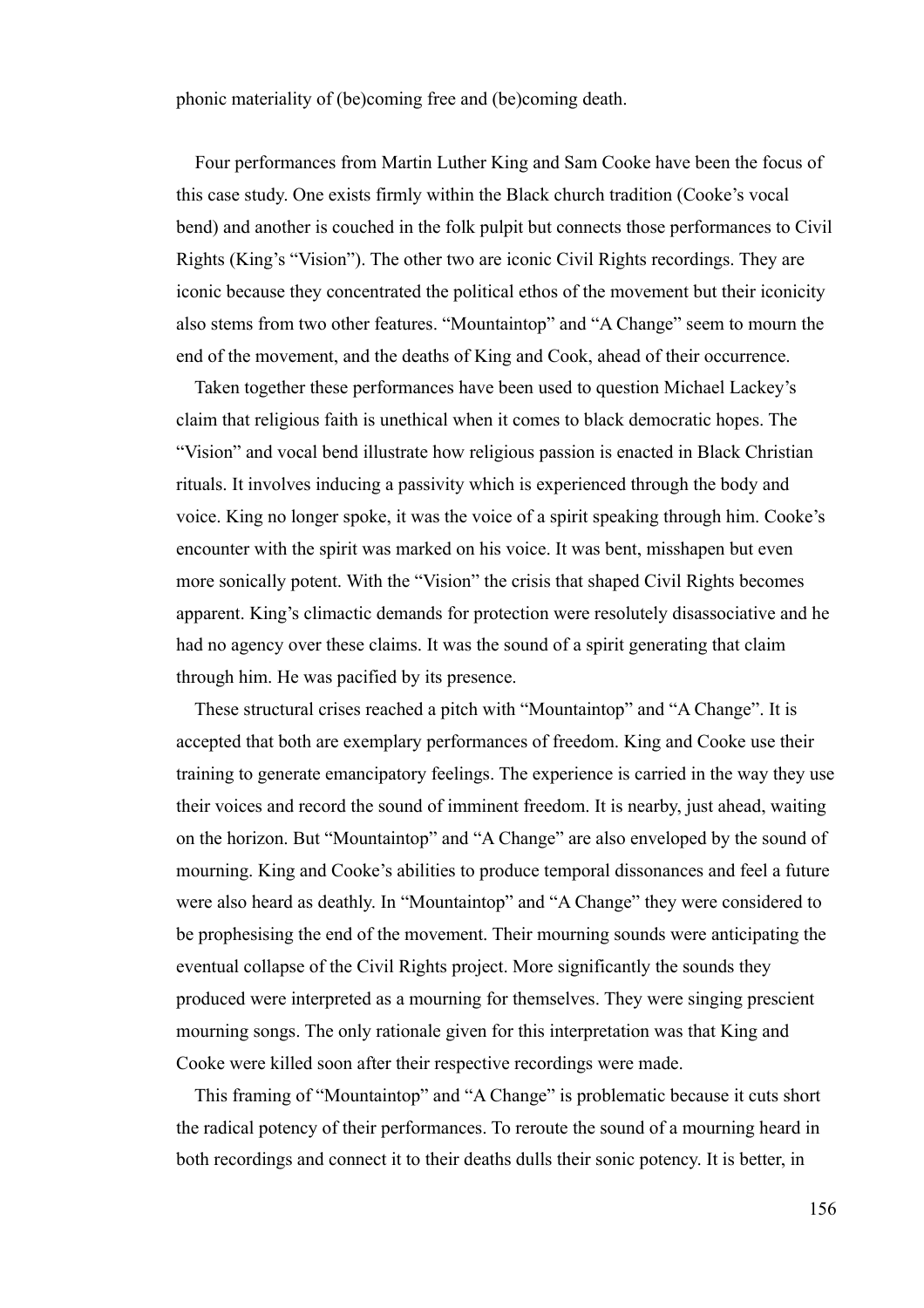phonic materiality of (be)coming free and (be)coming death.

Four performances from Martin Luther King and Sam Cooke have been the focus of this case study. One exists firmly within the Black church tradition (Cooke's vocal bend) and another is couched in the folk pulpit but connects those performances to Civil Rights (King's "Vision"). The other two are iconic Civil Rights recordings. They are iconic because they concentrated the political ethos of the movement but their iconicity also stems from two other features. "Mountaintop" and "A Change" seem to mourn the end of the movement, and the deaths of King and Cook, ahead of their occurrence.

Taken together these performances have been used to question Michael Lackey's claim that religious faith is unethical when it comes to black democratic hopes. The "Vision" and vocal bend illustrate how religious passion is enacted in Black Christian rituals. It involves inducing a passivity which is experienced through the body and voice. King no longer spoke, it was the voice of a spirit speaking through him. Cooke's encounter with the spirit was marked on his voice. It was bent, misshapen but even more sonically potent. With the "Vision" the crisis that shaped Civil Rights becomes apparent. King's climactic demands for protection were resolutely disassociative and he had no agency over these claims. It was the sound of a spirit generating that claim through him. He was pacified by its presence.

These structural crises reached a pitch with "Mountaintop" and "A Change". It is accepted that both are exemplary performances of freedom. King and Cooke use their training to generate emancipatory feelings. The experience is carried in the way they use their voices and record the sound of imminent freedom. It is nearby, just ahead, waiting on the horizon. But "Mountaintop" and "A Change" are also enveloped by the sound of mourning. King and Cooke's abilities to produce temporal dissonances and feel a future were also heard as deathly. In "Mountaintop" and "A Change" they were considered to be prophesising the end of the movement. Their mourning sounds were anticipating the eventual collapse of the Civil Rights project. More significantly the sounds they produced were interpreted as a mourning for themselves. They were singing prescient mourning songs. The only rationale given for this interpretation was that King and Cooke were killed soon after their respective recordings were made.

This framing of "Mountaintop" and "A Change" is problematic because it cuts short the radical potency of their performances. To reroute the sound of a mourning heard in both recordings and connect it to their deaths dulls their sonic potency. It is better, in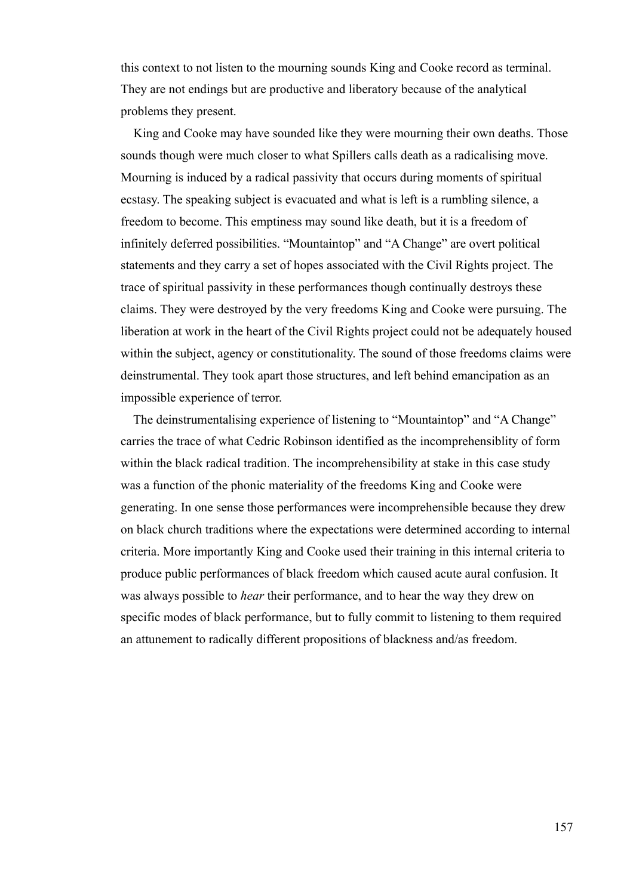this context to not listen to the mourning sounds King and Cooke record as terminal. They are not endings but are productive and liberatory because of the analytical problems they present.

King and Cooke may have sounded like they were mourning their own deaths. Those sounds though were much closer to what Spillers calls death as a radicalising move. Mourning is induced by a radical passivity that occurs during moments of spiritual ecstasy. The speaking subject is evacuated and what is left is a rumbling silence, a freedom to become. This emptiness may sound like death, but it is a freedom of infinitely deferred possibilities. "Mountaintop" and "A Change" are overt political statements and they carry a set of hopes associated with the Civil Rights project. The trace of spiritual passivity in these performances though continually destroys these claims. They were destroyed by the very freedoms King and Cooke were pursuing. The liberation at work in the heart of the Civil Rights project could not be adequately housed within the subject, agency or constitutionality. The sound of those freedoms claims were deinstrumental. They took apart those structures, and left behind emancipation as an impossible experience of terror.

The deinstrumentalising experience of listening to "Mountaintop" and "A Change" carries the trace of what Cedric Robinson identified as the incomprehensiblity of form within the black radical tradition. The incomprehensibility at stake in this case study was a function of the phonic materiality of the freedoms King and Cooke were generating. In one sense those performances were incomprehensible because they drew on black church traditions where the expectations were determined according to internal criteria. More importantly King and Cooke used their training in this internal criteria to produce public performances of black freedom which caused acute aural confusion. It was always possible to *hear* their performance, and to hear the way they drew on specific modes of black performance, but to fully commit to listening to them required an attunement to radically different propositions of blackness and/as freedom.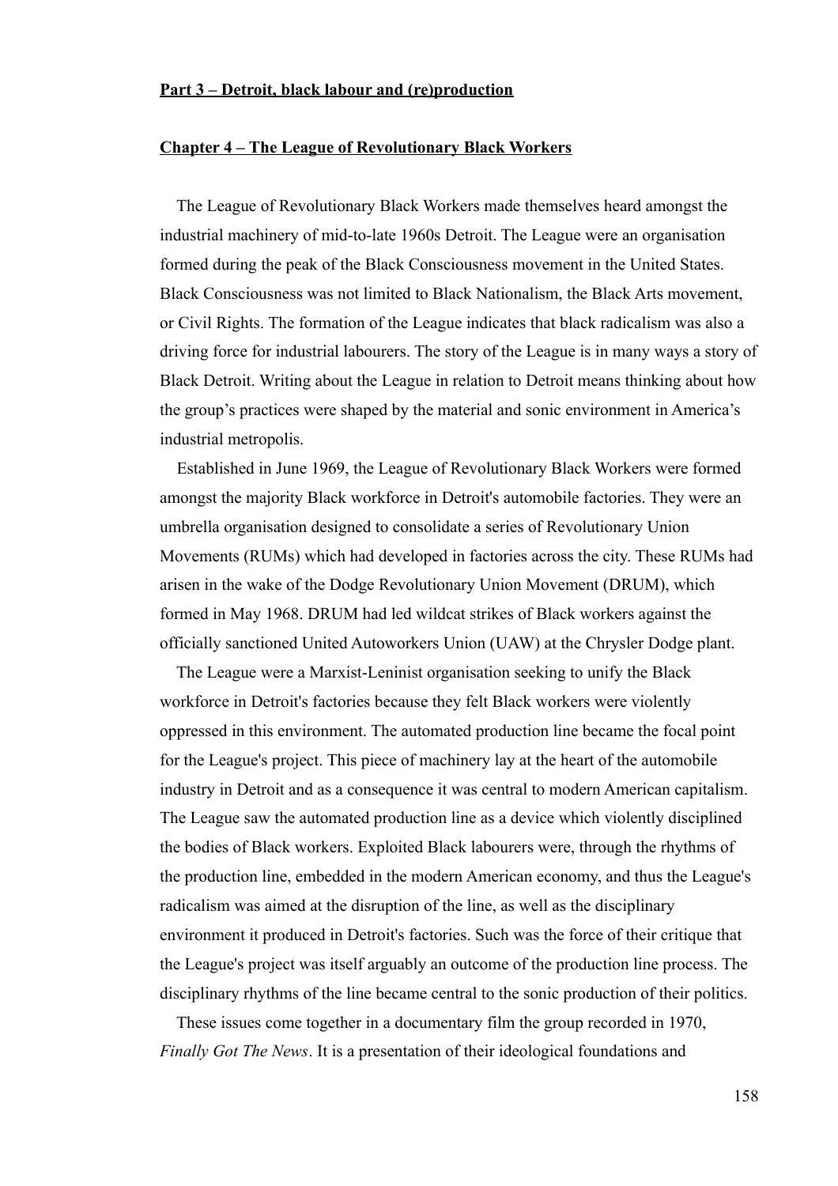## Part 3 – Detroit, black labour and (re)production

### Chapter 4 – The League of Revolutionary Black Workers

The League of Revolutionary Black Workers made themselves heard amongst the industrial machinery of mid-to-late 1960s Detroit. The League were an organisation formed during the peak of the Black Consciousness movement in the United States. Black Consciousness was not limited to Black Nationalism, the Black Arts movement, or Civil Rights. The formation of the League indicates that black radicalism was also a driving force for industrial labourers. The story of the League is in many ways a story of Black Detroit. Writing about the League in relation to Detroit means thinking about how the group's practices were shaped by the material and sonic environment in America's industrial metropolis.

Established in June 1969, the League of Revolutionary Black Workers were formed amongst the majority Black workforce in Detroit's automobile factories. They were an umbrella organisation designed to consolidate a series of Revolutionary Union Movements (RUMs) which had developed in factories across the city. These RUMs had arisen in the wake of the Dodge Revolutionary Union Movement (DRUM), which formed in May 1968. DRUM had led wildcat strikes of Black workers against the officially sanctioned United Autoworkers Union (UAW) at the Chrysler Dodge plant.

The League were a Marxist-Leninist organisation seeking to unify the Black workforce in Detroit's factories because they felt Black workers were violently oppressed in this environment. The automated production line became the focal point for the League's project. This piece of machinery lay at the heart of the automobile industry in Detroit and as a consequence it was central to modern American capitalism. The League saw the automated production line as a device which violently disciplined the bodies of Black workers. Exploited Black labourers were, through the rhythms of the production line, embedded in the modern American economy, and thus the League's radicalism was aimed at the disruption of the line, as well as the disciplinary environment it produced in Detroit's factories. Such was the force of their critique that the League's project was itself arguably an outcome of the production line process. The disciplinary rhythms of the line became central to the sonic production of their politics.

These issues come together in a documentary film the group recorded in 1970, *Finally Got The News*. It is a presentation of their ideological foundations and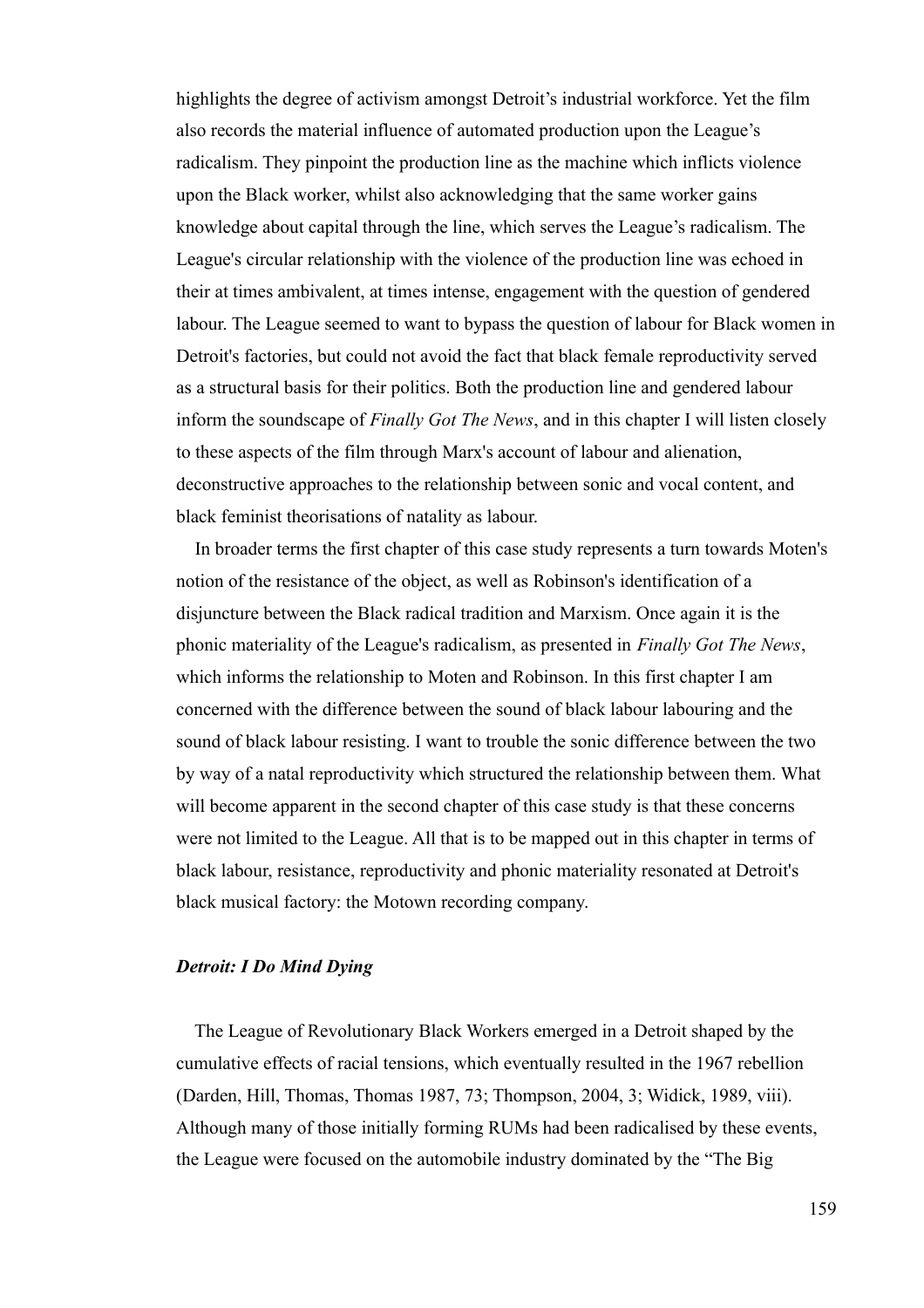highlights the degree of activism amongst Detroit's industrial workforce. Yet the film also records the material influence of automated production upon the League's radicalism. They pinpoint the production line as the machine which inflicts violence upon the Black worker, whilst also acknowledging that the same worker gains knowledge about capital through the line, which serves the League's radicalism. The League's circular relationship with the violence of the production line was echoed in their at times ambivalent, at times intense, engagement with the question of gendered labour. The League seemed to want to bypass the question of labour for Black women in Detroit's factories, but could not avoid the fact that black female reproductivity served as a structural basis for their politics. Both the production line and gendered labour inform the soundscape of *Finally Got The News*, and in this chapter I will listen closely to these aspects of the film through Marx's account of labour and alienation, deconstructive approaches to the relationship between sonic and vocal content, and black feminist theorisations of natality as labour.

In broader terms the first chapter of this case study represents a turn towards Moten's notion of the resistance of the object, as well as Robinson's identification of a disjuncture between the Black radical tradition and Marxism. Once again it is the phonic materiality of the League's radicalism, as presented in *Finally Got The News*, which informs the relationship to Moten and Robinson. In this first chapter I am concerned with the difference between the sound of black labour labouring and the sound of black labour resisting. I want to trouble the sonic difference between the two by way of a natal reproductivity which structured the relationship between them. What will become apparent in the second chapter of this case study is that these concerns were not limited to the League. All that is to be mapped out in this chapter in terms of black labour, resistance, reproductivity and phonic materiality resonated at Detroit's black musical factory: the Motown recording company.

### *Detroit: I Do Mind Dying*

The League of Revolutionary Black Workers emerged in a Detroit shaped by the cumulative effects of racial tensions, which eventually resulted in the 1967 rebellion (Darden, Hill, Thomas, Thomas 1987, 73; Thompson, 2004, 3; Widick, 1989, viii). Although many of those initially forming RUMs had been radicalised by these events, the League were focused on the automobile industry dominated by the "The Big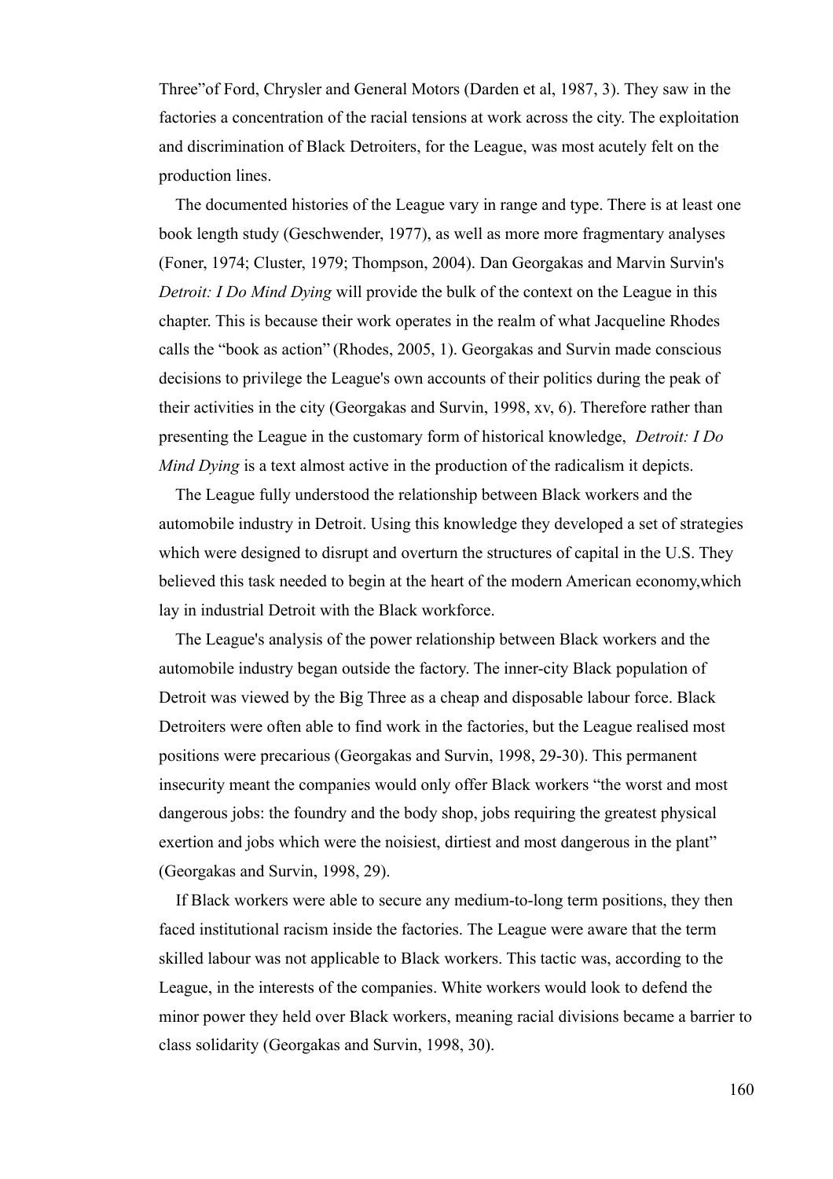Three"of Ford, Chrysler and General Motors (Darden et al, 1987, 3). They saw in the factories a concentration of the racial tensions at work across the city. The exploitation and discrimination of Black Detroiters, for the League, was most acutely felt on the production lines.

The documented histories of the League vary in range and type. There is at least one book length study (Geschwender, 1977), as well as more more fragmentary analyses (Foner, 1974; Cluster, 1979; Thompson, 2004). Dan Georgakas and Marvin Survin's *Detroit: I Do Mind Dying* will provide the bulk of the context on the League in this chapter. This is because their work operates in the realm of what Jacqueline Rhodes calls the "book as action" (Rhodes, 2005, 1). Georgakas and Survin made conscious decisions to privilege the League's own accounts of their politics during the peak of their activities in the city (Georgakas and Survin, 1998, xv, 6). Therefore rather than presenting the League in the customary form of historical knowledge, *Detroit: I Do Mind Dying* is a text almost active in the production of the radicalism it depicts.

The League fully understood the relationship between Black workers and the automobile industry in Detroit. Using this knowledge they developed a set of strategies which were designed to disrupt and overturn the structures of capital in the U.S. They believed this task needed to begin at the heart of the modern American economy,which lay in industrial Detroit with the Black workforce.

The League's analysis of the power relationship between Black workers and the automobile industry began outside the factory. The inner-city Black population of Detroit was viewed by the Big Three as a cheap and disposable labour force. Black Detroiters were often able to find work in the factories, but the League realised most positions were precarious (Georgakas and Survin, 1998, 29-30). This permanent insecurity meant the companies would only offer Black workers "the worst and most dangerous jobs: the foundry and the body shop, jobs requiring the greatest physical exertion and jobs which were the noisiest, dirtiest and most dangerous in the plant" (Georgakas and Survin, 1998, 29).

If Black workers were able to secure any medium-to-long term positions, they then faced institutional racism inside the factories. The League were aware that the term skilled labour was not applicable to Black workers. This tactic was, according to the League, in the interests of the companies. White workers would look to defend the minor power they held over Black workers, meaning racial divisions became a barrier to class solidarity (Georgakas and Survin, 1998, 30).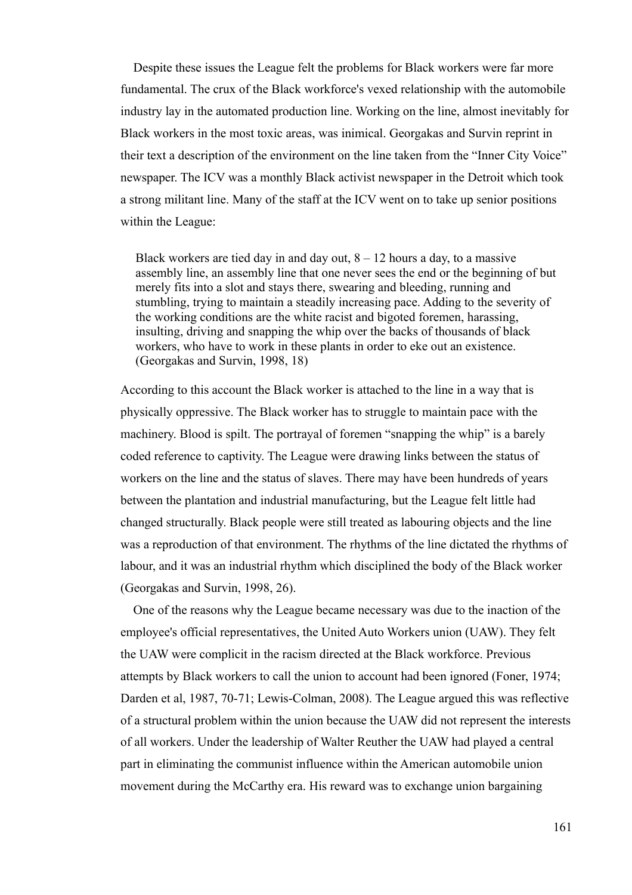Despite these issues the League felt the problems for Black workers were far more fundamental. The crux of the Black workforce's vexed relationship with the automobile industry lay in the automated production line. Working on the line, almost inevitably for Black workers in the most toxic areas, was inimical. Georgakas and Survin reprint in their text a description of the environment on the line taken from the “Inner City Voice” newspaper. The ICV was a monthly Black activist newspaper in the Detroit which took a strong militant line. Many of the staff at the ICV went on to take up senior positions within the League:

> Black workers are tied day in and day out, 8 – 12 hours a day, to a massive assembly line, an assembly line that one never sees the end or the beginning of but merely fits into a slot and stays there, swearing and bleeding, running and stumbling, trying to maintain a steadily increasing pace. Adding to the severity of the working conditions are the white racist and bigoted foremen, harassing, insulting, driving and snapping the whip over the backs of thousands of black workers, who have to work in these plants in order to eke out an existence. (Georgakas and Survin, 1998, 18)

According to this account the Black worker is attached to the line in a way that is physically oppressive. The Black worker has to struggle to maintain pace with the machinery. Blood is spilt. The portrayal of foremen “snapping the whip” is a barely coded reference to captivity. The League were drawing links between the status of workers on the line and the status of slaves. There may have been hundreds of years between the plantation and industrial manufacturing, but the League felt little had changed structurally. Black people were still treated as labouring objects and the line was a reproduction of that environment. The rhythms of the line dictated the rhythms of labour, and it was an industrial rhythm which disciplined the body of the Black worker (Georgakas and Survin, 1998, 26).

One of the reasons why the League became necessary was due to the inaction of the employee's official representatives, the United Auto Workers union (UAW). They felt the UAW were complicit in the racism directed at the Black workforce. Previous attempts by Black workers to call the union to account had been ignored (Foner, 1974; Darden et al, 1987, 70-71; Lewis-Colman, 2008). The League argued this was reflective of a structural problem within the union because the UAW did not represent the interests of all workers. Under the leadership of Walter Reuther the UAW had played a central part in eliminating the communist influence within the American automobile union movement during the McCarthy era. His reward was to exchange union bargaining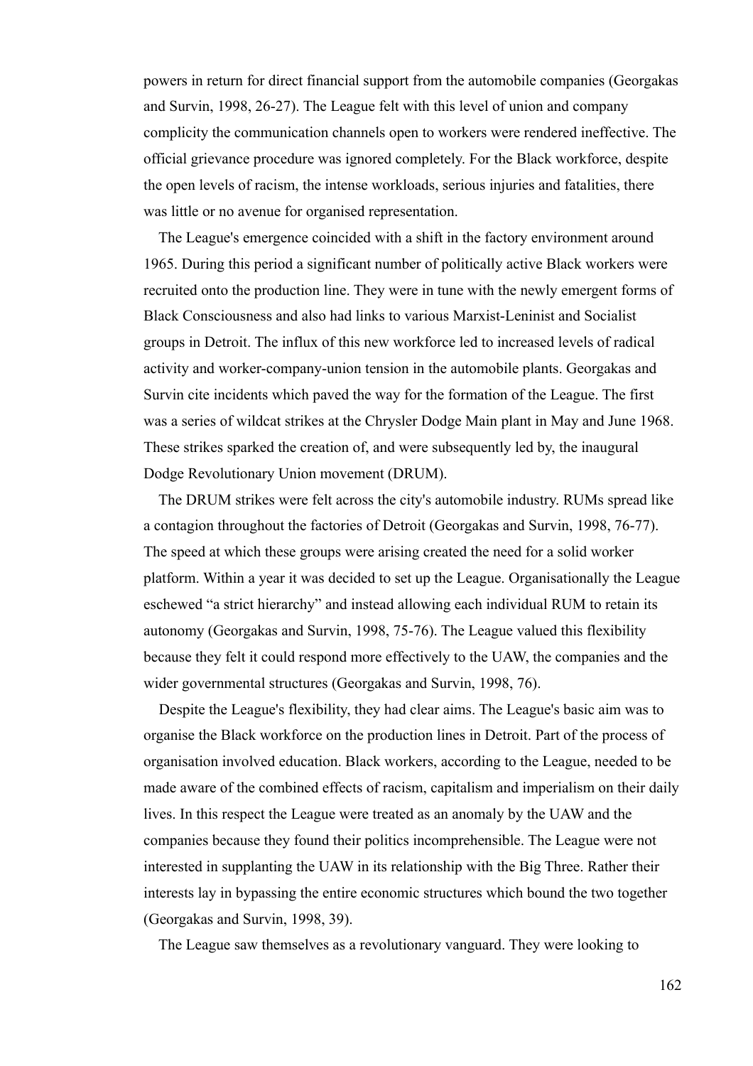powers in return for direct financial support from the automobile companies (Georgakas and Survin, 1998, 26-27). The League felt with this level of union and company complicity the communication channels open to workers were rendered ineffective. The official grievance procedure was ignored completely. For the Black workforce, despite the open levels of racism, the intense workloads, serious injuries and fatalities, there was little or no avenue for organised representation.

The League's emergence coincided with a shift in the factory environment around 1965. During this period a significant number of politically active Black workers were recruited onto the production line. They were in tune with the newly emergent forms of Black Consciousness and also had links to various Marxist-Leninist and Socialist groups in Detroit. The influx of this new workforce led to increased levels of radical activity and worker-company-union tension in the automobile plants. Georgakas and Survin cite incidents which paved the way for the formation of the League. The first was a series of wildcat strikes at the Chrysler Dodge Main plant in May and June 1968. These strikes sparked the creation of, and were subsequently led by, the inaugural Dodge Revolutionary Union movement (DRUM).

The DRUM strikes were felt across the city's automobile industry. RUMs spread like a contagion throughout the factories of Detroit (Georgakas and Survin, 1998, 76-77). The speed at which these groups were arising created the need for a solid worker platform. Within a year it was decided to set up the League. Organisationally the League eschewed "a strict hierarchy" and instead allowing each individual RUM to retain its autonomy (Georgakas and Survin, 1998, 75-76). The League valued this flexibility because they felt it could respond more effectively to the UAW, the companies and the wider governmental structures (Georgakas and Survin, 1998, 76).

Despite the League's flexibility, they had clear aims. The League's basic aim was to organise the Black workforce on the production lines in Detroit. Part of the process of organisation involved education. Black workers, according to the League, needed to be made aware of the combined effects of racism, capitalism and imperialism on their daily lives. In this respect the League were treated as an anomaly by the UAW and the companies because they found their politics incomprehensible. The League were not interested in supplanting the UAW in its relationship with the Big Three. Rather their interests lay in bypassing the entire economic structures which bound the two together (Georgakas and Survin, 1998, 39).

The League saw themselves as a revolutionary vanguard. They were looking to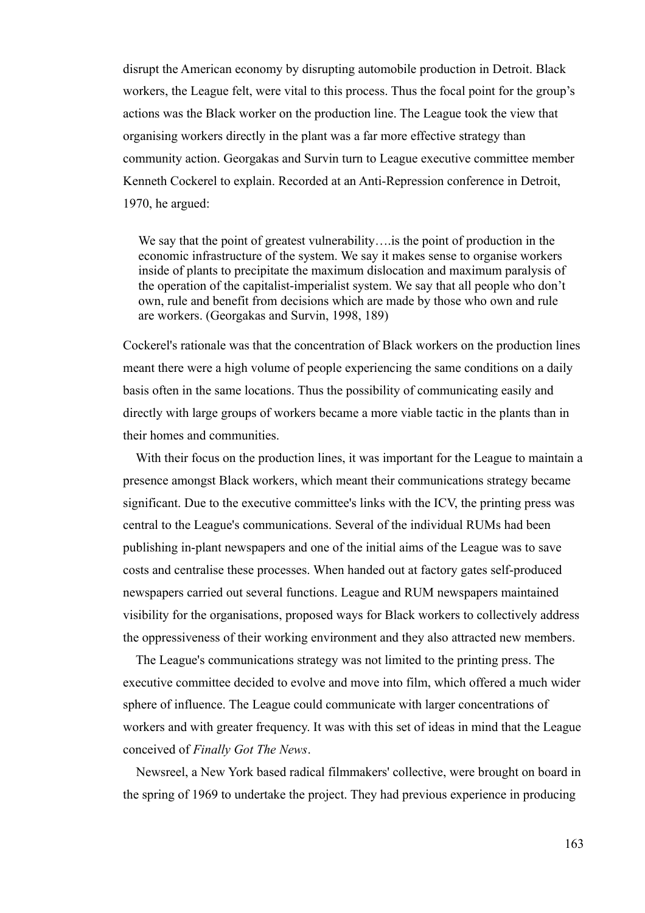disrupt the American economy by disrupting automobile production in Detroit. Black workers, the League felt, were vital to this process. Thus the focal point for the group's actions was the Black worker on the production line. The League took the view that organising workers directly in the plant was a far more effective strategy than community action. Georgakas and Survin turn to League executive committee member Kenneth Cockerel to explain. Recorded at an Anti-Repression conference in Detroit, 1970, he argued:

> We say that the point of greatest vulnerability….is the point of production in the economic infrastructure of the system. We say it makes sense to organise workers inside of plants to precipitate the maximum dislocation and maximum paralysis of the operation of the capitalist-imperialist system. We say that all people who don't own, rule and benefit from decisions which are made by those who own and rule are workers. (Georgakas and Survin, 1998, 189)

Cockerel's rationale was that the concentration of Black workers on the production lines meant there were a high volume of people experiencing the same conditions on a daily basis often in the same locations. Thus the possibility of communicating easily and directly with large groups of workers became a more viable tactic in the plants than in their homes and communities.

With their focus on the production lines, it was important for the League to maintain a presence amongst Black workers, which meant their communications strategy became significant. Due to the executive committee's links with the ICV, the printing press was central to the League's communications. Several of the individual RUMs had been publishing in-plant newspapers and one of the initial aims of the League was to save costs and centralise these processes. When handed out at factory gates self-produced newspapers carried out several functions. League and RUM newspapers maintained visibility for the organisations, proposed ways for Black workers to collectively address the oppressiveness of their working environment and they also attracted new members.

The League's communications strategy was not limited to the printing press. The executive committee decided to evolve and move into film, which offered a much wider sphere of influence. The League could communicate with larger concentrations of workers and with greater frequency. It was with this set of ideas in mind that the League conceived of *Finally Got The News*.

Newsreel, a New York based radical filmmakers' collective, were brought on board in the spring of 1969 to undertake the project. They had previous experience in producing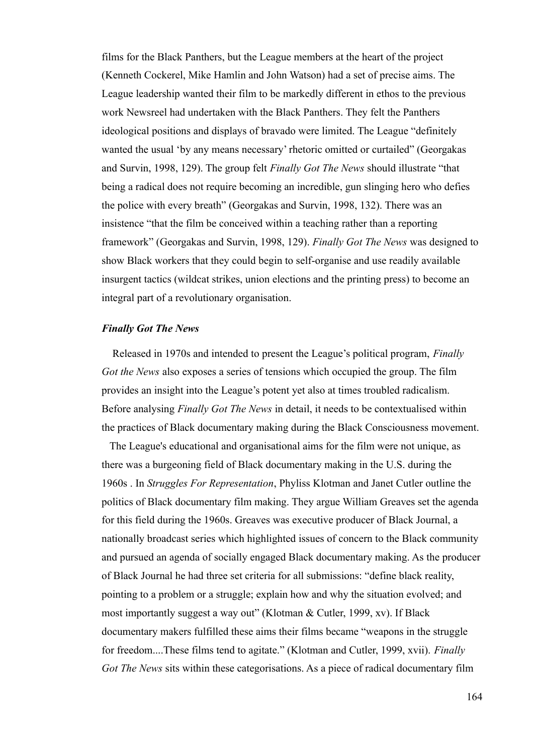films for the Black Panthers, but the League members at the heart of the project (Kenneth Cockerel, Mike Hamlin and John Watson) had a set of precise aims. The League leadership wanted their film to be markedly different in ethos to the previous work Newsreel had undertaken with the Black Panthers. They felt the Panthers ideological positions and displays of bravado were limited. The League "definitely wanted the usual 'by any means necessary' rhetoric omitted or curtailed" (Georgakas and Survin, 1998, 129). The group felt *Finally Got The News* should illustrate "that being a radical does not require becoming an incredible, gun slinging hero who defies the police with every breath" (Georgakas and Survin, 1998, 132). There was an insistence "that the film be conceived within a teaching rather than a reporting framework" (Georgakas and Survin, 1998, 129). *Finally Got The News* was designed to show Black workers that they could begin to self-organise and use readily available insurgent tactics (wildcat strikes, union elections and the printing press) to become an integral part of a revolutionary organisation.

### *Finally Got The News*

Released in 1970s and intended to present the League's political program, *Finally Got the News* also exposes a series of tensions which occupied the group. The film provides an insight into the League's potent yet also at times troubled radicalism. Before analysing *Finally Got The News* in detail, it needs to be contextualised within the practices of Black documentary making during the Black Consciousness movement.

The League's educational and organisational aims for the film were not unique, as there was a burgeoning field of Black documentary making in the U.S. during the 1960s . In *Struggles For Representation*, Phyliss Klotman and Janet Cutler outline the politics of Black documentary film making. They argue William Greaves set the agenda for this field during the 1960s. Greaves was executive producer of Black Journal, a nationally broadcast series which highlighted issues of concern to the Black community and pursued an agenda of socially engaged Black documentary making. As the producer of Black Journal he had three set criteria for all submissions: "define black reality, pointing to a problem or a struggle; explain how and why the situation evolved; and most importantly suggest a way out" (Klotman & Cutler, 1999, xv). If Black documentary makers fulfilled these aims their films became "weapons in the struggle for freedom....These films tend to agitate." (Klotman and Cutler, 1999, xvii). *Finally Got The News* sits within these categorisations. As a piece of radical documentary film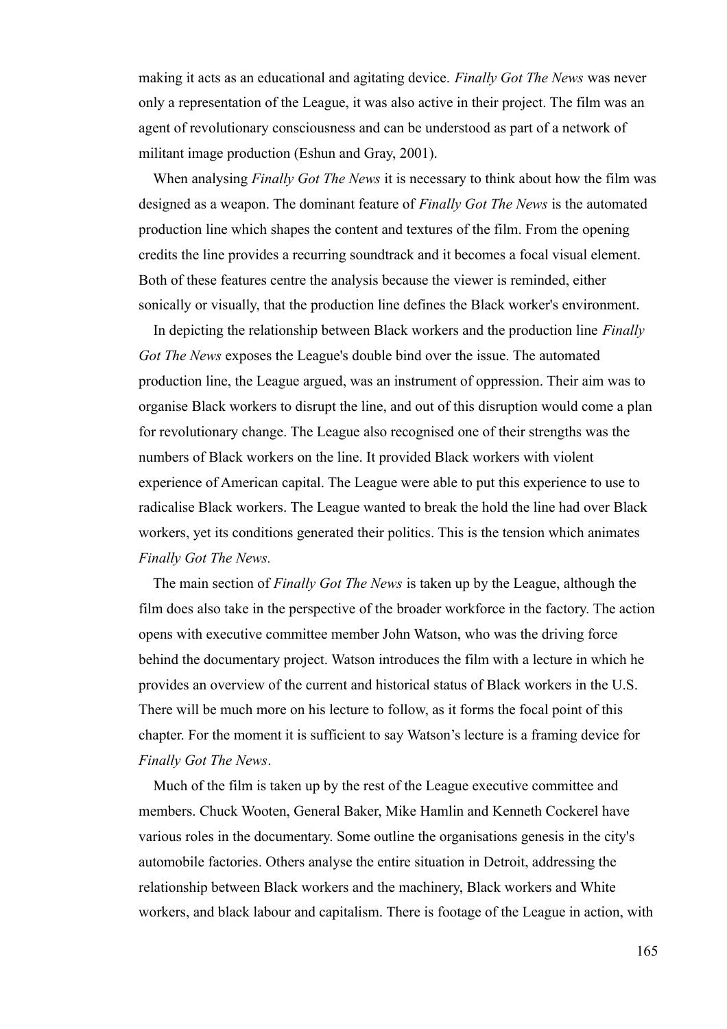making it acts as an educational and agitating device. *Finally Got The News* was never only a representation of the League, it was also active in their project. The film was an agent of revolutionary consciousness and can be understood as part of a network of militant image production (Eshun and Gray, 2001).

When analysing *Finally Got The News* it is necessary to think about how the film was designed as a weapon. The dominant feature of *Finally Got The News* is the automated production line which shapes the content and textures of the film. From the opening credits the line provides a recurring soundtrack and it becomes a focal visual element. Both of these features centre the analysis because the viewer is reminded, either sonically or visually, that the production line defines the Black worker's environment.

In depicting the relationship between Black workers and the production line *Finally Got The News* exposes the League's double bind over the issue. The automated production line, the League argued, was an instrument of oppression. Their aim was to organise Black workers to disrupt the line, and out of this disruption would come a plan for revolutionary change. The League also recognised one of their strengths was the numbers of Black workers on the line. It provided Black workers with violent experience of American capital. The League were able to put this experience to use to radicalise Black workers. The League wanted to break the hold the line had over Black workers, yet its conditions generated their politics. This is the tension which animates *Finally Got The News.*

The main section of *Finally Got The News* is taken up by the League, although the film does also take in the perspective of the broader workforce in the factory. The action opens with executive committee member John Watson, who was the driving force behind the documentary project. Watson introduces the film with a lecture in which he provides an overview of the current and historical status of Black workers in the U.S. There will be much more on his lecture to follow, as it forms the focal point of this chapter. For the moment it is sufficient to say Watson's lecture is a framing device for *Finally Got The News*.

Much of the film is taken up by the rest of the League executive committee and members. Chuck Wooten, General Baker, Mike Hamlin and Kenneth Cockerel have various roles in the documentary. Some outline the organisations genesis in the city's automobile factories. Others analyse the entire situation in Detroit, addressing the relationship between Black workers and the machinery, Black workers and White workers, and black labour and capitalism. There is footage of the League in action, with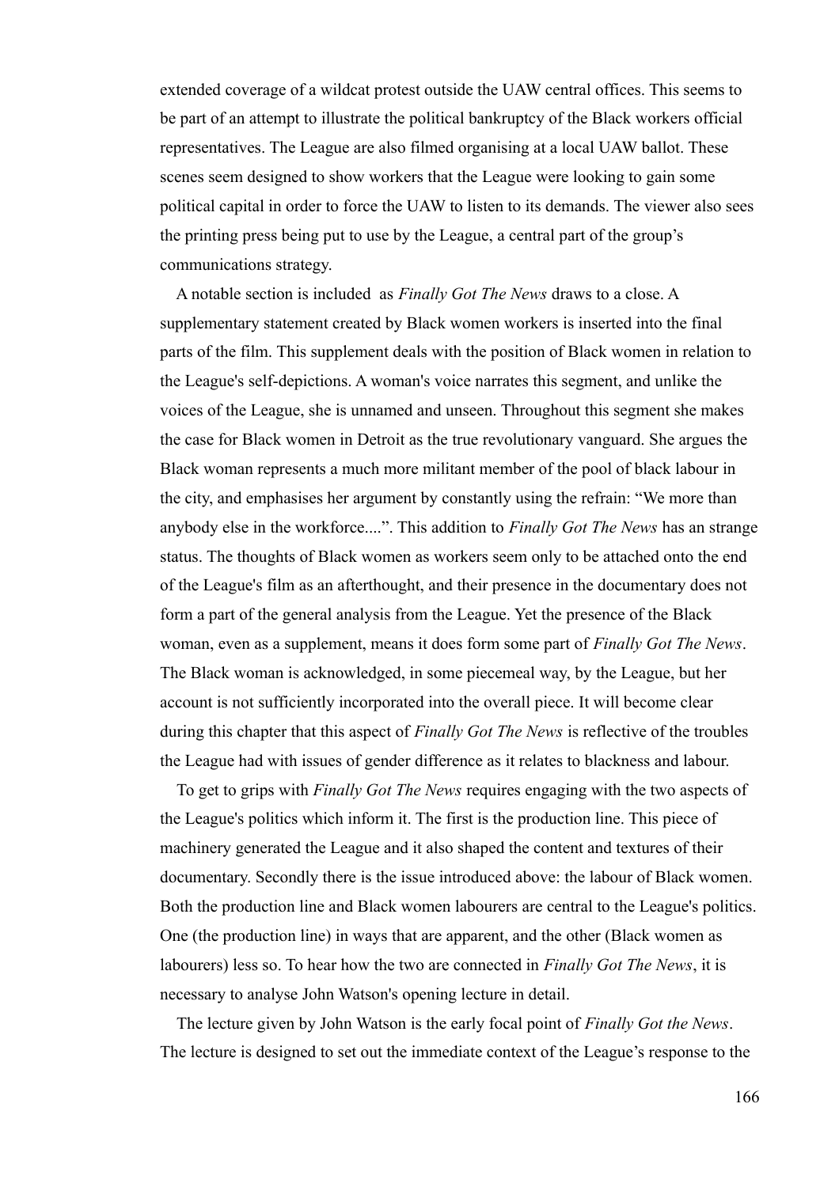extended coverage of a wildcat protest outside the UAW central offices. This seems to be part of an attempt to illustrate the political bankruptcy of the Black workers official representatives. The League are also filmed organising at a local UAW ballot. These scenes seem designed to show workers that the League were looking to gain some political capital in order to force the UAW to listen to its demands. The viewer also sees the printing press being put to use by the League, a central part of the group's communications strategy.

A notable section is included as *Finally Got The News* draws to a close. A supplementary statement created by Black women workers is inserted into the final parts of the film. This supplement deals with the position of Black women in relation to the League's self-depictions. A woman's voice narrates this segment, and unlike the voices of the League, she is unnamed and unseen. Throughout this segment she makes the case for Black women in Detroit as the true revolutionary vanguard. She argues the Black woman represents a much more militant member of the pool of black labour in the city, and emphasises her argument by constantly using the refrain: "We more than anybody else in the workforce....". This addition to *Finally Got The News* has an strange status. The thoughts of Black women as workers seem only to be attached onto the end of the League's film as an afterthought, and their presence in the documentary does not form a part of the general analysis from the League. Yet the presence of the Black woman, even as a supplement, means it does form some part of *Finally Got The News*. The Black woman is acknowledged, in some piecemeal way, by the League, but her account is not sufficiently incorporated into the overall piece. It will become clear during this chapter that this aspect of *Finally Got The News* is reflective of the troubles the League had with issues of gender difference as it relates to blackness and labour.

To get to grips with *Finally Got The News* requires engaging with the two aspects of the League's politics which inform it. The first is the production line. This piece of machinery generated the League and it also shaped the content and textures of their documentary. Secondly there is the issue introduced above: the labour of Black women. Both the production line and Black women labourers are central to the League's politics. One (the production line) in ways that are apparent, and the other (Black women as labourers) less so. To hear how the two are connected in *Finally Got The News*, it is necessary to analyse John Watson's opening lecture in detail.

The lecture given by John Watson is the early focal point of *Finally Got the News*. The lecture is designed to set out the immediate context of the League's response to the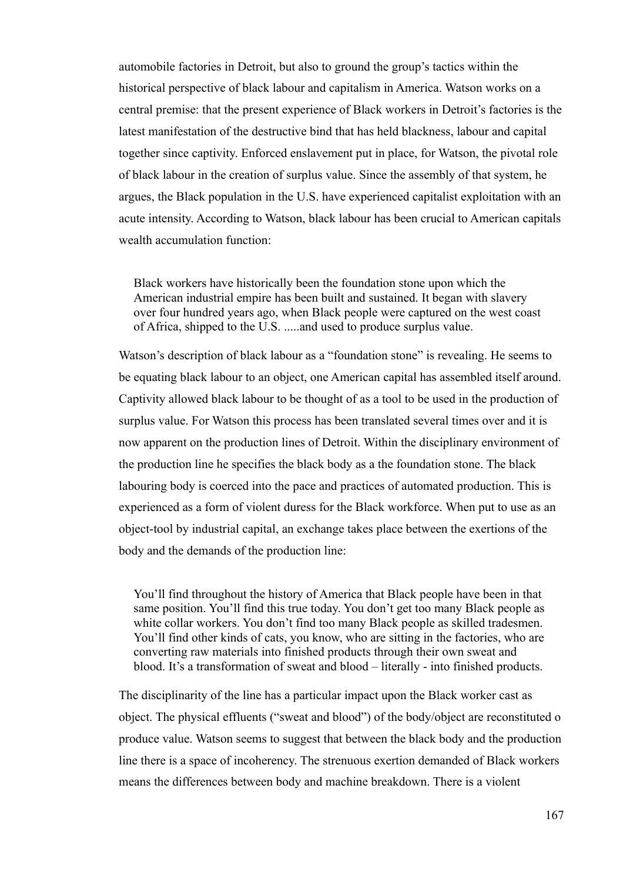automobile factories in Detroit, but also to ground the group's tactics within the historical perspective of black labour and capitalism in America. Watson works on a central premise: that the present experience of Black workers in Detroit's factories is the latest manifestation of the destructive bind that has held blackness, labour and capital together since captivity. Enforced enslavement put in place, for Watson, the pivotal role of black labour in the creation of surplus value. Since the assembly of that system, he argues, the Black population in the U.S. have experienced capitalist exploitation with an acute intensity. According to Watson, black labour has been crucial to American capitals wealth accumulation function:

> Black workers have historically been the foundation stone upon which the American industrial empire has been built and sustained. It began with slavery over four hundred years ago, when Black people were captured on the west coast of Africa, shipped to the U.S. .....and used to produce surplus value.

Watson's description of black labour as a "foundation stone" is revealing. He seems to be equating black labour to an object, one American capital has assembled itself around. Captivity allowed black labour to be thought of as a tool to be used in the production of surplus value. For Watson this process has been translated several times over and it is now apparent on the production lines of Detroit. Within the disciplinary environment of the production line he specifies the black body as a the foundation stone. The black labouring body is coerced into the pace and practices of automated production. This is experienced as a form of violent duress for the Black workforce. When put to use as an object-tool by industrial capital, an exchange takes place between the exertions of the body and the demands of the production line:

> You'll find throughout the history of America that Black people have been in that same position. You'll find this true today. You don't get too many Black people as white collar workers. You don't find too many Black people as skilled tradesmen. You'll find other kinds of cats, you know, who are sitting in the factories, who are converting raw materials into finished products through their own sweat and blood. It's a transformation of sweat and blood – literally - into finished products.

The disciplinarity of the line has a particular impact upon the Black worker cast as object. The physical effluents ("sweat and blood") of the body/object are reconstituted o produce value. Watson seems to suggest that between the black body and the production line there is a space of incoherency. The strenuous exertion demanded of Black workers means the differences between body and machine breakdown. There is a violent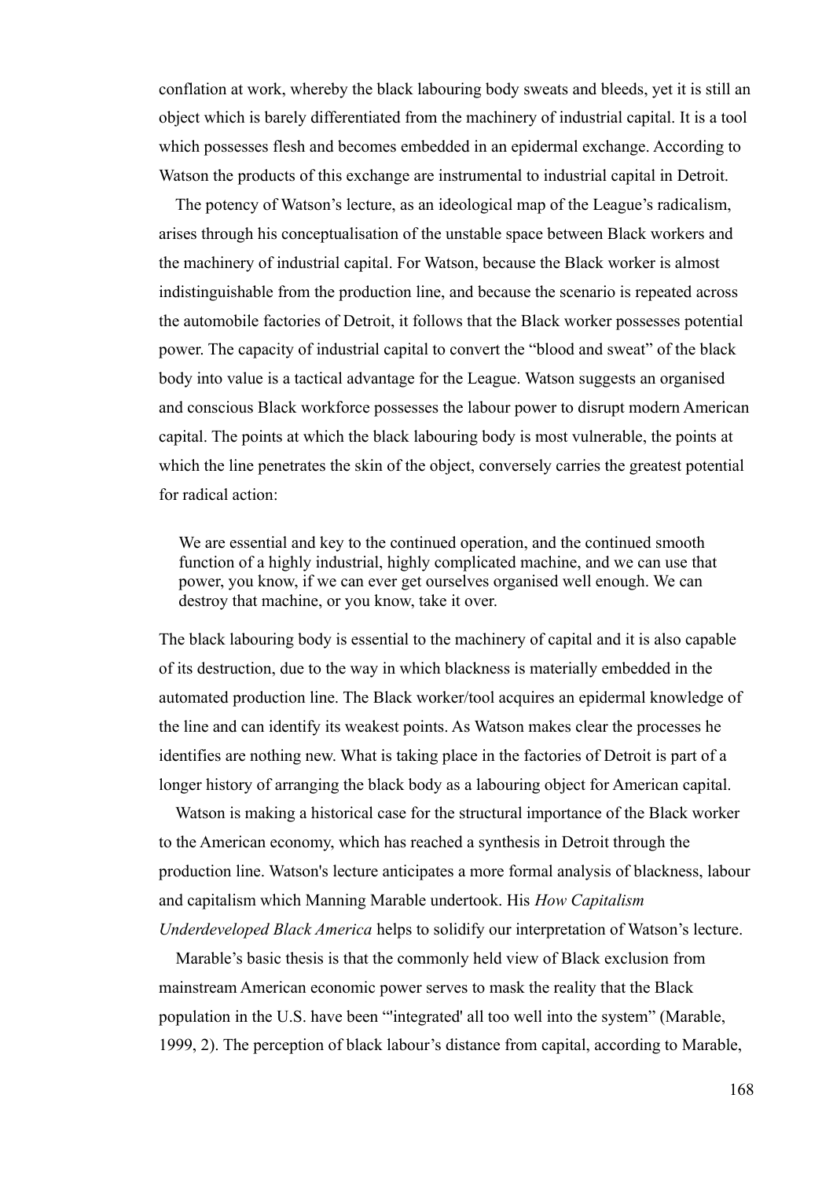conflation at work, whereby the black labouring body sweats and bleeds, yet it is still an object which is barely differentiated from the machinery of industrial capital. It is a tool which possesses flesh and becomes embedded in an epidermal exchange. According to Watson the products of this exchange are instrumental to industrial capital in Detroit.

The potency of Watson's lecture, as an ideological map of the League's radicalism, arises through his conceptualisation of the unstable space between Black workers and the machinery of industrial capital. For Watson, because the Black worker is almost indistinguishable from the production line, and because the scenario is repeated across the automobile factories of Detroit, it follows that the Black worker possesses potential power. The capacity of industrial capital to convert the "blood and sweat" of the black body into value is a tactical advantage for the League. Watson suggests an organised and conscious Black workforce possesses the labour power to disrupt modern American capital. The points at which the black labouring body is most vulnerable, the points at which the line penetrates the skin of the object, conversely carries the greatest potential for radical action:

> We are essential and key to the continued operation, and the continued smooth function of a highly industrial, highly complicated machine, and we can use that power, you know, if we can ever get ourselves organised well enough. We can destroy that machine, or you know, take it over.

The black labouring body is essential to the machinery of capital and it is also capable of its destruction, due to the way in which blackness is materially embedded in the automated production line. The Black worker/tool acquires an epidermal knowledge of the line and can identify its weakest points. As Watson makes clear the processes he identifies are nothing new. What is taking place in the factories of Detroit is part of a longer history of arranging the black body as a labouring object for American capital.

Watson is making a historical case for the structural importance of the Black worker to the American economy, which has reached a synthesis in Detroit through the production line. Watson's lecture anticipates a more formal analysis of blackness, labour and capitalism which Manning Marable undertook. His *How Capitalism Underdeveloped Black America* helps to solidify our interpretation of Watson's lecture.

Marable's basic thesis is that the commonly held view of Black exclusion from mainstream American economic power serves to mask the reality that the Black population in the U.S. have been "'integrated' all too well into the system" (Marable, 1999, 2). The perception of black labour's distance from capital, according to Marable,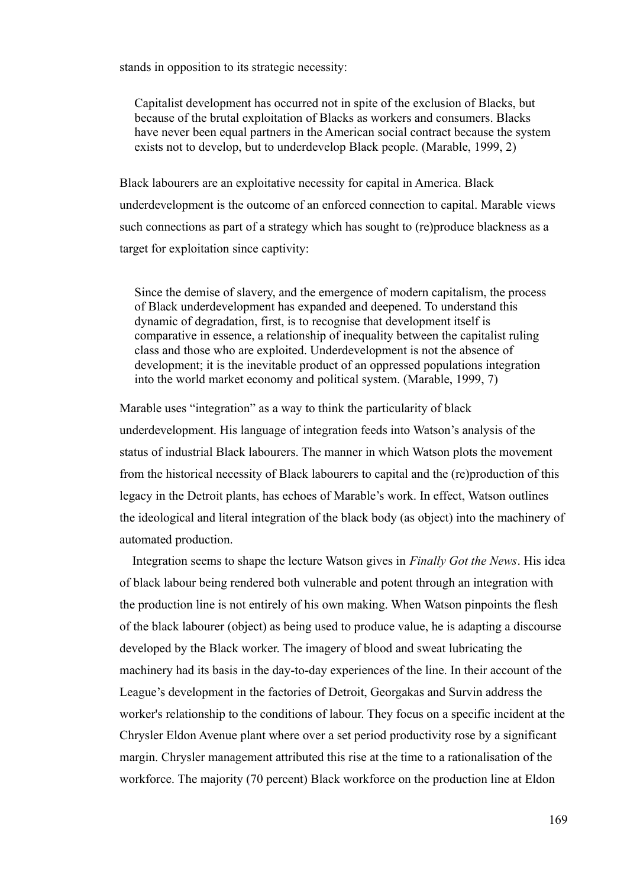stands in opposition to its strategic necessity:

> Capitalist development has occurred not in spite of the exclusion of Blacks, but because of the brutal exploitation of Blacks as workers and consumers. Blacks have never been equal partners in the American social contract because the system exists not to develop, but to underdevelop Black people. (Marable, 1999, 2)

Black labourers are an exploitative necessity for capital in America. Black underdevelopment is the outcome of an enforced connection to capital. Marable views such connections as part of a strategy which has sought to (re)produce blackness as a target for exploitation since captivity:

> Since the demise of slavery, and the emergence of modern capitalism, the process of Black underdevelopment has expanded and deepened. To understand this dynamic of degradation, first, is to recognise that development itself is comparative in essence, a relationship of inequality between the capitalist ruling class and those who are exploited. Underdevelopment is not the absence of development; it is the inevitable product of an oppressed populations integration into the world market economy and political system. (Marable, 1999, 7)

Marable uses "integration" as a way to think the particularity of black underdevelopment. His language of integration feeds into Watson's analysis of the status of industrial Black labourers. The manner in which Watson plots the movement from the historical necessity of Black labourers to capital and the (re)production of this legacy in the Detroit plants, has echoes of Marable's work. In effect, Watson outlines the ideological and literal integration of the black body (as object) into the machinery of automated production.

Integration seems to shape the lecture Watson gives in *Finally Got the News*. His idea of black labour being rendered both vulnerable and potent through an integration with the production line is not entirely of his own making. When Watson pinpoints the flesh of the black labourer (object) as being used to produce value, he is adapting a discourse developed by the Black worker. The imagery of blood and sweat lubricating the machinery had its basis in the day-to-day experiences of the line. In their account of the League's development in the factories of Detroit, Georgakas and Survin address the worker's relationship to the conditions of labour. They focus on a specific incident at the Chrysler Eldon Avenue plant where over a set period productivity rose by a significant margin. Chrysler management attributed this rise at the time to a rationalisation of the workforce. The majority (70 percent) Black workforce on the production line at Eldon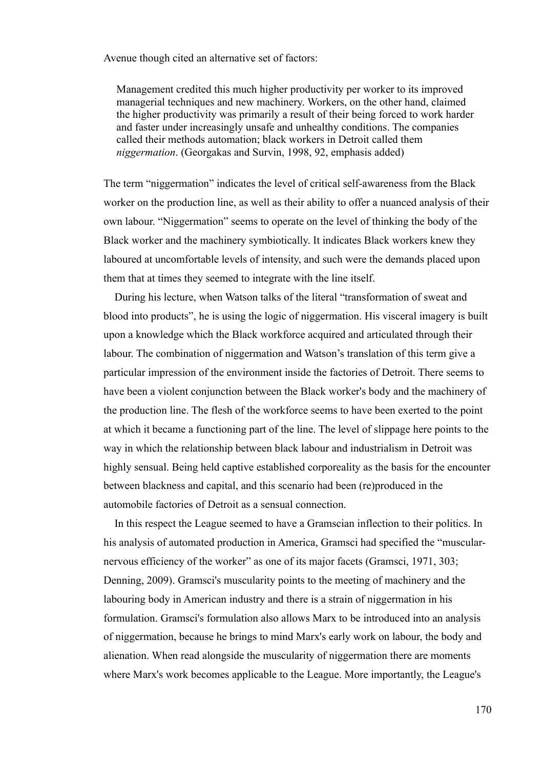Avenue though cited an alternative set of factors:

> Management credited this much higher productivity per worker to its improved managerial techniques and new machinery. Workers, on the other hand, claimed the higher productivity was primarily a result of their being forced to work harder and faster under increasingly unsafe and unhealthy conditions. The companies called their methods automation; black workers in Detroit called them *niggermation*. (Georgakas and Survin, 1998, 92, emphasis added)

The term "niggermation" indicates the level of critical self-awareness from the Black worker on the production line, as well as their ability to offer a nuanced analysis of their own labour. "Niggermation" seems to operate on the level of thinking the body of the Black worker and the machinery symbiotically. It indicates Black workers knew they laboured at uncomfortable levels of intensity, and such were the demands placed upon them that at times they seemed to integrate with the line itself.

During his lecture, when Watson talks of the literal "transformation of sweat and blood into products", he is using the logic of niggermation. His visceral imagery is built upon a knowledge which the Black workforce acquired and articulated through their labour. The combination of niggermation and Watson's translation of this term give a particular impression of the environment inside the factories of Detroit. There seems to have been a violent conjunction between the Black worker's body and the machinery of the production line. The flesh of the workforce seems to have been exerted to the point at which it became a functioning part of the line. The level of slippage here points to the way in which the relationship between black labour and industrialism in Detroit was highly sensual. Being held captive established corporeality as the basis for the encounter between blackness and capital, and this scenario had been (re)produced in the automobile factories of Detroit as a sensual connection.

In this respect the League seemed to have a Gramscian inflection to their politics. In his analysis of automated production in America, Gramsci had specified the "muscular-nervous efficiency of the worker" as one of its major facets (Gramsci, 1971, 303; Denning, 2009). Gramsci's muscularity points to the meeting of machinery and the labouring body in American industry and there is a strain of niggermation in his formulation. Gramsci's formulation also allows Marx to be introduced into an analysis of niggermation, because he brings to mind Marx's early work on labour, the body and alienation. When read alongside the muscularity of niggermation there are moments where Marx's work becomes applicable to the League. More importantly, the League's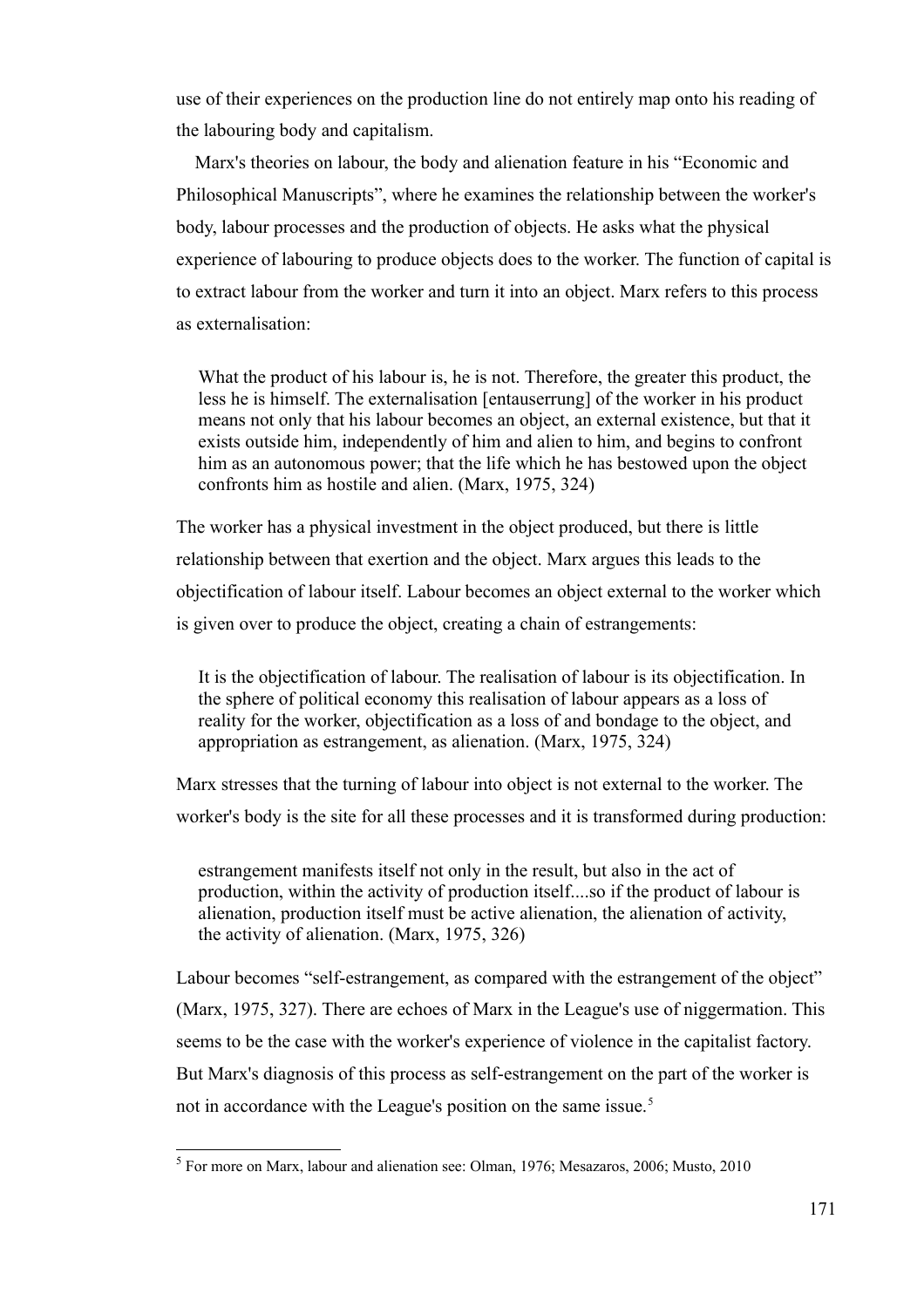use of their experiences on the production line do not entirely map onto his reading of the labouring body and capitalism.

Marx's theories on labour, the body and alienation feature in his "Economic and Philosophical Manuscripts", where he examines the relationship between the worker's body, labour processes and the production of objects. He asks what the physical experience of labouring to produce objects does to the worker. The function of capital is to extract labour from the worker and turn it into an object. Marx refers to this process as externalisation:

> What the product of his labour is, he is not. Therefore, the greater this product, the less he is himself. The externalisation [entauserrung] of the worker in his product means not only that his labour becomes an object, an external existence, but that it exists outside him, independently of him and alien to him, and begins to confront him as an autonomous power; that the life which he has bestowed upon the object confronts him as hostile and alien. (Marx, 1975, 324)

The worker has a physical investment in the object produced, but there is little relationship between that exertion and the object. Marx argues this leads to the objectification of labour itself. Labour becomes an object external to the worker which is given over to produce the object, creating a chain of estrangements:

> It is the objectification of labour. The realisation of labour is its objectification. In the sphere of political economy this realisation of labour appears as a loss of reality for the worker, objectification as a loss of and bondage to the object, and appropriation as estrangement, as alienation. (Marx, 1975, 324)

Marx stresses that the turning of labour into object is not external to the worker. The worker's body is the site for all these processes and it is transformed during production:

> estrangement manifests itself not only in the result, but also in the act of production, within the activity of production itself....so if the product of labour is alienation, production itself must be active alienation, the alienation of activity, the activity of alienation. (Marx, 1975, 326)

Labour becomes "self-estrangement, as compared with the estrangement of the object" (Marx, 1975, 327). There are echoes of Marx in the League's use of niggermation. This seems to be the case with the worker's experience of violence in the capitalist factory. But Marx's diagnosis of this process as self-estrangement on the part of the worker is not in accordance with the League's position on the same issue.[5]

[5] For more on Marx, labour and alienation see: Olman, 1976; Mesazaros, 2006; Musto, 2010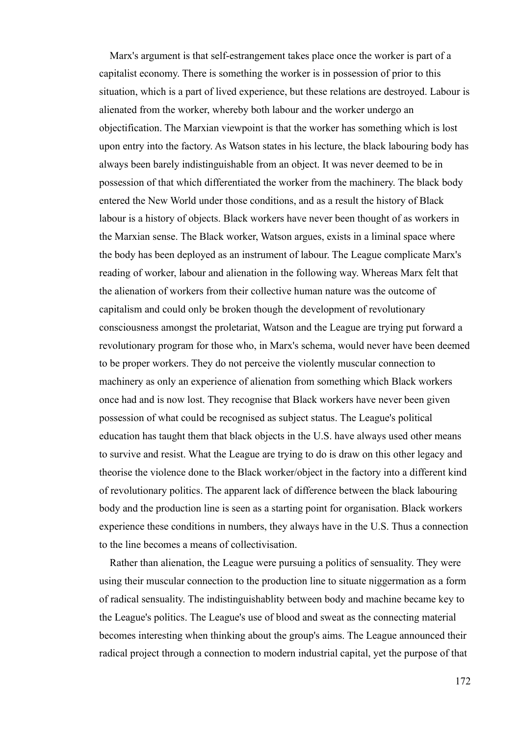Marx's argument is that self-estrangement takes place once the worker is part of a capitalist economy. There is something the worker is in possession of prior to this situation, which is a part of lived experience, but these relations are destroyed. Labour is alienated from the worker, whereby both labour and the worker undergo an objectification. The Marxian viewpoint is that the worker has something which is lost upon entry into the factory. As Watson states in his lecture, the black labouring body has always been barely indistinguishable from an object. It was never deemed to be in possession of that which differentiated the worker from the machinery. The black body entered the New World under those conditions, and as a result the history of Black labour is a history of objects. Black workers have never been thought of as workers in the Marxian sense. The Black worker, Watson argues, exists in a liminal space where the body has been deployed as an instrument of labour. The League complicate Marx's reading of worker, labour and alienation in the following way. Whereas Marx felt that the alienation of workers from their collective human nature was the outcome of capitalism and could only be broken though the development of revolutionary consciousness amongst the proletariat, Watson and the League are trying put forward a revolutionary program for those who, in Marx's schema, would never have been deemed to be proper workers. They do not perceive the violently muscular connection to machinery as only an experience of alienation from something which Black workers once had and is now lost. They recognise that Black workers have never been given possession of what could be recognised as subject status. The League's political education has taught them that black objects in the U.S. have always used other means to survive and resist. What the League are trying to do is draw on this other legacy and theorise the violence done to the Black worker/object in the factory into a different kind of revolutionary politics. The apparent lack of difference between the black labouring body and the production line is seen as a starting point for organisation. Black workers experience these conditions in numbers, they always have in the U.S. Thus a connection to the line becomes a means of collectivisation.

Rather than alienation, the League were pursuing a politics of sensuality. They were using their muscular connection to the production line to situate niggermation as a form of radical sensuality. The indistinguishablity between body and machine became key to the League's politics. The League's use of blood and sweat as the connecting material becomes interesting when thinking about the group's aims. The League announced their radical project through a connection to modern industrial capital, yet the purpose of that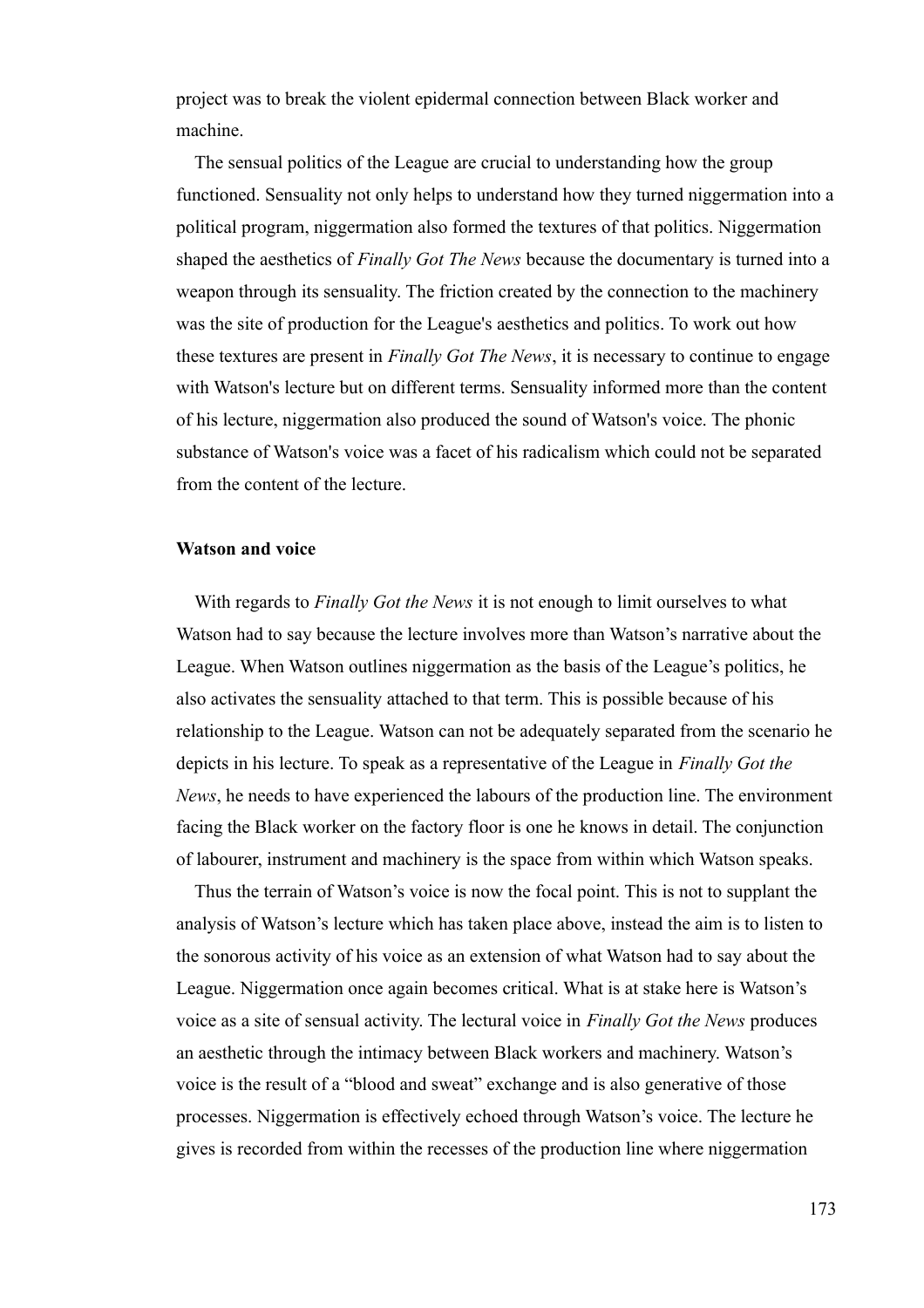project was to break the violent epidermal connection between Black worker and machine.

The sensual politics of the League are crucial to understanding how the group functioned. Sensuality not only helps to understand how they turned niggermation into a political program, niggermation also formed the textures of that politics. Niggermation shaped the aesthetics of *Finally Got The News* because the documentary is turned into a weapon through its sensuality. The friction created by the connection to the machinery was the site of production for the League's aesthetics and politics. To work out how these textures are present in *Finally Got The News*, it is necessary to continue to engage with Watson's lecture but on different terms. Sensuality informed more than the content of his lecture, niggermation also produced the sound of Watson's voice. The phonic substance of Watson's voice was a facet of his radicalism which could not be separated from the content of the lecture.

**Watson and voice**

With regards to *Finally Got the News* it is not enough to limit ourselves to what Watson had to say because the lecture involves more than Watson's narrative about the League. When Watson outlines niggermation as the basis of the League's politics, he also activates the sensuality attached to that term. This is possible because of his relationship to the League. Watson can not be adequately separated from the scenario he depicts in his lecture. To speak as a representative of the League in *Finally Got the News*, he needs to have experienced the labours of the production line. The environment facing the Black worker on the factory floor is one he knows in detail. The conjunction of labourer, instrument and machinery is the space from within which Watson speaks.

Thus the terrain of Watson's voice is now the focal point. This is not to supplant the analysis of Watson's lecture which has taken place above, instead the aim is to listen to the sonorous activity of his voice as an extension of what Watson had to say about the League. Niggermation once again becomes critical. What is at stake here is Watson's voice as a site of sensual activity. The lectural voice in *Finally Got the News* produces an aesthetic through the intimacy between Black workers and machinery. Watson's voice is the result of a "blood and sweat" exchange and is also generative of those processes. Niggermation is effectively echoed through Watson's voice. The lecture he gives is recorded from within the recesses of the production line where niggermation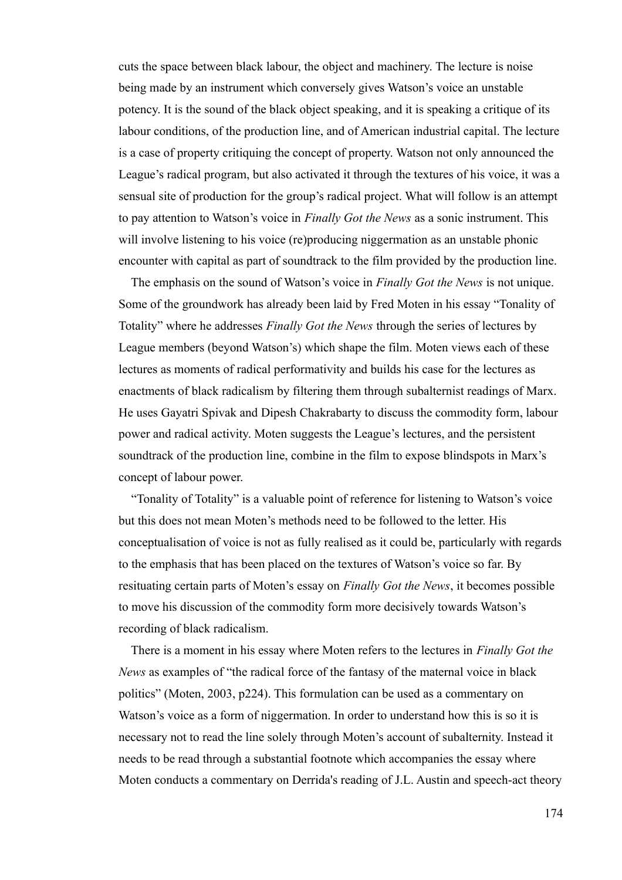cuts the space between black labour, the object and machinery. The lecture is noise being made by an instrument which conversely gives Watson's voice an unstable potency. It is the sound of the black object speaking, and it is speaking a critique of its labour conditions, of the production line, and of American industrial capital. The lecture is a case of property critiquing the concept of property. Watson not only announced the League's radical program, but also activated it through the textures of his voice, it was a sensual site of production for the group's radical project. What will follow is an attempt to pay attention to Watson's voice in *Finally Got the News* as a sonic instrument. This will involve listening to his voice (re)producing niggermation as an unstable phonic encounter with capital as part of soundtrack to the film provided by the production line.

The emphasis on the sound of Watson's voice in *Finally Got the News* is not unique. Some of the groundwork has already been laid by Fred Moten in his essay "Tonality of Totality" where he addresses *Finally Got the News* through the series of lectures by League members (beyond Watson's) which shape the film. Moten views each of these lectures as moments of radical performativity and builds his case for the lectures as enactments of black radicalism by filtering them through subalternist readings of Marx. He uses Gayatri Spivak and Dipesh Chakrabarty to discuss the commodity form, labour power and radical activity. Moten suggests the League's lectures, and the persistent soundtrack of the production line, combine in the film to expose blindspots in Marx's concept of labour power.

"Tonality of Totality" is a valuable point of reference for listening to Watson's voice but this does not mean Moten's methods need to be followed to the letter. His conceptualisation of voice is not as fully realised as it could be, particularly with regards to the emphasis that has been placed on the textures of Watson's voice so far. By resituating certain parts of Moten's essay on *Finally Got the News*, it becomes possible to move his discussion of the commodity form more decisively towards Watson's recording of black radicalism.

There is a moment in his essay where Moten refers to the lectures in *Finally Got the News* as examples of "the radical force of the fantasy of the maternal voice in black politics" (Moten, 2003, p224). This formulation can be used as a commentary on Watson's voice as a form of niggermation. In order to understand how this is so it is necessary not to read the line solely through Moten's account of subalternity. Instead it needs to be read through a substantial footnote which accompanies the essay where Moten conducts a commentary on Derrida's reading of J.L. Austin and speech-act theory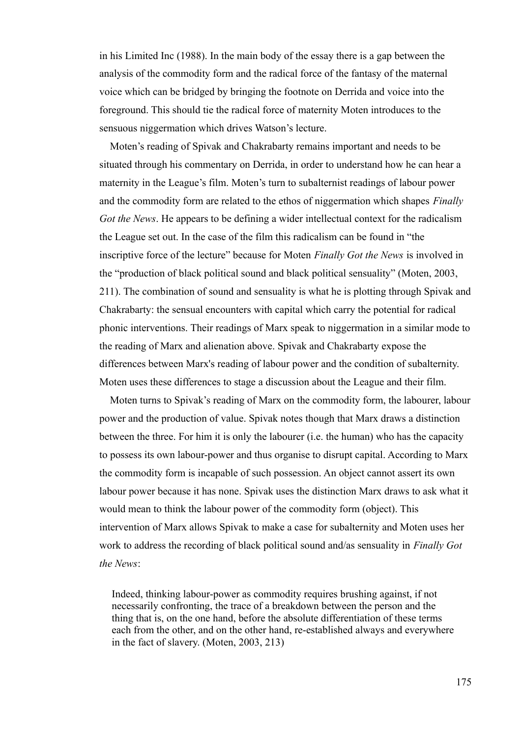in his Limited Inc (1988). In the main body of the essay there is a gap between the analysis of the commodity form and the radical force of the fantasy of the maternal voice which can be bridged by bringing the footnote on Derrida and voice into the foreground. This should tie the radical force of maternity Moten introduces to the sensuous niggermation which drives Watson's lecture.

Moten's reading of Spivak and Chakrabarty remains important and needs to be situated through his commentary on Derrida, in order to understand how he can hear a maternity in the League's film. Moten's turn to subalternist readings of labour power and the commodity form are related to the ethos of niggermation which shapes *Finally Got the News*. He appears to be defining a wider intellectual context for the radicalism the League set out. In the case of the film this radicalism can be found in "the inscriptive force of the lecture" because for Moten *Finally Got the News* is involved in the "production of black political sound and black political sensuality" (Moten, 2003, 211). The combination of sound and sensuality is what he is plotting through Spivak and Chakrabarty: the sensual encounters with capital which carry the potential for radical phonic interventions. Their readings of Marx speak to niggermation in a similar mode to the reading of Marx and alienation above. Spivak and Chakrabarty expose the differences between Marx's reading of labour power and the condition of subalternity. Moten uses these differences to stage a discussion about the League and their film.

Moten turns to Spivak's reading of Marx on the commodity form, the labourer, labour power and the production of value. Spivak notes though that Marx draws a distinction between the three. For him it is only the labourer (i.e. the human) who has the capacity to possess its own labour-power and thus organise to disrupt capital. According to Marx the commodity form is incapable of such possession. An object cannot assert its own labour power because it has none. Spivak uses the distinction Marx draws to ask what it would mean to think the labour power of the commodity form (object). This intervention of Marx allows Spivak to make a case for subalternity and Moten uses her work to address the recording of black political sound and/as sensuality in *Finally Got the News*:

> Indeed, thinking labour-power as commodity requires brushing against, if not necessarily confronting, the trace of a breakdown between the person and the thing that is, on the one hand, before the absolute differentiation of these terms each from the other, and on the other hand, re-established always and everywhere in the fact of slavery. (Moten, 2003, 213)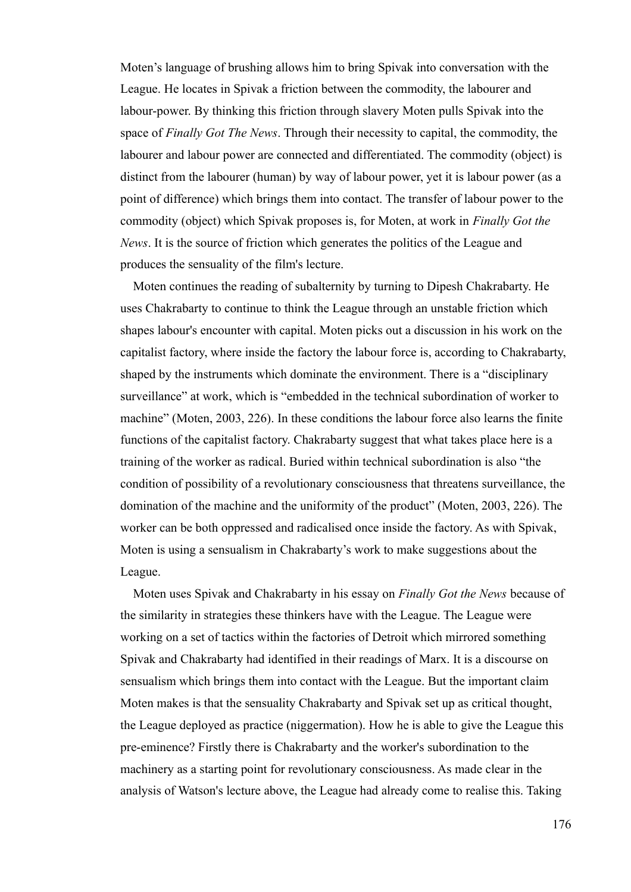Moten's language of brushing allows him to bring Spivak into conversation with the League. He locates in Spivak a friction between the commodity, the labourer and labour-power. By thinking this friction through slavery Moten pulls Spivak into the space of *Finally Got The News*. Through their necessity to capital, the commodity, the labourer and labour power are connected and differentiated. The commodity (object) is distinct from the labourer (human) by way of labour power, yet it is labour power (as a point of difference) which brings them into contact. The transfer of labour power to the commodity (object) which Spivak proposes is, for Moten, at work in *Finally Got the News*. It is the source of friction which generates the politics of the League and produces the sensuality of the film's lecture.

Moten continues the reading of subalternity by turning to Dipesh Chakrabarty. He uses Chakrabarty to continue to think the League through an unstable friction which shapes labour's encounter with capital. Moten picks out a discussion in his work on the capitalist factory, where inside the factory the labour force is, according to Chakrabarty, shaped by the instruments which dominate the environment. There is a "disciplinary surveillance" at work, which is "embedded in the technical subordination of worker to machine" (Moten, 2003, 226). In these conditions the labour force also learns the finite functions of the capitalist factory. Chakrabarty suggest that what takes place here is a training of the worker as radical. Buried within technical subordination is also "the condition of possibility of a revolutionary consciousness that threatens surveillance, the domination of the machine and the uniformity of the product" (Moten, 2003, 226). The worker can be both oppressed and radicalised once inside the factory. As with Spivak, Moten is using a sensualism in Chakrabarty's work to make suggestions about the League.

Moten uses Spivak and Chakrabarty in his essay on *Finally Got the News* because of the similarity in strategies these thinkers have with the League. The League were working on a set of tactics within the factories of Detroit which mirrored something Spivak and Chakrabarty had identified in their readings of Marx. It is a discourse on sensualism which brings them into contact with the League. But the important claim Moten makes is that the sensuality Chakrabarty and Spivak set up as critical thought, the League deployed as practice (niggermation). How he is able to give the League this pre-eminence? Firstly there is Chakrabarty and the worker's subordination to the machinery as a starting point for revolutionary consciousness. As made clear in the analysis of Watson's lecture above, the League had already come to realise this. Taking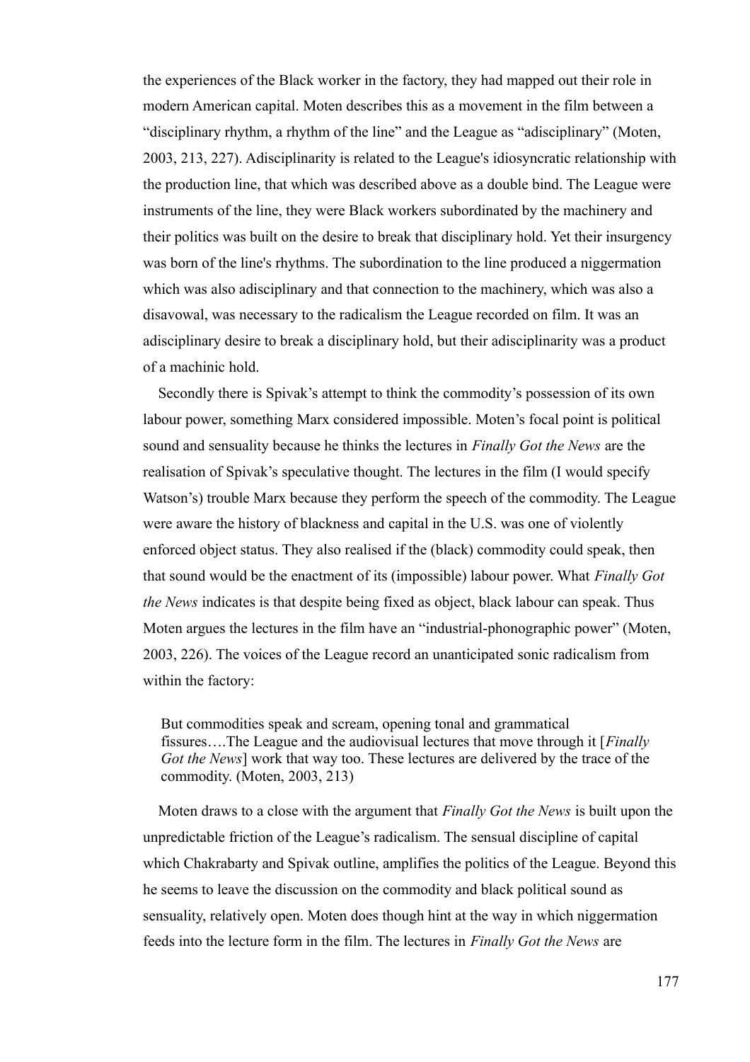the experiences of the Black worker in the factory, they had mapped out their role in modern American capital. Moten describes this as a movement in the film between a "disciplinary rhythm, a rhythm of the line" and the League as "adisciplinary" (Moten, 2003, 213, 227). Adisciplinarity is related to the League's idiosyncratic relationship with the production line, that which was described above as a double bind. The League were instruments of the line, they were Black workers subordinated by the machinery and their politics was built on the desire to break that disciplinary hold. Yet their insurgency was born of the line's rhythms. The subordination to the line produced a niggermation which was also adisciplinary and that connection to the machinery, which was also a disavowal, was necessary to the radicalism the League recorded on film. It was an adisciplinary desire to break a disciplinary hold, but their adisciplinarity was a product of a machinic hold.

Secondly there is Spivak's attempt to think the commodity's possession of its own labour power, something Marx considered impossible. Moten's focal point is political sound and sensuality because he thinks the lectures in *Finally Got the News* are the realisation of Spivak's speculative thought. The lectures in the film (I would specify Watson's) trouble Marx because they perform the speech of the commodity. The League were aware the history of blackness and capital in the U.S. was one of violently enforced object status. They also realised if the (black) commodity could speak, then that sound would be the enactment of its (impossible) labour power. What *Finally Got the News* indicates is that despite being fixed as object, black labour can speak. Thus Moten argues the lectures in the film have an "industrial-phonographic power" (Moten, 2003, 226). The voices of the League record an unanticipated sonic radicalism from within the factory:

> But commodities speak and scream, opening tonal and grammatical fissures….The League and the audiovisual lectures that move through it [*Finally Got the News*] work that way too. These lectures are delivered by the trace of the commodity. (Moten, 2003, 213)

Moten draws to a close with the argument that *Finally Got the News* is built upon the unpredictable friction of the League's radicalism. The sensual discipline of capital which Chakrabarty and Spivak outline, amplifies the politics of the League. Beyond this he seems to leave the discussion on the commodity and black political sound as sensuality, relatively open. Moten does though hint at the way in which niggermation feeds into the lecture form in the film. The lectures in *Finally Got the News* are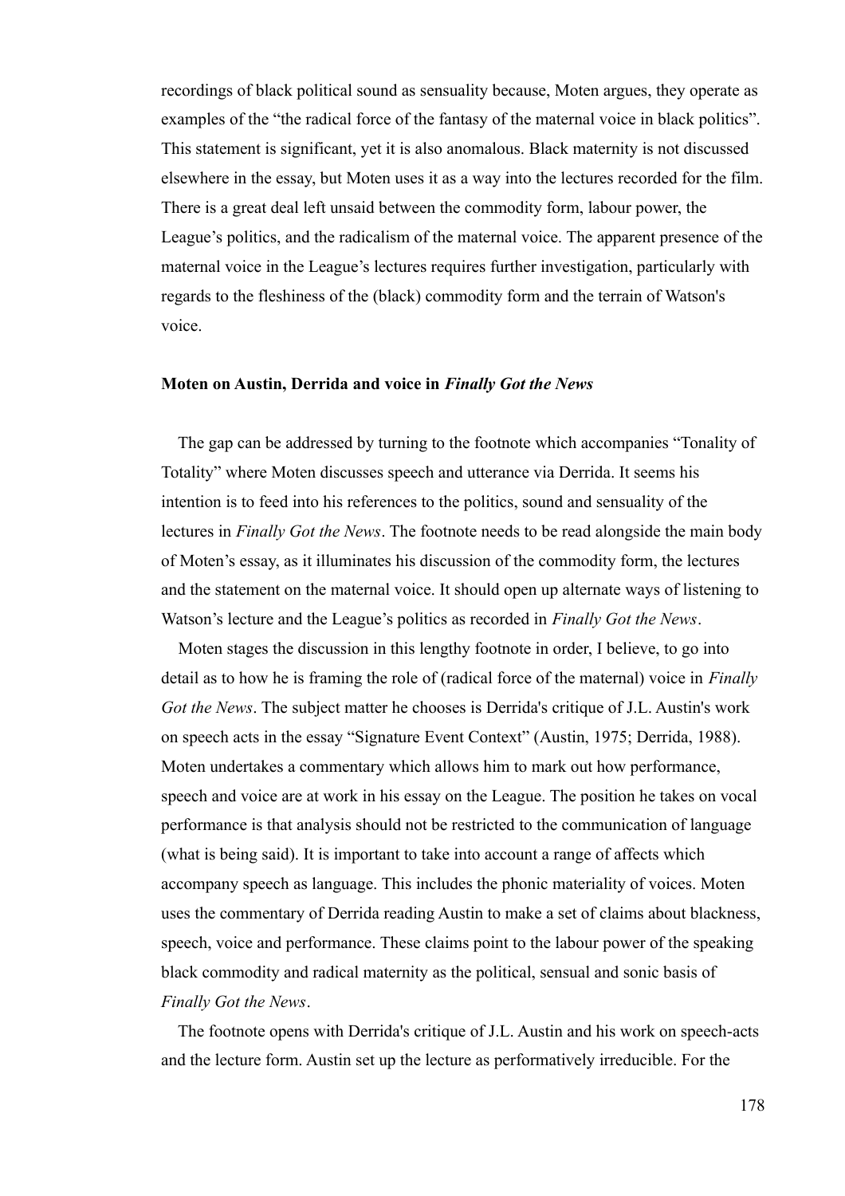recordings of black political sound as sensuality because, Moten argues, they operate as examples of the "the radical force of the fantasy of the maternal voice in black politics". This statement is significant, yet it is also anomalous. Black maternity is not discussed elsewhere in the essay, but Moten uses it as a way into the lectures recorded for the film. There is a great deal left unsaid between the commodity form, labour power, the League's politics, and the radicalism of the maternal voice. The apparent presence of the maternal voice in the League's lectures requires further investigation, particularly with regards to the fleshiness of the (black) commodity form and the terrain of Watson's voice.

### Moten on Austin, Derrida and voice in *Finally Got the News*

The gap can be addressed by turning to the footnote which accompanies "Tonality of Totality" where Moten discusses speech and utterance via Derrida. It seems his intention is to feed into his references to the politics, sound and sensuality of the lectures in *Finally Got the News*. The footnote needs to be read alongside the main body of Moten's essay, as it illuminates his discussion of the commodity form, the lectures and the statement on the maternal voice. It should open up alternate ways of listening to Watson's lecture and the League's politics as recorded in *Finally Got the News*.

Moten stages the discussion in this lengthy footnote in order, I believe, to go into detail as to how he is framing the role of (radical force of the maternal) voice in *Finally Got the News*. The subject matter he chooses is Derrida's critique of J.L. Austin's work on speech acts in the essay "Signature Event Context" (Austin, 1975; Derrida, 1988). Moten undertakes a commentary which allows him to mark out how performance, speech and voice are at work in his essay on the League. The position he takes on vocal performance is that analysis should not be restricted to the communication of language (what is being said). It is important to take into account a range of affects which accompany speech as language. This includes the phonic materiality of voices. Moten uses the commentary of Derrida reading Austin to make a set of claims about blackness, speech, voice and performance. These claims point to the labour power of the speaking black commodity and radical maternity as the political, sensual and sonic basis of *Finally Got the News*.

The footnote opens with Derrida's critique of J.L. Austin and his work on speech-acts and the lecture form. Austin set up the lecture as performatively irreducible. For the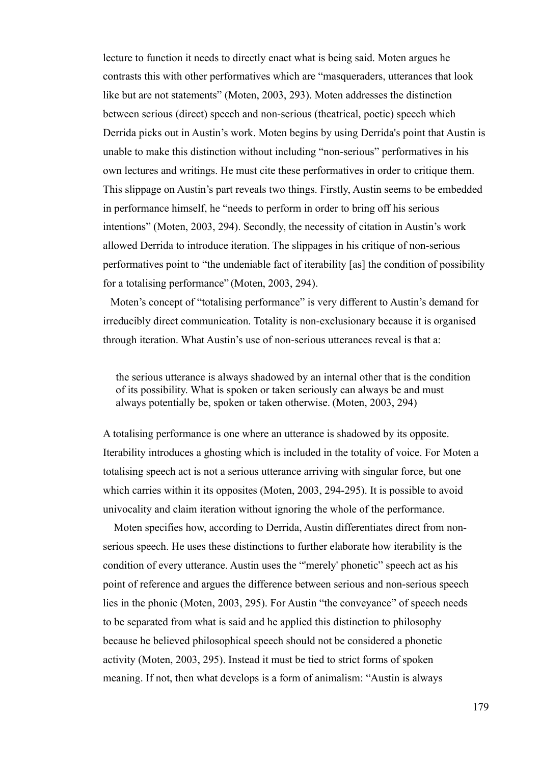lecture to function it needs to directly enact what is being said. Moten argues he contrasts this with other performatives which are "masqueraders, utterances that look like but are not statements" (Moten, 2003, 293). Moten addresses the distinction between serious (direct) speech and non-serious (theatrical, poetic) speech which Derrida picks out in Austin's work. Moten begins by using Derrida's point that Austin is unable to make this distinction without including "non-serious" performatives in his own lectures and writings. He must cite these performatives in order to critique them. This slippage on Austin's part reveals two things. Firstly, Austin seems to be embedded in performance himself, he "needs to perform in order to bring off his serious intentions" (Moten, 2003, 294). Secondly, the necessity of citation in Austin's work allowed Derrida to introduce iteration. The slippages in his critique of non-serious performatives point to "the undeniable fact of iterability [as] the condition of possibility for a totalising performance" (Moten, 2003, 294).

Moten's concept of "totalising performance" is very different to Austin's demand for irreducibly direct communication. Totality is non-exclusionary because it is organised through iteration. What Austin's use of non-serious utterances reveal is that a:

> the serious utterance is always shadowed by an internal other that is the condition of its possibility. What is spoken or taken seriously can always be and must always potentially be, spoken or taken otherwise. (Moten, 2003, 294)

A totalising performance is one where an utterance is shadowed by its opposite. Iterability introduces a ghosting which is included in the totality of voice. For Moten a totalising speech act is not a serious utterance arriving with singular force, but one which carries within it its opposites (Moten, 2003, 294-295). It is possible to avoid univocality and claim iteration without ignoring the whole of the performance.

Moten specifies how, according to Derrida, Austin differentiates direct from non-serious speech. He uses these distinctions to further elaborate how iterability is the condition of every utterance. Austin uses the "'merely' phonetic" speech act as his point of reference and argues the difference between serious and non-serious speech lies in the phonic (Moten, 2003, 295). For Austin "the conveyance" of speech needs to be separated from what is said and he applied this distinction to philosophy because he believed philosophical speech should not be considered a phonetic activity (Moten, 2003, 295). Instead it must be tied to strict forms of spoken meaning. If not, then what develops is a form of animalism: "Austin is always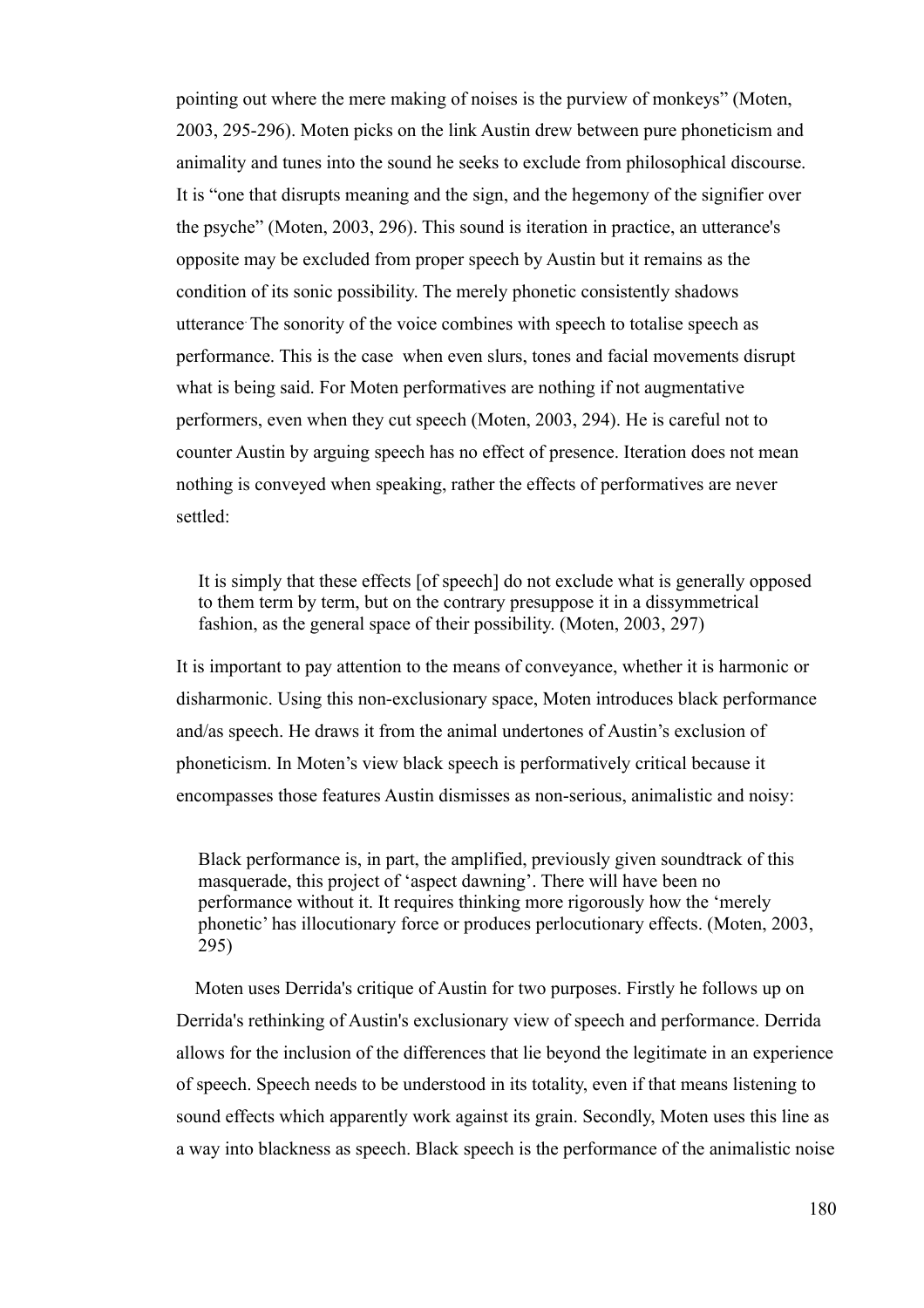pointing out where the mere making of noises is the purview of monkeys" (Moten, 2003, 295-296). Moten picks on the link Austin drew between pure phoneticism and animality and tunes into the sound he seeks to exclude from philosophical discourse. It is "one that disrupts meaning and the sign, and the hegemony of the signifier over the psyche" (Moten, 2003, 296). This sound is iteration in practice, an utterance's opposite may be excluded from proper speech by Austin but it remains as the condition of its sonic possibility. The merely phonetic consistently shadows utterance. The sonority of the voice combines with speech to totalise speech as performance. This is the case when even slurs, tones and facial movements disrupt what is being said. For Moten performatives are nothing if not augmentative performers, even when they cut speech (Moten, 2003, 294). He is careful not to counter Austin by arguing speech has no effect of presence. Iteration does not mean nothing is conveyed when speaking, rather the effects of performatives are never settled:

> It is simply that these effects [of speech] do not exclude what is generally opposed to them term by term, but on the contrary presuppose it in a dissymmetrical fashion, as the general space of their possibility. (Moten, 2003, 297)

It is important to pay attention to the means of conveyance, whether it is harmonic or disharmonic. Using this non-exclusionary space, Moten introduces black performance and/as speech. He draws it from the animal undertones of Austin's exclusion of phoneticism. In Moten's view black speech is performatively critical because it encompasses those features Austin dismisses as non-serious, animalistic and noisy:

> Black performance is, in part, the amplified, previously given soundtrack of this masquerade, this project of 'aspect dawning'. There will have been no performance without it. It requires thinking more rigorously how the 'merely phonetic' has illocutionary force or produces perlocutionary effects. (Moten, 2003, 295)

Moten uses Derrida's critique of Austin for two purposes. Firstly he follows up on Derrida's rethinking of Austin's exclusionary view of speech and performance. Derrida allows for the inclusion of the differences that lie beyond the legitimate in an experience of speech. Speech needs to be understood in its totality, even if that means listening to sound effects which apparently work against its grain. Secondly, Moten uses this line as a way into blackness as speech. Black speech is the performance of the animalistic noise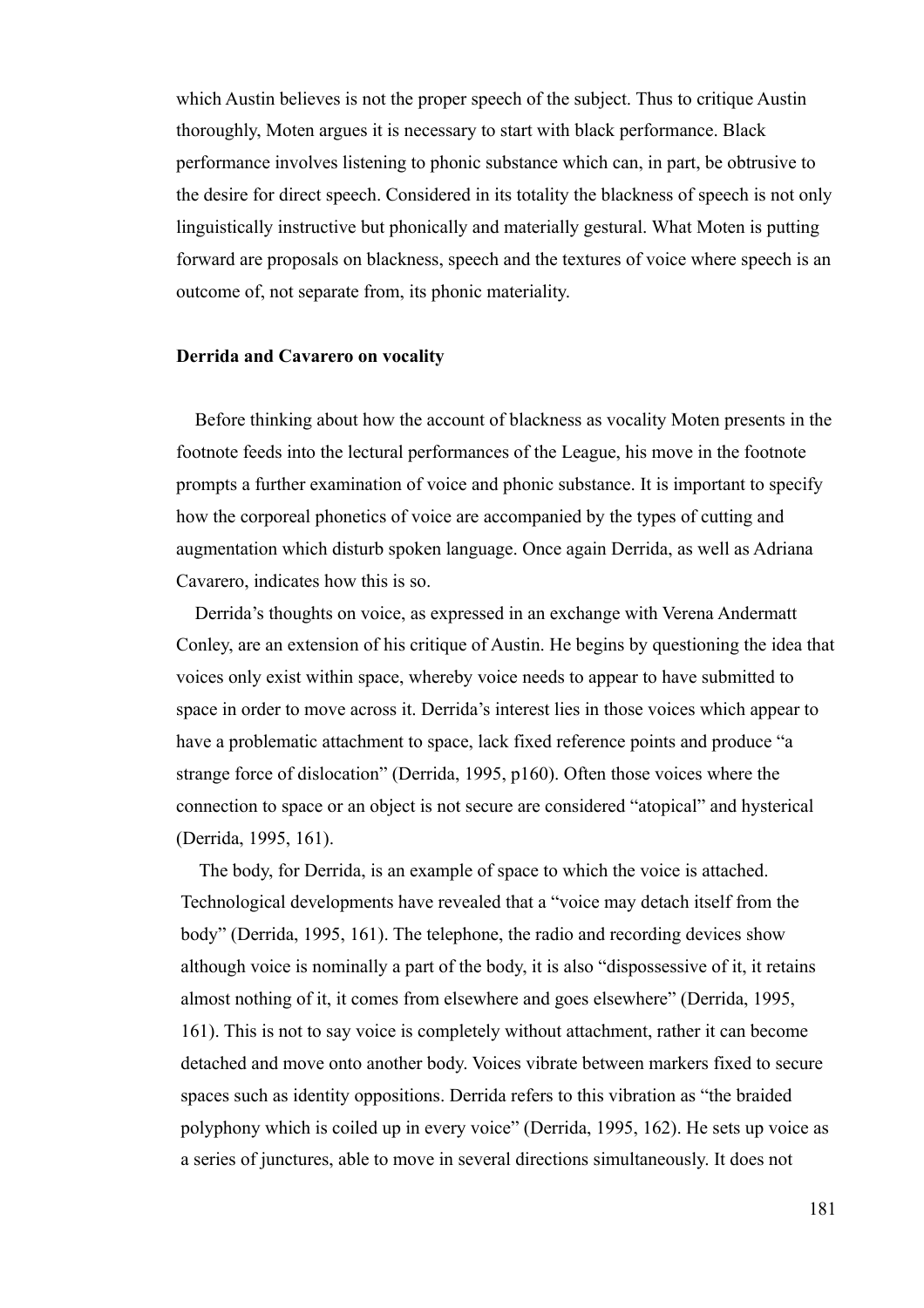which Austin believes is not the proper speech of the subject. Thus to critique Austin thoroughly, Moten argues it is necessary to start with black performance. Black performance involves listening to phonic substance which can, in part, be obtrusive to the desire for direct speech. Considered in its totality the blackness of speech is not only linguistically instructive but phonically and materially gestural. What Moten is putting forward are proposals on blackness, speech and the textures of voice where speech is an outcome of, not separate from, its phonic materiality.

**Derrida and Cavarero on vocality**

Before thinking about how the account of blackness as vocality Moten presents in the footnote feeds into the lectural performances of the League, his move in the footnote prompts a further examination of voice and phonic substance. It is important to specify how the corporeal phonetics of voice are accompanied by the types of cutting and augmentation which disturb spoken language. Once again Derrida, as well as Adriana Cavarero, indicates how this is so.

Derrida's thoughts on voice, as expressed in an exchange with Verena Andermatt Conley, are an extension of his critique of Austin. He begins by questioning the idea that voices only exist within space, whereby voice needs to appear to have submitted to space in order to move across it. Derrida's interest lies in those voices which appear to have a problematic attachment to space, lack fixed reference points and produce "a strange force of dislocation" (Derrida, 1995, p160). Often those voices where the connection to space or an object is not secure are considered "atopical" and hysterical (Derrida, 1995, 161).

The body, for Derrida, is an example of space to which the voice is attached. Technological developments have revealed that a "voice may detach itself from the body" (Derrida, 1995, 161). The telephone, the radio and recording devices show although voice is nominally a part of the body, it is also "dispossessive of it, it retains almost nothing of it, it comes from elsewhere and goes elsewhere" (Derrida, 1995, 161). This is not to say voice is completely without attachment, rather it can become detached and move onto another body. Voices vibrate between markers fixed to secure spaces such as identity oppositions. Derrida refers to this vibration as "the braided polyphony which is coiled up in every voice" (Derrida, 1995, 162). He sets up voice as a series of junctures, able to move in several directions simultaneously. It does not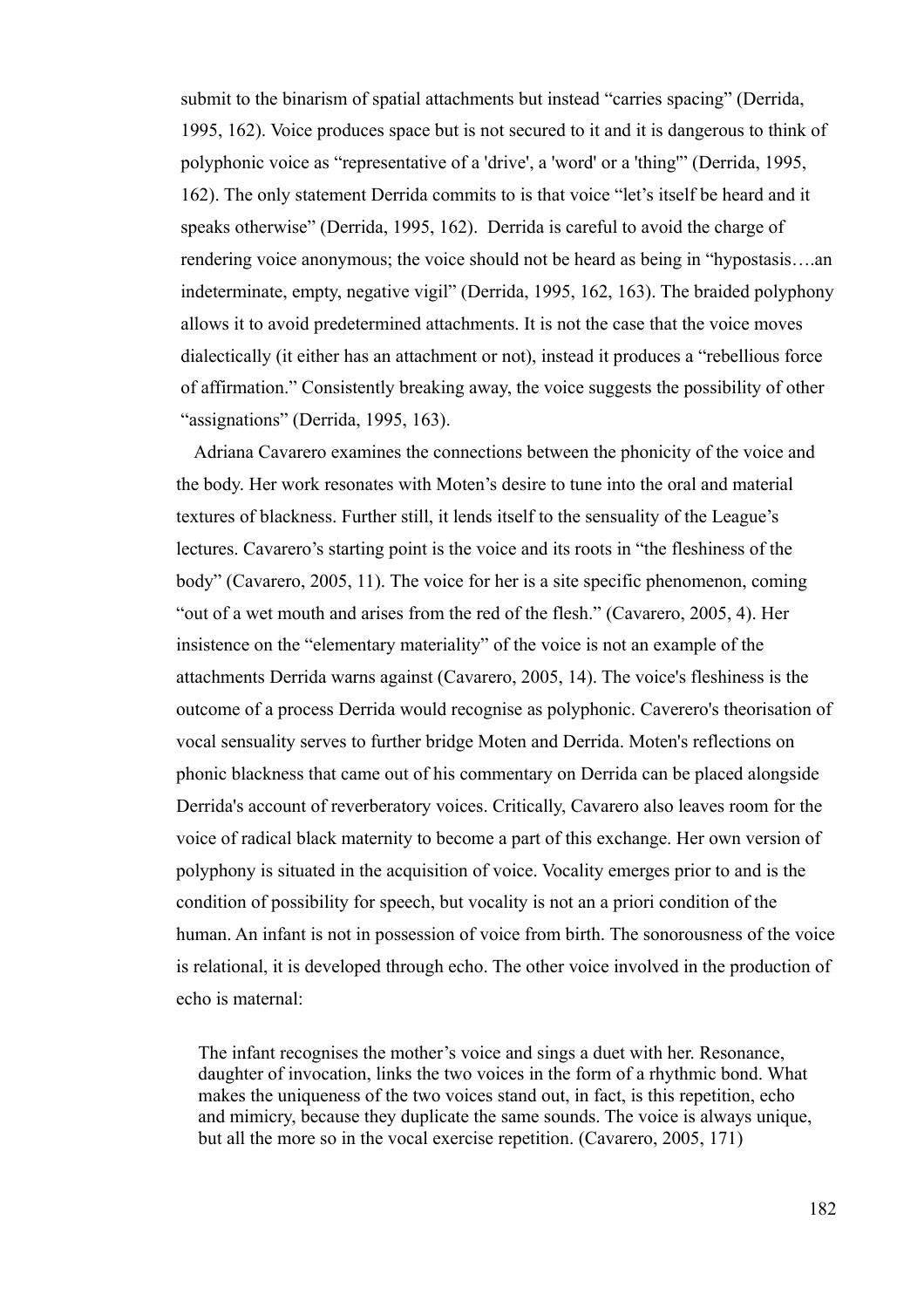submit to the binarism of spatial attachments but instead "carries spacing" (Derrida, 1995, 162). Voice produces space but is not secured to it and it is dangerous to think of polyphonic voice as "representative of a 'drive', a 'word' or a 'thing'" (Derrida, 1995, 162). The only statement Derrida commits to is that voice "let's itself be heard and it speaks otherwise" (Derrida, 1995, 162). Derrida is careful to avoid the charge of rendering voice anonymous; the voice should not be heard as being in "hypostasis….an indeterminate, empty, negative vigil" (Derrida, 1995, 162, 163). The braided polyphony allows it to avoid predetermined attachments. It is not the case that the voice moves dialectically (it either has an attachment or not), instead it produces a "rebellious force of affirmation." Consistently breaking away, the voice suggests the possibility of other "assignations" (Derrida, 1995, 163).

Adriana Cavarero examines the connections between the phonicity of the voice and the body. Her work resonates with Moten's desire to tune into the oral and material textures of blackness. Further still, it lends itself to the sensuality of the League's lectures. Cavarero's starting point is the voice and its roots in "the fleshiness of the body" (Cavarero, 2005, 11). The voice for her is a site specific phenomenon, coming "out of a wet mouth and arises from the red of the flesh." (Cavarero, 2005, 4). Her insistence on the "elementary materiality" of the voice is not an example of the attachments Derrida warns against (Cavarero, 2005, 14). The voice's fleshiness is the outcome of a process Derrida would recognise as polyphonic. Caverero's theorisation of vocal sensuality serves to further bridge Moten and Derrida. Moten's reflections on phonic blackness that came out of his commentary on Derrida can be placed alongside Derrida's account of reverberatory voices. Critically, Cavarero also leaves room for the voice of radical black maternity to become a part of this exchange. Her own version of polyphony is situated in the acquisition of voice. Vocality emerges prior to and is the condition of possibility for speech, but vocality is not an a priori condition of the human. An infant is not in possession of voice from birth. The sonorousness of the voice is relational, it is developed through echo. The other voice involved in the production of echo is maternal:

> The infant recognises the mother's voice and sings a duet with her. Resonance, daughter of invocation, links the two voices in the form of a rhythmic bond. What makes the uniqueness of the two voices stand out, in fact, is this repetition, echo and mimicry, because they duplicate the same sounds. The voice is always unique, but all the more so in the vocal exercise repetition. (Cavarero, 2005, 171)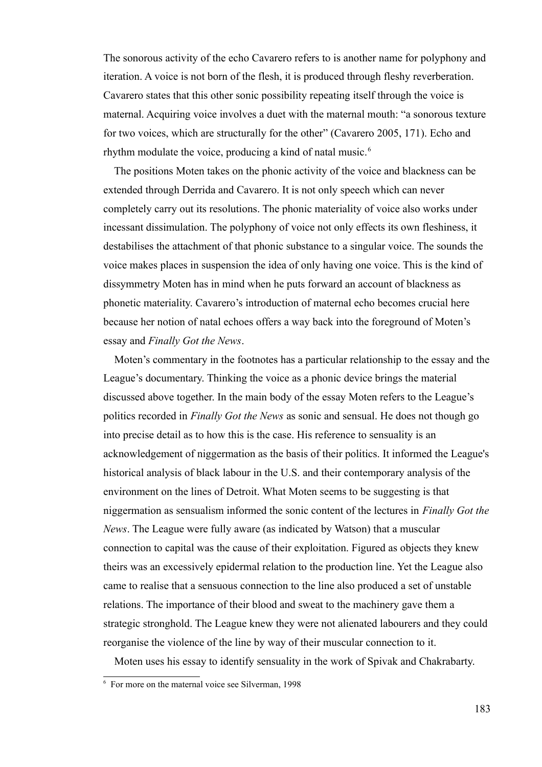The sonorous activity of the echo Cavarero refers to is another name for polyphony and iteration. A voice is not born of the flesh, it is produced through fleshy reverberation. Cavarero states that this other sonic possibility repeating itself through the voice is maternal. Acquiring voice involves a duet with the maternal mouth: "a sonorous texture for two voices, which are structurally for the other" (Cavarero 2005, 171). Echo and rhythm modulate the voice, producing a kind of natal music.[6]

The positions Moten takes on the phonic activity of the voice and blackness can be extended through Derrida and Cavarero. It is not only speech which can never completely carry out its resolutions. The phonic materiality of voice also works under incessant dissimulation. The polyphony of voice not only effects its own fleshiness, it destabilises the attachment of that phonic substance to a singular voice. The sounds the voice makes places in suspension the idea of only having one voice. This is the kind of dissymmetry Moten has in mind when he puts forward an account of blackness as phonetic materiality. Cavarero's introduction of maternal echo becomes crucial here because her notion of natal echoes offers a way back into the foreground of Moten's essay and *Finally Got the News*.

Moten's commentary in the footnotes has a particular relationship to the essay and the League's documentary. Thinking the voice as a phonic device brings the material discussed above together. In the main body of the essay Moten refers to the League's politics recorded in *Finally Got the News* as sonic and sensual. He does not though go into precise detail as to how this is the case. His reference to sensuality is an acknowledgement of niggermation as the basis of their politics. It informed the League's historical analysis of black labour in the U.S. and their contemporary analysis of the environment on the lines of Detroit. What Moten seems to be suggesting is that niggermation as sensualism informed the sonic content of the lectures in *Finally Got the News*. The League were fully aware (as indicated by Watson) that a muscular connection to capital was the cause of their exploitation. Figured as objects they knew theirs was an excessively epidermal relation to the production line. Yet the League also came to realise that a sensuous connection to the line also produced a set of unstable relations. The importance of their blood and sweat to the machinery gave them a strategic stronghold. The League knew they were not alienated labourers and they could reorganise the violence of the line by way of their muscular connection to it.

Moten uses his essay to identify sensuality in the work of Spivak and Chakrabarty.

[6] For more on the maternal voice see Silverman, 1998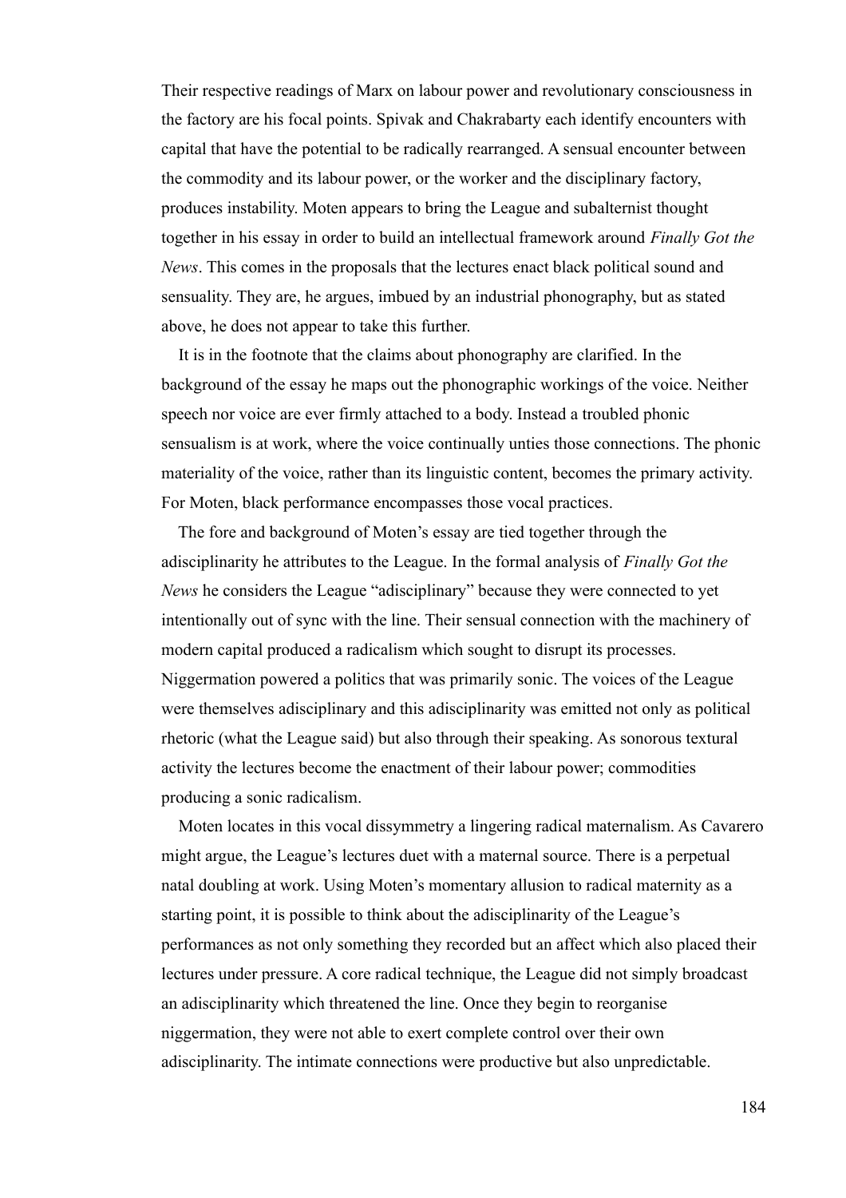Their respective readings of Marx on labour power and revolutionary consciousness in the factory are his focal points. Spivak and Chakrabarty each identify encounters with capital that have the potential to be radically rearranged. A sensual encounter between the commodity and its labour power, or the worker and the disciplinary factory, produces instability. Moten appears to bring the League and subalternist thought together in his essay in order to build an intellectual framework around *Finally Got the News*. This comes in the proposals that the lectures enact black political sound and sensuality. They are, he argues, imbued by an industrial phonography, but as stated above, he does not appear to take this further.

It is in the footnote that the claims about phonography are clarified. In the background of the essay he maps out the phonographic workings of the voice. Neither speech nor voice are ever firmly attached to a body. Instead a troubled phonic sensualism is at work, where the voice continually unties those connections. The phonic materiality of the voice, rather than its linguistic content, becomes the primary activity. For Moten, black performance encompasses those vocal practices.

The fore and background of Moten's essay are tied together through the adisciplinarity he attributes to the League. In the formal analysis of *Finally Got the News* he considers the League "adisciplinary" because they were connected to yet intentionally out of sync with the line. Their sensual connection with the machinery of modern capital produced a radicalism which sought to disrupt its processes. Niggermation powered a politics that was primarily sonic. The voices of the League were themselves adisciplinary and this adisciplinarity was emitted not only as political rhetoric (what the League said) but also through their speaking. As sonorous textural activity the lectures become the enactment of their labour power; commodities producing a sonic radicalism.

Moten locates in this vocal dissymmetry a lingering radical maternalism. As Cavarero might argue, the League's lectures duet with a maternal source. There is a perpetual natal doubling at work. Using Moten's momentary allusion to radical maternity as a starting point, it is possible to think about the adisciplinarity of the League's performances as not only something they recorded but an affect which also placed their lectures under pressure. A core radical technique, the League did not simply broadcast an adisciplinarity which threatened the line. Once they begin to reorganise niggermation, they were not able to exert complete control over their own adisciplinarity. The intimate connections were productive but also unpredictable.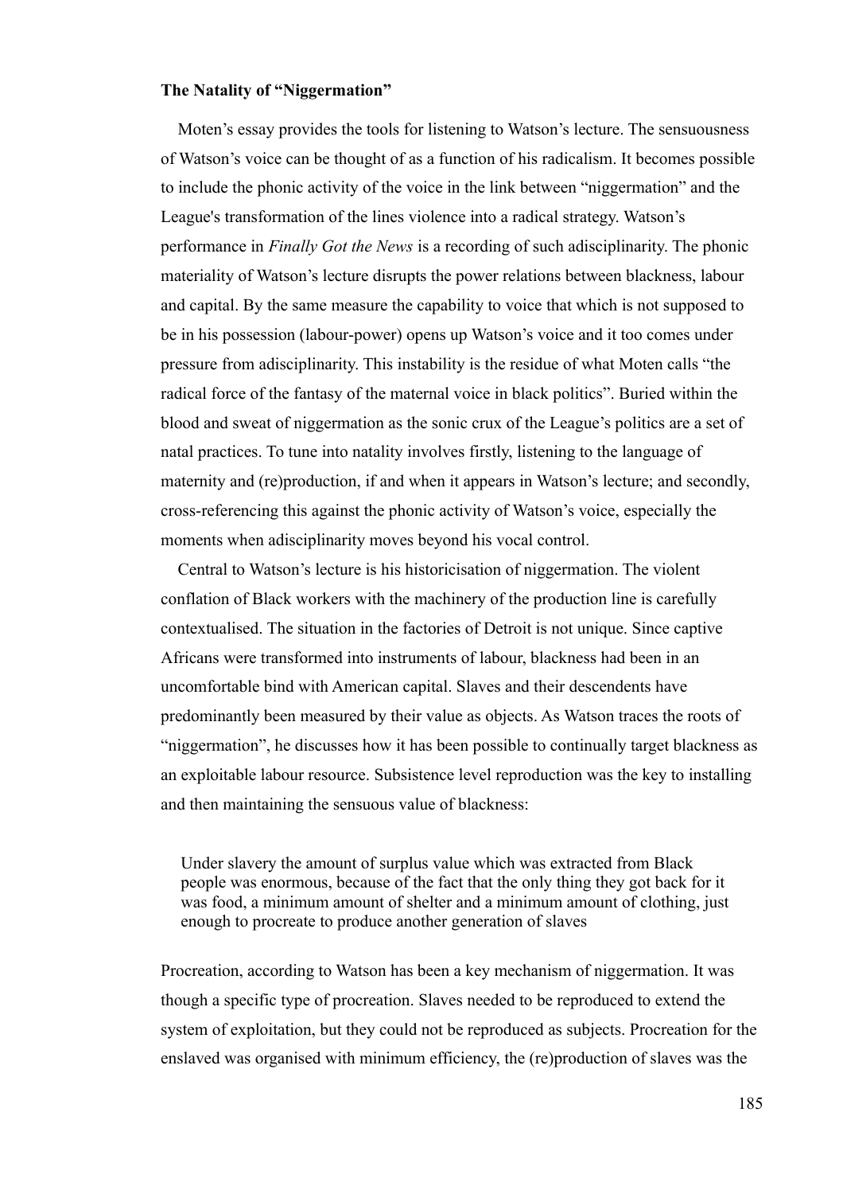**The Natality of "Niggermation"**

Moten's essay provides the tools for listening to Watson's lecture. The sensuousness of Watson's voice can be thought of as a function of his radicalism. It becomes possible to include the phonic activity of the voice in the link between "niggermation" and the League's transformation of the lines violence into a radical strategy. Watson's performance in *Finally Got the News* is a recording of such adisciplinarity. The phonic materiality of Watson's lecture disrupts the power relations between blackness, labour and capital. By the same measure the capability to voice that which is not supposed to be in his possession (labour-power) opens up Watson's voice and it too comes under pressure from adisciplinarity. This instability is the residue of what Moten calls "the radical force of the fantasy of the maternal voice in black politics". Buried within the blood and sweat of niggermation as the sonic crux of the League's politics are a set of natal practices. To tune into natality involves firstly, listening to the language of maternity and (re)production, if and when it appears in Watson's lecture; and secondly, cross-referencing this against the phonic activity of Watson's voice, especially the moments when adisciplinarity moves beyond his vocal control.

Central to Watson's lecture is his historicisation of niggermation. The violent conflation of Black workers with the machinery of the production line is carefully contextualised. The situation in the factories of Detroit is not unique. Since captive Africans were transformed into instruments of labour, blackness had been in an uncomfortable bind with American capital. Slaves and their descendents have predominantly been measured by their value as objects. As Watson traces the roots of "niggermation", he discusses how it has been possible to continually target blackness as an exploitable labour resource. Subsistence level reproduction was the key to installing and then maintaining the sensuous value of blackness:

> Under slavery the amount of surplus value which was extracted from Black people was enormous, because of the fact that the only thing they got back for it was food, a minimum amount of shelter and a minimum amount of clothing, just enough to procreate to produce another generation of slaves

Procreation, according to Watson has been a key mechanism of niggermation. It was though a specific type of procreation. Slaves needed to be reproduced to extend the system of exploitation, but they could not be reproduced as subjects. Procreation for the enslaved was organised with minimum efficiency, the (re)production of slaves was the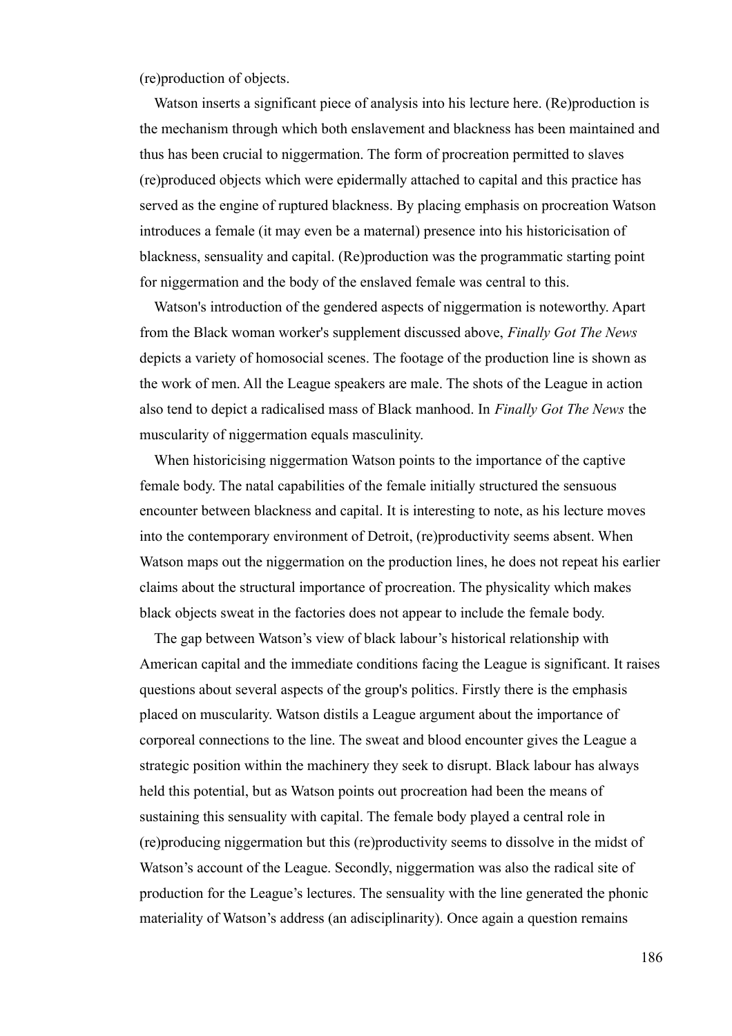(re)production of objects.

Watson inserts a significant piece of analysis into his lecture here. (Re)production is the mechanism through which both enslavement and blackness has been maintained and thus has been crucial to niggermation. The form of procreation permitted to slaves (re)produced objects which were epidermally attached to capital and this practice has served as the engine of ruptured blackness. By placing emphasis on procreation Watson introduces a female (it may even be a maternal) presence into his historicisation of blackness, sensuality and capital. (Re)production was the programmatic starting point for niggermation and the body of the enslaved female was central to this.

Watson's introduction of the gendered aspects of niggermation is noteworthy. Apart from the Black woman worker's supplement discussed above, *Finally Got The News* depicts a variety of homosocial scenes. The footage of the production line is shown as the work of men. All the League speakers are male. The shots of the League in action also tend to depict a radicalised mass of Black manhood. In *Finally Got The News* the muscularity of niggermation equals masculinity.

When historicising niggermation Watson points to the importance of the captive female body. The natal capabilities of the female initially structured the sensuous encounter between blackness and capital. It is interesting to note, as his lecture moves into the contemporary environment of Detroit, (re)productivity seems absent. When Watson maps out the niggermation on the production lines, he does not repeat his earlier claims about the structural importance of procreation. The physicality which makes black objects sweat in the factories does not appear to include the female body.

The gap between Watson's view of black labour's historical relationship with American capital and the immediate conditions facing the League is significant. It raises questions about several aspects of the group's politics. Firstly there is the emphasis placed on muscularity. Watson distils a League argument about the importance of corporeal connections to the line. The sweat and blood encounter gives the League a strategic position within the machinery they seek to disrupt. Black labour has always held this potential, but as Watson points out procreation had been the means of sustaining this sensuality with capital. The female body played a central role in (re)producing niggermation but this (re)productivity seems to dissolve in the midst of Watson's account of the League. Secondly, niggermation was also the radical site of production for the League's lectures. The sensuality with the line generated the phonic materiality of Watson's address (an adisciplinarity). Once again a question remains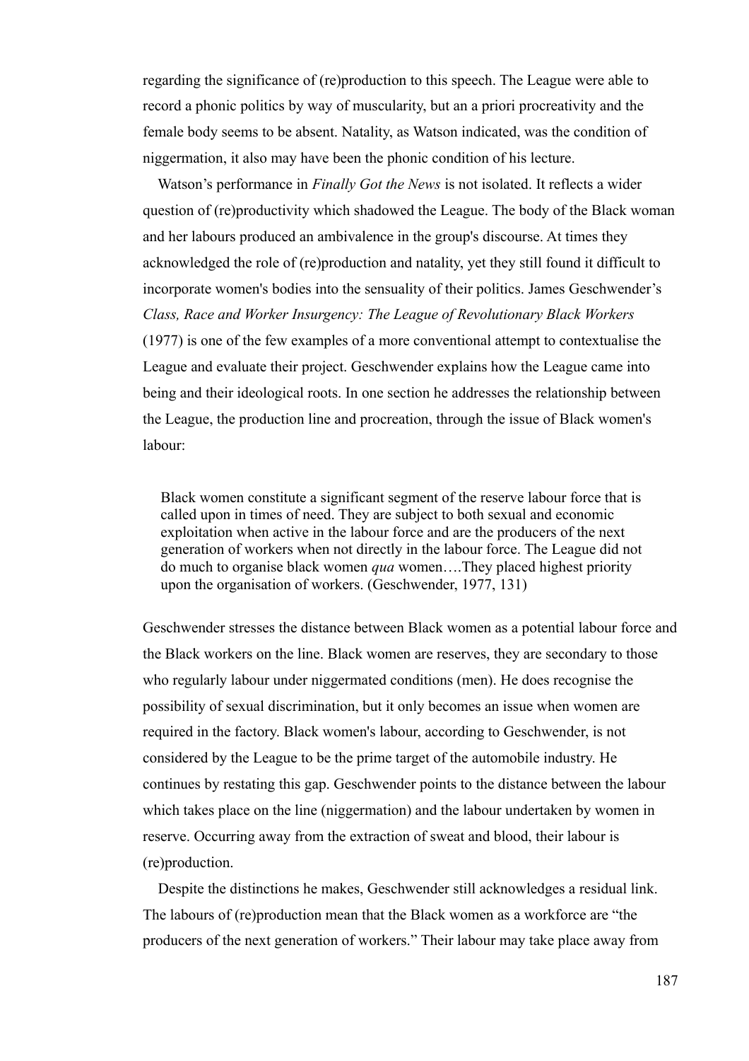regarding the significance of (re)production to this speech. The League were able to record a phonic politics by way of muscularity, but an a priori procreativity and the female body seems to be absent. Natality, as Watson indicated, was the condition of niggermation, it also may have been the phonic condition of his lecture.

Watson's performance in *Finally Got the News* is not isolated. It reflects a wider question of (re)productivity which shadowed the League. The body of the Black woman and her labours produced an ambivalence in the group's discourse. At times they acknowledged the role of (re)production and natality, yet they still found it difficult to incorporate women's bodies into the sensuality of their politics. James Geschwender's *Class, Race and Worker Insurgency: The League of Revolutionary Black Workers* (1977) is one of the few examples of a more conventional attempt to contextualise the League and evaluate their project. Geschwender explains how the League came into being and their ideological roots. In one section he addresses the relationship between the League, the production line and procreation, through the issue of Black women's labour:

> Black women constitute a significant segment of the reserve labour force that is called upon in times of need. They are subject to both sexual and economic exploitation when active in the labour force and are the producers of the next generation of workers when not directly in the labour force. The League did not do much to organise black women *qua* women….They placed highest priority upon the organisation of workers. (Geschwender, 1977, 131)

Geschwender stresses the distance between Black women as a potential labour force and the Black workers on the line. Black women are reserves, they are secondary to those who regularly labour under niggermated conditions (men). He does recognise the possibility of sexual discrimination, but it only becomes an issue when women are required in the factory. Black women's labour, according to Geschwender, is not considered by the League to be the prime target of the automobile industry. He continues by restating this gap. Geschwender points to the distance between the labour which takes place on the line (niggermation) and the labour undertaken by women in reserve. Occurring away from the extraction of sweat and blood, their labour is (re)production.

Despite the distinctions he makes, Geschwender still acknowledges a residual link. The labours of (re)production mean that the Black women as a workforce are "the producers of the next generation of workers." Their labour may take place away from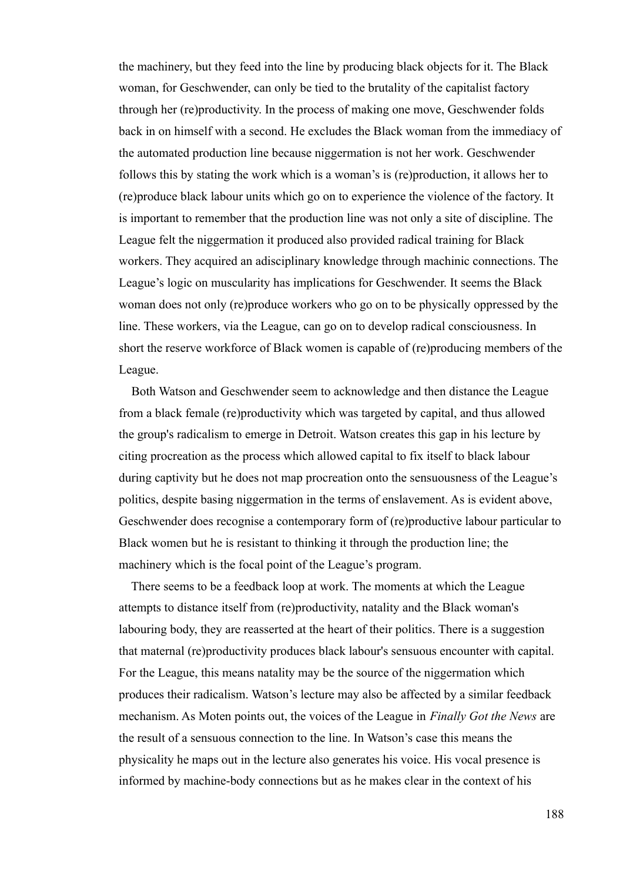the machinery, but they feed into the line by producing black objects for it. The Black woman, for Geschwender, can only be tied to the brutality of the capitalist factory through her (re)productivity. In the process of making one move, Geschwender folds back in on himself with a second. He excludes the Black woman from the immediacy of the automated production line because niggermation is not her work. Geschwender follows this by stating the work which is a woman's is (re)production, it allows her to (re)produce black labour units which go on to experience the violence of the factory. It is important to remember that the production line was not only a site of discipline. The League felt the niggermation it produced also provided radical training for Black workers. They acquired an adisciplinary knowledge through machinic connections. The League's logic on muscularity has implications for Geschwender. It seems the Black woman does not only (re)produce workers who go on to be physically oppressed by the line. These workers, via the League, can go on to develop radical consciousness. In short the reserve workforce of Black women is capable of (re)producing members of the League.

Both Watson and Geschwender seem to acknowledge and then distance the League from a black female (re)productivity which was targeted by capital, and thus allowed the group's radicalism to emerge in Detroit. Watson creates this gap in his lecture by citing procreation as the process which allowed capital to fix itself to black labour during captivity but he does not map procreation onto the sensuousness of the League's politics, despite basing niggermation in the terms of enslavement. As is evident above, Geschwender does recognise a contemporary form of (re)productive labour particular to Black women but he is resistant to thinking it through the production line; the machinery which is the focal point of the League's program.

There seems to be a feedback loop at work. The moments at which the League attempts to distance itself from (re)productivity, natality and the Black woman's labouring body, they are reasserted at the heart of their politics. There is a suggestion that maternal (re)productivity produces black labour's sensuous encounter with capital. For the League, this means natality may be the source of the niggermation which produces their radicalism. Watson's lecture may also be affected by a similar feedback mechanism. As Moten points out, the voices of the League in *Finally Got the News* are the result of a sensuous connection to the line. In Watson's case this means the physicality he maps out in the lecture also generates his voice. His vocal presence is informed by machine-body connections but as he makes clear in the context of his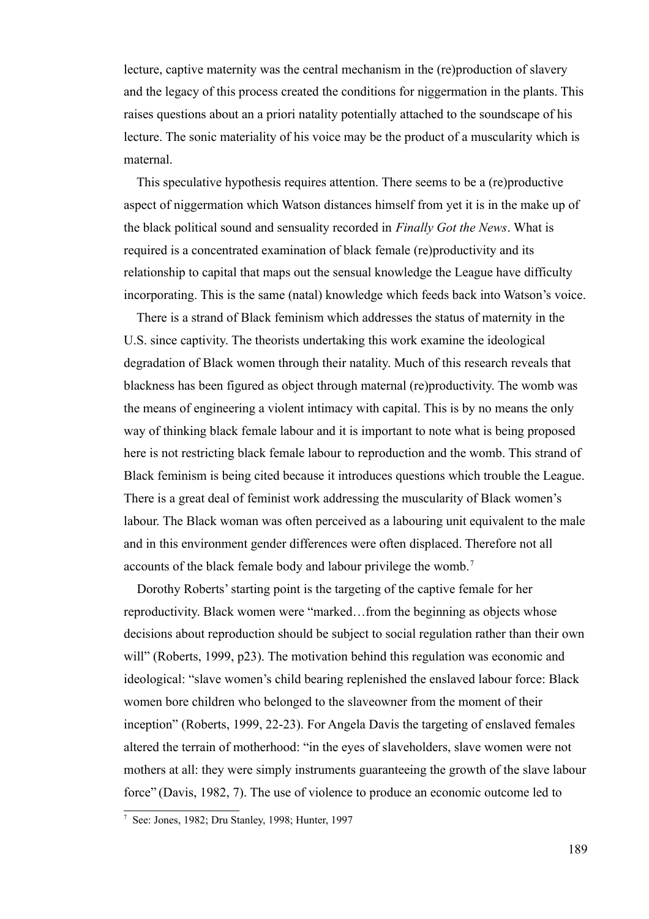lecture, captive maternity was the central mechanism in the (re)production of slavery and the legacy of this process created the conditions for niggermation in the plants. This raises questions about an a priori natality potentially attached to the soundscape of his lecture. The sonic materiality of his voice may be the product of a muscularity which is maternal.

This speculative hypothesis requires attention. There seems to be a (re)productive aspect of niggermation which Watson distances himself from yet it is in the make up of the black political sound and sensuality recorded in *Finally Got the News*. What is required is a concentrated examination of black female (re)productivity and its relationship to capital that maps out the sensual knowledge the League have difficulty incorporating. This is the same (natal) knowledge which feeds back into Watson's voice.

There is a strand of Black feminism which addresses the status of maternity in the U.S. since captivity. The theorists undertaking this work examine the ideological degradation of Black women through their natality. Much of this research reveals that blackness has been figured as object through maternal (re)productivity. The womb was the means of engineering a violent intimacy with capital. This is by no means the only way of thinking black female labour and it is important to note what is being proposed here is not restricting black female labour to reproduction and the womb. This strand of Black feminism is being cited because it introduces questions which trouble the League. There is a great deal of feminist work addressing the muscularity of Black women's labour. The Black woman was often perceived as a labouring unit equivalent to the male and in this environment gender differences were often displaced. Therefore not all accounts of the black female body and labour privilege the womb.[7]

Dorothy Roberts' starting point is the targeting of the captive female for her reproductivity. Black women were "marked…from the beginning as objects whose decisions about reproduction should be subject to social regulation rather than their own will" (Roberts, 1999, p23). The motivation behind this regulation was economic and ideological: "slave women's child bearing replenished the enslaved labour force: Black women bore children who belonged to the slaveowner from the moment of their inception" (Roberts, 1999, 22-23). For Angela Davis the targeting of enslaved females altered the terrain of motherhood: "in the eyes of slaveholders, slave women were not mothers at all: they were simply instruments guaranteeing the growth of the slave labour force" (Davis, 1982, 7). The use of violence to produce an economic outcome led to

[7] See: Jones, 1982; Dru Stanley, 1998; Hunter, 1997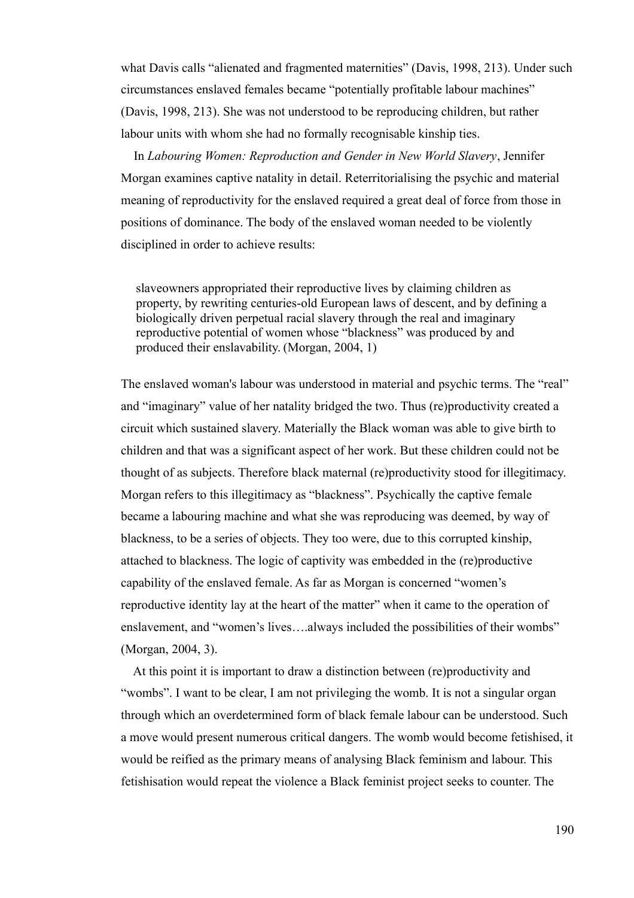what Davis calls "alienated and fragmented maternities" (Davis, 1998, 213). Under such circumstances enslaved females became "potentially profitable labour machines" (Davis, 1998, 213). She was not understood to be reproducing children, but rather labour units with whom she had no formally recognisable kinship ties.

In *Labouring Women: Reproduction and Gender in New World Slavery*, Jennifer Morgan examines captive natality in detail. Reterritorialising the psychic and material meaning of reproductivity for the enslaved required a great deal of force from those in positions of dominance. The body of the enslaved woman needed to be violently disciplined in order to achieve results:

> slaveowners appropriated their reproductive lives by claiming children as property, by rewriting centuries-old European laws of descent, and by defining a biologically driven perpetual racial slavery through the real and imaginary reproductive potential of women whose "blackness" was produced by and produced their enslavability. (Morgan, 2004, 1)

The enslaved woman's labour was understood in material and psychic terms. The "real" and "imaginary" value of her natality bridged the two. Thus (re)productivity created a circuit which sustained slavery. Materially the Black woman was able to give birth to children and that was a significant aspect of her work. But these children could not be thought of as subjects. Therefore black maternal (re)productivity stood for illegitimacy. Morgan refers to this illegitimacy as "blackness". Psychically the captive female became a labouring machine and what she was reproducing was deemed, by way of blackness, to be a series of objects. They too were, due to this corrupted kinship, attached to blackness. The logic of captivity was embedded in the (re)productive capability of the enslaved female. As far as Morgan is concerned "women's reproductive identity lay at the heart of the matter" when it came to the operation of enslavement, and "women's lives….always included the possibilities of their wombs" (Morgan, 2004, 3).

At this point it is important to draw a distinction between (re)productivity and "wombs". I want to be clear, I am not privileging the womb. It is not a singular organ through which an overdetermined form of black female labour can be understood. Such a move would present numerous critical dangers. The womb would become fetishised, it would be reified as the primary means of analysing Black feminism and labour. This fetishisation would repeat the violence a Black feminist project seeks to counter. The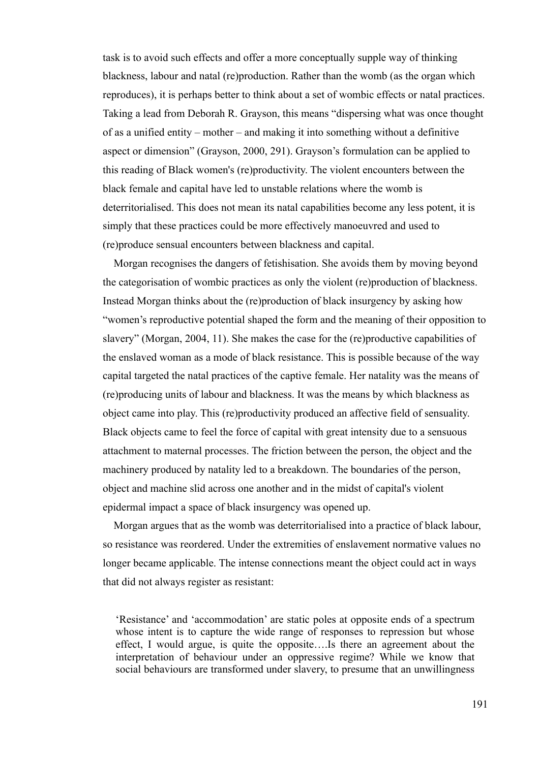task is to avoid such effects and offer a more conceptually supple way of thinking blackness, labour and natal (re)production. Rather than the womb (as the organ which reproduces), it is perhaps better to think about a set of wombic effects or natal practices. Taking a lead from Deborah R. Grayson, this means "dispersing what was once thought of as a unified entity – mother – and making it into something without a definitive aspect or dimension" (Grayson, 2000, 291). Grayson's formulation can be applied to this reading of Black women's (re)productivity. The violent encounters between the black female and capital have led to unstable relations where the womb is deterritorialised. This does not mean its natal capabilities become any less potent, it is simply that these practices could be more effectively manoeuvred and used to (re)produce sensual encounters between blackness and capital.

Morgan recognises the dangers of fetishisation. She avoids them by moving beyond the categorisation of wombic practices as only the violent (re)production of blackness. Instead Morgan thinks about the (re)production of black insurgency by asking how "women's reproductive potential shaped the form and the meaning of their opposition to slavery" (Morgan, 2004, 11). She makes the case for the (re)productive capabilities of the enslaved woman as a mode of black resistance. This is possible because of the way capital targeted the natal practices of the captive female. Her natality was the means of (re)producing units of labour and blackness. It was the means by which blackness as object came into play. This (re)productivity produced an affective field of sensuality. Black objects came to feel the force of capital with great intensity due to a sensuous attachment to maternal processes. The friction between the person, the object and the machinery produced by natality led to a breakdown. The boundaries of the person, object and machine slid across one another and in the midst of capital's violent epidermal impact a space of black insurgency was opened up.

Morgan argues that as the womb was deterritorialised into a practice of black labour, so resistance was reordered. Under the extremities of enslavement normative values no longer became applicable. The intense connections meant the object could act in ways that did not always register as resistant:

> 'Resistance' and 'accommodation' are static poles at opposite ends of a spectrum whose intent is to capture the wide range of responses to repression but whose effect, I would argue, is quite the opposite….Is there an agreement about the interpretation of behaviour under an oppressive regime? While we know that social behaviours are transformed under slavery, to presume that an unwillingness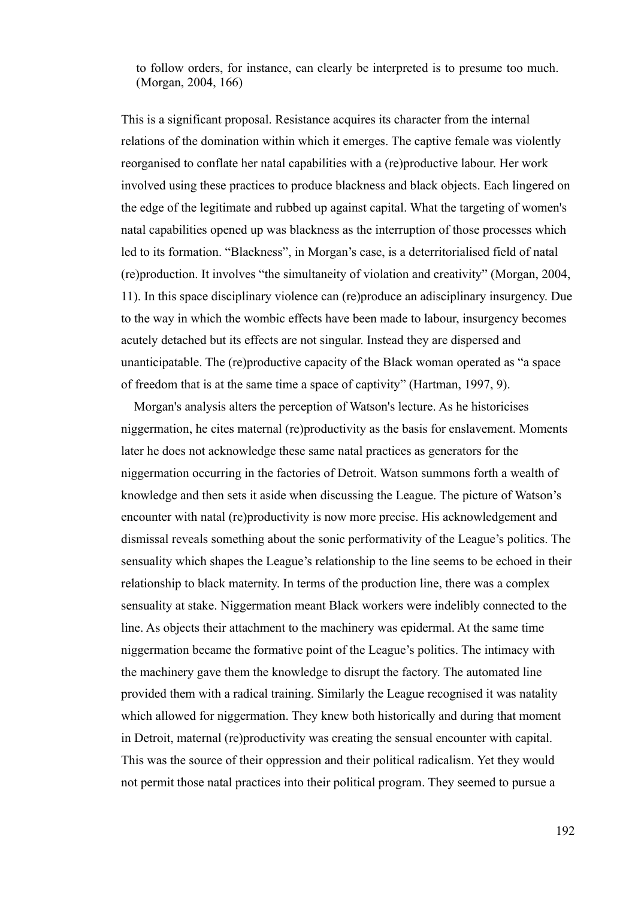> to follow orders, for instance, can clearly be interpreted is to presume too much. (Morgan, 2004, 166)

This is a significant proposal. Resistance acquires its character from the internal relations of the domination within which it emerges. The captive female was violently reorganised to conflate her natal capabilities with a (re)productive labour. Her work involved using these practices to produce blackness and black objects. Each lingered on the edge of the legitimate and rubbed up against capital. What the targeting of women's natal capabilities opened up was blackness as the interruption of those processes which led to its formation. "Blackness", in Morgan's case, is a deterritorialised field of natal (re)production. It involves "the simultaneity of violation and creativity" (Morgan, 2004, 11). In this space disciplinary violence can (re)produce an adisciplinary insurgency. Due to the way in which the wombic effects have been made to labour, insurgency becomes acutely detached but its effects are not singular. Instead they are dispersed and unanticipatable. The (re)productive capacity of the Black woman operated as "a space of freedom that is at the same time a space of captivity" (Hartman, 1997, 9).

Morgan's analysis alters the perception of Watson's lecture. As he historicises niggermation, he cites maternal (re)productivity as the basis for enslavement. Moments later he does not acknowledge these same natal practices as generators for the niggermation occurring in the factories of Detroit. Watson summons forth a wealth of knowledge and then sets it aside when discussing the League. The picture of Watson's encounter with natal (re)productivity is now more precise. His acknowledgement and dismissal reveals something about the sonic performativity of the League's politics. The sensuality which shapes the League's relationship to the line seems to be echoed in their relationship to black maternity. In terms of the production line, there was a complex sensuality at stake. Niggermation meant Black workers were indelibly connected to the line. As objects their attachment to the machinery was epidermal. At the same time niggermation became the formative point of the League's politics. The intimacy with the machinery gave them the knowledge to disrupt the factory. The automated line provided them with a radical training. Similarly the League recognised it was natality which allowed for niggermation. They knew both historically and during that moment in Detroit, maternal (re)productivity was creating the sensual encounter with capital. This was the source of their oppression and their political radicalism. Yet they would not permit those natal practices into their political program. They seemed to pursue a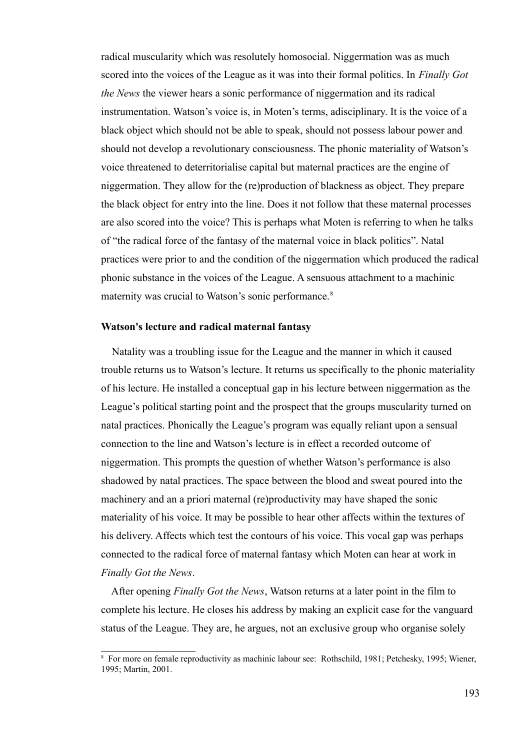radical muscularity which was resolutely homosocial. Niggermation was as much scored into the voices of the League as it was into their formal politics. In *Finally Got the News* the viewer hears a sonic performance of niggermation and its radical instrumentation. Watson's voice is, in Moten's terms, adisciplinary. It is the voice of a black object which should not be able to speak, should not possess labour power and should not develop a revolutionary consciousness. The phonic materiality of Watson's voice threatened to deterritorialise capital but maternal practices are the engine of niggermation. They allow for the (re)production of blackness as object. They prepare the black object for entry into the line. Does it not follow that these maternal processes are also scored into the voice? This is perhaps what Moten is referring to when he talks of "the radical force of the fantasy of the maternal voice in black politics". Natal practices were prior to and the condition of the niggermation which produced the radical phonic substance in the voices of the League. A sensuous attachment to a machinic maternity was crucial to Watson's sonic performance.[8]

**Watson's lecture and radical maternal fantasy**

Natality was a troubling issue for the League and the manner in which it caused trouble returns us to Watson's lecture. It returns us specifically to the phonic materiality of his lecture. He installed a conceptual gap in his lecture between niggermation as the League's political starting point and the prospect that the groups muscularity turned on natal practices. Phonically the League's program was equally reliant upon a sensual connection to the line and Watson's lecture is in effect a recorded outcome of niggermation. This prompts the question of whether Watson's performance is also shadowed by natal practices. The space between the blood and sweat poured into the machinery and an a priori maternal (re)productivity may have shaped the sonic materiality of his voice. It may be possible to hear other affects within the textures of his delivery. Affects which test the contours of his voice. This vocal gap was perhaps connected to the radical force of maternal fantasy which Moten can hear at work in *Finally Got the News*.

After opening *Finally Got the News*, Watson returns at a later point in the film to complete his lecture. He closes his address by making an explicit case for the vanguard status of the League. They are, he argues, not an exclusive group who organise solely

[8] For more on female reproductivity as machinic labour see: Rothschild, 1981; Petchesky, 1995; Wiener, 1995; Martin, 2001.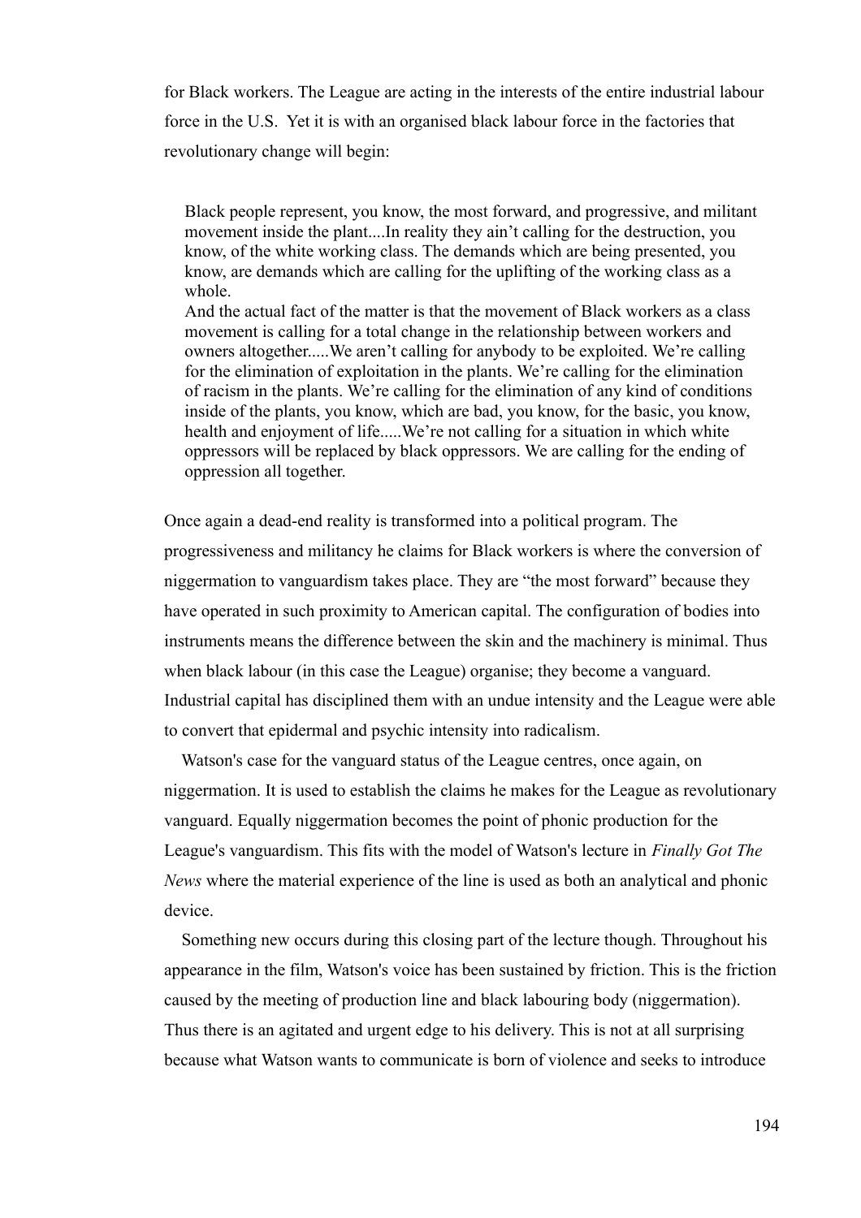for Black workers. The League are acting in the interests of the entire industrial labour force in the U.S. Yet it is with an organised black labour force in the factories that revolutionary change will begin:

> Black people represent, you know, the most forward, and progressive, and militant movement inside the plant....In reality they ain't calling for the destruction, you know, of the white working class. The demands which are being presented, you know, are demands which are calling for the uplifting of the working class as a whole.
>
> And the actual fact of the matter is that the movement of Black workers as a class movement is calling for a total change in the relationship between workers and owners altogether.....We aren't calling for anybody to be exploited. We're calling for the elimination of exploitation in the plants. We're calling for the elimination of racism in the plants. We're calling for the elimination of any kind of conditions inside of the plants, you know, which are bad, you know, for the basic, you know, health and enjoyment of life.....We're not calling for a situation in which white oppressors will be replaced by black oppressors. We are calling for the ending of oppression all together.

Once again a dead-end reality is transformed into a political program. The progressiveness and militancy he claims for Black workers is where the conversion of niggermation to vanguardism takes place. They are "the most forward" because they have operated in such proximity to American capital. The configuration of bodies into instruments means the difference between the skin and the machinery is minimal. Thus when black labour (in this case the League) organise; they become a vanguard. Industrial capital has disciplined them with an undue intensity and the League were able to convert that epidermal and psychic intensity into radicalism.

Watson's case for the vanguard status of the League centres, once again, on niggermation. It is used to establish the claims he makes for the League as revolutionary vanguard. Equally niggermation becomes the point of phonic production for the League's vanguardism. This fits with the model of Watson's lecture in *Finally Got The News* where the material experience of the line is used as both an analytical and phonic device.

Something new occurs during this closing part of the lecture though. Throughout his appearance in the film, Watson's voice has been sustained by friction. This is the friction caused by the meeting of production line and black labouring body (niggermation). Thus there is an agitated and urgent edge to his delivery. This is not at all surprising because what Watson wants to communicate is born of violence and seeks to introduce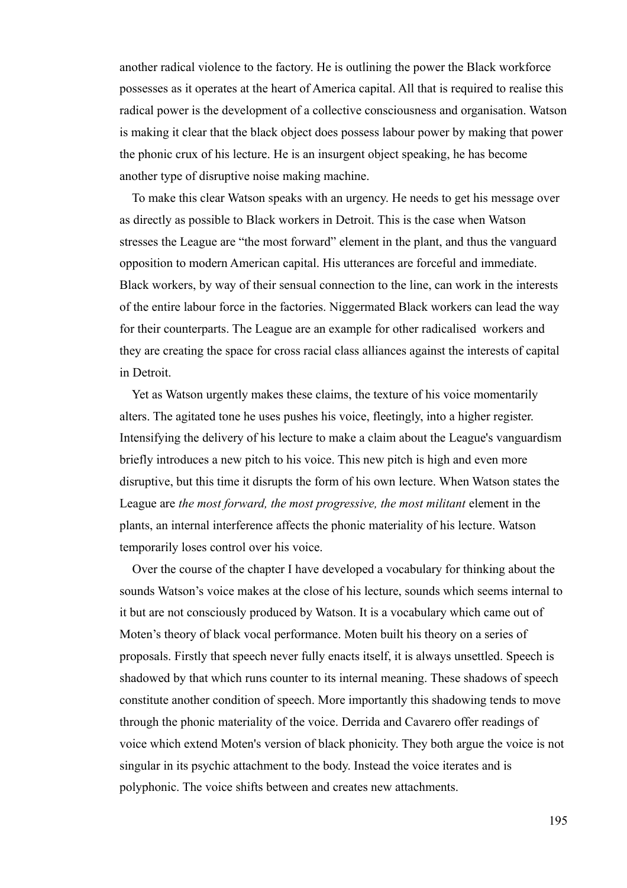another radical violence to the factory. He is outlining the power the Black workforce possesses as it operates at the heart of America capital. All that is required to realise this radical power is the development of a collective consciousness and organisation. Watson is making it clear that the black object does possess labour power by making that power the phonic crux of his lecture. He is an insurgent object speaking, he has become another type of disruptive noise making machine.

To make this clear Watson speaks with an urgency. He needs to get his message over as directly as possible to Black workers in Detroit. This is the case when Watson stresses the League are "the most forward" element in the plant, and thus the vanguard opposition to modern American capital. His utterances are forceful and immediate. Black workers, by way of their sensual connection to the line, can work in the interests of the entire labour force in the factories. Niggermated Black workers can lead the way for their counterparts. The League are an example for other radicalised workers and they are creating the space for cross racial class alliances against the interests of capital in Detroit.

Yet as Watson urgently makes these claims, the texture of his voice momentarily alters. The agitated tone he uses pushes his voice, fleetingly, into a higher register. Intensifying the delivery of his lecture to make a claim about the League's vanguardism briefly introduces a new pitch to his voice. This new pitch is high and even more disruptive, but this time it disrupts the form of his own lecture. When Watson states the League are *the most forward, the most progressive, the most militant* element in the plants, an internal interference affects the phonic materiality of his lecture. Watson temporarily loses control over his voice.

Over the course of the chapter I have developed a vocabulary for thinking about the sounds Watson's voice makes at the close of his lecture, sounds which seems internal to it but are not consciously produced by Watson. It is a vocabulary which came out of Moten's theory of black vocal performance. Moten built his theory on a series of proposals. Firstly that speech never fully enacts itself, it is always unsettled. Speech is shadowed by that which runs counter to its internal meaning. These shadows of speech constitute another condition of speech. More importantly this shadowing tends to move through the phonic materiality of the voice. Derrida and Cavarero offer readings of voice which extend Moten's version of black phonicity. They both argue the voice is not singular in its psychic attachment to the body. Instead the voice iterates and is polyphonic. The voice shifts between and creates new attachments.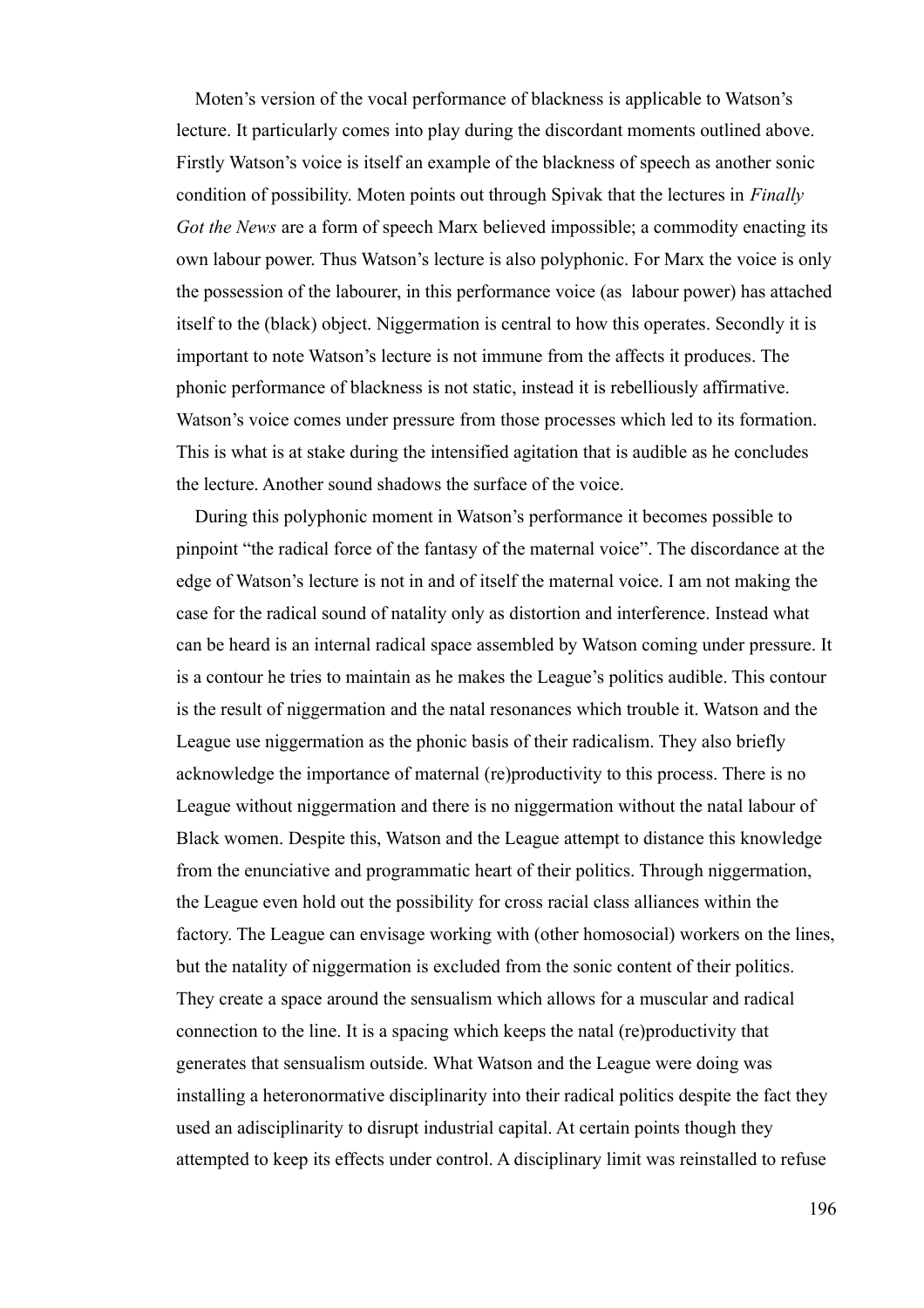Moten's version of the vocal performance of blackness is applicable to Watson's lecture. It particularly comes into play during the discordant moments outlined above. Firstly Watson's voice is itself an example of the blackness of speech as another sonic condition of possibility. Moten points out through Spivak that the lectures in *Finally Got the News* are a form of speech Marx believed impossible; a commodity enacting its own labour power. Thus Watson's lecture is also polyphonic. For Marx the voice is only the possession of the labourer, in this performance voice (as labour power) has attached itself to the (black) object. Niggermation is central to how this operates. Secondly it is important to note Watson's lecture is not immune from the affects it produces. The phonic performance of blackness is not static, instead it is rebelliously affirmative. Watson's voice comes under pressure from those processes which led to its formation. This is what is at stake during the intensified agitation that is audible as he concludes the lecture. Another sound shadows the surface of the voice.

During this polyphonic moment in Watson's performance it becomes possible to pinpoint "the radical force of the fantasy of the maternal voice". The discordance at the edge of Watson's lecture is not in and of itself the maternal voice. I am not making the case for the radical sound of natality only as distortion and interference. Instead what can be heard is an internal radical space assembled by Watson coming under pressure. It is a contour he tries to maintain as he makes the League's politics audible. This contour is the result of niggermation and the natal resonances which trouble it. Watson and the League use niggermation as the phonic basis of their radicalism. They also briefly acknowledge the importance of maternal (re)productivity to this process. There is no League without niggermation and there is no niggermation without the natal labour of Black women. Despite this, Watson and the League attempt to distance this knowledge from the enunciative and programmatic heart of their politics. Through niggermation, the League even hold out the possibility for cross racial class alliances within the factory. The League can envisage working with (other homosocial) workers on the lines, but the natality of niggermation is excluded from the sonic content of their politics. They create a space around the sensualism which allows for a muscular and radical connection to the line. It is a spacing which keeps the natal (re)productivity that generates that sensualism outside. What Watson and the League were doing was installing a heteronormative disciplinarity into their radical politics despite the fact they used an adisciplinarity to disrupt industrial capital. At certain points though they attempted to keep its effects under control. A disciplinary limit was reinstalled to refuse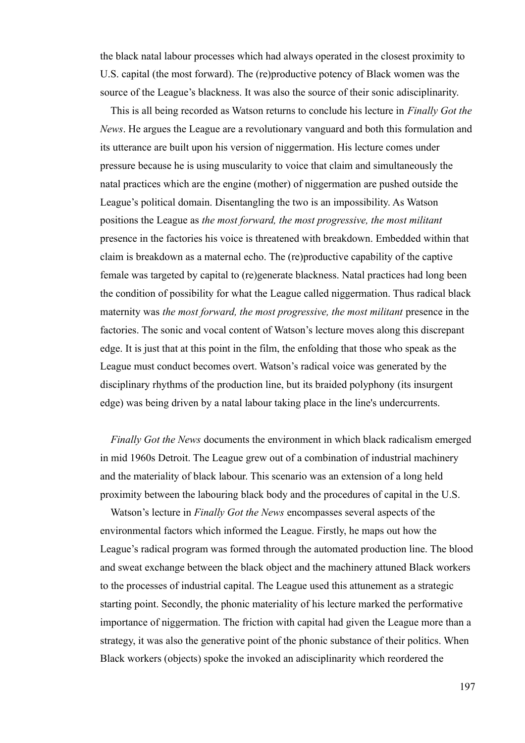the black natal labour processes which had always operated in the closest proximity to U.S. capital (the most forward). The (re)productive potency of Black women was the source of the League's blackness. It was also the source of their sonic adisciplinarity.

This is all being recorded as Watson returns to conclude his lecture in *Finally Got the News*. He argues the League are a revolutionary vanguard and both this formulation and its utterance are built upon his version of niggermation. His lecture comes under pressure because he is using muscularity to voice that claim and simultaneously the natal practices which are the engine (mother) of niggermation are pushed outside the League's political domain. Disentangling the two is an impossibility. As Watson positions the League as *the most forward, the most progressive, the most militant* presence in the factories his voice is threatened with breakdown. Embedded within that claim is breakdown as a maternal echo. The (re)productive capability of the captive female was targeted by capital to (re)generate blackness. Natal practices had long been the condition of possibility for what the League called niggermation. Thus radical black maternity was *the most forward, the most progressive, the most militant* presence in the factories. The sonic and vocal content of Watson's lecture moves along this discrepant edge. It is just that at this point in the film, the enfolding that those who speak as the League must conduct becomes overt. Watson's radical voice was generated by the disciplinary rhythms of the production line, but its braided polyphony (its insurgent edge) was being driven by a natal labour taking place in the line's undercurrents.

*Finally Got the News* documents the environment in which black radicalism emerged in mid 1960s Detroit. The League grew out of a combination of industrial machinery and the materiality of black labour. This scenario was an extension of a long held proximity between the labouring black body and the procedures of capital in the U.S.

Watson's lecture in *Finally Got the News* encompasses several aspects of the environmental factors which informed the League. Firstly, he maps out how the League's radical program was formed through the automated production line. The blood and sweat exchange between the black object and the machinery attuned Black workers to the processes of industrial capital. The League used this attunement as a strategic starting point. Secondly, the phonic materiality of his lecture marked the performative importance of niggermation. The friction with capital had given the League more than a strategy, it was also the generative point of the phonic substance of their politics. When Black workers (objects) spoke the invoked an adisciplinarity which reordered the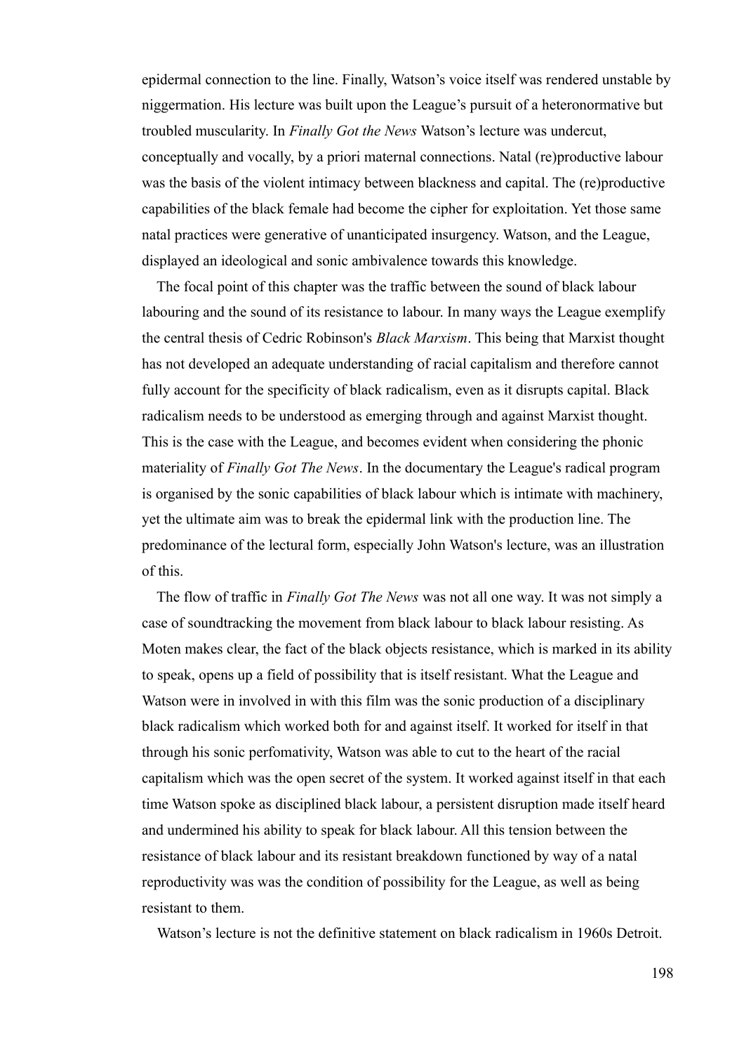epidermal connection to the line. Finally, Watson's voice itself was rendered unstable by niggermation. His lecture was built upon the League's pursuit of a heteronormative but troubled muscularity. In *Finally Got the News* Watson's lecture was undercut, conceptually and vocally, by a priori maternal connections. Natal (re)productive labour was the basis of the violent intimacy between blackness and capital. The (re)productive capabilities of the black female had become the cipher for exploitation. Yet those same natal practices were generative of unanticipated insurgency. Watson, and the League, displayed an ideological and sonic ambivalence towards this knowledge.

The focal point of this chapter was the traffic between the sound of black labour labouring and the sound of its resistance to labour. In many ways the League exemplify the central thesis of Cedric Robinson's *Black Marxism*. This being that Marxist thought has not developed an adequate understanding of racial capitalism and therefore cannot fully account for the specificity of black radicalism, even as it disrupts capital. Black radicalism needs to be understood as emerging through and against Marxist thought. This is the case with the League, and becomes evident when considering the phonic materiality of *Finally Got The News*. In the documentary the League's radical program is organised by the sonic capabilities of black labour which is intimate with machinery, yet the ultimate aim was to break the epidermal link with the production line. The predominance of the lectural form, especially John Watson's lecture, was an illustration of this.

The flow of traffic in *Finally Got The News* was not all one way. It was not simply a case of soundtracking the movement from black labour to black labour resisting. As Moten makes clear, the fact of the black objects resistance, which is marked in its ability to speak, opens up a field of possibility that is itself resistant. What the League and Watson were in involved in with this film was the sonic production of a disciplinary black radicalism which worked both for and against itself. It worked for itself in that through his sonic perfomativity, Watson was able to cut to the heart of the racial capitalism which was the open secret of the system. It worked against itself in that each time Watson spoke as disciplined black labour, a persistent disruption made itself heard and undermined his ability to speak for black labour. All this tension between the resistance of black labour and its resistant breakdown functioned by way of a natal reproductivity was was the condition of possibility for the League, as well as being resistant to them.

Watson's lecture is not the definitive statement on black radicalism in 1960s Detroit.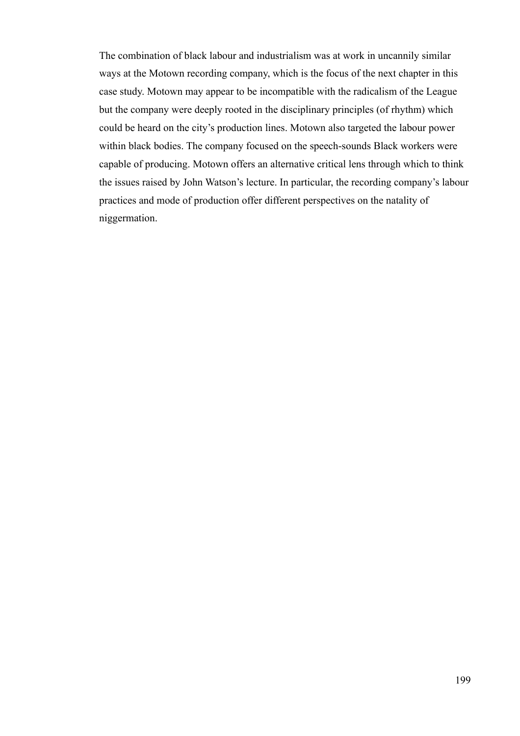The combination of black labour and industrialism was at work in uncannily similar ways at the Motown recording company, which is the focus of the next chapter in this case study. Motown may appear to be incompatible with the radicalism of the League but the company were deeply rooted in the disciplinary principles (of rhythm) which could be heard on the city's production lines. Motown also targeted the labour power within black bodies. The company focused on the speech-sounds Black workers were capable of producing. Motown offers an alternative critical lens through which to think the issues raised by John Watson's lecture. In particular, the recording company's labour practices and mode of production offer different perspectives on the natality of niggermation.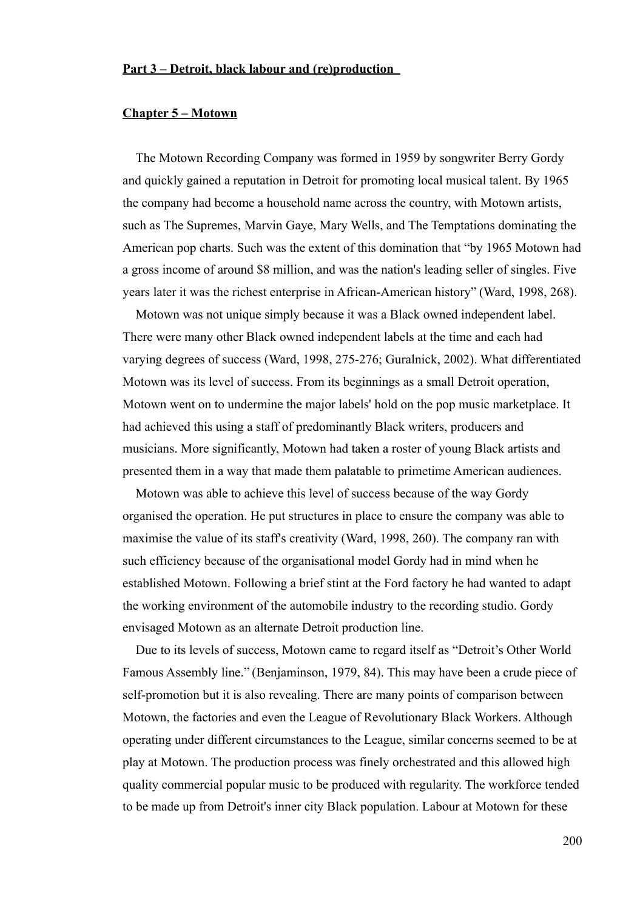## **Part 3 – Detroit, black labour and (re)production**

### **Chapter 5 – Motown**

The Motown Recording Company was formed in 1959 by songwriter Berry Gordy and quickly gained a reputation in Detroit for promoting local musical talent. By 1965 the company had become a household name across the country, with Motown artists, such as The Supremes, Marvin Gaye, Mary Wells, and The Temptations dominating the American pop charts. Such was the extent of this domination that "by 1965 Motown had a gross income of around $8 million, and was the nation's leading seller of singles. Five years later it was the richest enterprise in African-American history" (Ward, 1998, 268).

Motown was not unique simply because it was a Black owned independent label. There were many other Black owned independent labels at the time and each had varying degrees of success (Ward, 1998, 275-276; Guralnick, 2002). What differentiated Motown was its level of success. From its beginnings as a small Detroit operation, Motown went on to undermine the major labels' hold on the pop music marketplace. It had achieved this using a staff of predominantly Black writers, producers and musicians. More significantly, Motown had taken a roster of young Black artists and presented them in a way that made them palatable to primetime American audiences.

Motown was able to achieve this level of success because of the way Gordy organised the operation. He put structures in place to ensure the company was able to maximise the value of its staff's creativity (Ward, 1998, 260). The company ran with such efficiency because of the organisational model Gordy had in mind when he established Motown. Following a brief stint at the Ford factory he had wanted to adapt the working environment of the automobile industry to the recording studio. Gordy envisaged Motown as an alternate Detroit production line.

Due to its levels of success, Motown came to regard itself as "Detroit's Other World Famous Assembly line." (Benjaminson, 1979, 84). This may have been a crude piece of self-promotion but it is also revealing. There are many points of comparison between Motown, the factories and even the League of Revolutionary Black Workers. Although operating under different circumstances to the League, similar concerns seemed to be at play at Motown. The production process was finely orchestrated and this allowed high quality commercial popular music to be produced with regularity. The workforce tended to be made up from Detroit's inner city Black population. Labour at Motown for these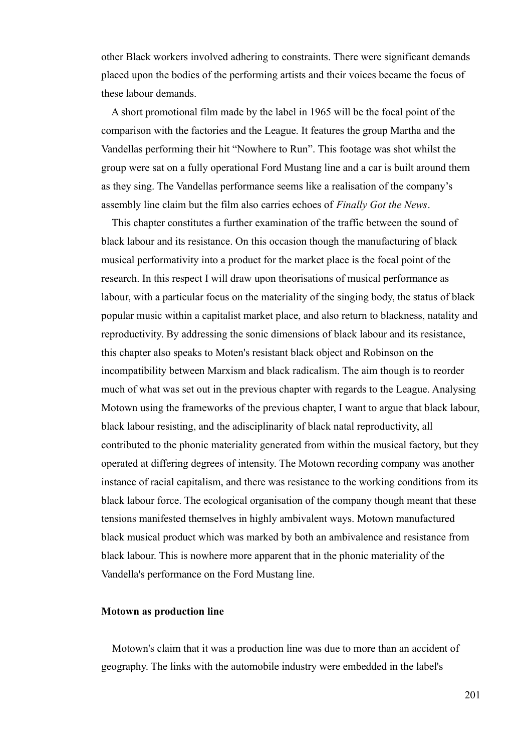other Black workers involved adhering to constraints. There were significant demands placed upon the bodies of the performing artists and their voices became the focus of these labour demands.

A short promotional film made by the label in 1965 will be the focal point of the comparison with the factories and the League. It features the group Martha and the Vandellas performing their hit "Nowhere to Run". This footage was shot whilst the group were sat on a fully operational Ford Mustang line and a car is built around them as they sing. The Vandellas performance seems like a realisation of the company's assembly line claim but the film also carries echoes of *Finally Got the News*.

This chapter constitutes a further examination of the traffic between the sound of black labour and its resistance. On this occasion though the manufacturing of black musical performativity into a product for the market place is the focal point of the research. In this respect I will draw upon theorisations of musical performance as labour, with a particular focus on the materiality of the singing body, the status of black popular music within a capitalist market place, and also return to blackness, natality and reproductivity. By addressing the sonic dimensions of black labour and its resistance, this chapter also speaks to Moten's resistant black object and Robinson on the incompatibility between Marxism and black radicalism. The aim though is to reorder much of what was set out in the previous chapter with regards to the League. Analysing Motown using the frameworks of the previous chapter, I want to argue that black labour, black labour resisting, and the adisciplinarity of black natal reproductivity, all contributed to the phonic materiality generated from within the musical factory, but they operated at differing degrees of intensity. The Motown recording company was another instance of racial capitalism, and there was resistance to the working conditions from its black labour force. The ecological organisation of the company though meant that these tensions manifested themselves in highly ambivalent ways. Motown manufactured black musical product which was marked by both an ambivalence and resistance from black labour. This is nowhere more apparent that in the phonic materiality of the Vandella's performance on the Ford Mustang line.

**Motown as production line**

Motown's claim that it was a production line was due to more than an accident of geography. The links with the automobile industry were embedded in the label's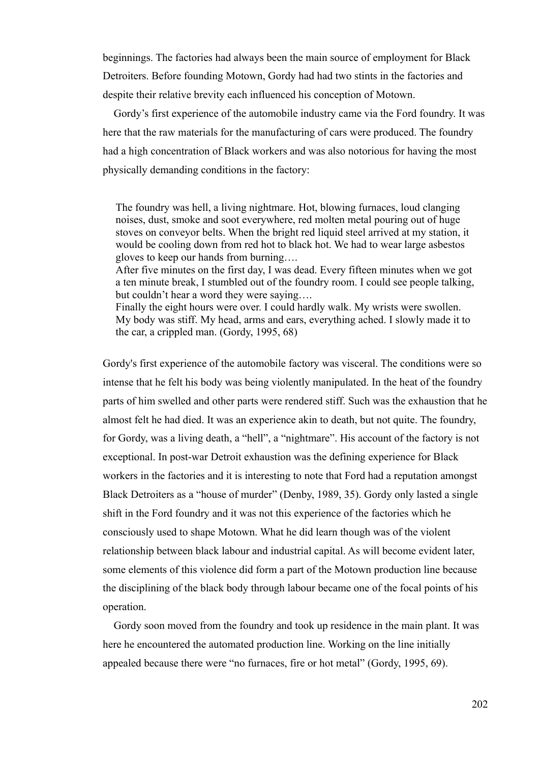beginnings. The factories had always been the main source of employment for Black Detroiters. Before founding Motown, Gordy had had two stints in the factories and despite their relative brevity each influenced his conception of Motown.

Gordy's first experience of the automobile industry came via the Ford foundry. It was here that the raw materials for the manufacturing of cars were produced. The foundry had a high concentration of Black workers and was also notorious for having the most physically demanding conditions in the factory:

> The foundry was hell, a living nightmare. Hot, blowing furnaces, loud clanging noises, dust, smoke and soot everywhere, red molten metal pouring out of huge stoves on conveyor belts. When the bright red liquid steel arrived at my station, it would be cooling down from red hot to black hot. We had to wear large asbestos gloves to keep our hands from burning….
> After five minutes on the first day, I was dead. Every fifteen minutes when we got a ten minute break, I stumbled out of the foundry room. I could see people talking, but couldn't hear a word they were saying….
> Finally the eight hours were over. I could hardly walk. My wrists were swollen. My body was stiff. My head, arms and ears, everything ached. I slowly made it to the car, a crippled man. (Gordy, 1995, 68)

Gordy's first experience of the automobile factory was visceral. The conditions were so intense that he felt his body was being violently manipulated. In the heat of the foundry parts of him swelled and other parts were rendered stiff. Such was the exhaustion that he almost felt he had died. It was an experience akin to death, but not quite. The foundry, for Gordy, was a living death, a "hell", a "nightmare". His account of the factory is not exceptional. In post-war Detroit exhaustion was the defining experience for Black workers in the factories and it is interesting to note that Ford had a reputation amongst Black Detroiters as a "house of murder" (Denby, 1989, 35). Gordy only lasted a single shift in the Ford foundry and it was not this experience of the factories which he consciously used to shape Motown. What he did learn though was of the violent relationship between black labour and industrial capital. As will become evident later, some elements of this violence did form a part of the Motown production line because the disciplining of the black body through labour became one of the focal points of his operation.

Gordy soon moved from the foundry and took up residence in the main plant. It was here he encountered the automated production line. Working on the line initially appealed because there were "no furnaces, fire or hot metal" (Gordy, 1995, 69).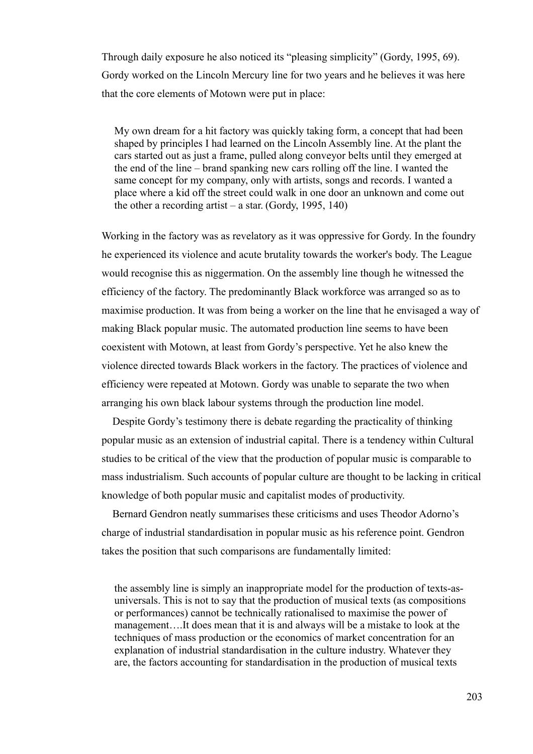Through daily exposure he also noticed its "pleasing simplicity" (Gordy, 1995, 69). Gordy worked on the Lincoln Mercury line for two years and he believes it was here that the core elements of Motown were put in place:

> My own dream for a hit factory was quickly taking form, a concept that had been shaped by principles I had learned on the Lincoln Assembly line. At the plant the cars started out as just a frame, pulled along conveyor belts until they emerged at the end of the line – brand spanking new cars rolling off the line. I wanted the same concept for my company, only with artists, songs and records. I wanted a place where a kid off the street could walk in one door an unknown and come out the other a recording artist – a star. (Gordy, 1995, 140)

Working in the factory was as revelatory as it was oppressive for Gordy. In the foundry he experienced its violence and acute brutality towards the worker's body. The League would recognise this as niggermation. On the assembly line though he witnessed the efficiency of the factory. The predominantly Black workforce was arranged so as to maximise production. It was from being a worker on the line that he envisaged a way of making Black popular music. The automated production line seems to have been coexistent with Motown, at least from Gordy's perspective. Yet he also knew the violence directed towards Black workers in the factory. The practices of violence and efficiency were repeated at Motown. Gordy was unable to separate the two when arranging his own black labour systems through the production line model.

Despite Gordy's testimony there is debate regarding the practicality of thinking popular music as an extension of industrial capital. There is a tendency within Cultural studies to be critical of the view that the production of popular music is comparable to mass industrialism. Such accounts of popular culture are thought to be lacking in critical knowledge of both popular music and capitalist modes of productivity.

Bernard Gendron neatly summarises these criticisms and uses Theodor Adorno's charge of industrial standardisation in popular music as his reference point. Gendron takes the position that such comparisons are fundamentally limited:

> the assembly line is simply an inappropriate model for the production of texts-as-universals. This is not to say that the production of musical texts (as compositions or performances) cannot be technically rationalised to maximise the power of management….It does mean that it is and always will be a mistake to look at the techniques of mass production or the economics of market concentration for an explanation of industrial standardisation in the culture industry. Whatever they are, the factors accounting for standardisation in the production of musical texts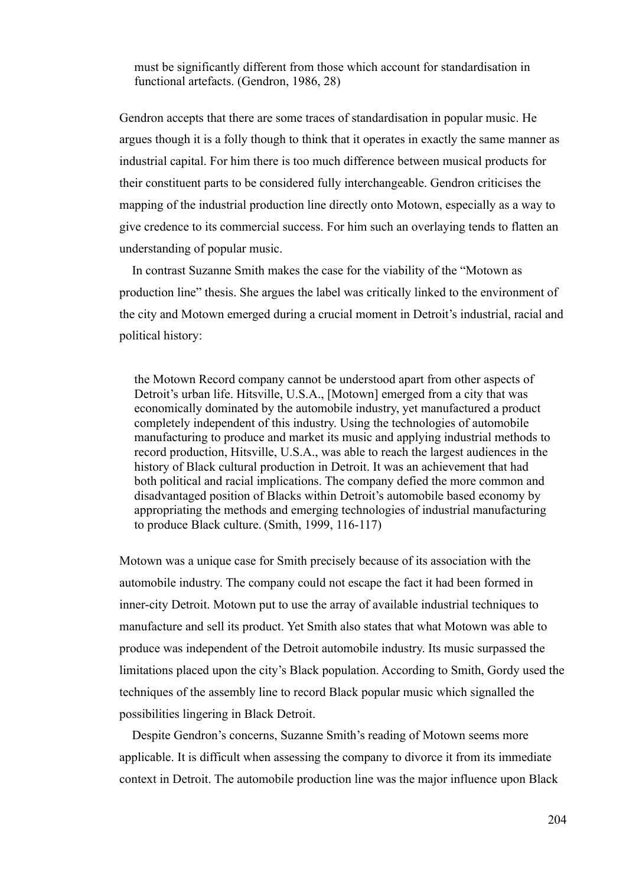> must be significantly different from those which account for standardisation in functional artefacts. (Gendron, 1986, 28)

Gendron accepts that there are some traces of standardisation in popular music. He argues though it is a folly though to think that it operates in exactly the same manner as industrial capital. For him there is too much difference between musical products for their constituent parts to be considered fully interchangeable. Gendron criticises the mapping of the industrial production line directly onto Motown, especially as a way to give credence to its commercial success. For him such an overlaying tends to flatten an understanding of popular music.

In contrast Suzanne Smith makes the case for the viability of the "Motown as production line" thesis. She argues the label was critically linked to the environment of the city and Motown emerged during a crucial moment in Detroit's industrial, racial and political history:

> the Motown Record company cannot be understood apart from other aspects of Detroit's urban life. Hitsville, U.S.A., [Motown] emerged from a city that was economically dominated by the automobile industry, yet manufactured a product completely independent of this industry. Using the technologies of automobile manufacturing to produce and market its music and applying industrial methods to record production, Hitsville, U.S.A., was able to reach the largest audiences in the history of Black cultural production in Detroit. It was an achievement that had both political and racial implications. The company defied the more common and disadvantaged position of Blacks within Detroit's automobile based economy by appropriating the methods and emerging technologies of industrial manufacturing to produce Black culture. (Smith, 1999, 116-117)

Motown was a unique case for Smith precisely because of its association with the automobile industry. The company could not escape the fact it had been formed in inner-city Detroit. Motown put to use the array of available industrial techniques to manufacture and sell its product. Yet Smith also states that what Motown was able to produce was independent of the Detroit automobile industry. Its music surpassed the limitations placed upon the city's Black population. According to Smith, Gordy used the techniques of the assembly line to record Black popular music which signalled the possibilities lingering in Black Detroit.

Despite Gendron's concerns, Suzanne Smith's reading of Motown seems more applicable. It is difficult when assessing the company to divorce it from its immediate context in Detroit. The automobile production line was the major influence upon Black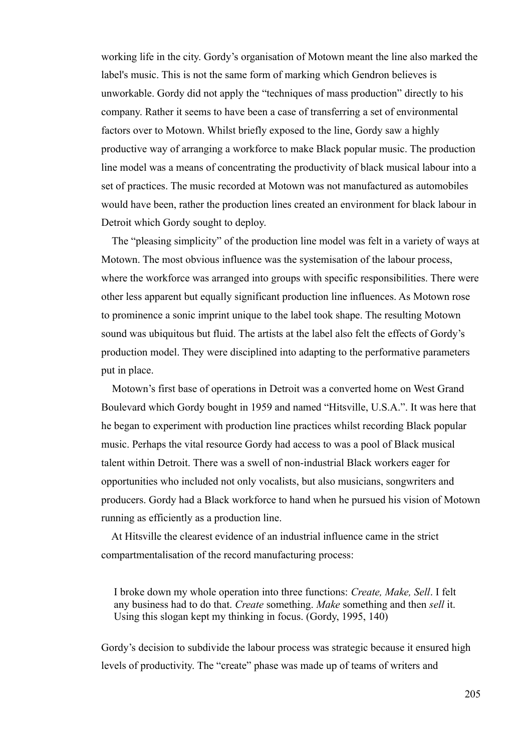working life in the city. Gordy's organisation of Motown meant the line also marked the label's music. This is not the same form of marking which Gendron believes is unworkable. Gordy did not apply the "techniques of mass production" directly to his company. Rather it seems to have been a case of transferring a set of environmental factors over to Motown. Whilst briefly exposed to the line, Gordy saw a highly productive way of arranging a workforce to make Black popular music. The production line model was a means of concentrating the productivity of black musical labour into a set of practices. The music recorded at Motown was not manufactured as automobiles would have been, rather the production lines created an environment for black labour in Detroit which Gordy sought to deploy.

The "pleasing simplicity" of the production line model was felt in a variety of ways at Motown. The most obvious influence was the systemisation of the labour process, where the workforce was arranged into groups with specific responsibilities. There were other less apparent but equally significant production line influences. As Motown rose to prominence a sonic imprint unique to the label took shape. The resulting Motown sound was ubiquitous but fluid. The artists at the label also felt the effects of Gordy's production model. They were disciplined into adapting to the performative parameters put in place.

Motown's first base of operations in Detroit was a converted home on West Grand Boulevard which Gordy bought in 1959 and named "Hitsville, U.S.A.". It was here that he began to experiment with production line practices whilst recording Black popular music. Perhaps the vital resource Gordy had access to was a pool of Black musical talent within Detroit. There was a swell of non-industrial Black workers eager for opportunities who included not only vocalists, but also musicians, songwriters and producers. Gordy had a Black workforce to hand when he pursued his vision of Motown running as efficiently as a production line.

At Hitsville the clearest evidence of an industrial influence came in the strict compartmentalisation of the record manufacturing process:

> I broke down my whole operation into three functions: *Create, Make, Sell*. I felt any business had to do that. *Create* something. *Make* something and then *sell* it. Using this slogan kept my thinking in focus. (Gordy, 1995, 140)

Gordy's decision to subdivide the labour process was strategic because it ensured high levels of productivity. The "create" phase was made up of teams of writers and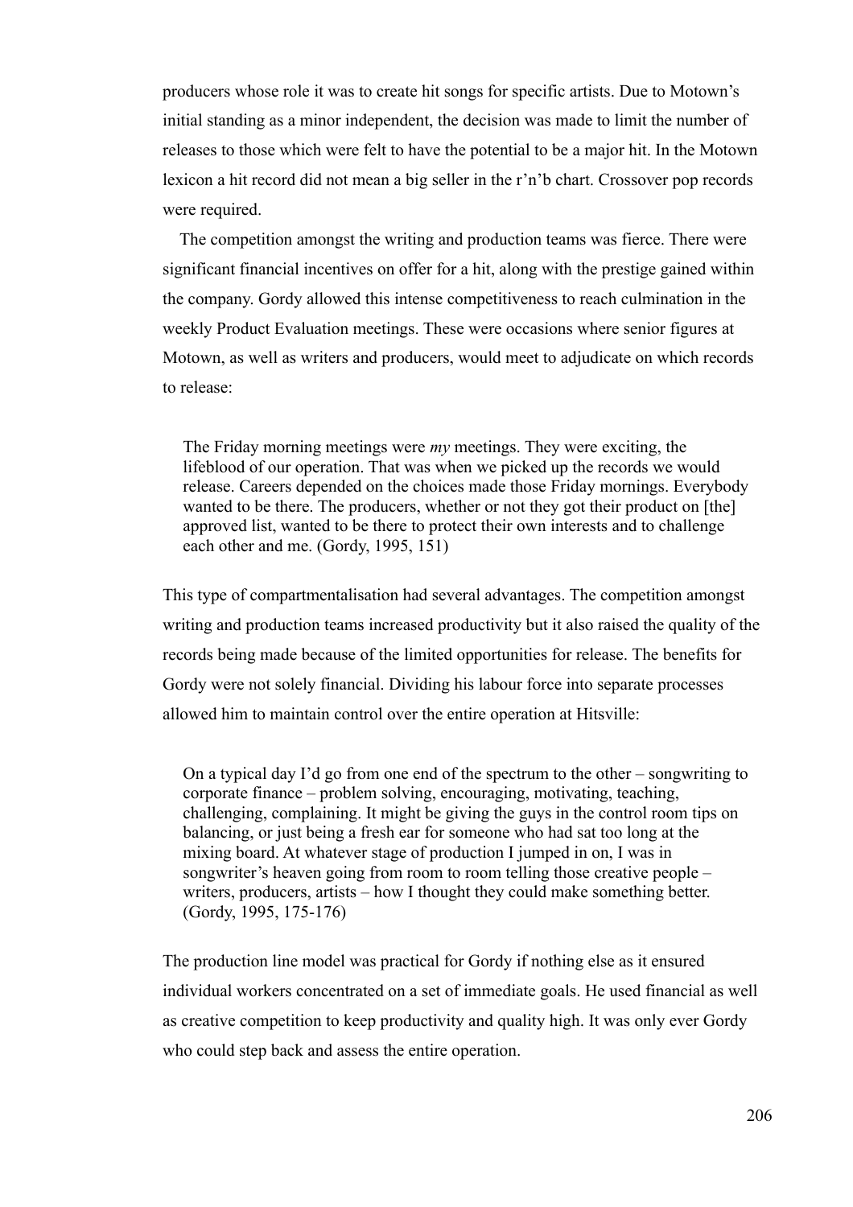producers whose role it was to create hit songs for specific artists. Due to Motown's initial standing as a minor independent, the decision was made to limit the number of releases to those which were felt to have the potential to be a major hit. In the Motown lexicon a hit record did not mean a big seller in the r'n'b chart. Crossover pop records were required.

The competition amongst the writing and production teams was fierce. There were significant financial incentives on offer for a hit, along with the prestige gained within the company. Gordy allowed this intense competitiveness to reach culmination in the weekly Product Evaluation meetings. These were occasions where senior figures at Motown, as well as writers and producers, would meet to adjudicate on which records to release:

> The Friday morning meetings were *my* meetings. They were exciting, the lifeblood of our operation. That was when we picked up the records we would release. Careers depended on the choices made those Friday mornings. Everybody wanted to be there. The producers, whether or not they got their product on [the] approved list, wanted to be there to protect their own interests and to challenge each other and me. (Gordy, 1995, 151)

This type of compartmentalisation had several advantages. The competition amongst writing and production teams increased productivity but it also raised the quality of the records being made because of the limited opportunities for release. The benefits for Gordy were not solely financial. Dividing his labour force into separate processes allowed him to maintain control over the entire operation at Hitsville:

> On a typical day I'd go from one end of the spectrum to the other – songwriting to corporate finance – problem solving, encouraging, motivating, teaching, challenging, complaining. It might be giving the guys in the control room tips on balancing, or just being a fresh ear for someone who had sat too long at the mixing board. At whatever stage of production I jumped in on, I was in songwriter's heaven going from room to room telling those creative people – writers, producers, artists – how I thought they could make something better. (Gordy, 1995, 175-176)

The production line model was practical for Gordy if nothing else as it ensured individual workers concentrated on a set of immediate goals. He used financial as well as creative competition to keep productivity and quality high. It was only ever Gordy who could step back and assess the entire operation.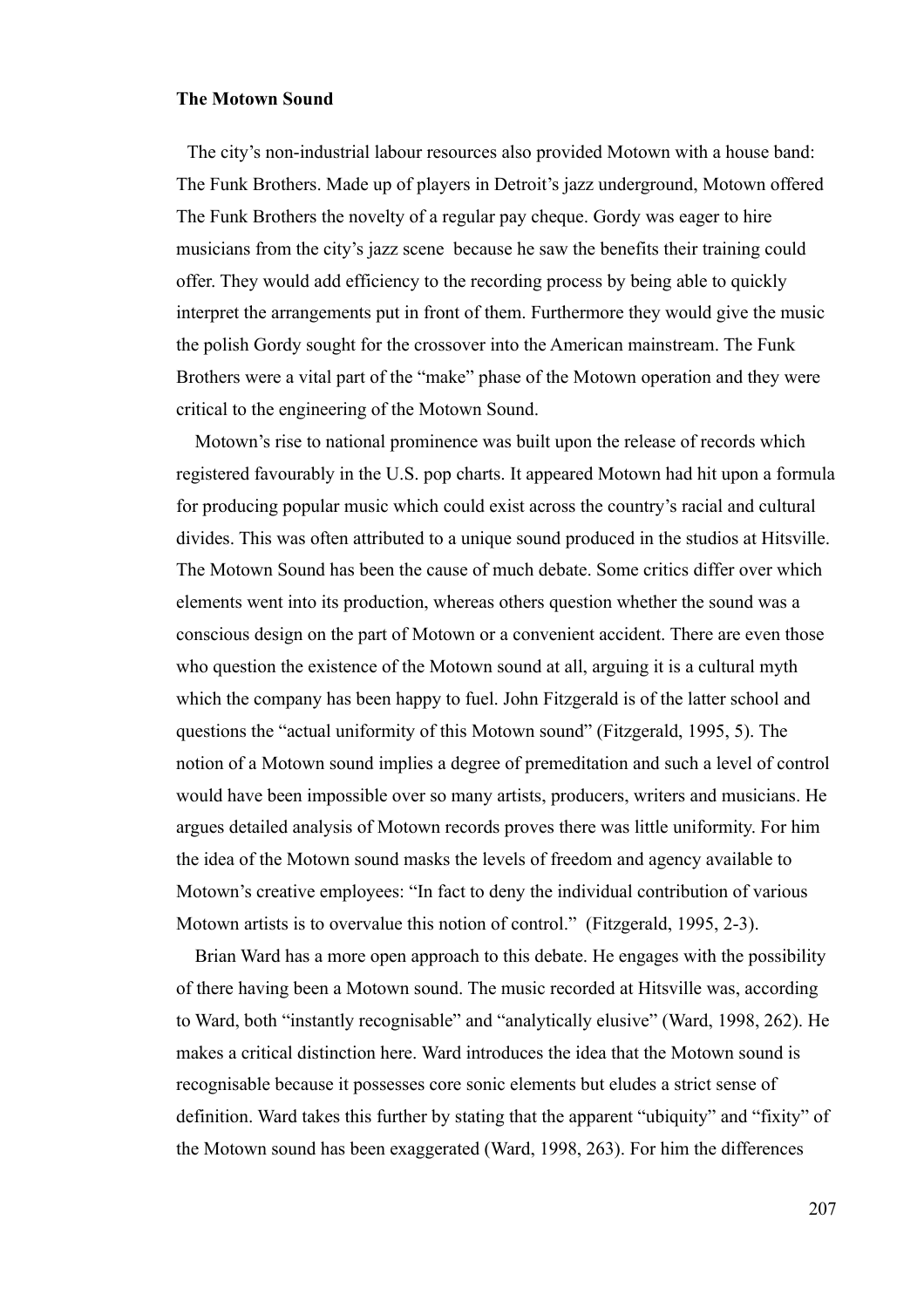**The Motown Sound**

The city's non-industrial labour resources also provided Motown with a house band: The Funk Brothers. Made up of players in Detroit's jazz underground, Motown offered The Funk Brothers the novelty of a regular pay cheque. Gordy was eager to hire musicians from the city's jazz scene because he saw the benefits their training could offer. They would add efficiency to the recording process by being able to quickly interpret the arrangements put in front of them. Furthermore they would give the music the polish Gordy sought for the crossover into the American mainstream. The Funk Brothers were a vital part of the "make" phase of the Motown operation and they were critical to the engineering of the Motown Sound.

Motown's rise to national prominence was built upon the release of records which registered favourably in the U.S. pop charts. It appeared Motown had hit upon a formula for producing popular music which could exist across the country's racial and cultural divides. This was often attributed to a unique sound produced in the studios at Hitsville. The Motown Sound has been the cause of much debate. Some critics differ over which elements went into its production, whereas others question whether the sound was a conscious design on the part of Motown or a convenient accident. There are even those who question the existence of the Motown sound at all, arguing it is a cultural myth which the company has been happy to fuel. John Fitzgerald is of the latter school and questions the "actual uniformity of this Motown sound" (Fitzgerald, 1995, 5). The notion of a Motown sound implies a degree of premeditation and such a level of control would have been impossible over so many artists, producers, writers and musicians. He argues detailed analysis of Motown records proves there was little uniformity. For him the idea of the Motown sound masks the levels of freedom and agency available to Motown's creative employees: "In fact to deny the individual contribution of various Motown artists is to overvalue this notion of control." (Fitzgerald, 1995, 2-3).

Brian Ward has a more open approach to this debate. He engages with the possibility of there having been a Motown sound. The music recorded at Hitsville was, according to Ward, both "instantly recognisable" and "analytically elusive" (Ward, 1998, 262). He makes a critical distinction here. Ward introduces the idea that the Motown sound is recognisable because it possesses core sonic elements but eludes a strict sense of definition. Ward takes this further by stating that the apparent "ubiquity" and "fixity" of the Motown sound has been exaggerated (Ward, 1998, 263). For him the differences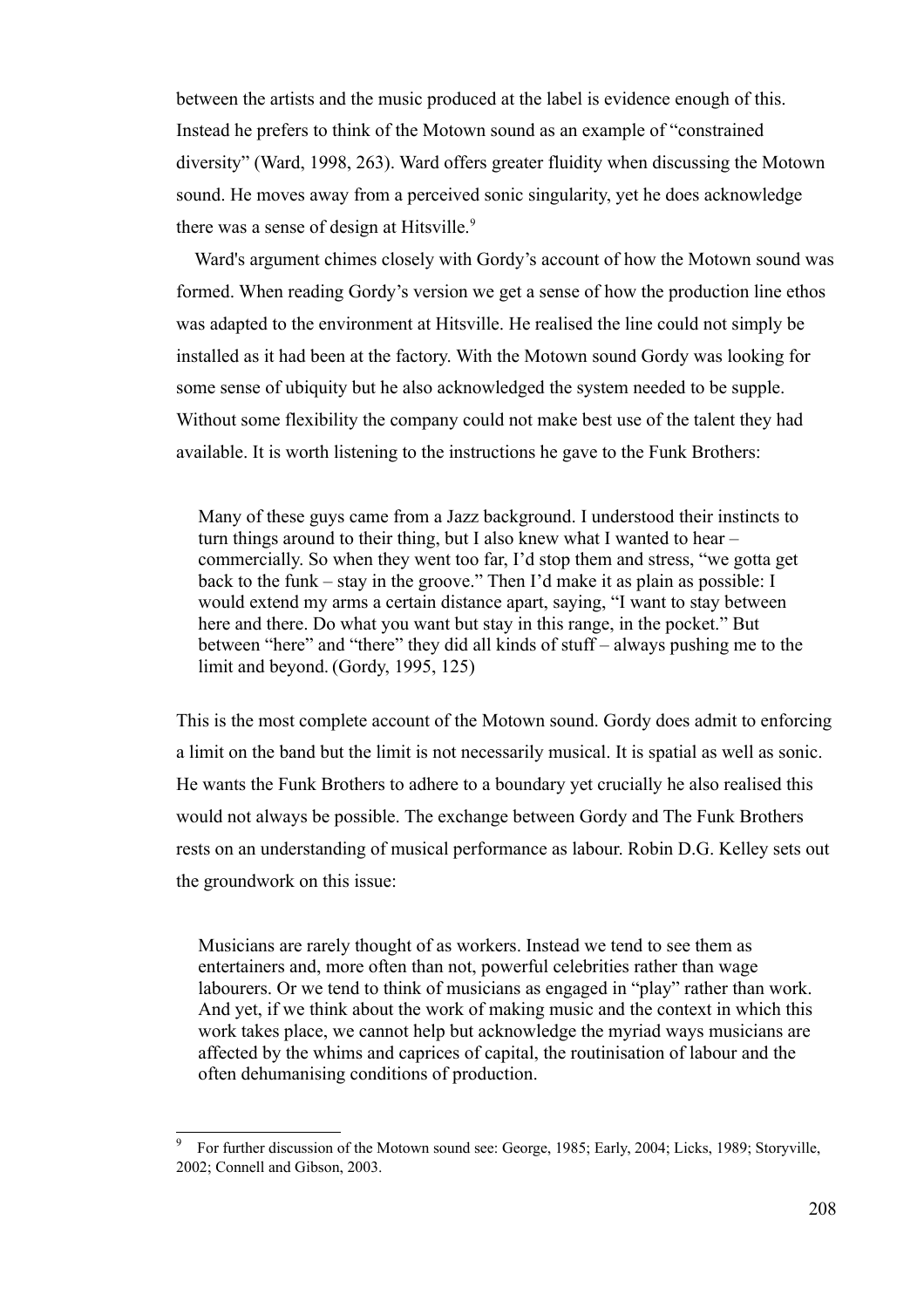between the artists and the music produced at the label is evidence enough of this. Instead he prefers to think of the Motown sound as an example of "constrained diversity" (Ward, 1998, 263). Ward offers greater fluidity when discussing the Motown sound. He moves away from a perceived sonic singularity, yet he does acknowledge there was a sense of design at Hitsville.[9]

Ward's argument chimes closely with Gordy's account of how the Motown sound was formed. When reading Gordy's version we get a sense of how the production line ethos was adapted to the environment at Hitsville. He realised the line could not simply be installed as it had been at the factory. With the Motown sound Gordy was looking for some sense of ubiquity but he also acknowledged the system needed to be supple. Without some flexibility the company could not make best use of the talent they had available. It is worth listening to the instructions he gave to the Funk Brothers:

> Many of these guys came from a Jazz background. I understood their instincts to turn things around to their thing, but I also knew what I wanted to hear – commercially. So when they went too far, I'd stop them and stress, "we gotta get back to the funk – stay in the groove." Then I'd make it as plain as possible: I would extend my arms a certain distance apart, saying, "I want to stay between here and there. Do what you want but stay in this range, in the pocket." But between "here" and "there" they did all kinds of stuff – always pushing me to the limit and beyond. (Gordy, 1995, 125)

This is the most complete account of the Motown sound. Gordy does admit to enforcing a limit on the band but the limit is not necessarily musical. It is spatial as well as sonic. He wants the Funk Brothers to adhere to a boundary yet crucially he also realised this would not always be possible. The exchange between Gordy and The Funk Brothers rests on an understanding of musical performance as labour. Robin D.G. Kelley sets out the groundwork on this issue:

> Musicians are rarely thought of as workers. Instead we tend to see them as entertainers and, more often than not, powerful celebrities rather than wage labourers. Or we tend to think of musicians as engaged in "play" rather than work. And yet, if we think about the work of making music and the context in which this work takes place, we cannot help but acknowledge the myriad ways musicians are affected by the whims and caprices of capital, the routinisation of labour and the often dehumanising conditions of production.

[9] For further discussion of the Motown sound see: George, 1985; Early, 2004; Licks, 1989; Storyville, 2002; Connell and Gibson, 2003.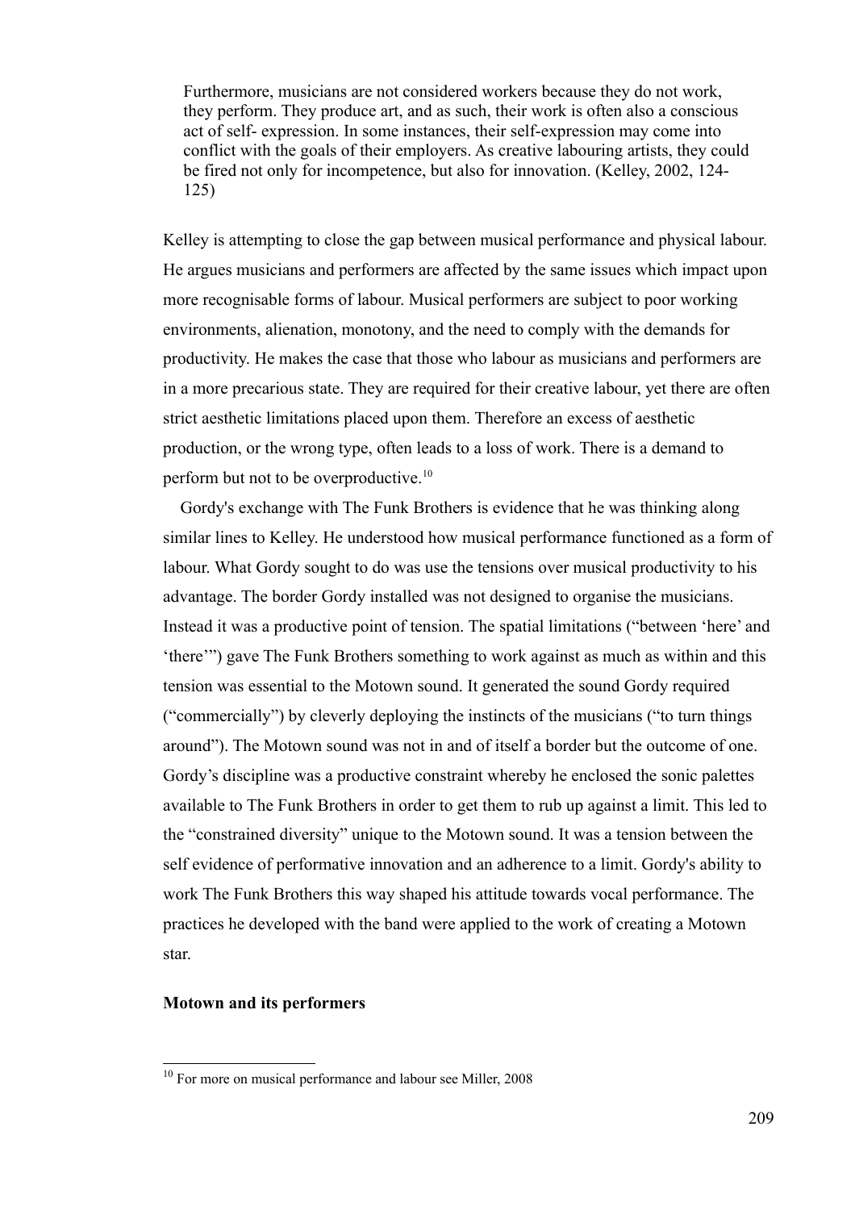> Furthermore, musicians are not considered workers because they do not work, they perform. They produce art, and as such, their work is often also a conscious act of self- expression. In some instances, their self-expression may come into conflict with the goals of their employers. As creative labouring artists, they could be fired not only for incompetence, but also for innovation. (Kelley, 2002, 124-125)

Kelley is attempting to close the gap between musical performance and physical labour. He argues musicians and performers are affected by the same issues which impact upon more recognisable forms of labour. Musical performers are subject to poor working environments, alienation, monotony, and the need to comply with the demands for productivity. He makes the case that those who labour as musicians and performers are in a more precarious state. They are required for their creative labour, yet there are often strict aesthetic limitations placed upon them. Therefore an excess of aesthetic production, or the wrong type, often leads to a loss of work. There is a demand to perform but not to be overproductive.[10]

Gordy's exchange with The Funk Brothers is evidence that he was thinking along similar lines to Kelley. He understood how musical performance functioned as a form of labour. What Gordy sought to do was use the tensions over musical productivity to his advantage. The border Gordy installed was not designed to organise the musicians. Instead it was a productive point of tension. The spatial limitations ("between 'here' and 'there'") gave The Funk Brothers something to work against as much as within and this tension was essential to the Motown sound. It generated the sound Gordy required ("commercially") by cleverly deploying the instincts of the musicians ("to turn things around"). The Motown sound was not in and of itself a border but the outcome of one. Gordy's discipline was a productive constraint whereby he enclosed the sonic palettes available to The Funk Brothers in order to get them to rub up against a limit. This led to the "constrained diversity" unique to the Motown sound. It was a tension between the self evidence of performative innovation and an adherence to a limit. Gordy's ability to work The Funk Brothers this way shaped his attitude towards vocal performance. The practices he developed with the band were applied to the work of creating a Motown star.

**Motown and its performers**

[10] For more on musical performance and labour see Miller, 2008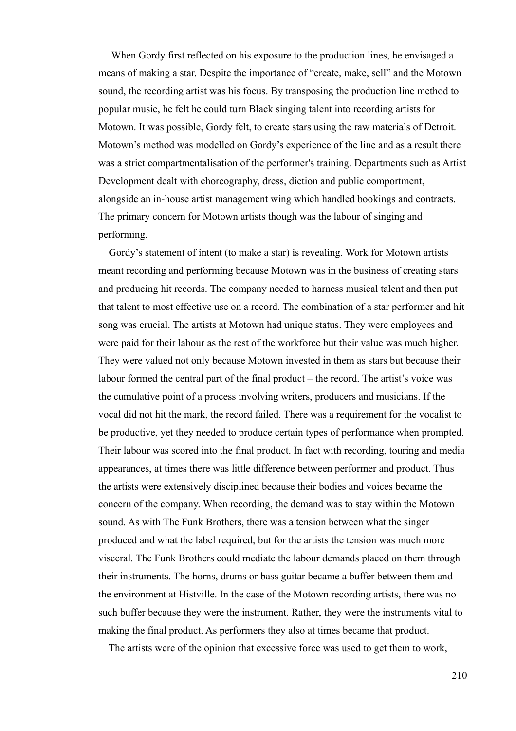When Gordy first reflected on his exposure to the production lines, he envisaged a means of making a star. Despite the importance of "create, make, sell" and the Motown sound, the recording artist was his focus. By transposing the production line method to popular music, he felt he could turn Black singing talent into recording artists for Motown. It was possible, Gordy felt, to create stars using the raw materials of Detroit. Motown's method was modelled on Gordy's experience of the line and as a result there was a strict compartmentalisation of the performer's training. Departments such as Artist Development dealt with choreography, dress, diction and public comportment, alongside an in-house artist management wing which handled bookings and contracts. The primary concern for Motown artists though was the labour of singing and performing.

Gordy's statement of intent (to make a star) is revealing. Work for Motown artists meant recording and performing because Motown was in the business of creating stars and producing hit records. The company needed to harness musical talent and then put that talent to most effective use on a record. The combination of a star performer and hit song was crucial. The artists at Motown had unique status. They were employees and were paid for their labour as the rest of the workforce but their value was much higher. They were valued not only because Motown invested in them as stars but because their labour formed the central part of the final product – the record. The artist's voice was the cumulative point of a process involving writers, producers and musicians. If the vocal did not hit the mark, the record failed. There was a requirement for the vocalist to be productive, yet they needed to produce certain types of performance when prompted. Their labour was scored into the final product. In fact with recording, touring and media appearances, at times there was little difference between performer and product. Thus the artists were extensively disciplined because their bodies and voices became the concern of the company. When recording, the demand was to stay within the Motown sound. As with The Funk Brothers, there was a tension between what the singer produced and what the label required, but for the artists the tension was much more visceral. The Funk Brothers could mediate the labour demands placed on them through their instruments. The horns, drums or bass guitar became a buffer between them and the environment at Histville. In the case of the Motown recording artists, there was no such buffer because they were the instrument. Rather, they were the instruments vital to making the final product. As performers they also at times became that product.

The artists were of the opinion that excessive force was used to get them to work,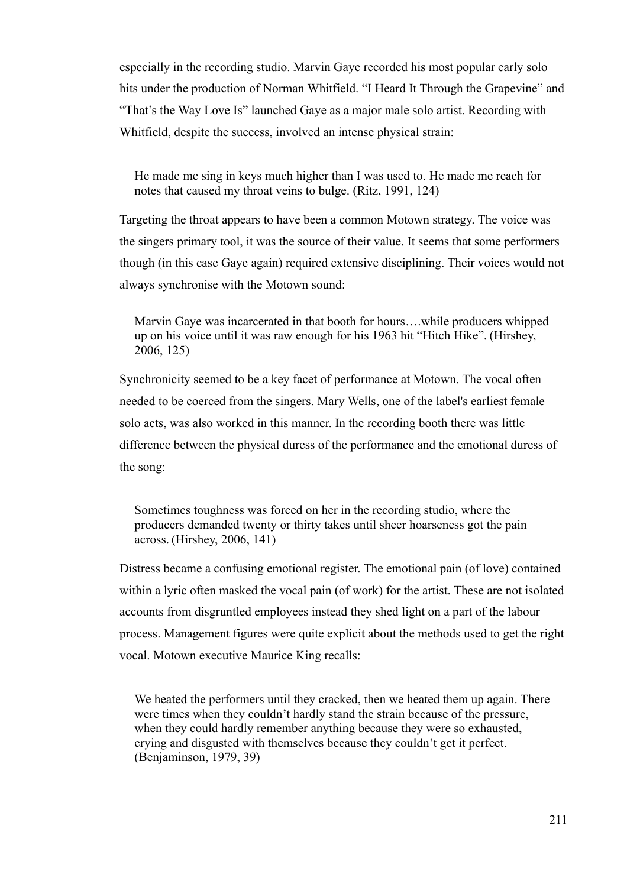especially in the recording studio. Marvin Gaye recorded his most popular early solo hits under the production of Norman Whitfield. "I Heard It Through the Grapevine" and "That's the Way Love Is" launched Gaye as a major male solo artist. Recording with Whitfield, despite the success, involved an intense physical strain:

> He made me sing in keys much higher than I was used to. He made me reach for notes that caused my throat veins to bulge. (Ritz, 1991, 124)

Targeting the throat appears to have been a common Motown strategy. The voice was the singers primary tool, it was the source of their value. It seems that some performers though (in this case Gaye again) required extensive disciplining. Their voices would not always synchronise with the Motown sound:

> Marvin Gaye was incarcerated in that booth for hours….while producers whipped up on his voice until it was raw enough for his 1963 hit "Hitch Hike". (Hirshey, 2006, 125)

Synchronicity seemed to be a key facet of performance at Motown. The vocal often needed to be coerced from the singers. Mary Wells, one of the label's earliest female solo acts, was also worked in this manner. In the recording booth there was little difference between the physical duress of the performance and the emotional duress of the song:

> Sometimes toughness was forced on her in the recording studio, where the producers demanded twenty or thirty takes until sheer hoarseness got the pain across. (Hirshey, 2006, 141)

Distress became a confusing emotional register. The emotional pain (of love) contained within a lyric often masked the vocal pain (of work) for the artist. These are not isolated accounts from disgruntled employees instead they shed light on a part of the labour process. Management figures were quite explicit about the methods used to get the right vocal. Motown executive Maurice King recalls:

> We heated the performers until they cracked, then we heated them up again. There were times when they couldn't hardly stand the strain because of the pressure, when they could hardly remember anything because they were so exhausted, crying and disgusted with themselves because they couldn't get it perfect. (Benjaminson, 1979, 39)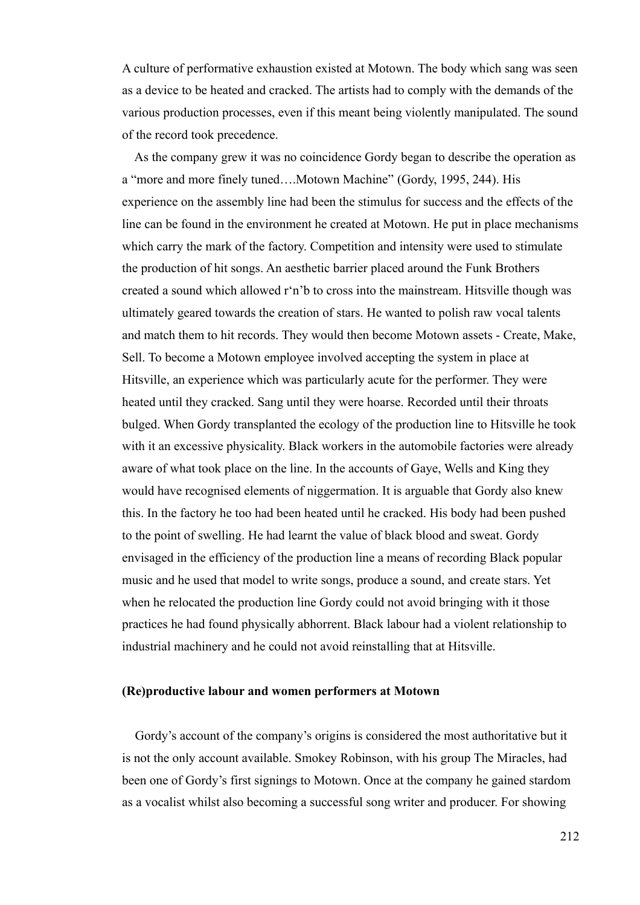A culture of performative exhaustion existed at Motown. The body which sang was seen as a device to be heated and cracked. The artists had to comply with the demands of the various production processes, even if this meant being violently manipulated. The sound of the record took precedence.

As the company grew it was no coincidence Gordy began to describe the operation as a "more and more finely tuned….Motown Machine" (Gordy, 1995, 244). His experience on the assembly line had been the stimulus for success and the effects of the line can be found in the environment he created at Motown. He put in place mechanisms which carry the mark of the factory. Competition and intensity were used to stimulate the production of hit songs. An aesthetic barrier placed around the Funk Brothers created a sound which allowed r'n'b to cross into the mainstream. Hitsville though was ultimately geared towards the creation of stars. He wanted to polish raw vocal talents and match them to hit records. They would then become Motown assets - Create, Make, Sell. To become a Motown employee involved accepting the system in place at Hitsville, an experience which was particularly acute for the performer. They were heated until they cracked. Sang until they were hoarse. Recorded until their throats bulged. When Gordy transplanted the ecology of the production line to Hitsville he took with it an excessive physicality. Black workers in the automobile factories were already aware of what took place on the line. In the accounts of Gaye, Wells and King they would have recognised elements of niggermation. It is arguable that Gordy also knew this. In the factory he too had been heated until he cracked. His body had been pushed to the point of swelling. He had learnt the value of black blood and sweat. Gordy envisaged in the efficiency of the production line a means of recording Black popular music and he used that model to write songs, produce a sound, and create stars. Yet when he relocated the production line Gordy could not avoid bringing with it those practices he had found physically abhorrent. Black labour had a violent relationship to industrial machinery and he could not avoid reinstalling that at Hitsville.

**(Re)productive labour and women performers at Motown**

Gordy's account of the company's origins is considered the most authoritative but it is not the only account available. Smokey Robinson, with his group The Miracles, had been one of Gordy's first signings to Motown. Once at the company he gained stardom as a vocalist whilst also becoming a successful song writer and producer. For showing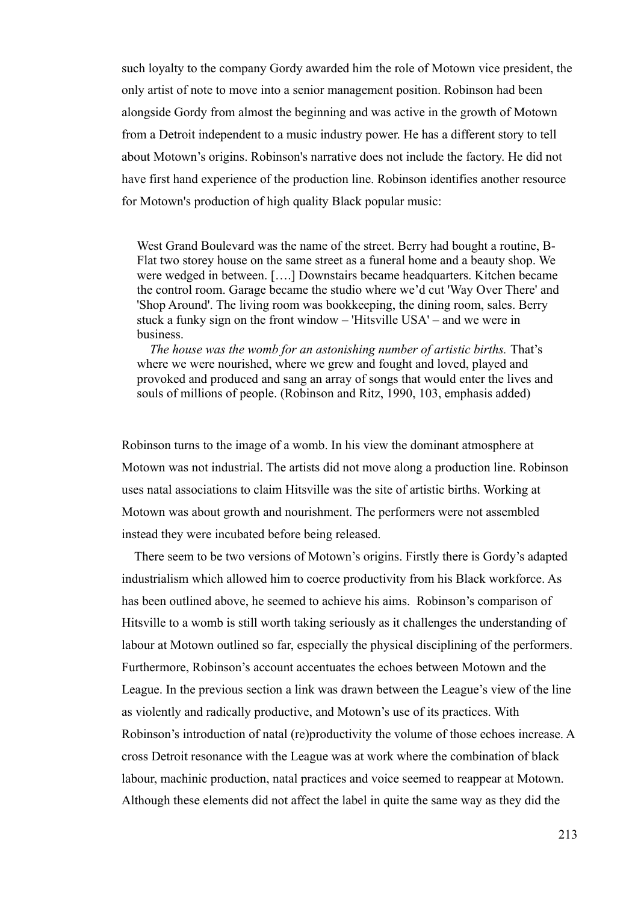such loyalty to the company Gordy awarded him the role of Motown vice president, the only artist of note to move into a senior management position. Robinson had been alongside Gordy from almost the beginning and was active in the growth of Motown from a Detroit independent to a music industry power. He has a different story to tell about Motown's origins. Robinson's narrative does not include the factory. He did not have first hand experience of the production line. Robinson identifies another resource for Motown's production of high quality Black popular music:

> West Grand Boulevard was the name of the street. Berry had bought a routine, B-Flat two storey house on the same street as a funeral home and a beauty shop. We were wedged in between. [….] Downstairs became headquarters. Kitchen became the control room. Garage became the studio where we'd cut 'Way Over There' and 'Shop Around'. The living room was bookkeeping, the dining room, sales. Berry stuck a funky sign on the front window – 'Hitsville USA' – and we were in business.
>
> *The house was the womb for an astonishing number of artistic births.* That's where we were nourished, where we grew and fought and loved, played and provoked and produced and sang an array of songs that would enter the lives and souls of millions of people. (Robinson and Ritz, 1990, 103, emphasis added)

Robinson turns to the image of a womb. In his view the dominant atmosphere at Motown was not industrial. The artists did not move along a production line. Robinson uses natal associations to claim Hitsville was the site of artistic births. Working at Motown was about growth and nourishment. The performers were not assembled instead they were incubated before being released.

There seem to be two versions of Motown's origins. Firstly there is Gordy's adapted industrialism which allowed him to coerce productivity from his Black workforce. As has been outlined above, he seemed to achieve his aims. Robinson's comparison of Hitsville to a womb is still worth taking seriously as it challenges the understanding of labour at Motown outlined so far, especially the physical disciplining of the performers. Furthermore, Robinson's account accentuates the echoes between Motown and the League. In the previous section a link was drawn between the League's view of the line as violently and radically productive, and Motown's use of its practices. With Robinson's introduction of natal (re)productivity the volume of those echoes increase. A cross Detroit resonance with the League was at work where the combination of black labour, machinic production, natal practices and voice seemed to reappear at Motown. Although these elements did not affect the label in quite the same way as they did the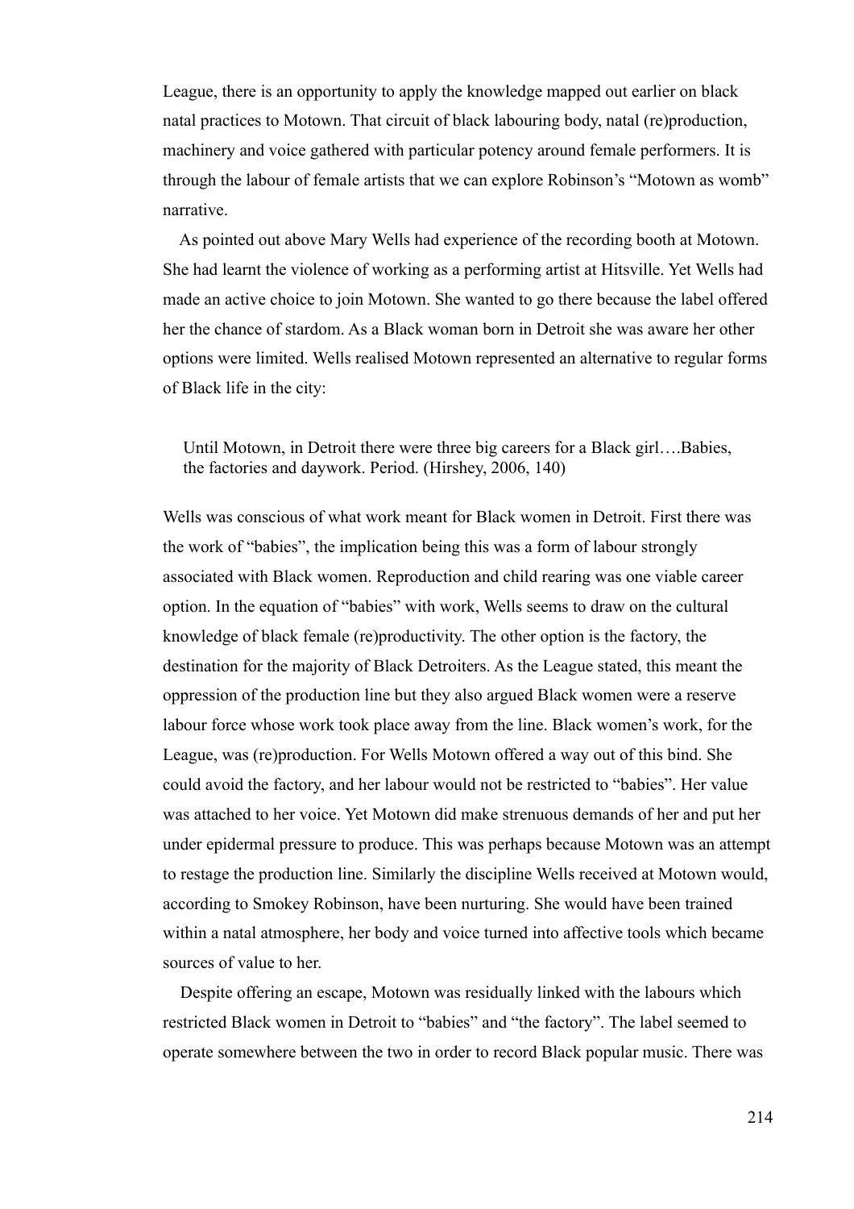League, there is an opportunity to apply the knowledge mapped out earlier on black natal practices to Motown. That circuit of black labouring body, natal (re)production, machinery and voice gathered with particular potency around female performers. It is through the labour of female artists that we can explore Robinson's "Motown as womb" narrative.

As pointed out above Mary Wells had experience of the recording booth at Motown. She had learnt the violence of working as a performing artist at Hitsville. Yet Wells had made an active choice to join Motown. She wanted to go there because the label offered her the chance of stardom. As a Black woman born in Detroit she was aware her other options were limited. Wells realised Motown represented an alternative to regular forms of Black life in the city:

> Until Motown, in Detroit there were three big careers for a Black girl….Babies, the factories and daywork. Period. (Hirshey, 2006, 140)

Wells was conscious of what work meant for Black women in Detroit. First there was the work of "babies", the implication being this was a form of labour strongly associated with Black women. Reproduction and child rearing was one viable career option. In the equation of "babies" with work, Wells seems to draw on the cultural knowledge of black female (re)productivity. The other option is the factory, the destination for the majority of Black Detroiters. As the League stated, this meant the oppression of the production line but they also argued Black women were a reserve labour force whose work took place away from the line. Black women's work, for the League, was (re)production. For Wells Motown offered a way out of this bind. She could avoid the factory, and her labour would not be restricted to "babies". Her value was attached to her voice. Yet Motown did make strenuous demands of her and put her under epidermal pressure to produce. This was perhaps because Motown was an attempt to restage the production line. Similarly the discipline Wells received at Motown would, according to Smokey Robinson, have been nurturing. She would have been trained within a natal atmosphere, her body and voice turned into affective tools which became sources of value to her.

Despite offering an escape, Motown was residually linked with the labours which restricted Black women in Detroit to "babies" and "the factory". The label seemed to operate somewhere between the two in order to record Black popular music. There was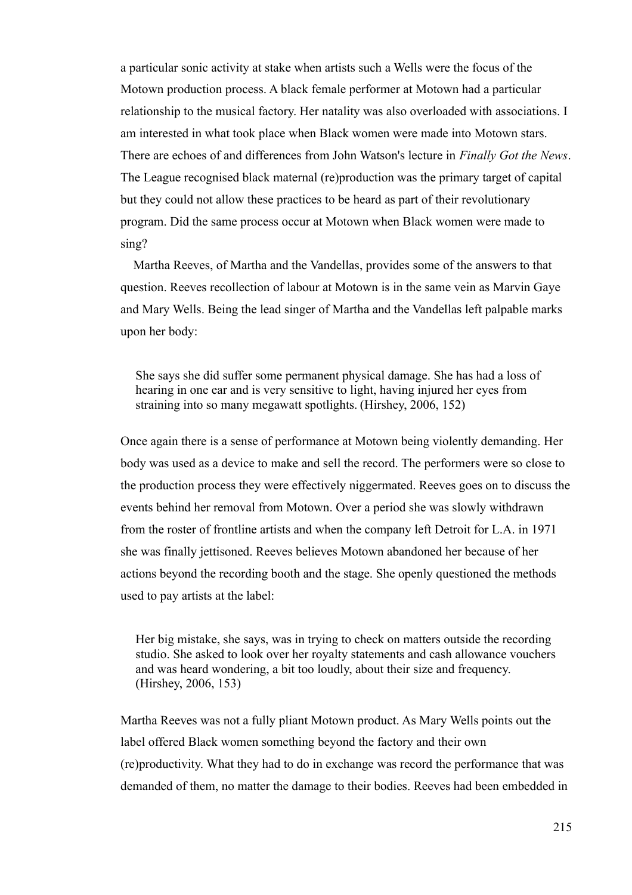a particular sonic activity at stake when artists such a Wells were the focus of the Motown production process. A black female performer at Motown had a particular relationship to the musical factory. Her natality was also overloaded with associations. I am interested in what took place when Black women were made into Motown stars. There are echoes of and differences from John Watson's lecture in *Finally Got the News*. The League recognised black maternal (re)production was the primary target of capital but they could not allow these practices to be heard as part of their revolutionary program. Did the same process occur at Motown when Black women were made to sing?

Martha Reeves, of Martha and the Vandellas, provides some of the answers to that question. Reeves recollection of labour at Motown is in the same vein as Marvin Gaye and Mary Wells. Being the lead singer of Martha and the Vandellas left palpable marks upon her body:

> She says she did suffer some permanent physical damage. She has had a loss of hearing in one ear and is very sensitive to light, having injured her eyes from straining into so many megawatt spotlights. (Hirshey, 2006, 152)

Once again there is a sense of performance at Motown being violently demanding. Her body was used as a device to make and sell the record. The performers were so close to the production process they were effectively niggermated. Reeves goes on to discuss the events behind her removal from Motown. Over a period she was slowly withdrawn from the roster of frontline artists and when the company left Detroit for L.A. in 1971 she was finally jettisoned. Reeves believes Motown abandoned her because of her actions beyond the recording booth and the stage. She openly questioned the methods used to pay artists at the label:

> Her big mistake, she says, was in trying to check on matters outside the recording studio. She asked to look over her royalty statements and cash allowance vouchers and was heard wondering, a bit too loudly, about their size and frequency. (Hirshey, 2006, 153)

Martha Reeves was not a fully pliant Motown product. As Mary Wells points out the label offered Black women something beyond the factory and their own (re)productivity. What they had to do in exchange was record the performance that was demanded of them, no matter the damage to their bodies. Reeves had been embedded in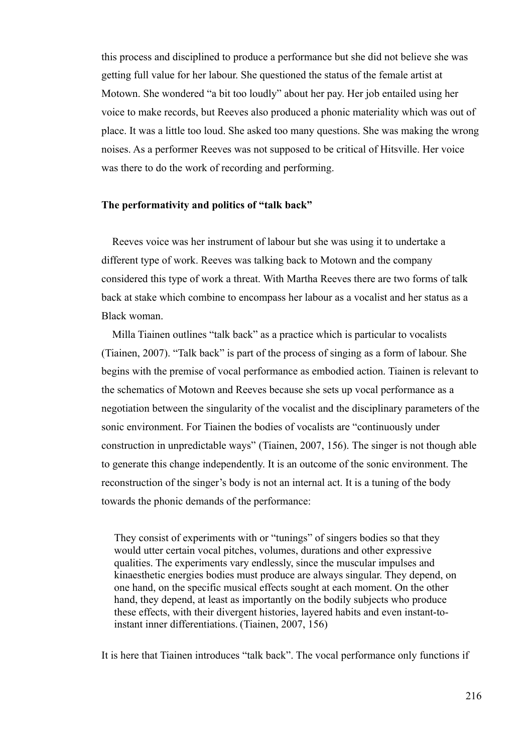this process and disciplined to produce a performance but she did not believe she was getting full value for her labour. She questioned the status of the female artist at Motown. She wondered "a bit too loudly" about her pay. Her job entailed using her voice to make records, but Reeves also produced a phonic materiality which was out of place. It was a little too loud. She asked too many questions. She was making the wrong noises. As a performer Reeves was not supposed to be critical of Hitsville. Her voice was there to do the work of recording and performing.

**The performativity and politics of "talk back"**

Reeves voice was her instrument of labour but she was using it to undertake a different type of work. Reeves was talking back to Motown and the company considered this type of work a threat. With Martha Reeves there are two forms of talk back at stake which combine to encompass her labour as a vocalist and her status as a Black woman.

Milla Tiainen outlines "talk back" as a practice which is particular to vocalists (Tiainen, 2007). "Talk back" is part of the process of singing as a form of labour. She begins with the premise of vocal performance as embodied action. Tiainen is relevant to the schematics of Motown and Reeves because she sets up vocal performance as a negotiation between the singularity of the vocalist and the disciplinary parameters of the sonic environment. For Tiainen the bodies of vocalists are "continuously under construction in unpredictable ways" (Tiainen, 2007, 156). The singer is not though able to generate this change independently. It is an outcome of the sonic environment. The reconstruction of the singer's body is not an internal act. It is a tuning of the body towards the phonic demands of the performance:

> They consist of experiments with or "tunings" of singers bodies so that they would utter certain vocal pitches, volumes, durations and other expressive qualities. The experiments vary endlessly, since the muscular impulses and kinaesthetic energies bodies must produce are always singular. They depend, on one hand, on the specific musical effects sought at each moment. On the other hand, they depend, at least as importantly on the bodily subjects who produce these effects, with their divergent histories, layered habits and even instant-to-instant inner differentiations. (Tiainen, 2007, 156)

It is here that Tiainen introduces "talk back". The vocal performance only functions if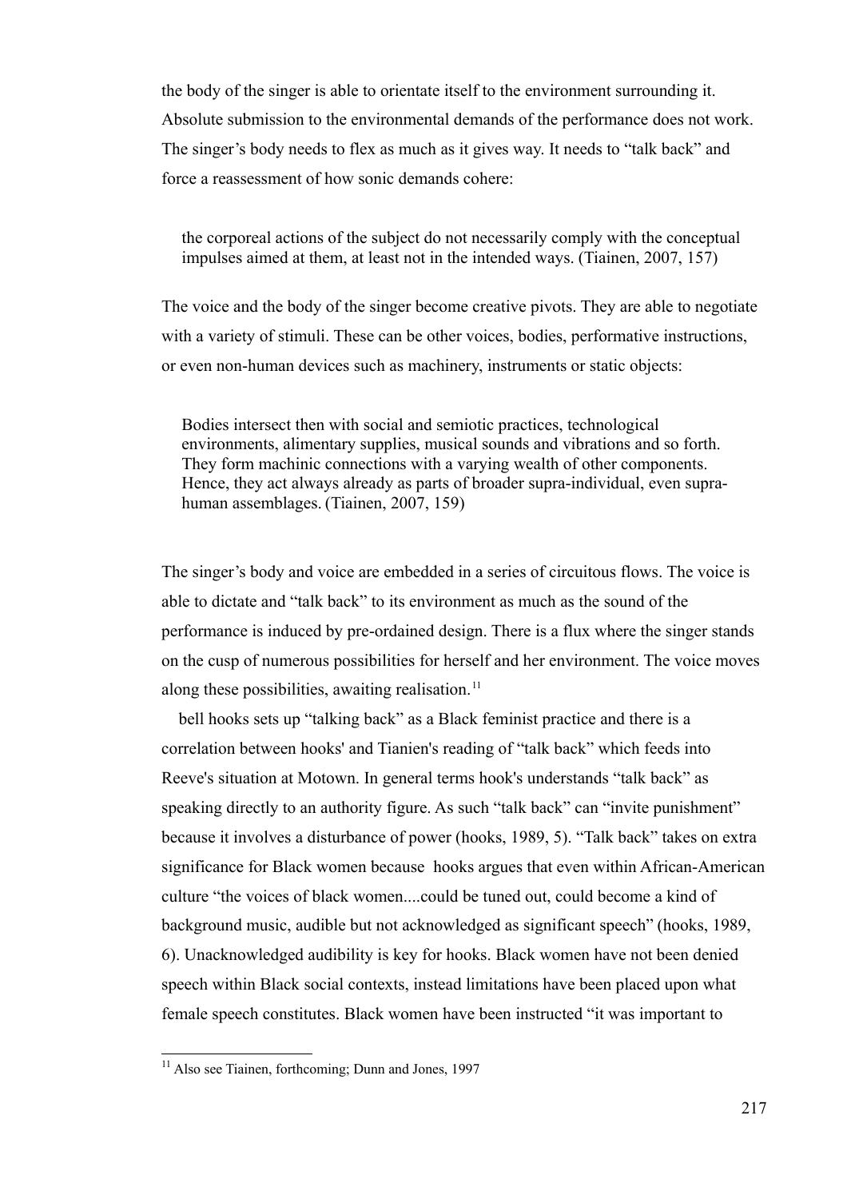the body of the singer is able to orientate itself to the environment surrounding it. Absolute submission to the environmental demands of the performance does not work. The singer's body needs to flex as much as it gives way. It needs to "talk back" and force a reassessment of how sonic demands cohere:

> the corporeal actions of the subject do not necessarily comply with the conceptual impulses aimed at them, at least not in the intended ways. (Tiainen, 2007, 157)

The voice and the body of the singer become creative pivots. They are able to negotiate with a variety of stimuli. These can be other voices, bodies, performative instructions, or even non-human devices such as machinery, instruments or static objects:

> Bodies intersect then with social and semiotic practices, technological environments, alimentary supplies, musical sounds and vibrations and so forth. They form machinic connections with a varying wealth of other components. Hence, they act always already as parts of broader supra-individual, even supra-human assemblages. (Tiainen, 2007, 159)

The singer's body and voice are embedded in a series of circuitous flows. The voice is able to dictate and "talk back" to its environment as much as the sound of the performance is induced by pre-ordained design. There is a flux where the singer stands on the cusp of numerous possibilities for herself and her environment. The voice moves along these possibilities, awaiting realisation.[11]

bell hooks sets up "talking back" as a Black feminist practice and there is a correlation between hooks' and Tianien's reading of "talk back" which feeds into Reeve's situation at Motown. In general terms hook's understands "talk back" as speaking directly to an authority figure. As such "talk back" can "invite punishment" because it involves a disturbance of power (hooks, 1989, 5). "Talk back" takes on extra significance for Black women because hooks argues that even within African-American culture "the voices of black women....could be tuned out, could become a kind of background music, audible but not acknowledged as significant speech" (hooks, 1989, 6). Unacknowledged audibility is key for hooks. Black women have not been denied speech within Black social contexts, instead limitations have been placed upon what female speech constitutes. Black women have been instructed "it was important to

[11] Also see Tiainen, forthcoming; Dunn and Jones, 1997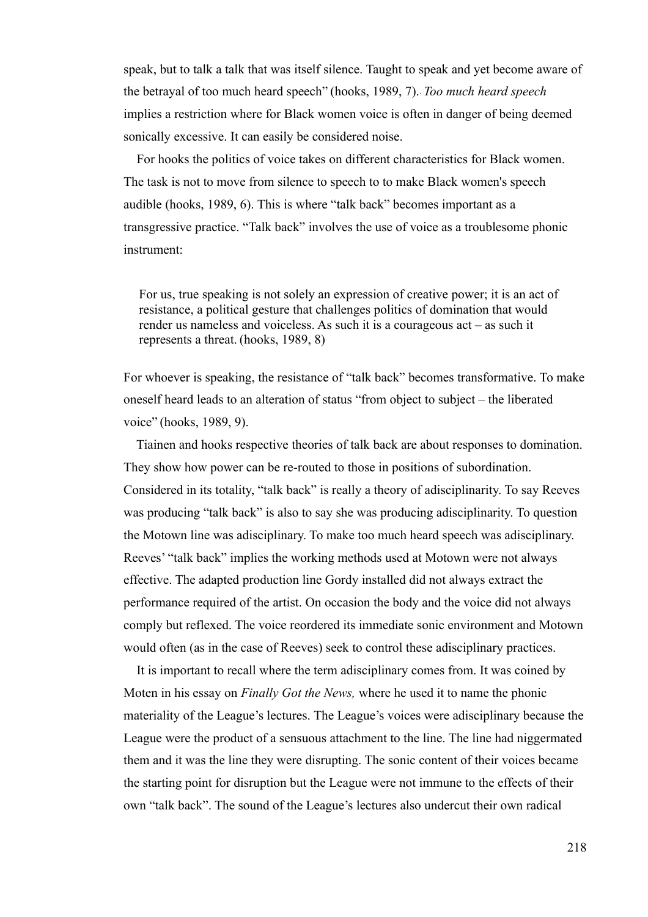speak, but to talk a talk that was itself silence. Taught to speak and yet become aware of the betrayal of too much heard speech" (hooks, 1989, 7).. *Too much heard speech* implies a restriction where for Black women voice is often in danger of being deemed sonically excessive. It can easily be considered noise.

For hooks the politics of voice takes on different characteristics for Black women. The task is not to move from silence to speech to to make Black women's speech audible (hooks, 1989, 6). This is where "talk back" becomes important as a transgressive practice. "Talk back" involves the use of voice as a troublesome phonic instrument:

> For us, true speaking is not solely an expression of creative power; it is an act of resistance, a political gesture that challenges politics of domination that would render us nameless and voiceless. As such it is a courageous act – as such it represents a threat. (hooks, 1989, 8)

For whoever is speaking, the resistance of "talk back" becomes transformative. To make oneself heard leads to an alteration of status "from object to subject – the liberated voice" (hooks, 1989, 9).

Tiainen and hooks respective theories of talk back are about responses to domination. They show how power can be re-routed to those in positions of subordination. Considered in its totality, "talk back" is really a theory of adisciplinarity. To say Reeves was producing "talk back" is also to say she was producing adisciplinarity. To question the Motown line was adisciplinary. To make too much heard speech was adisciplinary. Reeves' "talk back" implies the working methods used at Motown were not always effective. The adapted production line Gordy installed did not always extract the performance required of the artist. On occasion the body and the voice did not always comply but reflexed. The voice reordered its immediate sonic environment and Motown would often (as in the case of Reeves) seek to control these adisciplinary practices.

It is important to recall where the term adisciplinary comes from. It was coined by Moten in his essay on *Finally Got the News,* where he used it to name the phonic materiality of the League's lectures. The League's voices were adisciplinary because the League were the product of a sensuous attachment to the line. The line had niggermated them and it was the line they were disrupting. The sonic content of their voices became the starting point for disruption but the League were not immune to the effects of their own "talk back". The sound of the League's lectures also undercut their own radical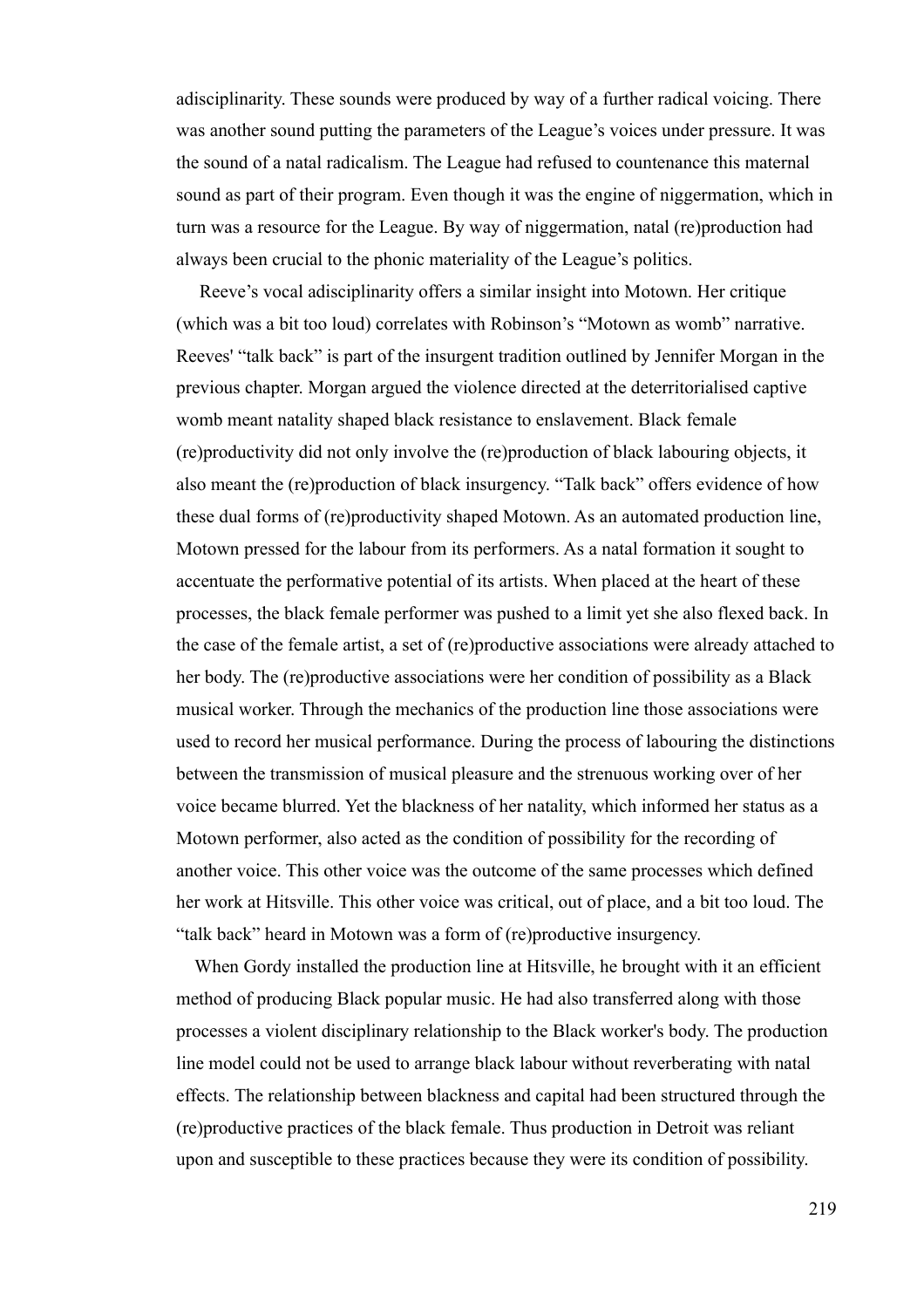adisciplinarity. These sounds were produced by way of a further radical voicing. There was another sound putting the parameters of the League's voices under pressure. It was the sound of a natal radicalism. The League had refused to countenance this maternal sound as part of their program. Even though it was the engine of niggermation, which in turn was a resource for the League. By way of niggermation, natal (re)production had always been crucial to the phonic materiality of the League's politics.

Reeve's vocal adisciplinarity offers a similar insight into Motown. Her critique (which was a bit too loud) correlates with Robinson's "Motown as womb" narrative. Reeves' "talk back" is part of the insurgent tradition outlined by Jennifer Morgan in the previous chapter. Morgan argued the violence directed at the deterritorialised captive womb meant natality shaped black resistance to enslavement. Black female (re)productivity did not only involve the (re)production of black labouring objects, it also meant the (re)production of black insurgency. "Talk back" offers evidence of how these dual forms of (re)productivity shaped Motown. As an automated production line, Motown pressed for the labour from its performers. As a natal formation it sought to accentuate the performative potential of its artists. When placed at the heart of these processes, the black female performer was pushed to a limit yet she also flexed back. In the case of the female artist, a set of (re)productive associations were already attached to her body. The (re)productive associations were her condition of possibility as a Black musical worker. Through the mechanics of the production line those associations were used to record her musical performance. During the process of labouring the distinctions between the transmission of musical pleasure and the strenuous working over of her voice became blurred. Yet the blackness of her natality, which informed her status as a Motown performer, also acted as the condition of possibility for the recording of another voice. This other voice was the outcome of the same processes which defined her work at Hitsville. This other voice was critical, out of place, and a bit too loud. The "talk back" heard in Motown was a form of (re)productive insurgency.

When Gordy installed the production line at Hitsville, he brought with it an efficient method of producing Black popular music. He had also transferred along with those processes a violent disciplinary relationship to the Black worker's body. The production line model could not be used to arrange black labour without reverberating with natal effects. The relationship between blackness and capital had been structured through the (re)productive practices of the black female. Thus production in Detroit was reliant upon and susceptible to these practices because they were its condition of possibility.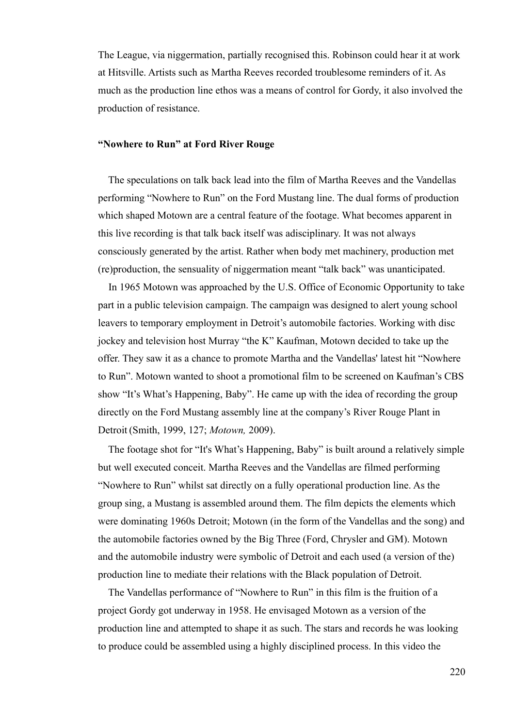The League, via niggermation, partially recognised this. Robinson could hear it at work at Hitsville. Artists such as Martha Reeves recorded troublesome reminders of it. As much as the production line ethos was a means of control for Gordy, it also involved the production of resistance.

### "Nowhere to Run" at Ford River Rouge

The speculations on talk back lead into the film of Martha Reeves and the Vandellas performing "Nowhere to Run" on the Ford Mustang line. The dual forms of production which shaped Motown are a central feature of the footage. What becomes apparent in this live recording is that talk back itself was adisciplinary. It was not always consciously generated by the artist. Rather when body met machinery, production met (re)production, the sensuality of niggermation meant "talk back" was unanticipated.

In 1965 Motown was approached by the U.S. Office of Economic Opportunity to take part in a public television campaign. The campaign was designed to alert young school leavers to temporary employment in Detroit's automobile factories. Working with disc jockey and television host Murray "the K" Kaufman, Motown decided to take up the offer. They saw it as a chance to promote Martha and the Vandellas' latest hit "Nowhere to Run". Motown wanted to shoot a promotional film to be screened on Kaufman's CBS show "It's What's Happening, Baby". He came up with the idea of recording the group directly on the Ford Mustang assembly line at the company's River Rouge Plant in Detroit (Smith, 1999, 127; *Motown,* 2009).

The footage shot for "It's What's Happening, Baby" is built around a relatively simple but well executed conceit. Martha Reeves and the Vandellas are filmed performing "Nowhere to Run" whilst sat directly on a fully operational production line. As the group sing, a Mustang is assembled around them. The film depicts the elements which were dominating 1960s Detroit; Motown (in the form of the Vandellas and the song) and the automobile factories owned by the Big Three (Ford, Chrysler and GM). Motown and the automobile industry were symbolic of Detroit and each used (a version of the) production line to mediate their relations with the Black population of Detroit.

The Vandellas performance of "Nowhere to Run" in this film is the fruition of a project Gordy got underway in 1958. He envisaged Motown as a version of the production line and attempted to shape it as such. The stars and records he was looking to produce could be assembled using a highly disciplined process. In this video the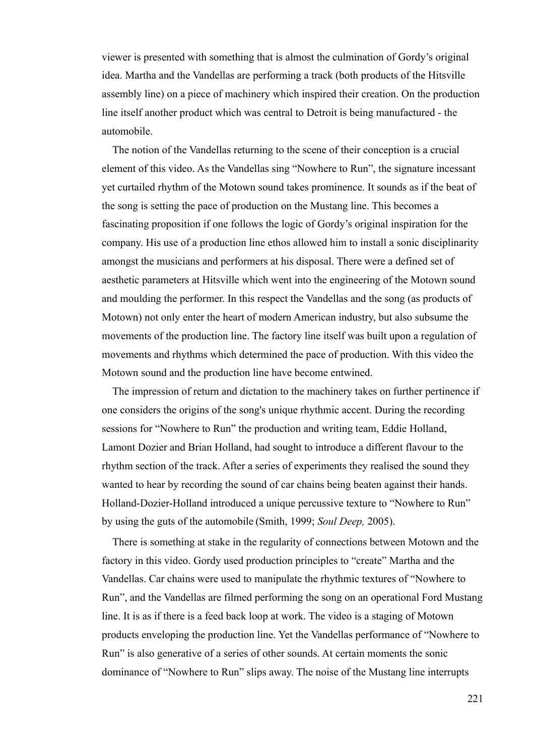viewer is presented with something that is almost the culmination of Gordy's original idea. Martha and the Vandellas are performing a track (both products of the Hitsville assembly line) on a piece of machinery which inspired their creation. On the production line itself another product which was central to Detroit is being manufactured - the automobile.

The notion of the Vandellas returning to the scene of their conception is a crucial element of this video. As the Vandellas sing "Nowhere to Run", the signature incessant yet curtailed rhythm of the Motown sound takes prominence. It sounds as if the beat of the song is setting the pace of production on the Mustang line. This becomes a fascinating proposition if one follows the logic of Gordy's original inspiration for the company. His use of a production line ethos allowed him to install a sonic disciplinarity amongst the musicians and performers at his disposal. There were a defined set of aesthetic parameters at Hitsville which went into the engineering of the Motown sound and moulding the performer. In this respect the Vandellas and the song (as products of Motown) not only enter the heart of modern American industry, but also subsume the movements of the production line. The factory line itself was built upon a regulation of movements and rhythms which determined the pace of production. With this video the Motown sound and the production line have become entwined.

The impression of return and dictation to the machinery takes on further pertinence if one considers the origins of the song's unique rhythmic accent. During the recording sessions for "Nowhere to Run" the production and writing team, Eddie Holland, Lamont Dozier and Brian Holland, had sought to introduce a different flavour to the rhythm section of the track. After a series of experiments they realised the sound they wanted to hear by recording the sound of car chains being beaten against their hands. Holland-Dozier-Holland introduced a unique percussive texture to "Nowhere to Run" by using the guts of the automobile (Smith, 1999; *Soul Deep,* 2005).

There is something at stake in the regularity of connections between Motown and the factory in this video. Gordy used production principles to "create" Martha and the Vandellas. Car chains were used to manipulate the rhythmic textures of "Nowhere to Run", and the Vandellas are filmed performing the song on an operational Ford Mustang line. It is as if there is a feed back loop at work. The video is a staging of Motown products enveloping the production line. Yet the Vandellas performance of "Nowhere to Run" is also generative of a series of other sounds. At certain moments the sonic dominance of "Nowhere to Run" slips away. The noise of the Mustang line interrupts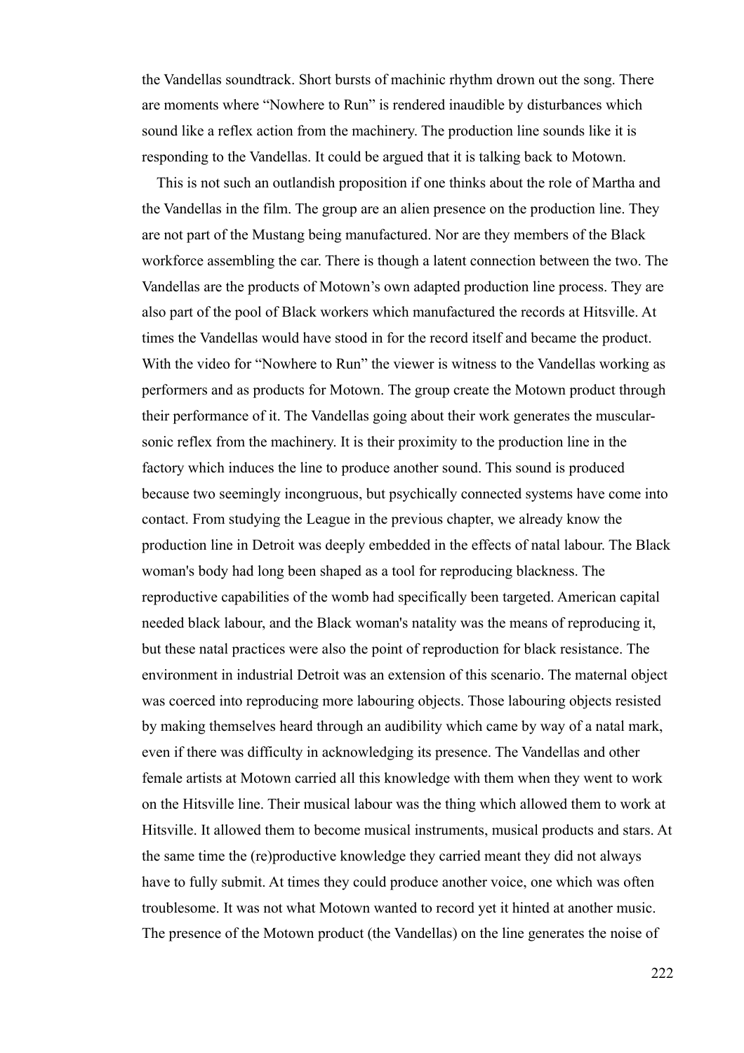the Vandellas soundtrack. Short bursts of machinic rhythm drown out the song. There are moments where "Nowhere to Run" is rendered inaudible by disturbances which sound like a reflex action from the machinery. The production line sounds like it is responding to the Vandellas. It could be argued that it is talking back to Motown.

This is not such an outlandish proposition if one thinks about the role of Martha and the Vandellas in the film. The group are an alien presence on the production line. They are not part of the Mustang being manufactured. Nor are they members of the Black workforce assembling the car. There is though a latent connection between the two. The Vandellas are the products of Motown's own adapted production line process. They are also part of the pool of Black workers which manufactured the records at Hitsville. At times the Vandellas would have stood in for the record itself and became the product. With the video for "Nowhere to Run" the viewer is witness to the Vandellas working as performers and as products for Motown. The group create the Motown product through their performance of it. The Vandellas going about their work generates the muscular-sonic reflex from the machinery. It is their proximity to the production line in the factory which induces the line to produce another sound. This sound is produced because two seemingly incongruous, but psychically connected systems have come into contact. From studying the League in the previous chapter, we already know the production line in Detroit was deeply embedded in the effects of natal labour. The Black woman's body had long been shaped as a tool for reproducing blackness. The reproductive capabilities of the womb had specifically been targeted. American capital needed black labour, and the Black woman's natality was the means of reproducing it, but these natal practices were also the point of reproduction for black resistance. The environment in industrial Detroit was an extension of this scenario. The maternal object was coerced into reproducing more labouring objects. Those labouring objects resisted by making themselves heard through an audibility which came by way of a natal mark, even if there was difficulty in acknowledging its presence. The Vandellas and other female artists at Motown carried all this knowledge with them when they went to work on the Hitsville line. Their musical labour was the thing which allowed them to work at Hitsville. It allowed them to become musical instruments, musical products and stars. At the same time the (re)productive knowledge they carried meant they did not always have to fully submit. At times they could produce another voice, one which was often troublesome. It was not what Motown wanted to record yet it hinted at another music. The presence of the Motown product (the Vandellas) on the line generates the noise of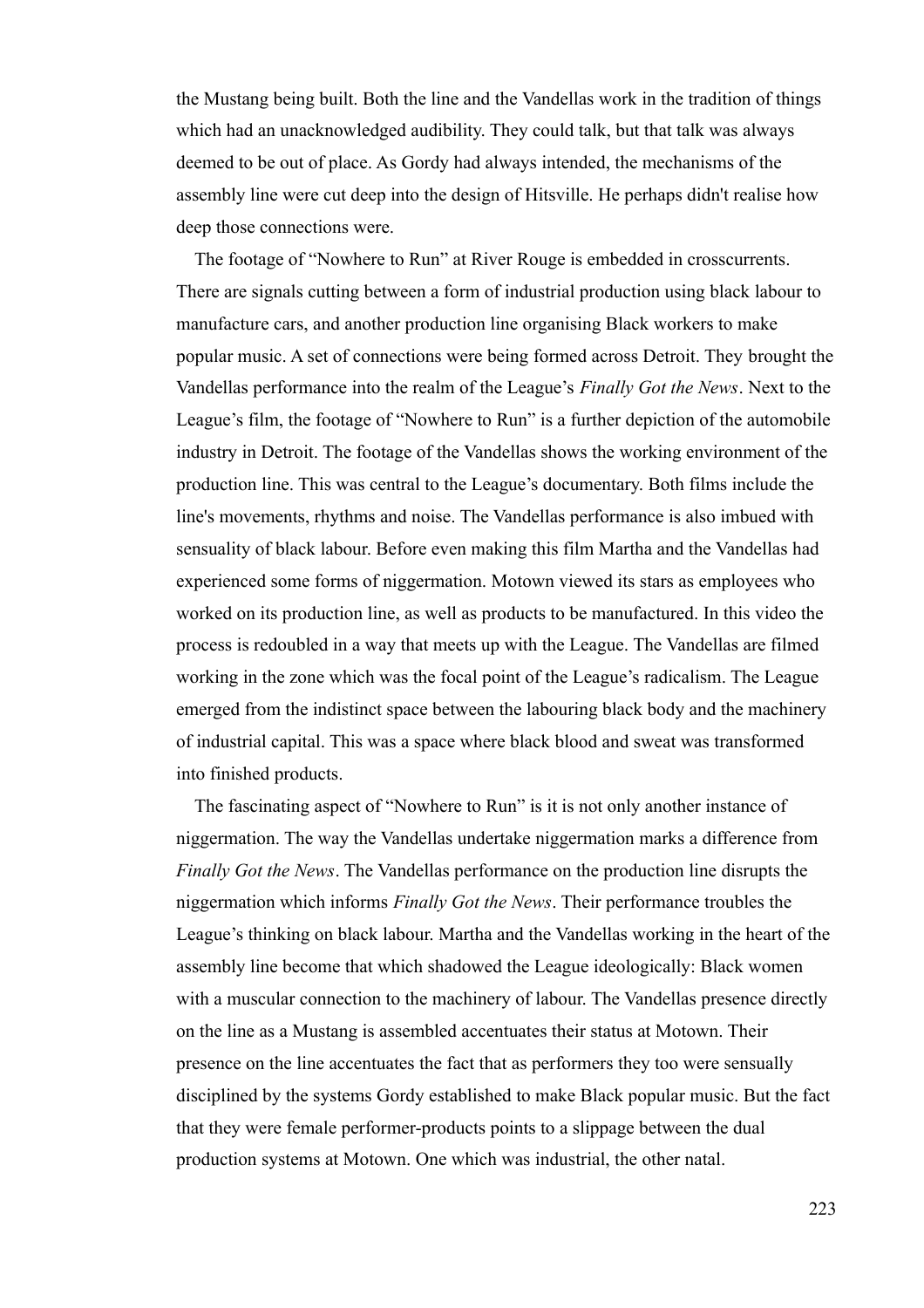the Mustang being built. Both the line and the Vandellas work in the tradition of things which had an unacknowledged audibility. They could talk, but that talk was always deemed to be out of place. As Gordy had always intended, the mechanisms of the assembly line were cut deep into the design of Hitsville. He perhaps didn't realise how deep those connections were.

The footage of "Nowhere to Run" at River Rouge is embedded in crosscurrents. There are signals cutting between a form of industrial production using black labour to manufacture cars, and another production line organising Black workers to make popular music. A set of connections were being formed across Detroit. They brought the Vandellas performance into the realm of the League's *Finally Got the News*. Next to the League's film, the footage of "Nowhere to Run" is a further depiction of the automobile industry in Detroit. The footage of the Vandellas shows the working environment of the production line. This was central to the League's documentary. Both films include the line's movements, rhythms and noise. The Vandellas performance is also imbued with sensuality of black labour. Before even making this film Martha and the Vandellas had experienced some forms of niggermation. Motown viewed its stars as employees who worked on its production line, as well as products to be manufactured. In this video the process is redoubled in a way that meets up with the League. The Vandellas are filmed working in the zone which was the focal point of the League's radicalism. The League emerged from the indistinct space between the labouring black body and the machinery of industrial capital. This was a space where black blood and sweat was transformed into finished products.

The fascinating aspect of "Nowhere to Run" is it is not only another instance of niggermation. The way the Vandellas undertake niggermation marks a difference from *Finally Got the News*. The Vandellas performance on the production line disrupts the niggermation which informs *Finally Got the News*. Their performance troubles the League's thinking on black labour. Martha and the Vandellas working in the heart of the assembly line become that which shadowed the League ideologically: Black women with a muscular connection to the machinery of labour. The Vandellas presence directly on the line as a Mustang is assembled accentuates their status at Motown. Their presence on the line accentuates the fact that as performers they too were sensually disciplined by the systems Gordy established to make Black popular music. But the fact that they were female performer-products points to a slippage between the dual production systems at Motown. One which was industrial, the other natal.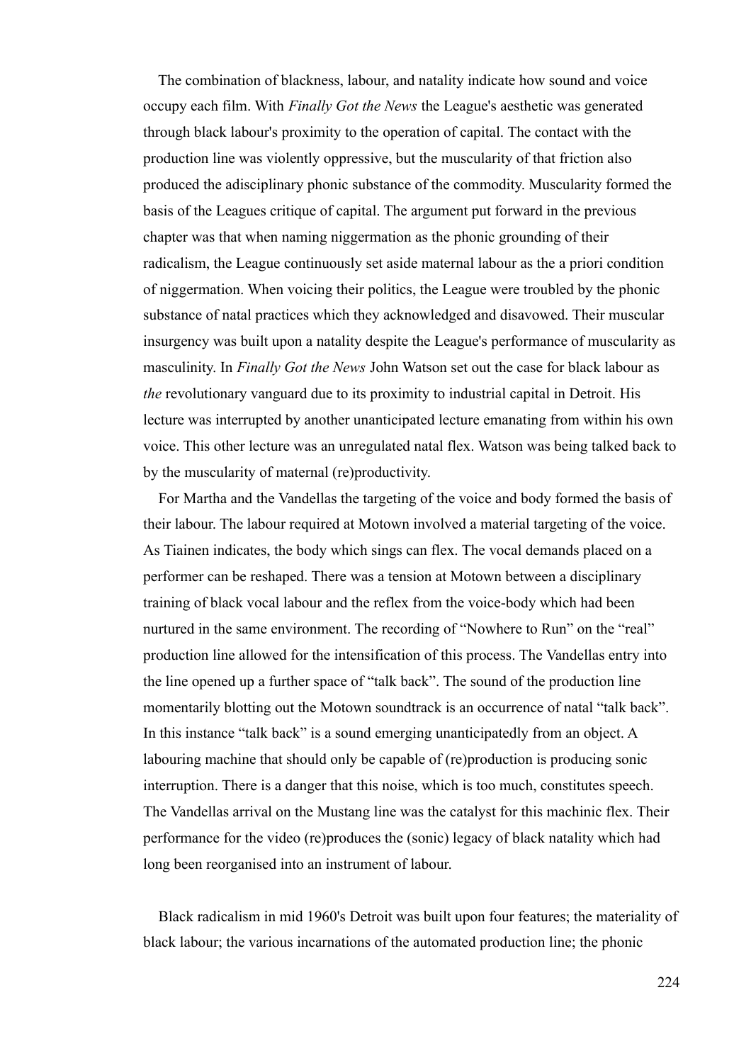The combination of blackness, labour, and natality indicate how sound and voice occupy each film. With *Finally Got the News* the League's aesthetic was generated through black labour's proximity to the operation of capital. The contact with the production line was violently oppressive, but the muscularity of that friction also produced the adisciplinary phonic substance of the commodity. Muscularity formed the basis of the Leagues critique of capital. The argument put forward in the previous chapter was that when naming niggermation as the phonic grounding of their radicalism, the League continuously set aside maternal labour as the a priori condition of niggermation. When voicing their politics, the League were troubled by the phonic substance of natal practices which they acknowledged and disavowed. Their muscular insurgency was built upon a natality despite the League's performance of muscularity as masculinity. In *Finally Got the News* John Watson set out the case for black labour as *the* revolutionary vanguard due to its proximity to industrial capital in Detroit. His lecture was interrupted by another unanticipated lecture emanating from within his own voice. This other lecture was an unregulated natal flex. Watson was being talked back to by the muscularity of maternal (re)productivity.

For Martha and the Vandellas the targeting of the voice and body formed the basis of their labour. The labour required at Motown involved a material targeting of the voice. As Tiainen indicates, the body which sings can flex. The vocal demands placed on a performer can be reshaped. There was a tension at Motown between a disciplinary training of black vocal labour and the reflex from the voice-body which had been nurtured in the same environment. The recording of "Nowhere to Run" on the "real" production line allowed for the intensification of this process. The Vandellas entry into the line opened up a further space of "talk back". The sound of the production line momentarily blotting out the Motown soundtrack is an occurrence of natal "talk back". In this instance "talk back" is a sound emerging unanticipatedly from an object. A labouring machine that should only be capable of (re)production is producing sonic interruption. There is a danger that this noise, which is too much, constitutes speech. The Vandellas arrival on the Mustang line was the catalyst for this machinic flex. Their performance for the video (re)produces the (sonic) legacy of black natality which had long been reorganised into an instrument of labour.

Black radicalism in mid 1960's Detroit was built upon four features; the materiality of black labour; the various incarnations of the automated production line; the phonic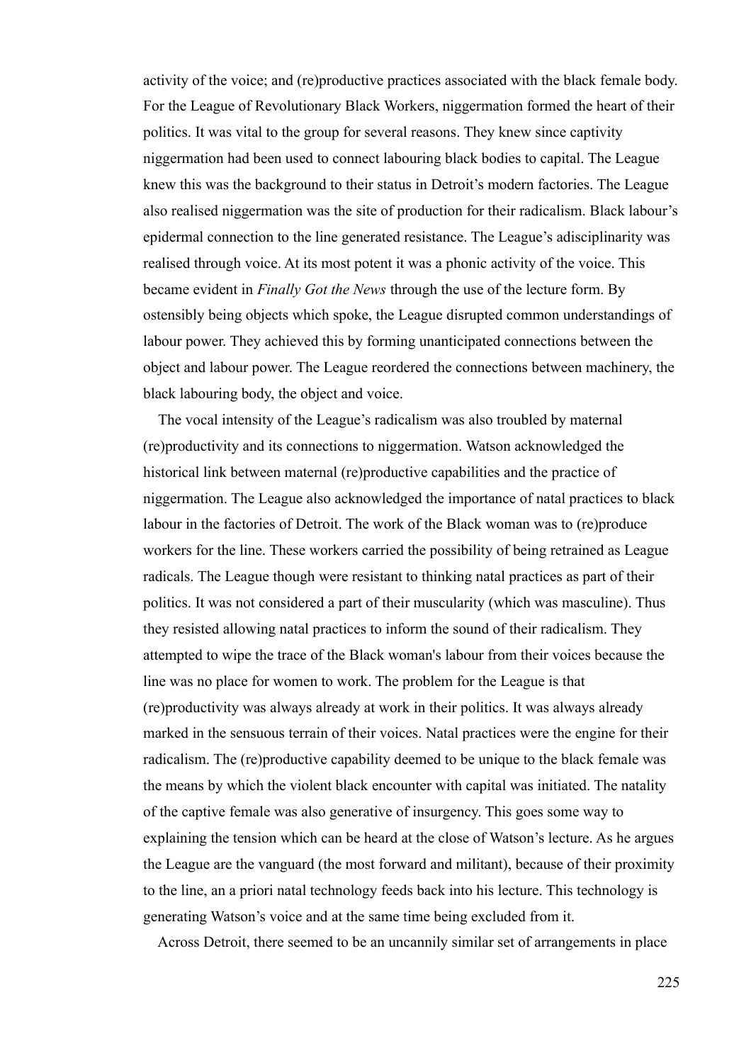activity of the voice; and (re)productive practices associated with the black female body. For the League of Revolutionary Black Workers, niggermation formed the heart of their politics. It was vital to the group for several reasons. They knew since captivity niggermation had been used to connect labouring black bodies to capital. The League knew this was the background to their status in Detroit's modern factories. The League also realised niggermation was the site of production for their radicalism. Black labour's epidermal connection to the line generated resistance. The League's adisciplinarity was realised through voice. At its most potent it was a phonic activity of the voice. This became evident in *Finally Got the News* through the use of the lecture form. By ostensibly being objects which spoke, the League disrupted common understandings of labour power. They achieved this by forming unanticipated connections between the object and labour power. The League reordered the connections between machinery, the black labouring body, the object and voice.

The vocal intensity of the League's radicalism was also troubled by maternal (re)productivity and its connections to niggermation. Watson acknowledged the historical link between maternal (re)productive capabilities and the practice of niggermation. The League also acknowledged the importance of natal practices to black labour in the factories of Detroit. The work of the Black woman was to (re)produce workers for the line. These workers carried the possibility of being retrained as League radicals. The League though were resistant to thinking natal practices as part of their politics. It was not considered a part of their muscularity (which was masculine). Thus they resisted allowing natal practices to inform the sound of their radicalism. They attempted to wipe the trace of the Black woman's labour from their voices because the line was no place for women to work. The problem for the League is that (re)productivity was always already at work in their politics. It was always already marked in the sensuous terrain of their voices. Natal practices were the engine for their radicalism. The (re)productive capability deemed to be unique to the black female was the means by which the violent black encounter with capital was initiated. The natality of the captive female was also generative of insurgency. This goes some way to explaining the tension which can be heard at the close of Watson's lecture. As he argues the League are the vanguard (the most forward and militant), because of their proximity to the line, an a priori natal technology feeds back into his lecture. This technology is generating Watson's voice and at the same time being excluded from it.

Across Detroit, there seemed to be an uncannily similar set of arrangements in place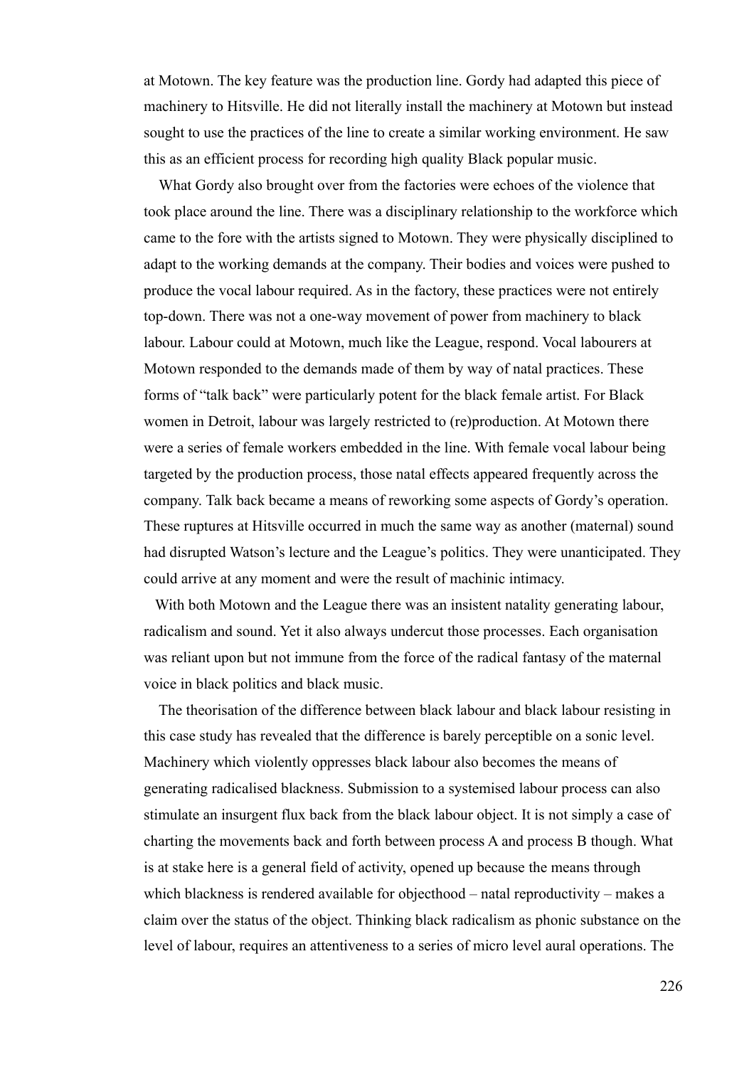at Motown. The key feature was the production line. Gordy had adapted this piece of machinery to Hitsville. He did not literally install the machinery at Motown but instead sought to use the practices of the line to create a similar working environment. He saw this as an efficient process for recording high quality Black popular music.

What Gordy also brought over from the factories were echoes of the violence that took place around the line. There was a disciplinary relationship to the workforce which came to the fore with the artists signed to Motown. They were physically disciplined to adapt to the working demands at the company. Their bodies and voices were pushed to produce the vocal labour required. As in the factory, these practices were not entirely top-down. There was not a one-way movement of power from machinery to black labour. Labour could at Motown, much like the League, respond. Vocal labourers at Motown responded to the demands made of them by way of natal practices. These forms of "talk back" were particularly potent for the black female artist. For Black women in Detroit, labour was largely restricted to (re)production. At Motown there were a series of female workers embedded in the line. With female vocal labour being targeted by the production process, those natal effects appeared frequently across the company. Talk back became a means of reworking some aspects of Gordy's operation. These ruptures at Hitsville occurred in much the same way as another (maternal) sound had disrupted Watson's lecture and the League's politics. They were unanticipated. They could arrive at any moment and were the result of machinic intimacy.

With both Motown and the League there was an insistent natality generating labour, radicalism and sound. Yet it also always undercut those processes. Each organisation was reliant upon but not immune from the force of the radical fantasy of the maternal voice in black politics and black music.

The theorisation of the difference between black labour and black labour resisting in this case study has revealed that the difference is barely perceptible on a sonic level. Machinery which violently oppresses black labour also becomes the means of generating radicalised blackness. Submission to a systemised labour process can also stimulate an insurgent flux back from the black labour object. It is not simply a case of charting the movements back and forth between process A and process B though. What is at stake here is a general field of activity, opened up because the means through which blackness is rendered available for objecthood – natal reproductivity – makes a claim over the status of the object. Thinking black radicalism as phonic substance on the level of labour, requires an attentiveness to a series of micro level aural operations. The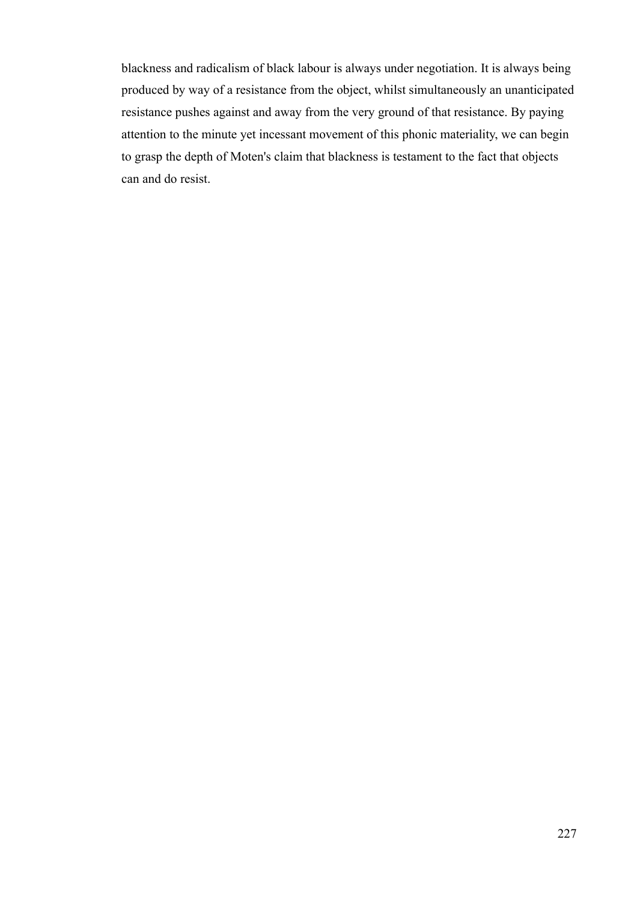blackness and radicalism of black labour is always under negotiation. It is always being produced by way of a resistance from the object, whilst simultaneously an unanticipated resistance pushes against and away from the very ground of that resistance. By paying attention to the minute yet incessant movement of this phonic materiality, we can begin to grasp the depth of Moten's claim that blackness is testament to the fact that objects can and do resist.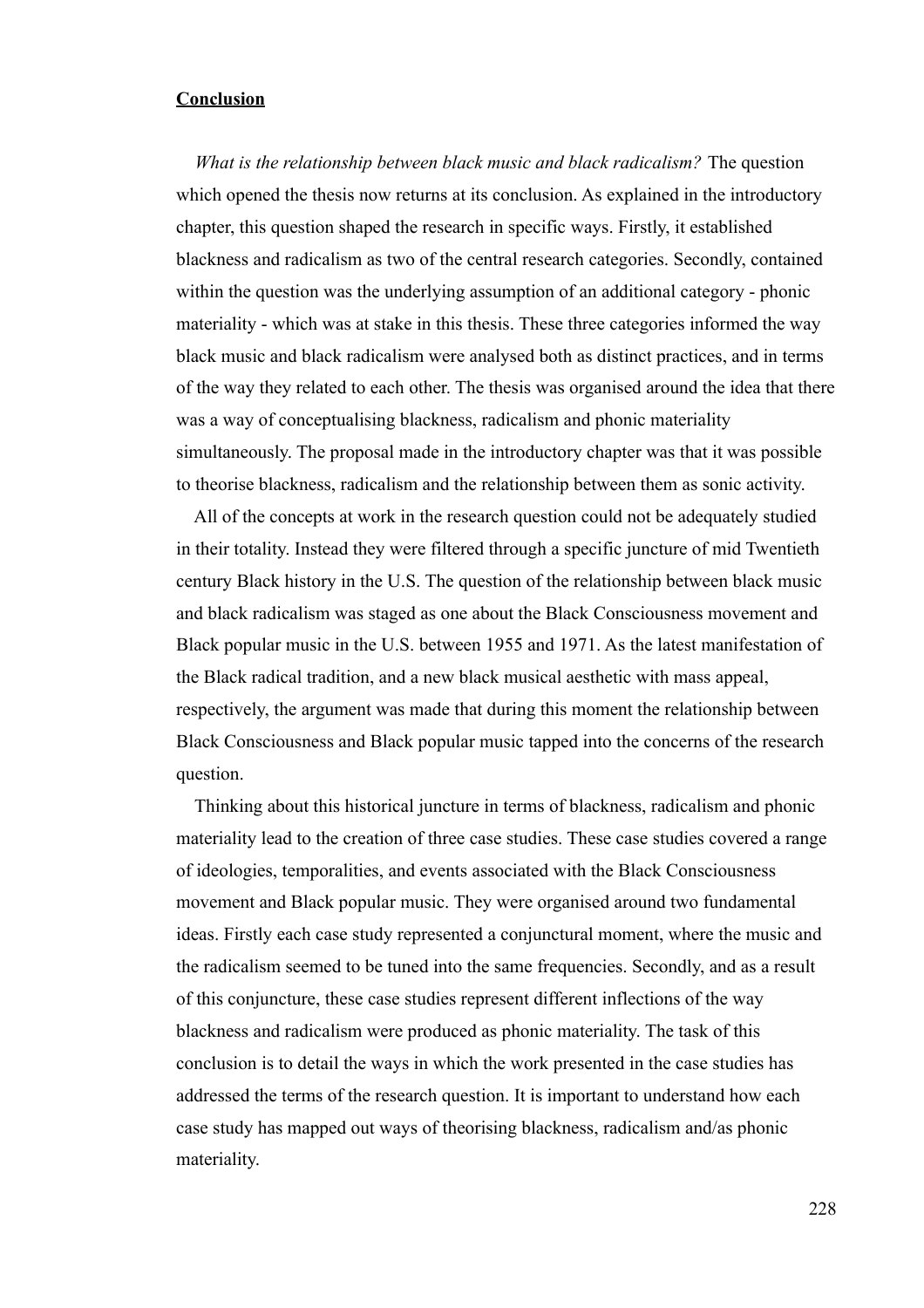# **Conclusion**

*What is the relationship between black music and black radicalism?* The question which opened the thesis now returns at its conclusion. As explained in the introductory chapter, this question shaped the research in specific ways. Firstly, it established blackness and radicalism as two of the central research categories. Secondly, contained within the question was the underlying assumption of an additional category - phonic materiality - which was at stake in this thesis. These three categories informed the way black music and black radicalism were analysed both as distinct practices, and in terms of the way they related to each other. The thesis was organised around the idea that there was a way of conceptualising blackness, radicalism and phonic materiality simultaneously. The proposal made in the introductory chapter was that it was possible to theorise blackness, radicalism and the relationship between them as sonic activity.

All of the concepts at work in the research question could not be adequately studied in their totality. Instead they were filtered through a specific juncture of mid Twentieth century Black history in the U.S. The question of the relationship between black music and black radicalism was staged as one about the Black Consciousness movement and Black popular music in the U.S. between 1955 and 1971. As the latest manifestation of the Black radical tradition, and a new black musical aesthetic with mass appeal, respectively, the argument was made that during this moment the relationship between Black Consciousness and Black popular music tapped into the concerns of the research question.

Thinking about this historical juncture in terms of blackness, radicalism and phonic materiality lead to the creation of three case studies. These case studies covered a range of ideologies, temporalities, and events associated with the Black Consciousness movement and Black popular music. They were organised around two fundamental ideas. Firstly each case study represented a conjunctural moment, where the music and the radicalism seemed to be tuned into the same frequencies. Secondly, and as a result of this conjuncture, these case studies represent different inflections of the way blackness and radicalism were produced as phonic materiality. The task of this conclusion is to detail the ways in which the work presented in the case studies has addressed the terms of the research question. It is important to understand how each case study has mapped out ways of theorising blackness, radicalism and/as phonic materiality.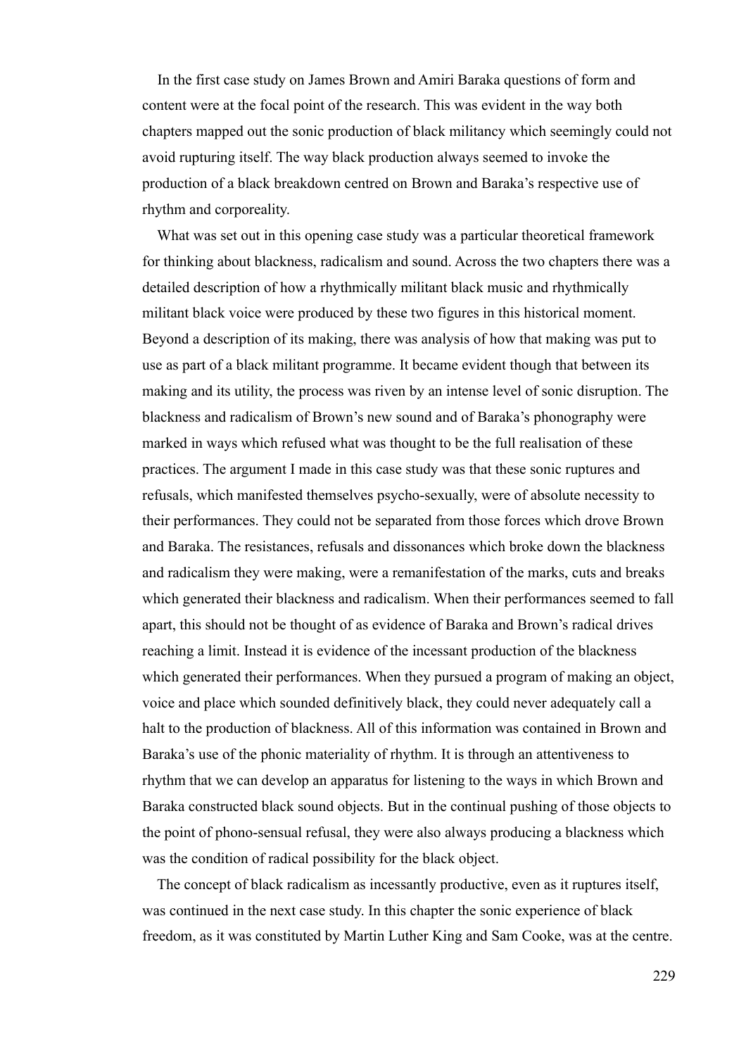In the first case study on James Brown and Amiri Baraka questions of form and content were at the focal point of the research. This was evident in the way both chapters mapped out the sonic production of black militancy which seemingly could not avoid rupturing itself. The way black production always seemed to invoke the production of a black breakdown centred on Brown and Baraka's respective use of rhythm and corporeality.

What was set out in this opening case study was a particular theoretical framework for thinking about blackness, radicalism and sound. Across the two chapters there was a detailed description of how a rhythmically militant black music and rhythmically militant black voice were produced by these two figures in this historical moment. Beyond a description of its making, there was analysis of how that making was put to use as part of a black militant programme. It became evident though that between its making and its utility, the process was riven by an intense level of sonic disruption. The blackness and radicalism of Brown's new sound and of Baraka's phonography were marked in ways which refused what was thought to be the full realisation of these practices. The argument I made in this case study was that these sonic ruptures and refusals, which manifested themselves psycho-sexually, were of absolute necessity to their performances. They could not be separated from those forces which drove Brown and Baraka. The resistances, refusals and dissonances which broke down the blackness and radicalism they were making, were a remanifestation of the marks, cuts and breaks which generated their blackness and radicalism. When their performances seemed to fall apart, this should not be thought of as evidence of Baraka and Brown's radical drives reaching a limit. Instead it is evidence of the incessant production of the blackness which generated their performances. When they pursued a program of making an object, voice and place which sounded definitively black, they could never adequately call a halt to the production of blackness. All of this information was contained in Brown and Baraka's use of the phonic materiality of rhythm. It is through an attentiveness to rhythm that we can develop an apparatus for listening to the ways in which Brown and Baraka constructed black sound objects. But in the continual pushing of those objects to the point of phono-sensual refusal, they were also always producing a blackness which was the condition of radical possibility for the black object.

The concept of black radicalism as incessantly productive, even as it ruptures itself, was continued in the next case study. In this chapter the sonic experience of black freedom, as it was constituted by Martin Luther King and Sam Cooke, was at the centre.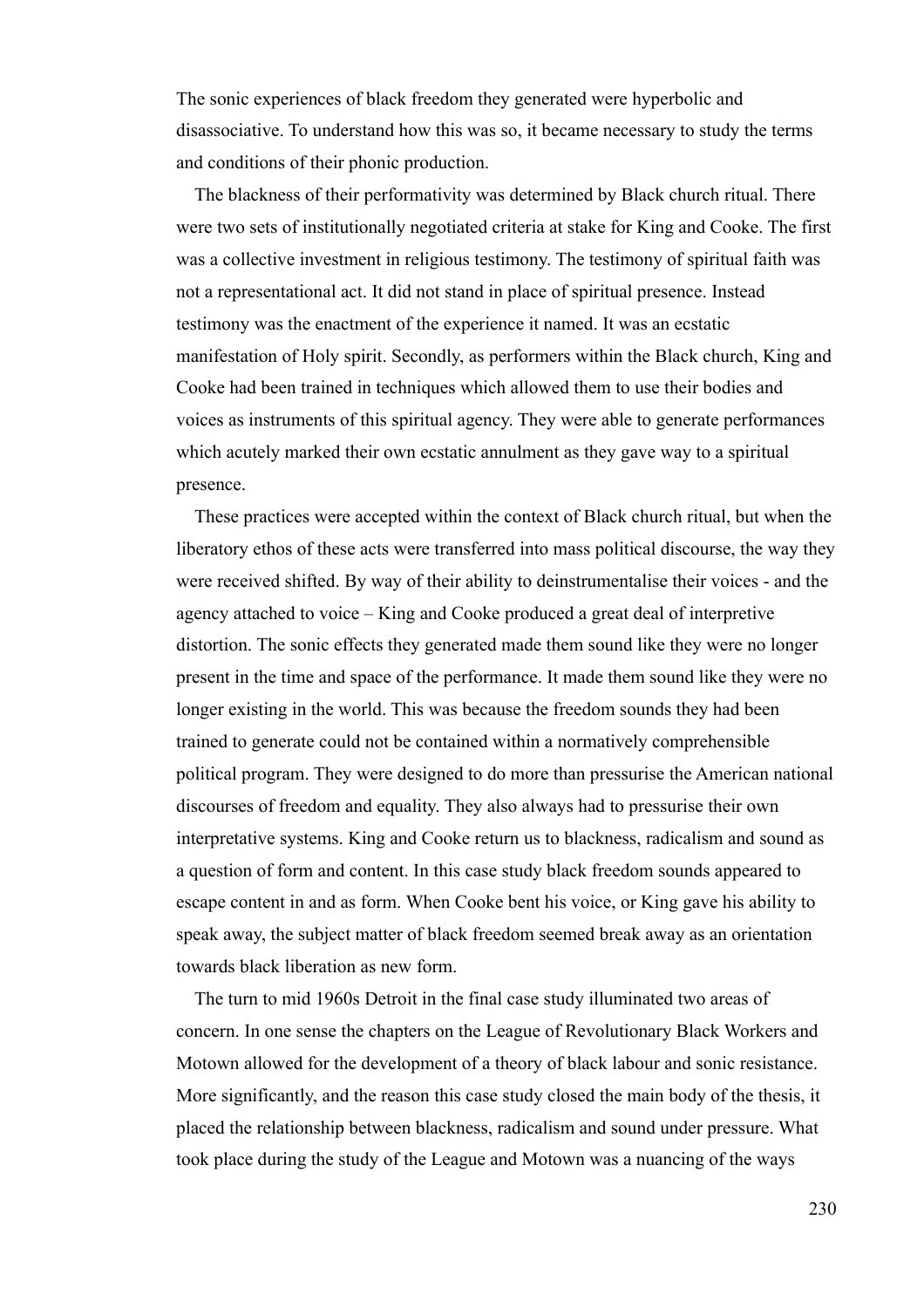The sonic experiences of black freedom they generated were hyperbolic and disassociative. To understand how this was so, it became necessary to study the terms and conditions of their phonic production.

The blackness of their performativity was determined by Black church ritual. There were two sets of institutionally negotiated criteria at stake for King and Cooke. The first was a collective investment in religious testimony. The testimony of spiritual faith was not a representational act. It did not stand in place of spiritual presence. Instead testimony was the enactment of the experience it named. It was an ecstatic manifestation of Holy spirit. Secondly, as performers within the Black church, King and Cooke had been trained in techniques which allowed them to use their bodies and voices as instruments of this spiritual agency. They were able to generate performances which acutely marked their own ecstatic annulment as they gave way to a spiritual presence.

These practices were accepted within the context of Black church ritual, but when the liberatory ethos of these acts were transferred into mass political discourse, the way they were received shifted. By way of their ability to deinstrumentalise their voices - and the agency attached to voice – King and Cooke produced a great deal of interpretive distortion. The sonic effects they generated made them sound like they were no longer present in the time and space of the performance. It made them sound like they were no longer existing in the world. This was because the freedom sounds they had been trained to generate could not be contained within a normatively comprehensible political program. They were designed to do more than pressurise the American national discourses of freedom and equality. They also always had to pressurise their own interpretative systems. King and Cooke return us to blackness, radicalism and sound as a question of form and content. In this case study black freedom sounds appeared to escape content in and as form. When Cooke bent his voice, or King gave his ability to speak away, the subject matter of black freedom seemed break away as an orientation towards black liberation as new form.

The turn to mid 1960s Detroit in the final case study illuminated two areas of concern. In one sense the chapters on the League of Revolutionary Black Workers and Motown allowed for the development of a theory of black labour and sonic resistance. More significantly, and the reason this case study closed the main body of the thesis, it placed the relationship between blackness, radicalism and sound under pressure. What took place during the study of the League and Motown was a nuancing of the ways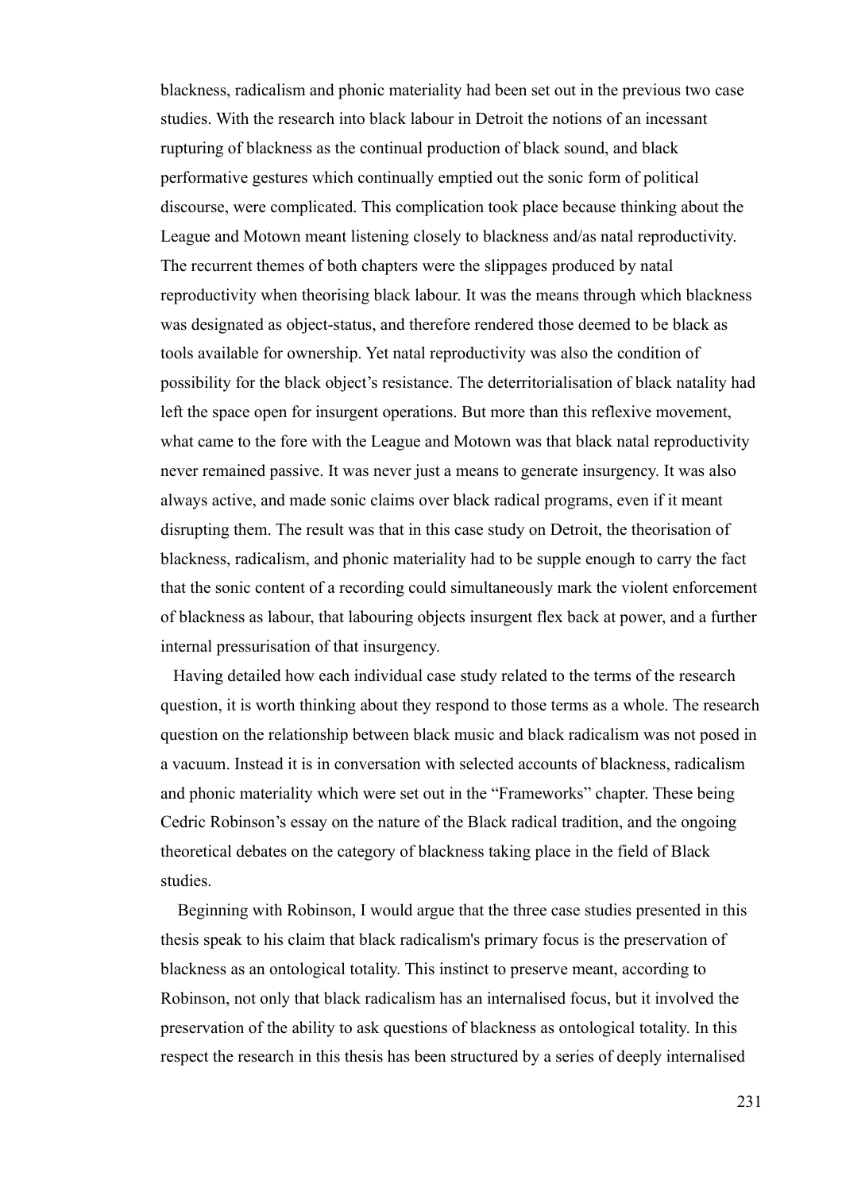blackness, radicalism and phonic materiality had been set out in the previous two case studies. With the research into black labour in Detroit the notions of an incessant rupturing of blackness as the continual production of black sound, and black performative gestures which continually emptied out the sonic form of political discourse, were complicated. This complication took place because thinking about the League and Motown meant listening closely to blackness and/as natal reproductivity. The recurrent themes of both chapters were the slippages produced by natal reproductivity when theorising black labour. It was the means through which blackness was designated as object-status, and therefore rendered those deemed to be black as tools available for ownership. Yet natal reproductivity was also the condition of possibility for the black object's resistance. The deterritorialisation of black natality had left the space open for insurgent operations. But more than this reflexive movement, what came to the fore with the League and Motown was that black natal reproductivity never remained passive. It was never just a means to generate insurgency. It was also always active, and made sonic claims over black radical programs, even if it meant disrupting them. The result was that in this case study on Detroit, the theorisation of blackness, radicalism, and phonic materiality had to be supple enough to carry the fact that the sonic content of a recording could simultaneously mark the violent enforcement of blackness as labour, that labouring objects insurgent flex back at power, and a further internal pressurisation of that insurgency.

Having detailed how each individual case study related to the terms of the research question, it is worth thinking about they respond to those terms as a whole. The research question on the relationship between black music and black radicalism was not posed in a vacuum. Instead it is in conversation with selected accounts of blackness, radicalism and phonic materiality which were set out in the "Frameworks" chapter. These being Cedric Robinson's essay on the nature of the Black radical tradition, and the ongoing theoretical debates on the category of blackness taking place in the field of Black studies.

Beginning with Robinson, I would argue that the three case studies presented in this thesis speak to his claim that black radicalism's primary focus is the preservation of blackness as an ontological totality. This instinct to preserve meant, according to Robinson, not only that black radicalism has an internalised focus, but it involved the preservation of the ability to ask questions of blackness as ontological totality. In this respect the research in this thesis has been structured by a series of deeply internalised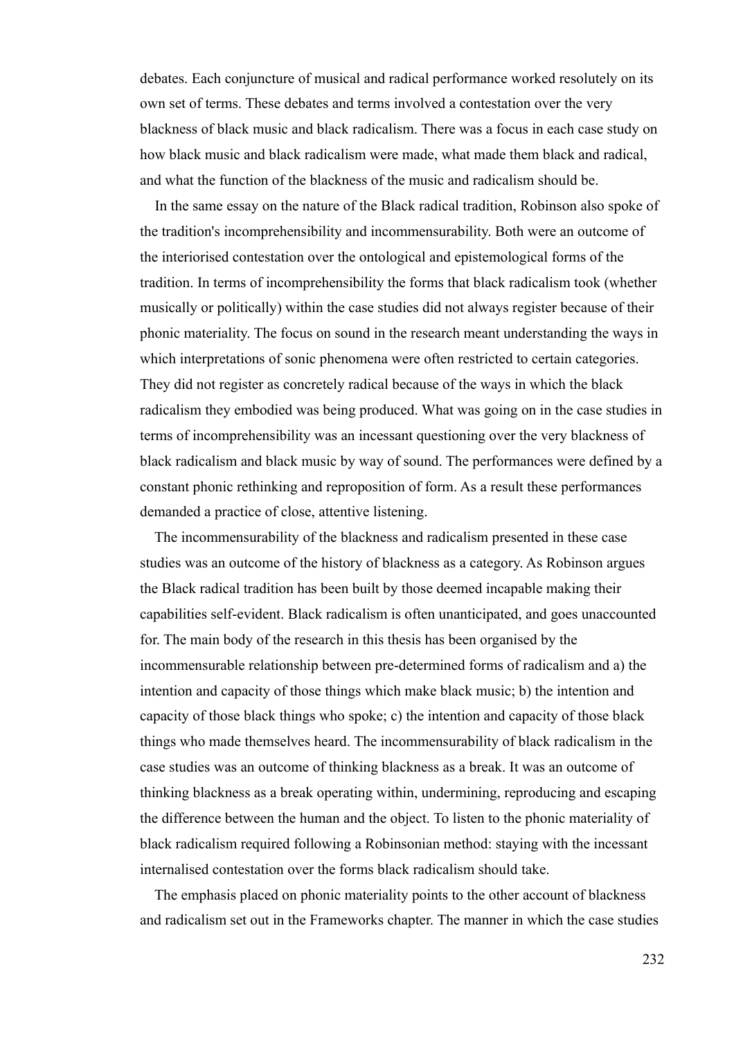debates. Each conjuncture of musical and radical performance worked resolutely on its own set of terms. These debates and terms involved a contestation over the very blackness of black music and black radicalism. There was a focus in each case study on how black music and black radicalism were made, what made them black and radical, and what the function of the blackness of the music and radicalism should be.

In the same essay on the nature of the Black radical tradition, Robinson also spoke of the tradition's incomprehensibility and incommensurability. Both were an outcome of the interiorised contestation over the ontological and epistemological forms of the tradition. In terms of incomprehensibility the forms that black radicalism took (whether musically or politically) within the case studies did not always register because of their phonic materiality. The focus on sound in the research meant understanding the ways in which interpretations of sonic phenomena were often restricted to certain categories. They did not register as concretely radical because of the ways in which the black radicalism they embodied was being produced. What was going on in the case studies in terms of incomprehensibility was an incessant questioning over the very blackness of black radicalism and black music by way of sound. The performances were defined by a constant phonic rethinking and reproposition of form. As a result these performances demanded a practice of close, attentive listening.

The incommensurability of the blackness and radicalism presented in these case studies was an outcome of the history of blackness as a category. As Robinson argues the Black radical tradition has been built by those deemed incapable making their capabilities self-evident. Black radicalism is often unanticipated, and goes unaccounted for. The main body of the research in this thesis has been organised by the incommensurable relationship between pre-determined forms of radicalism and a) the intention and capacity of those things which make black music; b) the intention and capacity of those black things who spoke; c) the intention and capacity of those black things who made themselves heard. The incommensurability of black radicalism in the case studies was an outcome of thinking blackness as a break. It was an outcome of thinking blackness as a break operating within, undermining, reproducing and escaping the difference between the human and the object. To listen to the phonic materiality of black radicalism required following a Robinsonian method: staying with the incessant internalised contestation over the forms black radicalism should take.

The emphasis placed on phonic materiality points to the other account of blackness and radicalism set out in the Frameworks chapter. The manner in which the case studies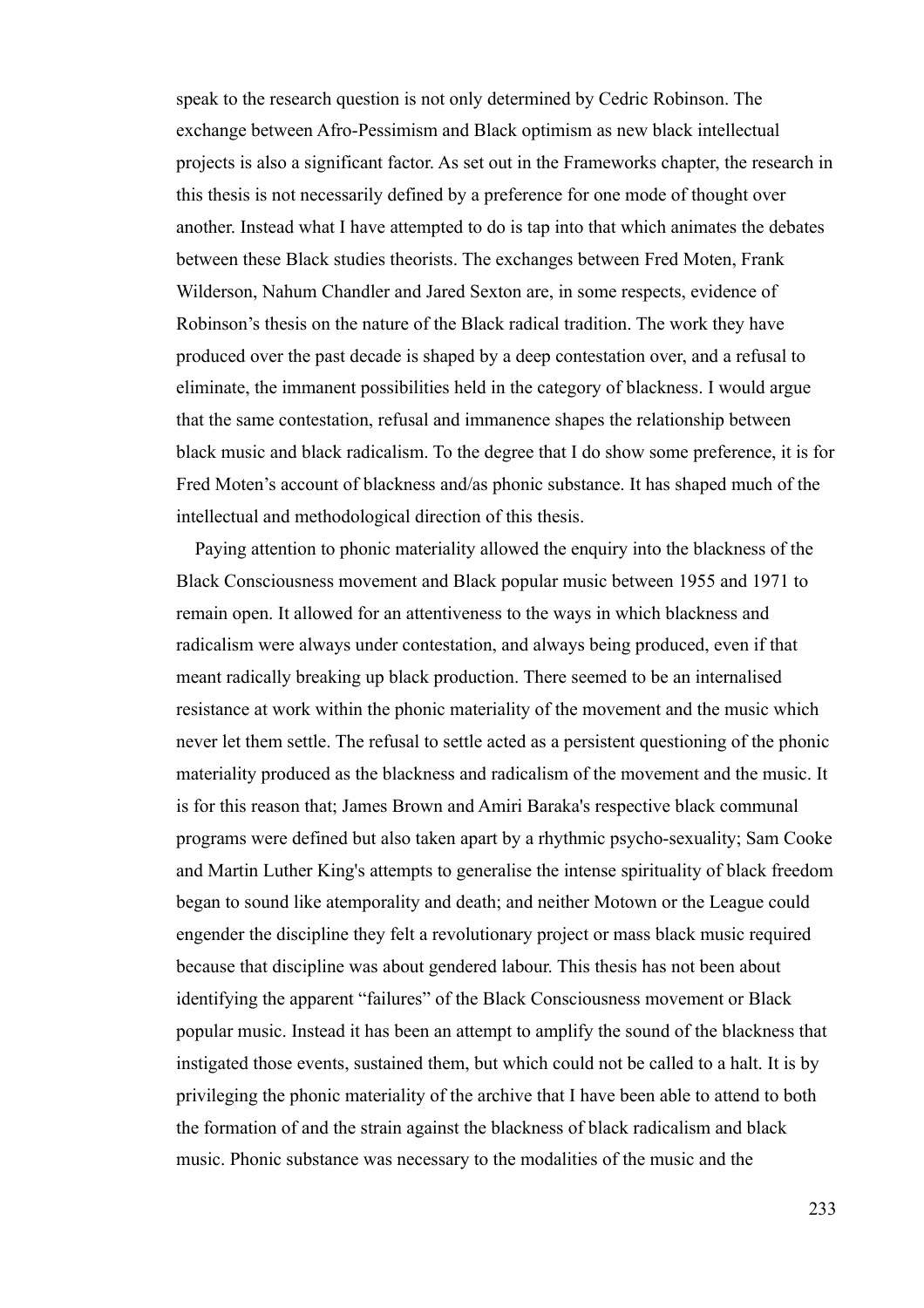speak to the research question is not only determined by Cedric Robinson. The exchange between Afro-Pessimism and Black optimism as new black intellectual projects is also a significant factor. As set out in the Frameworks chapter, the research in this thesis is not necessarily defined by a preference for one mode of thought over another. Instead what I have attempted to do is tap into that which animates the debates between these Black studies theorists. The exchanges between Fred Moten, Frank Wilderson, Nahum Chandler and Jared Sexton are, in some respects, evidence of Robinson's thesis on the nature of the Black radical tradition. The work they have produced over the past decade is shaped by a deep contestation over, and a refusal to eliminate, the immanent possibilities held in the category of blackness. I would argue that the same contestation, refusal and immanence shapes the relationship between black music and black radicalism. To the degree that I do show some preference, it is for Fred Moten's account of blackness and/as phonic substance. It has shaped much of the intellectual and methodological direction of this thesis.

Paying attention to phonic materiality allowed the enquiry into the blackness of the Black Consciousness movement and Black popular music between 1955 and 1971 to remain open. It allowed for an attentiveness to the ways in which blackness and radicalism were always under contestation, and always being produced, even if that meant radically breaking up black production. There seemed to be an internalised resistance at work within the phonic materiality of the movement and the music which never let them settle. The refusal to settle acted as a persistent questioning of the phonic materiality produced as the blackness and radicalism of the movement and the music. It is for this reason that; James Brown and Amiri Baraka's respective black communal programs were defined but also taken apart by a rhythmic psycho-sexuality; Sam Cooke and Martin Luther King's attempts to generalise the intense spirituality of black freedom began to sound like atemporality and death; and neither Motown or the League could engender the discipline they felt a revolutionary project or mass black music required because that discipline was about gendered labour. This thesis has not been about identifying the apparent "failures" of the Black Consciousness movement or Black popular music. Instead it has been an attempt to amplify the sound of the blackness that instigated those events, sustained them, but which could not be called to a halt. It is by privileging the phonic materiality of the archive that I have been able to attend to both the formation of and the strain against the blackness of black radicalism and black music. Phonic substance was necessary to the modalities of the music and the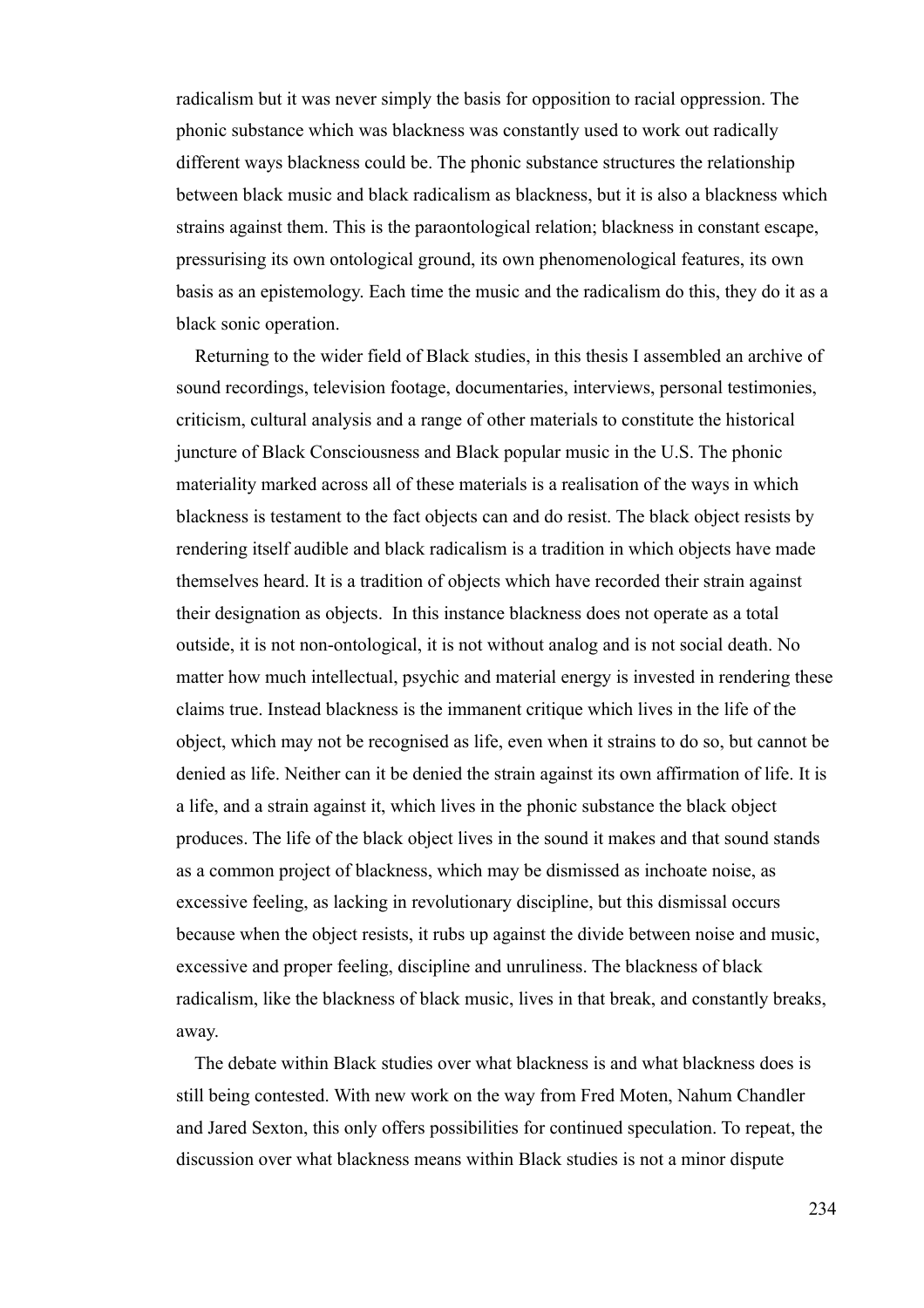radicalism but it was never simply the basis for opposition to racial oppression. The phonic substance which was blackness was constantly used to work out radically different ways blackness could be. The phonic substance structures the relationship between black music and black radicalism as blackness, but it is also a blackness which strains against them. This is the paraontological relation; blackness in constant escape, pressurising its own ontological ground, its own phenomenological features, its own basis as an epistemology. Each time the music and the radicalism do this, they do it as a black sonic operation.

Returning to the wider field of Black studies, in this thesis I assembled an archive of sound recordings, television footage, documentaries, interviews, personal testimonies, criticism, cultural analysis and a range of other materials to constitute the historical juncture of Black Consciousness and Black popular music in the U.S. The phonic materiality marked across all of these materials is a realisation of the ways in which blackness is testament to the fact objects can and do resist. The black object resists by rendering itself audible and black radicalism is a tradition in which objects have made themselves heard. It is a tradition of objects which have recorded their strain against their designation as objects.  In this instance blackness does not operate as a total outside, it is not non-ontological, it is not without analog and is not social death. No matter how much intellectual, psychic and material energy is invested in rendering these claims true. Instead blackness is the immanent critique which lives in the life of the object, which may not be recognised as life, even when it strains to do so, but cannot be denied as life. Neither can it be denied the strain against its own affirmation of life. It is a life, and a strain against it, which lives in the phonic substance the black object produces. The life of the black object lives in the sound it makes and that sound stands as a common project of blackness, which may be dismissed as inchoate noise, as excessive feeling, as lacking in revolutionary discipline, but this dismissal occurs because when the object resists, it rubs up against the divide between noise and music, excessive and proper feeling, discipline and unruliness. The blackness of black radicalism, like the blackness of black music, lives in that break, and constantly breaks, away.

The debate within Black studies over what blackness is and what blackness does is still being contested. With new work on the way from Fred Moten, Nahum Chandler and Jared Sexton, this only offers possibilities for continued speculation. To repeat, the discussion over what blackness means within Black studies is not a minor dispute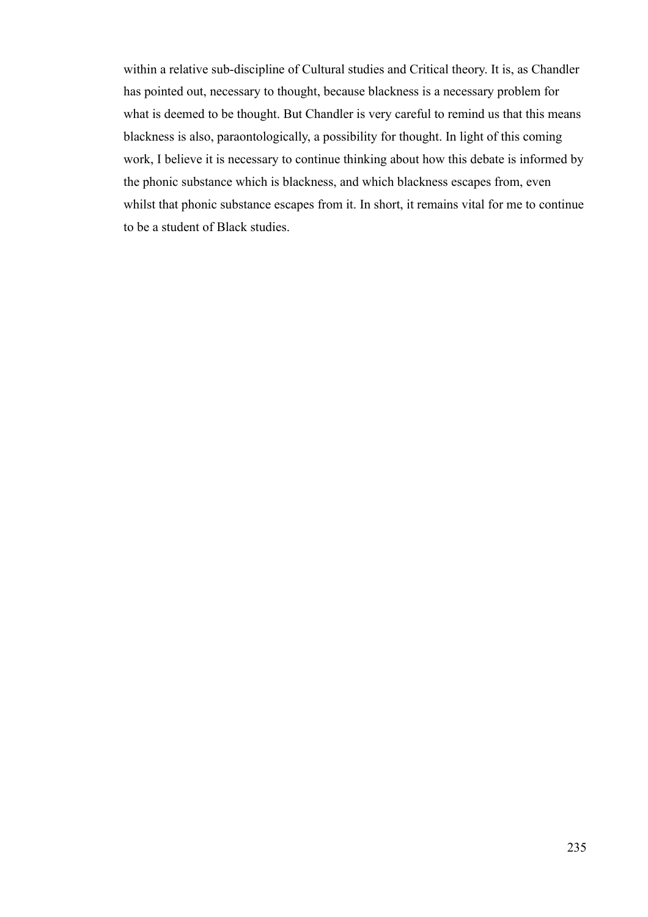within a relative sub-discipline of Cultural studies and Critical theory. It is, as Chandler has pointed out, necessary to thought, because blackness is a necessary problem for what is deemed to be thought. But Chandler is very careful to remind us that this means blackness is also, paraontologically, a possibility for thought. In light of this coming work, I believe it is necessary to continue thinking about how this debate is informed by the phonic substance which is blackness, and which blackness escapes from, even whilst that phonic substance escapes from it. In short, it remains vital for me to continue to be a student of Black studies.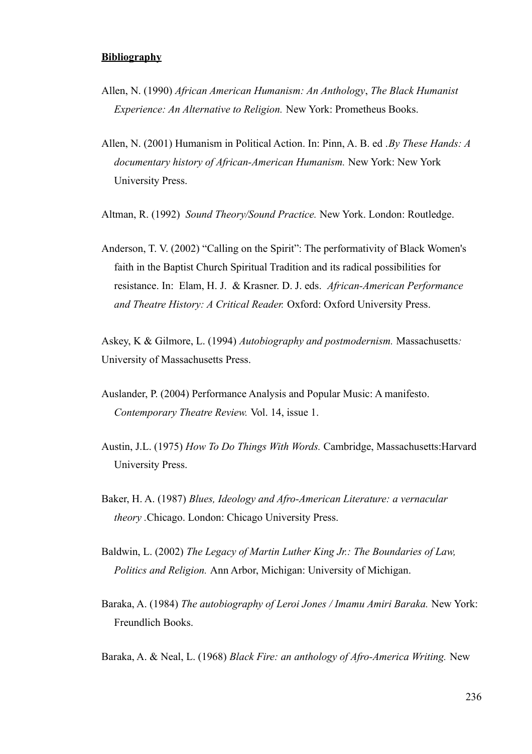**Bibliography**

Allen, N. (1990) *African American Humanism: An Anthology*, *The Black Humanist Experience: An Alternative to Religion.* New York: Prometheus Books.

Allen, N. (2001) Humanism in Political Action. In: Pinn, A. B. ed .*By These Hands: A documentary history of African-American Humanism.* New York: New York University Press.

Altman, R. (1992) *Sound Theory/Sound Practice.* New York. London: Routledge.

Anderson, T. V. (2002) "Calling on the Spirit": The performativity of Black Women's faith in the Baptist Church Spiritual Tradition and its radical possibilities for resistance. In: Elam, H. J. & Krasner. D. J. eds. *African-American Performance and Theatre History: A Critical Reader.* Oxford: Oxford University Press.

Askey, K & Gilmore, L. (1994) *Autobiography and postmodernism.* Massachusetts*:* University of Massachusetts Press.

Auslander, P. (2004) Performance Analysis and Popular Music: A manifesto. *Contemporary Theatre Review.* Vol. 14, issue 1.

Austin, J.L. (1975) *How To Do Things With Words.* Cambridge, Massachusetts:Harvard University Press.

Baker, H. A. (1987) *Blues, Ideology and Afro-American Literature: a vernacular theory* .Chicago. London: Chicago University Press.

Baldwin, L. (2002) *The Legacy of Martin Luther King Jr.: The Boundaries of Law, Politics and Religion.* Ann Arbor, Michigan: University of Michigan.

Baraka, A. (1984) *The autobiography of Leroi Jones / Imamu Amiri Baraka.* New York: Freundlich Books.

Baraka, A. & Neal, L. (1968) *Black Fire: an anthology of Afro-America Writing.* New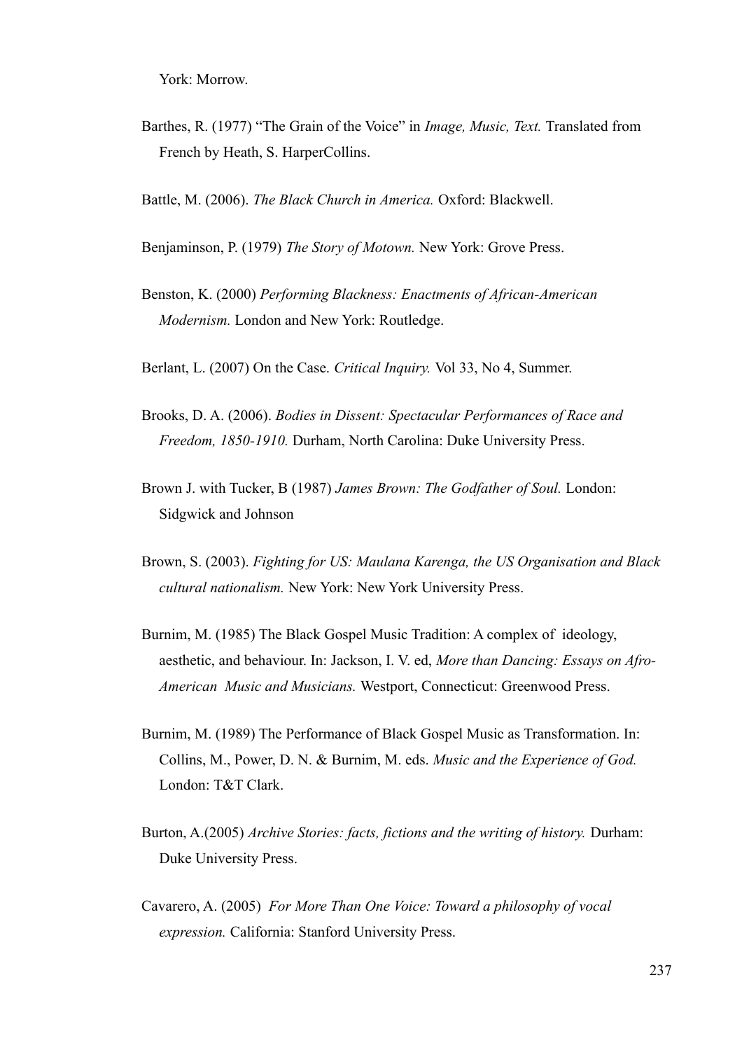York: Morrow.

Barthes, R. (1977) "The Grain of the Voice" in *Image, Music, Text.* Translated from French by Heath, S. HarperCollins.

Battle, M. (2006). *The Black Church in America.* Oxford: Blackwell.

Benjaminson, P. (1979) *The Story of Motown.* New York: Grove Press.

Benston, K. (2000) *Performing Blackness: Enactments of African-American Modernism.* London and New York: Routledge.

Berlant, L. (2007) On the Case. *Critical Inquiry.* Vol 33, No 4, Summer.

Brooks, D. A. (2006). *Bodies in Dissent: Spectacular Performances of Race and Freedom, 1850-1910.* Durham, North Carolina: Duke University Press.

Brown J. with Tucker, B (1987) *James Brown: The Godfather of Soul.* London: Sidgwick and Johnson

Brown, S. (2003). *Fighting for US: Maulana Karenga, the US Organisation and Black cultural nationalism.* New York: New York University Press.

Burnim, M. (1985) The Black Gospel Music Tradition: A complex of ideology, aesthetic, and behaviour. In: Jackson, I. V. ed, *More than Dancing: Essays on Afro-American Music and Musicians.* Westport, Connecticut: Greenwood Press.

Burnim, M. (1989) The Performance of Black Gospel Music as Transformation. In: Collins, M., Power, D. N. & Burnim, M. eds. *Music and the Experience of God.* London: T&T Clark.

Burton, A.(2005) *Archive Stories: facts, fictions and the writing of history.* Durham: Duke University Press.

Cavarero, A. (2005) *For More Than One Voice: Toward a philosophy of vocal expression.* California: Stanford University Press.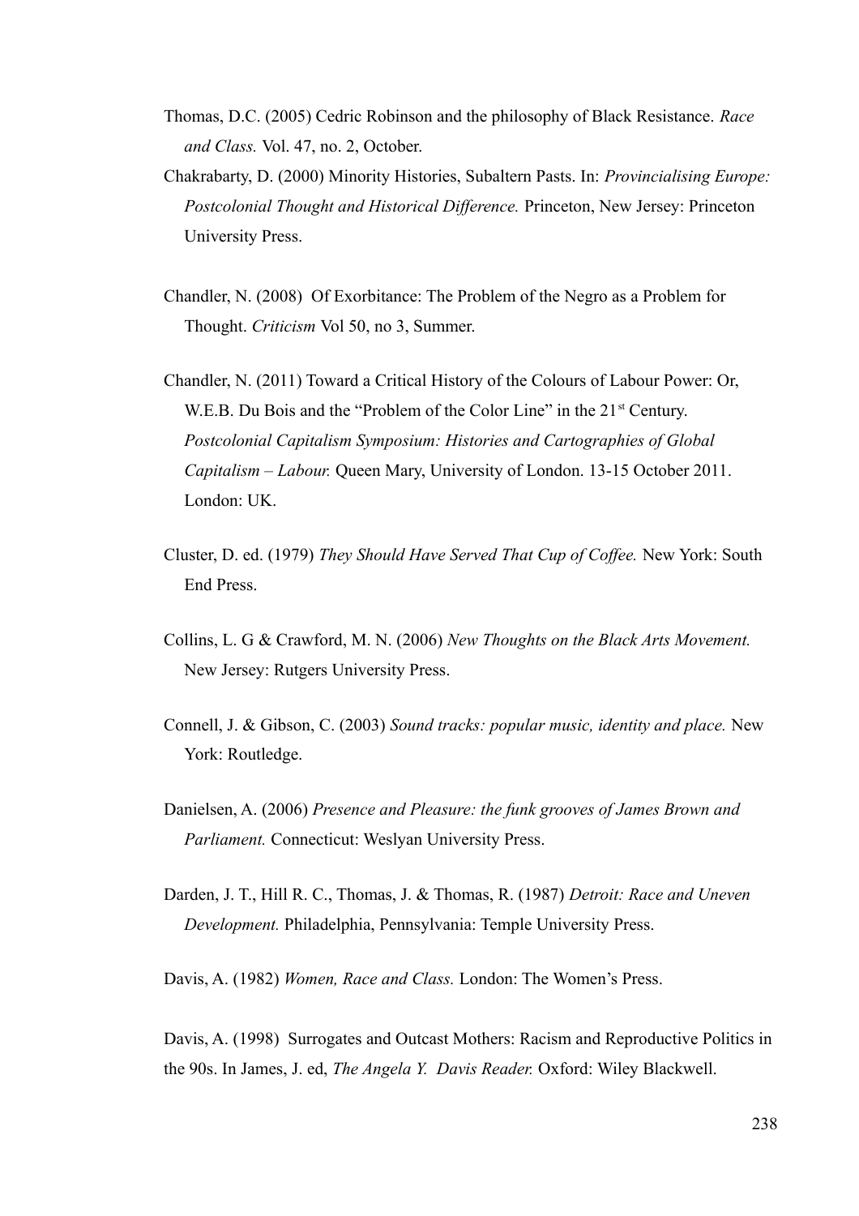Thomas, D.C. (2005) Cedric Robinson and the philosophy of Black Resistance. *Race and Class.* Vol. 47, no. 2, October.

Chakrabarty, D. (2000) Minority Histories, Subaltern Pasts. In: *Provincialising Europe: Postcolonial Thought and Historical Difference.* Princeton, New Jersey: Princeton University Press.

Chandler, N. (2008) Of Exorbitance: The Problem of the Negro as a Problem for Thought. *Criticism* Vol 50, no 3, Summer.

Chandler, N. (2011) Toward a Critical History of the Colours of Labour Power: Or, W.E.B. Du Bois and the "Problem of the Color Line" in the 21st Century. *Postcolonial Capitalism Symposium: Histories and Cartographies of Global Capitalism – Labour.* Queen Mary, University of London. 13-15 October 2011. London: UK.

Cluster, D. ed. (1979) *They Should Have Served That Cup of Coffee.* New York: South End Press.

Collins, L. G & Crawford, M. N. (2006) *New Thoughts on the Black Arts Movement.* New Jersey: Rutgers University Press.

Connell, J. & Gibson, C. (2003) *Sound tracks: popular music, identity and place.* New York: Routledge.

Danielsen, A. (2006) *Presence and Pleasure: the funk grooves of James Brown and Parliament.* Connecticut: Weslyan University Press.

Darden, J. T., Hill R. C., Thomas, J. & Thomas, R. (1987) *Detroit: Race and Uneven Development.* Philadelphia, Pennsylvania: Temple University Press.

Davis, A. (1982) *Women, Race and Class.* London: The Women's Press.

Davis, A. (1998) Surrogates and Outcast Mothers: Racism and Reproductive Politics in the 90s. In James, J. ed, *The Angela Y. Davis Reader.* Oxford: Wiley Blackwell.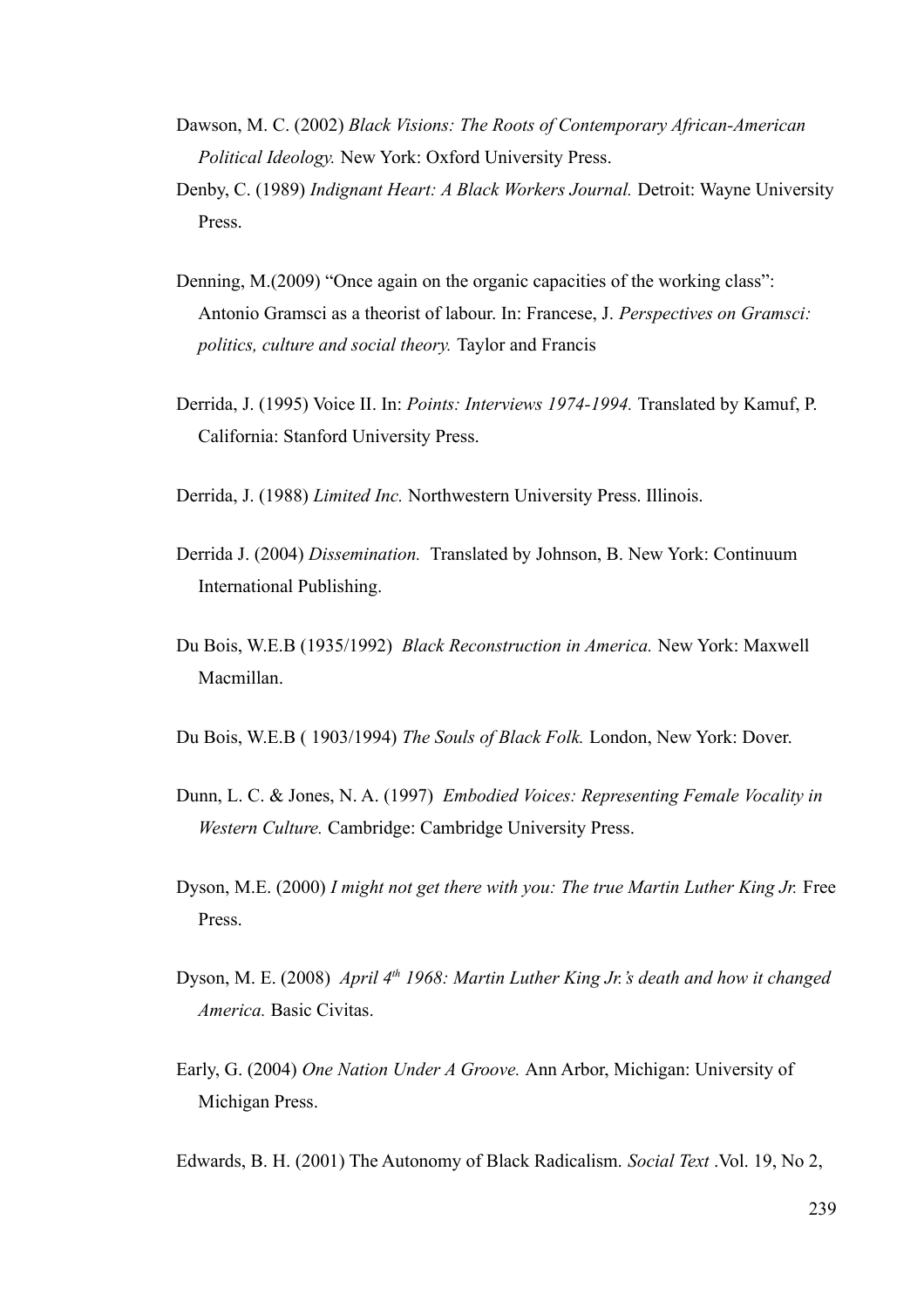Dawson, M. C. (2002) *Black Visions: The Roots of Contemporary African-American Political Ideology.* New York: Oxford University Press.

Denby, C. (1989) *Indignant Heart: A Black Workers Journal.* Detroit: Wayne University Press.

Denning, M.(2009) "Once again on the organic capacities of the working class": Antonio Gramsci as a theorist of labour. In: Francese, J. *Perspectives on Gramsci: politics, culture and social theory.* Taylor and Francis

Derrida, J. (1995) Voice II. In: *Points: Interviews 1974-1994.* Translated by Kamuf, P. California: Stanford University Press.

Derrida, J. (1988) *Limited Inc.* Northwestern University Press. Illinois.

Derrida J. (2004) *Dissemination.* Translated by Johnson, B. New York: Continuum International Publishing.

Du Bois, W.E.B (1935/1992) *Black Reconstruction in America.* New York: Maxwell Macmillan.

Du Bois, W.E.B ( 1903/1994) *The Souls of Black Folk.* London, New York: Dover.

Dunn, L. C. & Jones, N. A. (1997) *Embodied Voices: Representing Female Vocality in Western Culture.* Cambridge: Cambridge University Press.

Dyson, M.E. (2000) *I might not get there with you: The true Martin Luther King Jr.* Free Press.

Dyson, M. E. (2008) *April 4th 1968: Martin Luther King Jr.'s death and how it changed America.* Basic Civitas.

Early, G. (2004) *One Nation Under A Groove.* Ann Arbor, Michigan: University of Michigan Press.

Edwards, B. H. (2001) The Autonomy of Black Radicalism. *Social Text* .Vol. 19, No 2,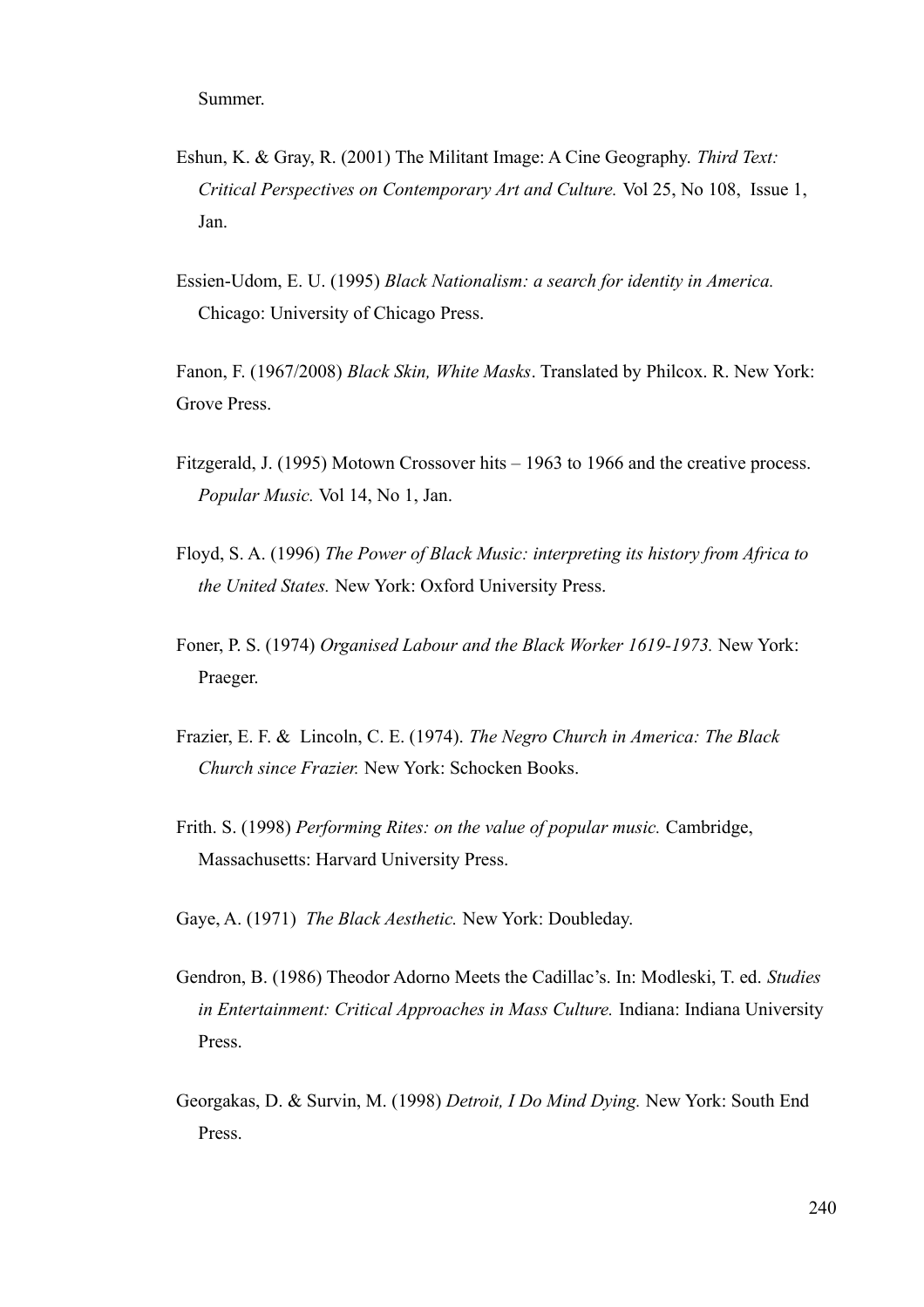Summer.

Eshun, K. & Gray, R. (2001) The Militant Image: A Cine Geography. *Third Text: Critical Perspectives on Contemporary Art and Culture.* Vol 25, No 108, Issue 1, Jan.

Essien-Udom, E. U. (1995) *Black Nationalism: a search for identity in America.* Chicago: University of Chicago Press.

Fanon, F. (1967/2008) *Black Skin, White Masks*. Translated by Philcox. R. New York: Grove Press.

Fitzgerald, J. (1995) Motown Crossover hits – 1963 to 1966 and the creative process. *Popular Music.* Vol 14, No 1, Jan.

Floyd, S. A. (1996) *The Power of Black Music: interpreting its history from Africa to the United States.* New York: Oxford University Press.

Foner, P. S. (1974) *Organised Labour and the Black Worker 1619-1973.* New York: Praeger.

Frazier, E. F. & Lincoln, C. E. (1974). *The Negro Church in America: The Black Church since Frazier.* New York: Schocken Books.

Frith. S. (1998) *Performing Rites: on the value of popular music.* Cambridge, Massachusetts: Harvard University Press.

Gaye, A. (1971) *The Black Aesthetic.* New York: Doubleday.

Gendron, B. (1986) Theodor Adorno Meets the Cadillac's. In: Modleski, T. ed. *Studies in Entertainment: Critical Approaches in Mass Culture.* Indiana: Indiana University Press.

Georgakas, D. & Survin, M. (1998) *Detroit, I Do Mind Dying.* New York: South End Press.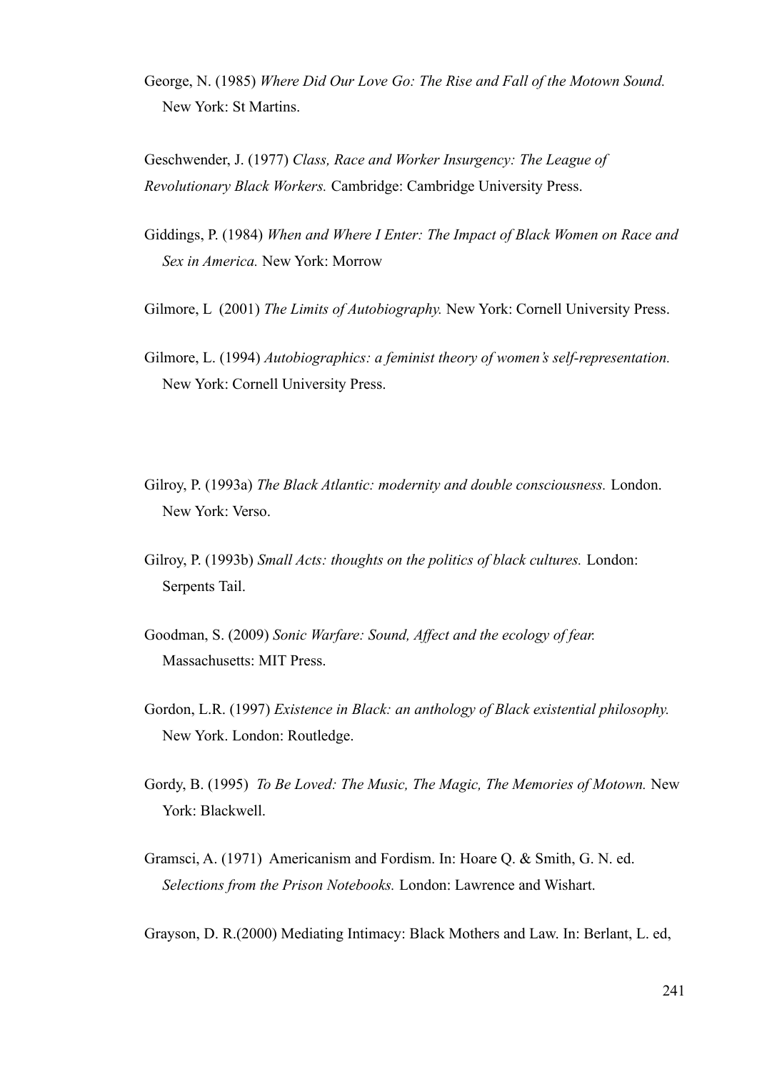George, N. (1985) *Where Did Our Love Go: The Rise and Fall of the Motown Sound.* New York: St Martins.

Geschwender, J. (1977) *Class, Race and Worker Insurgency: The League of Revolutionary Black Workers.* Cambridge: Cambridge University Press.

Giddings, P. (1984) *When and Where I Enter: The Impact of Black Women on Race and Sex in America.* New York: Morrow

Gilmore, L (2001) *The Limits of Autobiography.* New York: Cornell University Press.

Gilmore, L. (1994) *Autobiographics: a feminist theory of women's self-representation.* New York: Cornell University Press.

Gilroy, P. (1993a) *The Black Atlantic: modernity and double consciousness.* London. New York: Verso.

Gilroy, P. (1993b) *Small Acts: thoughts on the politics of black cultures.* London: Serpents Tail.

Goodman, S. (2009) *Sonic Warfare: Sound, Affect and the ecology of fear.* Massachusetts: MIT Press.

Gordon, L.R. (1997) *Existence in Black: an anthology of Black existential philosophy.* New York. London: Routledge.

Gordy, B. (1995) *To Be Loved: The Music, The Magic, The Memories of Motown.* New York: Blackwell.

Gramsci, A. (1971) Americanism and Fordism. In: Hoare Q. & Smith, G. N. ed. *Selections from the Prison Notebooks.* London: Lawrence and Wishart.

Grayson, D. R.(2000) Mediating Intimacy: Black Mothers and Law. In: Berlant, L. ed,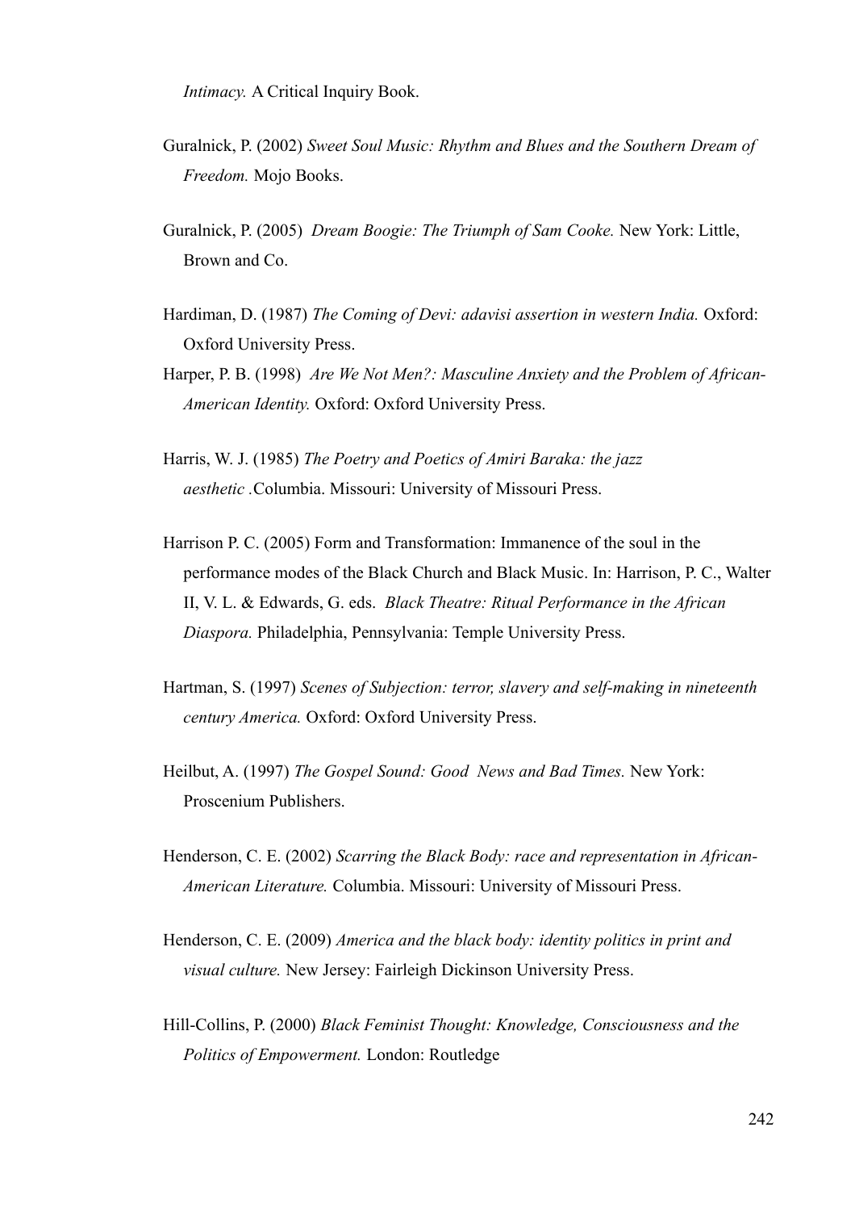*Intimacy.* A Critical Inquiry Book.

Guralnick, P. (2002) *Sweet Soul Music: Rhythm and Blues and the Southern Dream of Freedom.* Mojo Books.

Guralnick, P. (2005) *Dream Boogie: The Triumph of Sam Cooke.* New York: Little, Brown and Co.

Hardiman, D. (1987) *The Coming of Devi: adavisi assertion in western India.* Oxford: Oxford University Press.

Harper, P. B. (1998) *Are We Not Men?: Masculine Anxiety and the Problem of African-American Identity.* Oxford: Oxford University Press.

Harris, W. J. (1985) *The Poetry and Poetics of Amiri Baraka: the jazz aesthetic* .Columbia. Missouri: University of Missouri Press.

Harrison P. C. (2005) Form and Transformation: Immanence of the soul in the performance modes of the Black Church and Black Music. In: Harrison, P. C., Walter II, V. L. & Edwards, G. eds. *Black Theatre: Ritual Performance in the African Diaspora.* Philadelphia, Pennsylvania: Temple University Press.

Hartman, S. (1997) *Scenes of Subjection: terror, slavery and self-making in nineteenth century America.* Oxford: Oxford University Press.

Heilbut, A. (1997) *The Gospel Sound: Good News and Bad Times.* New York: Proscenium Publishers.

Henderson, C. E. (2002) *Scarring the Black Body: race and representation in African-American Literature.* Columbia. Missouri: University of Missouri Press.

Henderson, C. E. (2009) *America and the black body: identity politics in print and visual culture.* New Jersey: Fairleigh Dickinson University Press.

Hill-Collins, P. (2000) *Black Feminist Thought: Knowledge, Consciousness and the Politics of Empowerment.* London: Routledge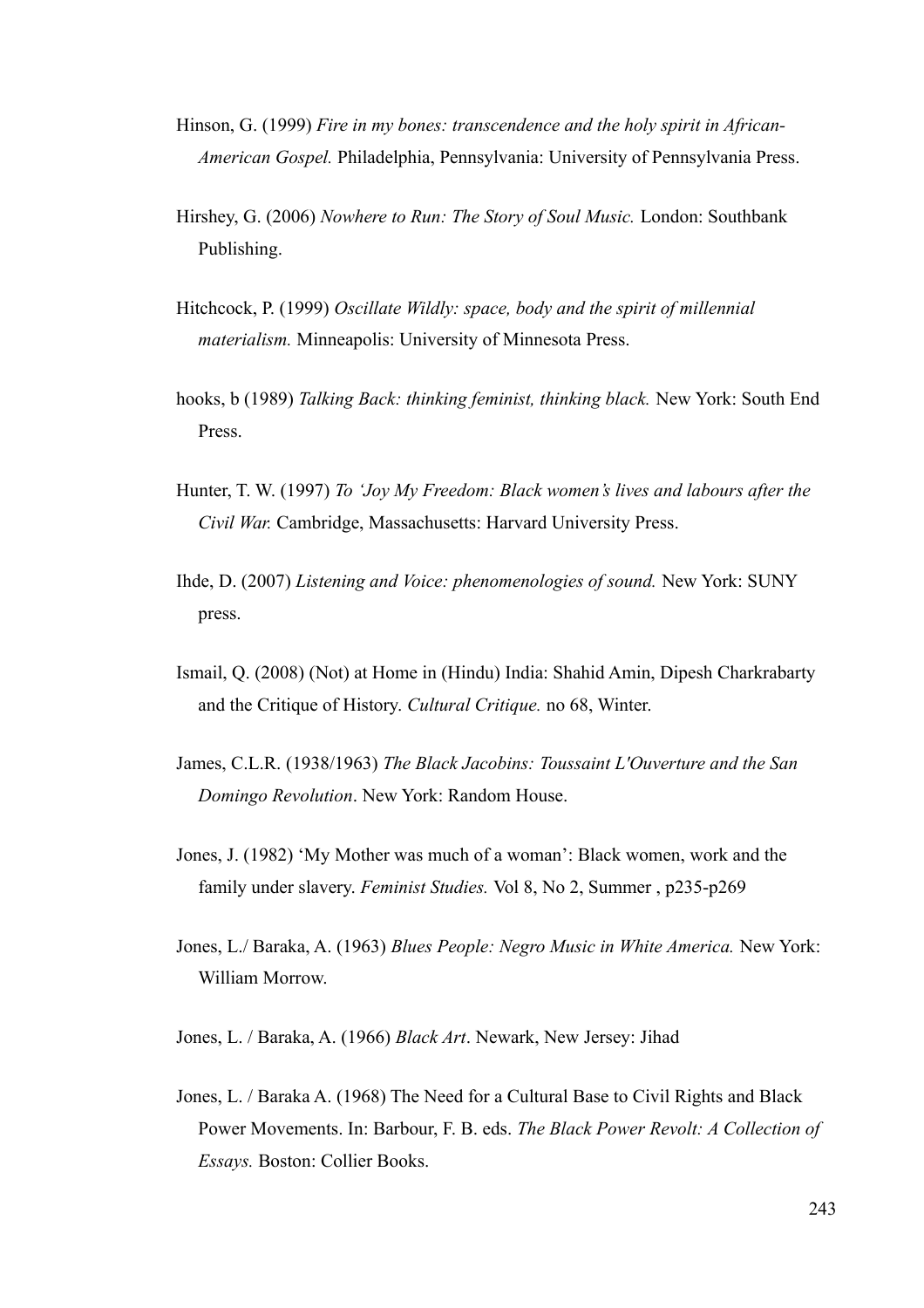Hinson, G. (1999) *Fire in my bones: transcendence and the holy spirit in African-American Gospel.* Philadelphia, Pennsylvania: University of Pennsylvania Press.

Hirshey, G. (2006) *Nowhere to Run: The Story of Soul Music.* London: Southbank Publishing.

Hitchcock, P. (1999) *Oscillate Wildly: space, body and the spirit of millennial materialism.* Minneapolis: University of Minnesota Press.

hooks, b (1989) *Talking Back: thinking feminist, thinking black.* New York: South End Press.

Hunter, T. W. (1997) *To 'Joy My Freedom: Black women's lives and labours after the Civil War.* Cambridge, Massachusetts: Harvard University Press.

Ihde, D. (2007) *Listening and Voice: phenomenologies of sound.* New York: SUNY press.

Ismail, Q. (2008) (Not) at Home in (Hindu) India: Shahid Amin, Dipesh Charkrabarty and the Critique of History. *Cultural Critique.* no 68, Winter.

James, C.L.R. (1938/1963) *The Black Jacobins: Toussaint L'Ouverture and the San Domingo Revolution*. New York: Random House.

Jones, J. (1982) 'My Mother was much of a woman': Black women, work and the family under slavery. *Feminist Studies.* Vol 8, No 2, Summer , p235-p269

Jones, L./ Baraka, A. (1963) *Blues People: Negro Music in White America.* New York: William Morrow.

Jones, L. / Baraka, A. (1966) *Black Art*. Newark, New Jersey: Jihad

Jones, L. / Baraka A. (1968) The Need for a Cultural Base to Civil Rights and Black Power Movements. In: Barbour, F. B. eds. *The Black Power Revolt: A Collection of Essays.* Boston: Collier Books.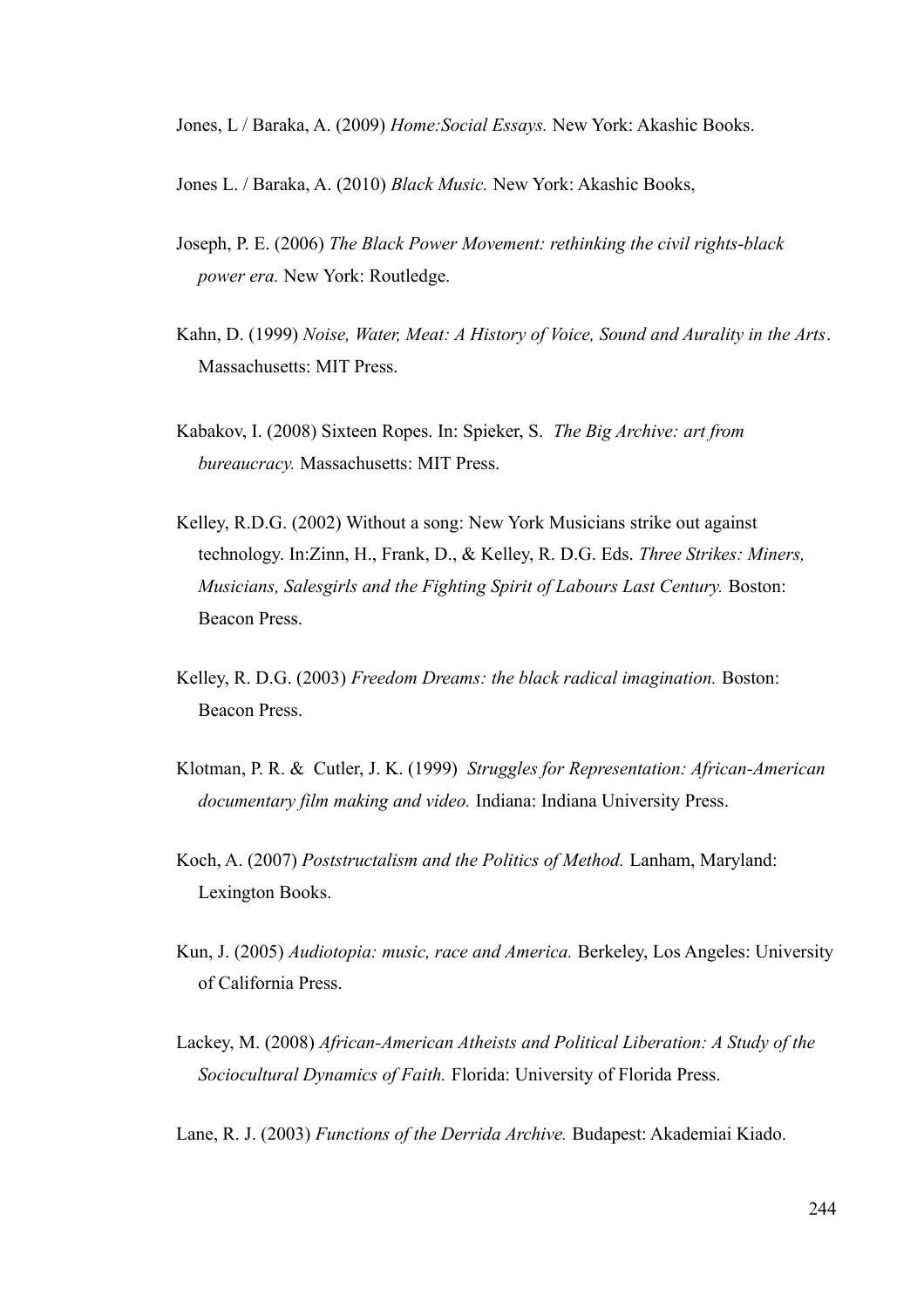Jones, L / Baraka, A. (2009) *Home:Social Essays.* New York: Akashic Books.

Jones L. / Baraka, A. (2010) *Black Music.* New York: Akashic Books,

Joseph, P. E. (2006) *The Black Power Movement: rethinking the civil rights-black power era.* New York: Routledge.

Kahn, D. (1999) *Noise, Water, Meat: A History of Voice, Sound and Aurality in the Arts*. Massachusetts: MIT Press.

Kabakov, I. (2008) Sixteen Ropes. In: Spieker, S. *The Big Archive: art from bureaucracy.* Massachusetts: MIT Press.

Kelley, R.D.G. (2002) Without a song: New York Musicians strike out against technology. In:Zinn, H., Frank, D., & Kelley, R. D.G. Eds. *Three Strikes: Miners, Musicians, Salesgirls and the Fighting Spirit of Labours Last Century.* Boston: Beacon Press.

Kelley, R. D.G. (2003) *Freedom Dreams: the black radical imagination.* Boston: Beacon Press.

Klotman, P. R. & Cutler, J. K. (1999) *Struggles for Representation: African-American documentary film making and video.* Indiana: Indiana University Press.

Koch, A. (2007) *Poststructalism and the Politics of Method.* Lanham, Maryland: Lexington Books.

Kun, J. (2005) *Audiotopia: music, race and America.* Berkeley, Los Angeles: University of California Press.

Lackey, M. (2008) *African-American Atheists and Political Liberation: A Study of the Sociocultural Dynamics of Faith.* Florida: University of Florida Press.

Lane, R. J. (2003) *Functions of the Derrida Archive.* Budapest: Akademiai Kiado.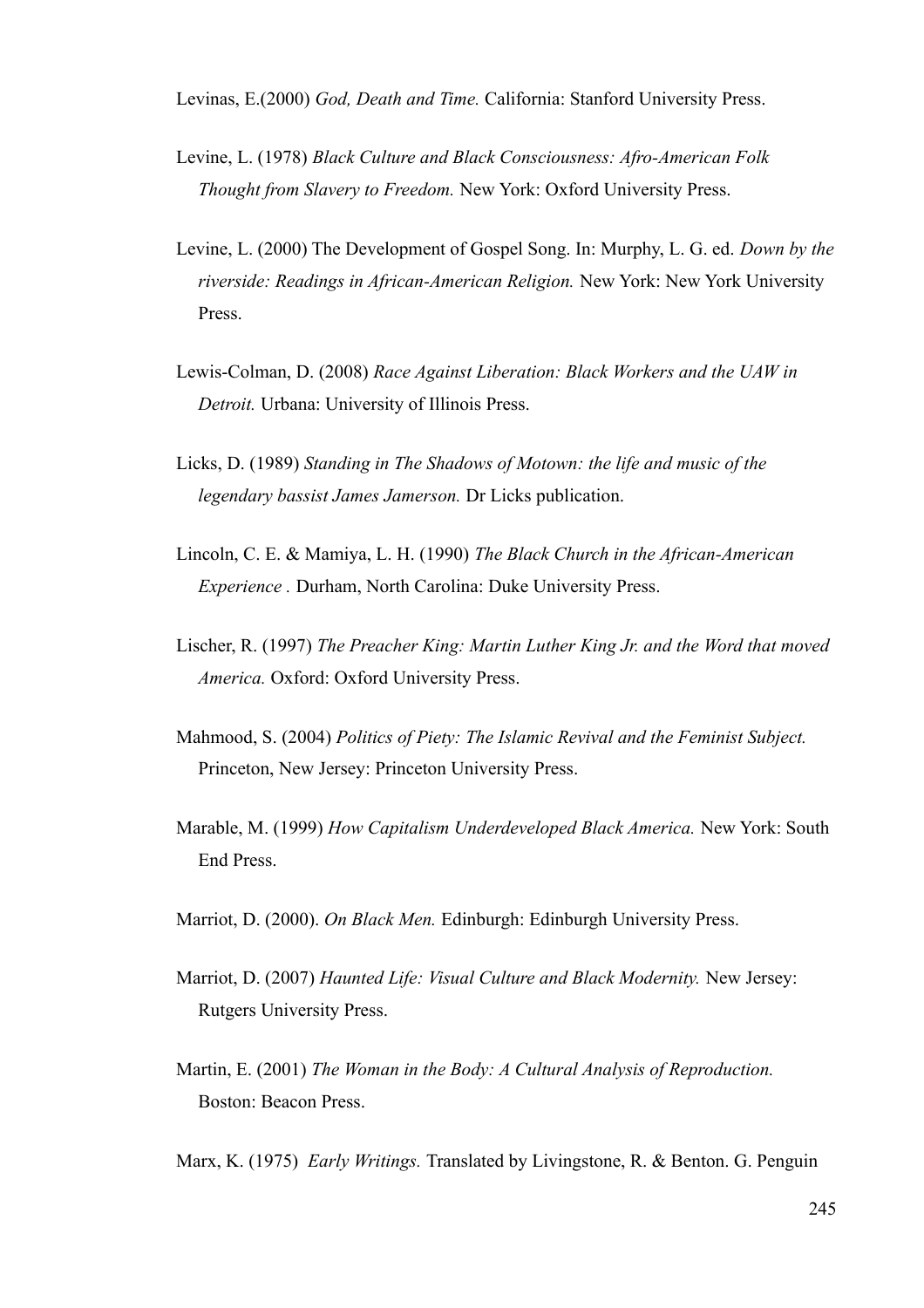Levinas, E.(2000) *God, Death and Time.* California: Stanford University Press.

Levine, L. (1978) *Black Culture and Black Consciousness: Afro-American Folk Thought from Slavery to Freedom.* New York: Oxford University Press.

Levine, L. (2000) The Development of Gospel Song. In: Murphy, L. G. ed. *Down by the riverside: Readings in African-American Religion.* New York: New York University Press.

Lewis-Colman, D. (2008) *Race Against Liberation: Black Workers and the UAW in Detroit.* Urbana: University of Illinois Press.

Licks, D. (1989) *Standing in The Shadows of Motown: the life and music of the legendary bassist James Jamerson.* Dr Licks publication.

Lincoln, C. E. & Mamiya, L. H. (1990) *The Black Church in the African-American Experience .* Durham, North Carolina: Duke University Press.

Lischer, R. (1997) *The Preacher King: Martin Luther King Jr. and the Word that moved America.* Oxford: Oxford University Press.

Mahmood, S. (2004) *Politics of Piety: The Islamic Revival and the Feminist Subject.* Princeton, New Jersey: Princeton University Press.

Marable, M. (1999) *How Capitalism Underdeveloped Black America.* New York: South End Press.

Marriot, D. (2000). *On Black Men.* Edinburgh: Edinburgh University Press.

Marriot, D. (2007) *Haunted Life: Visual Culture and Black Modernity.* New Jersey: Rutgers University Press.

Martin, E. (2001) *The Woman in the Body: A Cultural Analysis of Reproduction.* Boston: Beacon Press.

Marx, K. (1975) *Early Writings.* Translated by Livingstone, R. & Benton. G. Penguin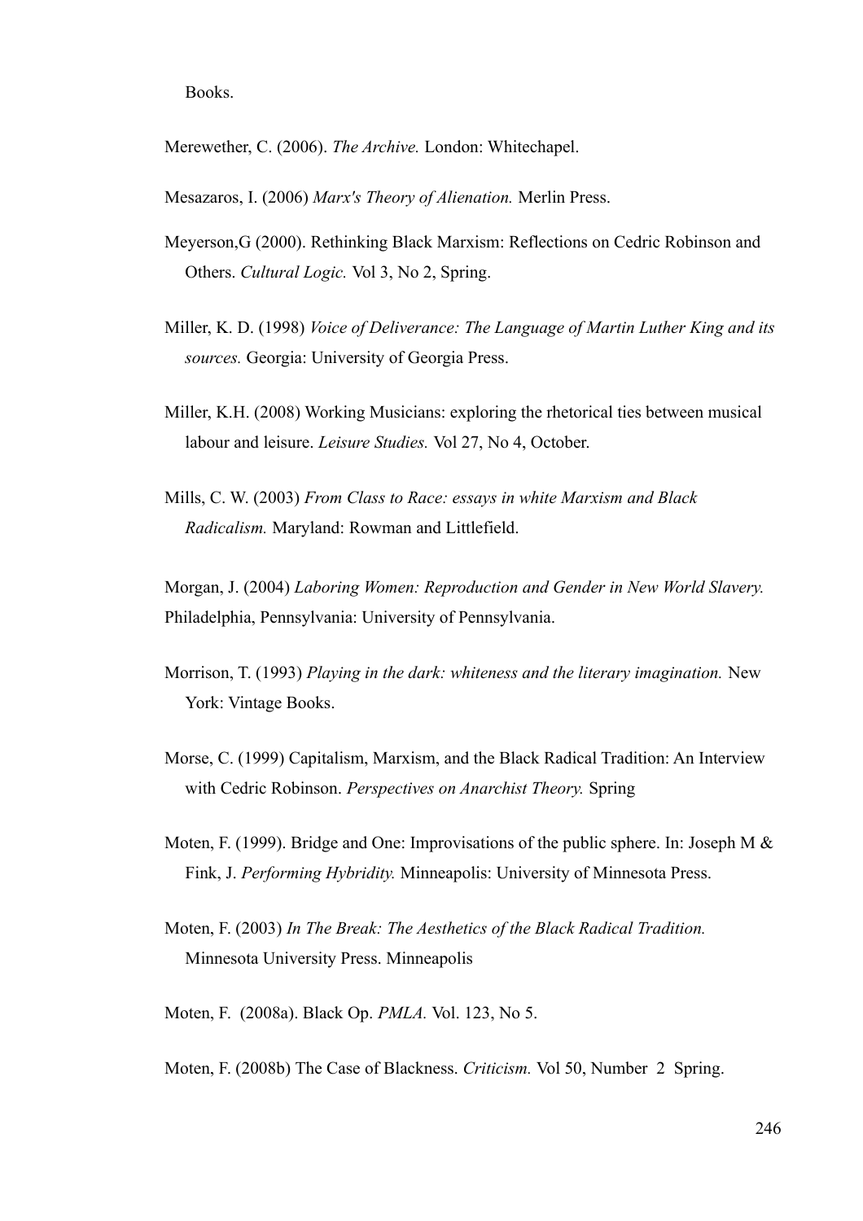Books.

Merewether, C. (2006). *The Archive.* London: Whitechapel.

Mesazaros, I. (2006) *Marx's Theory of Alienation.* Merlin Press.

Meyerson,G (2000). Rethinking Black Marxism: Reflections on Cedric Robinson and Others. *Cultural Logic.* Vol 3, No 2, Spring.

Miller, K. D. (1998) *Voice of Deliverance: The Language of Martin Luther King and its sources.* Georgia: University of Georgia Press.

Miller, K.H. (2008) Working Musicians: exploring the rhetorical ties between musical labour and leisure. *Leisure Studies.* Vol 27, No 4, October.

Mills, C. W. (2003) *From Class to Race: essays in white Marxism and Black Radicalism.* Maryland: Rowman and Littlefield.

Morgan, J. (2004) *Laboring Women: Reproduction and Gender in New World Slavery.* Philadelphia, Pennsylvania: University of Pennsylvania.

Morrison, T. (1993) *Playing in the dark: whiteness and the literary imagination.* New York: Vintage Books.

Morse, C. (1999) Capitalism, Marxism, and the Black Radical Tradition: An Interview with Cedric Robinson. *Perspectives on Anarchist Theory.* Spring

Moten, F. (1999). Bridge and One: Improvisations of the public sphere. In: Joseph M & Fink, J. *Performing Hybridity.* Minneapolis: University of Minnesota Press.

Moten, F. (2003) *In The Break: The Aesthetics of the Black Radical Tradition.* Minnesota University Press. Minneapolis

Moten, F. (2008a). Black Op. *PMLA.* Vol. 123, No 5.

Moten, F. (2008b) The Case of Blackness. *Criticism.* Vol 50, Number 2 Spring.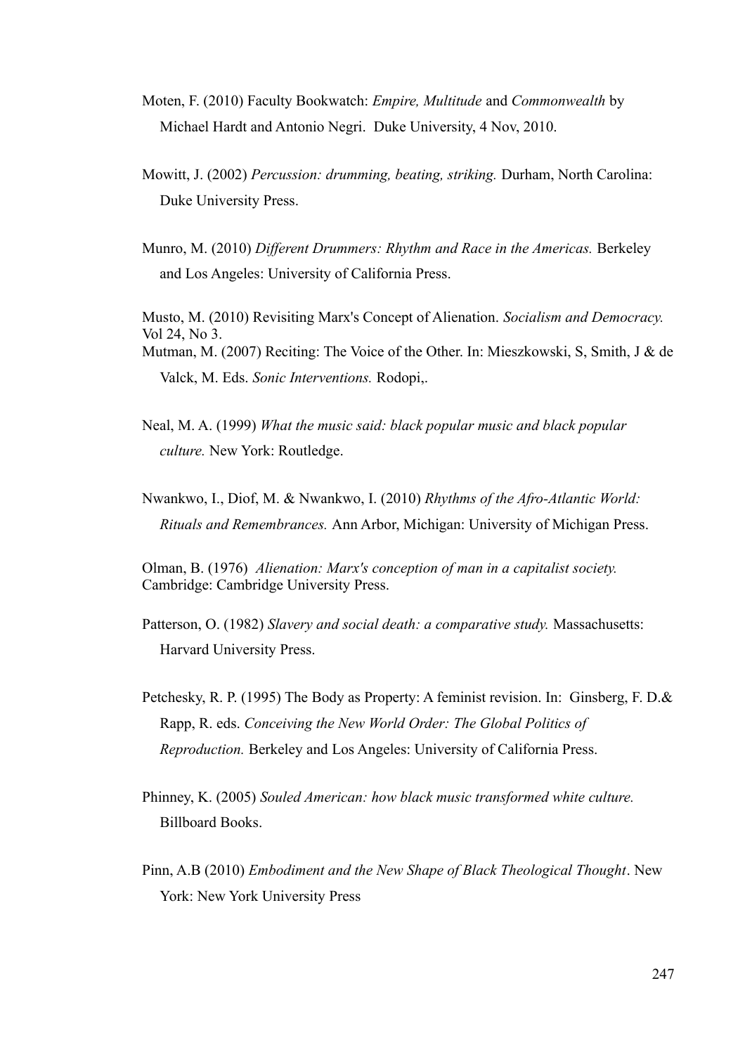Moten, F. (2010) Faculty Bookwatch: *Empire, Multitude* and *Commonwealth* by Michael Hardt and Antonio Negri. Duke University, 4 Nov, 2010.

Mowitt, J. (2002) *Percussion: drumming, beating, striking.* Durham, North Carolina: Duke University Press.

Munro, M. (2010) *Different Drummers: Rhythm and Race in the Americas.* Berkeley and Los Angeles: University of California Press.

Musto, M. (2010) Revisiting Marx's Concept of Alienation. *Socialism and Democracy.* Vol 24, No 3.

Mutman, M. (2007) Reciting: The Voice of the Other. In: Mieszkowski, S, Smith, J & de Valck, M. Eds. *Sonic Interventions.* Rodopi,.

Neal, M. A. (1999) *What the music said: black popular music and black popular culture.* New York: Routledge.

Nwankwo, I., Diof, M. & Nwankwo, I. (2010) *Rhythms of the Afro-Atlantic World: Rituals and Remembrances.* Ann Arbor, Michigan: University of Michigan Press.

Olman, B. (1976) *Alienation: Marx's conception of man in a capitalist society.* Cambridge: Cambridge University Press.

Patterson, O. (1982) *Slavery and social death: a comparative study.* Massachusetts: Harvard University Press.

Petchesky, R. P. (1995) The Body as Property: A feminist revision. In: Ginsberg, F. D.& Rapp, R. eds. *Conceiving the New World Order: The Global Politics of Reproduction.* Berkeley and Los Angeles: University of California Press.

Phinney, K. (2005) *Souled American: how black music transformed white culture.* Billboard Books.

Pinn, A.B (2010) *Embodiment and the New Shape of Black Theological Thought*. New York: New York University Press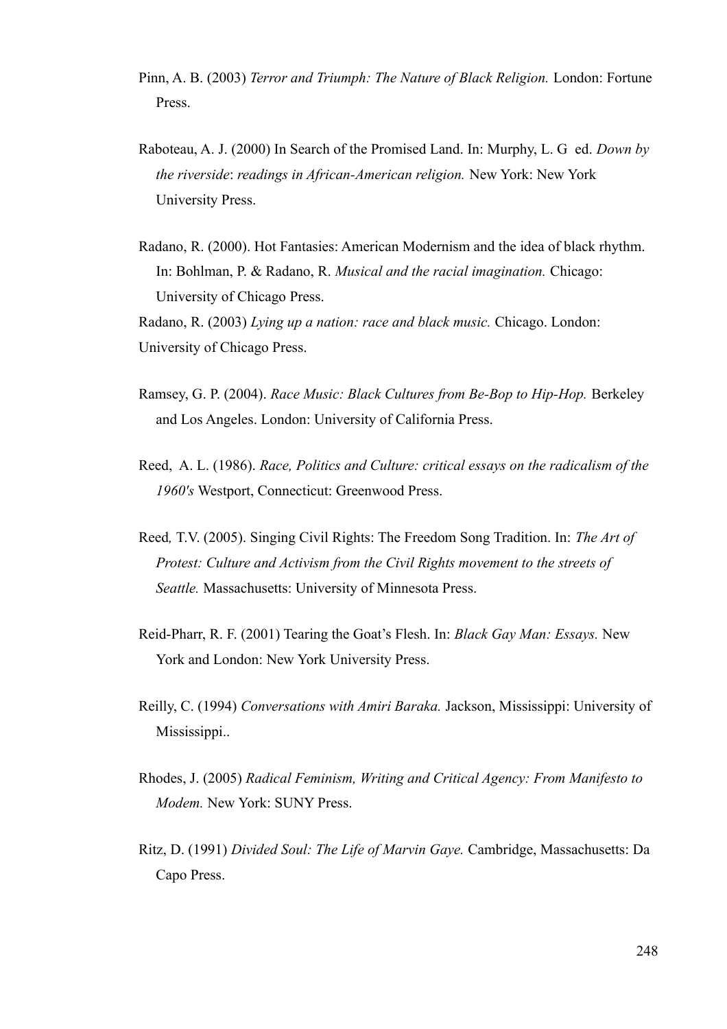Pinn, A. B. (2003) *Terror and Triumph: The Nature of Black Religion.* London: Fortune Press.

Raboteau, A. J. (2000) In Search of the Promised Land. In: Murphy, L. G ed. *Down by the riverside*: *readings in African-American religion.* New York: New York University Press.

Radano, R. (2000). Hot Fantasies: American Modernism and the idea of black rhythm. In: Bohlman, P. & Radano, R. *Musical and the racial imagination.* Chicago: University of Chicago Press.

Radano, R. (2003) *Lying up a nation: race and black music.* Chicago. London: University of Chicago Press.

Ramsey, G. P. (2004). *Race Music: Black Cultures from Be-Bop to Hip-Hop.* Berkeley and Los Angeles. London: University of California Press.

Reed, A. L. (1986). *Race, Politics and Culture: critical essays on the radicalism of the 1960's* Westport, Connecticut: Greenwood Press.

Reed, T.V. (2005). Singing Civil Rights: The Freedom Song Tradition. In: *The Art of Protest: Culture and Activism from the Civil Rights movement to the streets of Seattle.* Massachusetts: University of Minnesota Press.

Reid-Pharr, R. F. (2001) Tearing the Goat's Flesh. In: *Black Gay Man: Essays.* New York and London: New York University Press.

Reilly, C. (1994) *Conversations with Amiri Baraka.* Jackson, Mississippi: University of Mississippi..

Rhodes, J. (2005) *Radical Feminism, Writing and Critical Agency: From Manifesto to Modem.* New York: SUNY Press.

Ritz, D. (1991) *Divided Soul: The Life of Marvin Gaye.* Cambridge, Massachusetts: Da Capo Press.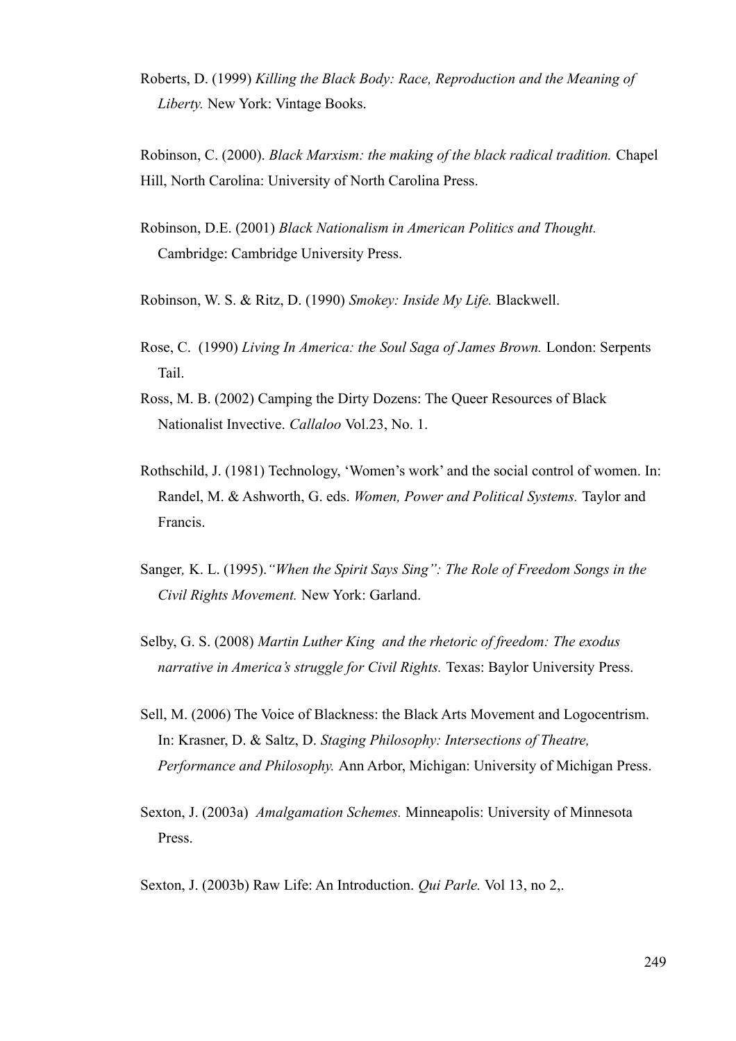Roberts, D. (1999) *Killing the Black Body: Race, Reproduction and the Meaning of Liberty.* New York: Vintage Books.

Robinson, C. (2000). *Black Marxism: the making of the black radical tradition.* Chapel Hill, North Carolina: University of North Carolina Press.

Robinson, D.E. (2001) *Black Nationalism in American Politics and Thought.* Cambridge: Cambridge University Press.

Robinson, W. S. & Ritz, D. (1990) *Smokey: Inside My Life.* Blackwell.

Rose, C. (1990) *Living In America: the Soul Saga of James Brown.* London: Serpents Tail.

Ross, M. B. (2002) Camping the Dirty Dozens: The Queer Resources of Black Nationalist Invective. *Callaloo* Vol.23, No. 1.

Rothschild, J. (1981) Technology, 'Women's work' and the social control of women. In: Randel, M. & Ashworth, G. eds. *Women, Power and Political Systems.* Taylor and Francis.

Sanger, K. L. (1995).*"When the Spirit Says Sing": The Role of Freedom Songs in the Civil Rights Movement.* New York: Garland.

Selby, G. S. (2008) *Martin Luther King and the rhetoric of freedom: The exodus narrative in America's struggle for Civil Rights.* Texas: Baylor University Press.

Sell, M. (2006) The Voice of Blackness: the Black Arts Movement and Logocentrism. In: Krasner, D. & Saltz, D. *Staging Philosophy: Intersections of Theatre, Performance and Philosophy.* Ann Arbor, Michigan: University of Michigan Press.

Sexton, J. (2003a) *Amalgamation Schemes.* Minneapolis: University of Minnesota Press.

Sexton, J. (2003b) Raw Life: An Introduction. *Qui Parle.* Vol 13, no 2,.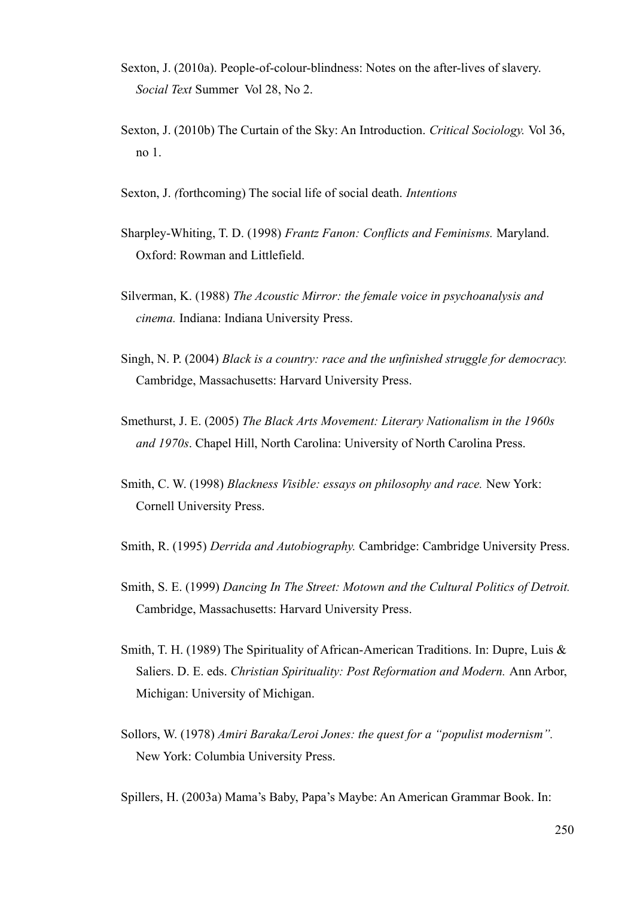Sexton, J. (2010a). People-of-colour-blindness: Notes on the after-lives of slavery. *Social Text* Summer Vol 28, No 2.

Sexton, J. (2010b) The Curtain of the Sky: An Introduction. *Critical Sociology.* Vol 36, no 1.

Sexton, J. *(*forthcoming) The social life of social death. *Intentions*

Sharpley-Whiting, T. D. (1998) *Frantz Fanon: Conflicts and Feminisms.* Maryland. Oxford: Rowman and Littlefield.

Silverman, K. (1988) *The Acoustic Mirror: the female voice in psychoanalysis and cinema.* Indiana: Indiana University Press.

Singh, N. P. (2004) *Black is a country: race and the unfinished struggle for democracy.* Cambridge, Massachusetts: Harvard University Press.

Smethurst, J. E. (2005) *The Black Arts Movement: Literary Nationalism in the 1960s and 1970s*. Chapel Hill, North Carolina: University of North Carolina Press.

Smith, C. W. (1998) *Blackness Visible: essays on philosophy and race.* New York: Cornell University Press.

Smith, R. (1995) *Derrida and Autobiography.* Cambridge: Cambridge University Press.

Smith, S. E. (1999) *Dancing In The Street: Motown and the Cultural Politics of Detroit.* Cambridge, Massachusetts: Harvard University Press.

Smith, T. H. (1989) The Spirituality of African-American Traditions. In: Dupre, Luis & Saliers. D. E. eds. *Christian Spirituality: Post Reformation and Modern.* Ann Arbor, Michigan: University of Michigan.

Sollors, W. (1978) *Amiri Baraka/Leroi Jones: the quest for a "populist modernism".* New York: Columbia University Press.

Spillers, H. (2003a) Mama's Baby, Papa's Maybe: An American Grammar Book. In: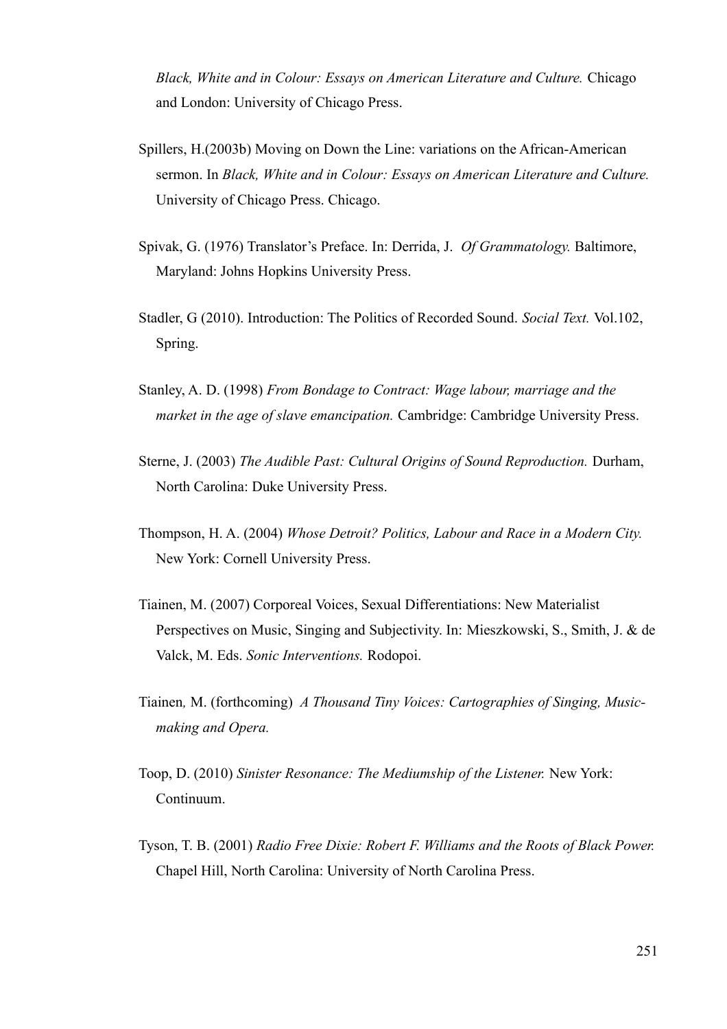*Black, White and in Colour: Essays on American Literature and Culture.* Chicago and London: University of Chicago Press.

Spillers, H.(2003b) Moving on Down the Line: variations on the African-American sermon. In *Black, White and in Colour: Essays on American Literature and Culture.* University of Chicago Press. Chicago.

Spivak, G. (1976) Translator's Preface. In: Derrida, J. *Of Grammatology.* Baltimore, Maryland: Johns Hopkins University Press.

Stadler, G (2010). Introduction: The Politics of Recorded Sound. *Social Text.* Vol.102, Spring.

Stanley, A. D. (1998) *From Bondage to Contract: Wage labour, marriage and the market in the age of slave emancipation.* Cambridge: Cambridge University Press.

Sterne, J. (2003) *The Audible Past: Cultural Origins of Sound Reproduction.* Durham, North Carolina: Duke University Press.

Thompson, H. A. (2004) *Whose Detroit? Politics, Labour and Race in a Modern City.* New York: Cornell University Press.

Tiainen, M. (2007) Corporeal Voices, Sexual Differentiations: New Materialist Perspectives on Music, Singing and Subjectivity. In: Mieszkowski, S., Smith, J. & de Valck, M. Eds. *Sonic Interventions.* Rodopoi.

Tiainen, M. (forthcoming) *A Thousand Tiny Voices: Cartographies of Singing, Music-making and Opera.*

Toop, D. (2010) *Sinister Resonance: The Mediumship of the Listener.* New York: Continuum.

Tyson, T. B. (2001) *Radio Free Dixie: Robert F. Williams and the Roots of Black Power.* Chapel Hill, North Carolina: University of North Carolina Press.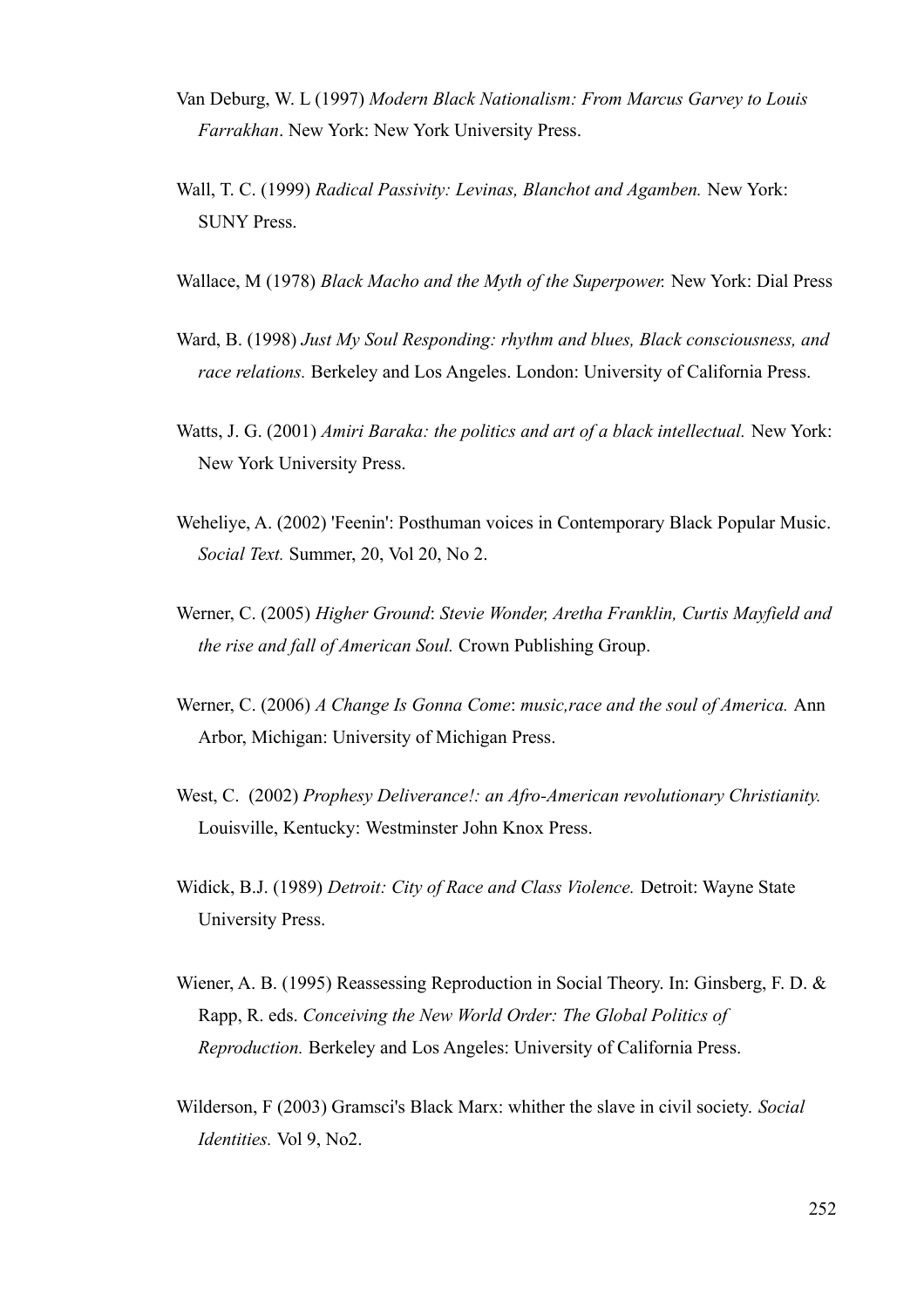Van Deburg, W. L (1997) *Modern Black Nationalism: From Marcus Garvey to Louis Farrakhan*. New York: New York University Press.

Wall, T. C. (1999) *Radical Passivity: Levinas, Blanchot and Agamben.* New York: SUNY Press.

Wallace, M (1978) *Black Macho and the Myth of the Superpower.* New York: Dial Press

Ward, B. (1998) *Just My Soul Responding: rhythm and blues, Black consciousness, and race relations.* Berkeley and Los Angeles. London: University of California Press.

Watts, J. G. (2001) *Amiri Baraka: the politics and art of a black intellectual.* New York: New York University Press.

Weheliye, A. (2002) 'Feenin': Posthuman voices in Contemporary Black Popular Music. *Social Text.* Summer, 20, Vol 20, No 2.

Werner, C. (2005) *Higher Ground*: *Stevie Wonder, Aretha Franklin, Curtis Mayfield and the rise and fall of American Soul.* Crown Publishing Group.

Werner, C. (2006) *A Change Is Gonna Come*: *music,race and the soul of America.* Ann Arbor, Michigan: University of Michigan Press.

West, C. (2002) *Prophesy Deliverance!: an Afro-American revolutionary Christianity.* Louisville, Kentucky: Westminster John Knox Press.

Widick, B.J. (1989) *Detroit: City of Race and Class Violence.* Detroit: Wayne State University Press.

Wiener, A. B. (1995) Reassessing Reproduction in Social Theory. In: Ginsberg, F. D. & Rapp, R. eds. *Conceiving the New World Order: The Global Politics of Reproduction.* Berkeley and Los Angeles: University of California Press.

Wilderson, F (2003) Gramsci's Black Marx: whither the slave in civil society. *Social Identities.* Vol 9, No2.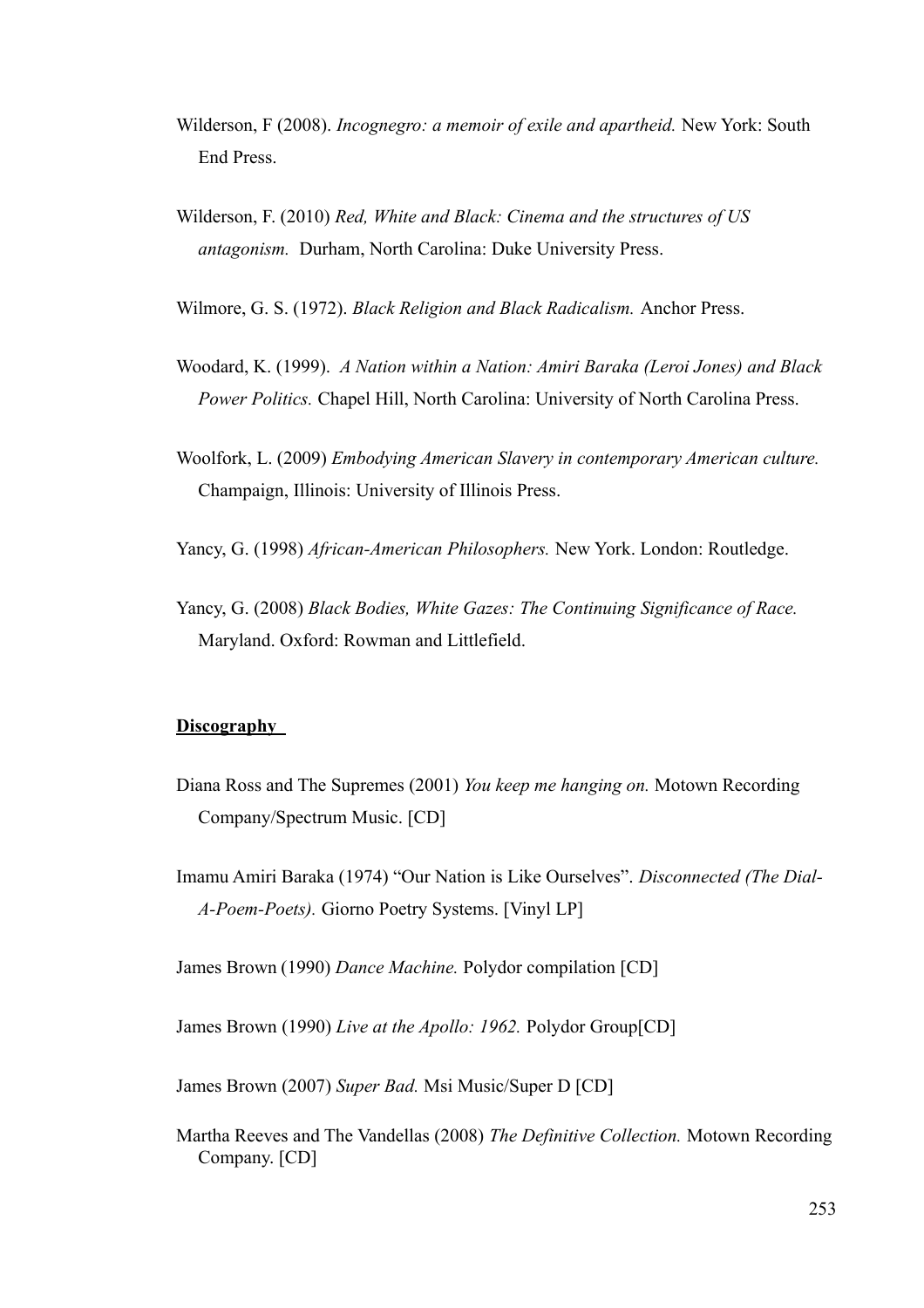Wilderson, F (2008). *Incognegro: a memoir of exile and apartheid.* New York: South End Press.

Wilderson, F. (2010) *Red, White and Black: Cinema and the structures of US antagonism.* Durham, North Carolina: Duke University Press.

Wilmore, G. S. (1972). *Black Religion and Black Radicalism.* Anchor Press.

Woodard, K. (1999). *A Nation within a Nation: Amiri Baraka (Leroi Jones) and Black Power Politics.* Chapel Hill, North Carolina: University of North Carolina Press.

Woolfork, L. (2009) *Embodying American Slavery in contemporary American culture.* Champaign, Illinois: University of Illinois Press.

Yancy, G. (1998) *African-American Philosophers.* New York. London: Routledge.

Yancy, G. (2008) *Black Bodies, White Gazes: The Continuing Significance of Race.* Maryland. Oxford: Rowman and Littlefield.

**Discography**

Diana Ross and The Supremes (2001) *You keep me hanging on.* Motown Recording Company/Spectrum Music. [CD]

Imamu Amiri Baraka (1974) "Our Nation is Like Ourselves". *Disconnected (The Dial-A-Poem-Poets).* Giorno Poetry Systems. [Vinyl LP]

James Brown (1990) *Dance Machine.* Polydor compilation [CD]

James Brown (1990) *Live at the Apollo: 1962.* Polydor Group[CD]

James Brown (2007) *Super Bad.* Msi Music/Super D [CD]

Martha Reeves and The Vandellas (2008) *The Definitive Collection.* Motown Recording Company. [CD]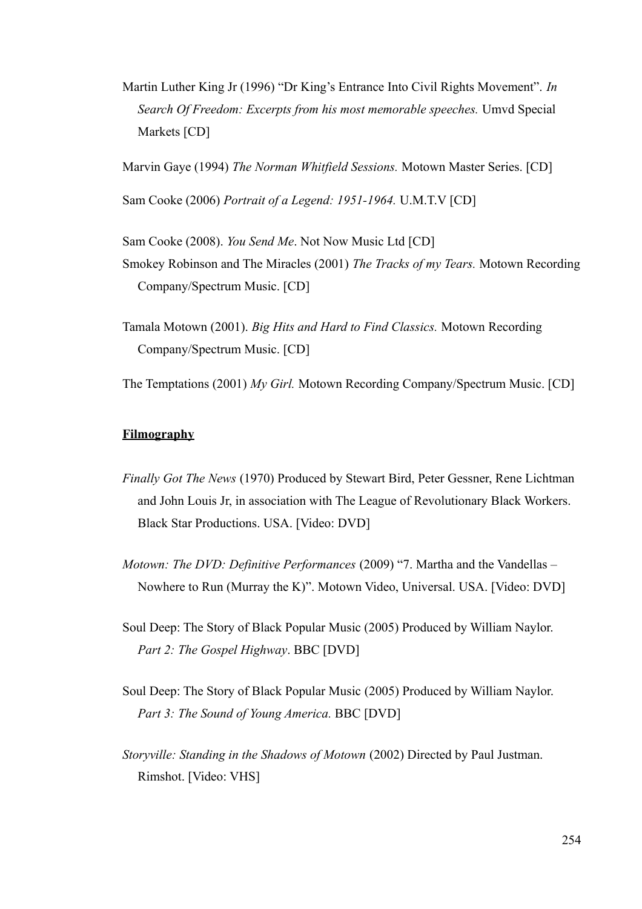Martin Luther King Jr (1996) "Dr King's Entrance Into Civil Rights Movement". *In Search Of Freedom: Excerpts from his most memorable speeches.* Umvd Special Markets [CD]

Marvin Gaye (1994) *The Norman Whitfield Sessions.* Motown Master Series. [CD]

Sam Cooke (2006) *Portrait of a Legend: 1951-1964.* U.M.T.V [CD]

Sam Cooke (2008). *You Send Me*. Not Now Music Ltd [CD]

Smokey Robinson and The Miracles (2001) *The Tracks of my Tears.* Motown Recording Company/Spectrum Music. [CD]

Tamala Motown (2001). *Big Hits and Hard to Find Classics.* Motown Recording Company/Spectrum Music. [CD]

The Temptations (2001) *My Girl.* Motown Recording Company/Spectrum Music. [CD]

**Filmography**

*Finally Got The News* (1970) Produced by Stewart Bird, Peter Gessner, Rene Lichtman and John Louis Jr, in association with The League of Revolutionary Black Workers. Black Star Productions. USA. [Video: DVD]

*Motown: The DVD: Definitive Performances* (2009) "7. Martha and the Vandellas – Nowhere to Run (Murray the K)". Motown Video, Universal. USA. [Video: DVD]

Soul Deep: The Story of Black Popular Music (2005) Produced by William Naylor. *Part 2: The Gospel Highway*. BBC [DVD]

Soul Deep: The Story of Black Popular Music (2005) Produced by William Naylor. *Part 3: The Sound of Young America.* BBC [DVD]

*Storyville: Standing in the Shadows of Motown* (2002) Directed by Paul Justman. Rimshot. [Video: VHS]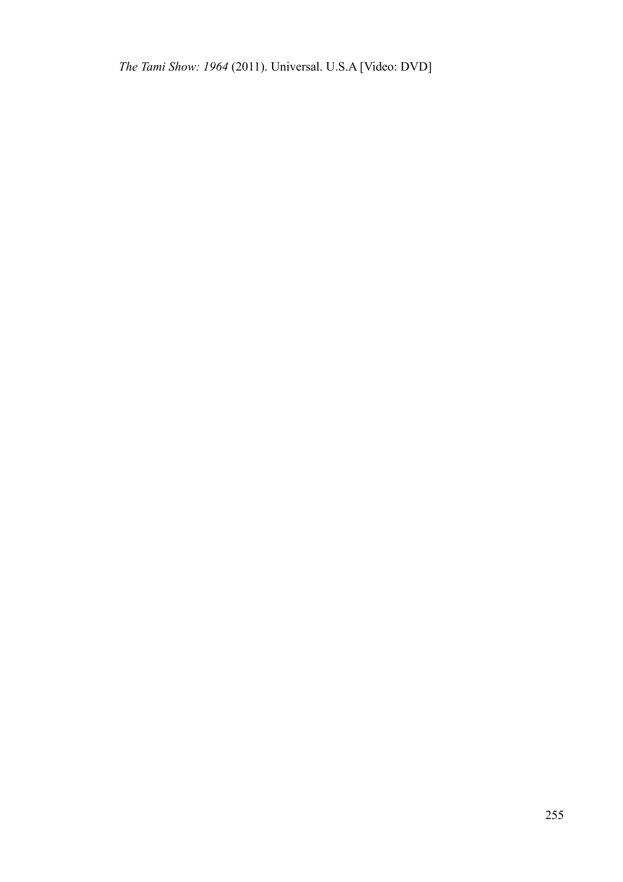*The Tami Show: 1964* (2011). Universal. U.S.A [Video: DVD]